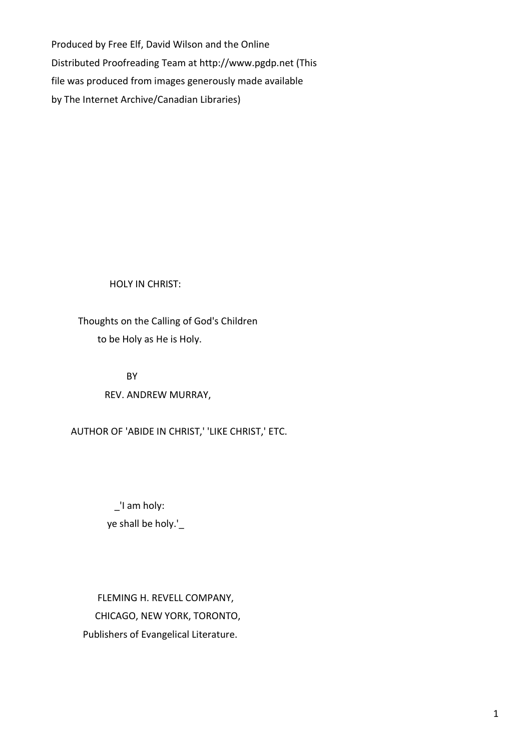Produced by Free Elf, David Wilson and the Online Distributed Proofreading Team at http://www.pgdp.net (This file was produced from images generously made available by The Internet Archive/Canadian Libraries)

# HOLY IN CHRIST:

## Thoughts on the Calling of God's Children to be Holy as He is Holy.

BY

REV. ANDREW MURRAY,

AUTHOR OF 'ABIDE IN CHRIST,' 'LIKE CHRIST,' ETC.

_'I am holy:
ye shall be holy.'_

FLEMING H. REVELL COMPANY,
CHICAGO, NEW YORK, TORONTO,
Publishers of Evangelical Literature.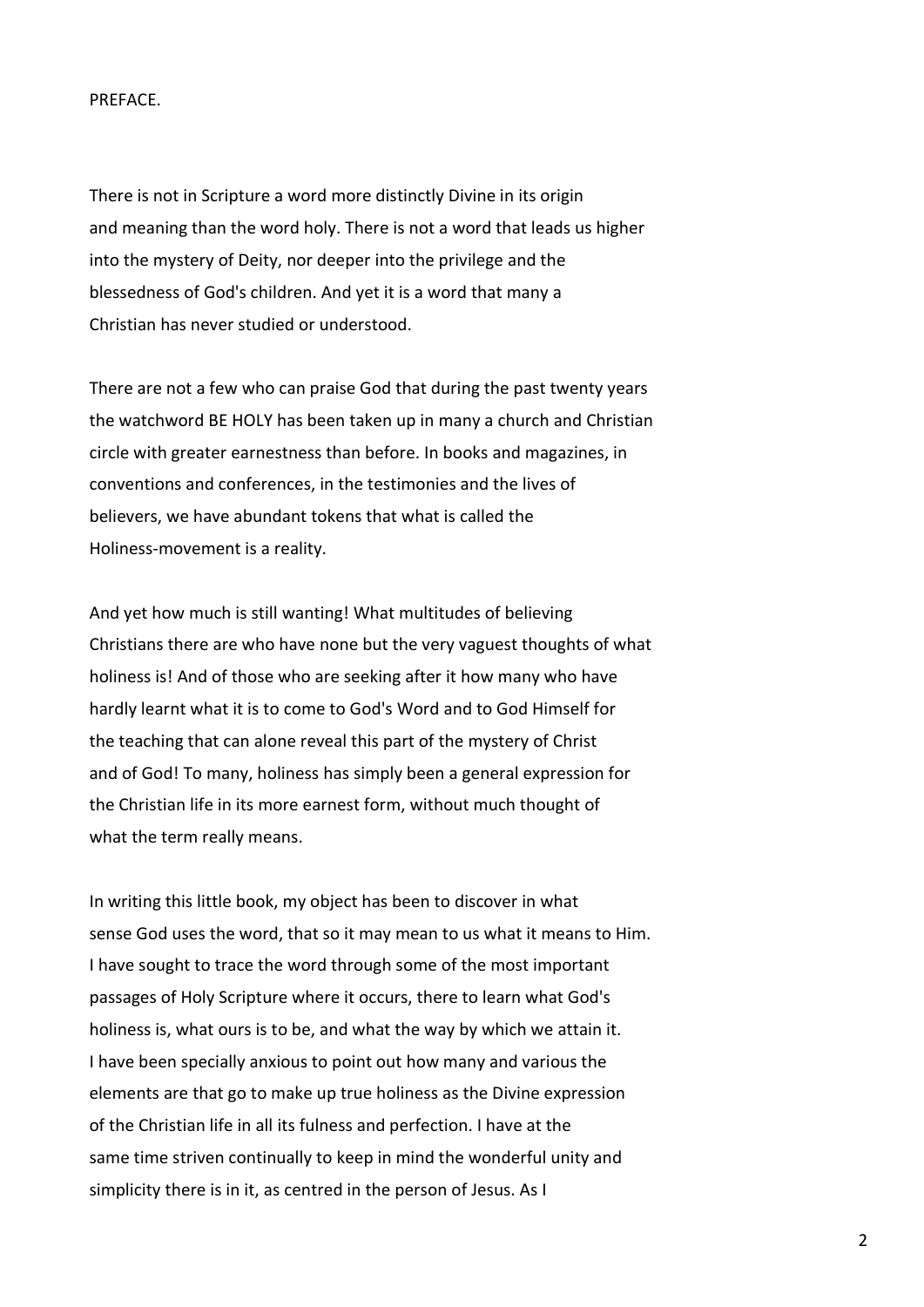# PREFACE.

There is not in Scripture a word more distinctly Divine in its origin and meaning than the word holy. There is not a word that leads us higher into the mystery of Deity, nor deeper into the privilege and the blessedness of God's children. And yet it is a word that many a Christian has never studied or understood.

There are not a few who can praise God that during the past twenty years the watchword BE HOLY has been taken up in many a church and Christian circle with greater earnestness than before. In books and magazines, in conventions and conferences, in the testimonies and the lives of believers, we have abundant tokens that what is called the Holiness-movement is a reality.

And yet how much is still wanting! What multitudes of believing Christians there are who have none but the very vaguest thoughts of what holiness is! And of those who are seeking after it how many who have hardly learnt what it is to come to God's Word and to God Himself for the teaching that can alone reveal this part of the mystery of Christ and of God! To many, holiness has simply been a general expression for the Christian life in its more earnest form, without much thought of what the term really means.

In writing this little book, my object has been to discover in what sense God uses the word, that so it may mean to us what it means to Him. I have sought to trace the word through some of the most important passages of Holy Scripture where it occurs, there to learn what God's holiness is, what ours is to be, and what the way by which we attain it. I have been specially anxious to point out how many and various the elements are that go to make up true holiness as the Divine expression of the Christian life in all its fulness and perfection. I have at the same time striven continually to keep in mind the wonderful unity and simplicity there is in it, as centred in the person of Jesus. As I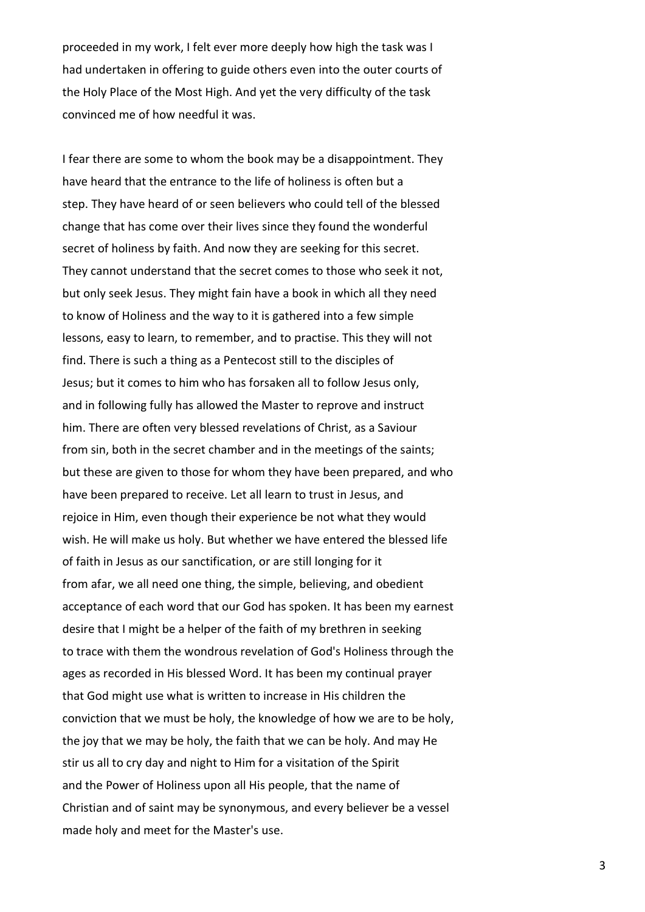proceeded in my work, I felt ever more deeply how high the task was I had undertaken in offering to guide others even into the outer courts of the Holy Place of the Most High. And yet the very difficulty of the task convinced me of how needful it was.

I fear there are some to whom the book may be a disappointment. They have heard that the entrance to the life of holiness is often but a step. They have heard of or seen believers who could tell of the blessed change that has come over their lives since they found the wonderful secret of holiness by faith. And now they are seeking for this secret. They cannot understand that the secret comes to those who seek it not, but only seek Jesus. They might fain have a book in which all they need to know of Holiness and the way to it is gathered into a few simple lessons, easy to learn, to remember, and to practise. This they will not find. There is such a thing as a Pentecost still to the disciples of Jesus; but it comes to him who has forsaken all to follow Jesus only, and in following fully has allowed the Master to reprove and instruct him. There are often very blessed revelations of Christ, as a Saviour from sin, both in the secret chamber and in the meetings of the saints; but these are given to those for whom they have been prepared, and who have been prepared to receive. Let all learn to trust in Jesus, and rejoice in Him, even though their experience be not what they would wish. He will make us holy. But whether we have entered the blessed life of faith in Jesus as our sanctification, or are still longing for it from afar, we all need one thing, the simple, believing, and obedient acceptance of each word that our God has spoken. It has been my earnest desire that I might be a helper of the faith of my brethren in seeking to trace with them the wondrous revelation of God's Holiness through the ages as recorded in His blessed Word. It has been my continual prayer that God might use what is written to increase in His children the conviction that we must be holy, the knowledge of how we are to be holy, the joy that we may be holy, the faith that we can be holy. And may He stir us all to cry day and night to Him for a visitation of the Spirit and the Power of Holiness upon all His people, that the name of Christian and of saint may be synonymous, and every believer be a vessel made holy and meet for the Master's use.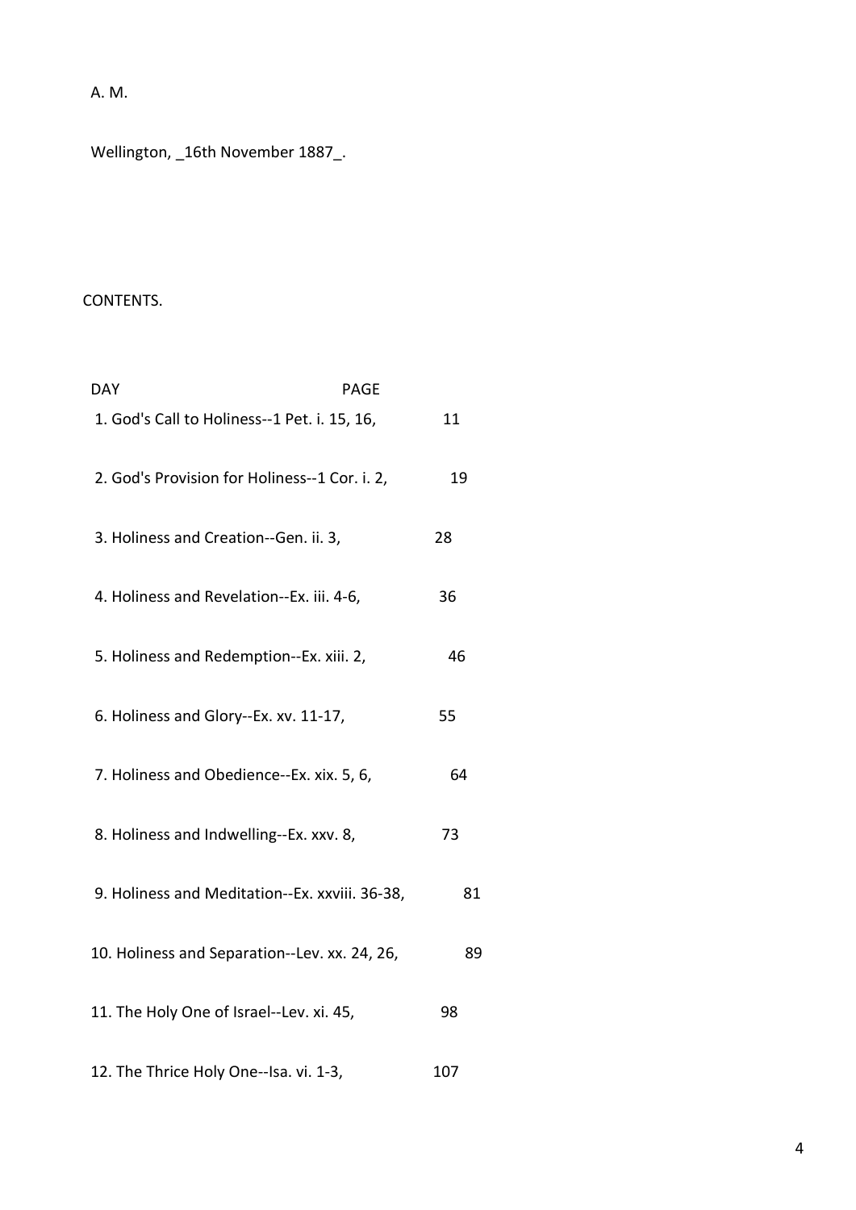A. M.

Wellington, _16th November 1887_.

## CONTENTS.

| DAY | PAGE |
| --- | --- |
| 1. God's Call to Holiness--1 Pet. i. 15, 16, | 11 |
| 2. God's Provision for Holiness--1 Cor. i. 2, | 19 |
| 3. Holiness and Creation--Gen. ii. 3, | 28 |
| 4. Holiness and Revelation--Ex. iii. 4-6, | 36 |
| 5. Holiness and Redemption--Ex. xiii. 2, | 46 |
| 6. Holiness and Glory--Ex. xv. 11-17, | 55 |
| 7. Holiness and Obedience--Ex. xix. 5, 6, | 64 |
| 8. Holiness and Indwelling--Ex. xxv. 8, | 73 |
| 9. Holiness and Meditation--Ex. xxviii. 36-38, | 81 |
| 10. Holiness and Separation--Lev. xx. 24, 26, | 89 |
| 11. The Holy One of Israel--Lev. xi. 45, | 98 |
| 12. The Thrice Holy One--Isa. vi. 1-3, | 107 |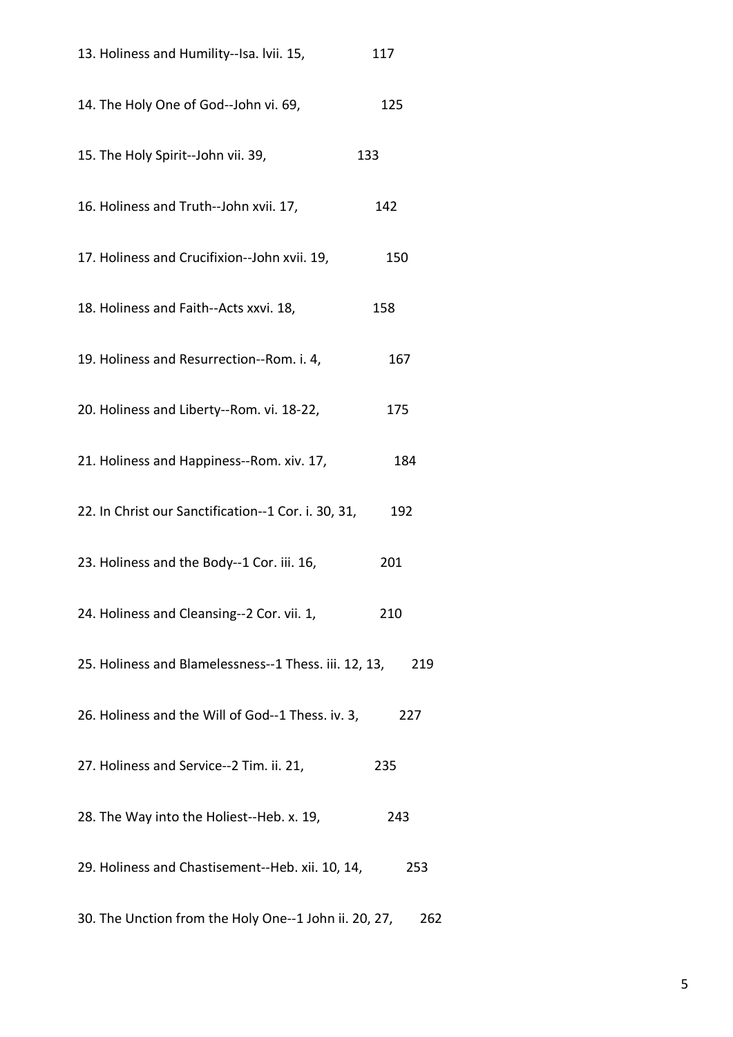13. Holiness and Humility--Isa. lvii. 15, 117

14. The Holy One of God--John vi. 69, 125

15. The Holy Spirit--John vii. 39, 133

16. Holiness and Truth--John xvii. 17, 142

17. Holiness and Crucifixion--John xvii. 19, 150

18. Holiness and Faith--Acts xxvi. 18, 158

19. Holiness and Resurrection--Rom. i. 4, 167

20. Holiness and Liberty--Rom. vi. 18-22, 175

21. Holiness and Happiness--Rom. xiv. 17, 184

22. In Christ our Sanctification--1 Cor. i. 30, 31, 192

23. Holiness and the Body--1 Cor. iii. 16, 201

24. Holiness and Cleansing--2 Cor. vii. 1, 210

25. Holiness and Blamelessness--1 Thess. iii. 12, 13, 219

26. Holiness and the Will of God--1 Thess. iv. 3, 227

27. Holiness and Service--2 Tim. ii. 21, 235

28. The Way into the Holiest--Heb. x. 19, 243

29. Holiness and Chastisement--Heb. xii. 10, 14, 253

30. The Unction from the Holy One--1 John ii. 20, 27, 262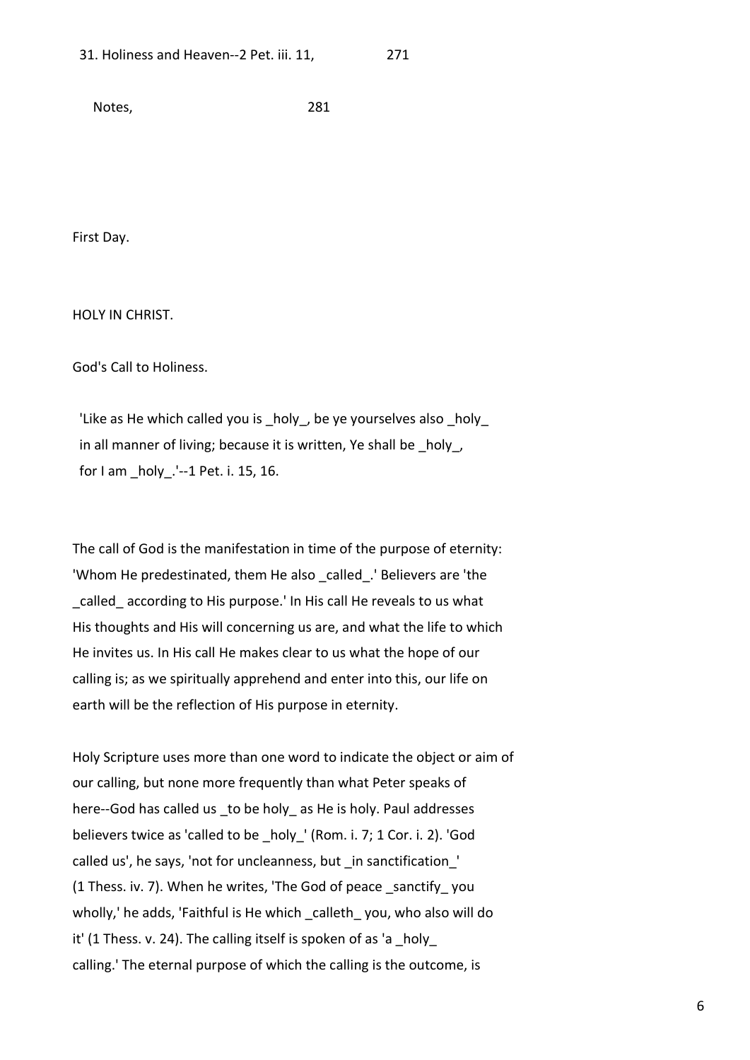31. Holiness and Heaven--2 Pet. iii. 11, 271

Notes, 281

First Day.

## HOLY IN CHRIST.

### God's Call to Holiness.

> 'Like as He which called you is _holy_, be ye yourselves also _holy_ in all manner of living; because it is written, Ye shall be _holy_, for I am _holy_.'--1 Pet. i. 15, 16.

The call of God is the manifestation in time of the purpose of eternity: 'Whom He predestinated, them He also _called_.' Believers are 'the _called_ according to His purpose.' In His call He reveals to us what His thoughts and His will concerning us are, and what the life to which He invites us. In His call He makes clear to us what the hope of our calling is; as we spiritually apprehend and enter into this, our life on earth will be the reflection of His purpose in eternity.

Holy Scripture uses more than one word to indicate the object or aim of our calling, but none more frequently than what Peter speaks of here--God has called us _to be holy_ as He is holy. Paul addresses believers twice as 'called to be _holy_' (Rom. i. 7; 1 Cor. i. 2). 'God called us', he says, 'not for uncleanness, but _in sanctification_' (1 Thess. iv. 7). When he writes, 'The God of peace _sanctify_ you wholly,' he adds, 'Faithful is He which _calleth_ you, who also will do it' (1 Thess. v. 24). The calling itself is spoken of as 'a _holy_ calling.' The eternal purpose of which the calling is the outcome, is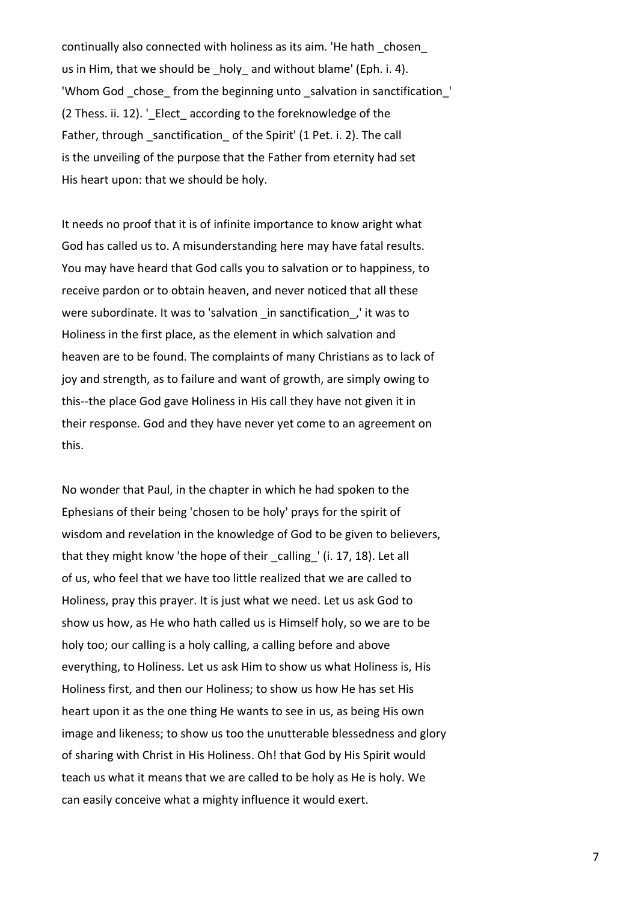continually also connected with holiness as its aim. 'He hath _chosen_ us in Him, that we should be _holy_ and without blame' (Eph. i. 4). 'Whom God _chose_ from the beginning unto _salvation in sanctification_' (2 Thess. ii. 12). '_Elect_ according to the foreknowledge of the Father, through _sanctification_ of the Spirit' (1 Pet. i. 2). The call is the unveiling of the purpose that the Father from eternity had set His heart upon: that we should be holy.

It needs no proof that it is of infinite importance to know aright what God has called us to. A misunderstanding here may have fatal results. You may have heard that God calls you to salvation or to happiness, to receive pardon or to obtain heaven, and never noticed that all these were subordinate. It was to 'salvation _in sanctification_,' it was to Holiness in the first place, as the element in which salvation and heaven are to be found. The complaints of many Christians as to lack of joy and strength, as to failure and want of growth, are simply owing to this--the place God gave Holiness in His call they have not given it in their response. God and they have never yet come to an agreement on this.

No wonder that Paul, in the chapter in which he had spoken to the Ephesians of their being 'chosen to be holy' prays for the spirit of wisdom and revelation in the knowledge of God to be given to believers, that they might know 'the hope of their _calling_' (i. 17, 18). Let all of us, who feel that we have too little realized that we are called to Holiness, pray this prayer. It is just what we need. Let us ask God to show us how, as He who hath called us is Himself holy, so we are to be holy too; our calling is a holy calling, a calling before and above everything, to Holiness. Let us ask Him to show us what Holiness is, His Holiness first, and then our Holiness; to show us how He has set His heart upon it as the one thing He wants to see in us, as being His own image and likeness; to show us too the unutterable blessedness and glory of sharing with Christ in His Holiness. Oh! that God by His Spirit would teach us what it means that we are called to be holy as He is holy. We can easily conceive what a mighty influence it would exert.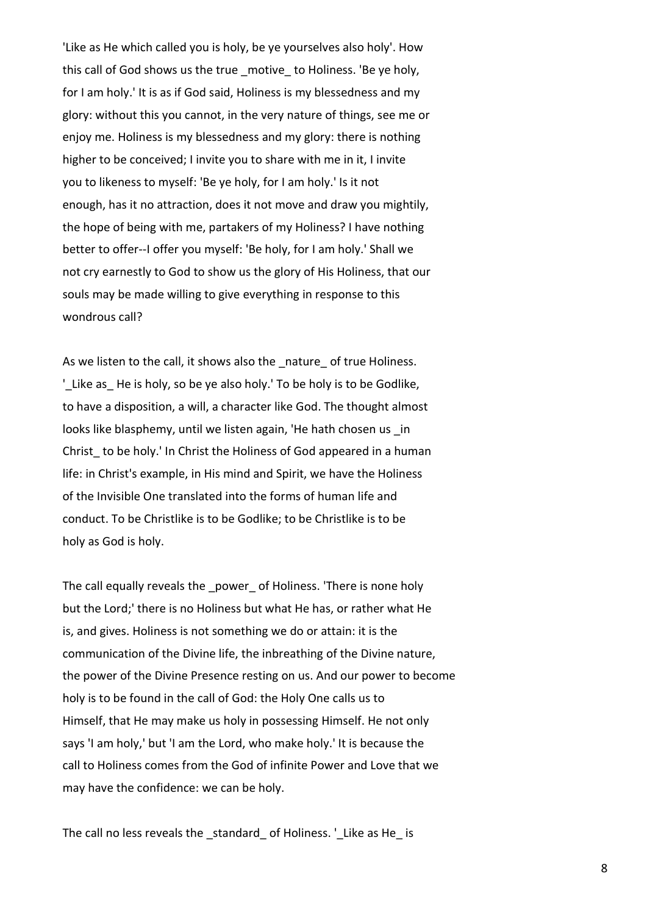'Like as He which called you is holy, be ye yourselves also holy'. How this call of God shows us the true _motive_ to Holiness. 'Be ye holy, for I am holy.' It is as if God said, Holiness is my blessedness and my glory: without this you cannot, in the very nature of things, see me or enjoy me. Holiness is my blessedness and my glory: there is nothing higher to be conceived; I invite you to share with me in it, I invite you to likeness to myself: 'Be ye holy, for I am holy.' Is it not enough, has it no attraction, does it not move and draw you mightily, the hope of being with me, partakers of my Holiness? I have nothing better to offer--I offer you myself: 'Be holy, for I am holy.' Shall we not cry earnestly to God to show us the glory of His Holiness, that our souls may be made willing to give everything in response to this wondrous call?

As we listen to the call, it shows also the _nature_ of true Holiness. '_Like as_ He is holy, so be ye also holy.' To be holy is to be Godlike, to have a disposition, a will, a character like God. The thought almost looks like blasphemy, until we listen again, 'He hath chosen us _in Christ_ to be holy.' In Christ the Holiness of God appeared in a human life: in Christ's example, in His mind and Spirit, we have the Holiness of the Invisible One translated into the forms of human life and conduct. To be Christlike is to be Godlike; to be Christlike is to be holy as God is holy.

The call equally reveals the _power_ of Holiness. 'There is none holy but the Lord;' there is no Holiness but what He has, or rather what He is, and gives. Holiness is not something we do or attain: it is the communication of the Divine life, the inbreathing of the Divine nature, the power of the Divine Presence resting on us. And our power to become holy is to be found in the call of God: the Holy One calls us to Himself, that He may make us holy in possessing Himself. He not only says 'I am holy,' but 'I am the Lord, who make holy.' It is because the call to Holiness comes from the God of infinite Power and Love that we may have the confidence: we can be holy.

The call no less reveals the _standard_ of Holiness. '_Like as He_ is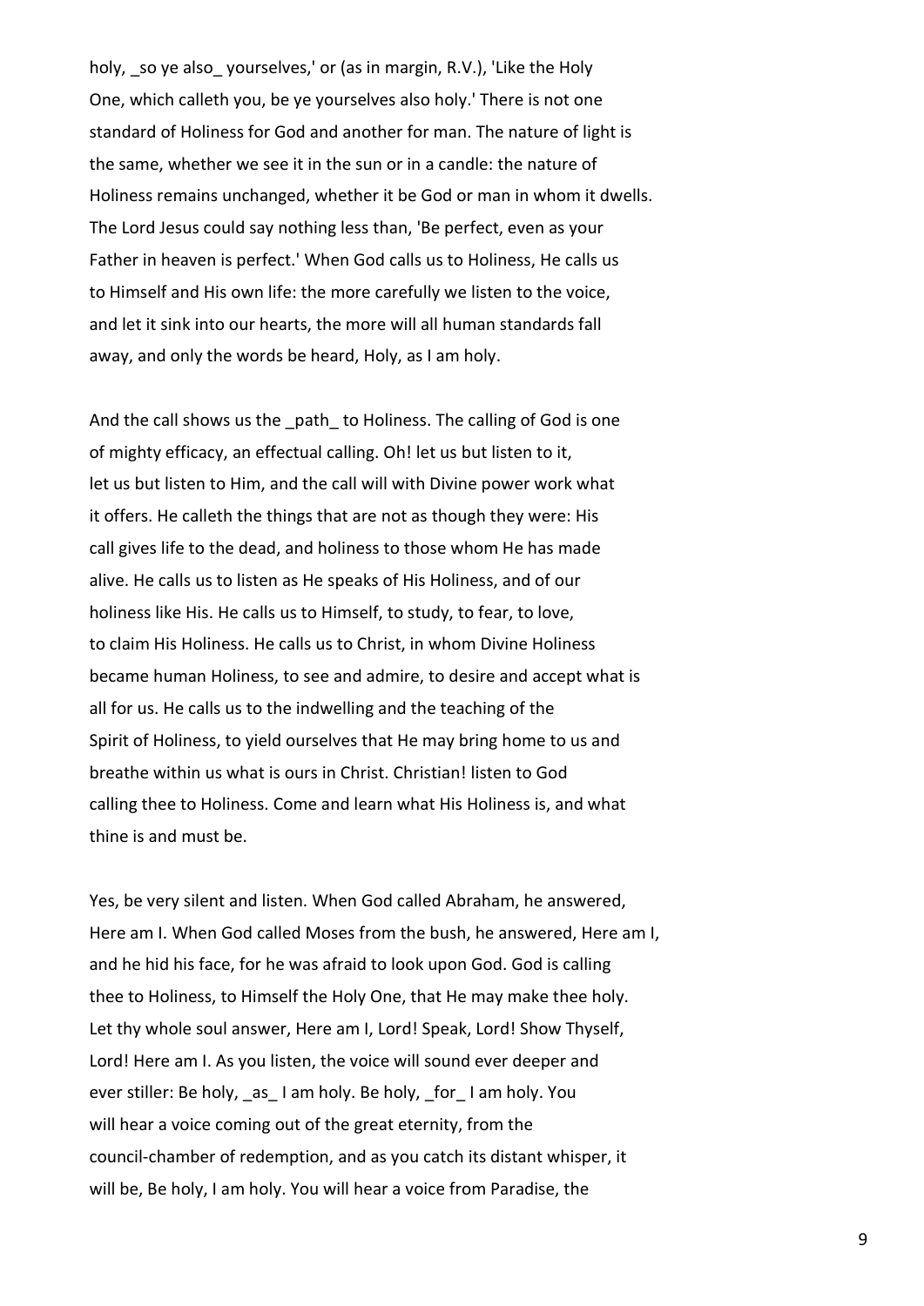holy, _so ye also_ yourselves,' or (as in margin, R.V.), 'Like the Holy One, which calleth you, be ye yourselves also holy.' There is not one standard of Holiness for God and another for man. The nature of light is the same, whether we see it in the sun or in a candle: the nature of Holiness remains unchanged, whether it be God or man in whom it dwells. The Lord Jesus could say nothing less than, 'Be perfect, even as your Father in heaven is perfect.' When God calls us to Holiness, He calls us to Himself and His own life: the more carefully we listen to the voice, and let it sink into our hearts, the more will all human standards fall away, and only the words be heard, Holy, as I am holy.

And the call shows us the _path_ to Holiness. The calling of God is one of mighty efficacy, an effectual calling. Oh! let us but listen to it, let us but listen to Him, and the call will with Divine power work what it offers. He calleth the things that are not as though they were: His call gives life to the dead, and holiness to those whom He has made alive. He calls us to listen as He speaks of His Holiness, and of our holiness like His. He calls us to Himself, to study, to fear, to love, to claim His Holiness. He calls us to Christ, in whom Divine Holiness became human Holiness, to see and admire, to desire and accept what is all for us. He calls us to the indwelling and the teaching of the Spirit of Holiness, to yield ourselves that He may bring home to us and breathe within us what is ours in Christ. Christian! listen to God calling thee to Holiness. Come and learn what His Holiness is, and what thine is and must be.

Yes, be very silent and listen. When God called Abraham, he answered, Here am I. When God called Moses from the bush, he answered, Here am I, and he hid his face, for he was afraid to look upon God. God is calling thee to Holiness, to Himself the Holy One, that He may make thee holy. Let thy whole soul answer, Here am I, Lord! Speak, Lord! Show Thyself, Lord! Here am I. As you listen, the voice will sound ever deeper and ever stiller: Be holy, _as_ I am holy. Be holy, _for_ I am holy. You will hear a voice coming out of the great eternity, from the council-chamber of redemption, and as you catch its distant whisper, it will be, Be holy, I am holy. You will hear a voice from Paradise, the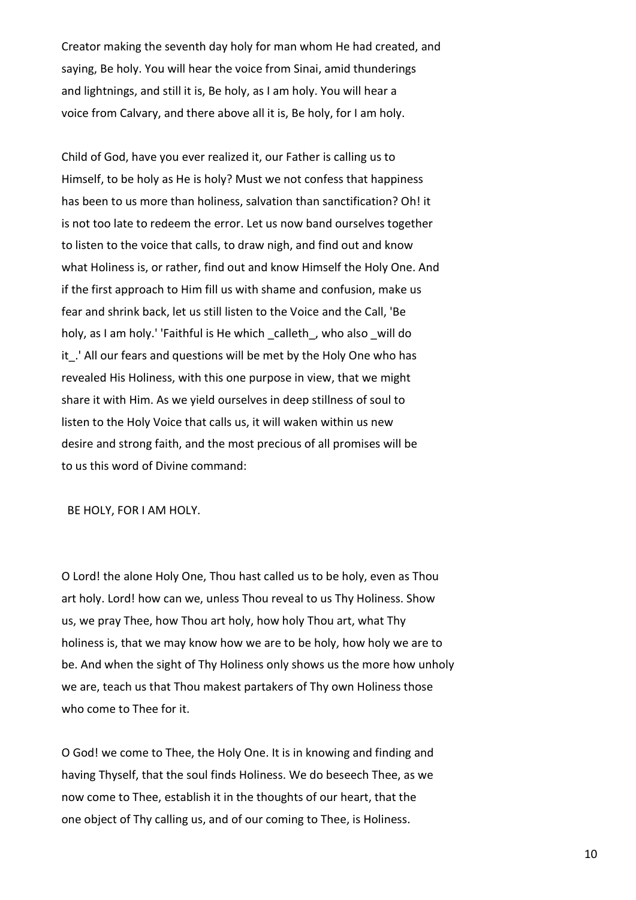Creator making the seventh day holy for man whom He had created, and saying, Be holy. You will hear the voice from Sinai, amid thunderings and lightnings, and still it is, Be holy, as I am holy. You will hear a voice from Calvary, and there above all it is, Be holy, for I am holy.

Child of God, have you ever realized it, our Father is calling us to Himself, to be holy as He is holy? Must we not confess that happiness has been to us more than holiness, salvation than sanctification? Oh! it is not too late to redeem the error. Let us now band ourselves together to listen to the voice that calls, to draw nigh, and find out and know what Holiness is, or rather, find out and know Himself the Holy One. And if the first approach to Him fill us with shame and confusion, make us fear and shrink back, let us still listen to the Voice and the Call, 'Be holy, as I am holy.' 'Faithful is He which _calleth_, who also _will do it_.' All our fears and questions will be met by the Holy One who has revealed His Holiness, with this one purpose in view, that we might share it with Him. As we yield ourselves in deep stillness of soul to listen to the Holy Voice that calls us, it will waken within us new desire and strong faith, and the most precious of all promises will be to us this word of Divine command:

BE HOLY, FOR I AM HOLY.

O Lord! the alone Holy One, Thou hast called us to be holy, even as Thou art holy. Lord! how can we, unless Thou reveal to us Thy Holiness. Show us, we pray Thee, how Thou art holy, how holy Thou art, what Thy holiness is, that we may know how we are to be holy, how holy we are to be. And when the sight of Thy Holiness only shows us the more how unholy we are, teach us that Thou makest partakers of Thy own Holiness those who come to Thee for it.

O God! we come to Thee, the Holy One. It is in knowing and finding and having Thyself, that the soul finds Holiness. We do beseech Thee, as we now come to Thee, establish it in the thoughts of our heart, that the one object of Thy calling us, and of our coming to Thee, is Holiness.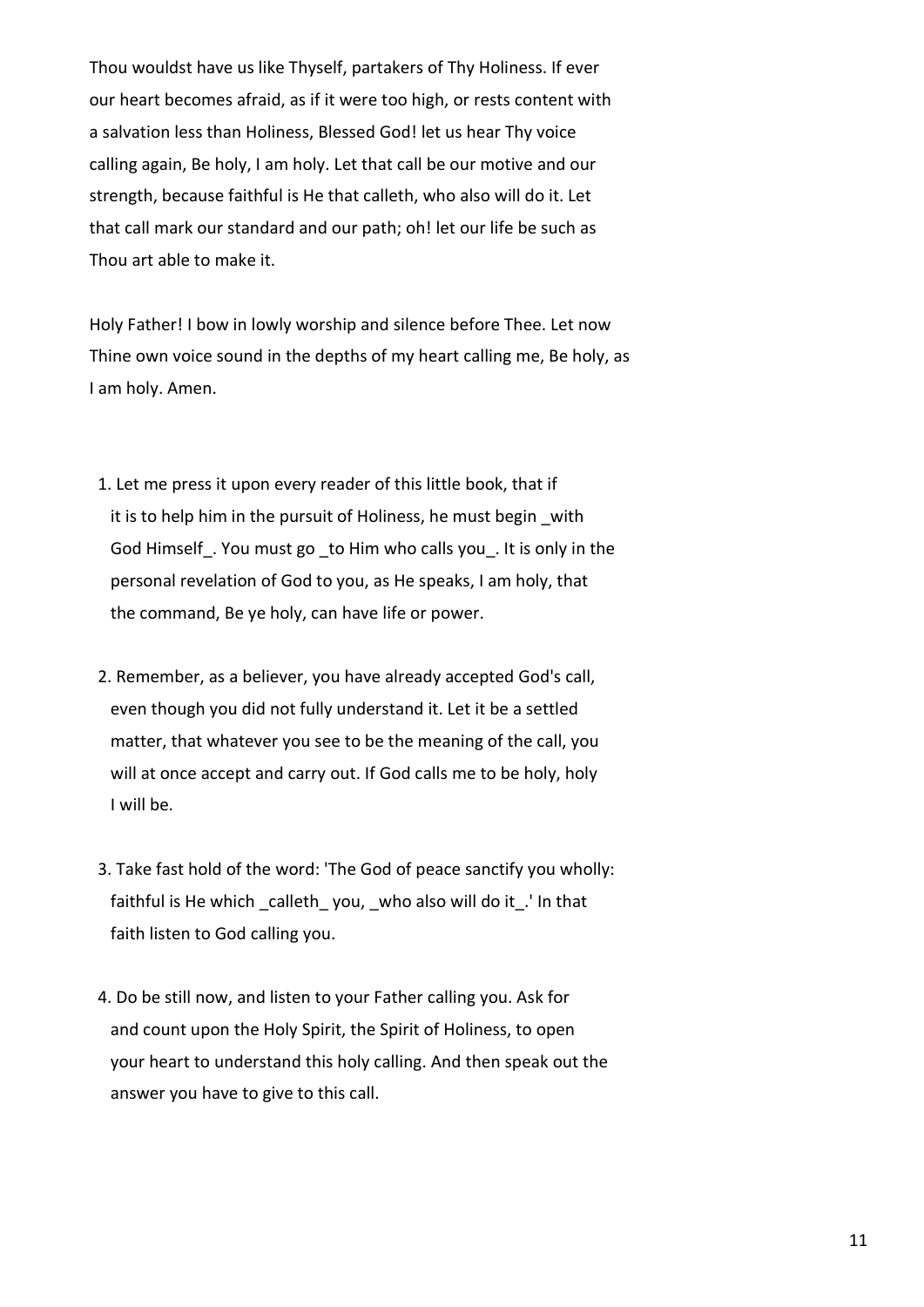Thou wouldst have us like Thyself, partakers of Thy Holiness. If ever our heart becomes afraid, as if it were too high, or rests content with a salvation less than Holiness, Blessed God! let us hear Thy voice calling again, Be holy, I am holy. Let that call be our motive and our strength, because faithful is He that calleth, who also will do it. Let that call mark our standard and our path; oh! let our life be such as Thou art able to make it.

Holy Father! I bow in lowly worship and silence before Thee. Let now Thine own voice sound in the depths of my heart calling me, Be holy, as I am holy. Amen.

1. Let me press it upon every reader of this little book, that if it is to help him in the pursuit of Holiness, he must begin _with God Himself_. You must go _to Him who calls you_. It is only in the personal revelation of God to you, as He speaks, I am holy, that the command, Be ye holy, can have life or power.

2. Remember, as a believer, you have already accepted God's call, even though you did not fully understand it. Let it be a settled matter, that whatever you see to be the meaning of the call, you will at once accept and carry out. If God calls me to be holy, holy I will be.

3. Take fast hold of the word: 'The God of peace sanctify you wholly: faithful is He which _calleth_ you, _who also will do it_.' In that faith listen to God calling you.

4. Do be still now, and listen to your Father calling you. Ask for and count upon the Holy Spirit, the Spirit of Holiness, to open your heart to understand this holy calling. And then speak out the answer you have to give to this call.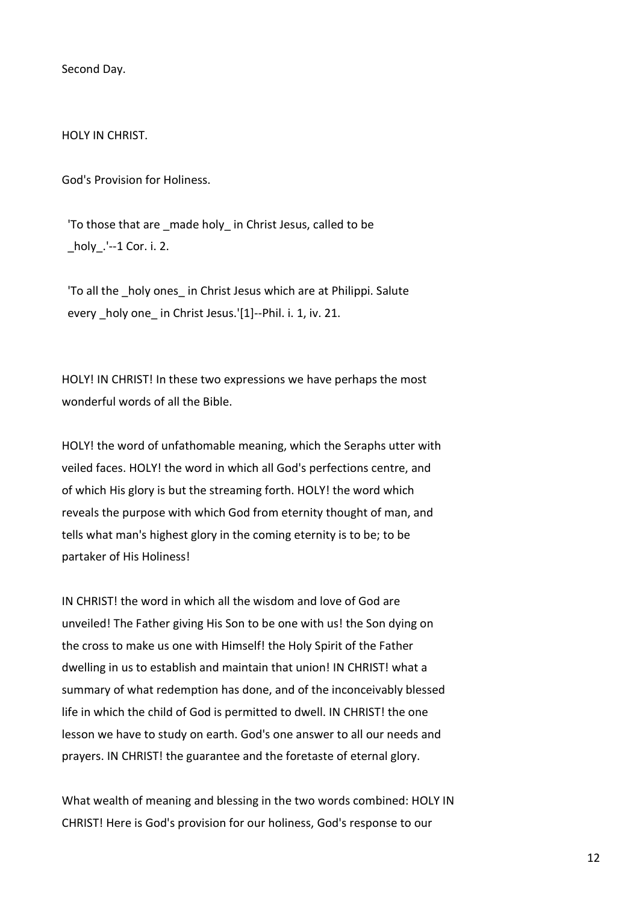Second Day.

## HOLY IN CHRIST.

### God's Provision for Holiness.

> 'To those that are _made holy_ in Christ Jesus, called to be _holy_.'--1 Cor. i. 2.
>
> 'To all the _holy ones_ in Christ Jesus which are at Philippi. Salute every _holy one_ in Christ Jesus.'[1]--Phil. i. 1, iv. 21.

HOLY! IN CHRIST! In these two expressions we have perhaps the most wonderful words of all the Bible.

HOLY! the word of unfathomable meaning, which the Seraphs utter with veiled faces. HOLY! the word in which all God's perfections centre, and of which His glory is but the streaming forth. HOLY! the word which reveals the purpose with which God from eternity thought of man, and tells what man's highest glory in the coming eternity is to be; to be partaker of His Holiness!

IN CHRIST! the word in which all the wisdom and love of God are unveiled! The Father giving His Son to be one with us! the Son dying on the cross to make us one with Himself! the Holy Spirit of the Father dwelling in us to establish and maintain that union! IN CHRIST! what a summary of what redemption has done, and of the inconceivably blessed life in which the child of God is permitted to dwell. IN CHRIST! the one lesson we have to study on earth. God's one answer to all our needs and prayers. IN CHRIST! the guarantee and the foretaste of eternal glory.

What wealth of meaning and blessing in the two words combined: HOLY IN CHRIST! Here is God's provision for our holiness, God's response to our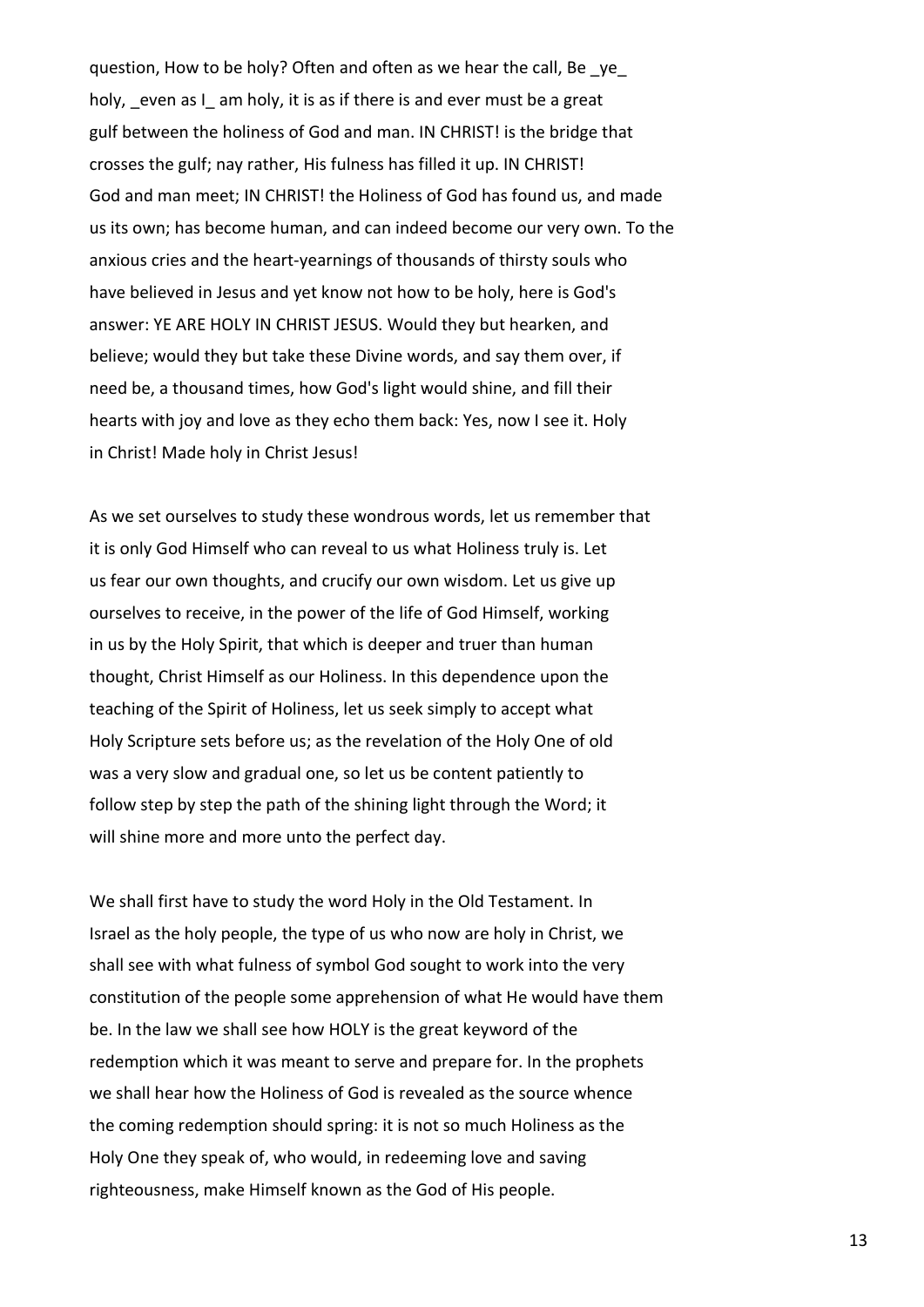question, How to be holy? Often and often as we hear the call, Be _ye_ holy, _even as I_ am holy, it is as if there is and ever must be a great gulf between the holiness of God and man. IN CHRIST! is the bridge that crosses the gulf; nay rather, His fulness has filled it up. IN CHRIST! God and man meet; IN CHRIST! the Holiness of God has found us, and made us its own; has become human, and can indeed become our very own. To the anxious cries and the heart-yearnings of thousands of thirsty souls who have believed in Jesus and yet know not how to be holy, here is God's answer: YE ARE HOLY IN CHRIST JESUS. Would they but hearken, and believe; would they but take these Divine words, and say them over, if need be, a thousand times, how God's light would shine, and fill their hearts with joy and love as they echo them back: Yes, now I see it. Holy in Christ! Made holy in Christ Jesus!

As we set ourselves to study these wondrous words, let us remember that it is only God Himself who can reveal to us what Holiness truly is. Let us fear our own thoughts, and crucify our own wisdom. Let us give up ourselves to receive, in the power of the life of God Himself, working in us by the Holy Spirit, that which is deeper and truer than human thought, Christ Himself as our Holiness. In this dependence upon the teaching of the Spirit of Holiness, let us seek simply to accept what Holy Scripture sets before us; as the revelation of the Holy One of old was a very slow and gradual one, so let us be content patiently to follow step by step the path of the shining light through the Word; it will shine more and more unto the perfect day.

We shall first have to study the word Holy in the Old Testament. In Israel as the holy people, the type of us who now are holy in Christ, we shall see with what fulness of symbol God sought to work into the very constitution of the people some apprehension of what He would have them be. In the law we shall see how HOLY is the great keyword of the redemption which it was meant to serve and prepare for. In the prophets we shall hear how the Holiness of God is revealed as the source whence the coming redemption should spring: it is not so much Holiness as the Holy One they speak of, who would, in redeeming love and saving righteousness, make Himself known as the God of His people.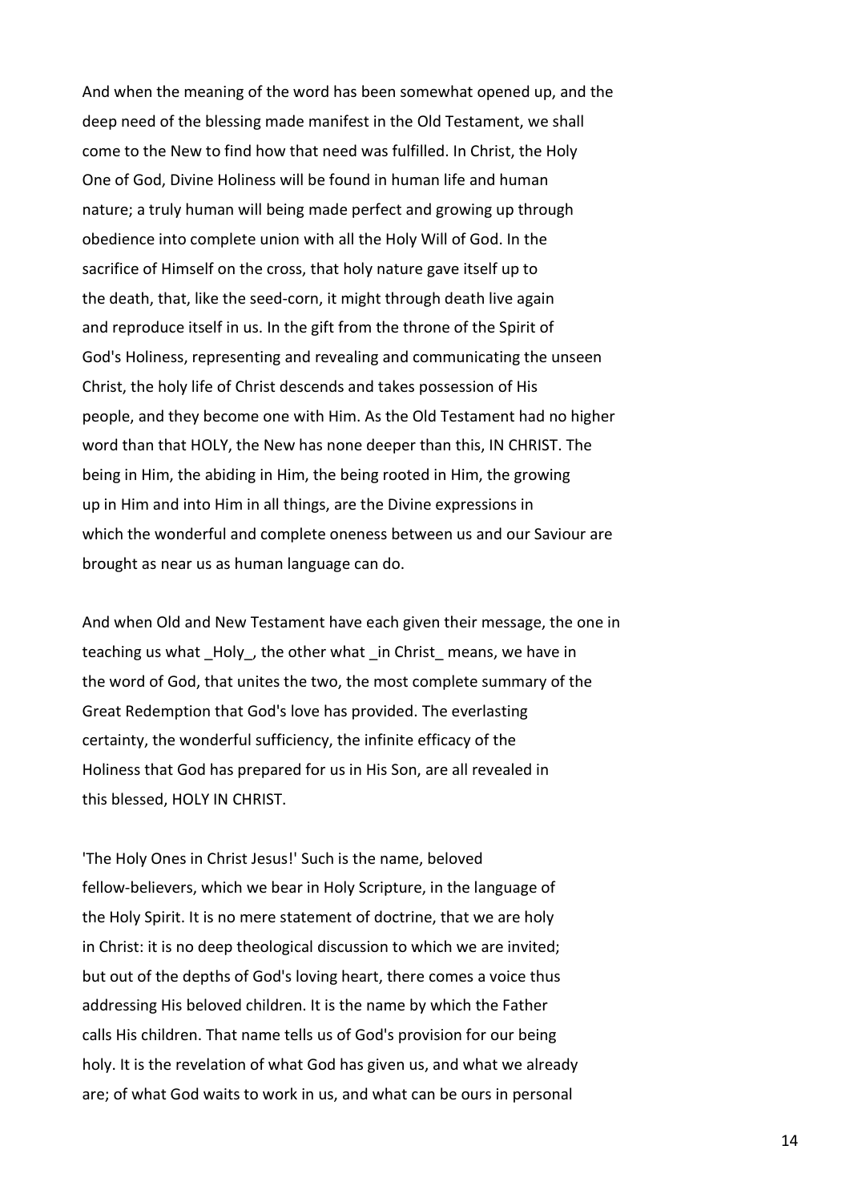And when the meaning of the word has been somewhat opened up, and the deep need of the blessing made manifest in the Old Testament, we shall come to the New to find how that need was fulfilled. In Christ, the Holy One of God, Divine Holiness will be found in human life and human nature; a truly human will being made perfect and growing up through obedience into complete union with all the Holy Will of God. In the sacrifice of Himself on the cross, that holy nature gave itself up to the death, that, like the seed-corn, it might through death live again and reproduce itself in us. In the gift from the throne of the Spirit of God's Holiness, representing and revealing and communicating the unseen Christ, the holy life of Christ descends and takes possession of His people, and they become one with Him. As the Old Testament had no higher word than that HOLY, the New has none deeper than this, IN CHRIST. The being in Him, the abiding in Him, the being rooted in Him, the growing up in Him and into Him in all things, are the Divine expressions in which the wonderful and complete oneness between us and our Saviour are brought as near us as human language can do.

And when Old and New Testament have each given their message, the one in teaching us what _Holy_, the other what _in Christ_ means, we have in the word of God, that unites the two, the most complete summary of the Great Redemption that God's love has provided. The everlasting certainty, the wonderful sufficiency, the infinite efficacy of the Holiness that God has prepared for us in His Son, are all revealed in this blessed, HOLY IN CHRIST.

'The Holy Ones in Christ Jesus!' Such is the name, beloved fellow-believers, which we bear in Holy Scripture, in the language of the Holy Spirit. It is no mere statement of doctrine, that we are holy in Christ: it is no deep theological discussion to which we are invited; but out of the depths of God's loving heart, there comes a voice thus addressing His beloved children. It is the name by which the Father calls His children. That name tells us of God's provision for our being holy. It is the revelation of what God has given us, and what we already are; of what God waits to work in us, and what can be ours in personal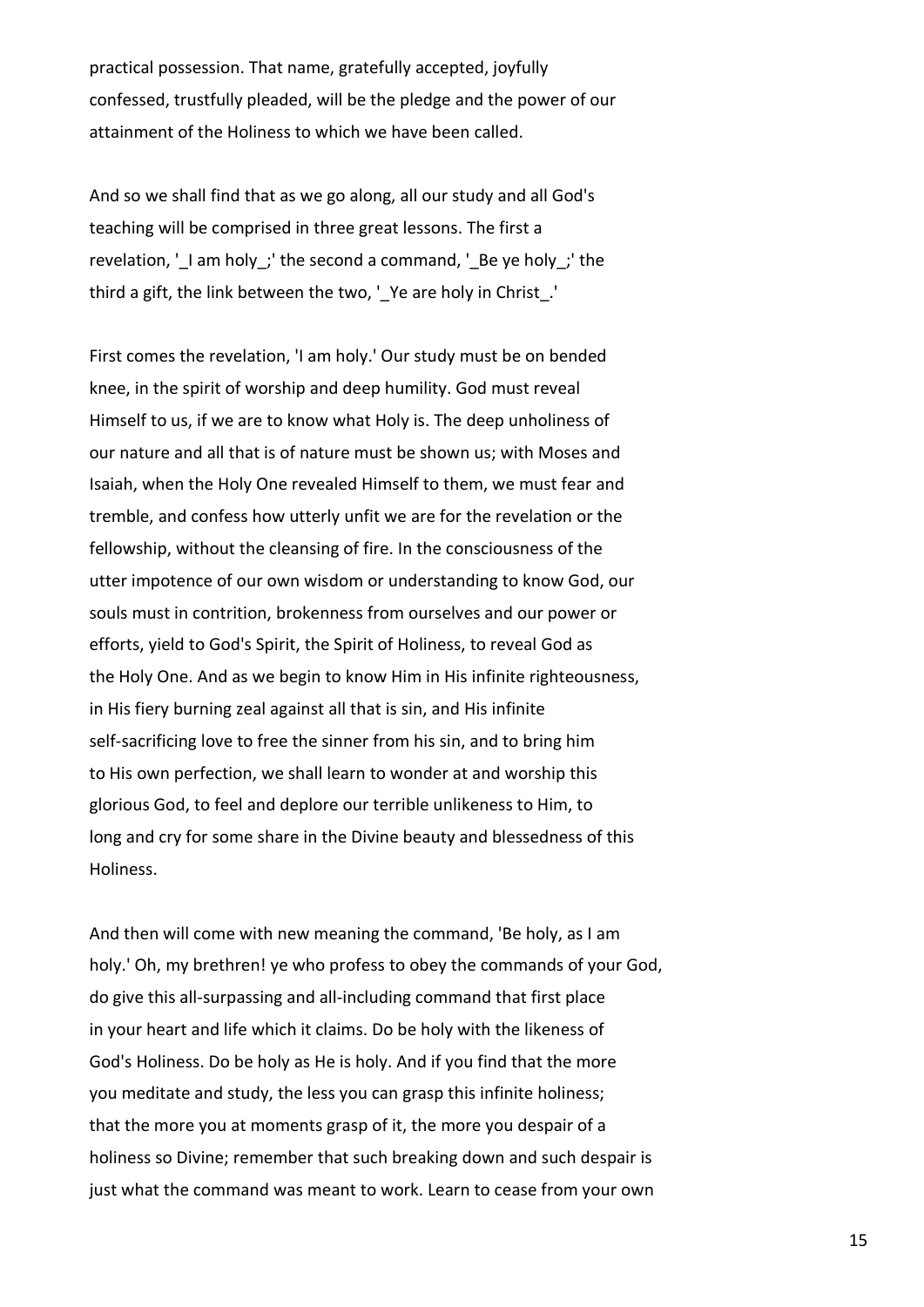practical possession. That name, gratefully accepted, joyfully confessed, trustfully pleaded, will be the pledge and the power of our attainment of the Holiness to which we have been called.

And so we shall find that as we go along, all our study and all God's teaching will be comprised in three great lessons. The first a revelation, '_I am holy_;' the second a command, '_Be ye holy_;' the third a gift, the link between the two, '_Ye are holy in Christ_.'

First comes the revelation, 'I am holy.' Our study must be on bended knee, in the spirit of worship and deep humility. God must reveal Himself to us, if we are to know what Holy is. The deep unholiness of our nature and all that is of nature must be shown us; with Moses and Isaiah, when the Holy One revealed Himself to them, we must fear and tremble, and confess how utterly unfit we are for the revelation or the fellowship, without the cleansing of fire. In the consciousness of the utter impotence of our own wisdom or understanding to know God, our souls must in contrition, brokenness from ourselves and our power or efforts, yield to God's Spirit, the Spirit of Holiness, to reveal God as the Holy One. And as we begin to know Him in His infinite righteousness, in His fiery burning zeal against all that is sin, and His infinite self-sacrificing love to free the sinner from his sin, and to bring him to His own perfection, we shall learn to wonder at and worship this glorious God, to feel and deplore our terrible unlikeness to Him, to long and cry for some share in the Divine beauty and blessedness of this Holiness.

And then will come with new meaning the command, 'Be holy, as I am holy.' Oh, my brethren! ye who profess to obey the commands of your God, do give this all-surpassing and all-including command that first place in your heart and life which it claims. Do be holy with the likeness of God's Holiness. Do be holy as He is holy. And if you find that the more you meditate and study, the less you can grasp this infinite holiness; that the more you at moments grasp of it, the more you despair of a holiness so Divine; remember that such breaking down and such despair is just what the command was meant to work. Learn to cease from your own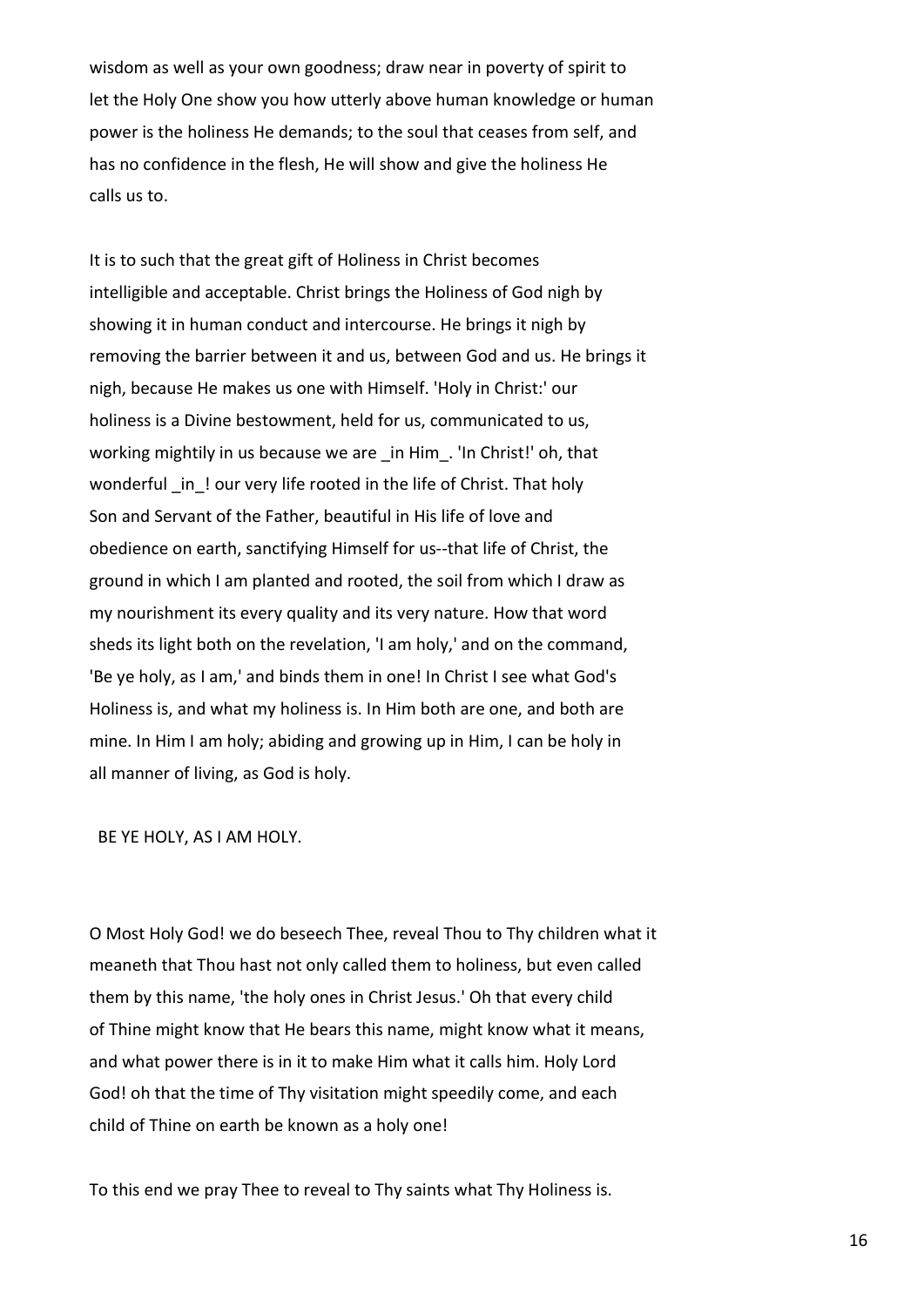wisdom as well as your own goodness; draw near in poverty of spirit to let the Holy One show you how utterly above human knowledge or human power is the holiness He demands; to the soul that ceases from self, and has no confidence in the flesh, He will show and give the holiness He calls us to.

It is to such that the great gift of Holiness in Christ becomes intelligible and acceptable. Christ brings the Holiness of God nigh by showing it in human conduct and intercourse. He brings it nigh by removing the barrier between it and us, between God and us. He brings it nigh, because He makes us one with Himself. 'Holy in Christ:' our holiness is a Divine bestowment, held for us, communicated to us, working mightily in us because we are _in Him_. 'In Christ!' oh, that wonderful _in_! our very life rooted in the life of Christ. That holy Son and Servant of the Father, beautiful in His life of love and obedience on earth, sanctifying Himself for us--that life of Christ, the ground in which I am planted and rooted, the soil from which I draw as my nourishment its every quality and its very nature. How that word sheds its light both on the revelation, 'I am holy,' and on the command, 'Be ye holy, as I am,' and binds them in one! In Christ I see what God's Holiness is, and what my holiness is. In Him both are one, and both are mine. In Him I am holy; abiding and growing up in Him, I can be holy in all manner of living, as God is holy.

BE YE HOLY, AS I AM HOLY.

O Most Holy God! we do beseech Thee, reveal Thou to Thy children what it meaneth that Thou hast not only called them to holiness, but even called them by this name, 'the holy ones in Christ Jesus.' Oh that every child of Thine might know that He bears this name, might know what it means, and what power there is in it to make Him what it calls him. Holy Lord God! oh that the time of Thy visitation might speedily come, and each child of Thine on earth be known as a holy one!

To this end we pray Thee to reveal to Thy saints what Thy Holiness is.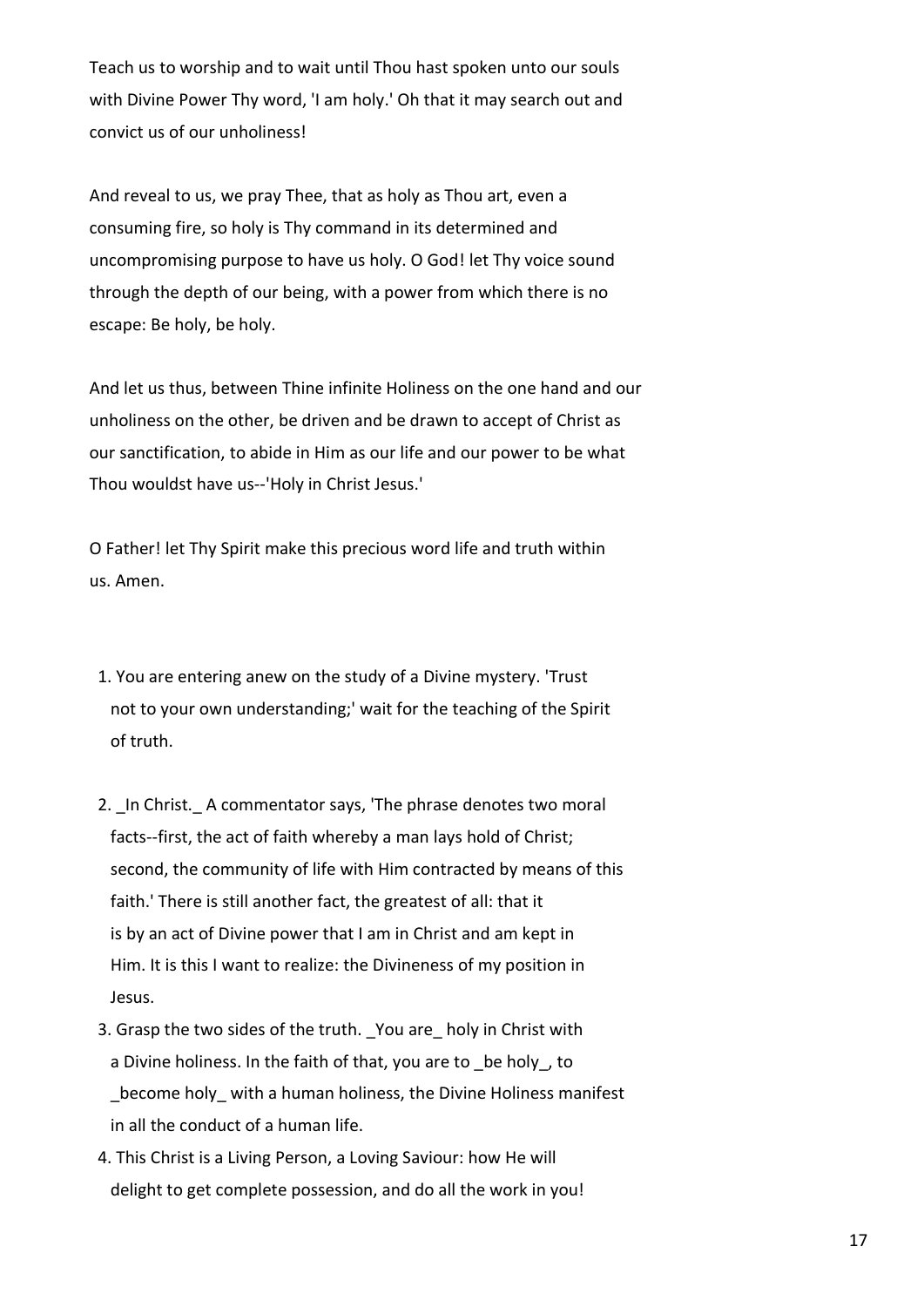Teach us to worship and to wait until Thou hast spoken unto our souls with Divine Power Thy word, 'I am holy.' Oh that it may search out and convict us of our unholiness!

And reveal to us, we pray Thee, that as holy as Thou art, even a consuming fire, so holy is Thy command in its determined and uncompromising purpose to have us holy. O God! let Thy voice sound through the depth of our being, with a power from which there is no escape: Be holy, be holy.

And let us thus, between Thine infinite Holiness on the one hand and our unholiness on the other, be driven and be drawn to accept of Christ as our sanctification, to abide in Him as our life and our power to be what Thou wouldst have us--'Holy in Christ Jesus.'

O Father! let Thy Spirit make this precious word life and truth within us. Amen.

1. You are entering anew on the study of a Divine mystery. 'Trust not to your own understanding;' wait for the teaching of the Spirit of truth.

2. _In Christ._ A commentator says, 'The phrase denotes two moral facts--first, the act of faith whereby a man lays hold of Christ; second, the community of life with Him contracted by means of this faith.' There is still another fact, the greatest of all: that it is by an act of Divine power that I am in Christ and am kept in Him. It is this I want to realize: the Divineness of my position in Jesus.
3. Grasp the two sides of the truth. _You are_ holy in Christ with a Divine holiness. In the faith of that, you are to _be holy_, to _become holy_ with a human holiness, the Divine Holiness manifest in all the conduct of a human life.
4. This Christ is a Living Person, a Loving Saviour: how He will delight to get complete possession, and do all the work in you!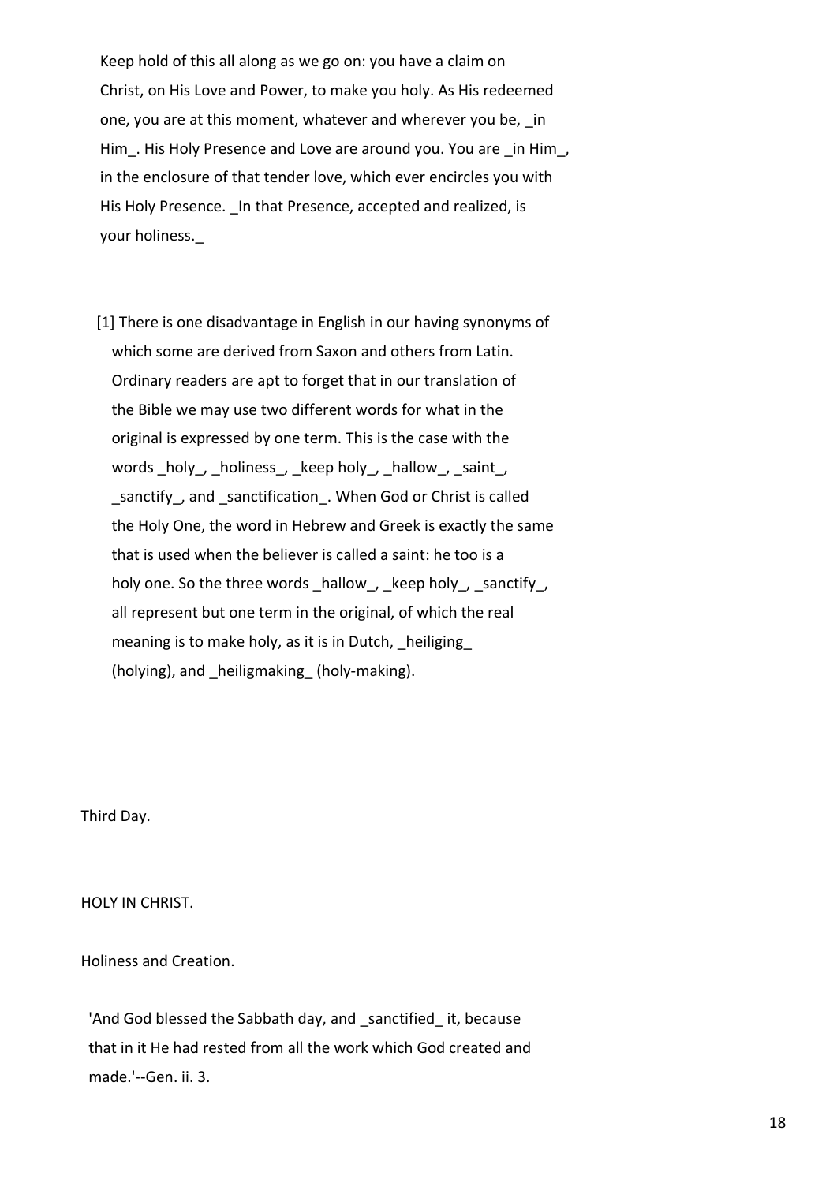Keep hold of this all along as we go on: you have a claim on Christ, on His Love and Power, to make you holy. As His redeemed one, you are at this moment, whatever and wherever you be, _in Him_. His Holy Presence and Love are around you. You are _in Him_, in the enclosure of that tender love, which ever encircles you with His Holy Presence. _In that Presence, accepted and realized, is your holiness._

[1] There is one disadvantage in English in our having synonyms of which some are derived from Saxon and others from Latin. Ordinary readers are apt to forget that in our translation of the Bible we may use two different words for what in the original is expressed by one term. This is the case with the words _holy_, _holiness_, _keep holy_, _hallow_, _saint_, _sanctify_, and _sanctification_. When God or Christ is called the Holy One, the word in Hebrew and Greek is exactly the same that is used when the believer is called a saint: he too is a holy one. So the three words _hallow_, _keep holy_, _sanctify_, all represent but one term in the original, of which the real meaning is to make holy, as it is in Dutch, _heiliging_ (holying), and _heiligmaking_ (holy-making).

Third Day.

HOLY IN CHRIST.

Holiness and Creation.

'And God blessed the Sabbath day, and _sanctified_ it, because that in it He had rested from all the work which God created and made.'--Gen. ii. 3.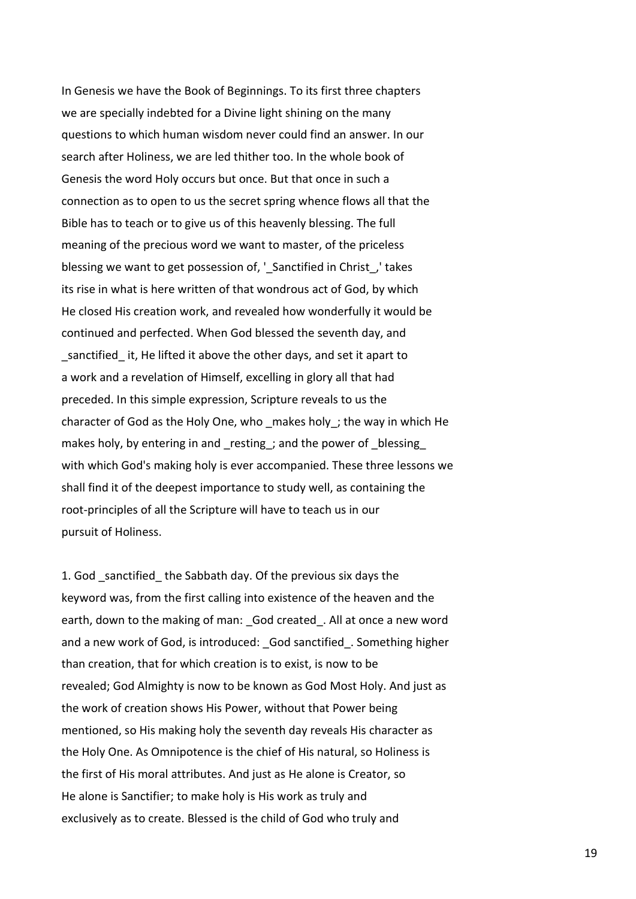In Genesis we have the Book of Beginnings. To its first three chapters we are specially indebted for a Divine light shining on the many questions to which human wisdom never could find an answer. In our search after Holiness, we are led thither too. In the whole book of Genesis the word Holy occurs but once. But that once in such a connection as to open to us the secret spring whence flows all that the Bible has to teach or to give us of this heavenly blessing. The full meaning of the precious word we want to master, of the priceless blessing we want to get possession of, '_Sanctified in Christ_,' takes its rise in what is here written of that wondrous act of God, by which He closed His creation work, and revealed how wonderfully it would be continued and perfected. When God blessed the seventh day, and _sanctified_ it, He lifted it above the other days, and set it apart to a work and a revelation of Himself, excelling in glory all that had preceded. In this simple expression, Scripture reveals to us the character of God as the Holy One, who _makes holy_; the way in which He makes holy, by entering in and _resting_; and the power of _blessing_ with which God's making holy is ever accompanied. These three lessons we shall find it of the deepest importance to study well, as containing the root-principles of all the Scripture will have to teach us in our pursuit of Holiness.

1. God _sanctified_ the Sabbath day. Of the previous six days the keyword was, from the first calling into existence of the heaven and the earth, down to the making of man: _God created_. All at once a new word and a new work of God, is introduced: _God sanctified_. Something higher than creation, that for which creation is to exist, is now to be revealed; God Almighty is now to be known as God Most Holy. And just as the work of creation shows His Power, without that Power being mentioned, so His making holy the seventh day reveals His character as the Holy One. As Omnipotence is the chief of His natural, so Holiness is the first of His moral attributes. And just as He alone is Creator, so He alone is Sanctifier; to make holy is His work as truly and exclusively as to create. Blessed is the child of God who truly and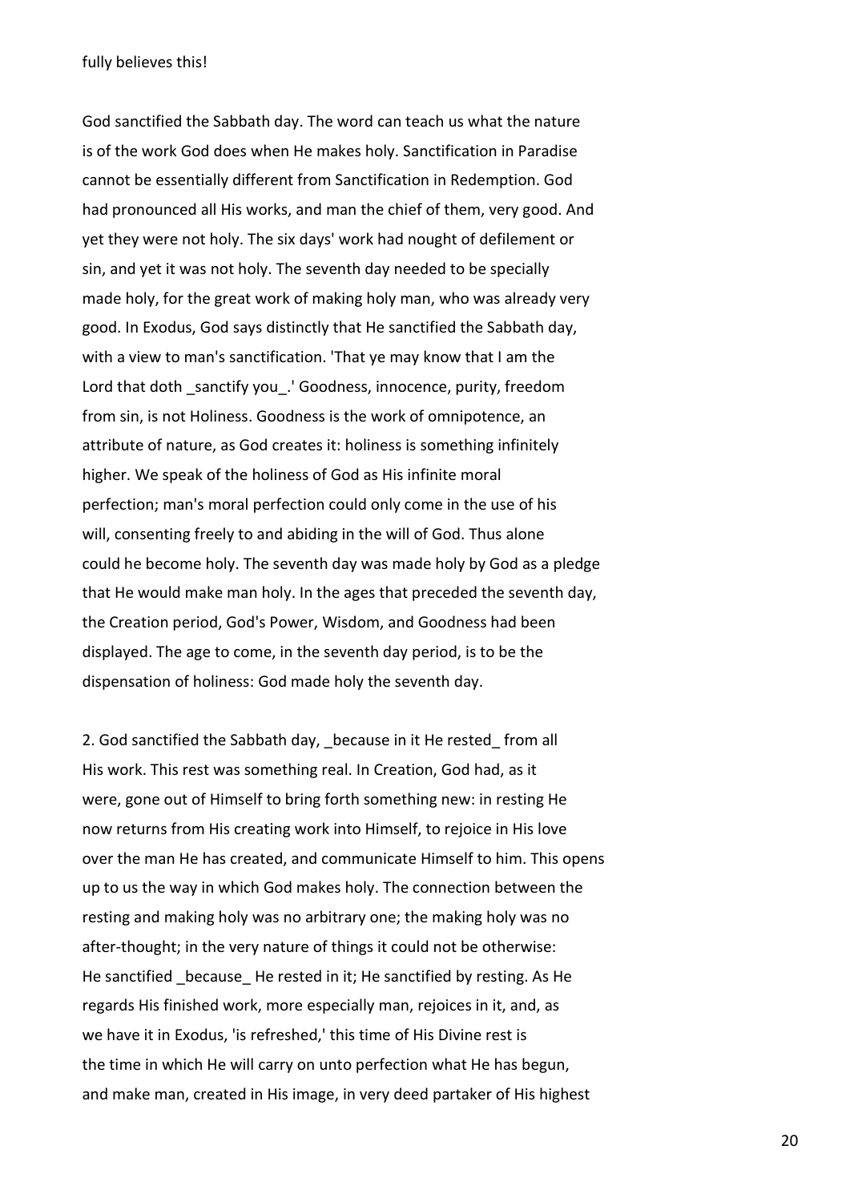fully believes this!

God sanctified the Sabbath day. The word can teach us what the nature is of the work God does when He makes holy. Sanctification in Paradise cannot be essentially different from Sanctification in Redemption. God had pronounced all His works, and man the chief of them, very good. And yet they were not holy. The six days' work had nought of defilement or sin, and yet it was not holy. The seventh day needed to be specially made holy, for the great work of making holy man, who was already very good. In Exodus, God says distinctly that He sanctified the Sabbath day, with a view to man's sanctification. 'That ye may know that I am the Lord that doth _sanctify you_.' Goodness, innocence, purity, freedom from sin, is not Holiness. Goodness is the work of omnipotence, an attribute of nature, as God creates it: holiness is something infinitely higher. We speak of the holiness of God as His infinite moral perfection; man's moral perfection could only come in the use of his will, consenting freely to and abiding in the will of God. Thus alone could he become holy. The seventh day was made holy by God as a pledge that He would make man holy. In the ages that preceded the seventh day, the Creation period, God's Power, Wisdom, and Goodness had been displayed. The age to come, in the seventh day period, is to be the dispensation of holiness: God made holy the seventh day.

2. God sanctified the Sabbath day, _because in it He rested_ from all His work. This rest was something real. In Creation, God had, as it were, gone out of Himself to bring forth something new: in resting He now returns from His creating work into Himself, to rejoice in His love over the man He has created, and communicate Himself to him. This opens up to us the way in which God makes holy. The connection between the resting and making holy was no arbitrary one; the making holy was no after-thought; in the very nature of things it could not be otherwise: He sanctified _because_ He rested in it; He sanctified by resting. As He regards His finished work, more especially man, rejoices in it, and, as we have it in Exodus, 'is refreshed,' this time of His Divine rest is the time in which He will carry on unto perfection what He has begun, and make man, created in His image, in very deed partaker of His highest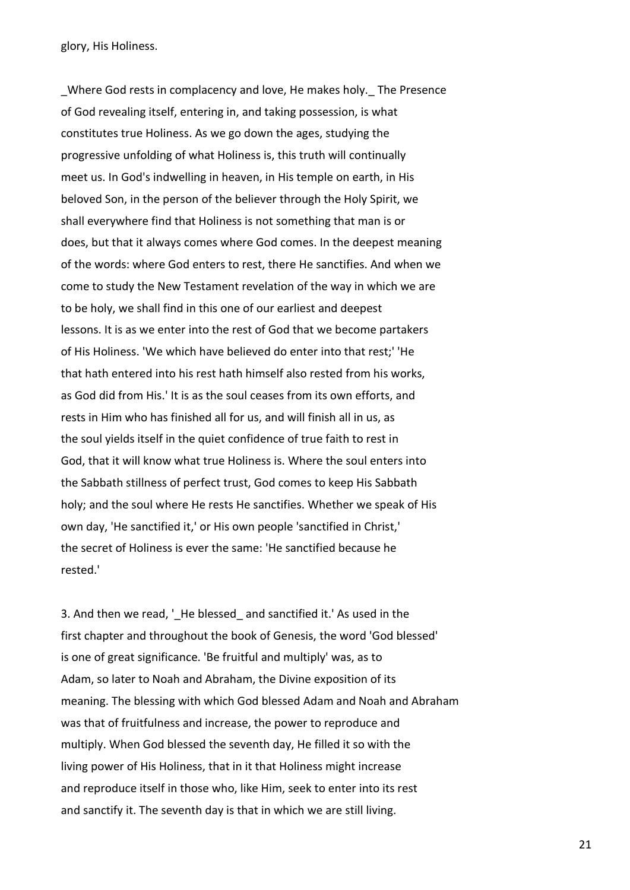glory, His Holiness.

_Where God rests in complacency and love, He makes holy._ The Presence of God revealing itself, entering in, and taking possession, is what constitutes true Holiness. As we go down the ages, studying the progressive unfolding of what Holiness is, this truth will continually meet us. In God's indwelling in heaven, in His temple on earth, in His beloved Son, in the person of the believer through the Holy Spirit, we shall everywhere find that Holiness is not something that man is or does, but that it always comes where God comes. In the deepest meaning of the words: where God enters to rest, there He sanctifies. And when we come to study the New Testament revelation of the way in which we are to be holy, we shall find in this one of our earliest and deepest lessons. It is as we enter into the rest of God that we become partakers of His Holiness. 'We which have believed do enter into that rest;' 'He that hath entered into his rest hath himself also rested from his works, as God did from His.' It is as the soul ceases from its own efforts, and rests in Him who has finished all for us, and will finish all in us, as the soul yields itself in the quiet confidence of true faith to rest in God, that it will know what true Holiness is. Where the soul enters into the Sabbath stillness of perfect trust, God comes to keep His Sabbath holy; and the soul where He rests He sanctifies. Whether we speak of His own day, 'He sanctified it,' or His own people 'sanctified in Christ,' the secret of Holiness is ever the same: 'He sanctified because he rested.'

3. And then we read, '_He blessed_ and sanctified it.' As used in the first chapter and throughout the book of Genesis, the word 'God blessed' is one of great significance. 'Be fruitful and multiply' was, as to Adam, so later to Noah and Abraham, the Divine exposition of its meaning. The blessing with which God blessed Adam and Noah and Abraham was that of fruitfulness and increase, the power to reproduce and multiply. When God blessed the seventh day, He filled it so with the living power of His Holiness, that in it that Holiness might increase and reproduce itself in those who, like Him, seek to enter into its rest and sanctify it. The seventh day is that in which we are still living.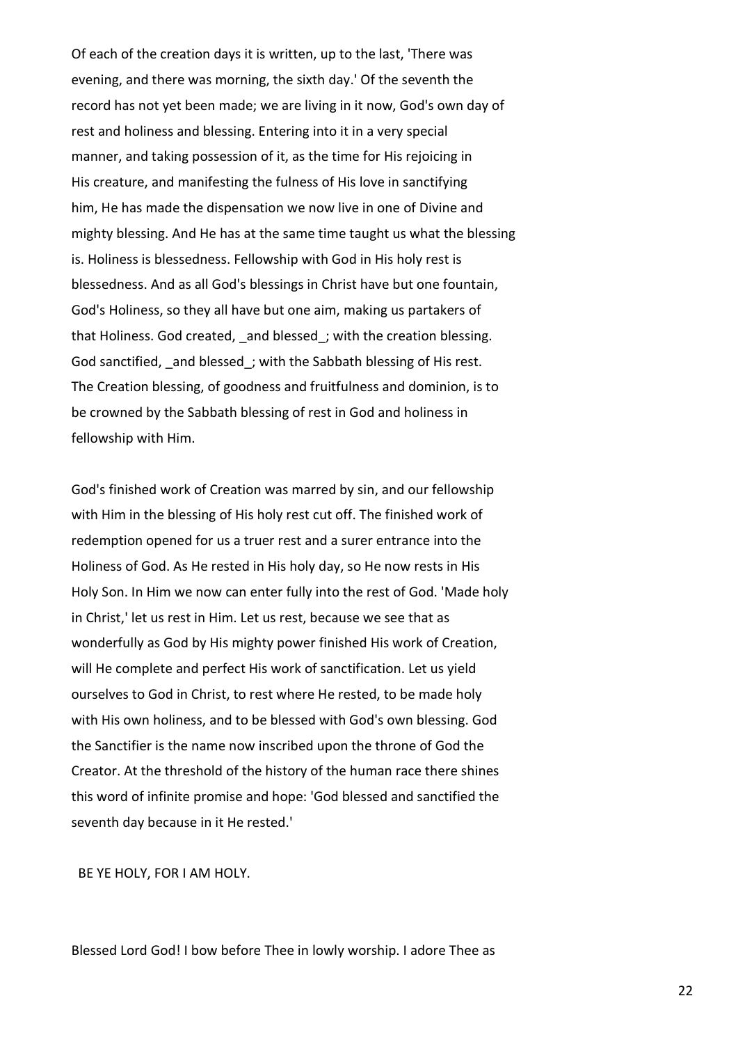Of each of the creation days it is written, up to the last, 'There was evening, and there was morning, the sixth day.' Of the seventh the record has not yet been made; we are living in it now, God's own day of rest and holiness and blessing. Entering into it in a very special manner, and taking possession of it, as the time for His rejoicing in His creature, and manifesting the fulness of His love in sanctifying him, He has made the dispensation we now live in one of Divine and mighty blessing. And He has at the same time taught us what the blessing is. Holiness is blessedness. Fellowship with God in His holy rest is blessedness. And as all God's blessings in Christ have but one fountain, God's Holiness, so they all have but one aim, making us partakers of that Holiness. God created, _and blessed_; with the creation blessing. God sanctified, _and blessed_; with the Sabbath blessing of His rest. The Creation blessing, of goodness and fruitfulness and dominion, is to be crowned by the Sabbath blessing of rest in God and holiness in fellowship with Him.

God's finished work of Creation was marred by sin, and our fellowship with Him in the blessing of His holy rest cut off. The finished work of redemption opened for us a truer rest and a surer entrance into the Holiness of God. As He rested in His holy day, so He now rests in His Holy Son. In Him we now can enter fully into the rest of God. 'Made holy in Christ,' let us rest in Him. Let us rest, because we see that as wonderfully as God by His mighty power finished His work of Creation, will He complete and perfect His work of sanctification. Let us yield ourselves to God in Christ, to rest where He rested, to be made holy with His own holiness, and to be blessed with God's own blessing. God the Sanctifier is the name now inscribed upon the throne of God the Creator. At the threshold of the history of the human race there shines this word of infinite promise and hope: 'God blessed and sanctified the seventh day because in it He rested.'

BE YE HOLY, FOR I AM HOLY.

Blessed Lord God! I bow before Thee in lowly worship. I adore Thee as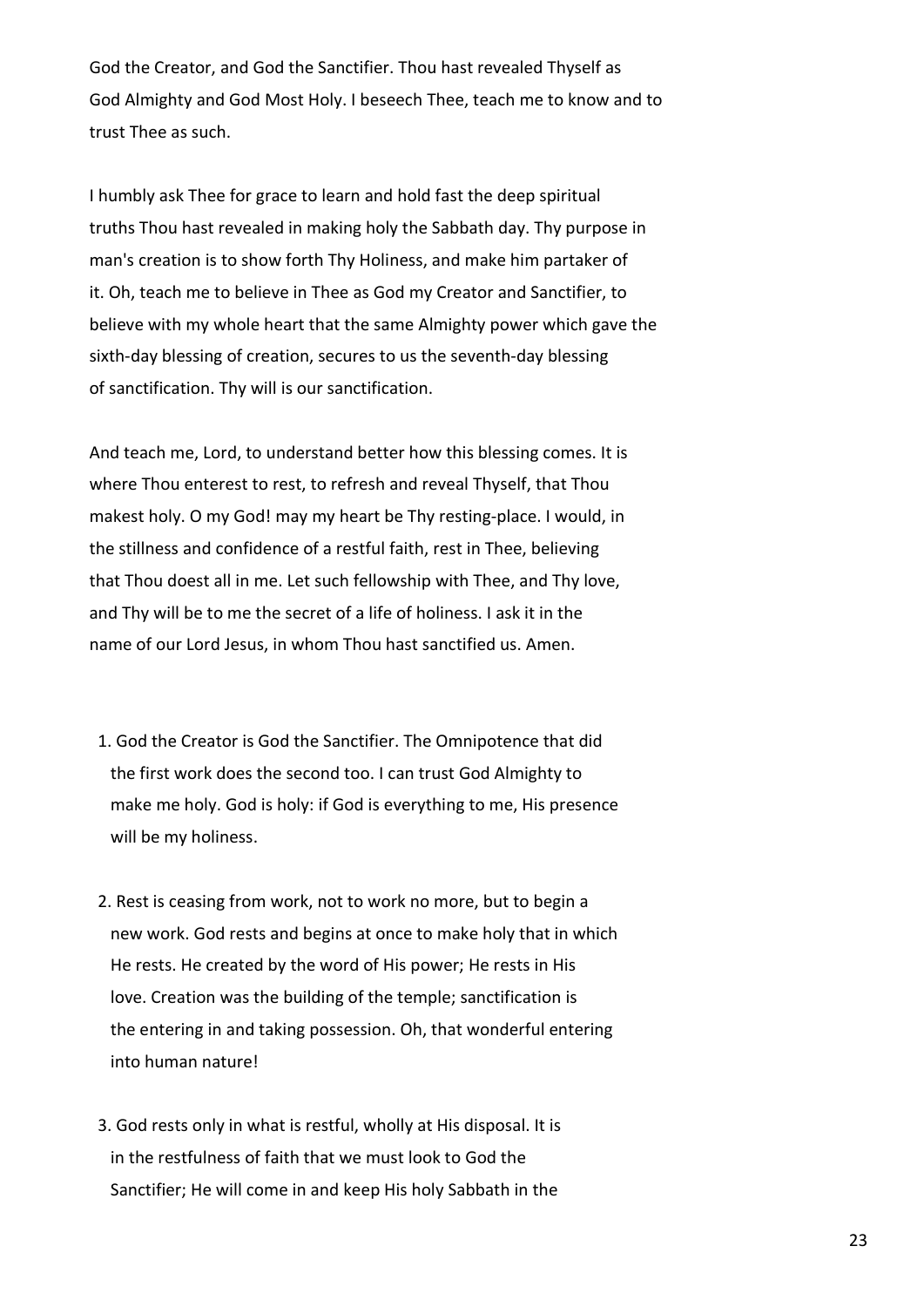God the Creator, and God the Sanctifier. Thou hast revealed Thyself as God Almighty and God Most Holy. I beseech Thee, teach me to know and to trust Thee as such.

I humbly ask Thee for grace to learn and hold fast the deep spiritual truths Thou hast revealed in making holy the Sabbath day. Thy purpose in man's creation is to show forth Thy Holiness, and make him partaker of it. Oh, teach me to believe in Thee as God my Creator and Sanctifier, to believe with my whole heart that the same Almighty power which gave the sixth-day blessing of creation, secures to us the seventh-day blessing of sanctification. Thy will is our sanctification.

And teach me, Lord, to understand better how this blessing comes. It is where Thou enterest to rest, to refresh and reveal Thyself, that Thou makest holy. O my God! may my heart be Thy resting-place. I would, in the stillness and confidence of a restful faith, rest in Thee, believing that Thou doest all in me. Let such fellowship with Thee, and Thy love, and Thy will be to me the secret of a life of holiness. I ask it in the name of our Lord Jesus, in whom Thou hast sanctified us. Amen.

1. God the Creator is God the Sanctifier. The Omnipotence that did the first work does the second too. I can trust God Almighty to make me holy. God is holy: if God is everything to me, His presence will be my holiness.

2. Rest is ceasing from work, not to work no more, but to begin a new work. God rests and begins at once to make holy that in which He rests. He created by the word of His power; He rests in His love. Creation was the building of the temple; sanctification is the entering in and taking possession. Oh, that wonderful entering into human nature!

3. God rests only in what is restful, wholly at His disposal. It is in the restfulness of faith that we must look to God the Sanctifier; He will come in and keep His holy Sabbath in the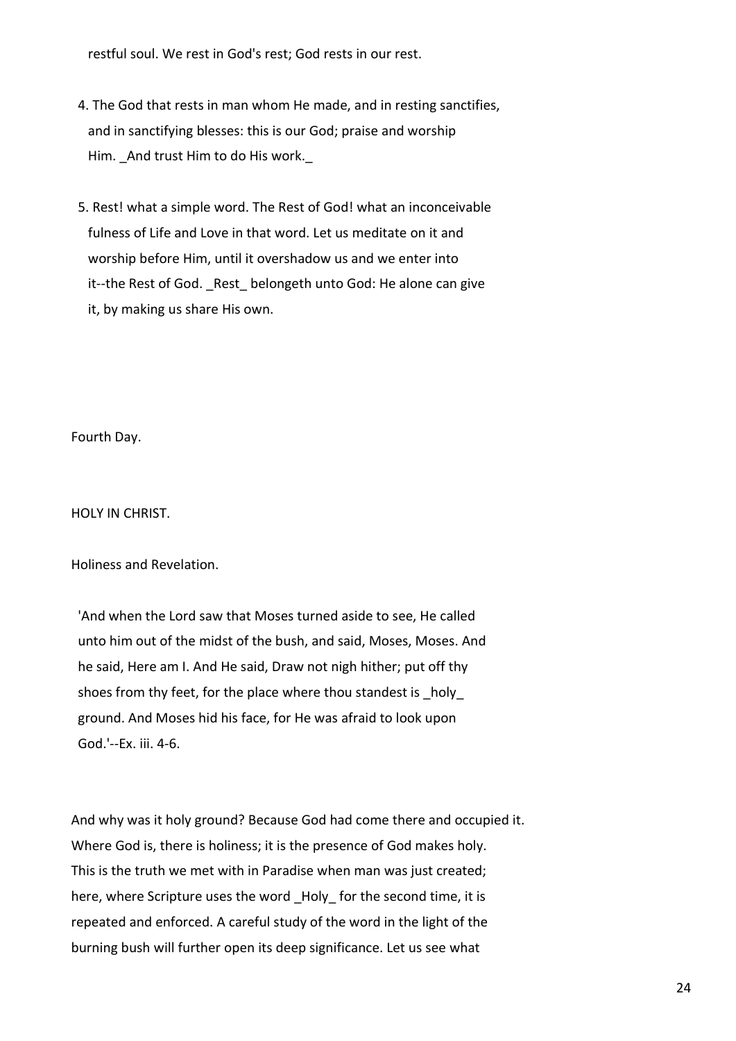restful soul. We rest in God's rest; God rests in our rest.

4. The God that rests in man whom He made, and in resting sanctifies, and in sanctifying blesses: this is our God; praise and worship Him. _And trust Him to do His work._

5. Rest! what a simple word. The Rest of God! what an inconceivable fulness of Life and Love in that word. Let us meditate on it and worship before Him, until it overshadow us and we enter into it--the Rest of God. _Rest_ belongeth unto God: He alone can give it, by making us share His own.

Fourth Day.

## HOLY IN CHRIST.

### Holiness and Revelation.

> 'And when the Lord saw that Moses turned aside to see, He called unto him out of the midst of the bush, and said, Moses, Moses. And he said, Here am I. And He said, Draw not nigh hither; put off thy shoes from thy feet, for the place where thou standest is _holy_ ground. And Moses hid his face, for He was afraid to look upon God.'--Ex. iii. 4-6.

And why was it holy ground? Because God had come there and occupied it. Where God is, there is holiness; it is the presence of God makes holy. This is the truth we met with in Paradise when man was just created; here, where Scripture uses the word _Holy_ for the second time, it is repeated and enforced. A careful study of the word in the light of the burning bush will further open its deep significance. Let us see what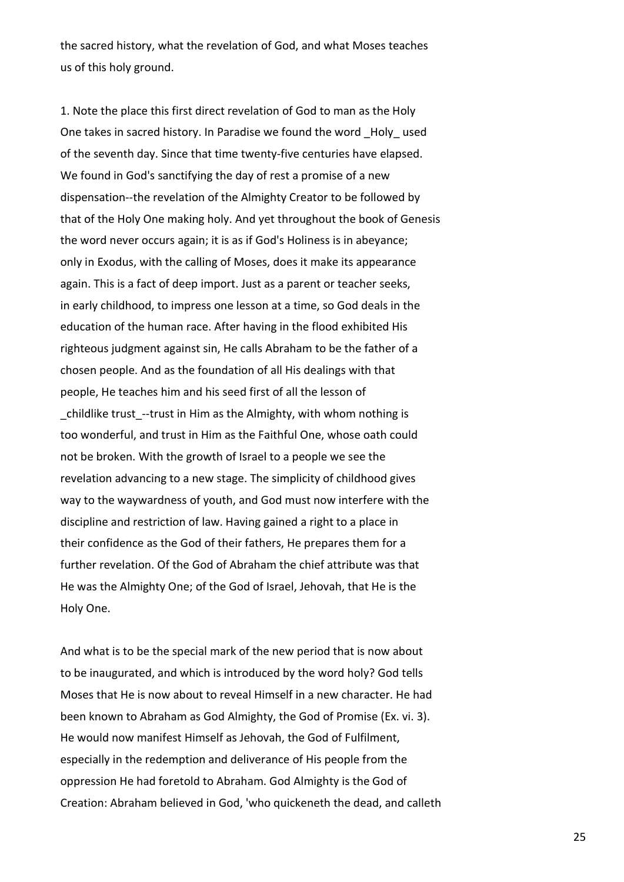the sacred history, what the revelation of God, and what Moses teaches us of this holy ground.

1. Note the place this first direct revelation of God to man as the Holy One takes in sacred history. In Paradise we found the word _Holy_ used of the seventh day. Since that time twenty-five centuries have elapsed. We found in God's sanctifying the day of rest a promise of a new dispensation--the revelation of the Almighty Creator to be followed by that of the Holy One making holy. And yet throughout the book of Genesis the word never occurs again; it is as if God's Holiness is in abeyance; only in Exodus, with the calling of Moses, does it make its appearance again. This is a fact of deep import. Just as a parent or teacher seeks, in early childhood, to impress one lesson at a time, so God deals in the education of the human race. After having in the flood exhibited His righteous judgment against sin, He calls Abraham to be the father of a chosen people. And as the foundation of all His dealings with that people, He teaches him and his seed first of all the lesson of _childlike trust_--trust in Him as the Almighty, with whom nothing is too wonderful, and trust in Him as the Faithful One, whose oath could not be broken. With the growth of Israel to a people we see the revelation advancing to a new stage. The simplicity of childhood gives way to the waywardness of youth, and God must now interfere with the discipline and restriction of law. Having gained a right to a place in their confidence as the God of their fathers, He prepares them for a further revelation. Of the God of Abraham the chief attribute was that He was the Almighty One; of the God of Israel, Jehovah, that He is the Holy One.

And what is to be the special mark of the new period that is now about to be inaugurated, and which is introduced by the word holy? God tells Moses that He is now about to reveal Himself in a new character. He had been known to Abraham as God Almighty, the God of Promise (Ex. vi. 3). He would now manifest Himself as Jehovah, the God of Fulfilment, especially in the redemption and deliverance of His people from the oppression He had foretold to Abraham. God Almighty is the God of Creation: Abraham believed in God, 'who quickeneth the dead, and calleth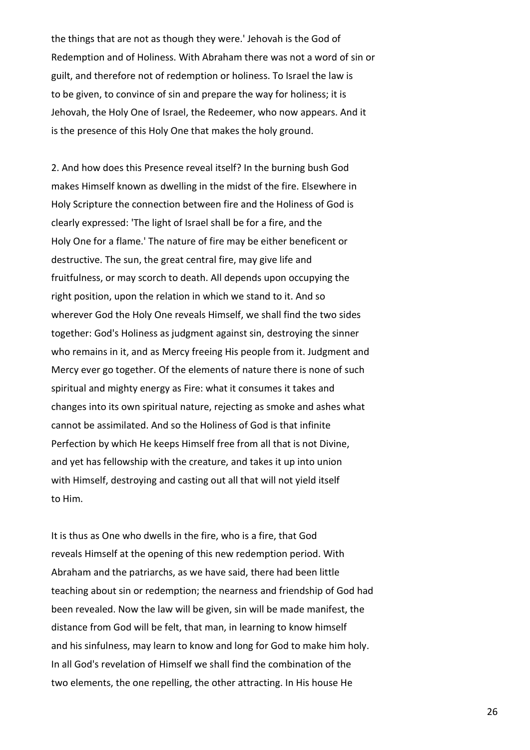the things that are not as though they were.' Jehovah is the God of Redemption and of Holiness. With Abraham there was not a word of sin or guilt, and therefore not of redemption or holiness. To Israel the law is to be given, to convince of sin and prepare the way for holiness; it is Jehovah, the Holy One of Israel, the Redeemer, who now appears. And it is the presence of this Holy One that makes the holy ground.

2. And how does this Presence reveal itself? In the burning bush God makes Himself known as dwelling in the midst of the fire. Elsewhere in Holy Scripture the connection between fire and the Holiness of God is clearly expressed: 'The light of Israel shall be for a fire, and the Holy One for a flame.' The nature of fire may be either beneficent or destructive. The sun, the great central fire, may give life and fruitfulness, or may scorch to death. All depends upon occupying the right position, upon the relation in which we stand to it. And so wherever God the Holy One reveals Himself, we shall find the two sides together: God's Holiness as judgment against sin, destroying the sinner who remains in it, and as Mercy freeing His people from it. Judgment and Mercy ever go together. Of the elements of nature there is none of such spiritual and mighty energy as Fire: what it consumes it takes and changes into its own spiritual nature, rejecting as smoke and ashes what cannot be assimilated. And so the Holiness of God is that infinite Perfection by which He keeps Himself free from all that is not Divine, and yet has fellowship with the creature, and takes it up into union with Himself, destroying and casting out all that will not yield itself to Him.

It is thus as One who dwells in the fire, who is a fire, that God reveals Himself at the opening of this new redemption period. With Abraham and the patriarchs, as we have said, there had been little teaching about sin or redemption; the nearness and friendship of God had been revealed. Now the law will be given, sin will be made manifest, the distance from God will be felt, that man, in learning to know himself and his sinfulness, may learn to know and long for God to make him holy. In all God's revelation of Himself we shall find the combination of the two elements, the one repelling, the other attracting. In His house He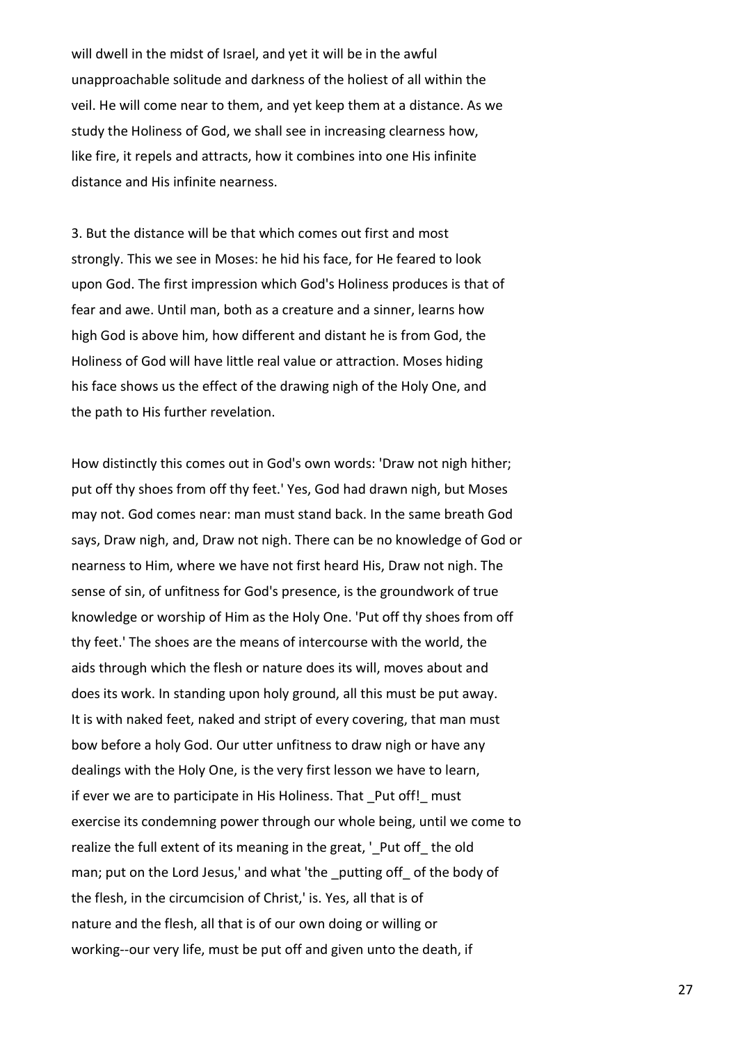will dwell in the midst of Israel, and yet it will be in the awful unapproachable solitude and darkness of the holiest of all within the veil. He will come near to them, and yet keep them at a distance. As we study the Holiness of God, we shall see in increasing clearness how, like fire, it repels and attracts, how it combines into one His infinite distance and His infinite nearness.

3. But the distance will be that which comes out first and most strongly. This we see in Moses: he hid his face, for He feared to look upon God. The first impression which God's Holiness produces is that of fear and awe. Until man, both as a creature and a sinner, learns how high God is above him, how different and distant he is from God, the Holiness of God will have little real value or attraction. Moses hiding his face shows us the effect of the drawing nigh of the Holy One, and the path to His further revelation.

How distinctly this comes out in God's own words: 'Draw not nigh hither; put off thy shoes from off thy feet.' Yes, God had drawn nigh, but Moses may not. God comes near: man must stand back. In the same breath God says, Draw nigh, and, Draw not nigh. There can be no knowledge of God or nearness to Him, where we have not first heard His, Draw not nigh. The sense of sin, of unfitness for God's presence, is the groundwork of true knowledge or worship of Him as the Holy One. 'Put off thy shoes from off thy feet.' The shoes are the means of intercourse with the world, the aids through which the flesh or nature does its will, moves about and does its work. In standing upon holy ground, all this must be put away. It is with naked feet, naked and stript of every covering, that man must bow before a holy God. Our utter unfitness to draw nigh or have any dealings with the Holy One, is the very first lesson we have to learn, if ever we are to participate in His Holiness. That _Put off!_ must exercise its condemning power through our whole being, until we come to realize the full extent of its meaning in the great, '_Put off_ the old man; put on the Lord Jesus,' and what 'the _putting off_ of the body of the flesh, in the circumcision of Christ,' is. Yes, all that is of nature and the flesh, all that is of our own doing or willing or working--our very life, must be put off and given unto the death, if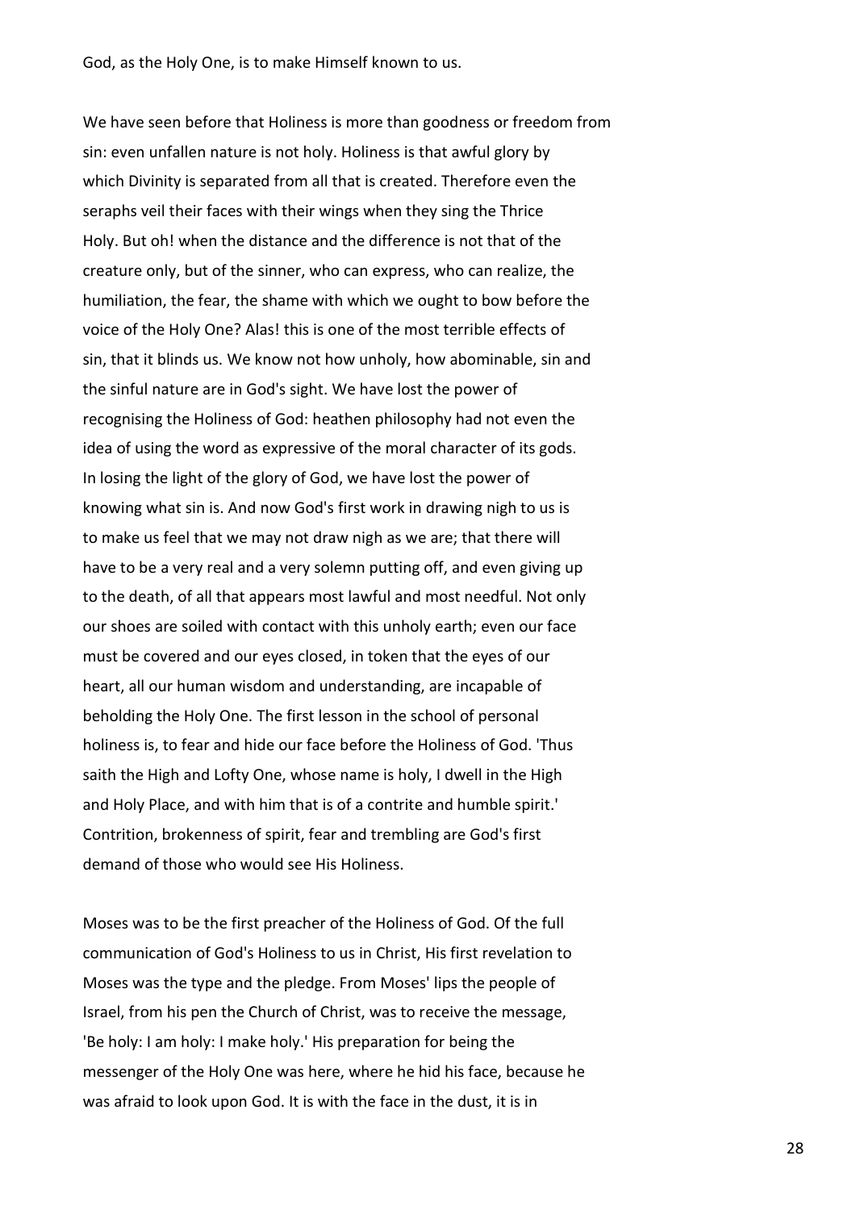God, as the Holy One, is to make Himself known to us.

We have seen before that Holiness is more than goodness or freedom from sin: even unfallen nature is not holy. Holiness is that awful glory by which Divinity is separated from all that is created. Therefore even the seraphs veil their faces with their wings when they sing the Thrice Holy. But oh! when the distance and the difference is not that of the creature only, but of the sinner, who can express, who can realize, the humiliation, the fear, the shame with which we ought to bow before the voice of the Holy One? Alas! this is one of the most terrible effects of sin, that it blinds us. We know not how unholy, how abominable, sin and the sinful nature are in God's sight. We have lost the power of recognising the Holiness of God: heathen philosophy had not even the idea of using the word as expressive of the moral character of its gods. In losing the light of the glory of God, we have lost the power of knowing what sin is. And now God's first work in drawing nigh to us is to make us feel that we may not draw nigh as we are; that there will have to be a very real and a very solemn putting off, and even giving up to the death, of all that appears most lawful and most needful. Not only our shoes are soiled with contact with this unholy earth; even our face must be covered and our eyes closed, in token that the eyes of our heart, all our human wisdom and understanding, are incapable of beholding the Holy One. The first lesson in the school of personal holiness is, to fear and hide our face before the Holiness of God. 'Thus saith the High and Lofty One, whose name is holy, I dwell in the High and Holy Place, and with him that is of a contrite and humble spirit.' Contrition, brokenness of spirit, fear and trembling are God's first demand of those who would see His Holiness.

Moses was to be the first preacher of the Holiness of God. Of the full communication of God's Holiness to us in Christ, His first revelation to Moses was the type and the pledge. From Moses' lips the people of Israel, from his pen the Church of Christ, was to receive the message, 'Be holy: I am holy: I make holy.' His preparation for being the messenger of the Holy One was here, where he hid his face, because he was afraid to look upon God. It is with the face in the dust, it is in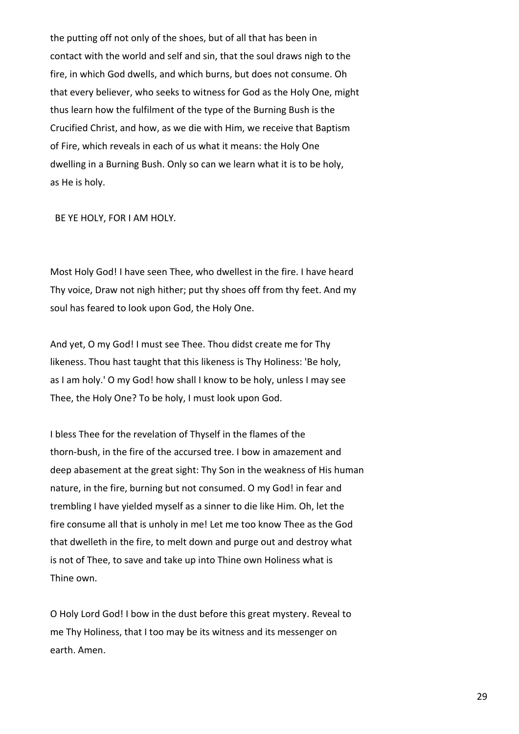the putting off not only of the shoes, but of all that has been in contact with the world and self and sin, that the soul draws nigh to the fire, in which God dwells, and which burns, but does not consume. Oh that every believer, who seeks to witness for God as the Holy One, might thus learn how the fulfilment of the type of the Burning Bush is the Crucified Christ, and how, as we die with Him, we receive that Baptism of Fire, which reveals in each of us what it means: the Holy One dwelling in a Burning Bush. Only so can we learn what it is to be holy, as He is holy.

BE YE HOLY, FOR I AM HOLY.

Most Holy God! I have seen Thee, who dwellest in the fire. I have heard Thy voice, Draw not nigh hither; put thy shoes off from thy feet. And my soul has feared to look upon God, the Holy One.

And yet, O my God! I must see Thee. Thou didst create me for Thy likeness. Thou hast taught that this likeness is Thy Holiness: 'Be holy, as I am holy.' O my God! how shall I know to be holy, unless I may see Thee, the Holy One? To be holy, I must look upon God.

I bless Thee for the revelation of Thyself in the flames of the thorn-bush, in the fire of the accursed tree. I bow in amazement and deep abasement at the great sight: Thy Son in the weakness of His human nature, in the fire, burning but not consumed. O my God! in fear and trembling I have yielded myself as a sinner to die like Him. Oh, let the fire consume all that is unholy in me! Let me too know Thee as the God that dwelleth in the fire, to melt down and purge out and destroy what is not of Thee, to save and take up into Thine own Holiness what is Thine own.

O Holy Lord God! I bow in the dust before this great mystery. Reveal to me Thy Holiness, that I too may be its witness and its messenger on earth. Amen.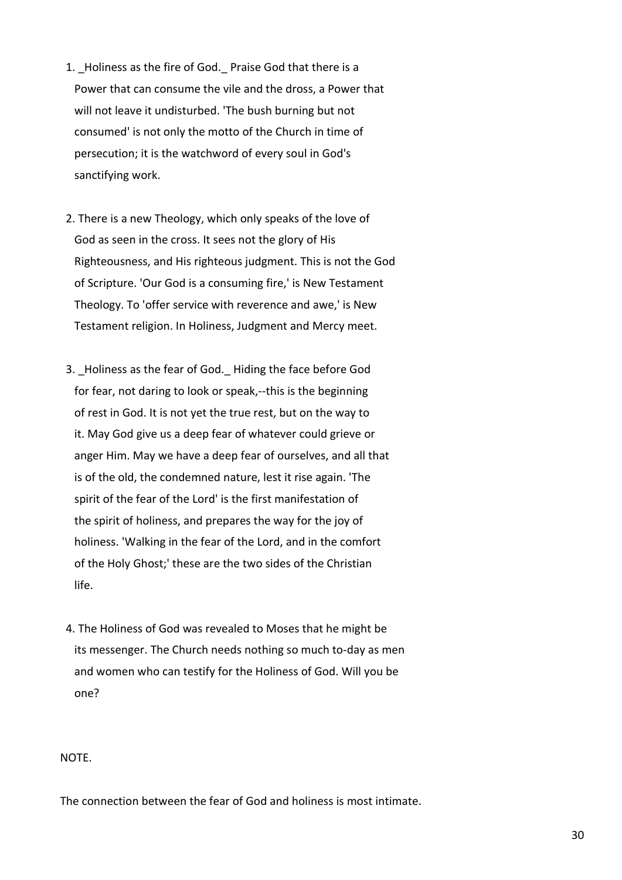1. _Holiness as the fire of God._ Praise God that there is a Power that can consume the vile and the dross, a Power that will not leave it undisturbed. 'The bush burning but not consumed' is not only the motto of the Church in time of persecution; it is the watchword of every soul in God's sanctifying work.

2. There is a new Theology, which only speaks of the love of God as seen in the cross. It sees not the glory of His Righteousness, and His righteous judgment. This is not the God of Scripture. 'Our God is a consuming fire,' is New Testament Theology. To 'offer service with reverence and awe,' is New Testament religion. In Holiness, Judgment and Mercy meet.

3. _Holiness as the fear of God._ Hiding the face before God for fear, not daring to look or speak,--this is the beginning of rest in God. It is not yet the true rest, but on the way to it. May God give us a deep fear of whatever could grieve or anger Him. May we have a deep fear of ourselves, and all that is of the old, the condemned nature, lest it rise again. 'The spirit of the fear of the Lord' is the first manifestation of the spirit of holiness, and prepares the way for the joy of holiness. 'Walking in the fear of the Lord, and in the comfort of the Holy Ghost;' these are the two sides of the Christian life.

4. The Holiness of God was revealed to Moses that he might be its messenger. The Church needs nothing so much to-day as men and women who can testify for the Holiness of God. Will you be one?

NOTE.

The connection between the fear of God and holiness is most intimate.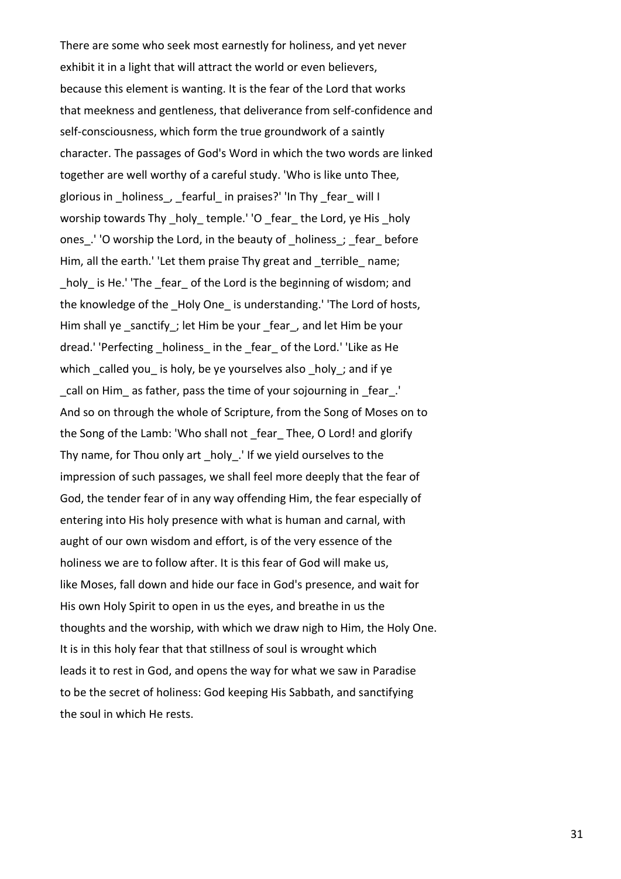There are some who seek most earnestly for holiness, and yet never exhibit it in a light that will attract the world or even believers, because this element is wanting. It is the fear of the Lord that works that meekness and gentleness, that deliverance from self-confidence and self-consciousness, which form the true groundwork of a saintly character. The passages of God's Word in which the two words are linked together are well worthy of a careful study. 'Who is like unto Thee, glorious in _holiness_, _fearful_ in praises?' 'In Thy _fear_ will I worship towards Thy _holy_ temple.' 'O _fear_ the Lord, ye His _holy ones_.' 'O worship the Lord, in the beauty of _holiness_; _fear_ before Him, all the earth.' 'Let them praise Thy great and _terrible_ name; _holy_ is He.' 'The _fear_ of the Lord is the beginning of wisdom; and the knowledge of the _Holy One_ is understanding.' 'The Lord of hosts, Him shall ye _sanctify_; let Him be your _fear_, and let Him be your dread.' 'Perfecting _holiness_ in the _fear_ of the Lord.' 'Like as He which _called you_ is holy, be ye yourselves also _holy_; and if ye _call on Him_ as father, pass the time of your sojourning in _fear_.' And so on through the whole of Scripture, from the Song of Moses on to the Song of the Lamb: 'Who shall not _fear_ Thee, O Lord! and glorify Thy name, for Thou only art _holy_.' If we yield ourselves to the impression of such passages, we shall feel more deeply that the fear of God, the tender fear of in any way offending Him, the fear especially of entering into His holy presence with what is human and carnal, with aught of our own wisdom and effort, is of the very essence of the holiness we are to follow after. It is this fear of God will make us, like Moses, fall down and hide our face in God's presence, and wait for His own Holy Spirit to open in us the eyes, and breathe in us the thoughts and the worship, with which we draw nigh to Him, the Holy One. It is in this holy fear that that stillness of soul is wrought which leads it to rest in God, and opens the way for what we saw in Paradise to be the secret of holiness: God keeping His Sabbath, and sanctifying the soul in which He rests.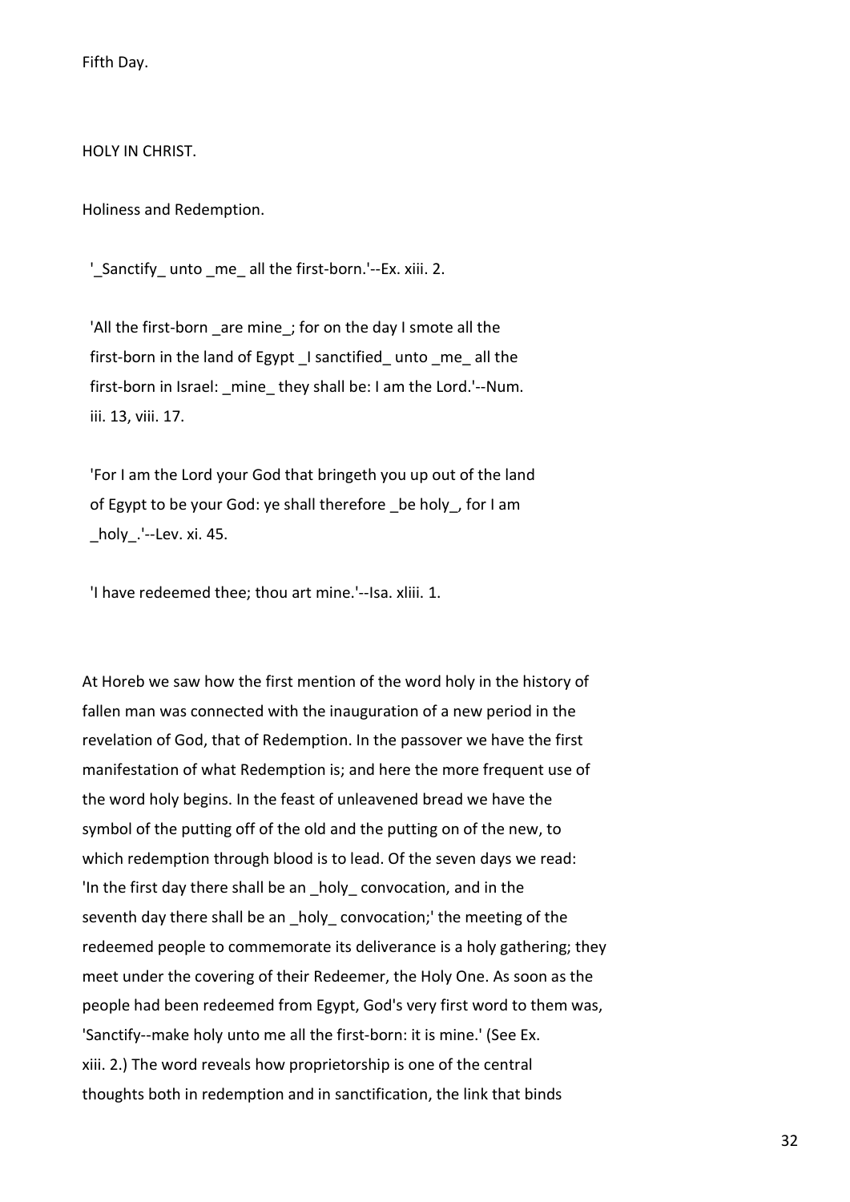Fifth Day.

HOLY IN CHRIST.

Holiness and Redemption.

'_Sanctify_ unto _me_ all the first-born.'--Ex. xiii. 2.

'All the first-born _are mine_; for on the day I smote all the first-born in the land of Egypt _I sanctified_ unto _me_ all the first-born in Israel: _mine_ they shall be: I am the Lord.'--Num. iii. 13, viii. 17.

'For I am the Lord your God that bringeth you up out of the land of Egypt to be your God: ye shall therefore _be holy_, for I am _holy_.'--Lev. xi. 45.

'I have redeemed thee; thou art mine.'--Isa. xliii. 1.

At Horeb we saw how the first mention of the word holy in the history of fallen man was connected with the inauguration of a new period in the revelation of God, that of Redemption. In the passover we have the first manifestation of what Redemption is; and here the more frequent use of the word holy begins. In the feast of unleavened bread we have the symbol of the putting off of the old and the putting on of the new, to which redemption through blood is to lead. Of the seven days we read: 'In the first day there shall be an _holy_ convocation, and in the seventh day there shall be an _holy_ convocation;' the meeting of the redeemed people to commemorate its deliverance is a holy gathering; they meet under the covering of their Redeemer, the Holy One. As soon as the people had been redeemed from Egypt, God's very first word to them was, 'Sanctify--make holy unto me all the first-born: it is mine.' (See Ex. xiii. 2.) The word reveals how proprietorship is one of the central thoughts both in redemption and in sanctification, the link that binds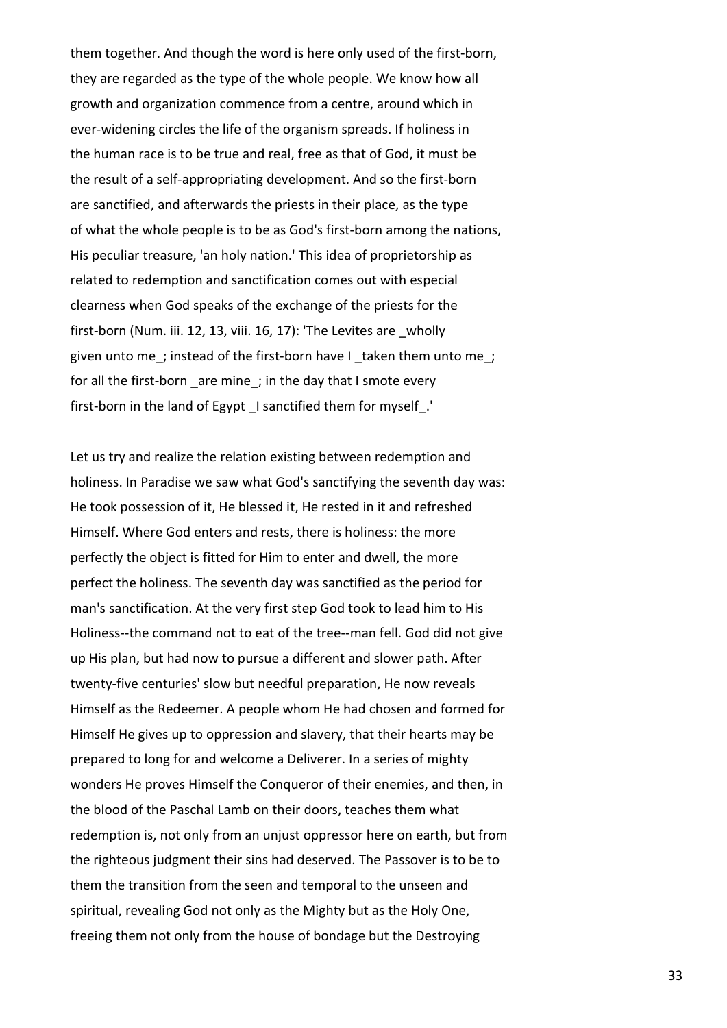them together. And though the word is here only used of the first-born, they are regarded as the type of the whole people. We know how all growth and organization commence from a centre, around which in ever-widening circles the life of the organism spreads. If holiness in the human race is to be true and real, free as that of God, it must be the result of a self-appropriating development. And so the first-born are sanctified, and afterwards the priests in their place, as the type of what the whole people is to be as God's first-born among the nations, His peculiar treasure, 'an holy nation.' This idea of proprietorship as related to redemption and sanctification comes out with especial clearness when God speaks of the exchange of the priests for the first-born (Num. iii. 12, 13, viii. 16, 17): 'The Levites are _wholly given unto me_; instead of the first-born have I _taken them unto me_; for all the first-born _are mine_; in the day that I smote every first-born in the land of Egypt _I sanctified them for myself_.'

Let us try and realize the relation existing between redemption and holiness. In Paradise we saw what God's sanctifying the seventh day was: He took possession of it, He blessed it, He rested in it and refreshed Himself. Where God enters and rests, there is holiness: the more perfectly the object is fitted for Him to enter and dwell, the more perfect the holiness. The seventh day was sanctified as the period for man's sanctification. At the very first step God took to lead him to His Holiness--the command not to eat of the tree--man fell. God did not give up His plan, but had now to pursue a different and slower path. After twenty-five centuries' slow but needful preparation, He now reveals Himself as the Redeemer. A people whom He had chosen and formed for Himself He gives up to oppression and slavery, that their hearts may be prepared to long for and welcome a Deliverer. In a series of mighty wonders He proves Himself the Conqueror of their enemies, and then, in the blood of the Paschal Lamb on their doors, teaches them what redemption is, not only from an unjust oppressor here on earth, but from the righteous judgment their sins had deserved. The Passover is to be to them the transition from the seen and temporal to the unseen and spiritual, revealing God not only as the Mighty but as the Holy One, freeing them not only from the house of bondage but the Destroying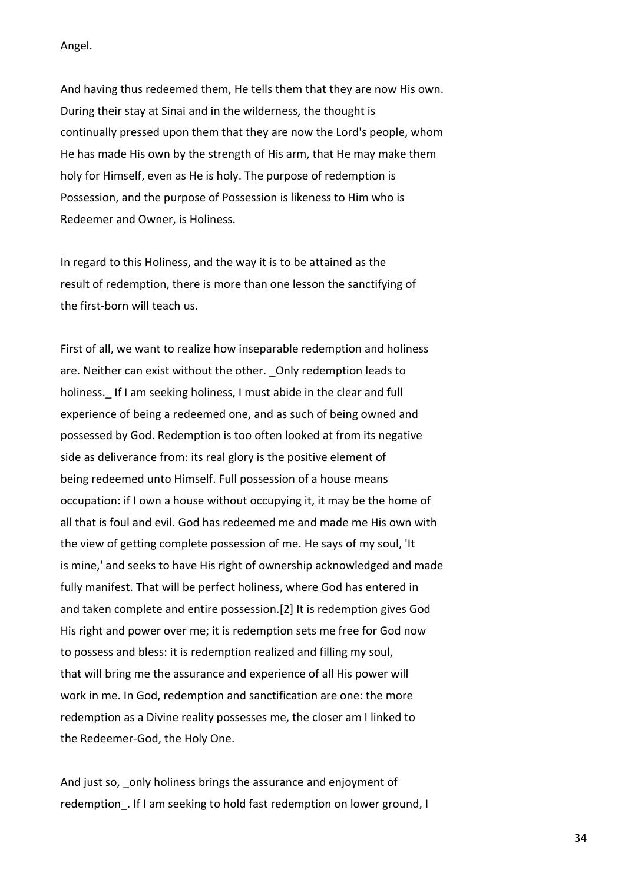Angel.

And having thus redeemed them, He tells them that they are now His own. During their stay at Sinai and in the wilderness, the thought is continually pressed upon them that they are now the Lord's people, whom He has made His own by the strength of His arm, that He may make them holy for Himself, even as He is holy. The purpose of redemption is Possession, and the purpose of Possession is likeness to Him who is Redeemer and Owner, is Holiness.

In regard to this Holiness, and the way it is to be attained as the result of redemption, there is more than one lesson the sanctifying of the first-born will teach us.

First of all, we want to realize how inseparable redemption and holiness are. Neither can exist without the other. _Only redemption leads to holiness._ If I am seeking holiness, I must abide in the clear and full experience of being a redeemed one, and as such of being owned and possessed by God. Redemption is too often looked at from its negative side as deliverance from: its real glory is the positive element of being redeemed unto Himself. Full possession of a house means occupation: if I own a house without occupying it, it may be the home of all that is foul and evil. God has redeemed me and made me His own with the view of getting complete possession of me. He says of my soul, 'It is mine,' and seeks to have His right of ownership acknowledged and made fully manifest. That will be perfect holiness, where God has entered in and taken complete and entire possession.[2] It is redemption gives God His right and power over me; it is redemption sets me free for God now to possess and bless: it is redemption realized and filling my soul, that will bring me the assurance and experience of all His power will work in me. In God, redemption and sanctification are one: the more redemption as a Divine reality possesses me, the closer am I linked to the Redeemer-God, the Holy One.

And just so, _only holiness brings the assurance and enjoyment of redemption_. If I am seeking to hold fast redemption on lower ground, I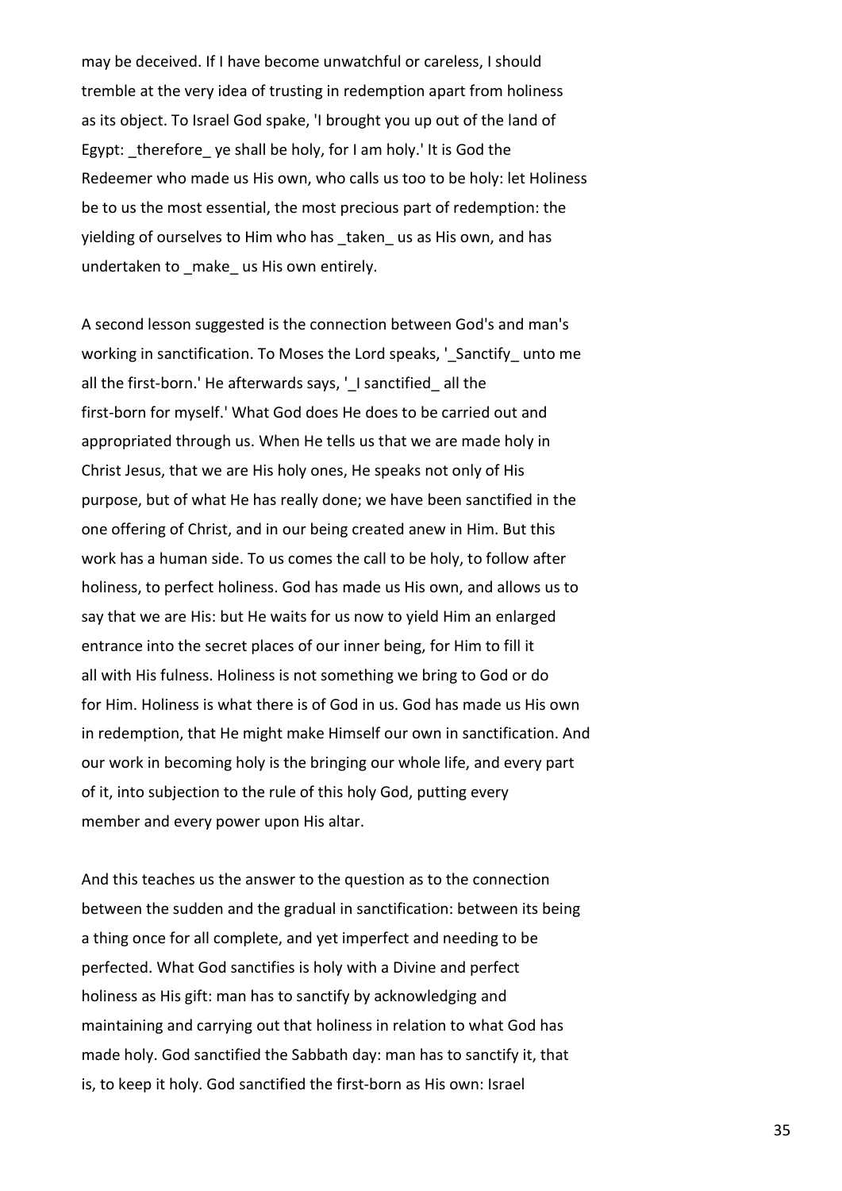may be deceived. If I have become unwatchful or careless, I should tremble at the very idea of trusting in redemption apart from holiness as its object. To Israel God spake, 'I brought you up out of the land of Egypt: _therefore_ ye shall be holy, for I am holy.' It is God the Redeemer who made us His own, who calls us too to be holy: let Holiness be to us the most essential, the most precious part of redemption: the yielding of ourselves to Him who has _taken_ us as His own, and has undertaken to _make_ us His own entirely.

A second lesson suggested is the connection between God's and man's working in sanctification. To Moses the Lord speaks, '_Sanctify_ unto me all the first-born.' He afterwards says, '_I sanctified_ all the first-born for myself.' What God does He does to be carried out and appropriated through us. When He tells us that we are made holy in Christ Jesus, that we are His holy ones, He speaks not only of His purpose, but of what He has really done; we have been sanctified in the one offering of Christ, and in our being created anew in Him. But this work has a human side. To us comes the call to be holy, to follow after holiness, to perfect holiness. God has made us His own, and allows us to say that we are His: but He waits for us now to yield Him an enlarged entrance into the secret places of our inner being, for Him to fill it all with His fulness. Holiness is not something we bring to God or do for Him. Holiness is what there is of God in us. God has made us His own in redemption, that He might make Himself our own in sanctification. And our work in becoming holy is the bringing our whole life, and every part of it, into subjection to the rule of this holy God, putting every member and every power upon His altar.

And this teaches us the answer to the question as to the connection between the sudden and the gradual in sanctification: between its being a thing once for all complete, and yet imperfect and needing to be perfected. What God sanctifies is holy with a Divine and perfect holiness as His gift: man has to sanctify by acknowledging and maintaining and carrying out that holiness in relation to what God has made holy. God sanctified the Sabbath day: man has to sanctify it, that is, to keep it holy. God sanctified the first-born as His own: Israel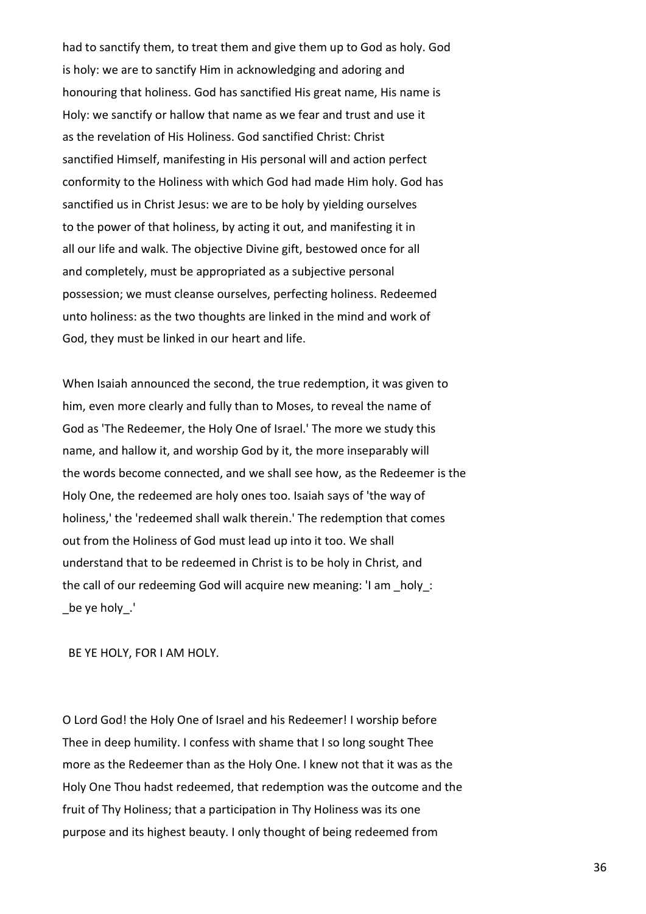had to sanctify them, to treat them and give them up to God as holy. God is holy: we are to sanctify Him in acknowledging and adoring and honouring that holiness. God has sanctified His great name, His name is Holy: we sanctify or hallow that name as we fear and trust and use it as the revelation of His Holiness. God sanctified Christ: Christ sanctified Himself, manifesting in His personal will and action perfect conformity to the Holiness with which God had made Him holy. God has sanctified us in Christ Jesus: we are to be holy by yielding ourselves to the power of that holiness, by acting it out, and manifesting it in all our life and walk. The objective Divine gift, bestowed once for all and completely, must be appropriated as a subjective personal possession; we must cleanse ourselves, perfecting holiness. Redeemed unto holiness: as the two thoughts are linked in the mind and work of God, they must be linked in our heart and life.

When Isaiah announced the second, the true redemption, it was given to him, even more clearly and fully than to Moses, to reveal the name of God as 'The Redeemer, the Holy One of Israel.' The more we study this name, and hallow it, and worship God by it, the more inseparably will the words become connected, and we shall see how, as the Redeemer is the Holy One, the redeemed are holy ones too. Isaiah says of 'the way of holiness,' the 'redeemed shall walk therein.' The redemption that comes out from the Holiness of God must lead up into it too. We shall understand that to be redeemed in Christ is to be holy in Christ, and the call of our redeeming God will acquire new meaning: 'I am _holy_: _be ye holy_.'

BE YE HOLY, FOR I AM HOLY.

O Lord God! the Holy One of Israel and his Redeemer! I worship before Thee in deep humility. I confess with shame that I so long sought Thee more as the Redeemer than as the Holy One. I knew not that it was as the Holy One Thou hadst redeemed, that redemption was the outcome and the fruit of Thy Holiness; that a participation in Thy Holiness was its one purpose and its highest beauty. I only thought of being redeemed from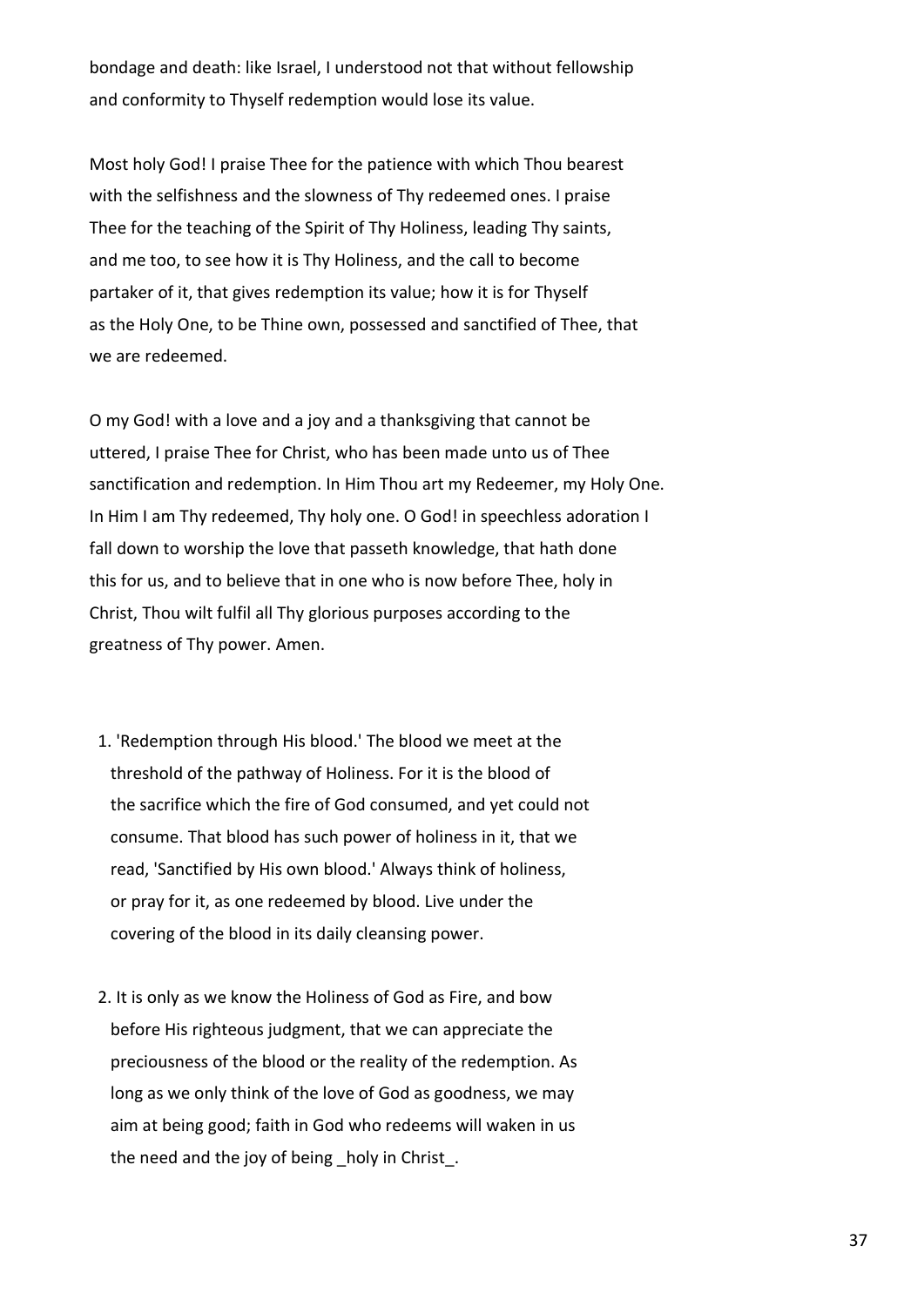bondage and death: like Israel, I understood not that without fellowship and conformity to Thyself redemption would lose its value.

Most holy God! I praise Thee for the patience with which Thou bearest with the selfishness and the slowness of Thy redeemed ones. I praise Thee for the teaching of the Spirit of Thy Holiness, leading Thy saints, and me too, to see how it is Thy Holiness, and the call to become partaker of it, that gives redemption its value; how it is for Thyself as the Holy One, to be Thine own, possessed and sanctified of Thee, that we are redeemed.

O my God! with a love and a joy and a thanksgiving that cannot be uttered, I praise Thee for Christ, who has been made unto us of Thee sanctification and redemption. In Him Thou art my Redeemer, my Holy One. In Him I am Thy redeemed, Thy holy one. O God! in speechless adoration I fall down to worship the love that passeth knowledge, that hath done this for us, and to believe that in one who is now before Thee, holy in Christ, Thou wilt fulfil all Thy glorious purposes according to the greatness of Thy power. Amen.

1. 'Redemption through His blood.' The blood we meet at the threshold of the pathway of Holiness. For it is the blood of the sacrifice which the fire of God consumed, and yet could not consume. That blood has such power of holiness in it, that we read, 'Sanctified by His own blood.' Always think of holiness, or pray for it, as one redeemed by blood. Live under the covering of the blood in its daily cleansing power.

2. It is only as we know the Holiness of God as Fire, and bow before His righteous judgment, that we can appreciate the preciousness of the blood or the reality of the redemption. As long as we only think of the love of God as goodness, we may aim at being good; faith in God who redeems will waken in us the need and the joy of being _holy in Christ_.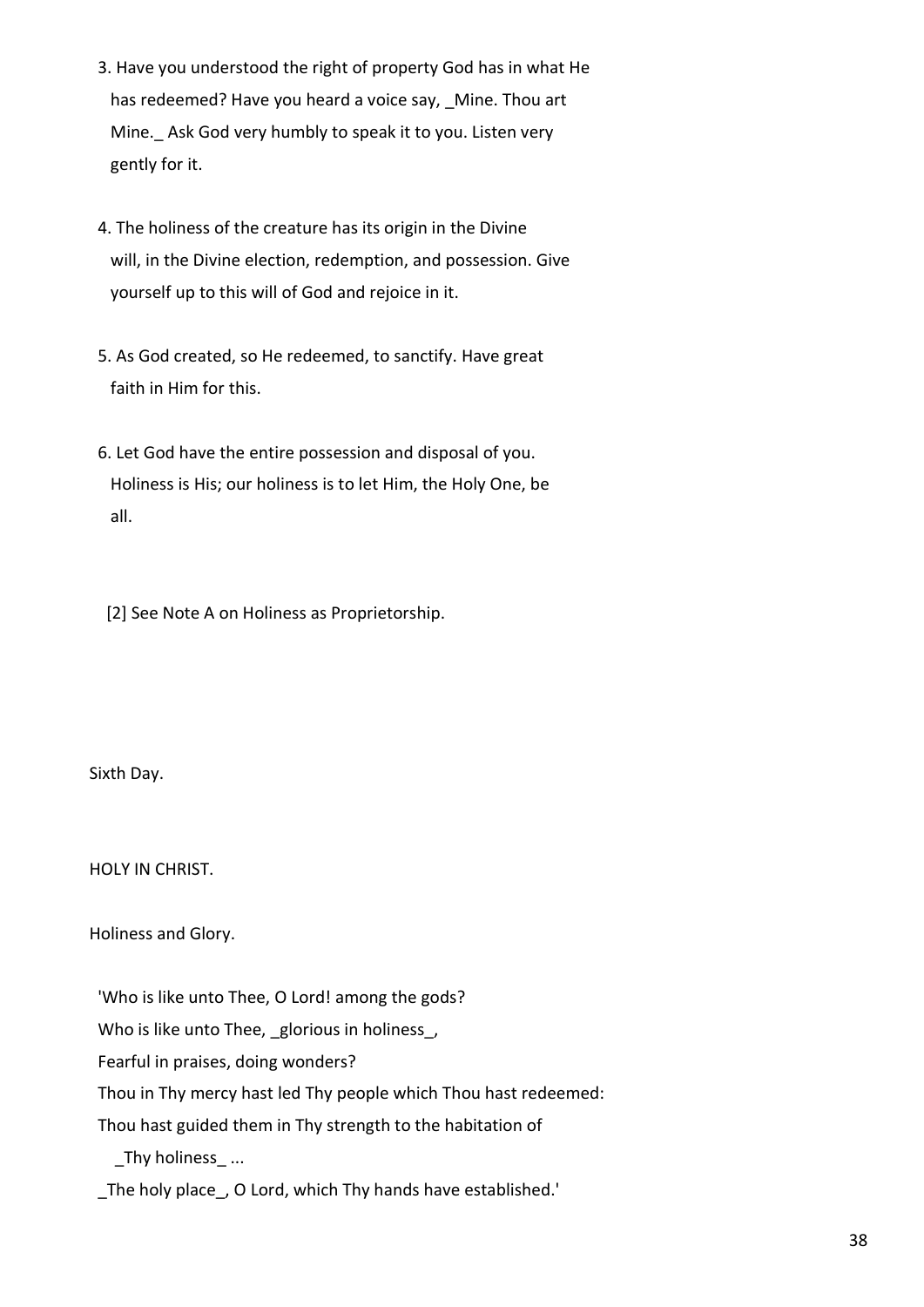3. Have you understood the right of property God has in what He has redeemed? Have you heard a voice say, _Mine. Thou art Mine._ Ask God very humbly to speak it to you. Listen very gently for it.

4. The holiness of the creature has its origin in the Divine will, in the Divine election, redemption, and possession. Give yourself up to this will of God and rejoice in it.

5. As God created, so He redeemed, to sanctify. Have great faith in Him for this.

6. Let God have the entire possession and disposal of you. Holiness is His; our holiness is to let Him, the Holy One, be all.

[2] See Note A on Holiness as Proprietorship.

Sixth Day.

## HOLY IN CHRIST.

### Holiness and Glory.

'Who is like unto Thee, O Lord! among the gods?
Who is like unto Thee, _glorious in holiness_,
Fearful in praises, doing wonders?
Thou in Thy mercy hast led Thy people which Thou hast redeemed:
Thou hast guided them in Thy strength to the habitation of
_Thy holiness_ ...
_The holy place_, O Lord, which Thy hands have established.'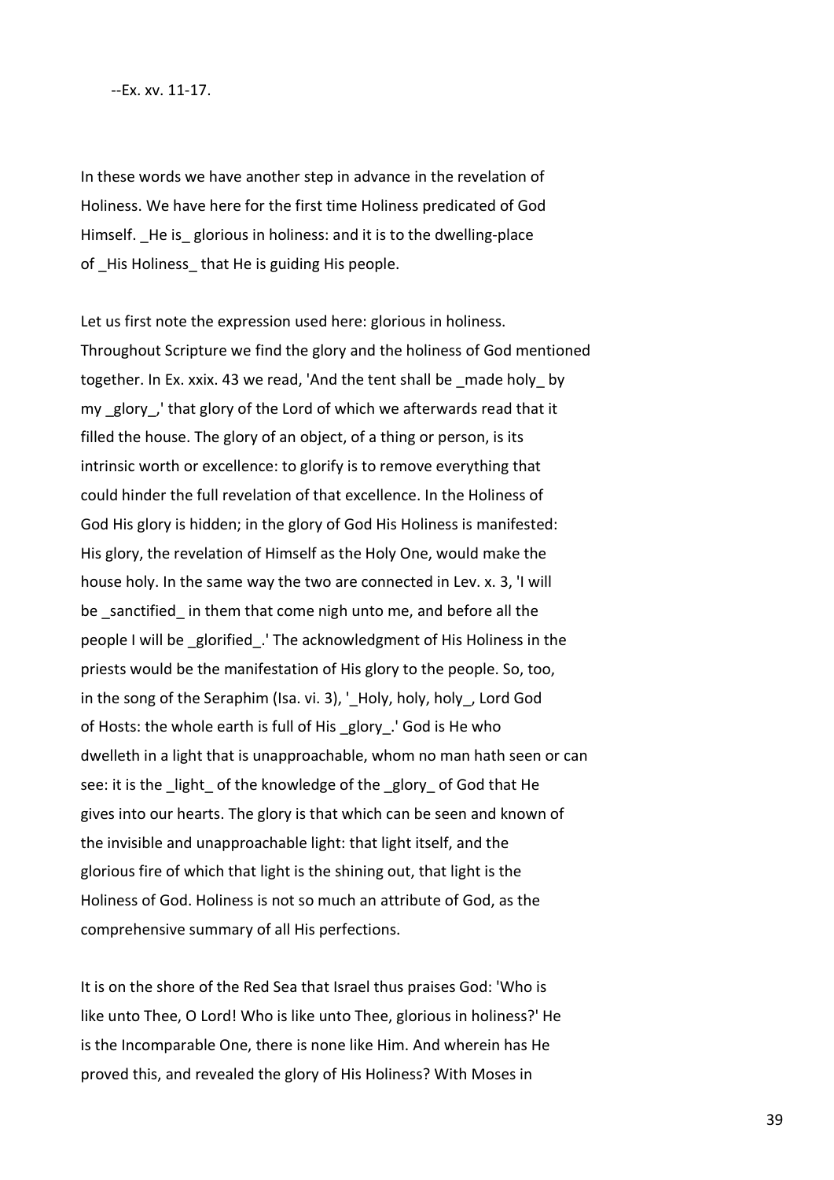--Ex. xv. 11-17.

In these words we have another step in advance in the revelation of Holiness. We have here for the first time Holiness predicated of God Himself. _He is_ glorious in holiness: and it is to the dwelling-place of _His Holiness_ that He is guiding His people.

Let us first note the expression used here: glorious in holiness. Throughout Scripture we find the glory and the holiness of God mentioned together. In Ex. xxix. 43 we read, 'And the tent shall be _made holy_ by my _glory_,' that glory of the Lord of which we afterwards read that it filled the house. The glory of an object, of a thing or person, is its intrinsic worth or excellence: to glorify is to remove everything that could hinder the full revelation of that excellence. In the Holiness of God His glory is hidden; in the glory of God His Holiness is manifested: His glory, the revelation of Himself as the Holy One, would make the house holy. In the same way the two are connected in Lev. x. 3, 'I will be _sanctified_ in them that come nigh unto me, and before all the people I will be _glorified_.' The acknowledgment of His Holiness in the priests would be the manifestation of His glory to the people. So, too, in the song of the Seraphim (Isa. vi. 3), '_Holy, holy, holy_, Lord God of Hosts: the whole earth is full of His _glory_.' God is He who dwelleth in a light that is unapproachable, whom no man hath seen or can see: it is the _light_ of the knowledge of the _glory_ of God that He gives into our hearts. The glory is that which can be seen and known of the invisible and unapproachable light: that light itself, and the glorious fire of which that light is the shining out, that light is the Holiness of God. Holiness is not so much an attribute of God, as the comprehensive summary of all His perfections.

It is on the shore of the Red Sea that Israel thus praises God: 'Who is like unto Thee, O Lord! Who is like unto Thee, glorious in holiness?' He is the Incomparable One, there is none like Him. And wherein has He proved this, and revealed the glory of His Holiness? With Moses in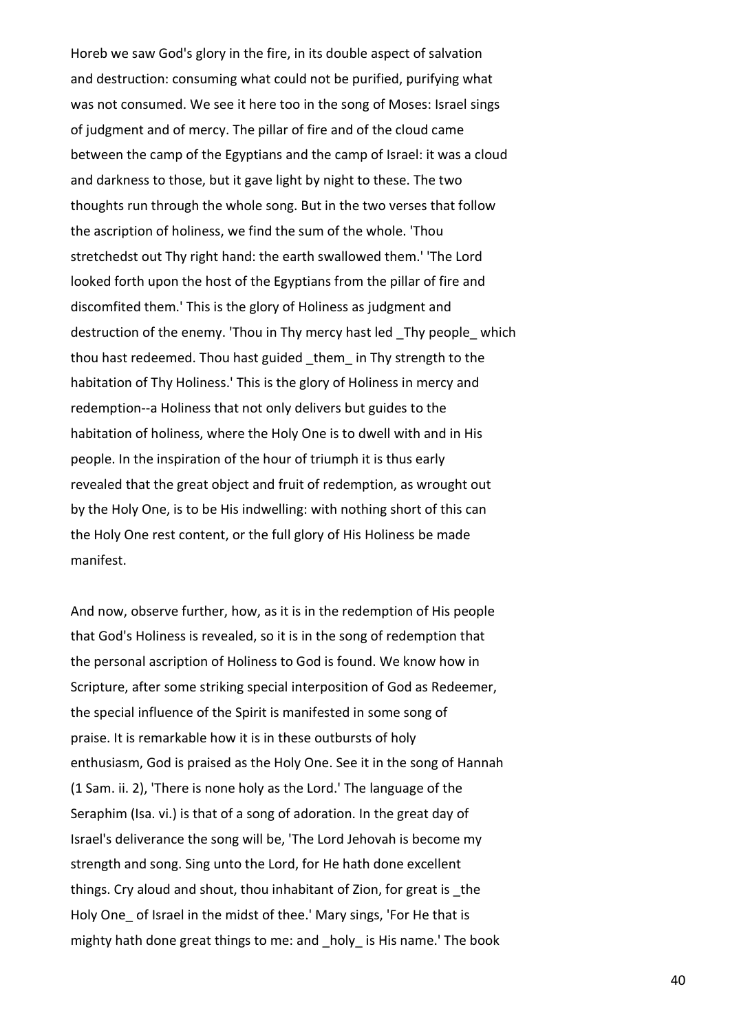Horeb we saw God's glory in the fire, in its double aspect of salvation and destruction: consuming what could not be purified, purifying what was not consumed. We see it here too in the song of Moses: Israel sings of judgment and of mercy. The pillar of fire and of the cloud came between the camp of the Egyptians and the camp of Israel: it was a cloud and darkness to those, but it gave light by night to these. The two thoughts run through the whole song. But in the two verses that follow the ascription of holiness, we find the sum of the whole. 'Thou stretchedst out Thy right hand: the earth swallowed them.' 'The Lord looked forth upon the host of the Egyptians from the pillar of fire and discomfited them.' This is the glory of Holiness as judgment and destruction of the enemy. 'Thou in Thy mercy hast led _Thy people_ which thou hast redeemed. Thou hast guided _them_ in Thy strength to the habitation of Thy Holiness.' This is the glory of Holiness in mercy and redemption--a Holiness that not only delivers but guides to the habitation of holiness, where the Holy One is to dwell with and in His people. In the inspiration of the hour of triumph it is thus early revealed that the great object and fruit of redemption, as wrought out by the Holy One, is to be His indwelling: with nothing short of this can the Holy One rest content, or the full glory of His Holiness be made manifest.

And now, observe further, how, as it is in the redemption of His people that God's Holiness is revealed, so it is in the song of redemption that the personal ascription of Holiness to God is found. We know how in Scripture, after some striking special interposition of God as Redeemer, the special influence of the Spirit is manifested in some song of praise. It is remarkable how it is in these outbursts of holy enthusiasm, God is praised as the Holy One. See it in the song of Hannah (1 Sam. ii. 2), 'There is none holy as the Lord.' The language of the Seraphim (Isa. vi.) is that of a song of adoration. In the great day of Israel's deliverance the song will be, 'The Lord Jehovah is become my strength and song. Sing unto the Lord, for He hath done excellent things. Cry aloud and shout, thou inhabitant of Zion, for great is _the Holy One_ of Israel in the midst of thee.' Mary sings, 'For He that is mighty hath done great things to me: and _holy_ is His name.' The book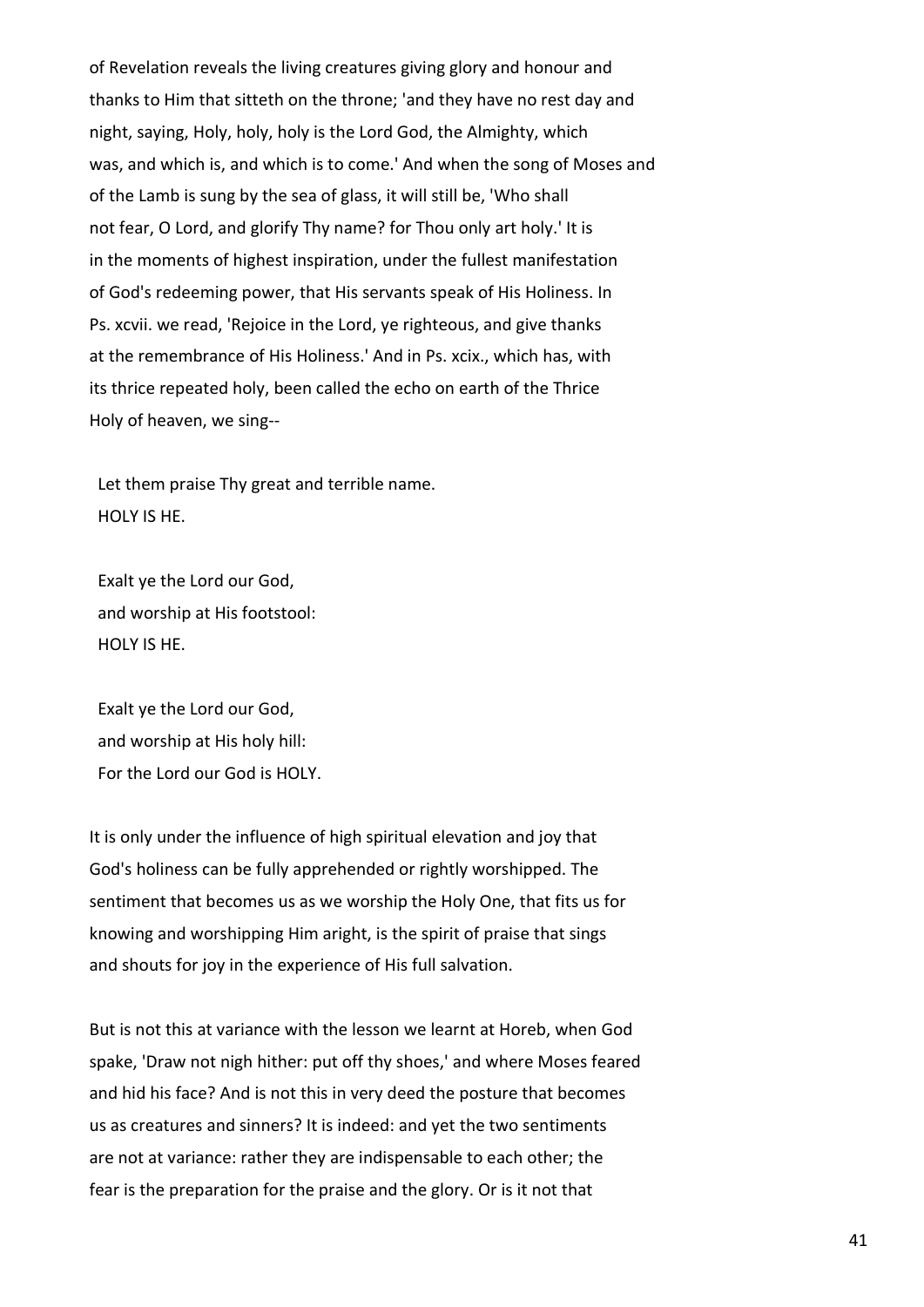of Revelation reveals the living creatures giving glory and honour and thanks to Him that sitteth on the throne; 'and they have no rest day and night, saying, Holy, holy, holy is the Lord God, the Almighty, which was, and which is, and which is to come.' And when the song of Moses and of the Lamb is sung by the sea of glass, it will still be, 'Who shall not fear, O Lord, and glorify Thy name? for Thou only art holy.' It is in the moments of highest inspiration, under the fullest manifestation of God's redeeming power, that His servants speak of His Holiness. In Ps. xcvii. we read, 'Rejoice in the Lord, ye righteous, and give thanks at the remembrance of His Holiness.' And in Ps. xcix., which has, with its thrice repeated holy, been called the echo on earth of the Thrice Holy of heaven, we sing--

Let them praise Thy great and terrible name.  
HOLY IS HE.

Exalt ye the Lord our God,  
and worship at His footstool:  
HOLY IS HE.

Exalt ye the Lord our God,  
and worship at His holy hill:  
For the Lord our God is HOLY.

It is only under the influence of high spiritual elevation and joy that God's holiness can be fully apprehended or rightly worshipped. The sentiment that becomes us as we worship the Holy One, that fits us for knowing and worshipping Him aright, is the spirit of praise that sings and shouts for joy in the experience of His full salvation.

But is not this at variance with the lesson we learnt at Horeb, when God spake, 'Draw not nigh hither: put off thy shoes,' and where Moses feared and hid his face? And is not this in very deed the posture that becomes us as creatures and sinners? It is indeed: and yet the two sentiments are not at variance: rather they are indispensable to each other; the fear is the preparation for the praise and the glory. Or is it not that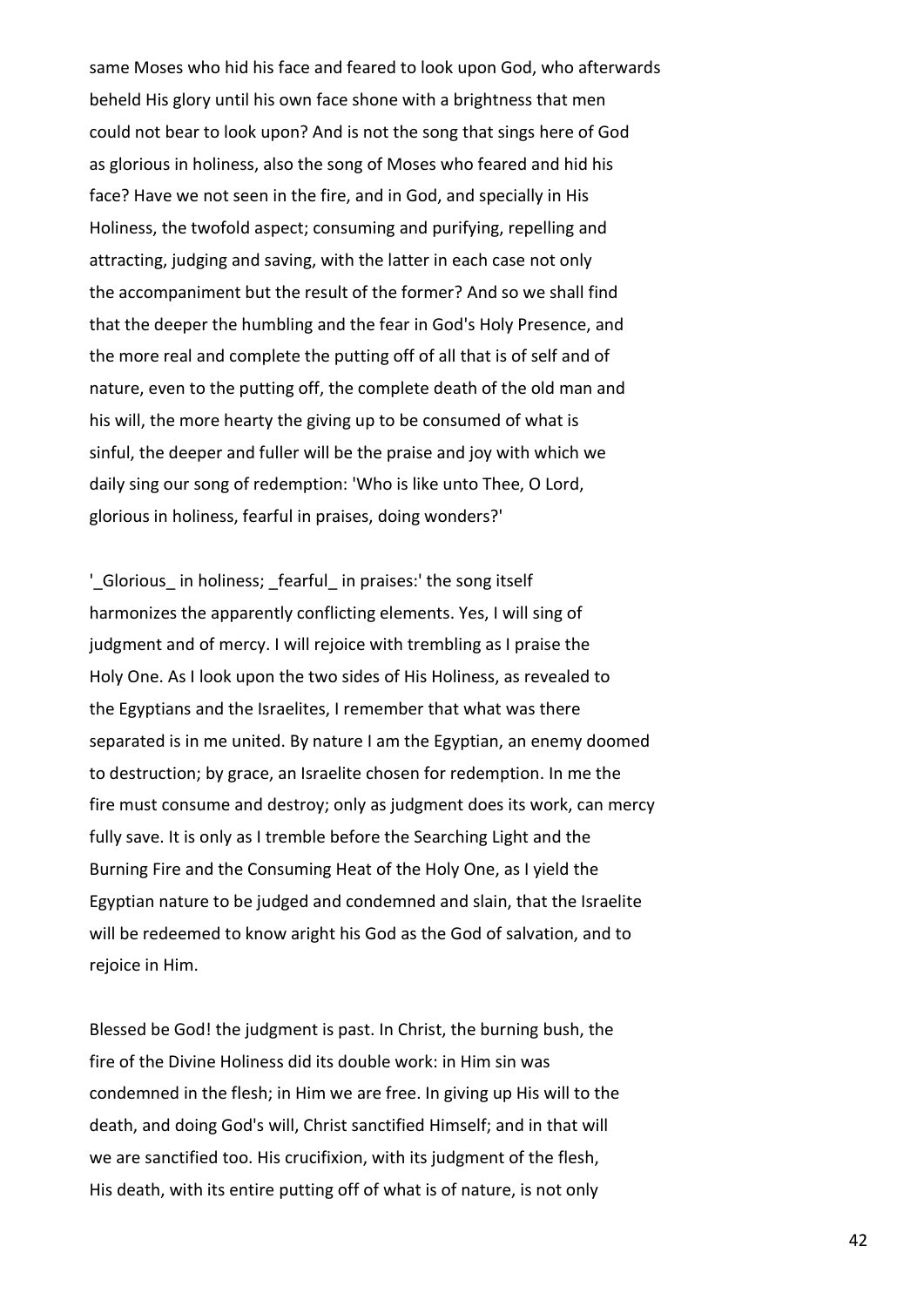same Moses who hid his face and feared to look upon God, who afterwards beheld His glory until his own face shone with a brightness that men could not bear to look upon? And is not the song that sings here of God as glorious in holiness, also the song of Moses who feared and hid his face? Have we not seen in the fire, and in God, and specially in His Holiness, the twofold aspect; consuming and purifying, repelling and attracting, judging and saving, with the latter in each case not only the accompaniment but the result of the former? And so we shall find that the deeper the humbling and the fear in God's Holy Presence, and the more real and complete the putting off of all that is of self and of nature, even to the putting off, the complete death of the old man and his will, the more hearty the giving up to be consumed of what is sinful, the deeper and fuller will be the praise and joy with which we daily sing our song of redemption: 'Who is like unto Thee, O Lord, glorious in holiness, fearful in praises, doing wonders?'

'_Glorious_ in holiness; _fearful_ in praises:' the song itself harmonizes the apparently conflicting elements. Yes, I will sing of judgment and of mercy. I will rejoice with trembling as I praise the Holy One. As I look upon the two sides of His Holiness, as revealed to the Egyptians and the Israelites, I remember that what was there separated is in me united. By nature I am the Egyptian, an enemy doomed to destruction; by grace, an Israelite chosen for redemption. In me the fire must consume and destroy; only as judgment does its work, can mercy fully save. It is only as I tremble before the Searching Light and the Burning Fire and the Consuming Heat of the Holy One, as I yield the Egyptian nature to be judged and condemned and slain, that the Israelite will be redeemed to know aright his God as the God of salvation, and to rejoice in Him.

Blessed be God! the judgment is past. In Christ, the burning bush, the fire of the Divine Holiness did its double work: in Him sin was condemned in the flesh; in Him we are free. In giving up His will to the death, and doing God's will, Christ sanctified Himself; and in that will we are sanctified too. His crucifixion, with its judgment of the flesh, His death, with its entire putting off of what is of nature, is not only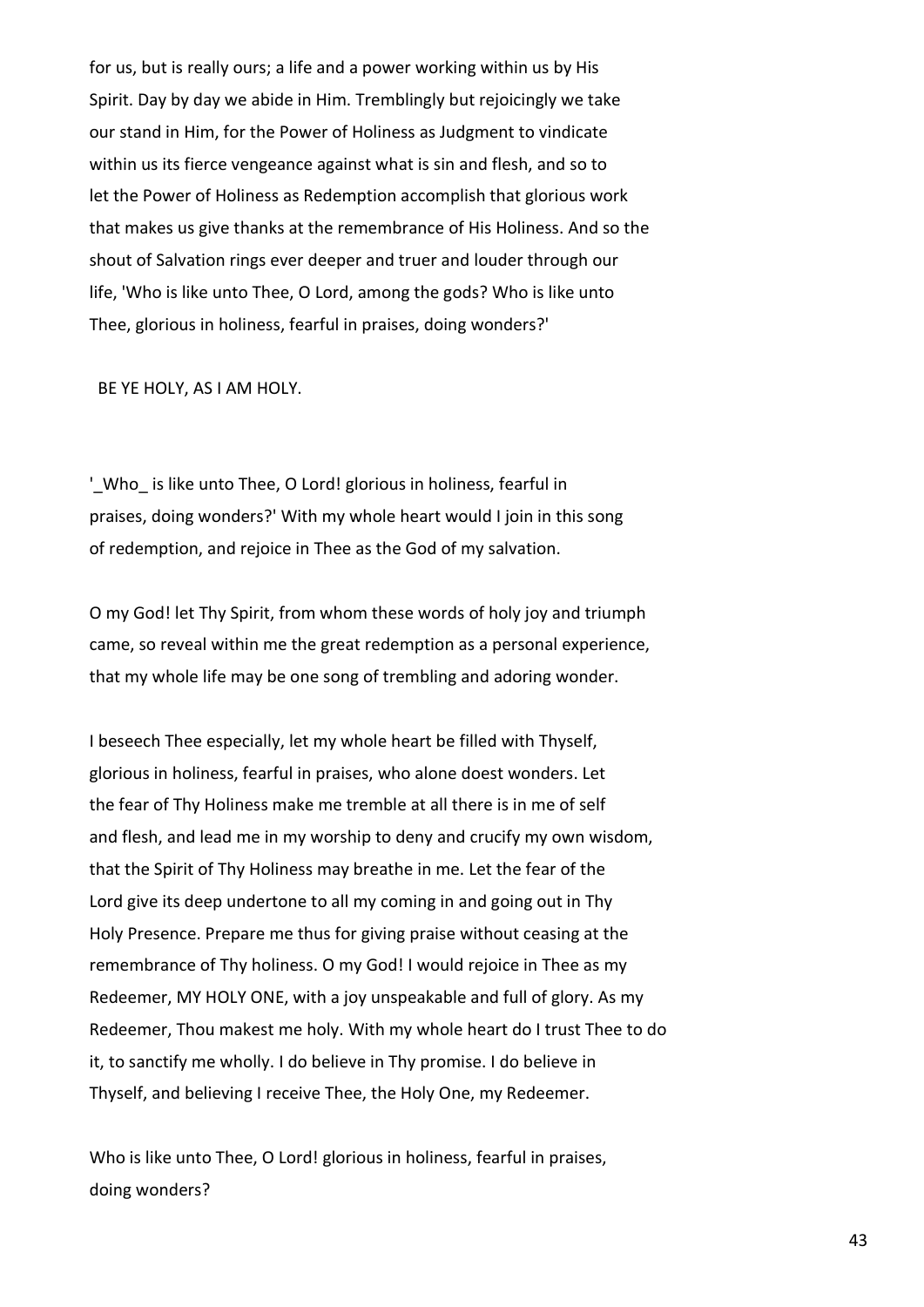for us, but is really ours; a life and a power working within us by His Spirit. Day by day we abide in Him. Tremblingly but rejoicingly we take our stand in Him, for the Power of Holiness as Judgment to vindicate within us its fierce vengeance against what is sin and flesh, and so to let the Power of Holiness as Redemption accomplish that glorious work that makes us give thanks at the remembrance of His Holiness. And so the shout of Salvation rings ever deeper and truer and louder through our life, 'Who is like unto Thee, O Lord, among the gods? Who is like unto Thee, glorious in holiness, fearful in praises, doing wonders?'

BE YE HOLY, AS I AM HOLY.

'_Who_ is like unto Thee, O Lord! glorious in holiness, fearful in praises, doing wonders?' With my whole heart would I join in this song of redemption, and rejoice in Thee as the God of my salvation.

O my God! let Thy Spirit, from whom these words of holy joy and triumph came, so reveal within me the great redemption as a personal experience, that my whole life may be one song of trembling and adoring wonder.

I beseech Thee especially, let my whole heart be filled with Thyself, glorious in holiness, fearful in praises, who alone doest wonders. Let the fear of Thy Holiness make me tremble at all there is in me of self and flesh, and lead me in my worship to deny and crucify my own wisdom, that the Spirit of Thy Holiness may breathe in me. Let the fear of the Lord give its deep undertone to all my coming in and going out in Thy Holy Presence. Prepare me thus for giving praise without ceasing at the remembrance of Thy holiness. O my God! I would rejoice in Thee as my Redeemer, MY HOLY ONE, with a joy unspeakable and full of glory. As my Redeemer, Thou makest me holy. With my whole heart do I trust Thee to do it, to sanctify me wholly. I do believe in Thy promise. I do believe in Thyself, and believing I receive Thee, the Holy One, my Redeemer.

Who is like unto Thee, O Lord! glorious in holiness, fearful in praises, doing wonders?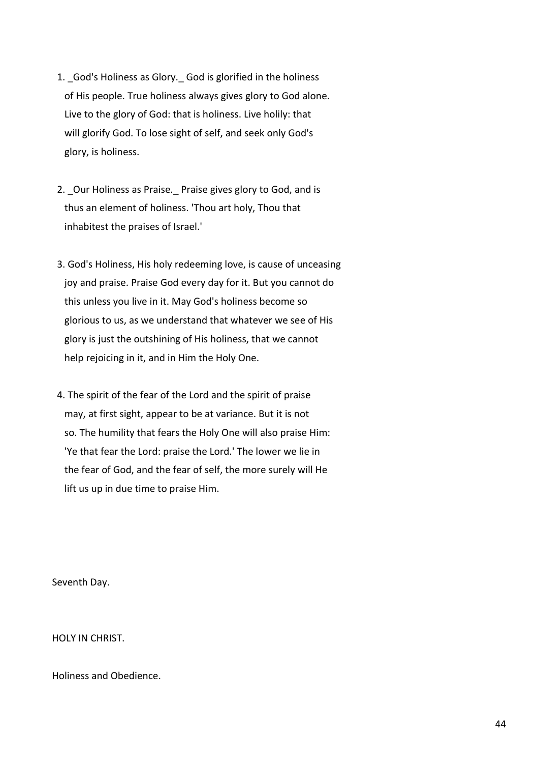1. _God's Holiness as Glory._ God is glorified in the holiness of His people. True holiness always gives glory to God alone. Live to the glory of God: that is holiness. Live holily: that will glorify God. To lose sight of self, and seek only God's glory, is holiness.

2. _Our Holiness as Praise._ Praise gives glory to God, and is thus an element of holiness. 'Thou art holy, Thou that inhabitest the praises of Israel.'

3. God's Holiness, His holy redeeming love, is cause of unceasing joy and praise. Praise God every day for it. But you cannot do this unless you live in it. May God's holiness become so glorious to us, as we understand that whatever we see of His glory is just the outshining of His holiness, that we cannot help rejoicing in it, and in Him the Holy One.

4. The spirit of the fear of the Lord and the spirit of praise may, at first sight, appear to be at variance. But it is not so. The humility that fears the Holy One will also praise Him: 'Ye that fear the Lord: praise the Lord.' The lower we lie in the fear of God, and the fear of self, the more surely will He lift us up in due time to praise Him.

Seventh Day.

## HOLY IN CHRIST.

### Holiness and Obedience.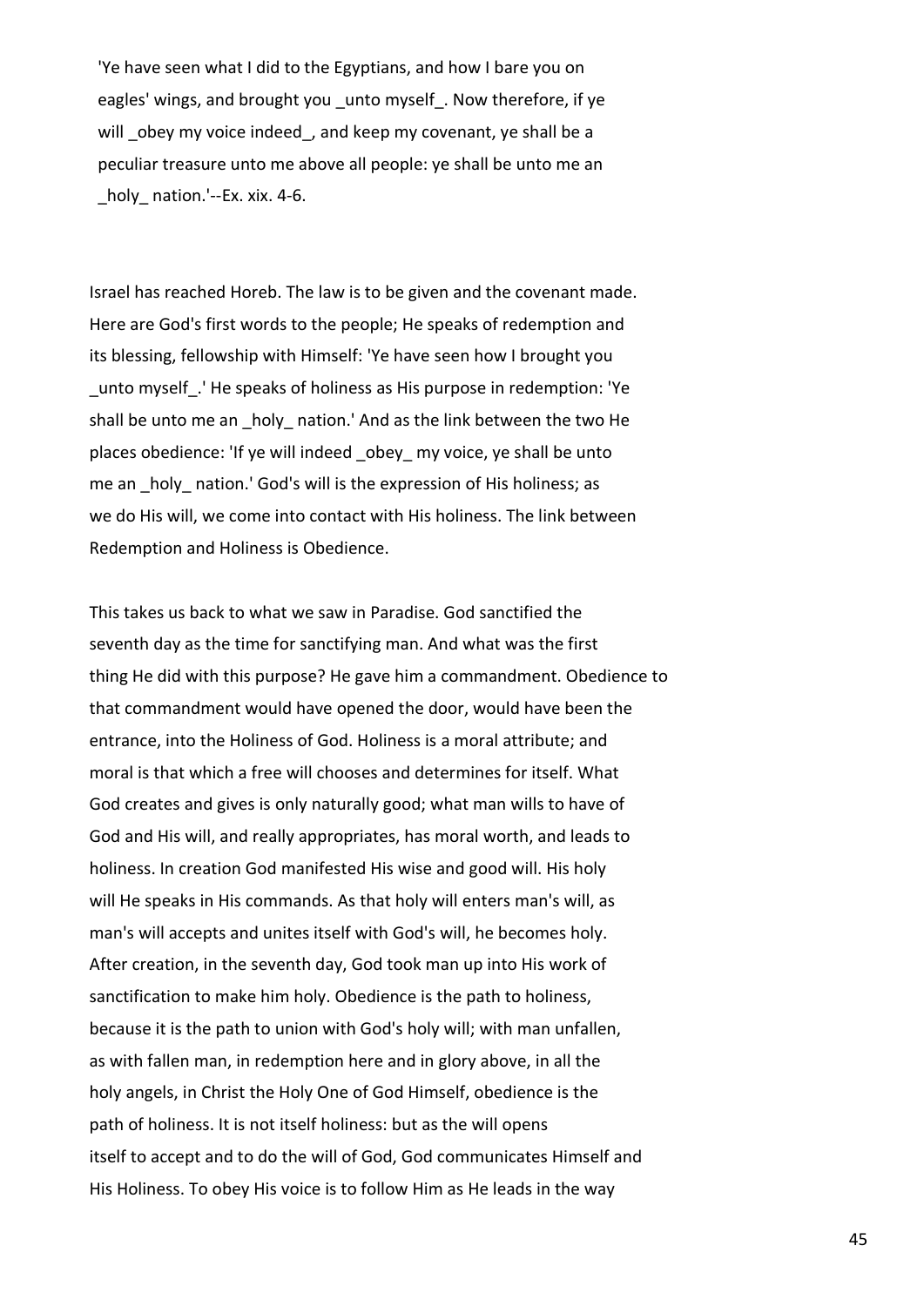'Ye have seen what I did to the Egyptians, and how I bare you on eagles' wings, and brought you _unto myself_. Now therefore, if ye will _obey my voice indeed_, and keep my covenant, ye shall be a peculiar treasure unto me above all people: ye shall be unto me an _holy_ nation.'--Ex. xix. 4-6.

Israel has reached Horeb. The law is to be given and the covenant made. Here are God's first words to the people; He speaks of redemption and its blessing, fellowship with Himself: 'Ye have seen how I brought you _unto myself_.' He speaks of holiness as His purpose in redemption: 'Ye shall be unto me an _holy_ nation.' And as the link between the two He places obedience: 'If ye will indeed _obey_ my voice, ye shall be unto me an _holy_ nation.' God's will is the expression of His holiness; as we do His will, we come into contact with His holiness. The link between Redemption and Holiness is Obedience.

This takes us back to what we saw in Paradise. God sanctified the seventh day as the time for sanctifying man. And what was the first thing He did with this purpose? He gave him a commandment. Obedience to that commandment would have opened the door, would have been the entrance, into the Holiness of God. Holiness is a moral attribute; and moral is that which a free will chooses and determines for itself. What God creates and gives is only naturally good; what man wills to have of God and His will, and really appropriates, has moral worth, and leads to holiness. In creation God manifested His wise and good will. His holy will He speaks in His commands. As that holy will enters man's will, as man's will accepts and unites itself with God's will, he becomes holy. After creation, in the seventh day, God took man up into His work of sanctification to make him holy. Obedience is the path to holiness, because it is the path to union with God's holy will; with man unfallen, as with fallen man, in redemption here and in glory above, in all the holy angels, in Christ the Holy One of God Himself, obedience is the path of holiness. It is not itself holiness: but as the will opens itself to accept and to do the will of God, God communicates Himself and His Holiness. To obey His voice is to follow Him as He leads in the way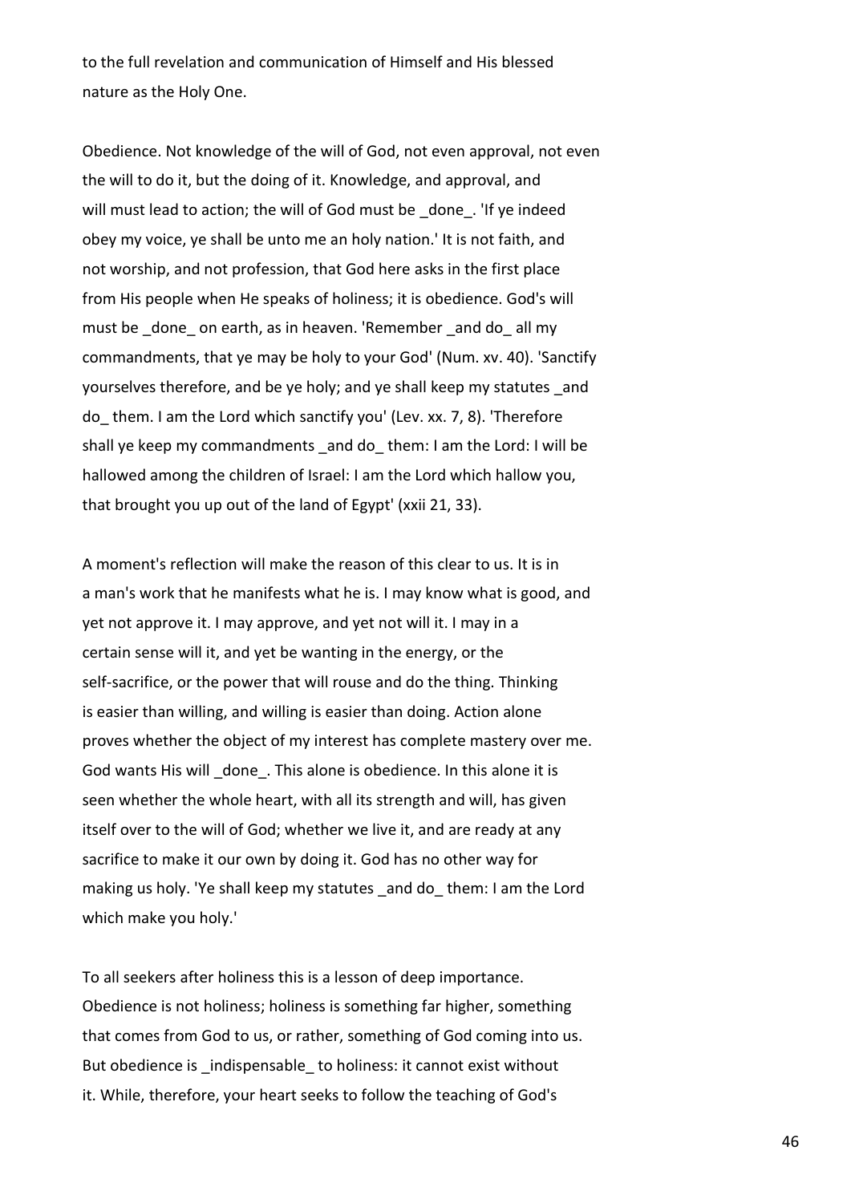to the full revelation and communication of Himself and His blessed nature as the Holy One.

Obedience. Not knowledge of the will of God, not even approval, not even the will to do it, but the doing of it. Knowledge, and approval, and will must lead to action; the will of God must be _done_. 'If ye indeed obey my voice, ye shall be unto me an holy nation.' It is not faith, and not worship, and not profession, that God here asks in the first place from His people when He speaks of holiness; it is obedience. God's will must be _done_ on earth, as in heaven. 'Remember _and do_ all my commandments, that ye may be holy to your God' (Num. xv. 40). 'Sanctify yourselves therefore, and be ye holy; and ye shall keep my statutes _and do_ them. I am the Lord which sanctify you' (Lev. xx. 7, 8). 'Therefore shall ye keep my commandments _and do_ them: I am the Lord: I will be hallowed among the children of Israel: I am the Lord which hallow you, that brought you up out of the land of Egypt' (xxii 21, 33).

A moment's reflection will make the reason of this clear to us. It is in a man's work that he manifests what he is. I may know what is good, and yet not approve it. I may approve, and yet not will it. I may in a certain sense will it, and yet be wanting in the energy, or the self-sacrifice, or the power that will rouse and do the thing. Thinking is easier than willing, and willing is easier than doing. Action alone proves whether the object of my interest has complete mastery over me. God wants His will _done_. This alone is obedience. In this alone it is seen whether the whole heart, with all its strength and will, has given itself over to the will of God; whether we live it, and are ready at any sacrifice to make it our own by doing it. God has no other way for making us holy. 'Ye shall keep my statutes _and do_ them: I am the Lord which make you holy.'

To all seekers after holiness this is a lesson of deep importance. Obedience is not holiness; holiness is something far higher, something that comes from God to us, or rather, something of God coming into us. But obedience is _indispensable_ to holiness: it cannot exist without it. While, therefore, your heart seeks to follow the teaching of God's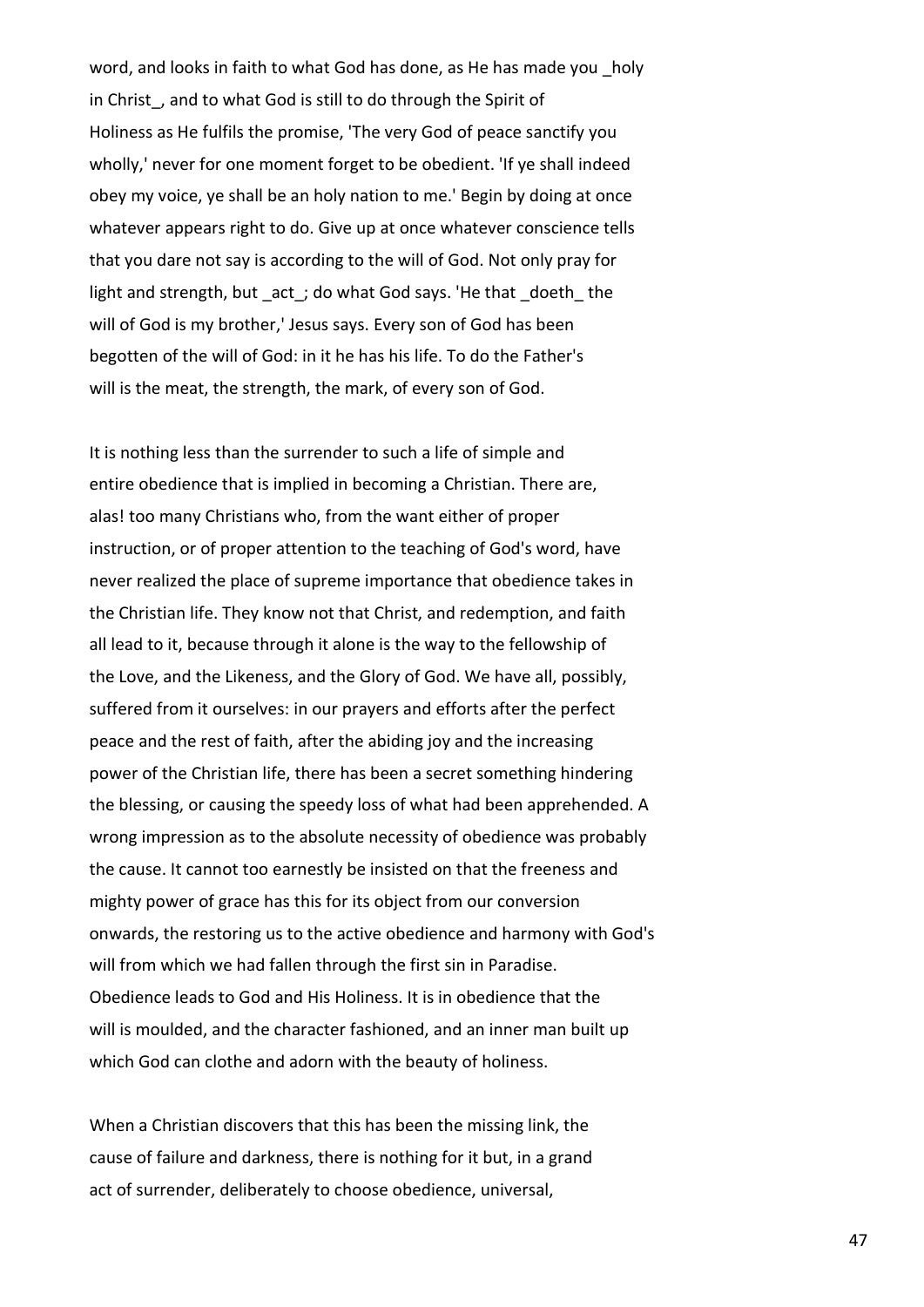word, and looks in faith to what God has done, as He has made you _holy in Christ_, and to what God is still to do through the Spirit of Holiness as He fulfils the promise, 'The very God of peace sanctify you wholly,' never for one moment forget to be obedient. 'If ye shall indeed obey my voice, ye shall be an holy nation to me.' Begin by doing at once whatever appears right to do. Give up at once whatever conscience tells that you dare not say is according to the will of God. Not only pray for light and strength, but _act_; do what God says. 'He that _doeth_ the will of God is my brother,' Jesus says. Every son of God has been begotten of the will of God: in it he has his life. To do the Father's will is the meat, the strength, the mark, of every son of God.

It is nothing less than the surrender to such a life of simple and entire obedience that is implied in becoming a Christian. There are, alas! too many Christians who, from the want either of proper instruction, or of proper attention to the teaching of God's word, have never realized the place of supreme importance that obedience takes in the Christian life. They know not that Christ, and redemption, and faith all lead to it, because through it alone is the way to the fellowship of the Love, and the Likeness, and the Glory of God. We have all, possibly, suffered from it ourselves: in our prayers and efforts after the perfect peace and the rest of faith, after the abiding joy and the increasing power of the Christian life, there has been a secret something hindering the blessing, or causing the speedy loss of what had been apprehended. A wrong impression as to the absolute necessity of obedience was probably the cause. It cannot too earnestly be insisted on that the freeness and mighty power of grace has this for its object from our conversion onwards, the restoring us to the active obedience and harmony with God's will from which we had fallen through the first sin in Paradise. Obedience leads to God and His Holiness. It is in obedience that the will is moulded, and the character fashioned, and an inner man built up which God can clothe and adorn with the beauty of holiness.

When a Christian discovers that this has been the missing link, the cause of failure and darkness, there is nothing for it but, in a grand act of surrender, deliberately to choose obedience, universal,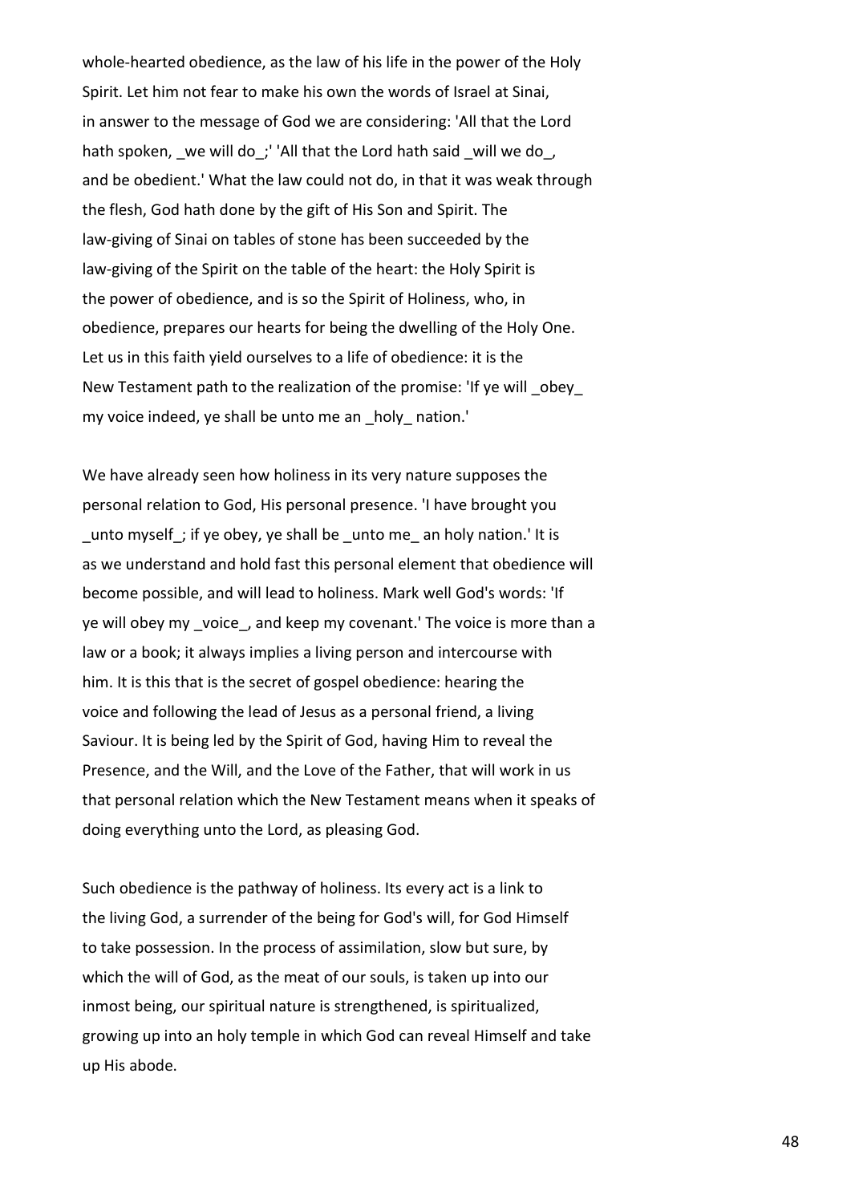whole-hearted obedience, as the law of his life in the power of the Holy Spirit. Let him not fear to make his own the words of Israel at Sinai, in answer to the message of God we are considering: 'All that the Lord hath spoken, _we will do_;' 'All that the Lord hath said _will we do_, and be obedient.' What the law could not do, in that it was weak through the flesh, God hath done by the gift of His Son and Spirit. The law-giving of Sinai on tables of stone has been succeeded by the law-giving of the Spirit on the table of the heart: the Holy Spirit is the power of obedience, and is so the Spirit of Holiness, who, in obedience, prepares our hearts for being the dwelling of the Holy One. Let us in this faith yield ourselves to a life of obedience: it is the New Testament path to the realization of the promise: 'If ye will _obey_ my voice indeed, ye shall be unto me an _holy_ nation.'

We have already seen how holiness in its very nature supposes the personal relation to God, His personal presence. 'I have brought you _unto myself_; if ye obey, ye shall be _unto me_ an holy nation.' It is as we understand and hold fast this personal element that obedience will become possible, and will lead to holiness. Mark well God's words: 'If ye will obey my _voice_, and keep my covenant.' The voice is more than a law or a book; it always implies a living person and intercourse with him. It is this that is the secret of gospel obedience: hearing the voice and following the lead of Jesus as a personal friend, a living Saviour. It is being led by the Spirit of God, having Him to reveal the Presence, and the Will, and the Love of the Father, that will work in us that personal relation which the New Testament means when it speaks of doing everything unto the Lord, as pleasing God.

Such obedience is the pathway of holiness. Its every act is a link to the living God, a surrender of the being for God's will, for God Himself to take possession. In the process of assimilation, slow but sure, by which the will of God, as the meat of our souls, is taken up into our inmost being, our spiritual nature is strengthened, is spiritualized, growing up into an holy temple in which God can reveal Himself and take up His abode.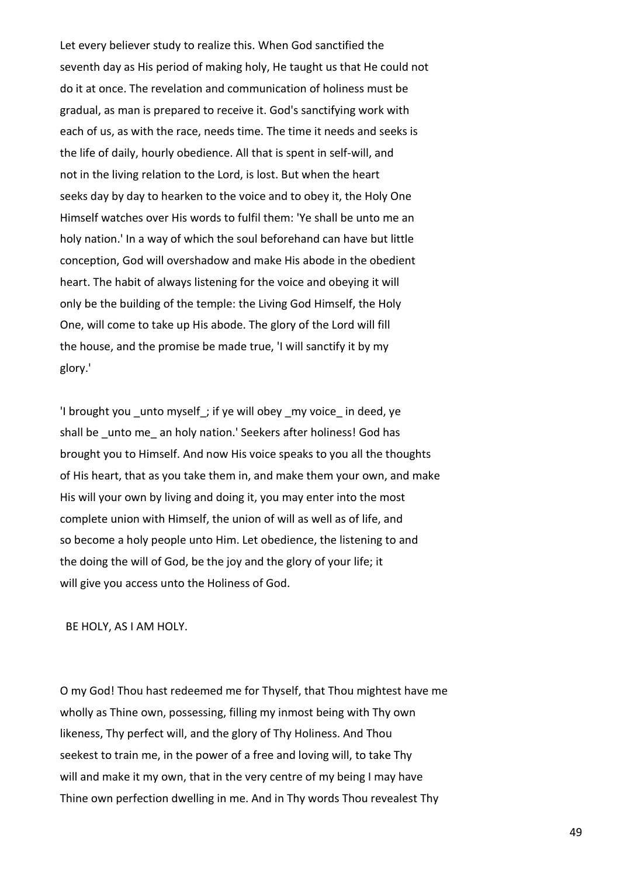Let every believer study to realize this. When God sanctified the seventh day as His period of making holy, He taught us that He could not do it at once. The revelation and communication of holiness must be gradual, as man is prepared to receive it. God's sanctifying work with each of us, as with the race, needs time. The time it needs and seeks is the life of daily, hourly obedience. All that is spent in self-will, and not in the living relation to the Lord, is lost. But when the heart seeks day by day to hearken to the voice and to obey it, the Holy One Himself watches over His words to fulfil them: 'Ye shall be unto me an holy nation.' In a way of which the soul beforehand can have but little conception, God will overshadow and make His abode in the obedient heart. The habit of always listening for the voice and obeying it will only be the building of the temple: the Living God Himself, the Holy One, will come to take up His abode. The glory of the Lord will fill the house, and the promise be made true, 'I will sanctify it by my glory.'

'I brought you _unto myself_; if ye will obey _my voice_ in deed, ye shall be _unto me_ an holy nation.' Seekers after holiness! God has brought you to Himself. And now His voice speaks to you all the thoughts of His heart, that as you take them in, and make them your own, and make His will your own by living and doing it, you may enter into the most complete union with Himself, the union of will as well as of life, and so become a holy people unto Him. Let obedience, the listening to and the doing the will of God, be the joy and the glory of your life; it will give you access unto the Holiness of God.

BE HOLY, AS I AM HOLY.

O my God! Thou hast redeemed me for Thyself, that Thou mightest have me wholly as Thine own, possessing, filling my inmost being with Thy own likeness, Thy perfect will, and the glory of Thy Holiness. And Thou seekest to train me, in the power of a free and loving will, to take Thy will and make it my own, that in the very centre of my being I may have Thine own perfection dwelling in me. And in Thy words Thou revealest Thy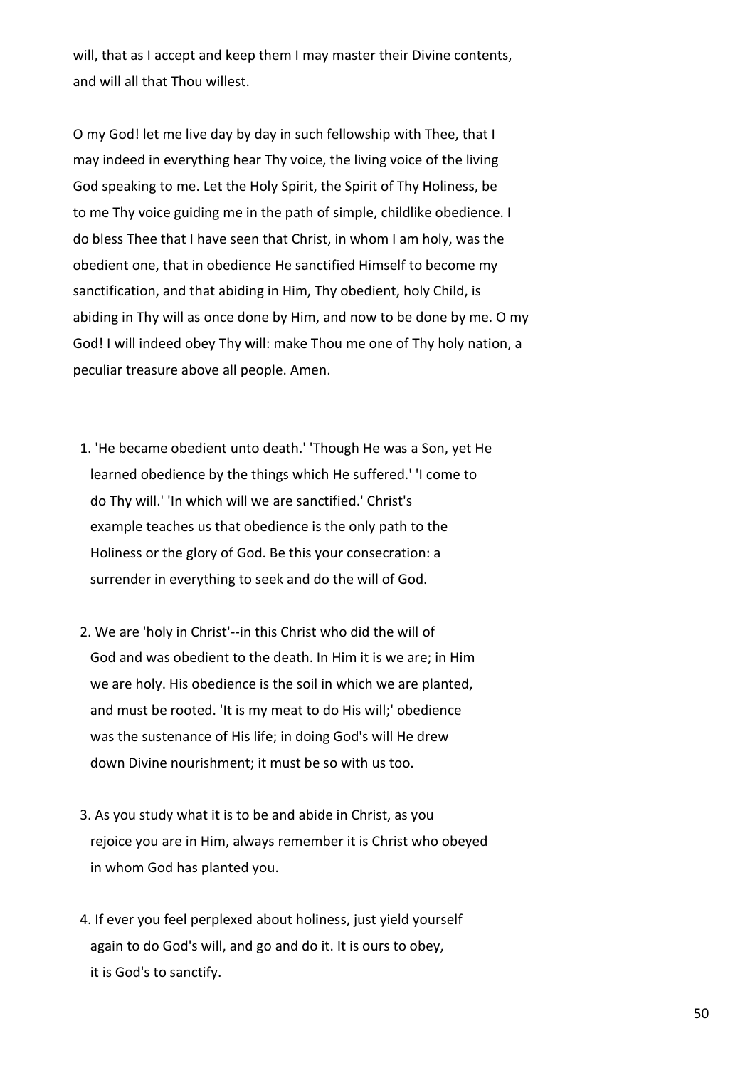will, that as I accept and keep them I may master their Divine contents, and will all that Thou willest.

O my God! let me live day by day in such fellowship with Thee, that I may indeed in everything hear Thy voice, the living voice of the living God speaking to me. Let the Holy Spirit, the Spirit of Thy Holiness, be to me Thy voice guiding me in the path of simple, childlike obedience. I do bless Thee that I have seen that Christ, in whom I am holy, was the obedient one, that in obedience He sanctified Himself to become my sanctification, and that abiding in Him, Thy obedient, holy Child, is abiding in Thy will as once done by Him, and now to be done by me. O my God! I will indeed obey Thy will: make Thou me one of Thy holy nation, a peculiar treasure above all people. Amen.

1. 'He became obedient unto death.' 'Though He was a Son, yet He learned obedience by the things which He suffered.' 'I come to do Thy will.' 'In which will we are sanctified.' Christ's example teaches us that obedience is the only path to the Holiness or the glory of God. Be this your consecration: a surrender in everything to seek and do the will of God.

2. We are 'holy in Christ'--in this Christ who did the will of God and was obedient to the death. In Him it is we are; in Him we are holy. His obedience is the soil in which we are planted, and must be rooted. 'It is my meat to do His will;' obedience was the sustenance of His life; in doing God's will He drew down Divine nourishment; it must be so with us too.

3. As you study what it is to be and abide in Christ, as you rejoice you are in Him, always remember it is Christ who obeyed in whom God has planted you.

4. If ever you feel perplexed about holiness, just yield yourself again to do God's will, and go and do it. It is ours to obey, it is God's to sanctify.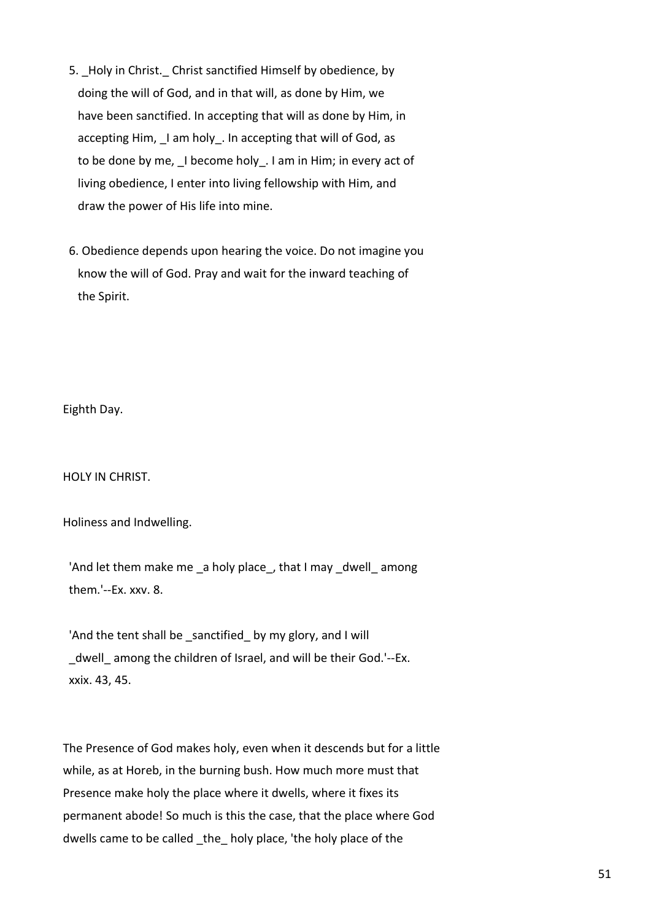5. _Holy in Christ._ Christ sanctified Himself by obedience, by doing the will of God, and in that will, as done by Him, we have been sanctified. In accepting that will as done by Him, in accepting Him, _I am holy_. In accepting that will of God, as to be done by me, _I become holy_. I am in Him; in every act of living obedience, I enter into living fellowship with Him, and draw the power of His life into mine.

6. Obedience depends upon hearing the voice. Do not imagine you know the will of God. Pray and wait for the inward teaching of the Spirit.

## Eighth Day.

## HOLY IN CHRIST.

### Holiness and Indwelling.

> 'And let them make me _a holy place_, that I may _dwell_ among them.'--Ex. xxv. 8.

> 'And the tent shall be _sanctified_ by my glory, and I will _dwell_ among the children of Israel, and will be their God.'--Ex. xxix. 43, 45.

The Presence of God makes holy, even when it descends but for a little while, as at Horeb, in the burning bush. How much more must that Presence make holy the place where it dwells, where it fixes its permanent abode! So much is this the case, that the place where God dwells came to be called _the_ holy place, 'the holy place of the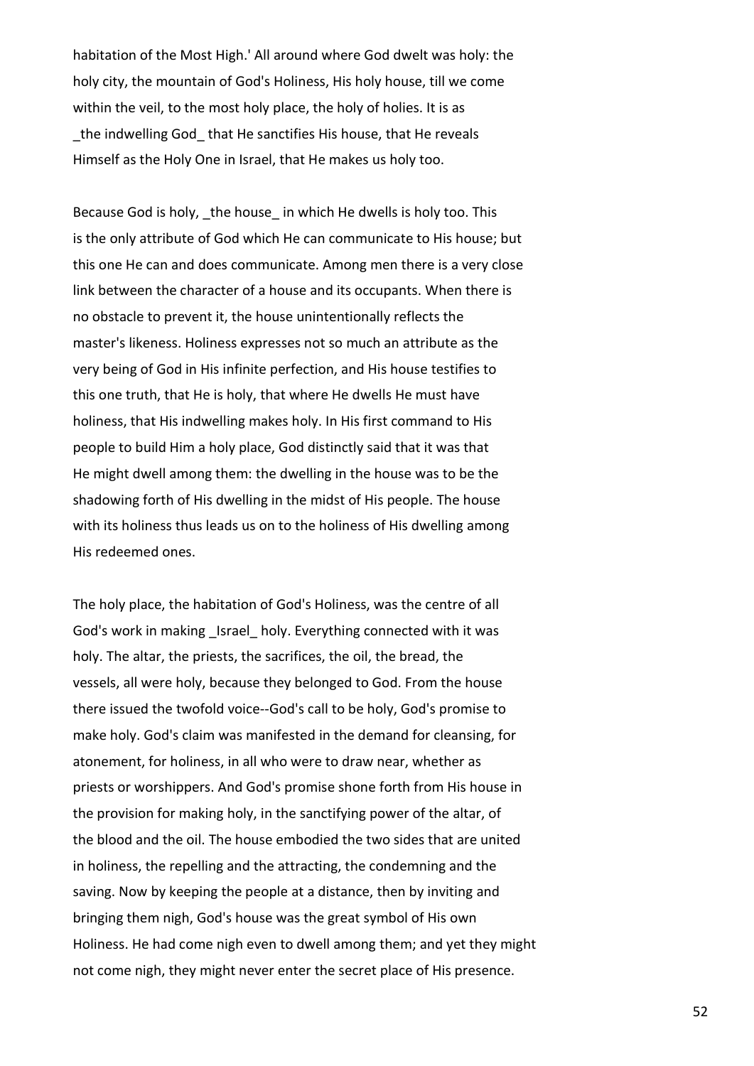habitation of the Most High.' All around where God dwelt was holy: the holy city, the mountain of God's Holiness, His holy house, till we come within the veil, to the most holy place, the holy of holies. It is as _the indwelling God_ that He sanctifies His house, that He reveals Himself as the Holy One in Israel, that He makes us holy too.

Because God is holy, _the house_ in which He dwells is holy too. This is the only attribute of God which He can communicate to His house; but this one He can and does communicate. Among men there is a very close link between the character of a house and its occupants. When there is no obstacle to prevent it, the house unintentionally reflects the master's likeness. Holiness expresses not so much an attribute as the very being of God in His infinite perfection, and His house testifies to this one truth, that He is holy, that where He dwells He must have holiness, that His indwelling makes holy. In His first command to His people to build Him a holy place, God distinctly said that it was that He might dwell among them: the dwelling in the house was to be the shadowing forth of His dwelling in the midst of His people. The house with its holiness thus leads us on to the holiness of His dwelling among His redeemed ones.

The holy place, the habitation of God's Holiness, was the centre of all God's work in making _Israel_ holy. Everything connected with it was holy. The altar, the priests, the sacrifices, the oil, the bread, the vessels, all were holy, because they belonged to God. From the house there issued the twofold voice--God's call to be holy, God's promise to make holy. God's claim was manifested in the demand for cleansing, for atonement, for holiness, in all who were to draw near, whether as priests or worshippers. And God's promise shone forth from His house in the provision for making holy, in the sanctifying power of the altar, of the blood and the oil. The house embodied the two sides that are united in holiness, the repelling and the attracting, the condemning and the saving. Now by keeping the people at a distance, then by inviting and bringing them nigh, God's house was the great symbol of His own Holiness. He had come nigh even to dwell among them; and yet they might not come nigh, they might never enter the secret place of His presence.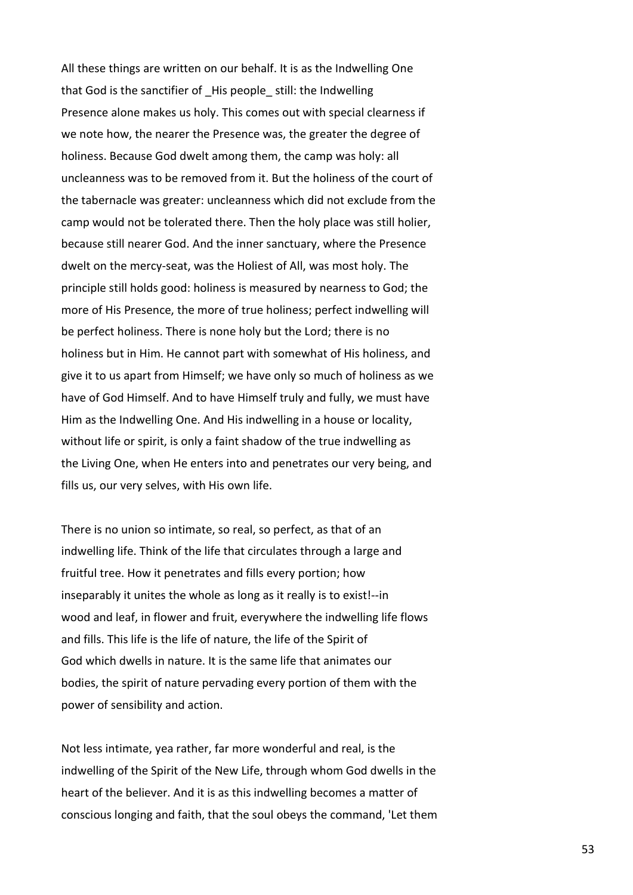All these things are written on our behalf. It is as the Indwelling One that God is the sanctifier of _His people_ still: the Indwelling Presence alone makes us holy. This comes out with special clearness if we note how, the nearer the Presence was, the greater the degree of holiness. Because God dwelt among them, the camp was holy: all uncleanness was to be removed from it. But the holiness of the court of the tabernacle was greater: uncleanness which did not exclude from the camp would not be tolerated there. Then the holy place was still holier, because still nearer God. And the inner sanctuary, where the Presence dwelt on the mercy-seat, was the Holiest of All, was most holy. The principle still holds good: holiness is measured by nearness to God; the more of His Presence, the more of true holiness; perfect indwelling will be perfect holiness. There is none holy but the Lord; there is no holiness but in Him. He cannot part with somewhat of His holiness, and give it to us apart from Himself; we have only so much of holiness as we have of God Himself. And to have Himself truly and fully, we must have Him as the Indwelling One. And His indwelling in a house or locality, without life or spirit, is only a faint shadow of the true indwelling as the Living One, when He enters into and penetrates our very being, and fills us, our very selves, with His own life.

There is no union so intimate, so real, so perfect, as that of an indwelling life. Think of the life that circulates through a large and fruitful tree. How it penetrates and fills every portion; how inseparably it unites the whole as long as it really is to exist!--in wood and leaf, in flower and fruit, everywhere the indwelling life flows and fills. This life is the life of nature, the life of the Spirit of God which dwells in nature. It is the same life that animates our bodies, the spirit of nature pervading every portion of them with the power of sensibility and action.

Not less intimate, yea rather, far more wonderful and real, is the indwelling of the Spirit of the New Life, through whom God dwells in the heart of the believer. And it is as this indwelling becomes a matter of conscious longing and faith, that the soul obeys the command, 'Let them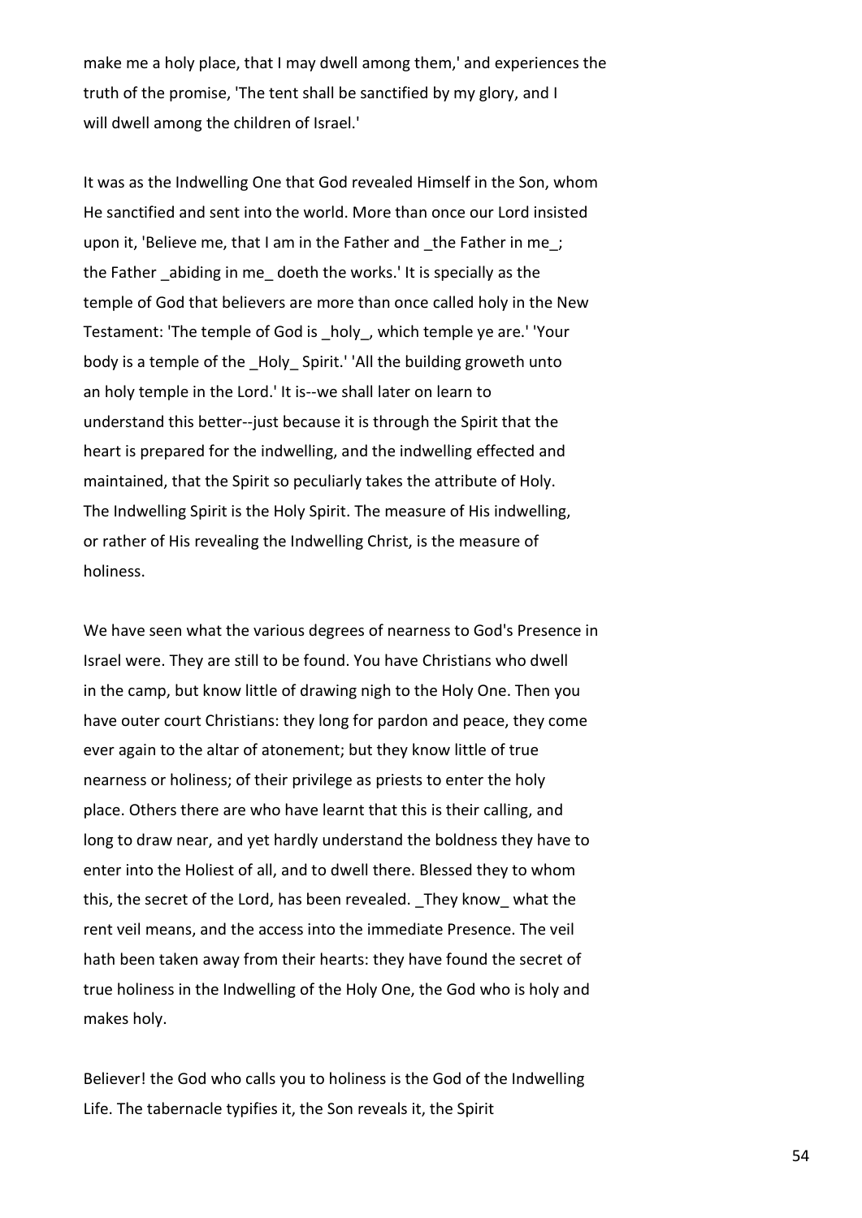make me a holy place, that I may dwell among them,' and experiences the truth of the promise, 'The tent shall be sanctified by my glory, and I will dwell among the children of Israel.'

It was as the Indwelling One that God revealed Himself in the Son, whom He sanctified and sent into the world. More than once our Lord insisted upon it, 'Believe me, that I am in the Father and _the Father in me_; the Father _abiding in me_ doeth the works.' It is specially as the temple of God that believers are more than once called holy in the New Testament: 'The temple of God is _holy_, which temple ye are.' 'Your body is a temple of the _Holy_ Spirit.' 'All the building groweth unto an holy temple in the Lord.' It is--we shall later on learn to understand this better--just because it is through the Spirit that the heart is prepared for the indwelling, and the indwelling effected and maintained, that the Spirit so peculiarly takes the attribute of Holy. The Indwelling Spirit is the Holy Spirit. The measure of His indwelling, or rather of His revealing the Indwelling Christ, is the measure of holiness.

We have seen what the various degrees of nearness to God's Presence in Israel were. They are still to be found. You have Christians who dwell in the camp, but know little of drawing nigh to the Holy One. Then you have outer court Christians: they long for pardon and peace, they come ever again to the altar of atonement; but they know little of true nearness or holiness; of their privilege as priests to enter the holy place. Others there are who have learnt that this is their calling, and long to draw near, and yet hardly understand the boldness they have to enter into the Holiest of all, and to dwell there. Blessed they to whom this, the secret of the Lord, has been revealed. _They know_ what the rent veil means, and the access into the immediate Presence. The veil hath been taken away from their hearts: they have found the secret of true holiness in the Indwelling of the Holy One, the God who is holy and makes holy.

Believer! the God who calls you to holiness is the God of the Indwelling Life. The tabernacle typifies it, the Son reveals it, the Spirit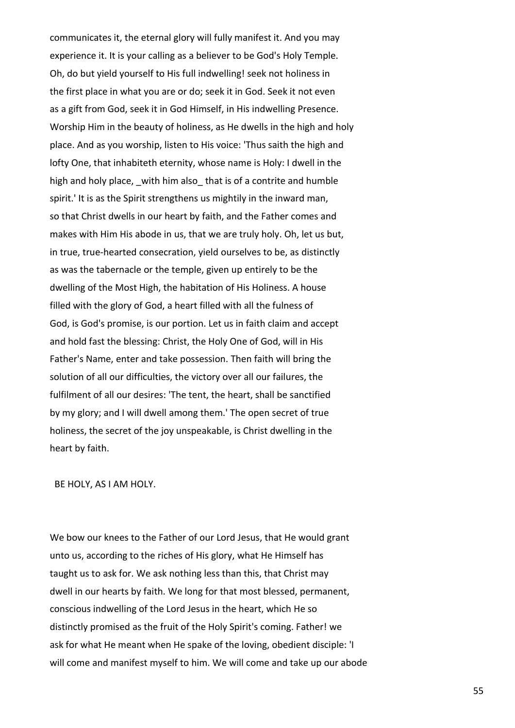communicates it, the eternal glory will fully manifest it. And you may experience it. It is your calling as a believer to be God's Holy Temple. Oh, do but yield yourself to His full indwelling! seek not holiness in the first place in what you are or do; seek it in God. Seek it not even as a gift from God, seek it in God Himself, in His indwelling Presence. Worship Him in the beauty of holiness, as He dwells in the high and holy place. And as you worship, listen to His voice: 'Thus saith the high and lofty One, that inhabiteth eternity, whose name is Holy: I dwell in the high and holy place, _with him also_ that is of a contrite and humble spirit.' It is as the Spirit strengthens us mightily in the inward man, so that Christ dwells in our heart by faith, and the Father comes and makes with Him His abode in us, that we are truly holy. Oh, let us but, in true, true-hearted consecration, yield ourselves to be, as distinctly as was the tabernacle or the temple, given up entirely to be the dwelling of the Most High, the habitation of His Holiness. A house filled with the glory of God, a heart filled with all the fulness of God, is God's promise, is our portion. Let us in faith claim and accept and hold fast the blessing: Christ, the Holy One of God, will in His Father's Name, enter and take possession. Then faith will bring the solution of all our difficulties, the victory over all our failures, the fulfilment of all our desires: 'The tent, the heart, shall be sanctified by my glory; and I will dwell among them.' The open secret of true holiness, the secret of the joy unspeakable, is Christ dwelling in the heart by faith.

BE HOLY, AS I AM HOLY.

We bow our knees to the Father of our Lord Jesus, that He would grant unto us, according to the riches of His glory, what He Himself has taught us to ask for. We ask nothing less than this, that Christ may dwell in our hearts by faith. We long for that most blessed, permanent, conscious indwelling of the Lord Jesus in the heart, which He so distinctly promised as the fruit of the Holy Spirit's coming. Father! we ask for what He meant when He spake of the loving, obedient disciple: 'I will come and manifest myself to him. We will come and take up our abode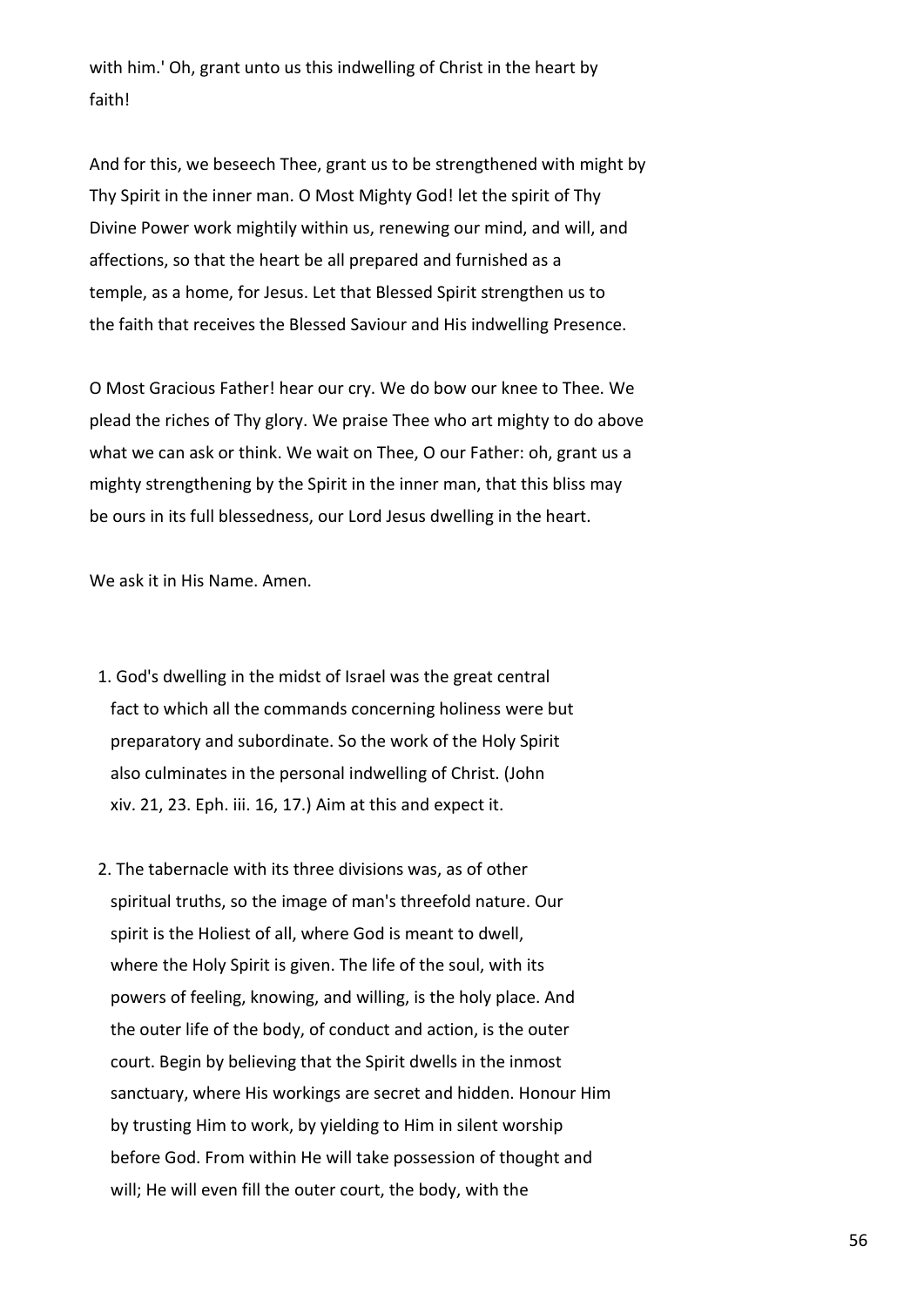with him.' Oh, grant unto us this indwelling of Christ in the heart by faith!

And for this, we beseech Thee, grant us to be strengthened with might by Thy Spirit in the inner man. O Most Mighty God! let the spirit of Thy Divine Power work mightily within us, renewing our mind, and will, and affections, so that the heart be all prepared and furnished as a temple, as a home, for Jesus. Let that Blessed Spirit strengthen us to the faith that receives the Blessed Saviour and His indwelling Presence.

O Most Gracious Father! hear our cry. We do bow our knee to Thee. We plead the riches of Thy glory. We praise Thee who art mighty to do above what we can ask or think. We wait on Thee, O our Father: oh, grant us a mighty strengthening by the Spirit in the inner man, that this bliss may be ours in its full blessedness, our Lord Jesus dwelling in the heart.

We ask it in His Name. Amen.

1. God's dwelling in the midst of Israel was the great central fact to which all the commands concerning holiness were but preparatory and subordinate. So the work of the Holy Spirit also culminates in the personal indwelling of Christ. (John xiv. 21, 23. Eph. iii. 16, 17.) Aim at this and expect it.

2. The tabernacle with its three divisions was, as of other spiritual truths, so the image of man's threefold nature. Our spirit is the Holiest of all, where God is meant to dwell, where the Holy Spirit is given. The life of the soul, with its powers of feeling, knowing, and willing, is the holy place. And the outer life of the body, of conduct and action, is the outer court. Begin by believing that the Spirit dwells in the inmost sanctuary, where His workings are secret and hidden. Honour Him by trusting Him to work, by yielding to Him in silent worship before God. From within He will take possession of thought and will; He will even fill the outer court, the body, with the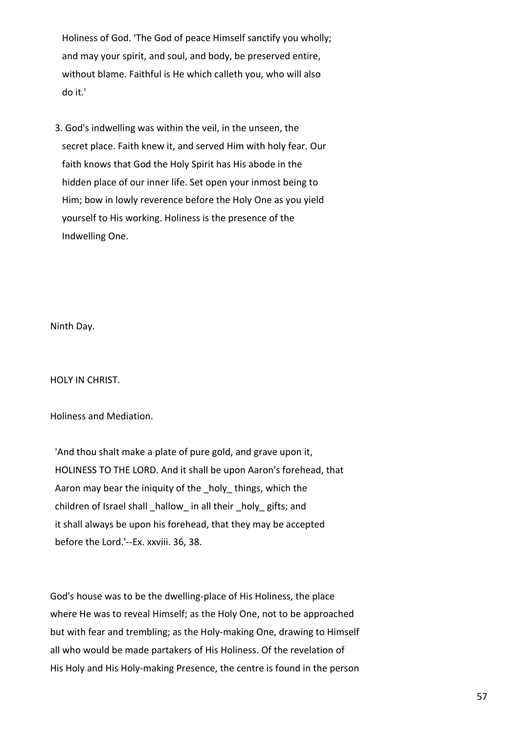Holiness of God. 'The God of peace Himself sanctify you wholly; and may your spirit, and soul, and body, be preserved entire, without blame. Faithful is He which calleth you, who will also do it.'

3. God's indwelling was within the veil, in the unseen, the secret place. Faith knew it, and served Him with holy fear. Our faith knows that God the Holy Spirit has His abode in the hidden place of our inner life. Set open your inmost being to Him; bow in lowly reverence before the Holy One as you yield yourself to His working. Holiness is the presence of the Indwelling One.

## Ninth Day.

## HOLY IN CHRIST.

### Holiness and Mediation.

> 'And thou shalt make a plate of pure gold, and grave upon it, HOLINESS TO THE LORD. And it shall be upon Aaron's forehead, that Aaron may bear the iniquity of the _holy_ things, which the children of Israel shall _hallow_ in all their _holy_ gifts; and it shall always be upon his forehead, that they may be accepted before the Lord.'--Ex. xxviii. 36, 38.

God's house was to be the dwelling-place of His Holiness, the place where He was to reveal Himself; as the Holy One, not to be approached but with fear and trembling; as the Holy-making One, drawing to Himself all who would be made partakers of His Holiness. Of the revelation of His Holy and His Holy-making Presence, the centre is found in the person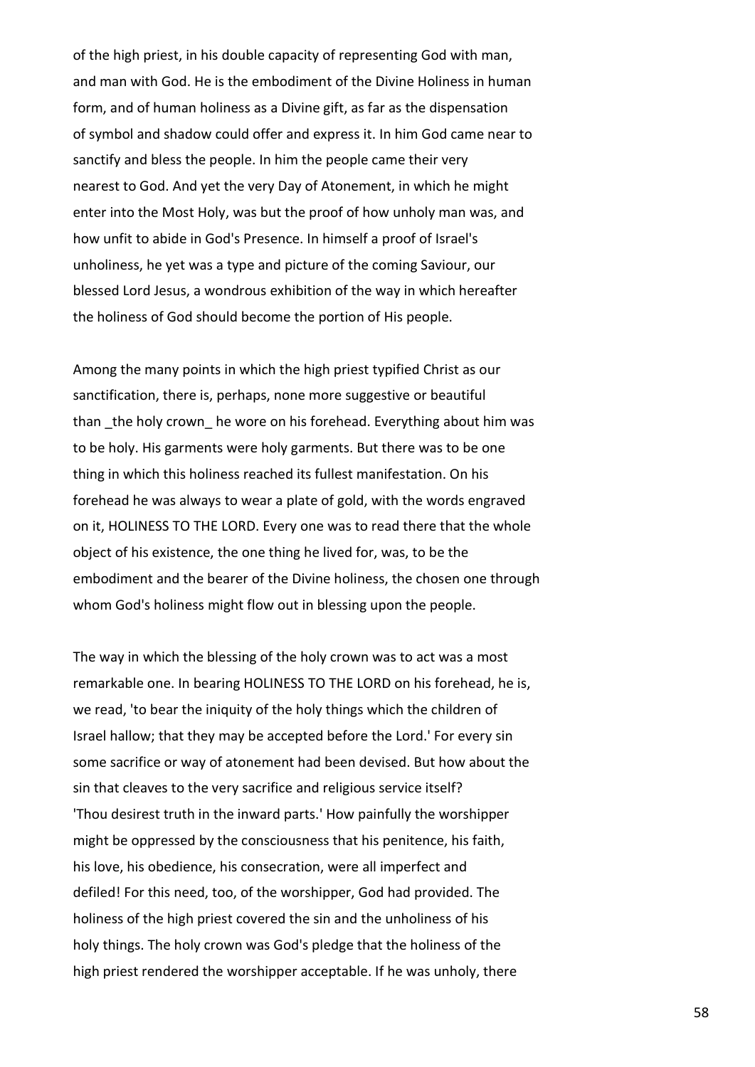of the high priest, in his double capacity of representing God with man, and man with God. He is the embodiment of the Divine Holiness in human form, and of human holiness as a Divine gift, as far as the dispensation of symbol and shadow could offer and express it. In him God came near to sanctify and bless the people. In him the people came their very nearest to God. And yet the very Day of Atonement, in which he might enter into the Most Holy, was but the proof of how unholy man was, and how unfit to abide in God's Presence. In himself a proof of Israel's unholiness, he yet was a type and picture of the coming Saviour, our blessed Lord Jesus, a wondrous exhibition of the way in which hereafter the holiness of God should become the portion of His people.

Among the many points in which the high priest typified Christ as our sanctification, there is, perhaps, none more suggestive or beautiful than _the holy crown_ he wore on his forehead. Everything about him was to be holy. His garments were holy garments. But there was to be one thing in which this holiness reached its fullest manifestation. On his forehead he was always to wear a plate of gold, with the words engraved on it, HOLINESS TO THE LORD. Every one was to read there that the whole object of his existence, the one thing he lived for, was, to be the embodiment and the bearer of the Divine holiness, the chosen one through whom God's holiness might flow out in blessing upon the people.

The way in which the blessing of the holy crown was to act was a most remarkable one. In bearing HOLINESS TO THE LORD on his forehead, he is, we read, 'to bear the iniquity of the holy things which the children of Israel hallow; that they may be accepted before the Lord.' For every sin some sacrifice or way of atonement had been devised. But how about the sin that cleaves to the very sacrifice and religious service itself? 'Thou desirest truth in the inward parts.' How painfully the worshipper might be oppressed by the consciousness that his penitence, his faith, his love, his obedience, his consecration, were all imperfect and defiled! For this need, too, of the worshipper, God had provided. The holiness of the high priest covered the sin and the unholiness of his holy things. The holy crown was God's pledge that the holiness of the high priest rendered the worshipper acceptable. If he was unholy, there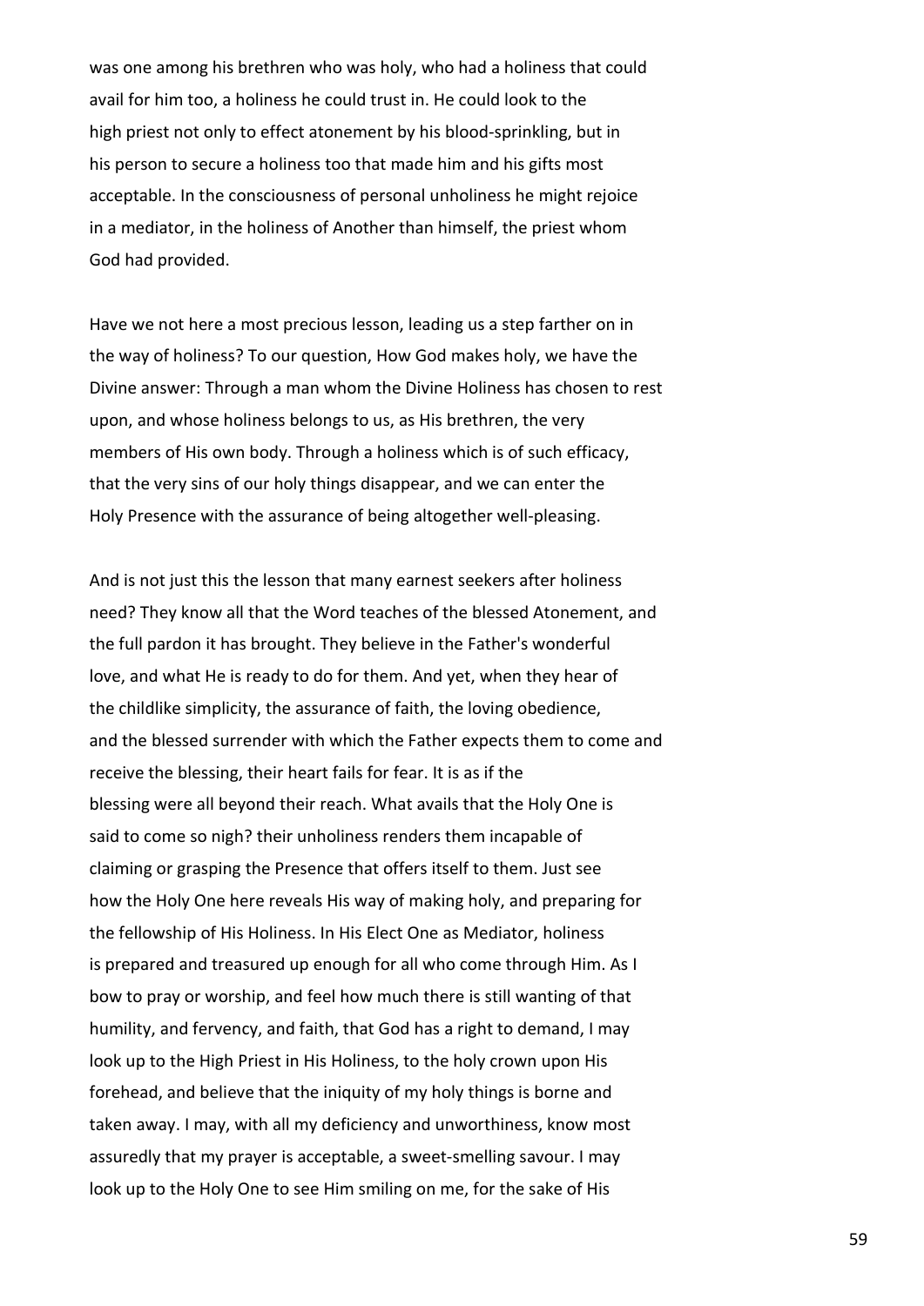was one among his brethren who was holy, who had a holiness that could avail for him too, a holiness he could trust in. He could look to the high priest not only to effect atonement by his blood-sprinkling, but in his person to secure a holiness too that made him and his gifts most acceptable. In the consciousness of personal unholiness he might rejoice in a mediator, in the holiness of Another than himself, the priest whom God had provided.

Have we not here a most precious lesson, leading us a step farther on in the way of holiness? To our question, How God makes holy, we have the Divine answer: Through a man whom the Divine Holiness has chosen to rest upon, and whose holiness belongs to us, as His brethren, the very members of His own body. Through a holiness which is of such efficacy, that the very sins of our holy things disappear, and we can enter the Holy Presence with the assurance of being altogether well-pleasing.

And is not just this the lesson that many earnest seekers after holiness need? They know all that the Word teaches of the blessed Atonement, and the full pardon it has brought. They believe in the Father's wonderful love, and what He is ready to do for them. And yet, when they hear of the childlike simplicity, the assurance of faith, the loving obedience, and the blessed surrender with which the Father expects them to come and receive the blessing, their heart fails for fear. It is as if the blessing were all beyond their reach. What avails that the Holy One is said to come so nigh? their unholiness renders them incapable of claiming or grasping the Presence that offers itself to them. Just see how the Holy One here reveals His way of making holy, and preparing for the fellowship of His Holiness. In His Elect One as Mediator, holiness is prepared and treasured up enough for all who come through Him. As I bow to pray or worship, and feel how much there is still wanting of that humility, and fervency, and faith, that God has a right to demand, I may look up to the High Priest in His Holiness, to the holy crown upon His forehead, and believe that the iniquity of my holy things is borne and taken away. I may, with all my deficiency and unworthiness, know most assuredly that my prayer is acceptable, a sweet-smelling savour. I may look up to the Holy One to see Him smiling on me, for the sake of His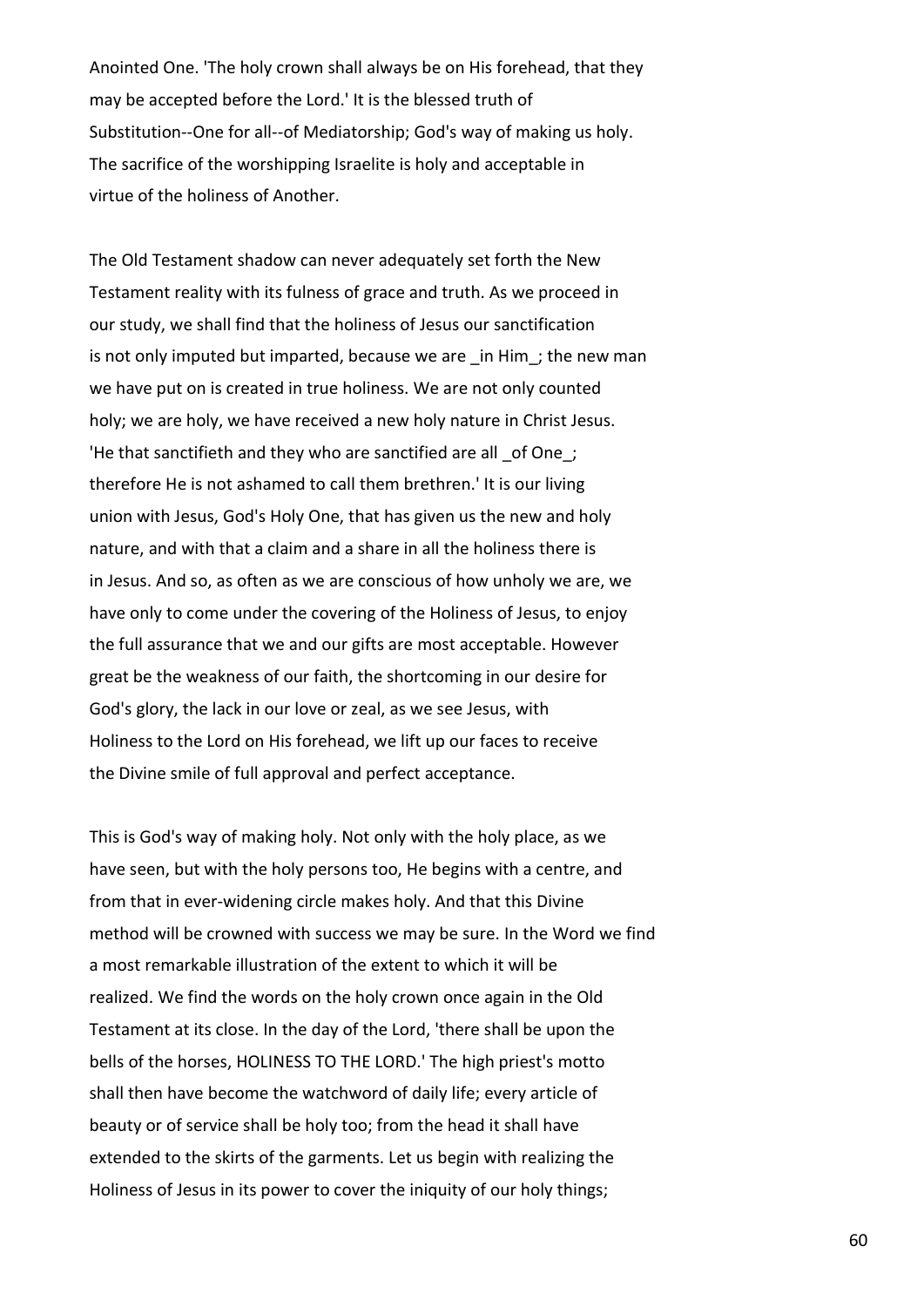Anointed One. 'The holy crown shall always be on His forehead, that they may be accepted before the Lord.' It is the blessed truth of Substitution--One for all--of Mediatorship; God's way of making us holy. The sacrifice of the worshipping Israelite is holy and acceptable in virtue of the holiness of Another.

The Old Testament shadow can never adequately set forth the New Testament reality with its fulness of grace and truth. As we proceed in our study, we shall find that the holiness of Jesus our sanctification is not only imputed but imparted, because we are _in Him_; the new man we have put on is created in true holiness. We are not only counted holy; we are holy, we have received a new holy nature in Christ Jesus. 'He that sanctifieth and they who are sanctified are all _of One_; therefore He is not ashamed to call them brethren.' It is our living union with Jesus, God's Holy One, that has given us the new and holy nature, and with that a claim and a share in all the holiness there is in Jesus. And so, as often as we are conscious of how unholy we are, we have only to come under the covering of the Holiness of Jesus, to enjoy the full assurance that we and our gifts are most acceptable. However great be the weakness of our faith, the shortcoming in our desire for God's glory, the lack in our love or zeal, as we see Jesus, with Holiness to the Lord on His forehead, we lift up our faces to receive the Divine smile of full approval and perfect acceptance.

This is God's way of making holy. Not only with the holy place, as we have seen, but with the holy persons too, He begins with a centre, and from that in ever-widening circle makes holy. And that this Divine method will be crowned with success we may be sure. In the Word we find a most remarkable illustration of the extent to which it will be realized. We find the words on the holy crown once again in the Old Testament at its close. In the day of the Lord, 'there shall be upon the bells of the horses, HOLINESS TO THE LORD.' The high priest's motto shall then have become the watchword of daily life; every article of beauty or of service shall be holy too; from the head it shall have extended to the skirts of the garments. Let us begin with realizing the Holiness of Jesus in its power to cover the iniquity of our holy things;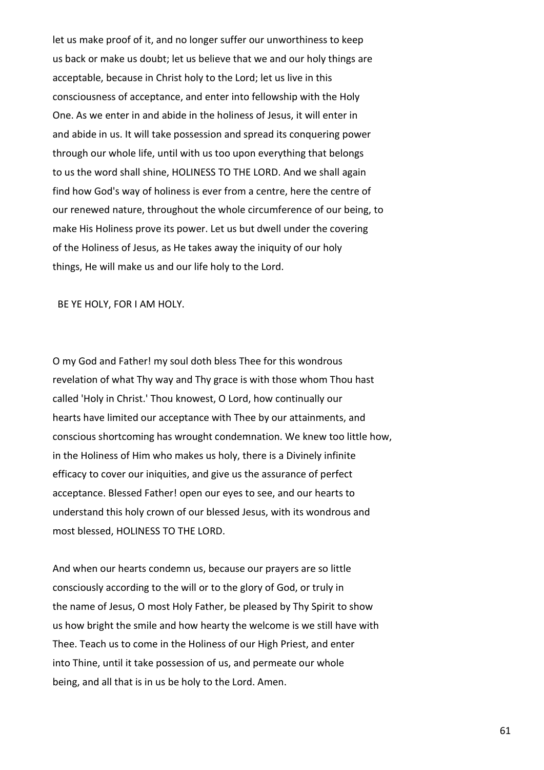let us make proof of it, and no longer suffer our unworthiness to keep us back or make us doubt; let us believe that we and our holy things are acceptable, because in Christ holy to the Lord; let us live in this consciousness of acceptance, and enter into fellowship with the Holy One. As we enter in and abide in the holiness of Jesus, it will enter in and abide in us. It will take possession and spread its conquering power through our whole life, until with us too upon everything that belongs to us the word shall shine, HOLINESS TO THE LORD. And we shall again find how God's way of holiness is ever from a centre, here the centre of our renewed nature, throughout the whole circumference of our being, to make His Holiness prove its power. Let us but dwell under the covering of the Holiness of Jesus, as He takes away the iniquity of our holy things, He will make us and our life holy to the Lord.

BE YE HOLY, FOR I AM HOLY.

O my God and Father! my soul doth bless Thee for this wondrous revelation of what Thy way and Thy grace is with those whom Thou hast called 'Holy in Christ.' Thou knowest, O Lord, how continually our hearts have limited our acceptance with Thee by our attainments, and conscious shortcoming has wrought condemnation. We knew too little how, in the Holiness of Him who makes us holy, there is a Divinely infinite efficacy to cover our iniquities, and give us the assurance of perfect acceptance. Blessed Father! open our eyes to see, and our hearts to understand this holy crown of our blessed Jesus, with its wondrous and most blessed, HOLINESS TO THE LORD.

And when our hearts condemn us, because our prayers are so little consciously according to the will or to the glory of God, or truly in the name of Jesus, O most Holy Father, be pleased by Thy Spirit to show us how bright the smile and how hearty the welcome is we still have with Thee. Teach us to come in the Holiness of our High Priest, and enter into Thine, until it take possession of us, and permeate our whole being, and all that is in us be holy to the Lord. Amen.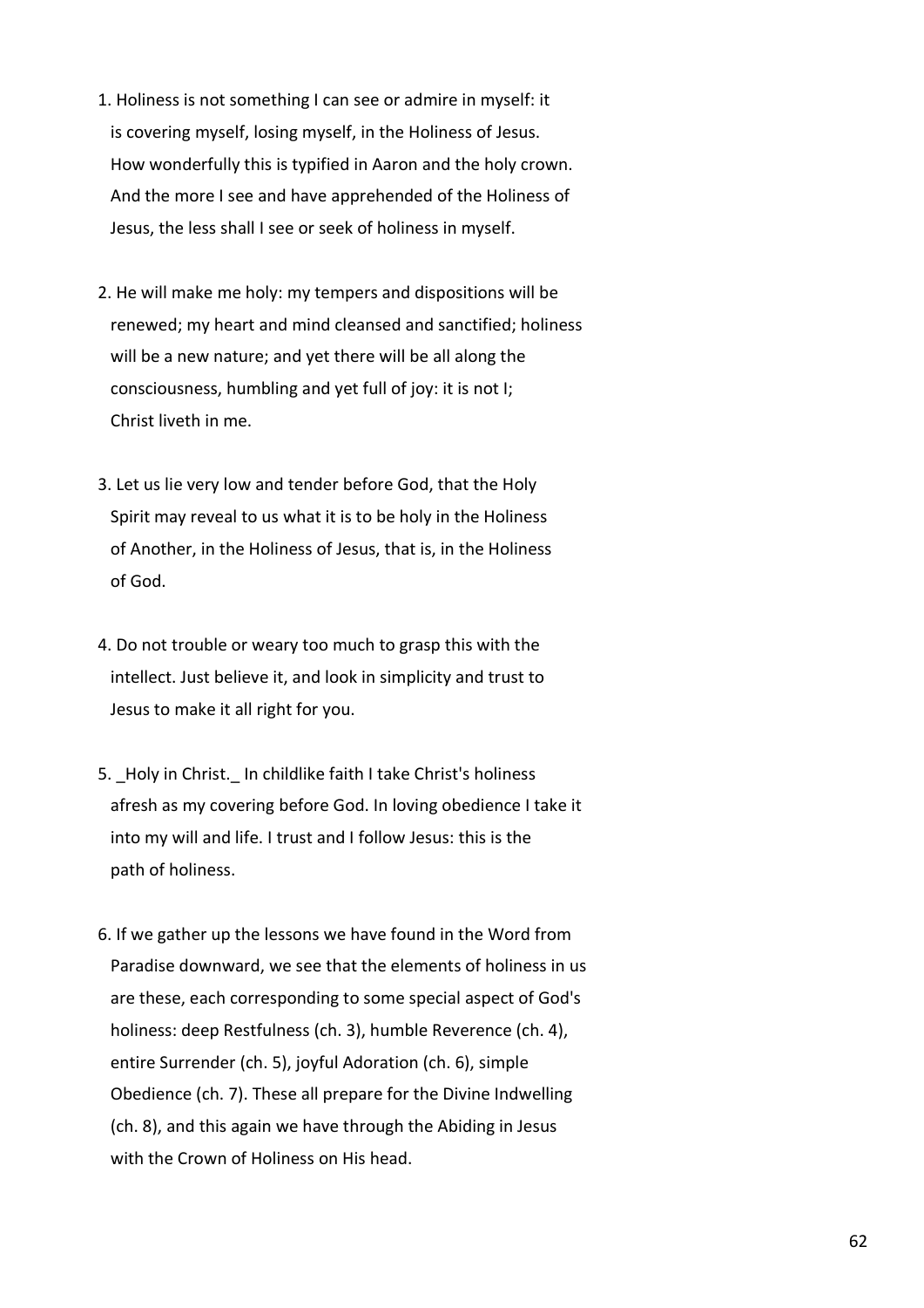1. Holiness is not something I can see or admire in myself: it is covering myself, losing myself, in the Holiness of Jesus. How wonderfully this is typified in Aaron and the holy crown. And the more I see and have apprehended of the Holiness of Jesus, the less shall I see or seek of holiness in myself.

2. He will make me holy: my tempers and dispositions will be renewed; my heart and mind cleansed and sanctified; holiness will be a new nature; and yet there will be all along the consciousness, humbling and yet full of joy: it is not I; Christ liveth in me.

3. Let us lie very low and tender before God, that the Holy Spirit may reveal to us what it is to be holy in the Holiness of Another, in the Holiness of Jesus, that is, in the Holiness of God.

4. Do not trouble or weary too much to grasp this with the intellect. Just believe it, and look in simplicity and trust to Jesus to make it all right for you.

5. _Holy in Christ._ In childlike faith I take Christ's holiness afresh as my covering before God. In loving obedience I take it into my will and life. I trust and I follow Jesus: this is the path of holiness.

6. If we gather up the lessons we have found in the Word from Paradise downward, we see that the elements of holiness in us are these, each corresponding to some special aspect of God's holiness: deep Restfulness (ch. 3), humble Reverence (ch. 4), entire Surrender (ch. 5), joyful Adoration (ch. 6), simple Obedience (ch. 7). These all prepare for the Divine Indwelling (ch. 8), and this again we have through the Abiding in Jesus with the Crown of Holiness on His head.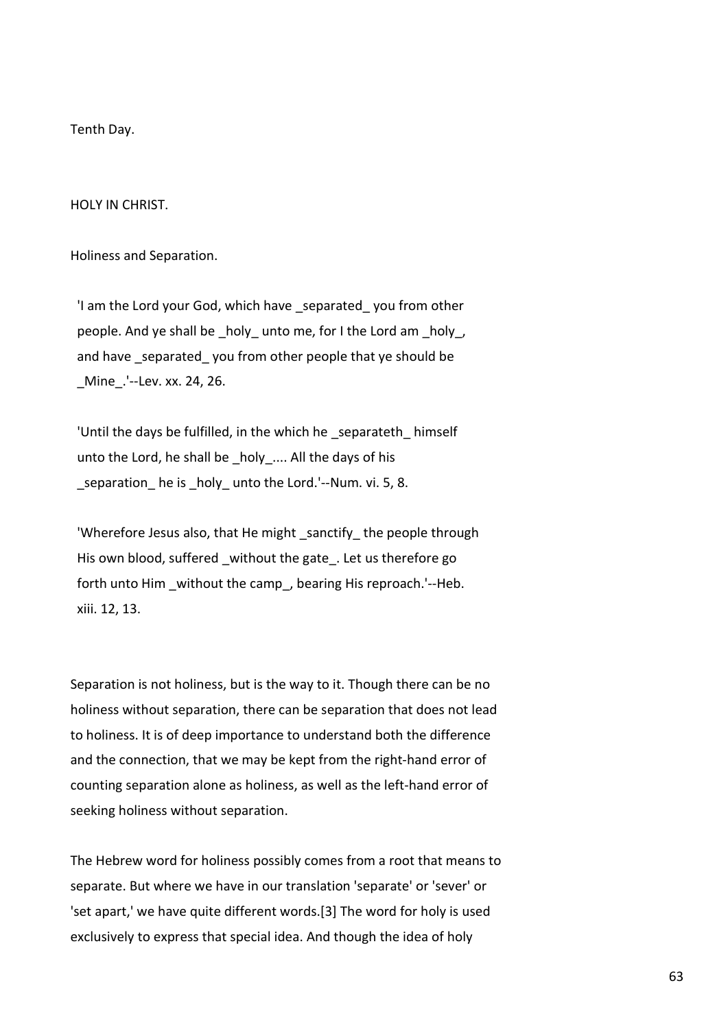Tenth Day.

HOLY IN CHRIST.

Holiness and Separation.

> 'I am the Lord your God, which have _separated_ you from other people. And ye shall be _holy_ unto me, for I the Lord am _holy_, and have _separated_ you from other people that ye should be _Mine_.'--Lev. xx. 24, 26.

> 'Until the days be fulfilled, in the which he _separateth_ himself unto the Lord, he shall be _holy_.... All the days of his _separation_ he is _holy_ unto the Lord.'--Num. vi. 5, 8.

> 'Wherefore Jesus also, that He might _sanctify_ the people through His own blood, suffered _without the gate_. Let us therefore go forth unto Him _without the camp_, bearing His reproach.'--Heb. xiii. 12, 13.

Separation is not holiness, but is the way to it. Though there can be no holiness without separation, there can be separation that does not lead to holiness. It is of deep importance to understand both the difference and the connection, that we may be kept from the right-hand error of counting separation alone as holiness, as well as the left-hand error of seeking holiness without separation.

The Hebrew word for holiness possibly comes from a root that means to separate. But where we have in our translation 'separate' or 'sever' or 'set apart,' we have quite different words.[3] The word for holy is used exclusively to express that special idea. And though the idea of holy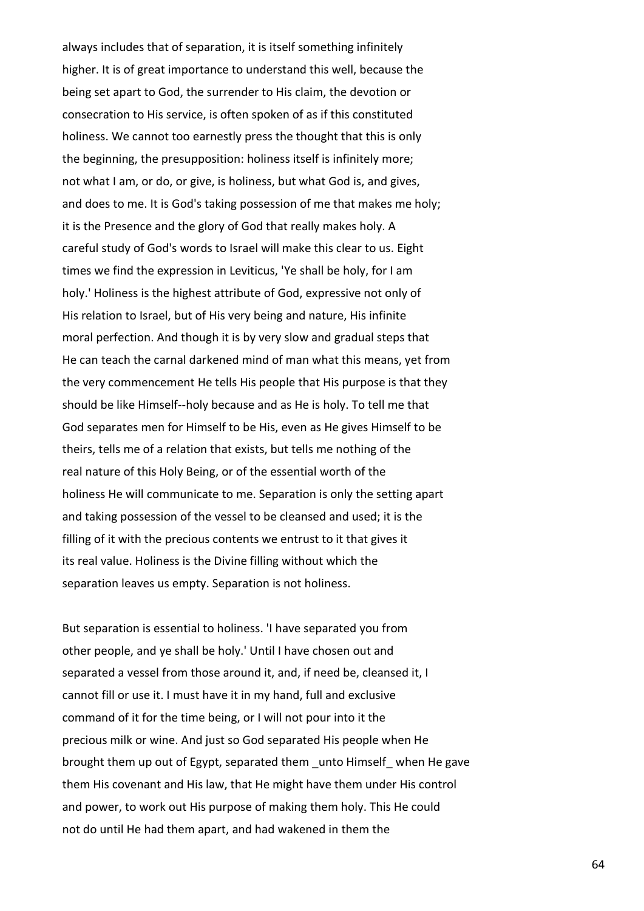always includes that of separation, it is itself something infinitely higher. It is of great importance to understand this well, because the being set apart to God, the surrender to His claim, the devotion or consecration to His service, is often spoken of as if this constituted holiness. We cannot too earnestly press the thought that this is only the beginning, the presupposition: holiness itself is infinitely more; not what I am, or do, or give, is holiness, but what God is, and gives, and does to me. It is God's taking possession of me that makes me holy; it is the Presence and the glory of God that really makes holy. A careful study of God's words to Israel will make this clear to us. Eight times we find the expression in Leviticus, 'Ye shall be holy, for I am holy.' Holiness is the highest attribute of God, expressive not only of His relation to Israel, but of His very being and nature, His infinite moral perfection. And though it is by very slow and gradual steps that He can teach the carnal darkened mind of man what this means, yet from the very commencement He tells His people that His purpose is that they should be like Himself--holy because and as He is holy. To tell me that God separates men for Himself to be His, even as He gives Himself to be theirs, tells me of a relation that exists, but tells me nothing of the real nature of this Holy Being, or of the essential worth of the holiness He will communicate to me. Separation is only the setting apart and taking possession of the vessel to be cleansed and used; it is the filling of it with the precious contents we entrust to it that gives it its real value. Holiness is the Divine filling without which the separation leaves us empty. Separation is not holiness.

But separation is essential to holiness. 'I have separated you from other people, and ye shall be holy.' Until I have chosen out and separated a vessel from those around it, and, if need be, cleansed it, I cannot fill or use it. I must have it in my hand, full and exclusive command of it for the time being, or I will not pour into it the precious milk or wine. And just so God separated His people when He brought them up out of Egypt, separated them _unto Himself_ when He gave them His covenant and His law, that He might have them under His control and power, to work out His purpose of making them holy. This He could not do until He had them apart, and had wakened in them the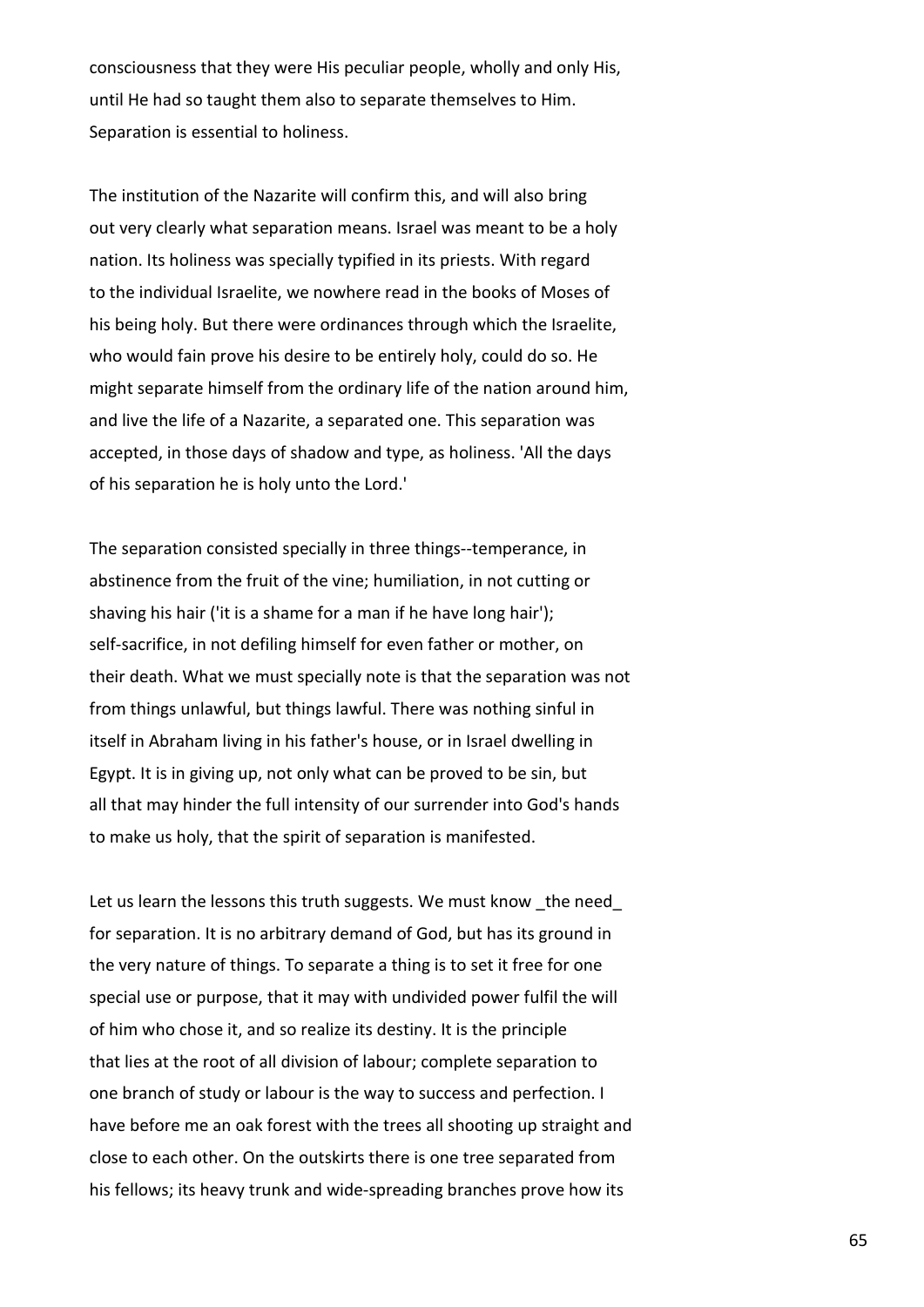consciousness that they were His peculiar people, wholly and only His, until He had so taught them also to separate themselves to Him. Separation is essential to holiness.

The institution of the Nazarite will confirm this, and will also bring out very clearly what separation means. Israel was meant to be a holy nation. Its holiness was specially typified in its priests. With regard to the individual Israelite, we nowhere read in the books of Moses of his being holy. But there were ordinances through which the Israelite, who would fain prove his desire to be entirely holy, could do so. He might separate himself from the ordinary life of the nation around him, and live the life of a Nazarite, a separated one. This separation was accepted, in those days of shadow and type, as holiness. 'All the days of his separation he is holy unto the Lord.'

The separation consisted specially in three things--temperance, in abstinence from the fruit of the vine; humiliation, in not cutting or shaving his hair ('it is a shame for a man if he have long hair'); self-sacrifice, in not defiling himself for even father or mother, on their death. What we must specially note is that the separation was not from things unlawful, but things lawful. There was nothing sinful in itself in Abraham living in his father's house, or in Israel dwelling in Egypt. It is in giving up, not only what can be proved to be sin, but all that may hinder the full intensity of our surrender into God's hands to make us holy, that the spirit of separation is manifested.

Let us learn the lessons this truth suggests. We must know _the need_ for separation. It is no arbitrary demand of God, but has its ground in the very nature of things. To separate a thing is to set it free for one special use or purpose, that it may with undivided power fulfil the will of him who chose it, and so realize its destiny. It is the principle that lies at the root of all division of labour; complete separation to one branch of study or labour is the way to success and perfection. I have before me an oak forest with the trees all shooting up straight and close to each other. On the outskirts there is one tree separated from his fellows; its heavy trunk and wide-spreading branches prove how its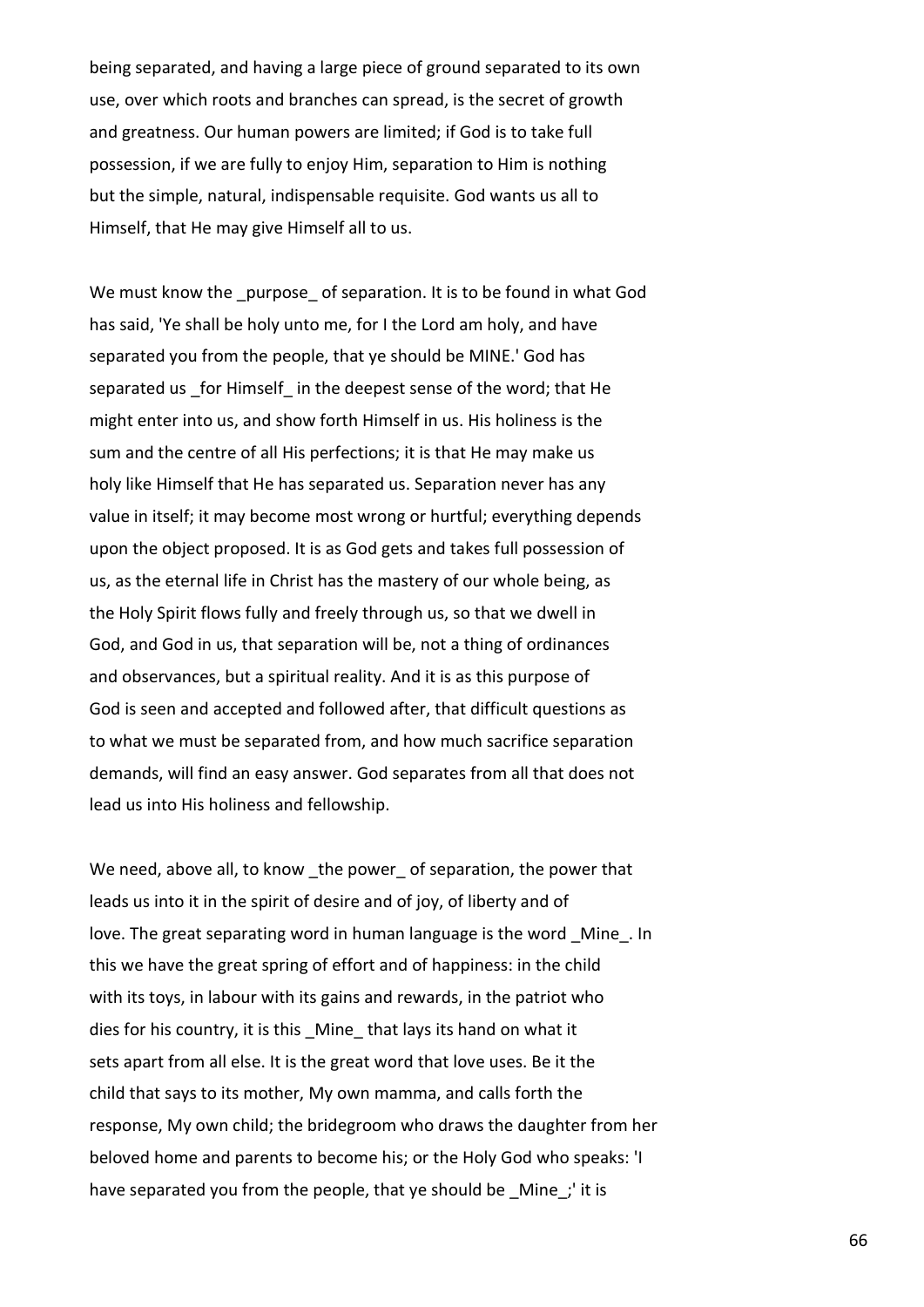being separated, and having a large piece of ground separated to its own use, over which roots and branches can spread, is the secret of growth and greatness. Our human powers are limited; if God is to take full possession, if we are fully to enjoy Him, separation to Him is nothing but the simple, natural, indispensable requisite. God wants us all to Himself, that He may give Himself all to us.

We must know the _purpose_ of separation. It is to be found in what God has said, 'Ye shall be holy unto me, for I the Lord am holy, and have separated you from the people, that ye should be MINE.' God has separated us _for Himself_ in the deepest sense of the word; that He might enter into us, and show forth Himself in us. His holiness is the sum and the centre of all His perfections; it is that He may make us holy like Himself that He has separated us. Separation never has any value in itself; it may become most wrong or hurtful; everything depends upon the object proposed. It is as God gets and takes full possession of us, as the eternal life in Christ has the mastery of our whole being, as the Holy Spirit flows fully and freely through us, so that we dwell in God, and God in us, that separation will be, not a thing of ordinances and observances, but a spiritual reality. And it is as this purpose of God is seen and accepted and followed after, that difficult questions as to what we must be separated from, and how much sacrifice separation demands, will find an easy answer. God separates from all that does not lead us into His holiness and fellowship.

We need, above all, to know _the power_ of separation, the power that leads us into it in the spirit of desire and of joy, of liberty and of love. The great separating word in human language is the word _Mine_. In this we have the great spring of effort and of happiness: in the child with its toys, in labour with its gains and rewards, in the patriot who dies for his country, it is this _Mine_ that lays its hand on what it sets apart from all else. It is the great word that love uses. Be it the child that says to its mother, My own mamma, and calls forth the response, My own child; the bridegroom who draws the daughter from her beloved home and parents to become his; or the Holy God who speaks: 'I have separated you from the people, that ye should be _Mine_;' it is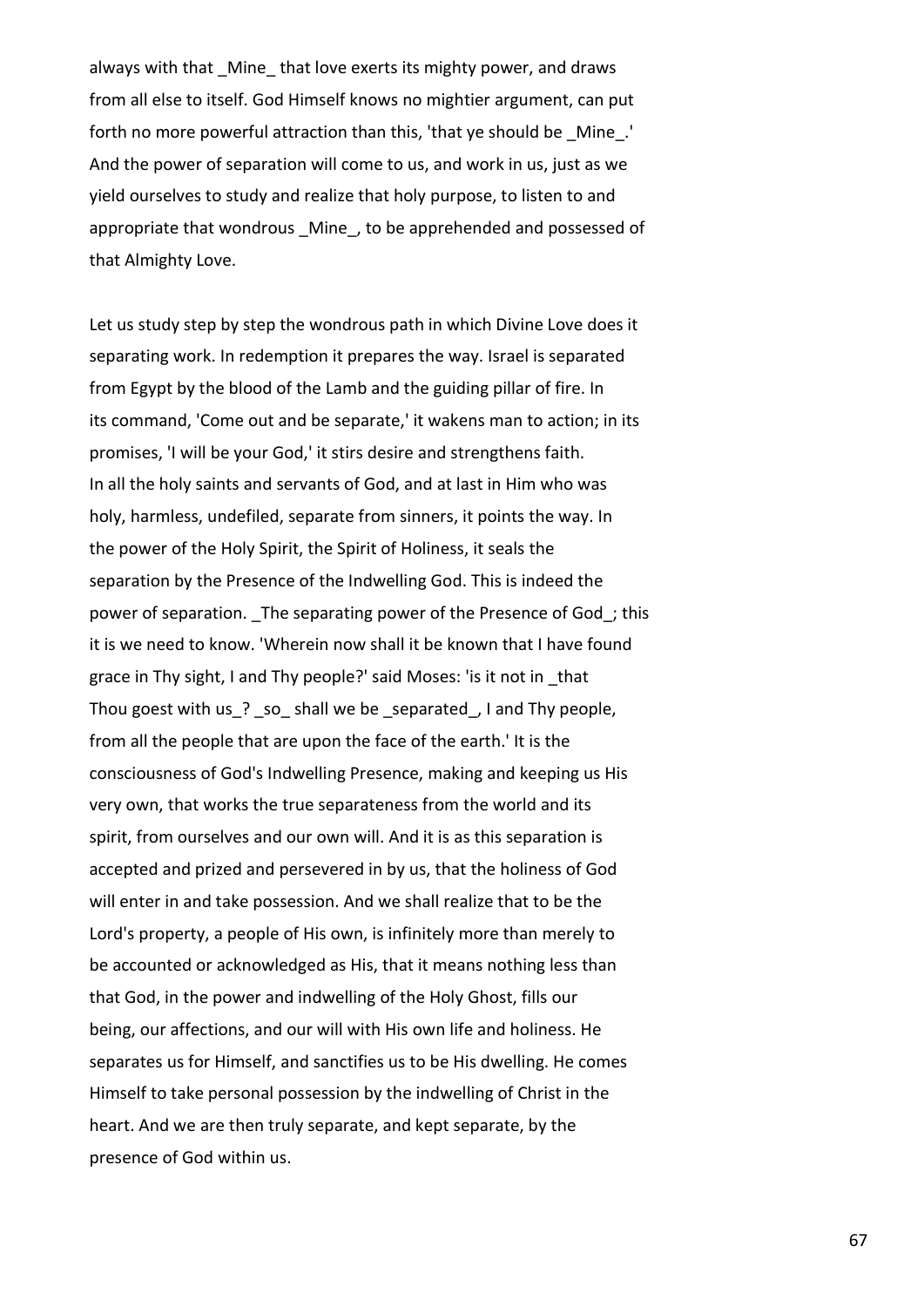always with that _Mine_ that love exerts its mighty power, and draws from all else to itself. God Himself knows no mightier argument, can put forth no more powerful attraction than this, 'that ye should be _Mine_.' And the power of separation will come to us, and work in us, just as we yield ourselves to study and realize that holy purpose, to listen to and appropriate that wondrous _Mine_, to be apprehended and possessed of that Almighty Love.

Let us study step by step the wondrous path in which Divine Love does it separating work. In redemption it prepares the way. Israel is separated from Egypt by the blood of the Lamb and the guiding pillar of fire. In its command, 'Come out and be separate,' it wakens man to action; in its promises, 'I will be your God,' it stirs desire and strengthens faith. In all the holy saints and servants of God, and at last in Him who was holy, harmless, undefiled, separate from sinners, it points the way. In the power of the Holy Spirit, the Spirit of Holiness, it seals the separation by the Presence of the Indwelling God. This is indeed the power of separation. _The separating power of the Presence of God_; this it is we need to know. 'Wherein now shall it be known that I have found grace in Thy sight, I and Thy people?' said Moses: 'is it not in _that Thou goest with us_? _so_ shall we be _separated_, I and Thy people, from all the people that are upon the face of the earth.' It is the consciousness of God's Indwelling Presence, making and keeping us His very own, that works the true separateness from the world and its spirit, from ourselves and our own will. And it is as this separation is accepted and prized and persevered in by us, that the holiness of God will enter in and take possession. And we shall realize that to be the Lord's property, a people of His own, is infinitely more than merely to be accounted or acknowledged as His, that it means nothing less than that God, in the power and indwelling of the Holy Ghost, fills our being, our affections, and our will with His own life and holiness. He separates us for Himself, and sanctifies us to be His dwelling. He comes Himself to take personal possession by the indwelling of Christ in the heart. And we are then truly separate, and kept separate, by the presence of God within us.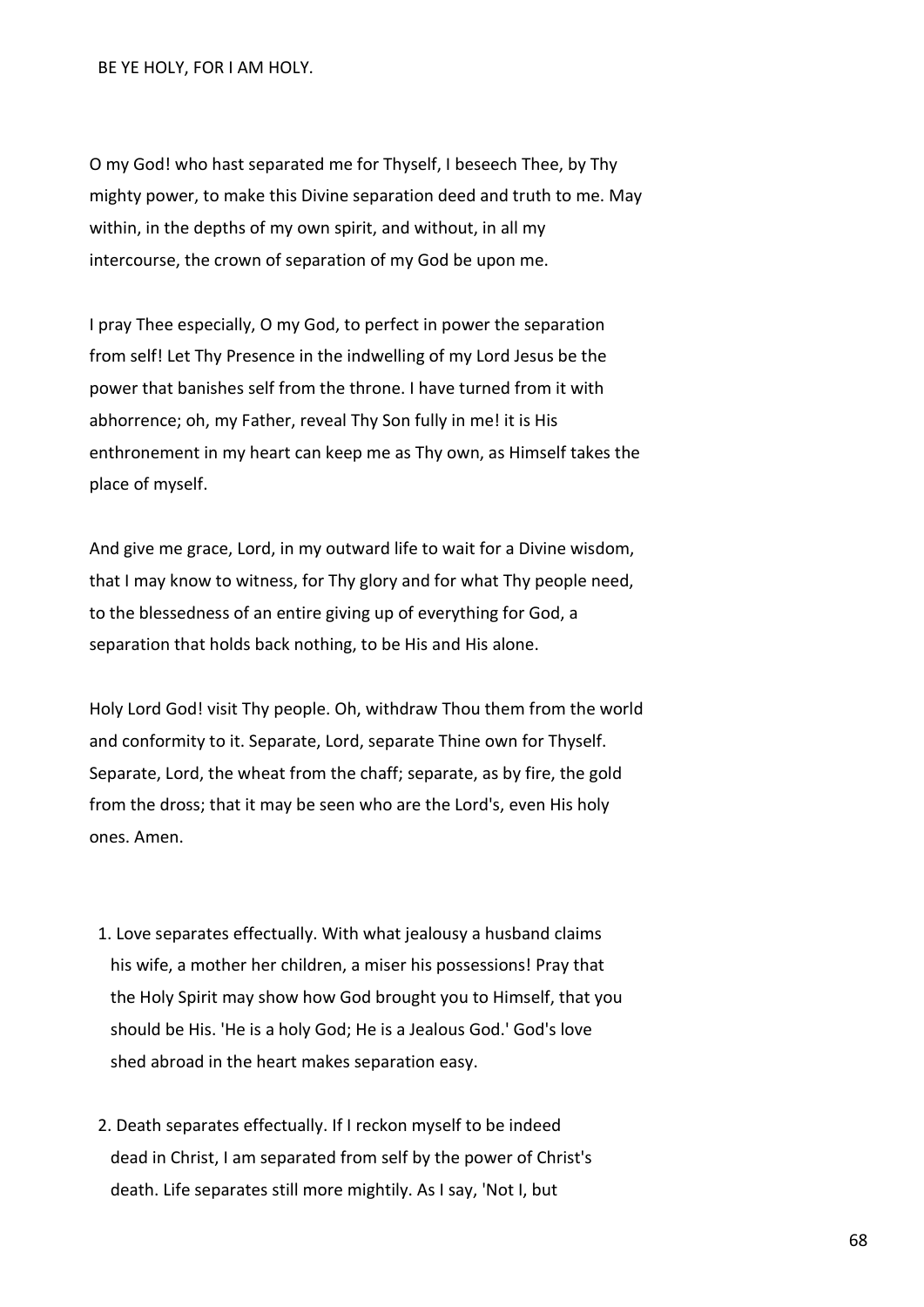BE YE HOLY, FOR I AM HOLY.

O my God! who hast separated me for Thyself, I beseech Thee, by Thy mighty power, to make this Divine separation deed and truth to me. May within, in the depths of my own spirit, and without, in all my intercourse, the crown of separation of my God be upon me.

I pray Thee especially, O my God, to perfect in power the separation from self! Let Thy Presence in the indwelling of my Lord Jesus be the power that banishes self from the throne. I have turned from it with abhorrence; oh, my Father, reveal Thy Son fully in me! it is His enthronement in my heart can keep me as Thy own, as Himself takes the place of myself.

And give me grace, Lord, in my outward life to wait for a Divine wisdom, that I may know to witness, for Thy glory and for what Thy people need, to the blessedness of an entire giving up of everything for God, a separation that holds back nothing, to be His and His alone.

Holy Lord God! visit Thy people. Oh, withdraw Thou them from the world and conformity to it. Separate, Lord, separate Thine own for Thyself. Separate, Lord, the wheat from the chaff; separate, as by fire, the gold from the dross; that it may be seen who are the Lord's, even His holy ones. Amen.

1. Love separates effectually. With what jealousy a husband claims his wife, a mother her children, a miser his possessions! Pray that the Holy Spirit may show how God brought you to Himself, that you should be His. 'He is a holy God; He is a Jealous God.' God's love shed abroad in the heart makes separation easy.

2. Death separates effectually. If I reckon myself to be indeed dead in Christ, I am separated from self by the power of Christ's death. Life separates still more mightily. As I say, 'Not I, but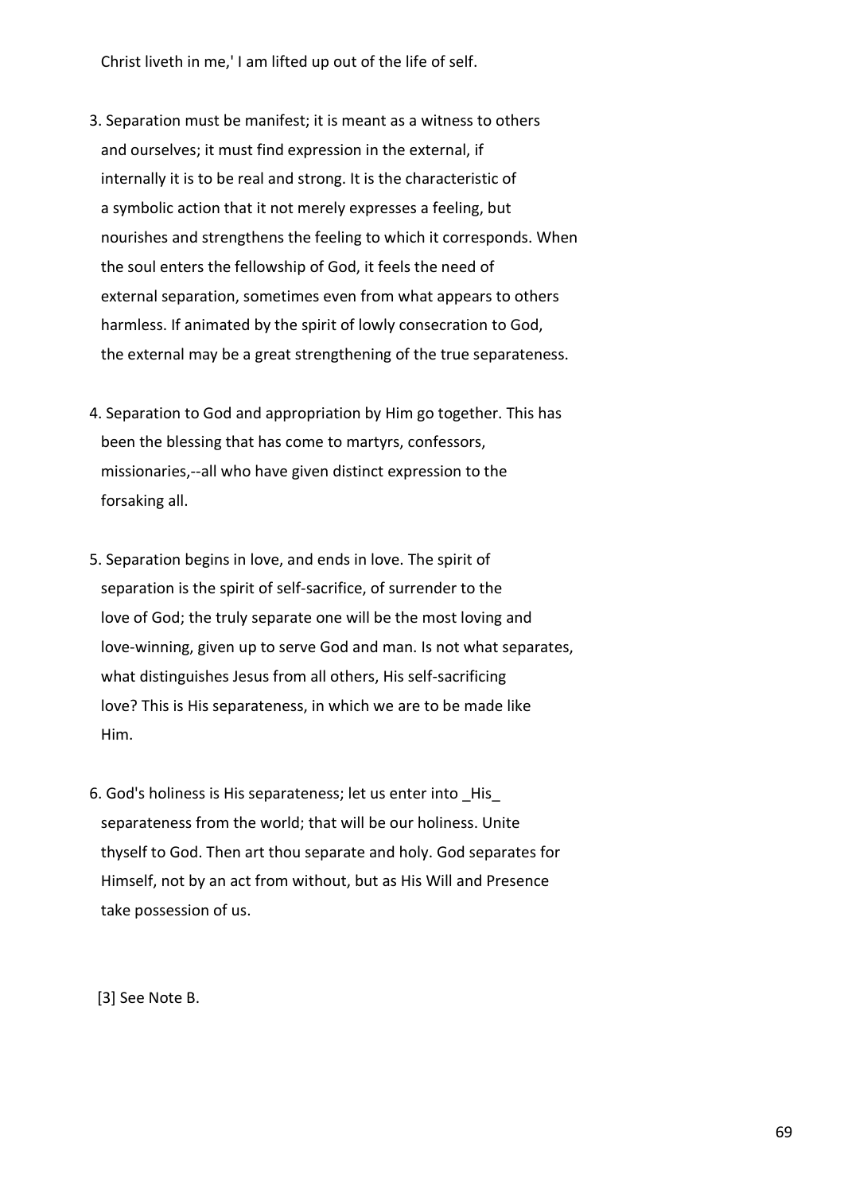Christ liveth in me,' I am lifted up out of the life of self.

3. Separation must be manifest; it is meant as a witness to others and ourselves; it must find expression in the external, if internally it is to be real and strong. It is the characteristic of a symbolic action that it not merely expresses a feeling, but nourishes and strengthens the feeling to which it corresponds. When the soul enters the fellowship of God, it feels the need of external separation, sometimes even from what appears to others harmless. If animated by the spirit of lowly consecration to God, the external may be a great strengthening of the true separateness.

4. Separation to God and appropriation by Him go together. This has been the blessing that has come to martyrs, confessors, missionaries,--all who have given distinct expression to the forsaking all.

5. Separation begins in love, and ends in love. The spirit of separation is the spirit of self-sacrifice, of surrender to the love of God; the truly separate one will be the most loving and love-winning, given up to serve God and man. Is not what separates, what distinguishes Jesus from all others, His self-sacrificing love? This is His separateness, in which we are to be made like Him.

6. God's holiness is His separateness; let us enter into _His_ separateness from the world; that will be our holiness. Unite thyself to God. Then art thou separate and holy. God separates for Himself, not by an act from without, but as His Will and Presence take possession of us.

[3] See Note B.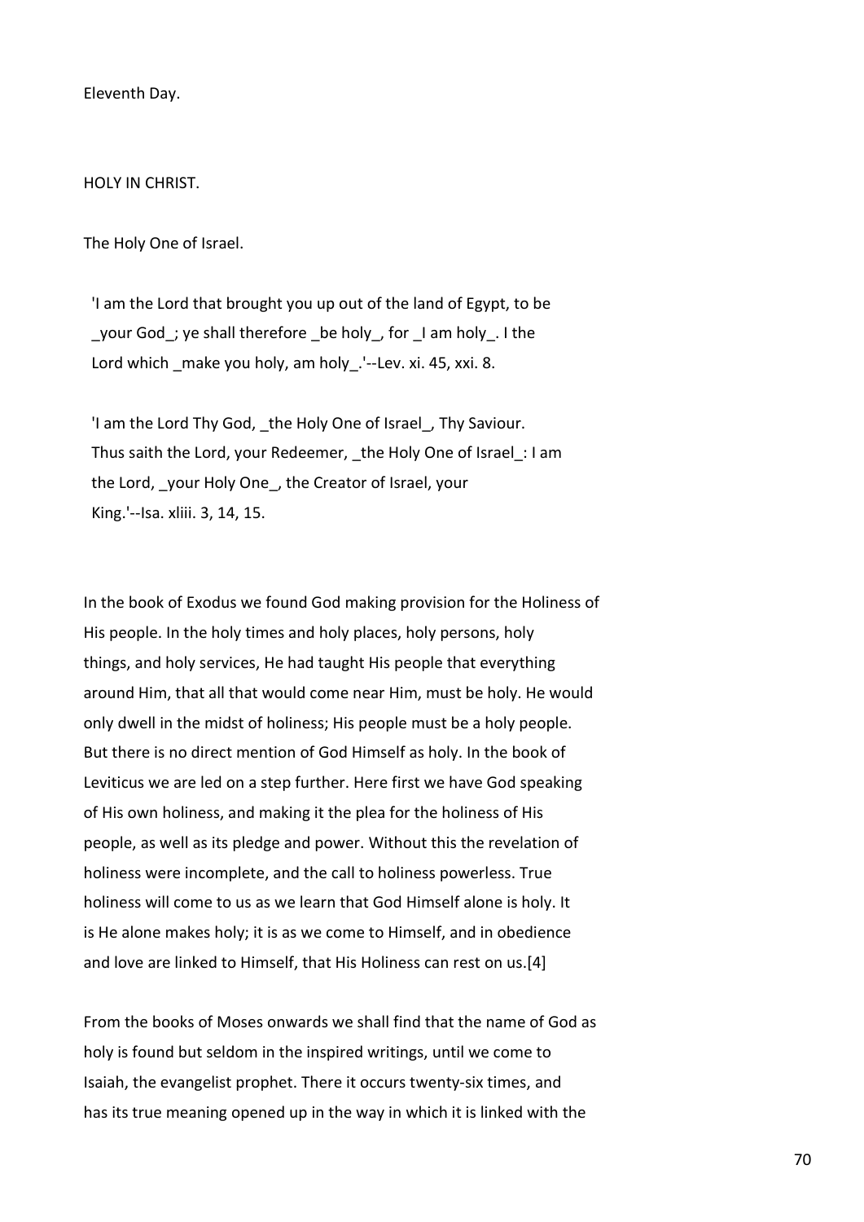Eleventh Day.

## HOLY IN CHRIST.

### The Holy One of Israel.

> 'I am the Lord that brought you up out of the land of Egypt, to be _your God_; ye shall therefore _be holy_, for _I am holy_. I the Lord which _make you holy, am holy_.'--Lev. xi. 45, xxi. 8.

> 'I am the Lord Thy God, _the Holy One of Israel_, Thy Saviour. Thus saith the Lord, your Redeemer, _the Holy One of Israel_: I am the Lord, _your Holy One_, the Creator of Israel, your King.'--Isa. xliii. 3, 14, 15.

In the book of Exodus we found God making provision for the Holiness of His people. In the holy times and holy places, holy persons, holy things, and holy services, He had taught His people that everything around Him, that all that would come near Him, must be holy. He would only dwell in the midst of holiness; His people must be a holy people. But there is no direct mention of God Himself as holy. In the book of Leviticus we are led on a step further. Here first we have God speaking of His own holiness, and making it the plea for the holiness of His people, as well as its pledge and power. Without this the revelation of holiness were incomplete, and the call to holiness powerless. True holiness will come to us as we learn that God Himself alone is holy. It is He alone makes holy; it is as we come to Himself, and in obedience and love are linked to Himself, that His Holiness can rest on us.[4]

From the books of Moses onwards we shall find that the name of God as holy is found but seldom in the inspired writings, until we come to Isaiah, the evangelist prophet. There it occurs twenty-six times, and has its true meaning opened up in the way in which it is linked with the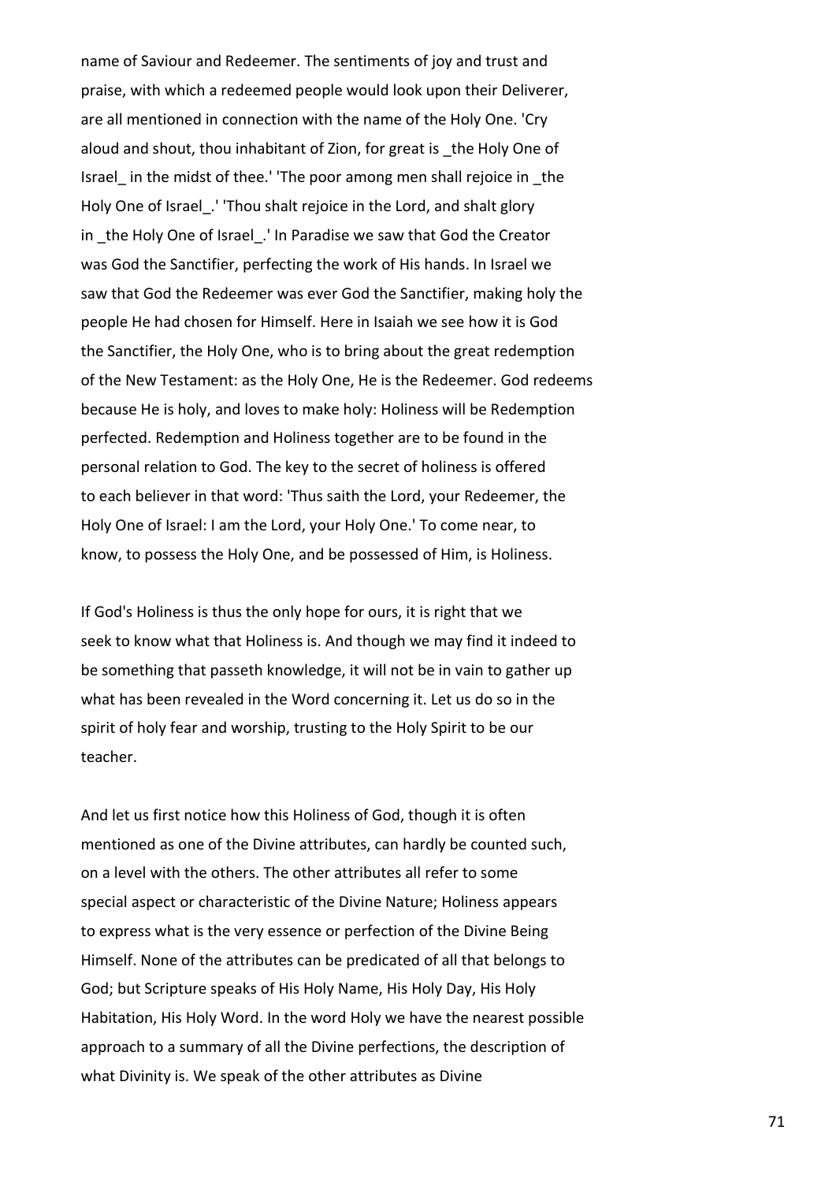name of Saviour and Redeemer. The sentiments of joy and trust and praise, with which a redeemed people would look upon their Deliverer, are all mentioned in connection with the name of the Holy One. 'Cry aloud and shout, thou inhabitant of Zion, for great is _the Holy One of Israel_ in the midst of thee.' 'The poor among men shall rejoice in _the Holy One of Israel_.' 'Thou shalt rejoice in the Lord, and shalt glory in _the Holy One of Israel_.' In Paradise we saw that God the Creator was God the Sanctifier, perfecting the work of His hands. In Israel we saw that God the Redeemer was ever God the Sanctifier, making holy the people He had chosen for Himself. Here in Isaiah we see how it is God the Sanctifier, the Holy One, who is to bring about the great redemption of the New Testament: as the Holy One, He is the Redeemer. God redeems because He is holy, and loves to make holy: Holiness will be Redemption perfected. Redemption and Holiness together are to be found in the personal relation to God. The key to the secret of holiness is offered to each believer in that word: 'Thus saith the Lord, your Redeemer, the Holy One of Israel: I am the Lord, your Holy One.' To come near, to know, to possess the Holy One, and be possessed of Him, is Holiness.

If God's Holiness is thus the only hope for ours, it is right that we seek to know what that Holiness is. And though we may find it indeed to be something that passeth knowledge, it will not be in vain to gather up what has been revealed in the Word concerning it. Let us do so in the spirit of holy fear and worship, trusting to the Holy Spirit to be our teacher.

And let us first notice how this Holiness of God, though it is often mentioned as one of the Divine attributes, can hardly be counted such, on a level with the others. The other attributes all refer to some special aspect or characteristic of the Divine Nature; Holiness appears to express what is the very essence or perfection of the Divine Being Himself. None of the attributes can be predicated of all that belongs to God; but Scripture speaks of His Holy Name, His Holy Day, His Holy Habitation, His Holy Word. In the word Holy we have the nearest possible approach to a summary of all the Divine perfections, the description of what Divinity is. We speak of the other attributes as Divine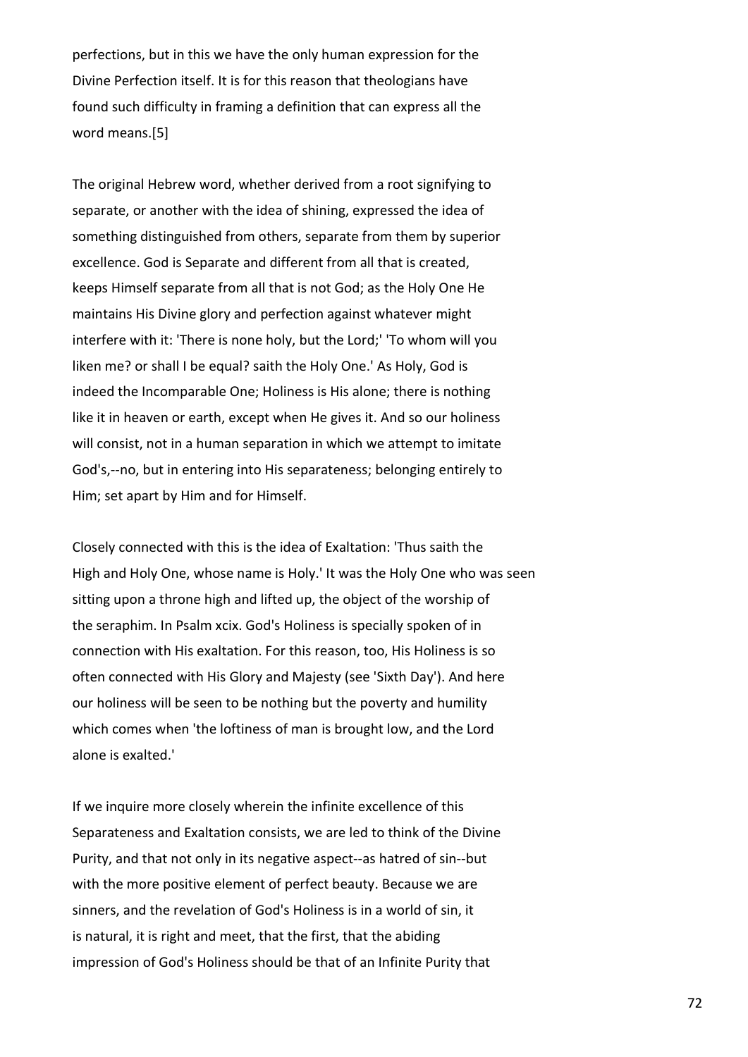perfections, but in this we have the only human expression for the Divine Perfection itself. It is for this reason that theologians have found such difficulty in framing a definition that can express all the word means.[5]

The original Hebrew word, whether derived from a root signifying to separate, or another with the idea of shining, expressed the idea of something distinguished from others, separate from them by superior excellence. God is Separate and different from all that is created, keeps Himself separate from all that is not God; as the Holy One He maintains His Divine glory and perfection against whatever might interfere with it: 'There is none holy, but the Lord;' 'To whom will you liken me? or shall I be equal? saith the Holy One.' As Holy, God is indeed the Incomparable One; Holiness is His alone; there is nothing like it in heaven or earth, except when He gives it. And so our holiness will consist, not in a human separation in which we attempt to imitate God's,--no, but in entering into His separateness; belonging entirely to Him; set apart by Him and for Himself.

Closely connected with this is the idea of Exaltation: 'Thus saith the High and Holy One, whose name is Holy.' It was the Holy One who was seen sitting upon a throne high and lifted up, the object of the worship of the seraphim. In Psalm xcix. God's Holiness is specially spoken of in connection with His exaltation. For this reason, too, His Holiness is so often connected with His Glory and Majesty (see 'Sixth Day'). And here our holiness will be seen to be nothing but the poverty and humility which comes when 'the loftiness of man is brought low, and the Lord alone is exalted.'

If we inquire more closely wherein the infinite excellence of this Separateness and Exaltation consists, we are led to think of the Divine Purity, and that not only in its negative aspect--as hatred of sin--but with the more positive element of perfect beauty. Because we are sinners, and the revelation of God's Holiness is in a world of sin, it is natural, it is right and meet, that the first, that the abiding impression of God's Holiness should be that of an Infinite Purity that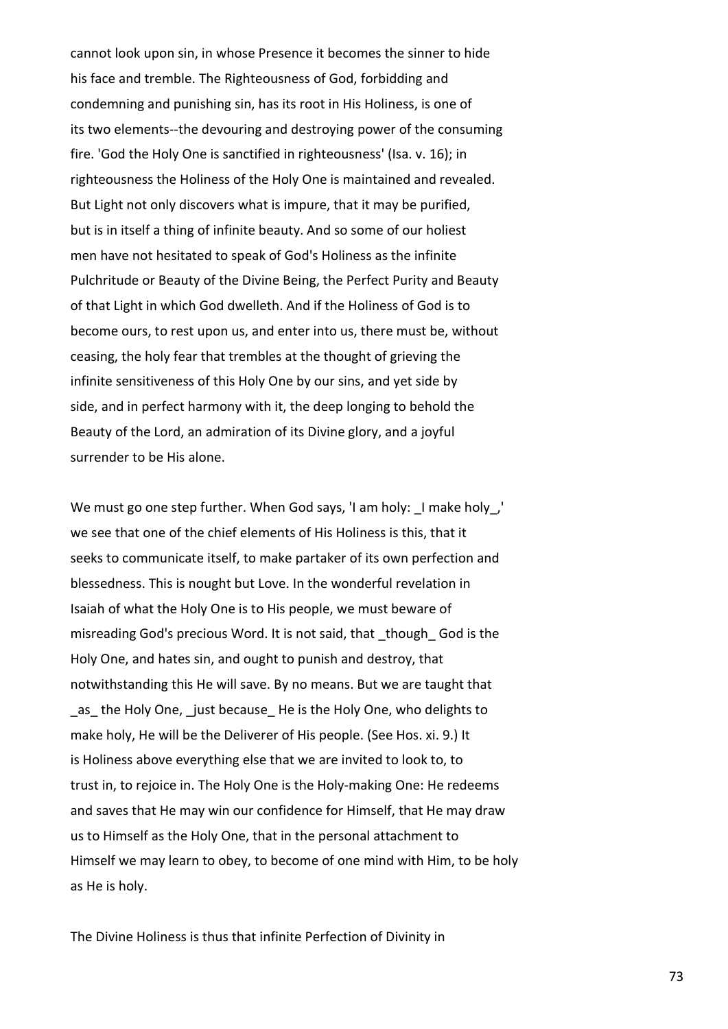cannot look upon sin, in whose Presence it becomes the sinner to hide his face and tremble. The Righteousness of God, forbidding and condemning and punishing sin, has its root in His Holiness, is one of its two elements--the devouring and destroying power of the consuming fire. 'God the Holy One is sanctified in righteousness' (Isa. v. 16); in righteousness the Holiness of the Holy One is maintained and revealed. But Light not only discovers what is impure, that it may be purified, but is in itself a thing of infinite beauty. And so some of our holiest men have not hesitated to speak of God's Holiness as the infinite Pulchritude or Beauty of the Divine Being, the Perfect Purity and Beauty of that Light in which God dwelleth. And if the Holiness of God is to become ours, to rest upon us, and enter into us, there must be, without ceasing, the holy fear that trembles at the thought of grieving the infinite sensitiveness of this Holy One by our sins, and yet side by side, and in perfect harmony with it, the deep longing to behold the Beauty of the Lord, an admiration of its Divine glory, and a joyful surrender to be His alone.

We must go one step further. When God says, 'I am holy: _I make holy_,' we see that one of the chief elements of His Holiness is this, that it seeks to communicate itself, to make partaker of its own perfection and blessedness. This is nought but Love. In the wonderful revelation in Isaiah of what the Holy One is to His people, we must beware of misreading God's precious Word. It is not said, that _though_ God is the Holy One, and hates sin, and ought to punish and destroy, that notwithstanding this He will save. By no means. But we are taught that _as_ the Holy One, _just because_ He is the Holy One, who delights to make holy, He will be the Deliverer of His people. (See Hos. xi. 9.) It is Holiness above everything else that we are invited to look to, to trust in, to rejoice in. The Holy One is the Holy-making One: He redeems and saves that He may win our confidence for Himself, that He may draw us to Himself as the Holy One, that in the personal attachment to Himself we may learn to obey, to become of one mind with Him, to be holy as He is holy.

The Divine Holiness is thus that infinite Perfection of Divinity in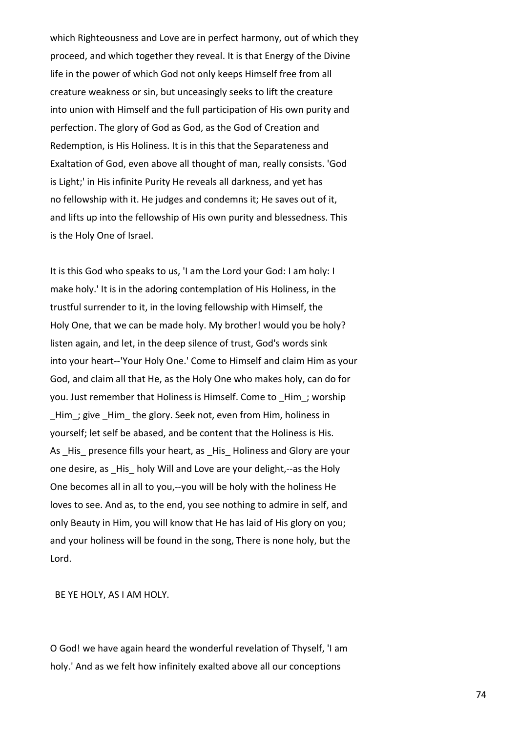which Righteousness and Love are in perfect harmony, out of which they proceed, and which together they reveal. It is that Energy of the Divine life in the power of which God not only keeps Himself free from all creature weakness or sin, but unceasingly seeks to lift the creature into union with Himself and the full participation of His own purity and perfection. The glory of God as God, as the God of Creation and Redemption, is His Holiness. It is in this that the Separateness and Exaltation of God, even above all thought of man, really consists. 'God is Light;' in His infinite Purity He reveals all darkness, and yet has no fellowship with it. He judges and condemns it; He saves out of it, and lifts up into the fellowship of His own purity and blessedness. This is the Holy One of Israel.

It is this God who speaks to us, 'I am the Lord your God: I am holy: I make holy.' It is in the adoring contemplation of His Holiness, in the trustful surrender to it, in the loving fellowship with Himself, the Holy One, that we can be made holy. My brother! would you be holy? listen again, and let, in the deep silence of trust, God's words sink into your heart--'Your Holy One.' Come to Himself and claim Him as your God, and claim all that He, as the Holy One who makes holy, can do for you. Just remember that Holiness is Himself. Come to _Him_; worship _Him_; give _Him_ the glory. Seek not, even from Him, holiness in yourself; let self be abased, and be content that the Holiness is His. As _His_ presence fills your heart, as _His_ Holiness and Glory are your one desire, as _His_ holy Will and Love are your delight,--as the Holy One becomes all in all to you,--you will be holy with the holiness He loves to see. And as, to the end, you see nothing to admire in self, and only Beauty in Him, you will know that He has laid of His glory on you; and your holiness will be found in the song, There is none holy, but the Lord.

BE YE HOLY, AS I AM HOLY.

O God! we have again heard the wonderful revelation of Thyself, 'I am holy.' And as we felt how infinitely exalted above all our conceptions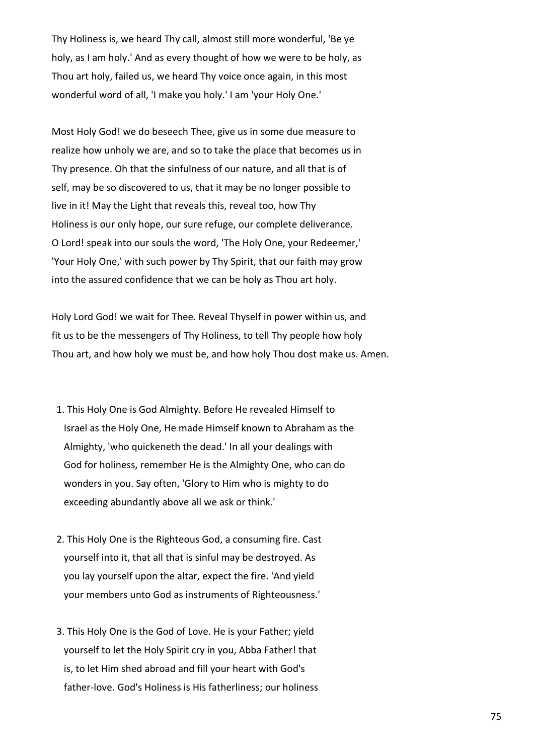Thy Holiness is, we heard Thy call, almost still more wonderful, 'Be ye holy, as I am holy.' And as every thought of how we were to be holy, as Thou art holy, failed us, we heard Thy voice once again, in this most wonderful word of all, 'I make you holy.' I am 'your Holy One.'

Most Holy God! we do beseech Thee, give us in some due measure to realize how unholy we are, and so to take the place that becomes us in Thy presence. Oh that the sinfulness of our nature, and all that is of self, may be so discovered to us, that it may be no longer possible to live in it! May the Light that reveals this, reveal too, how Thy Holiness is our only hope, our sure refuge, our complete deliverance. O Lord! speak into our souls the word, 'The Holy One, your Redeemer,' 'Your Holy One,' with such power by Thy Spirit, that our faith may grow into the assured confidence that we can be holy as Thou art holy.

Holy Lord God! we wait for Thee. Reveal Thyself in power within us, and fit us to be the messengers of Thy Holiness, to tell Thy people how holy Thou art, and how holy we must be, and how holy Thou dost make us. Amen.

1. This Holy One is God Almighty. Before He revealed Himself to Israel as the Holy One, He made Himself known to Abraham as the Almighty, 'who quickeneth the dead.' In all your dealings with God for holiness, remember He is the Almighty One, who can do wonders in you. Say often, 'Glory to Him who is mighty to do exceeding abundantly above all we ask or think.'

2. This Holy One is the Righteous God, a consuming fire. Cast yourself into it, that all that is sinful may be destroyed. As you lay yourself upon the altar, expect the fire. 'And yield your members unto God as instruments of Righteousness.'

3. This Holy One is the God of Love. He is your Father; yield yourself to let the Holy Spirit cry in you, Abba Father! that is, to let Him shed abroad and fill your heart with God's father-love. God's Holiness is His fatherliness; our holiness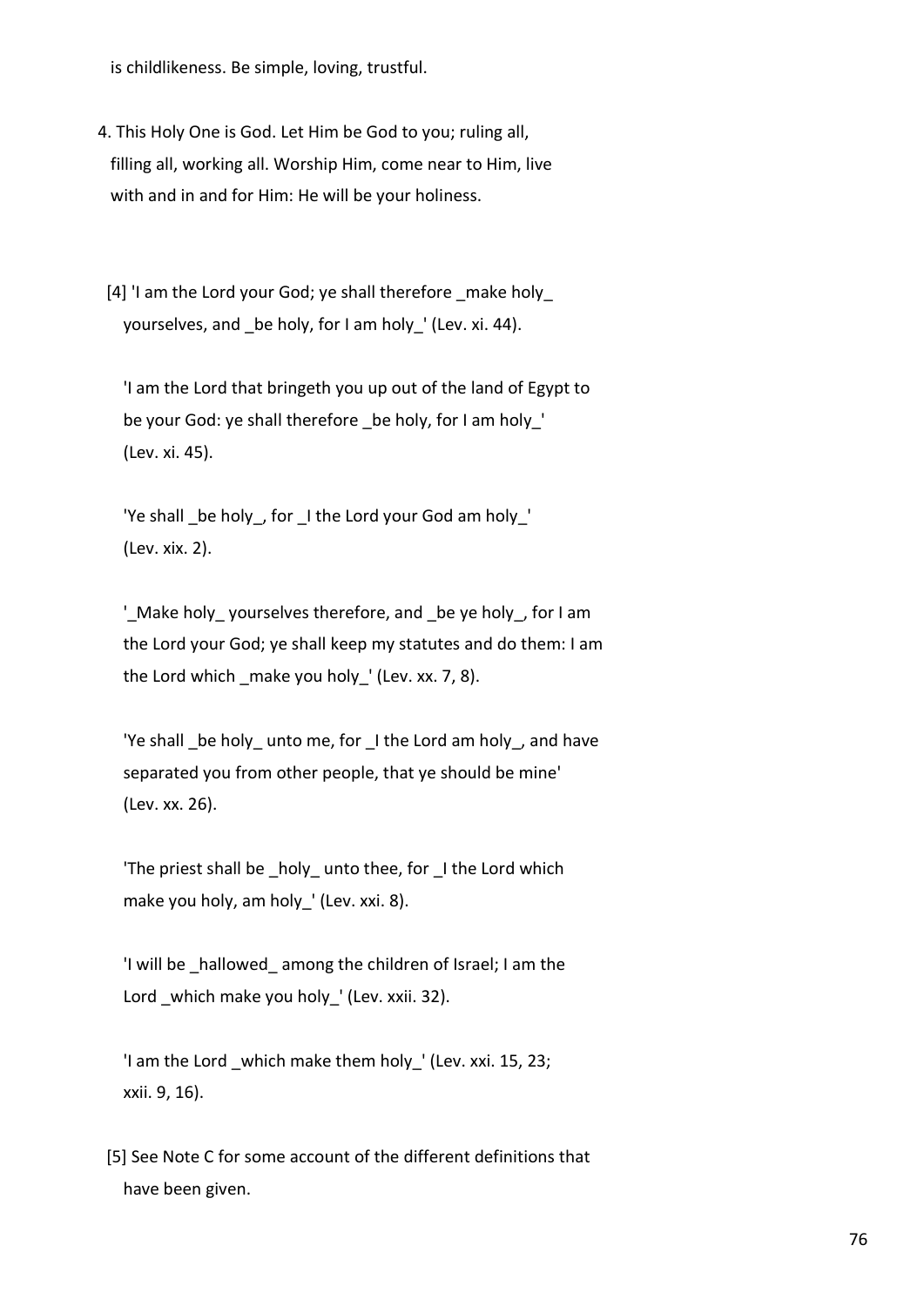is childlikeness. Be simple, loving, trustful.

4. This Holy One is God. Let Him be God to you; ruling all, filling all, working all. Worship Him, come near to Him, live with and in and for Him: He will be your holiness.

[4] 'I am the Lord your God; ye shall therefore _make holy_ yourselves, and _be holy, for I am holy_' (Lev. xi. 44).

'I am the Lord that bringeth you up out of the land of Egypt to be your God: ye shall therefore _be holy, for I am holy_' (Lev. xi. 45).

'Ye shall _be holy_, for _I the Lord your God am holy_' (Lev. xix. 2).

'_Make holy_ yourselves therefore, and _be ye holy_, for I am the Lord your God; ye shall keep my statutes and do them: I am the Lord which _make you holy_' (Lev. xx. 7, 8).

'Ye shall _be holy_ unto me, for _I the Lord am holy_, and have separated you from other people, that ye should be mine' (Lev. xx. 26).

'The priest shall be _holy_ unto thee, for _I the Lord which make you holy, am holy_' (Lev. xxi. 8).

'I will be _hallowed_ among the children of Israel; I am the Lord _which make you holy_' (Lev. xxii. 32).

'I am the Lord _which make them holy_' (Lev. xxi. 15, 23; xxii. 9, 16).

[5] See Note C for some account of the different definitions that have been given.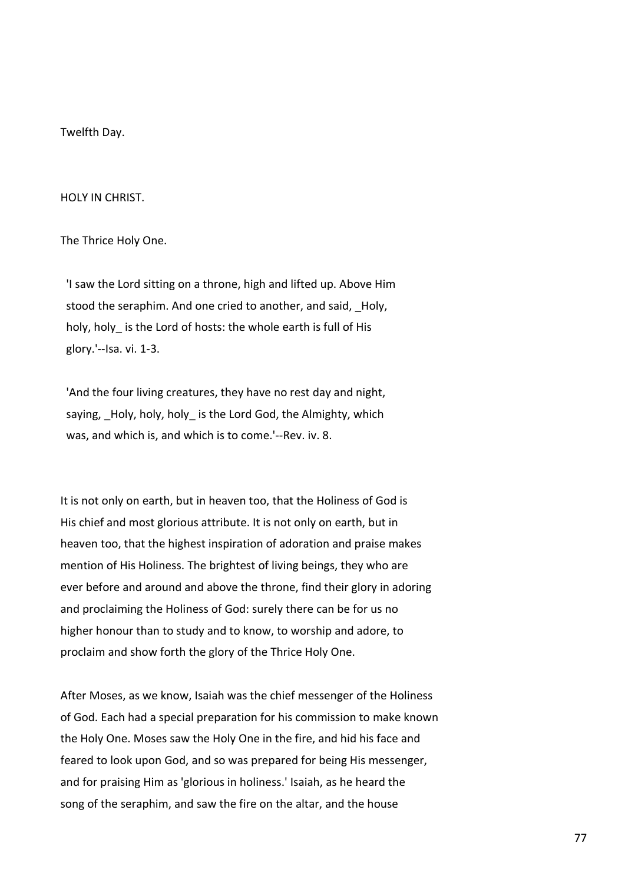Twelfth Day.

## HOLY IN CHRIST.

### The Thrice Holy One.

> 'I saw the Lord sitting on a throne, high and lifted up. Above Him stood the seraphim. And one cried to another, and said, _Holy, holy, holy_ is the Lord of hosts: the whole earth is full of His glory.'--Isa. vi. 1-3.

> 'And the four living creatures, they have no rest day and night, saying, _Holy, holy, holy_ is the Lord God, the Almighty, which was, and which is, and which is to come.'--Rev. iv. 8.

It is not only on earth, but in heaven too, that the Holiness of God is His chief and most glorious attribute. It is not only on earth, but in heaven too, that the highest inspiration of adoration and praise makes mention of His Holiness. The brightest of living beings, they who are ever before and around and above the throne, find their glory in adoring and proclaiming the Holiness of God: surely there can be for us no higher honour than to study and to know, to worship and adore, to proclaim and show forth the glory of the Thrice Holy One.

After Moses, as we know, Isaiah was the chief messenger of the Holiness of God. Each had a special preparation for his commission to make known the Holy One. Moses saw the Holy One in the fire, and hid his face and feared to look upon God, and so was prepared for being His messenger, and for praising Him as 'glorious in holiness.' Isaiah, as he heard the song of the seraphim, and saw the fire on the altar, and the house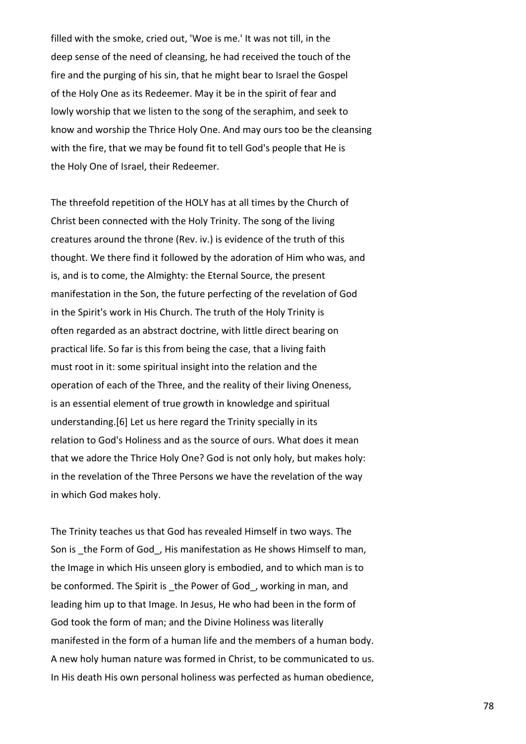filled with the smoke, cried out, 'Woe is me.' It was not till, in the deep sense of the need of cleansing, he had received the touch of the fire and the purging of his sin, that he might bear to Israel the Gospel of the Holy One as its Redeemer. May it be in the spirit of fear and lowly worship that we listen to the song of the seraphim, and seek to know and worship the Thrice Holy One. And may ours too be the cleansing with the fire, that we may be found fit to tell God's people that He is the Holy One of Israel, their Redeemer.

The threefold repetition of the HOLY has at all times by the Church of Christ been connected with the Holy Trinity. The song of the living creatures around the throne (Rev. iv.) is evidence of the truth of this thought. We there find it followed by the adoration of Him who was, and is, and is to come, the Almighty: the Eternal Source, the present manifestation in the Son, the future perfecting of the revelation of God in the Spirit's work in His Church. The truth of the Holy Trinity is often regarded as an abstract doctrine, with little direct bearing on practical life. So far is this from being the case, that a living faith must root in it: some spiritual insight into the relation and the operation of each of the Three, and the reality of their living Oneness, is an essential element of true growth in knowledge and spiritual understanding.[6] Let us here regard the Trinity specially in its relation to God's Holiness and as the source of ours. What does it mean that we adore the Thrice Holy One? God is not only holy, but makes holy: in the revelation of the Three Persons we have the revelation of the way in which God makes holy.

The Trinity teaches us that God has revealed Himself in two ways. The Son is _the Form of God_, His manifestation as He shows Himself to man, the Image in which His unseen glory is embodied, and to which man is to be conformed. The Spirit is _the Power of God_, working in man, and leading him up to that Image. In Jesus, He who had been in the form of God took the form of man; and the Divine Holiness was literally manifested in the form of a human life and the members of a human body. A new holy human nature was formed in Christ, to be communicated to us. In His death His own personal holiness was perfected as human obedience,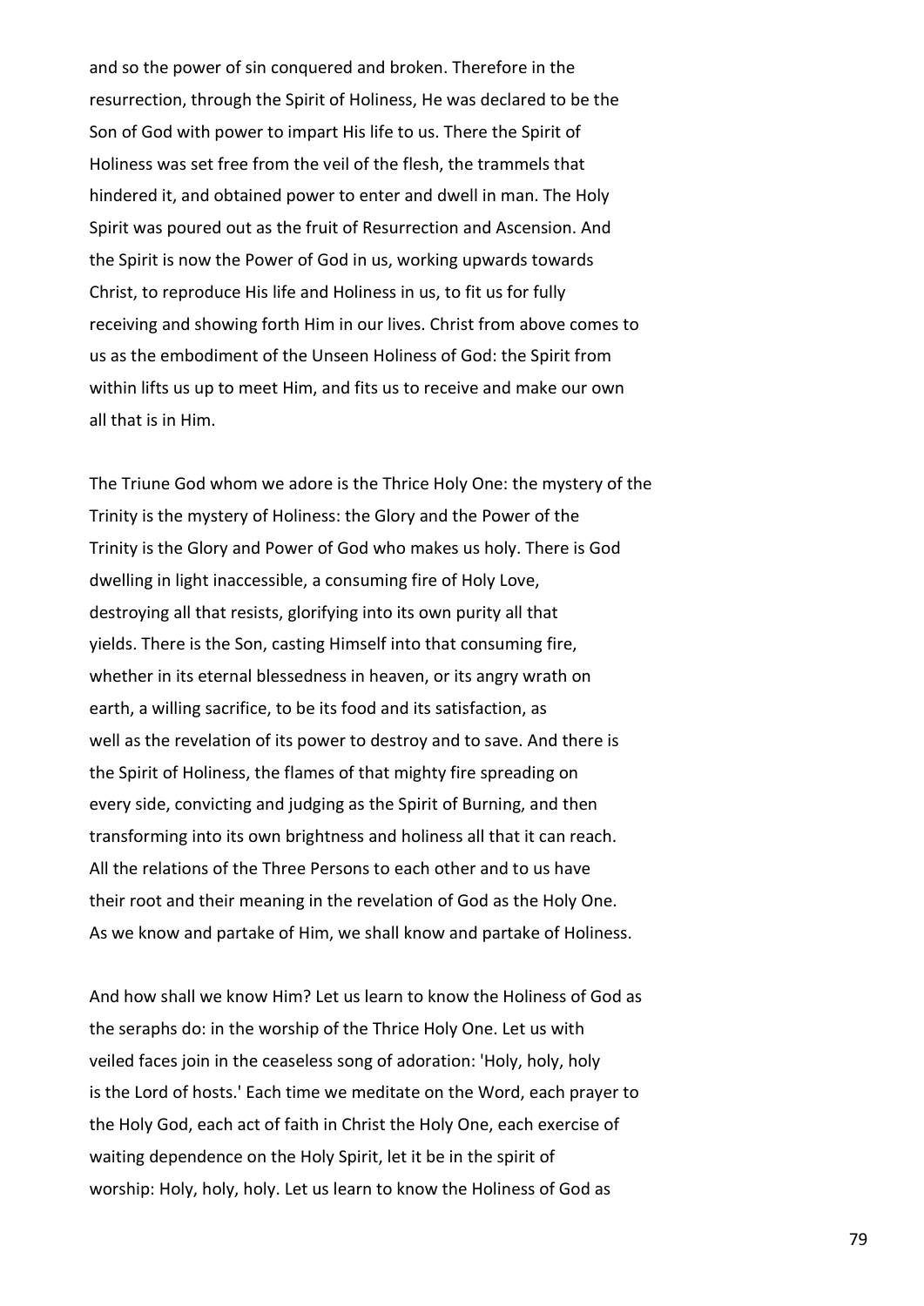and so the power of sin conquered and broken. Therefore in the resurrection, through the Spirit of Holiness, He was declared to be the Son of God with power to impart His life to us. There the Spirit of Holiness was set free from the veil of the flesh, the trammels that hindered it, and obtained power to enter and dwell in man. The Holy Spirit was poured out as the fruit of Resurrection and Ascension. And the Spirit is now the Power of God in us, working upwards towards Christ, to reproduce His life and Holiness in us, to fit us for fully receiving and showing forth Him in our lives. Christ from above comes to us as the embodiment of the Unseen Holiness of God: the Spirit from within lifts us up to meet Him, and fits us to receive and make our own all that is in Him.

The Triune God whom we adore is the Thrice Holy One: the mystery of the Trinity is the mystery of Holiness: the Glory and the Power of the Trinity is the Glory and Power of God who makes us holy. There is God dwelling in light inaccessible, a consuming fire of Holy Love, destroying all that resists, glorifying into its own purity all that yields. There is the Son, casting Himself into that consuming fire, whether in its eternal blessedness in heaven, or its angry wrath on earth, a willing sacrifice, to be its food and its satisfaction, as well as the revelation of its power to destroy and to save. And there is the Spirit of Holiness, the flames of that mighty fire spreading on every side, convicting and judging as the Spirit of Burning, and then transforming into its own brightness and holiness all that it can reach. All the relations of the Three Persons to each other and to us have their root and their meaning in the revelation of God as the Holy One. As we know and partake of Him, we shall know and partake of Holiness.

And how shall we know Him? Let us learn to know the Holiness of God as the seraphs do: in the worship of the Thrice Holy One. Let us with veiled faces join in the ceaseless song of adoration: 'Holy, holy, holy is the Lord of hosts.' Each time we meditate on the Word, each prayer to the Holy God, each act of faith in Christ the Holy One, each exercise of waiting dependence on the Holy Spirit, let it be in the spirit of worship: Holy, holy, holy. Let us learn to know the Holiness of God as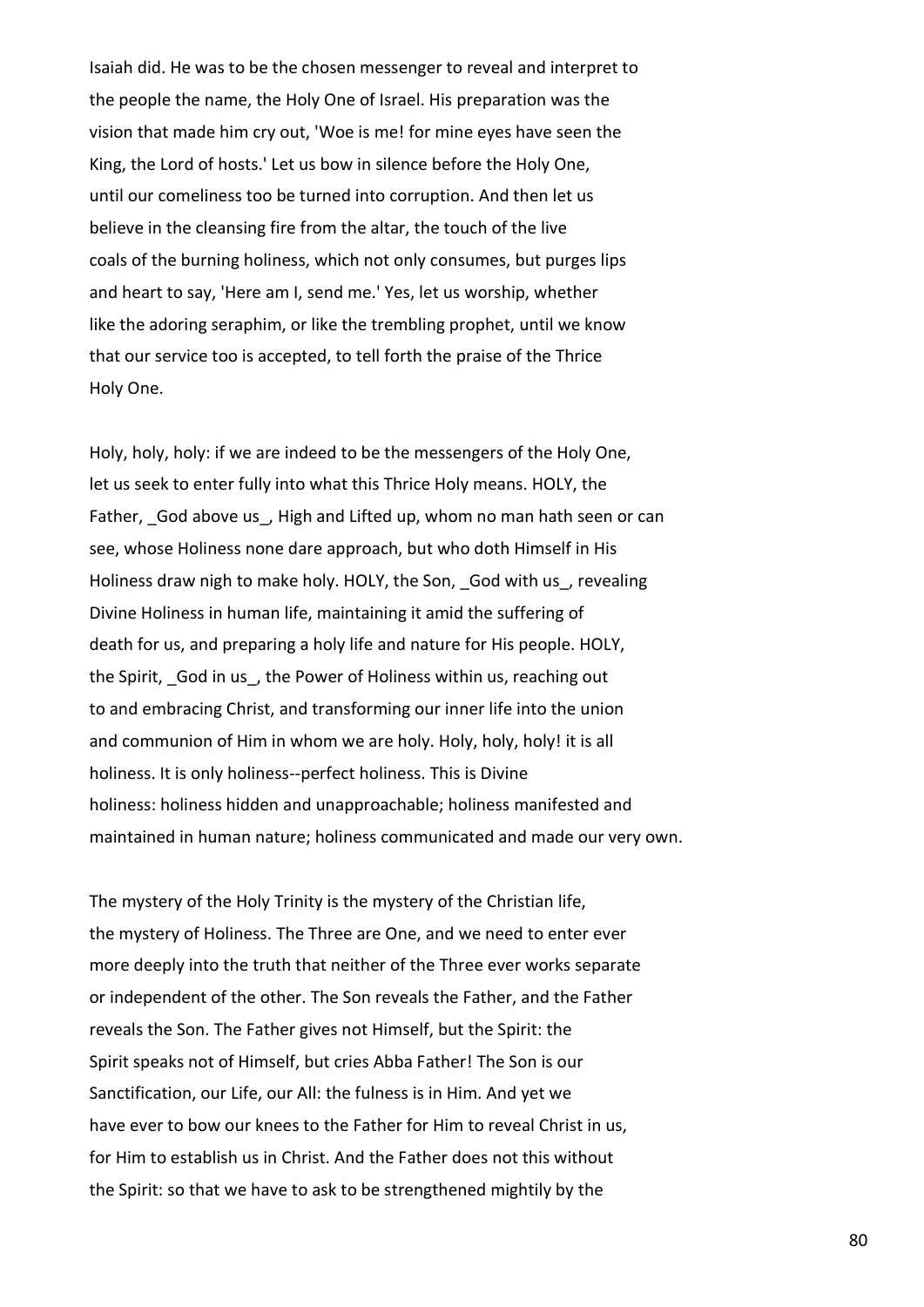Isaiah did. He was to be the chosen messenger to reveal and interpret to the people the name, the Holy One of Israel. His preparation was the vision that made him cry out, 'Woe is me! for mine eyes have seen the King, the Lord of hosts.' Let us bow in silence before the Holy One, until our comeliness too be turned into corruption. And then let us believe in the cleansing fire from the altar, the touch of the live coals of the burning holiness, which not only consumes, but purges lips and heart to say, 'Here am I, send me.' Yes, let us worship, whether like the adoring seraphim, or like the trembling prophet, until we know that our service too is accepted, to tell forth the praise of the Thrice Holy One.

Holy, holy, holy: if we are indeed to be the messengers of the Holy One, let us seek to enter fully into what this Thrice Holy means. HOLY, the Father, _God above us_, High and Lifted up, whom no man hath seen or can see, whose Holiness none dare approach, but who doth Himself in His Holiness draw nigh to make holy. HOLY, the Son, _God with us_, revealing Divine Holiness in human life, maintaining it amid the suffering of death for us, and preparing a holy life and nature for His people. HOLY, the Spirit, _God in us_, the Power of Holiness within us, reaching out to and embracing Christ, and transforming our inner life into the union and communion of Him in whom we are holy. Holy, holy, holy! it is all holiness. It is only holiness--perfect holiness. This is Divine holiness: holiness hidden and unapproachable; holiness manifested and maintained in human nature; holiness communicated and made our very own.

The mystery of the Holy Trinity is the mystery of the Christian life, the mystery of Holiness. The Three are One, and we need to enter ever more deeply into the truth that neither of the Three ever works separate or independent of the other. The Son reveals the Father, and the Father reveals the Son. The Father gives not Himself, but the Spirit: the Spirit speaks not of Himself, but cries Abba Father! The Son is our Sanctification, our Life, our All: the fulness is in Him. And yet we have ever to bow our knees to the Father for Him to reveal Christ in us, for Him to establish us in Christ. And the Father does not this without the Spirit: so that we have to ask to be strengthened mightily by the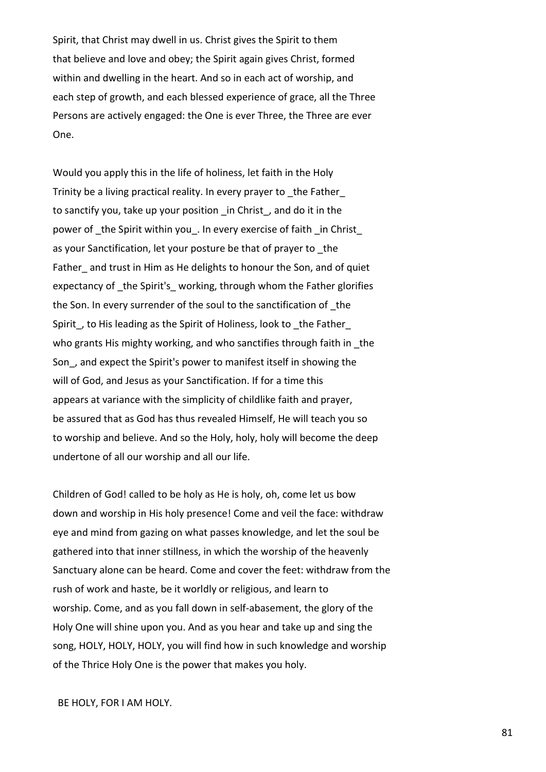Spirit, that Christ may dwell in us. Christ gives the Spirit to them that believe and love and obey; the Spirit again gives Christ, formed within and dwelling in the heart. And so in each act of worship, and each step of growth, and each blessed experience of grace, all the Three Persons are actively engaged: the One is ever Three, the Three are ever One.

Would you apply this in the life of holiness, let faith in the Holy Trinity be a living practical reality. In every prayer to _the Father_ to sanctify you, take up your position _in Christ_, and do it in the power of _the Spirit within you_. In every exercise of faith _in Christ_ as your Sanctification, let your posture be that of prayer to _the Father_ and trust in Him as He delights to honour the Son, and of quiet expectancy of _the Spirit's_ working, through whom the Father glorifies the Son. In every surrender of the soul to the sanctification of _the Spirit_, to His leading as the Spirit of Holiness, look to _the Father_ who grants His mighty working, and who sanctifies through faith in _the Son_, and expect the Spirit's power to manifest itself in showing the will of God, and Jesus as your Sanctification. If for a time this appears at variance with the simplicity of childlike faith and prayer, be assured that as God has thus revealed Himself, He will teach you so to worship and believe. And so the Holy, holy, holy will become the deep undertone of all our worship and all our life.

Children of God! called to be holy as He is holy, oh, come let us bow down and worship in His holy presence! Come and veil the face: withdraw eye and mind from gazing on what passes knowledge, and let the soul be gathered into that inner stillness, in which the worship of the heavenly Sanctuary alone can be heard. Come and cover the feet: withdraw from the rush of work and haste, be it worldly or religious, and learn to worship. Come, and as you fall down in self-abasement, the glory of the Holy One will shine upon you. And as you hear and take up and sing the song, HOLY, HOLY, HOLY, you will find how in such knowledge and worship of the Thrice Holy One is the power that makes you holy.

BE HOLY, FOR I AM HOLY.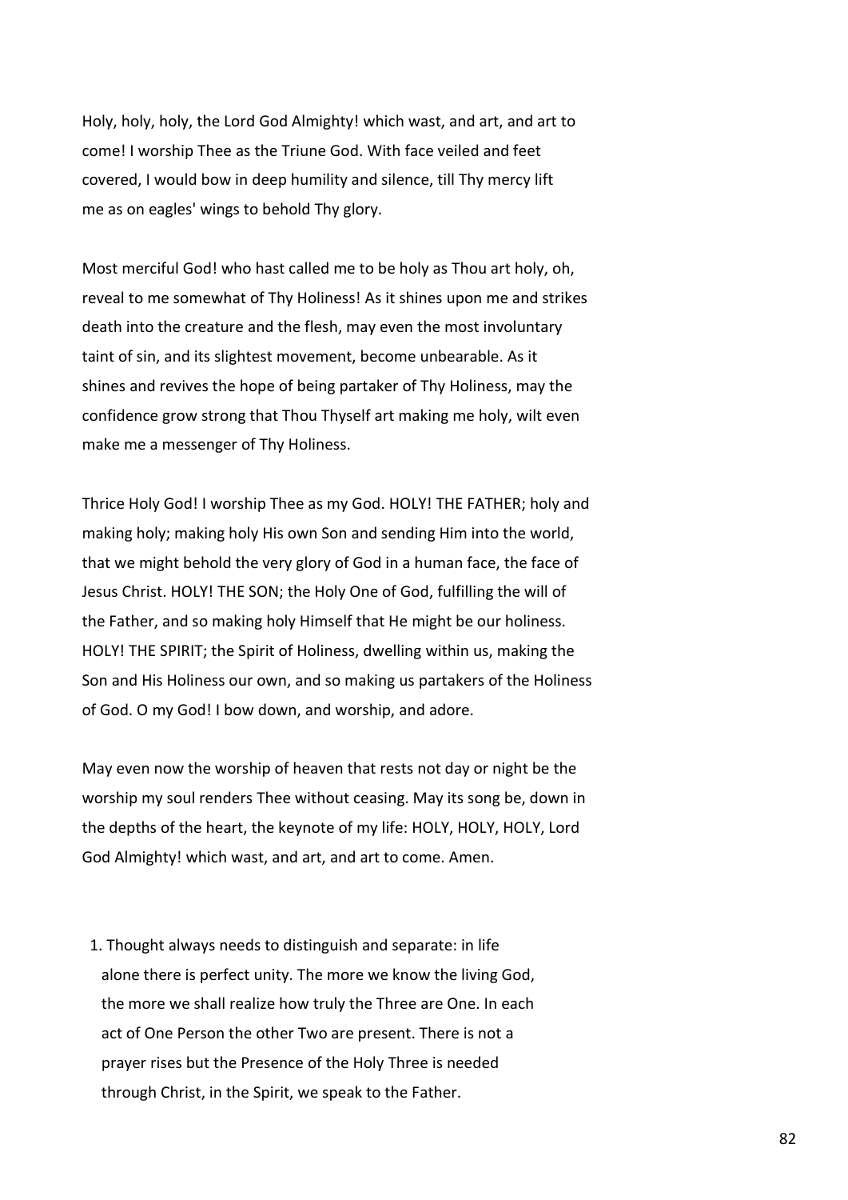Holy, holy, holy, the Lord God Almighty! which wast, and art, and art to come! I worship Thee as the Triune God. With face veiled and feet covered, I would bow in deep humility and silence, till Thy mercy lift me as on eagles' wings to behold Thy glory.

Most merciful God! who hast called me to be holy as Thou art holy, oh, reveal to me somewhat of Thy Holiness! As it shines upon me and strikes death into the creature and the flesh, may even the most involuntary taint of sin, and its slightest movement, become unbearable. As it shines and revives the hope of being partaker of Thy Holiness, may the confidence grow strong that Thou Thyself art making me holy, wilt even make me a messenger of Thy Holiness.

Thrice Holy God! I worship Thee as my God. HOLY! THE FATHER; holy and making holy; making holy His own Son and sending Him into the world, that we might behold the very glory of God in a human face, the face of Jesus Christ. HOLY! THE SON; the Holy One of God, fulfilling the will of the Father, and so making holy Himself that He might be our holiness. HOLY! THE SPIRIT; the Spirit of Holiness, dwelling within us, making the Son and His Holiness our own, and so making us partakers of the Holiness of God. O my God! I bow down, and worship, and adore.

May even now the worship of heaven that rests not day or night be the worship my soul renders Thee without ceasing. May its song be, down in the depths of the heart, the keynote of my life: HOLY, HOLY, HOLY, Lord God Almighty! which wast, and art, and art to come. Amen.

1. Thought always needs to distinguish and separate: in life alone there is perfect unity. The more we know the living God, the more we shall realize how truly the Three are One. In each act of One Person the other Two are present. There is not a prayer rises but the Presence of the Holy Three is needed through Christ, in the Spirit, we speak to the Father.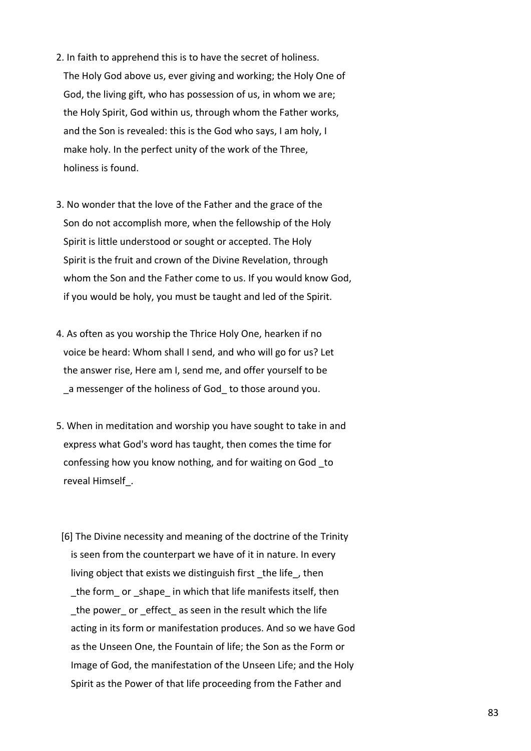2. In faith to apprehend this is to have the secret of holiness. The Holy God above us, ever giving and working; the Holy One of God, the living gift, who has possession of us, in whom we are; the Holy Spirit, God within us, through whom the Father works, and the Son is revealed: this is the God who says, I am holy, I make holy. In the perfect unity of the work of the Three, holiness is found.

3. No wonder that the love of the Father and the grace of the Son do not accomplish more, when the fellowship of the Holy Spirit is little understood or sought or accepted. The Holy Spirit is the fruit and crown of the Divine Revelation, through whom the Son and the Father come to us. If you would know God, if you would be holy, you must be taught and led of the Spirit.

4. As often as you worship the Thrice Holy One, hearken if no voice be heard: Whom shall I send, and who will go for us? Let the answer rise, Here am I, send me, and offer yourself to be _a messenger of the holiness of God_ to those around you.

5. When in meditation and worship you have sought to take in and express what God's word has taught, then comes the time for confessing how you know nothing, and for waiting on God _to reveal Himself_.

[6] The Divine necessity and meaning of the doctrine of the Trinity is seen from the counterpart we have of it in nature. In every living object that exists we distinguish first _the life_, then _the form_ or _shape_ in which that life manifests itself, then _the power_ or _effect_ as seen in the result which the life acting in its form or manifestation produces. And so we have God as the Unseen One, the Fountain of life; the Son as the Form or Image of God, the manifestation of the Unseen Life; and the Holy Spirit as the Power of that life proceeding from the Father and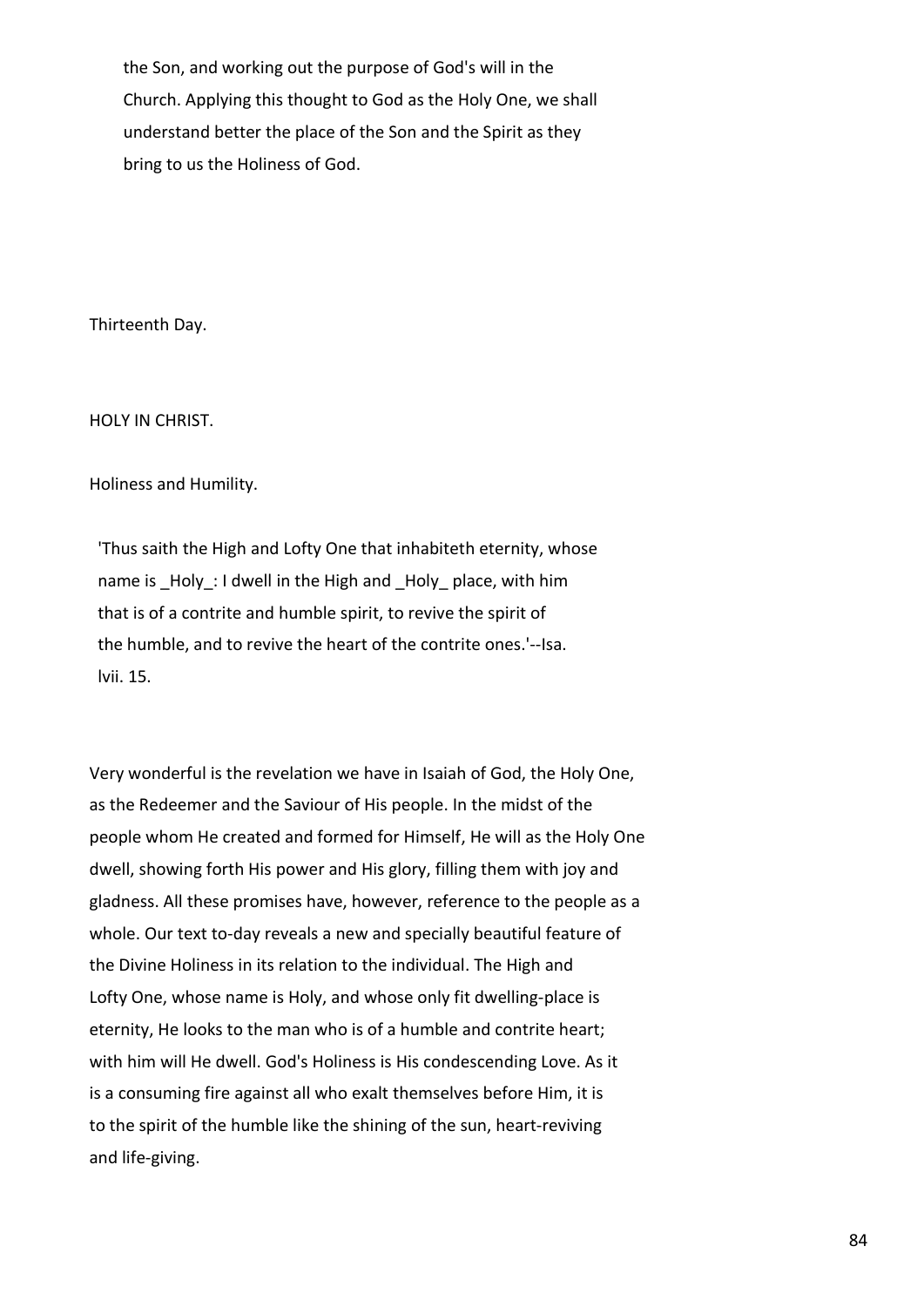the Son, and working out the purpose of God's will in the Church. Applying this thought to God as the Holy One, we shall understand better the place of the Son and the Spirit as they bring to us the Holiness of God.

## Thirteenth Day.

## HOLY IN CHRIST.

### Holiness and Humility.

> 'Thus saith the High and Lofty One that inhabiteth eternity, whose name is _Holy_: I dwell in the High and _Holy_ place, with him that is of a contrite and humble spirit, to revive the spirit of the humble, and to revive the heart of the contrite ones.'--Isa. lvii. 15.

Very wonderful is the revelation we have in Isaiah of God, the Holy One, as the Redeemer and the Saviour of His people. In the midst of the people whom He created and formed for Himself, He will as the Holy One dwell, showing forth His power and His glory, filling them with joy and gladness. All these promises have, however, reference to the people as a whole. Our text to-day reveals a new and specially beautiful feature of the Divine Holiness in its relation to the individual. The High and Lofty One, whose name is Holy, and whose only fit dwelling-place is eternity, He looks to the man who is of a humble and contrite heart; with him will He dwell. God's Holiness is His condescending Love. As it is a consuming fire against all who exalt themselves before Him, it is to the spirit of the humble like the shining of the sun, heart-reviving and life-giving.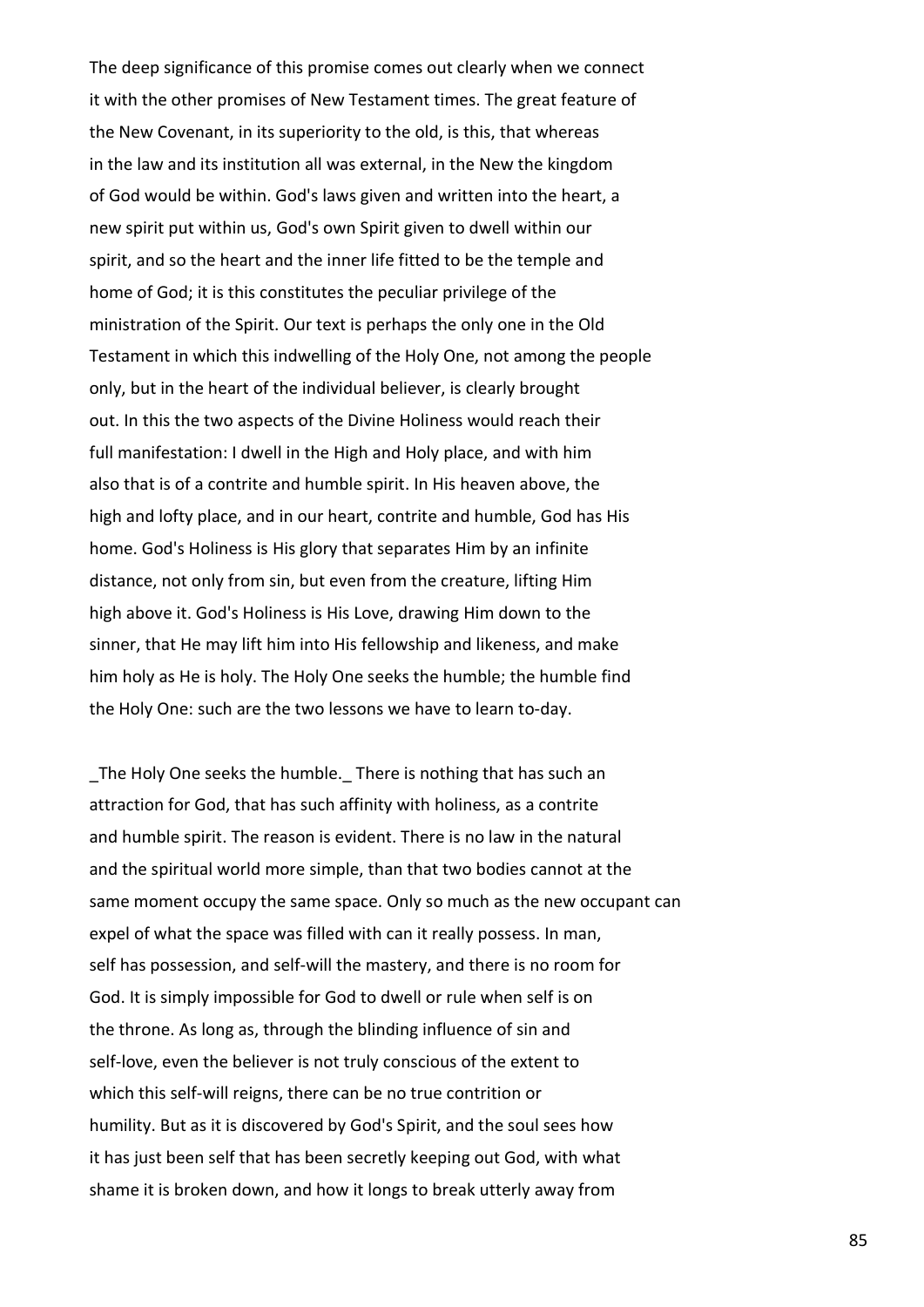The deep significance of this promise comes out clearly when we connect it with the other promises of New Testament times. The great feature of the New Covenant, in its superiority to the old, is this, that whereas in the law and its institution all was external, in the New the kingdom of God would be within. God's laws given and written into the heart, a new spirit put within us, God's own Spirit given to dwell within our spirit, and so the heart and the inner life fitted to be the temple and home of God; it is this constitutes the peculiar privilege of the ministration of the Spirit. Our text is perhaps the only one in the Old Testament in which this indwelling of the Holy One, not among the people only, but in the heart of the individual believer, is clearly brought out. In this the two aspects of the Divine Holiness would reach their full manifestation: I dwell in the High and Holy place, and with him also that is of a contrite and humble spirit. In His heaven above, the high and lofty place, and in our heart, contrite and humble, God has His home. God's Holiness is His glory that separates Him by an infinite distance, not only from sin, but even from the creature, lifting Him high above it. God's Holiness is His Love, drawing Him down to the sinner, that He may lift him into His fellowship and likeness, and make him holy as He is holy. The Holy One seeks the humble; the humble find the Holy One: such are the two lessons we have to learn to-day.

_The Holy One seeks the humble._ There is nothing that has such an attraction for God, that has such affinity with holiness, as a contrite and humble spirit. The reason is evident. There is no law in the natural and the spiritual world more simple, than that two bodies cannot at the same moment occupy the same space. Only so much as the new occupant can expel of what the space was filled with can it really possess. In man, self has possession, and self-will the mastery, and there is no room for God. It is simply impossible for God to dwell or rule when self is on the throne. As long as, through the blinding influence of sin and self-love, even the believer is not truly conscious of the extent to which this self-will reigns, there can be no true contrition or humility. But as it is discovered by God's Spirit, and the soul sees how it has just been self that has been secretly keeping out God, with what shame it is broken down, and how it longs to break utterly away from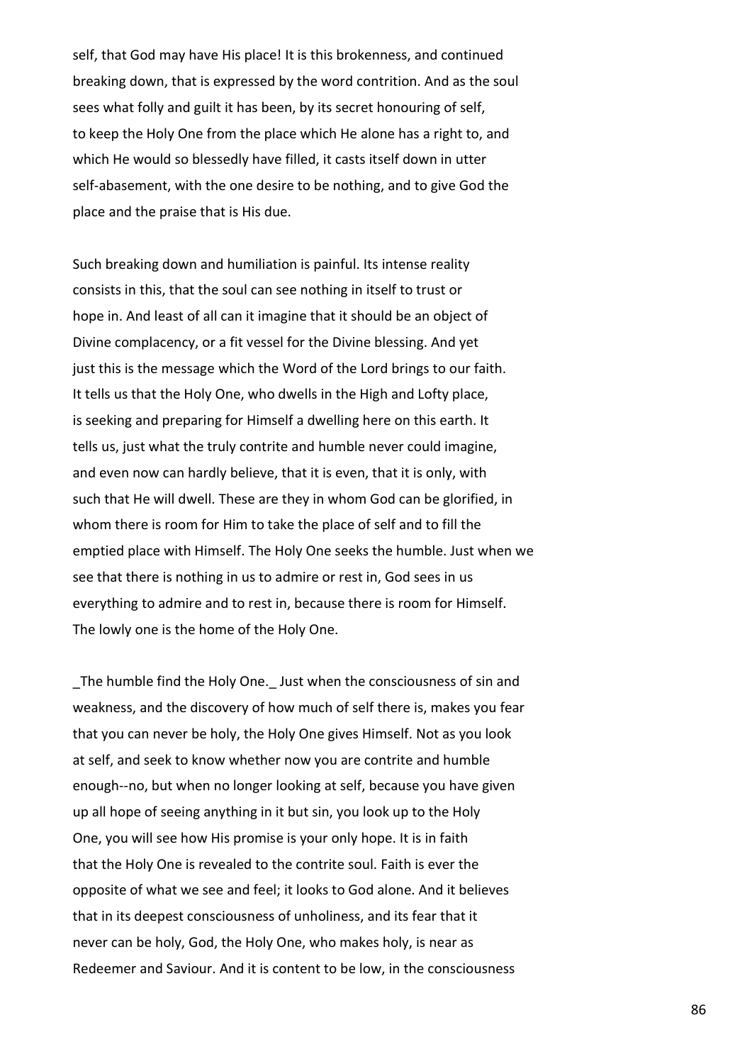self, that God may have His place! It is this brokenness, and continued breaking down, that is expressed by the word contrition. And as the soul sees what folly and guilt it has been, by its secret honouring of self, to keep the Holy One from the place which He alone has a right to, and which He would so blessedly have filled, it casts itself down in utter self-abasement, with the one desire to be nothing, and to give God the place and the praise that is His due.

Such breaking down and humiliation is painful. Its intense reality consists in this, that the soul can see nothing in itself to trust or hope in. And least of all can it imagine that it should be an object of Divine complacency, or a fit vessel for the Divine blessing. And yet just this is the message which the Word of the Lord brings to our faith. It tells us that the Holy One, who dwells in the High and Lofty place, is seeking and preparing for Himself a dwelling here on this earth. It tells us, just what the truly contrite and humble never could imagine, and even now can hardly believe, that it is even, that it is only, with such that He will dwell. These are they in whom God can be glorified, in whom there is room for Him to take the place of self and to fill the emptied place with Himself. The Holy One seeks the humble. Just when we see that there is nothing in us to admire or rest in, God sees in us everything to admire and to rest in, because there is room for Himself. The lowly one is the home of the Holy One.

_The humble find the Holy One._ Just when the consciousness of sin and weakness, and the discovery of how much of self there is, makes you fear that you can never be holy, the Holy One gives Himself. Not as you look at self, and seek to know whether now you are contrite and humble enough--no, but when no longer looking at self, because you have given up all hope of seeing anything in it but sin, you look up to the Holy One, you will see how His promise is your only hope. It is in faith that the Holy One is revealed to the contrite soul. Faith is ever the opposite of what we see and feel; it looks to God alone. And it believes that in its deepest consciousness of unholiness, and its fear that it never can be holy, God, the Holy One, who makes holy, is near as Redeemer and Saviour. And it is content to be low, in the consciousness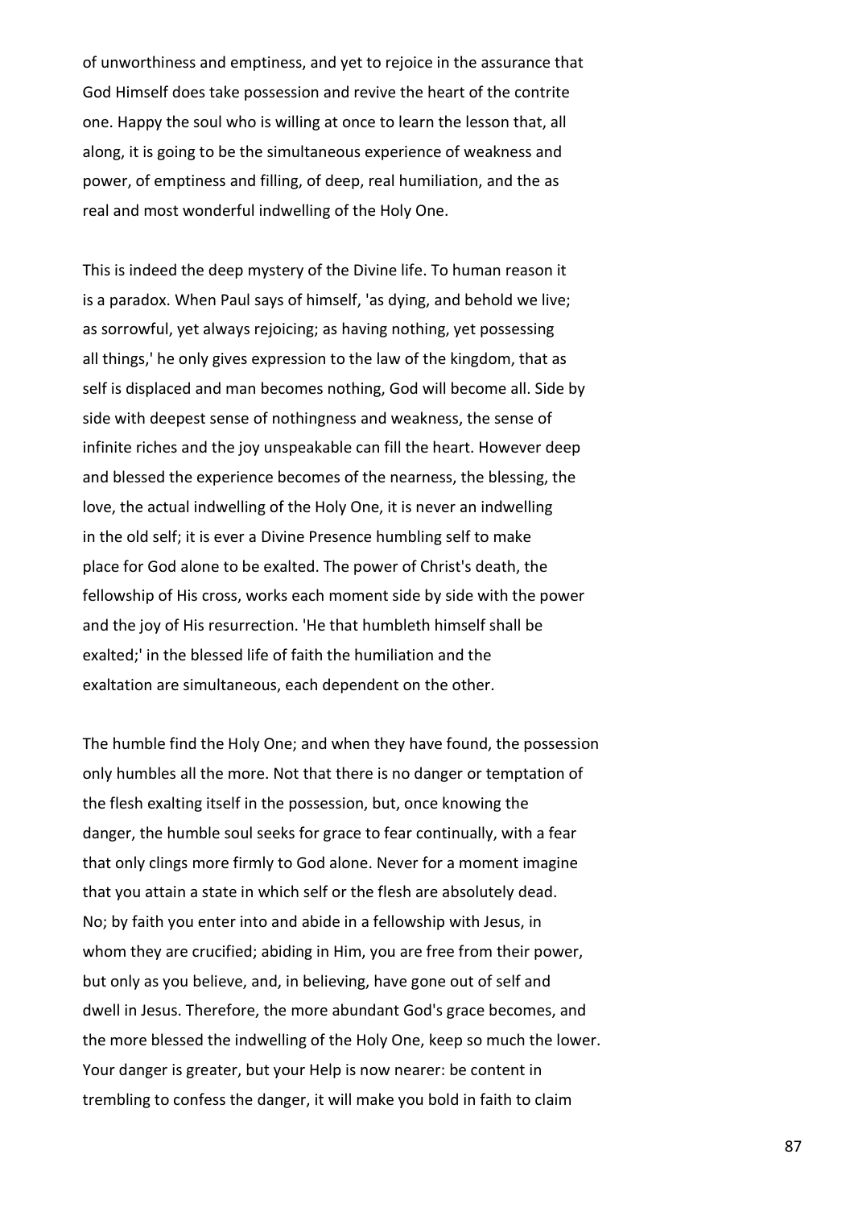of unworthiness and emptiness, and yet to rejoice in the assurance that God Himself does take possession and revive the heart of the contrite one. Happy the soul who is willing at once to learn the lesson that, all along, it is going to be the simultaneous experience of weakness and power, of emptiness and filling, of deep, real humiliation, and the as real and most wonderful indwelling of the Holy One.

This is indeed the deep mystery of the Divine life. To human reason it is a paradox. When Paul says of himself, 'as dying, and behold we live; as sorrowful, yet always rejoicing; as having nothing, yet possessing all things,' he only gives expression to the law of the kingdom, that as self is displaced and man becomes nothing, God will become all. Side by side with deepest sense of nothingness and weakness, the sense of infinite riches and the joy unspeakable can fill the heart. However deep and blessed the experience becomes of the nearness, the blessing, the love, the actual indwelling of the Holy One, it is never an indwelling in the old self; it is ever a Divine Presence humbling self to make place for God alone to be exalted. The power of Christ's death, the fellowship of His cross, works each moment side by side with the power and the joy of His resurrection. 'He that humbleth himself shall be exalted;' in the blessed life of faith the humiliation and the exaltation are simultaneous, each dependent on the other.

The humble find the Holy One; and when they have found, the possession only humbles all the more. Not that there is no danger or temptation of the flesh exalting itself in the possession, but, once knowing the danger, the humble soul seeks for grace to fear continually, with a fear that only clings more firmly to God alone. Never for a moment imagine that you attain a state in which self or the flesh are absolutely dead. No; by faith you enter into and abide in a fellowship with Jesus, in whom they are crucified; abiding in Him, you are free from their power, but only as you believe, and, in believing, have gone out of self and dwell in Jesus. Therefore, the more abundant God's grace becomes, and the more blessed the indwelling of the Holy One, keep so much the lower. Your danger is greater, but your Help is now nearer: be content in trembling to confess the danger, it will make you bold in faith to claim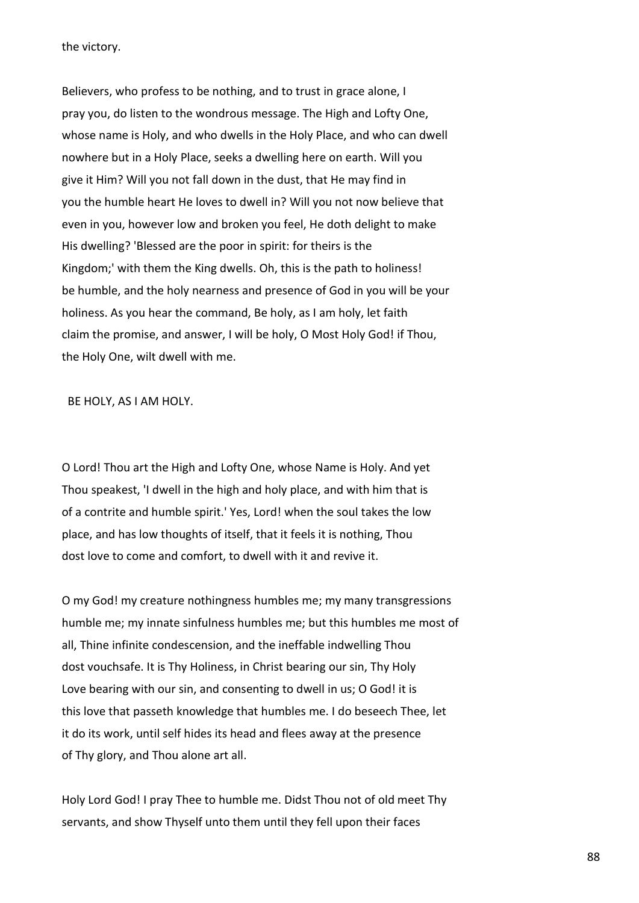the victory.

Believers, who profess to be nothing, and to trust in grace alone, I pray you, do listen to the wondrous message. The High and Lofty One, whose name is Holy, and who dwells in the Holy Place, and who can dwell nowhere but in a Holy Place, seeks a dwelling here on earth. Will you give it Him? Will you not fall down in the dust, that He may find in you the humble heart He loves to dwell in? Will you not now believe that even in you, however low and broken you feel, He doth delight to make His dwelling? 'Blessed are the poor in spirit: for theirs is the Kingdom;' with them the King dwells. Oh, this is the path to holiness! be humble, and the holy nearness and presence of God in you will be your holiness. As you hear the command, Be holy, as I am holy, let faith claim the promise, and answer, I will be holy, O Most Holy God! if Thou, the Holy One, wilt dwell with me.

BE HOLY, AS I AM HOLY.

O Lord! Thou art the High and Lofty One, whose Name is Holy. And yet Thou speakest, 'I dwell in the high and holy place, and with him that is of a contrite and humble spirit.' Yes, Lord! when the soul takes the low place, and has low thoughts of itself, that it feels it is nothing, Thou dost love to come and comfort, to dwell with it and revive it.

O my God! my creature nothingness humbles me; my many transgressions humble me; my innate sinfulness humbles me; but this humbles me most of all, Thine infinite condescension, and the ineffable indwelling Thou dost vouchsafe. It is Thy Holiness, in Christ bearing our sin, Thy Holy Love bearing with our sin, and consenting to dwell in us; O God! it is this love that passeth knowledge that humbles me. I do beseech Thee, let it do its work, until self hides its head and flees away at the presence of Thy glory, and Thou alone art all.

Holy Lord God! I pray Thee to humble me. Didst Thou not of old meet Thy servants, and show Thyself unto them until they fell upon their faces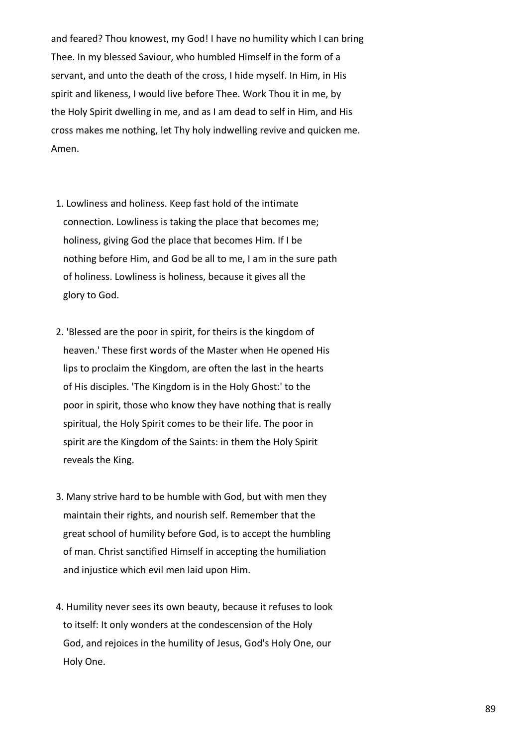and feared? Thou knowest, my God! I have no humility which I can bring Thee. In my blessed Saviour, who humbled Himself in the form of a servant, and unto the death of the cross, I hide myself. In Him, in His spirit and likeness, I would live before Thee. Work Thou it in me, by the Holy Spirit dwelling in me, and as I am dead to self in Him, and His cross makes me nothing, let Thy holy indwelling revive and quicken me. Amen.

1. Lowliness and holiness. Keep fast hold of the intimate connection. Lowliness is taking the place that becomes me; holiness, giving God the place that becomes Him. If I be nothing before Him, and God be all to me, I am in the sure path of holiness. Lowliness is holiness, because it gives all the glory to God.

2. 'Blessed are the poor in spirit, for theirs is the kingdom of heaven.' These first words of the Master when He opened His lips to proclaim the Kingdom, are often the last in the hearts of His disciples. 'The Kingdom is in the Holy Ghost:' to the poor in spirit, those who know they have nothing that is really spiritual, the Holy Spirit comes to be their life. The poor in spirit are the Kingdom of the Saints: in them the Holy Spirit reveals the King.

3. Many strive hard to be humble with God, but with men they maintain their rights, and nourish self. Remember that the great school of humility before God, is to accept the humbling of man. Christ sanctified Himself in accepting the humiliation and injustice which evil men laid upon Him.

4. Humility never sees its own beauty, because it refuses to look to itself: It only wonders at the condescension of the Holy God, and rejoices in the humility of Jesus, God's Holy One, our Holy One.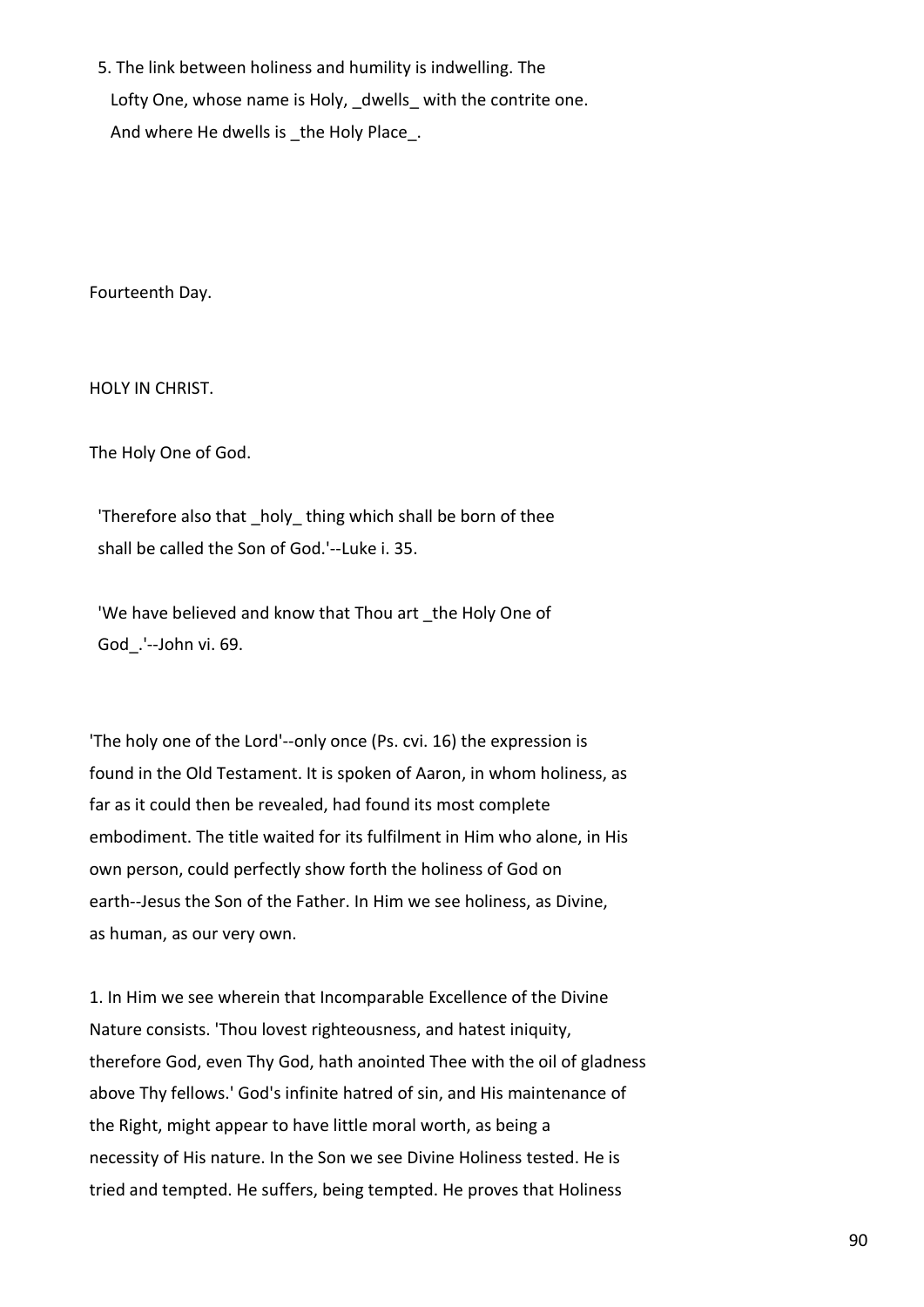5. The link between holiness and humility is indwelling. The Lofty One, whose name is Holy, _dwells_ with the contrite one. And where He dwells is _the Holy Place_.

## Fourteenth Day.

### HOLY IN CHRIST.

#### The Holy One of God.

> 'Therefore also that _holy_ thing which shall be born of thee shall be called the Son of God.'--Luke i. 35.

> 'We have believed and know that Thou art _the Holy One of God_.'--John vi. 69.

'The holy one of the Lord'--only once (Ps. cvi. 16) the expression is found in the Old Testament. It is spoken of Aaron, in whom holiness, as far as it could then be revealed, had found its most complete embodiment. The title waited for its fulfilment in Him who alone, in His own person, could perfectly show forth the holiness of God on earth--Jesus the Son of the Father. In Him we see holiness, as Divine, as human, as our very own.

1. In Him we see wherein that Incomparable Excellence of the Divine Nature consists. 'Thou lovest righteousness, and hatest iniquity, therefore God, even Thy God, hath anointed Thee with the oil of gladness above Thy fellows.' God's infinite hatred of sin, and His maintenance of the Right, might appear to have little moral worth, as being a necessity of His nature. In the Son we see Divine Holiness tested. He is tried and tempted. He suffers, being tempted. He proves that Holiness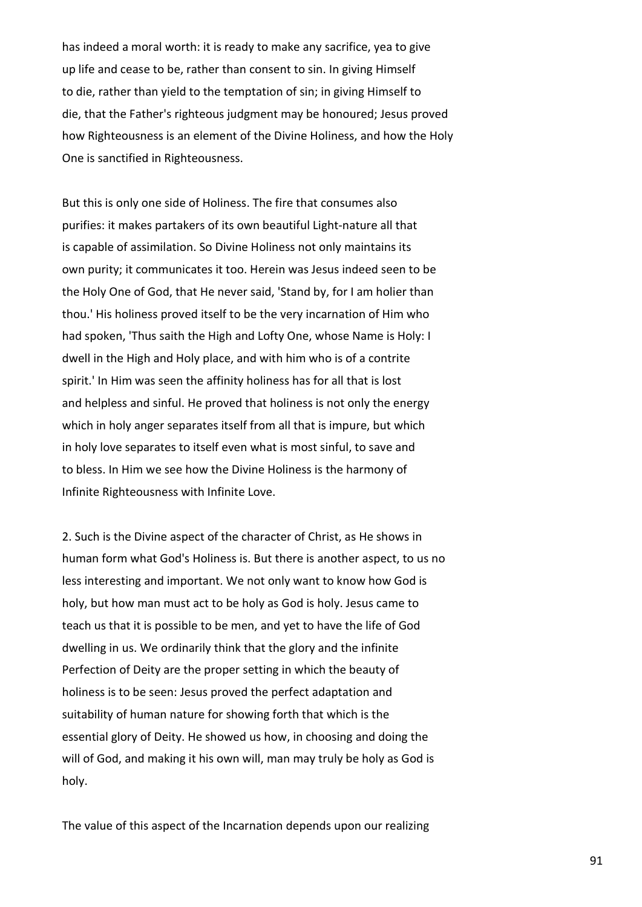has indeed a moral worth: it is ready to make any sacrifice, yea to give up life and cease to be, rather than consent to sin. In giving Himself to die, rather than yield to the temptation of sin; in giving Himself to die, that the Father's righteous judgment may be honoured; Jesus proved how Righteousness is an element of the Divine Holiness, and how the Holy One is sanctified in Righteousness.

But this is only one side of Holiness. The fire that consumes also purifies: it makes partakers of its own beautiful Light-nature all that is capable of assimilation. So Divine Holiness not only maintains its own purity; it communicates it too. Herein was Jesus indeed seen to be the Holy One of God, that He never said, 'Stand by, for I am holier than thou.' His holiness proved itself to be the very incarnation of Him who had spoken, 'Thus saith the High and Lofty One, whose Name is Holy: I dwell in the High and Holy place, and with him who is of a contrite spirit.' In Him was seen the affinity holiness has for all that is lost and helpless and sinful. He proved that holiness is not only the energy which in holy anger separates itself from all that is impure, but which in holy love separates to itself even what is most sinful, to save and to bless. In Him we see how the Divine Holiness is the harmony of Infinite Righteousness with Infinite Love.

2. Such is the Divine aspect of the character of Christ, as He shows in human form what God's Holiness is. But there is another aspect, to us no less interesting and important. We not only want to know how God is holy, but how man must act to be holy as God is holy. Jesus came to teach us that it is possible to be men, and yet to have the life of God dwelling in us. We ordinarily think that the glory and the infinite Perfection of Deity are the proper setting in which the beauty of holiness is to be seen: Jesus proved the perfect adaptation and suitability of human nature for showing forth that which is the essential glory of Deity. He showed us how, in choosing and doing the will of God, and making it his own will, man may truly be holy as God is holy.

The value of this aspect of the Incarnation depends upon our realizing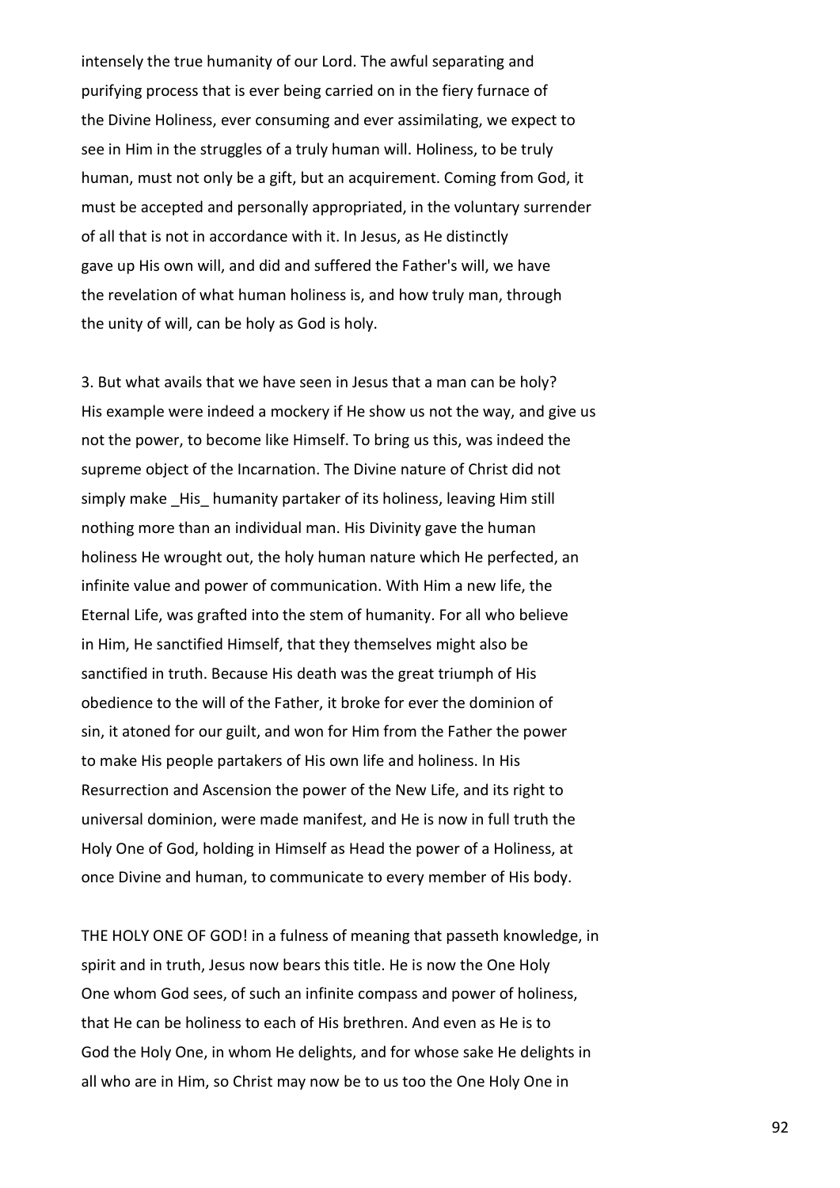intensely the true humanity of our Lord. The awful separating and purifying process that is ever being carried on in the fiery furnace of the Divine Holiness, ever consuming and ever assimilating, we expect to see in Him in the struggles of a truly human will. Holiness, to be truly human, must not only be a gift, but an acquirement. Coming from God, it must be accepted and personally appropriated, in the voluntary surrender of all that is not in accordance with it. In Jesus, as He distinctly gave up His own will, and did and suffered the Father's will, we have the revelation of what human holiness is, and how truly man, through the unity of will, can be holy as God is holy.

3. But what avails that we have seen in Jesus that a man can be holy? His example were indeed a mockery if He show us not the way, and give us not the power, to become like Himself. To bring us this, was indeed the supreme object of the Incarnation. The Divine nature of Christ did not simply make _His_ humanity partaker of its holiness, leaving Him still nothing more than an individual man. His Divinity gave the human holiness He wrought out, the holy human nature which He perfected, an infinite value and power of communication. With Him a new life, the Eternal Life, was grafted into the stem of humanity. For all who believe in Him, He sanctified Himself, that they themselves might also be sanctified in truth. Because His death was the great triumph of His obedience to the will of the Father, it broke for ever the dominion of sin, it atoned for our guilt, and won for Him from the Father the power to make His people partakers of His own life and holiness. In His Resurrection and Ascension the power of the New Life, and its right to universal dominion, were made manifest, and He is now in full truth the Holy One of God, holding in Himself as Head the power of a Holiness, at once Divine and human, to communicate to every member of His body.

THE HOLY ONE OF GOD! in a fulness of meaning that passeth knowledge, in spirit and in truth, Jesus now bears this title. He is now the One Holy One whom God sees, of such an infinite compass and power of holiness, that He can be holiness to each of His brethren. And even as He is to God the Holy One, in whom He delights, and for whose sake He delights in all who are in Him, so Christ may now be to us too the One Holy One in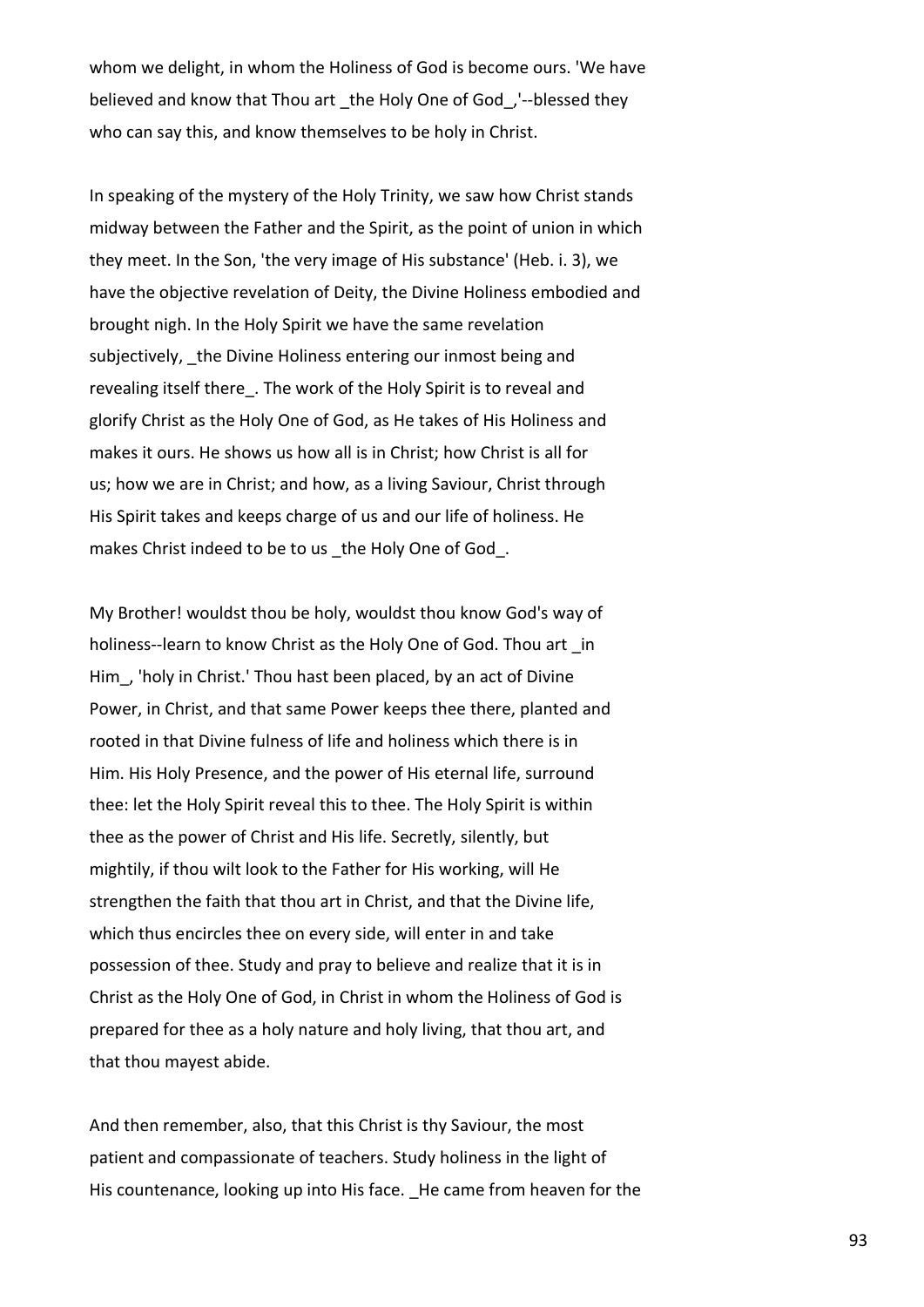whom we delight, in whom the Holiness of God is become ours. 'We have believed and know that Thou art _the Holy One of God_,'--blessed they who can say this, and know themselves to be holy in Christ.

In speaking of the mystery of the Holy Trinity, we saw how Christ stands midway between the Father and the Spirit, as the point of union in which they meet. In the Son, 'the very image of His substance' (Heb. i. 3), we have the objective revelation of Deity, the Divine Holiness embodied and brought nigh. In the Holy Spirit we have the same revelation subjectively, _the Divine Holiness entering our inmost being and revealing itself there_. The work of the Holy Spirit is to reveal and glorify Christ as the Holy One of God, as He takes of His Holiness and makes it ours. He shows us how all is in Christ; how Christ is all for us; how we are in Christ; and how, as a living Saviour, Christ through His Spirit takes and keeps charge of us and our life of holiness. He makes Christ indeed to be to us _the Holy One of God_.

My Brother! wouldst thou be holy, wouldst thou know God's way of holiness--learn to know Christ as the Holy One of God. Thou art _in Him_, 'holy in Christ.' Thou hast been placed, by an act of Divine Power, in Christ, and that same Power keeps thee there, planted and rooted in that Divine fulness of life and holiness which there is in Him. His Holy Presence, and the power of His eternal life, surround thee: let the Holy Spirit reveal this to thee. The Holy Spirit is within thee as the power of Christ and His life. Secretly, silently, but mightily, if thou wilt look to the Father for His working, will He strengthen the faith that thou art in Christ, and that the Divine life, which thus encircles thee on every side, will enter in and take possession of thee. Study and pray to believe and realize that it is in Christ as the Holy One of God, in Christ in whom the Holiness of God is prepared for thee as a holy nature and holy living, that thou art, and that thou mayest abide.

And then remember, also, that this Christ is thy Saviour, the most patient and compassionate of teachers. Study holiness in the light of His countenance, looking up into His face. _He came from heaven for the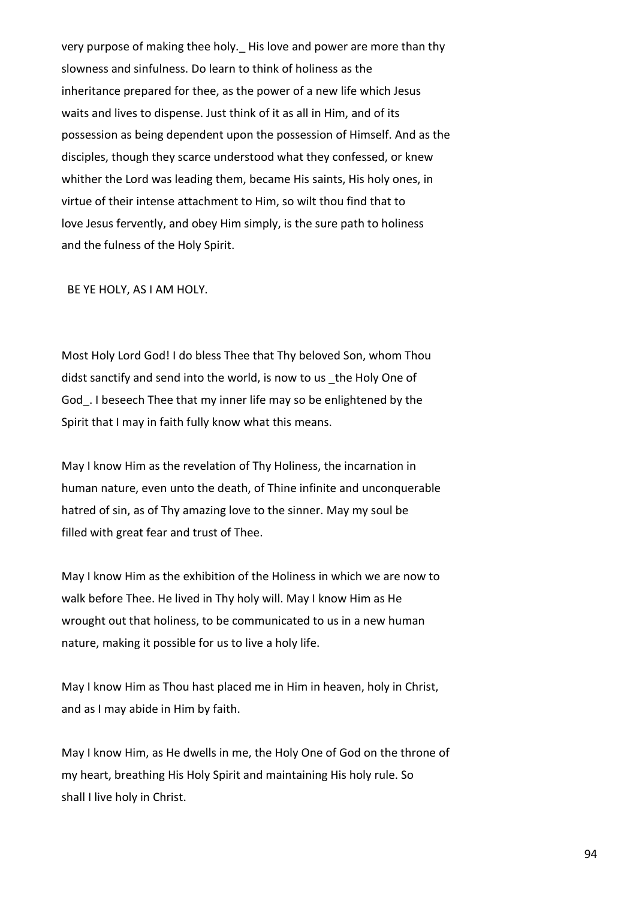very purpose of making thee holy._ His love and power are more than thy slowness and sinfulness. Do learn to think of holiness as the inheritance prepared for thee, as the power of a new life which Jesus waits and lives to dispense. Just think of it as all in Him, and of its possession as being dependent upon the possession of Himself. And as the disciples, though they scarce understood what they confessed, or knew whither the Lord was leading them, became His saints, His holy ones, in virtue of their intense attachment to Him, so wilt thou find that to love Jesus fervently, and obey Him simply, is the sure path to holiness and the fulness of the Holy Spirit.

BE YE HOLY, AS I AM HOLY.

Most Holy Lord God! I do bless Thee that Thy beloved Son, whom Thou didst sanctify and send into the world, is now to us _the Holy One of God_. I beseech Thee that my inner life may so be enlightened by the Spirit that I may in faith fully know what this means.

May I know Him as the revelation of Thy Holiness, the incarnation in human nature, even unto the death, of Thine infinite and unconquerable hatred of sin, as of Thy amazing love to the sinner. May my soul be filled with great fear and trust of Thee.

May I know Him as the exhibition of the Holiness in which we are now to walk before Thee. He lived in Thy holy will. May I know Him as He wrought out that holiness, to be communicated to us in a new human nature, making it possible for us to live a holy life.

May I know Him as Thou hast placed me in Him in heaven, holy in Christ, and as I may abide in Him by faith.

May I know Him, as He dwells in me, the Holy One of God on the throne of my heart, breathing His Holy Spirit and maintaining His holy rule. So shall I live holy in Christ.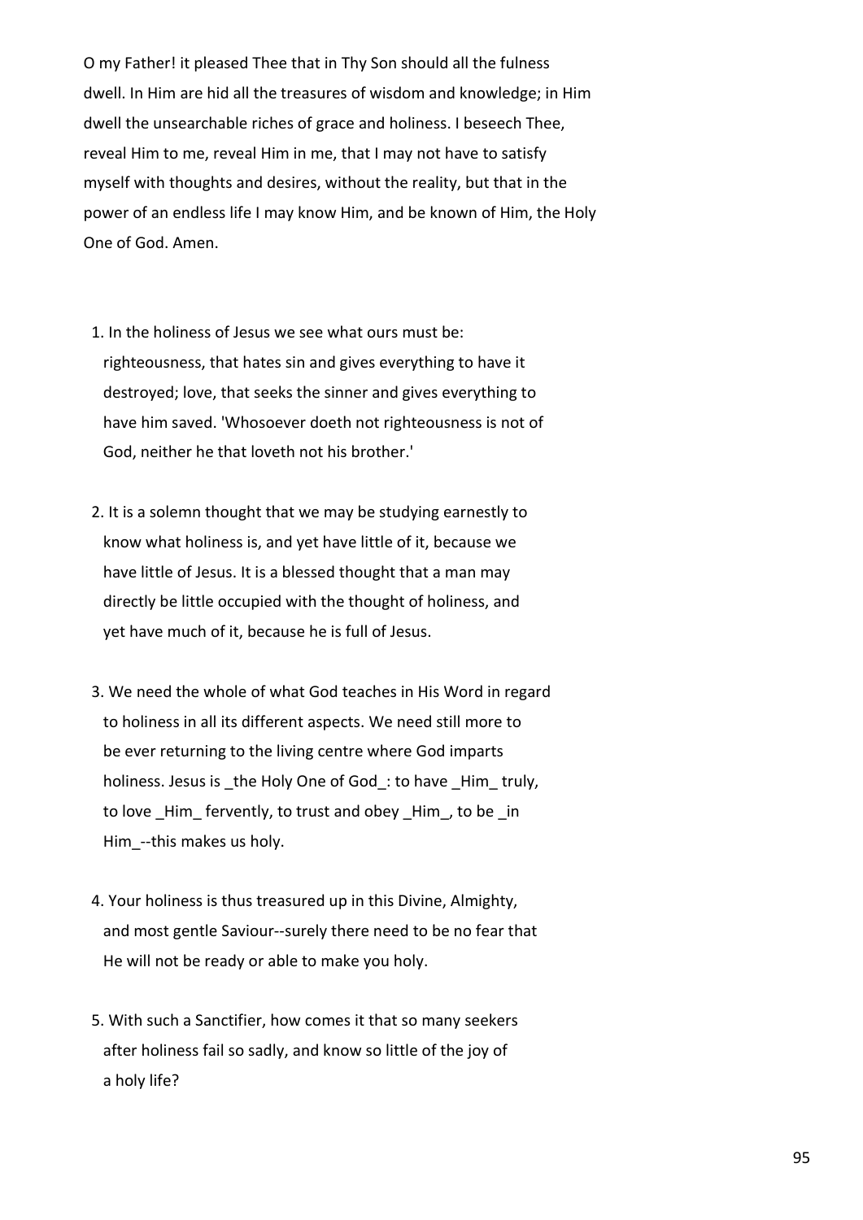O my Father! it pleased Thee that in Thy Son should all the fulness dwell. In Him are hid all the treasures of wisdom and knowledge; in Him dwell the unsearchable riches of grace and holiness. I beseech Thee, reveal Him to me, reveal Him in me, that I may not have to satisfy myself with thoughts and desires, without the reality, but that in the power of an endless life I may know Him, and be known of Him, the Holy One of God. Amen.

1. In the holiness of Jesus we see what ours must be: righteousness, that hates sin and gives everything to have it destroyed; love, that seeks the sinner and gives everything to have him saved. 'Whosoever doeth not righteousness is not of God, neither he that loveth not his brother.'

2. It is a solemn thought that we may be studying earnestly to know what holiness is, and yet have little of it, because we have little of Jesus. It is a blessed thought that a man may directly be little occupied with the thought of holiness, and yet have much of it, because he is full of Jesus.

3. We need the whole of what God teaches in His Word in regard to holiness in all its different aspects. We need still more to be ever returning to the living centre where God imparts holiness. Jesus is _the Holy One of God_: to have _Him_ truly, to love _Him_ fervently, to trust and obey _Him_, to be _in Him_--this makes us holy.

4. Your holiness is thus treasured up in this Divine, Almighty, and most gentle Saviour--surely there need to be no fear that He will not be ready or able to make you holy.

5. With such a Sanctifier, how comes it that so many seekers after holiness fail so sadly, and know so little of the joy of a holy life?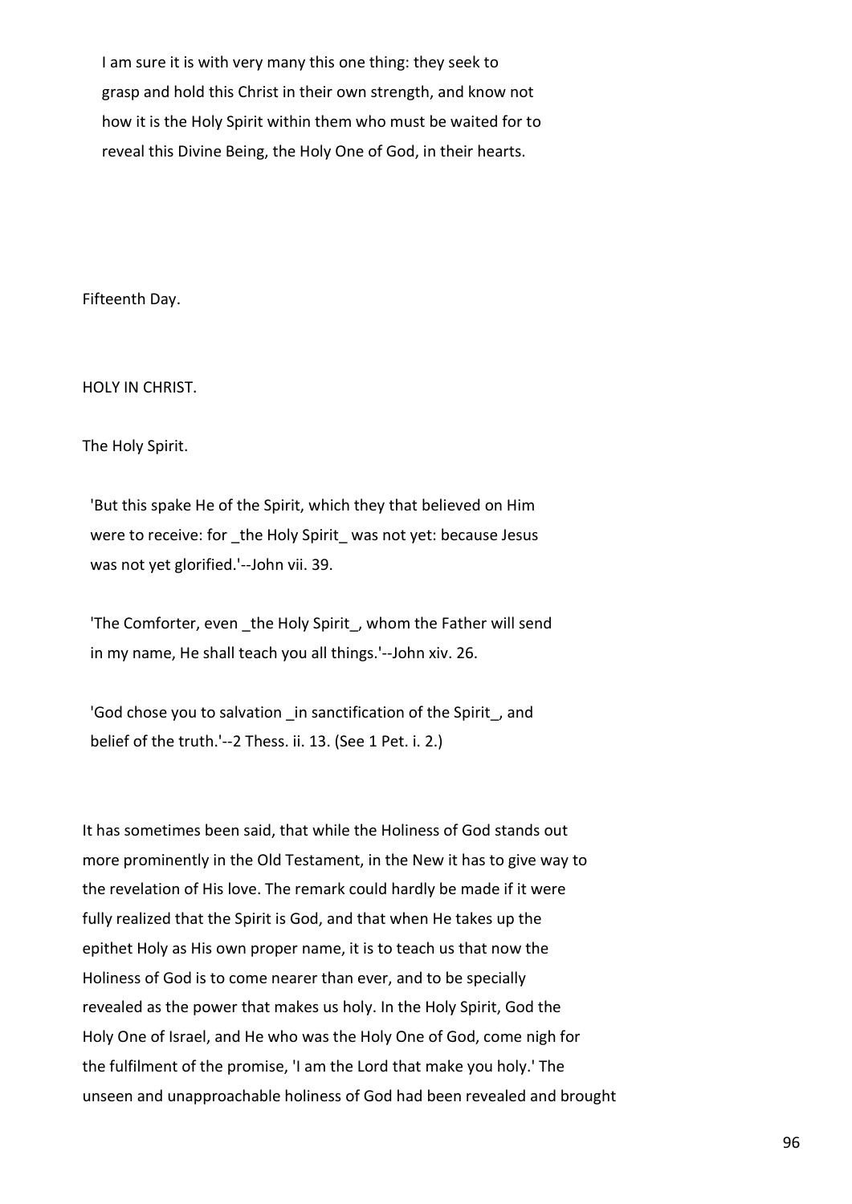I am sure it is with very many this one thing: they seek to grasp and hold this Christ in their own strength, and know not how it is the Holy Spirit within them who must be waited for to reveal this Divine Being, the Holy One of God, in their hearts.

## Fifteenth Day.

### HOLY IN CHRIST.

### The Holy Spirit.

> 'But this spake He of the Spirit, which they that believed on Him were to receive: for _the Holy Spirit_ was not yet: because Jesus was not yet glorified.'--John vii. 39.
>
> 'The Comforter, even _the Holy Spirit_, whom the Father will send in my name, He shall teach you all things.'--John xiv. 26.
>
> 'God chose you to salvation _in sanctification of the Spirit_, and belief of the truth.'--2 Thess. ii. 13. (See 1 Pet. i. 2.)

It has sometimes been said, that while the Holiness of God stands out more prominently in the Old Testament, in the New it has to give way to the revelation of His love. The remark could hardly be made if it were fully realized that the Spirit is God, and that when He takes up the epithet Holy as His own proper name, it is to teach us that now the Holiness of God is to come nearer than ever, and to be specially revealed as the power that makes us holy. In the Holy Spirit, God the Holy One of Israel, and He who was the Holy One of God, come nigh for the fulfilment of the promise, 'I am the Lord that make you holy.' The unseen and unapproachable holiness of God had been revealed and brought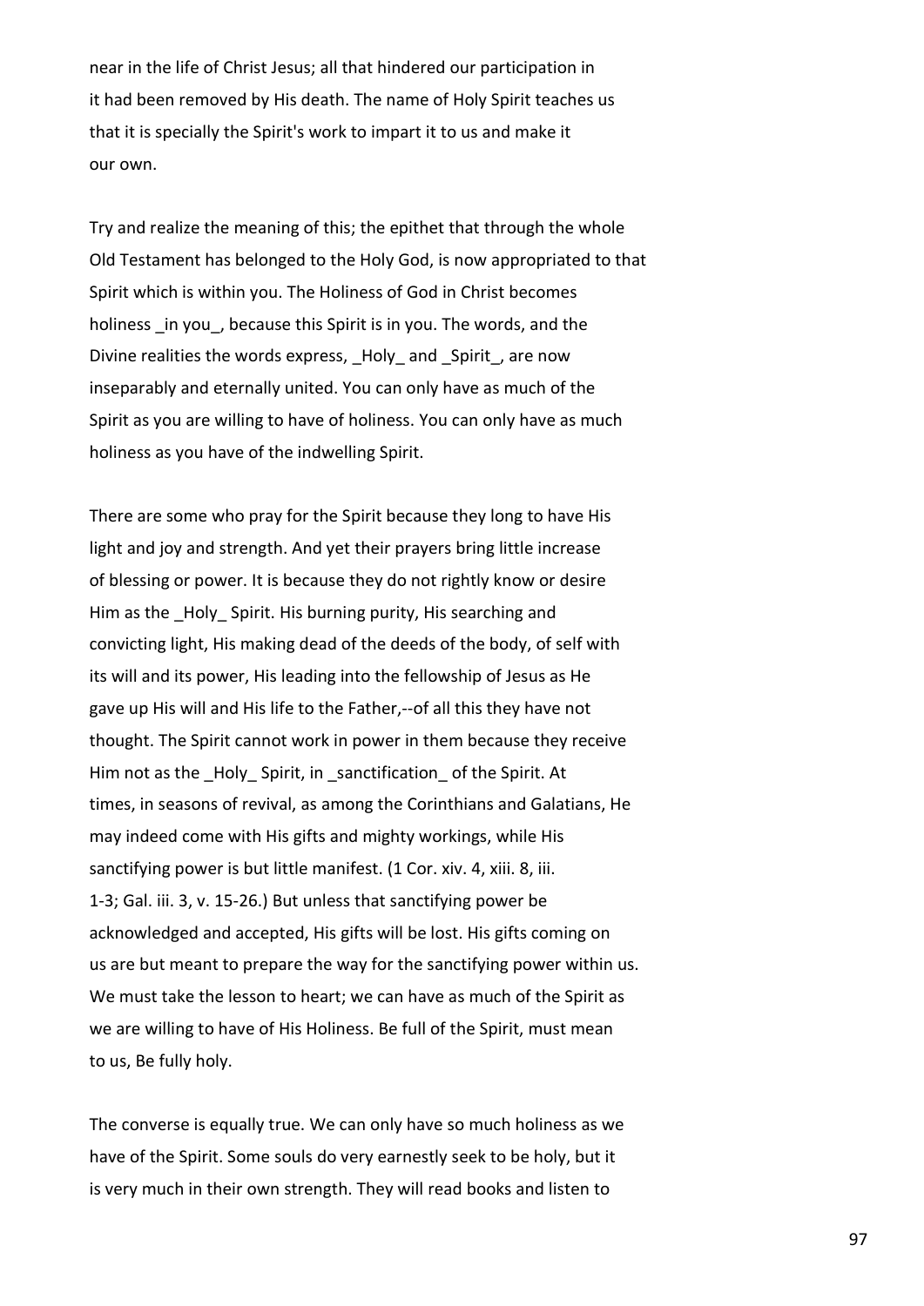near in the life of Christ Jesus; all that hindered our participation in it had been removed by His death. The name of Holy Spirit teaches us that it is specially the Spirit's work to impart it to us and make it our own.

Try and realize the meaning of this; the epithet that through the whole Old Testament has belonged to the Holy God, is now appropriated to that Spirit which is within you. The Holiness of God in Christ becomes holiness _in you_, because this Spirit is in you. The words, and the Divine realities the words express, _Holy_ and _Spirit_, are now inseparably and eternally united. You can only have as much of the Spirit as you are willing to have of holiness. You can only have as much holiness as you have of the indwelling Spirit.

There are some who pray for the Spirit because they long to have His light and joy and strength. And yet their prayers bring little increase of blessing or power. It is because they do not rightly know or desire Him as the _Holy_ Spirit. His burning purity, His searching and convicting light, His making dead of the deeds of the body, of self with its will and its power, His leading into the fellowship of Jesus as He gave up His will and His life to the Father,--of all this they have not thought. The Spirit cannot work in power in them because they receive Him not as the _Holy_ Spirit, in _sanctification_ of the Spirit. At times, in seasons of revival, as among the Corinthians and Galatians, He may indeed come with His gifts and mighty workings, while His sanctifying power is but little manifest. (1 Cor. xiv. 4, xiii. 8, iii. 1-3; Gal. iii. 3, v. 15-26.) But unless that sanctifying power be acknowledged and accepted, His gifts will be lost. His gifts coming on us are but meant to prepare the way for the sanctifying power within us. We must take the lesson to heart; we can have as much of the Spirit as we are willing to have of His Holiness. Be full of the Spirit, must mean to us, Be fully holy.

The converse is equally true. We can only have so much holiness as we have of the Spirit. Some souls do very earnestly seek to be holy, but it is very much in their own strength. They will read books and listen to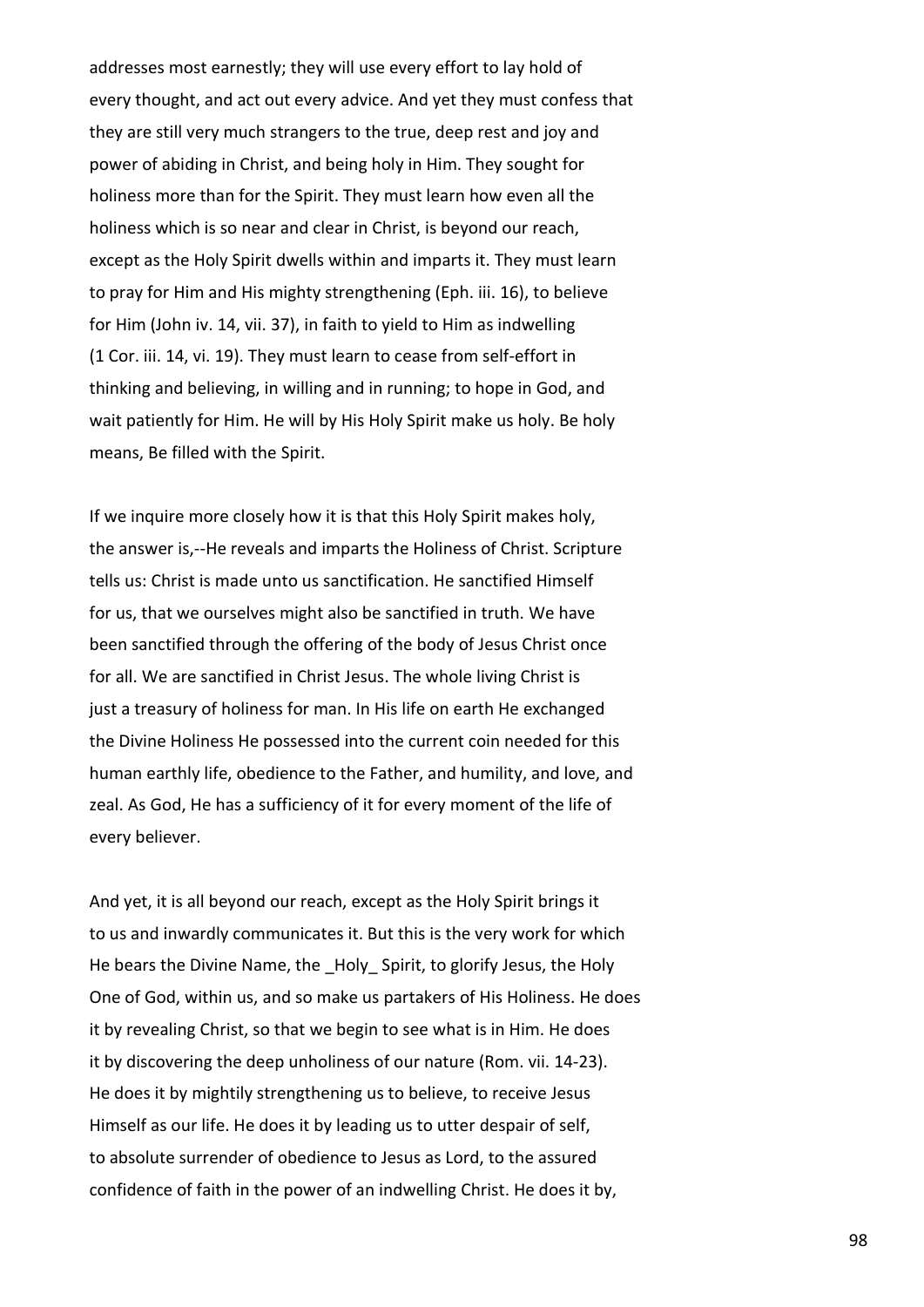addresses most earnestly; they will use every effort to lay hold of every thought, and act out every advice. And yet they must confess that they are still very much strangers to the true, deep rest and joy and power of abiding in Christ, and being holy in Him. They sought for holiness more than for the Spirit. They must learn how even all the holiness which is so near and clear in Christ, is beyond our reach, except as the Holy Spirit dwells within and imparts it. They must learn to pray for Him and His mighty strengthening (Eph. iii. 16), to believe for Him (John iv. 14, vii. 37), in faith to yield to Him as indwelling (1 Cor. iii. 14, vi. 19). They must learn to cease from self-effort in thinking and believing, in willing and in running; to hope in God, and wait patiently for Him. He will by His Holy Spirit make us holy. Be holy means, Be filled with the Spirit.

If we inquire more closely how it is that this Holy Spirit makes holy, the answer is,--He reveals and imparts the Holiness of Christ. Scripture tells us: Christ is made unto us sanctification. He sanctified Himself for us, that we ourselves might also be sanctified in truth. We have been sanctified through the offering of the body of Jesus Christ once for all. We are sanctified in Christ Jesus. The whole living Christ is just a treasury of holiness for man. In His life on earth He exchanged the Divine Holiness He possessed into the current coin needed for this human earthly life, obedience to the Father, and humility, and love, and zeal. As God, He has a sufficiency of it for every moment of the life of every believer.

And yet, it is all beyond our reach, except as the Holy Spirit brings it to us and inwardly communicates it. But this is the very work for which He bears the Divine Name, the _Holy_ Spirit, to glorify Jesus, the Holy One of God, within us, and so make us partakers of His Holiness. He does it by revealing Christ, so that we begin to see what is in Him. He does it by discovering the deep unholiness of our nature (Rom. vii. 14-23). He does it by mightily strengthening us to believe, to receive Jesus Himself as our life. He does it by leading us to utter despair of self, to absolute surrender of obedience to Jesus as Lord, to the assured confidence of faith in the power of an indwelling Christ. He does it by,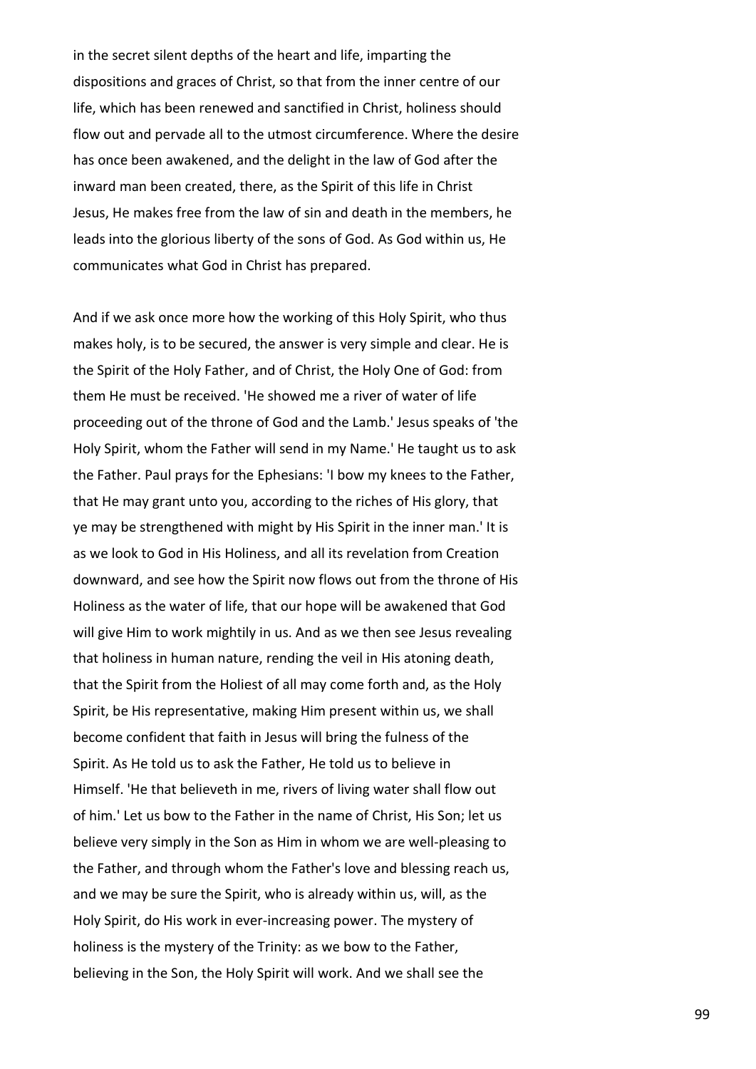in the secret silent depths of the heart and life, imparting the dispositions and graces of Christ, so that from the inner centre of our life, which has been renewed and sanctified in Christ, holiness should flow out and pervade all to the utmost circumference. Where the desire has once been awakened, and the delight in the law of God after the inward man been created, there, as the Spirit of this life in Christ Jesus, He makes free from the law of sin and death in the members, he leads into the glorious liberty of the sons of God. As God within us, He communicates what God in Christ has prepared.

And if we ask once more how the working of this Holy Spirit, who thus makes holy, is to be secured, the answer is very simple and clear. He is the Spirit of the Holy Father, and of Christ, the Holy One of God: from them He must be received. 'He showed me a river of water of life proceeding out of the throne of God and the Lamb.' Jesus speaks of 'the Holy Spirit, whom the Father will send in my Name.' He taught us to ask the Father. Paul prays for the Ephesians: 'I bow my knees to the Father, that He may grant unto you, according to the riches of His glory, that ye may be strengthened with might by His Spirit in the inner man.' It is as we look to God in His Holiness, and all its revelation from Creation downward, and see how the Spirit now flows out from the throne of His Holiness as the water of life, that our hope will be awakened that God will give Him to work mightily in us. And as we then see Jesus revealing that holiness in human nature, rending the veil in His atoning death, that the Spirit from the Holiest of all may come forth and, as the Holy Spirit, be His representative, making Him present within us, we shall become confident that faith in Jesus will bring the fulness of the Spirit. As He told us to ask the Father, He told us to believe in Himself. 'He that believeth in me, rivers of living water shall flow out of him.' Let us bow to the Father in the name of Christ, His Son; let us believe very simply in the Son as Him in whom we are well-pleasing to the Father, and through whom the Father's love and blessing reach us, and we may be sure the Spirit, who is already within us, will, as the Holy Spirit, do His work in ever-increasing power. The mystery of holiness is the mystery of the Trinity: as we bow to the Father, believing in the Son, the Holy Spirit will work. And we shall see the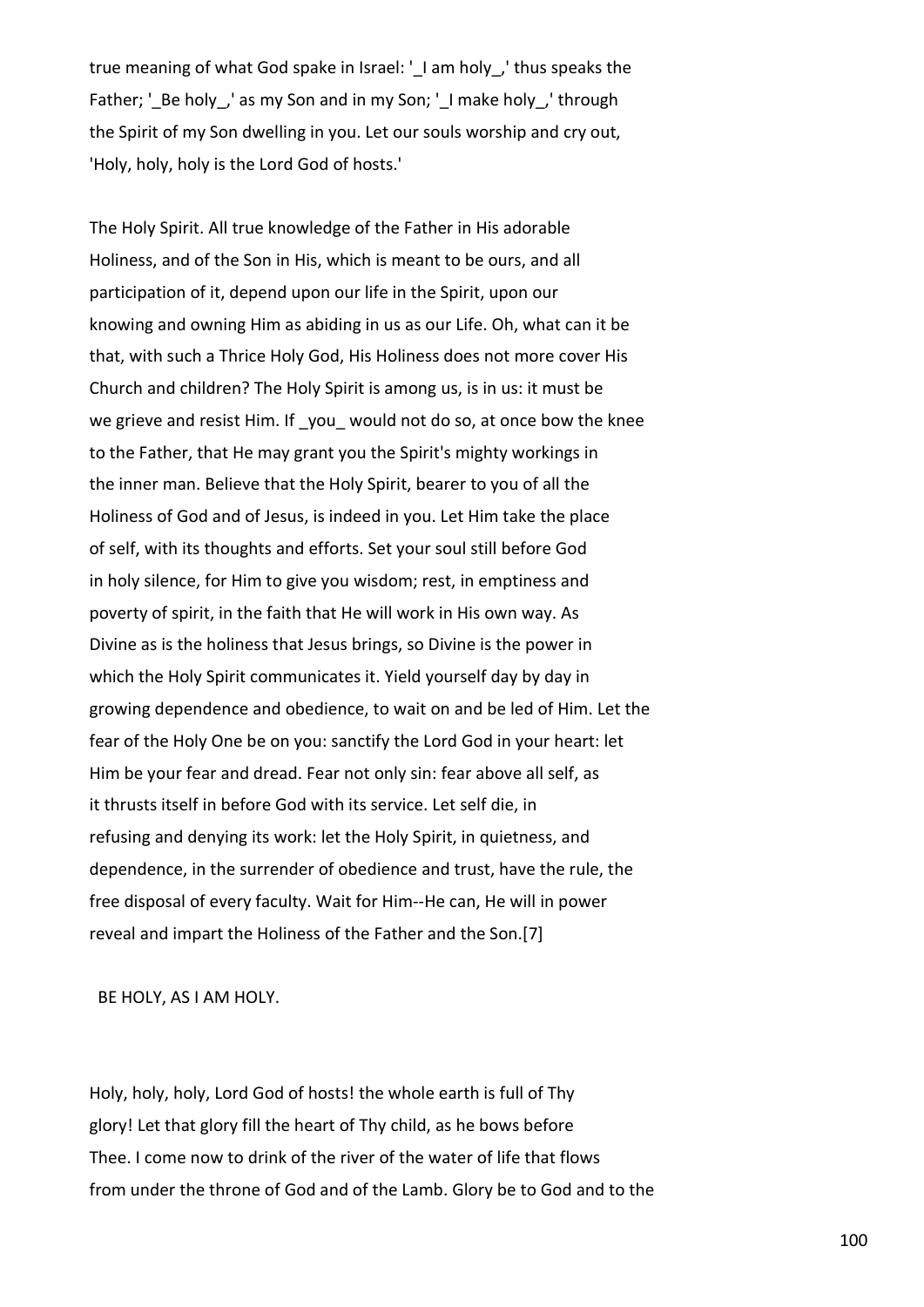true meaning of what God spake in Israel: '_I am holy_,' thus speaks the Father; '_Be holy_,' as my Son and in my Son; '_I make holy_,' through the Spirit of my Son dwelling in you. Let our souls worship and cry out, 'Holy, holy, holy is the Lord God of hosts.'

The Holy Spirit. All true knowledge of the Father in His adorable Holiness, and of the Son in His, which is meant to be ours, and all participation of it, depend upon our life in the Spirit, upon our knowing and owning Him as abiding in us as our Life. Oh, what can it be that, with such a Thrice Holy God, His Holiness does not more cover His Church and children? The Holy Spirit is among us, is in us: it must be we grieve and resist Him. If _you_ would not do so, at once bow the knee to the Father, that He may grant you the Spirit's mighty workings in the inner man. Believe that the Holy Spirit, bearer to you of all the Holiness of God and of Jesus, is indeed in you. Let Him take the place of self, with its thoughts and efforts. Set your soul still before God in holy silence, for Him to give you wisdom; rest, in emptiness and poverty of spirit, in the faith that He will work in His own way. As Divine as is the holiness that Jesus brings, so Divine is the power in which the Holy Spirit communicates it. Yield yourself day by day in growing dependence and obedience, to wait on and be led of Him. Let the fear of the Holy One be on you: sanctify the Lord God in your heart: let Him be your fear and dread. Fear not only sin: fear above all self, as it thrusts itself in before God with its service. Let self die, in refusing and denying its work: let the Holy Spirit, in quietness, and dependence, in the surrender of obedience and trust, have the rule, the free disposal of every faculty. Wait for Him--He can, He will in power reveal and impart the Holiness of the Father and the Son.[7]

BE HOLY, AS I AM HOLY.

Holy, holy, holy, Lord God of hosts! the whole earth is full of Thy glory! Let that glory fill the heart of Thy child, as he bows before Thee. I come now to drink of the river of the water of life that flows from under the throne of God and of the Lamb. Glory be to God and to the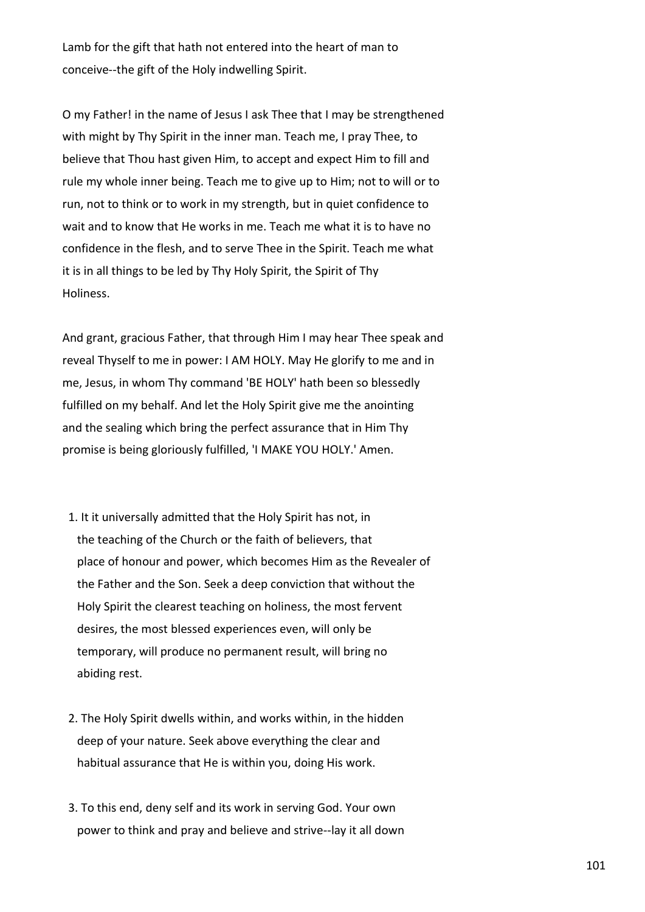Lamb for the gift that hath not entered into the heart of man to conceive--the gift of the Holy indwelling Spirit.

O my Father! in the name of Jesus I ask Thee that I may be strengthened with might by Thy Spirit in the inner man. Teach me, I pray Thee, to believe that Thou hast given Him, to accept and expect Him to fill and rule my whole inner being. Teach me to give up to Him; not to will or to run, not to think or to work in my strength, but in quiet confidence to wait and to know that He works in me. Teach me what it is to have no confidence in the flesh, and to serve Thee in the Spirit. Teach me what it is in all things to be led by Thy Holy Spirit, the Spirit of Thy Holiness.

And grant, gracious Father, that through Him I may hear Thee speak and reveal Thyself to me in power: I AM HOLY. May He glorify to me and in me, Jesus, in whom Thy command 'BE HOLY' hath been so blessedly fulfilled on my behalf. And let the Holy Spirit give me the anointing and the sealing which bring the perfect assurance that in Him Thy promise is being gloriously fulfilled, 'I MAKE YOU HOLY.' Amen.

1. It it universally admitted that the Holy Spirit has not, in the teaching of the Church or the faith of believers, that place of honour and power, which becomes Him as the Revealer of the Father and the Son. Seek a deep conviction that without the Holy Spirit the clearest teaching on holiness, the most fervent desires, the most blessed experiences even, will only be temporary, will produce no permanent result, will bring no abiding rest.

2. The Holy Spirit dwells within, and works within, in the hidden deep of your nature. Seek above everything the clear and habitual assurance that He is within you, doing His work.

3. To this end, deny self and its work in serving God. Your own power to think and pray and believe and strive--lay it all down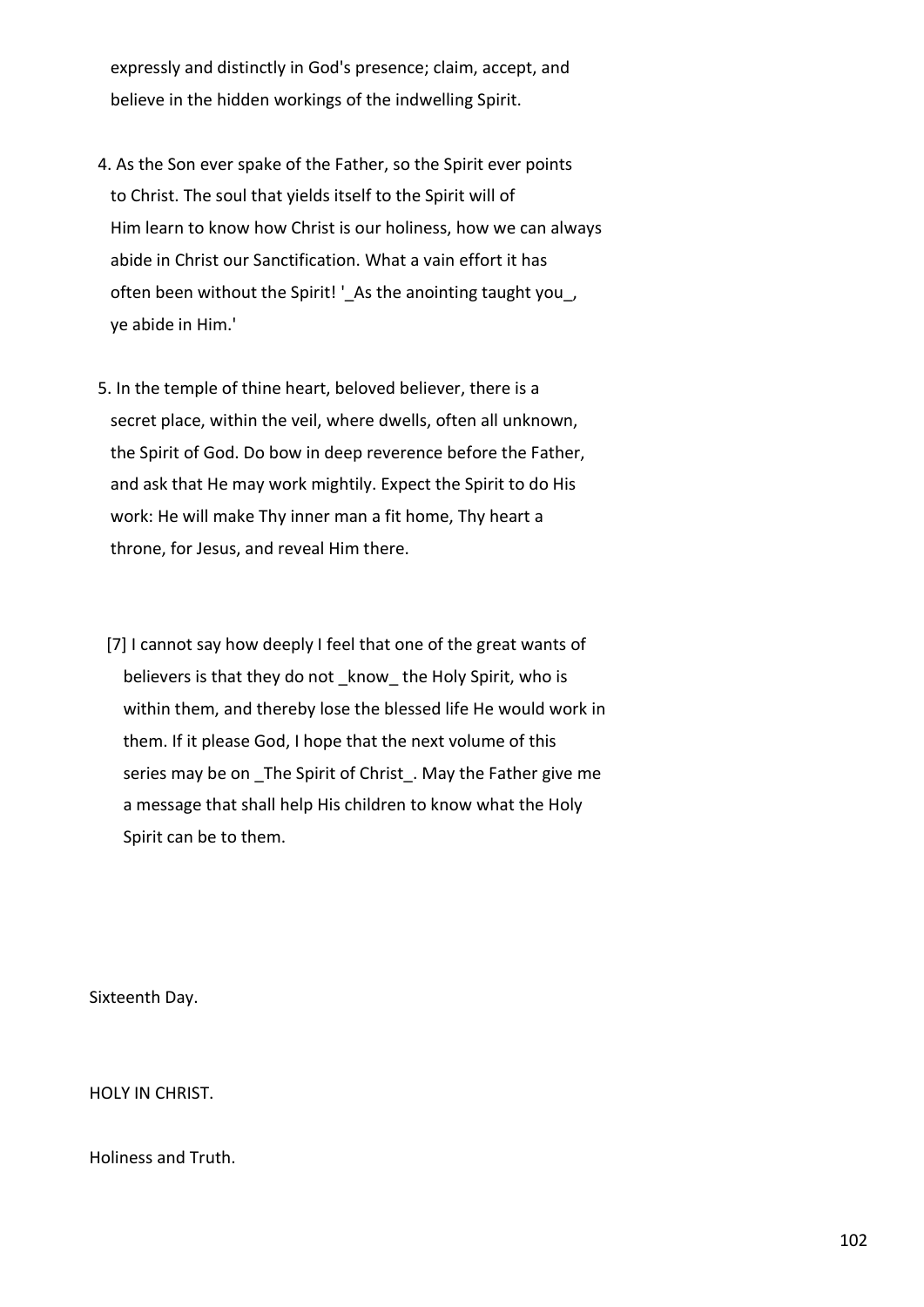expressly and distinctly in God's presence; claim, accept, and believe in the hidden workings of the indwelling Spirit.

4. As the Son ever spake of the Father, so the Spirit ever points to Christ. The soul that yields itself to the Spirit will of Him learn to know how Christ is our holiness, how we can always abide in Christ our Sanctification. What a vain effort it has often been without the Spirit! '_As the anointing taught you_, ye abide in Him.'

5. In the temple of thine heart, beloved believer, there is a secret place, within the veil, where dwells, often all unknown, the Spirit of God. Do bow in deep reverence before the Father, and ask that He may work mightily. Expect the Spirit to do His work: He will make Thy inner man a fit home, Thy heart a throne, for Jesus, and reveal Him there.

[7] I cannot say how deeply I feel that one of the great wants of believers is that they do not _know_ the Holy Spirit, who is within them, and thereby lose the blessed life He would work in them. If it please God, I hope that the next volume of this series may be on _The Spirit of Christ_. May the Father give me a message that shall help His children to know what the Holy Spirit can be to them.

Sixteenth Day.

HOLY IN CHRIST.

Holiness and Truth.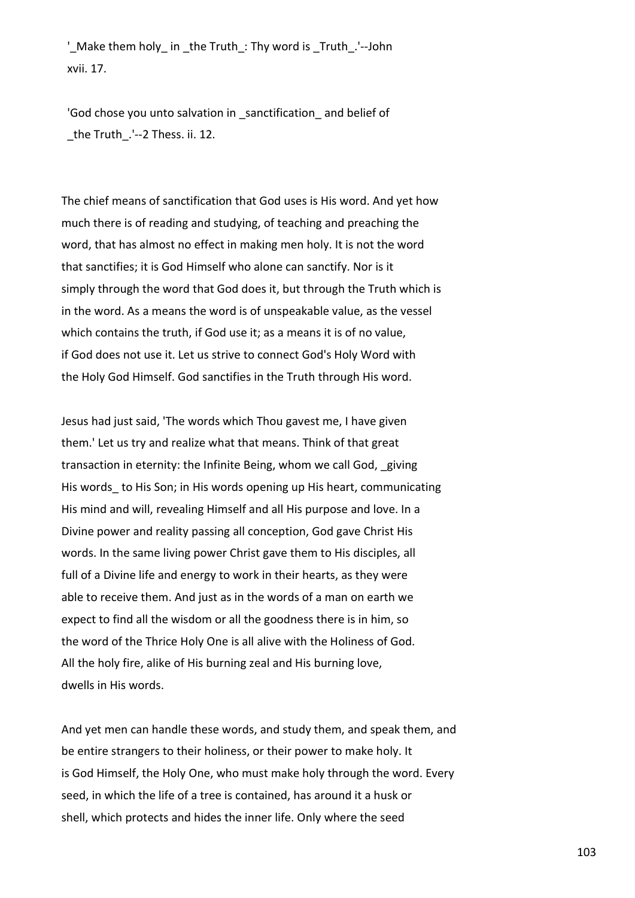'_Make them holy_ in _the Truth_: Thy word is _Truth_.'--John xvii. 17.

'God chose you unto salvation in _sanctification_ and belief of _the Truth_.'--2 Thess. ii. 12.

The chief means of sanctification that God uses is His word. And yet how much there is of reading and studying, of teaching and preaching the word, that has almost no effect in making men holy. It is not the word that sanctifies; it is God Himself who alone can sanctify. Nor is it simply through the word that God does it, but through the Truth which is in the word. As a means the word is of unspeakable value, as the vessel which contains the truth, if God use it; as a means it is of no value, if God does not use it. Let us strive to connect God's Holy Word with the Holy God Himself. God sanctifies in the Truth through His word.

Jesus had just said, 'The words which Thou gavest me, I have given them.' Let us try and realize what that means. Think of that great transaction in eternity: the Infinite Being, whom we call God, _giving His words_ to His Son; in His words opening up His heart, communicating His mind and will, revealing Himself and all His purpose and love. In a Divine power and reality passing all conception, God gave Christ His words. In the same living power Christ gave them to His disciples, all full of a Divine life and energy to work in their hearts, as they were able to receive them. And just as in the words of a man on earth we expect to find all the wisdom or all the goodness there is in him, so the word of the Thrice Holy One is all alive with the Holiness of God. All the holy fire, alike of His burning zeal and His burning love, dwells in His words.

And yet men can handle these words, and study them, and speak them, and be entire strangers to their holiness, or their power to make holy. It is God Himself, the Holy One, who must make holy through the word. Every seed, in which the life of a tree is contained, has around it a husk or shell, which protects and hides the inner life. Only where the seed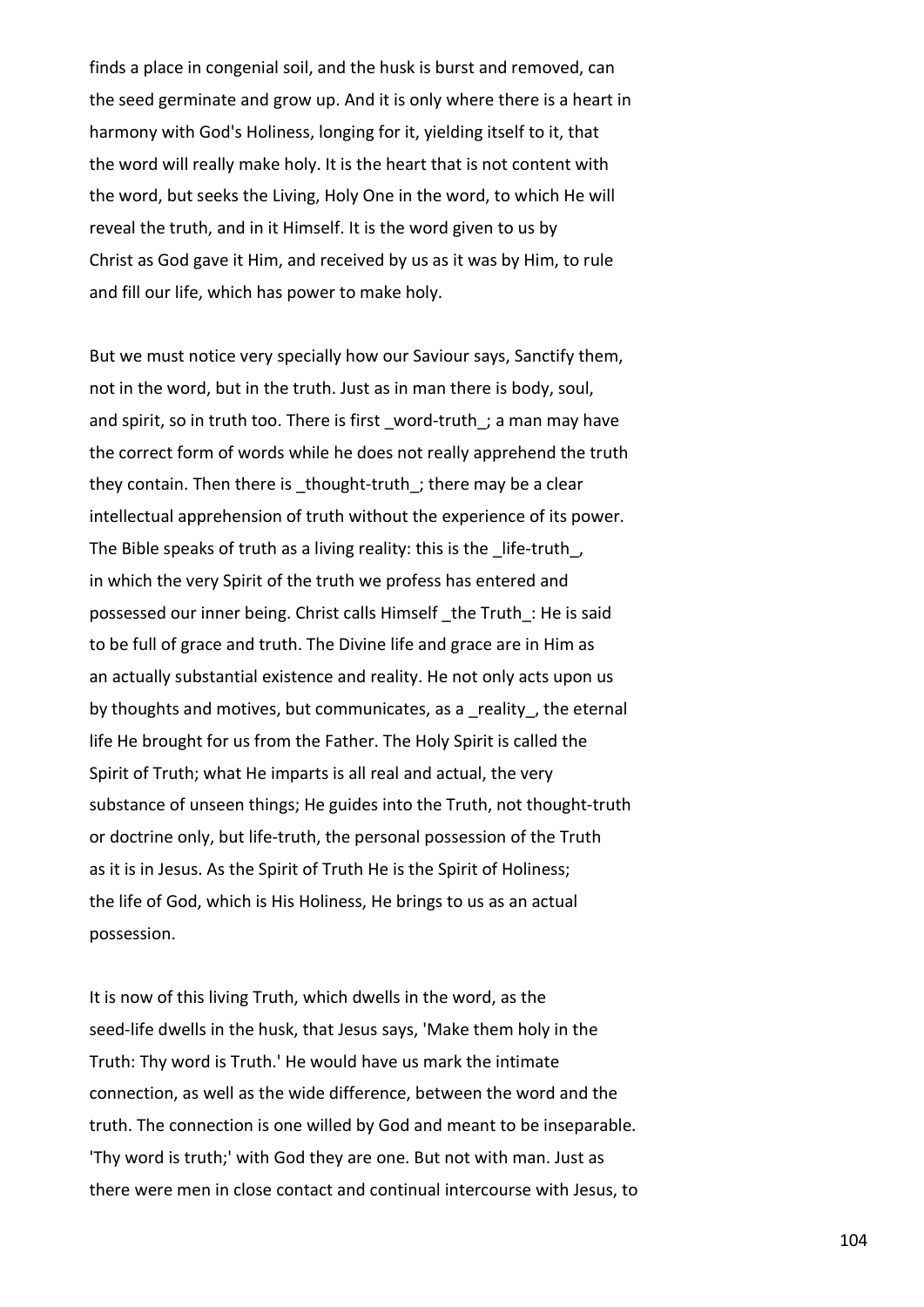finds a place in congenial soil, and the husk is burst and removed, can the seed germinate and grow up. And it is only where there is a heart in harmony with God's Holiness, longing for it, yielding itself to it, that the word will really make holy. It is the heart that is not content with the word, but seeks the Living, Holy One in the word, to which He will reveal the truth, and in it Himself. It is the word given to us by Christ as God gave it Him, and received by us as it was by Him, to rule and fill our life, which has power to make holy.

But we must notice very specially how our Saviour says, Sanctify them, not in the word, but in the truth. Just as in man there is body, soul, and spirit, so in truth too. There is first _word-truth_; a man may have the correct form of words while he does not really apprehend the truth they contain. Then there is _thought-truth_; there may be a clear intellectual apprehension of truth without the experience of its power. The Bible speaks of truth as a living reality: this is the _life-truth_, in which the very Spirit of the truth we profess has entered and possessed our inner being. Christ calls Himself _the Truth_: He is said to be full of grace and truth. The Divine life and grace are in Him as an actually substantial existence and reality. He not only acts upon us by thoughts and motives, but communicates, as a _reality_, the eternal life He brought for us from the Father. The Holy Spirit is called the Spirit of Truth; what He imparts is all real and actual, the very substance of unseen things; He guides into the Truth, not thought-truth or doctrine only, but life-truth, the personal possession of the Truth as it is in Jesus. As the Spirit of Truth He is the Spirit of Holiness; the life of God, which is His Holiness, He brings to us as an actual possession.

It is now of this living Truth, which dwells in the word, as the seed-life dwells in the husk, that Jesus says, 'Make them holy in the Truth: Thy word is Truth.' He would have us mark the intimate connection, as well as the wide difference, between the word and the truth. The connection is one willed by God and meant to be inseparable. 'Thy word is truth;' with God they are one. But not with man. Just as there were men in close contact and continual intercourse with Jesus, to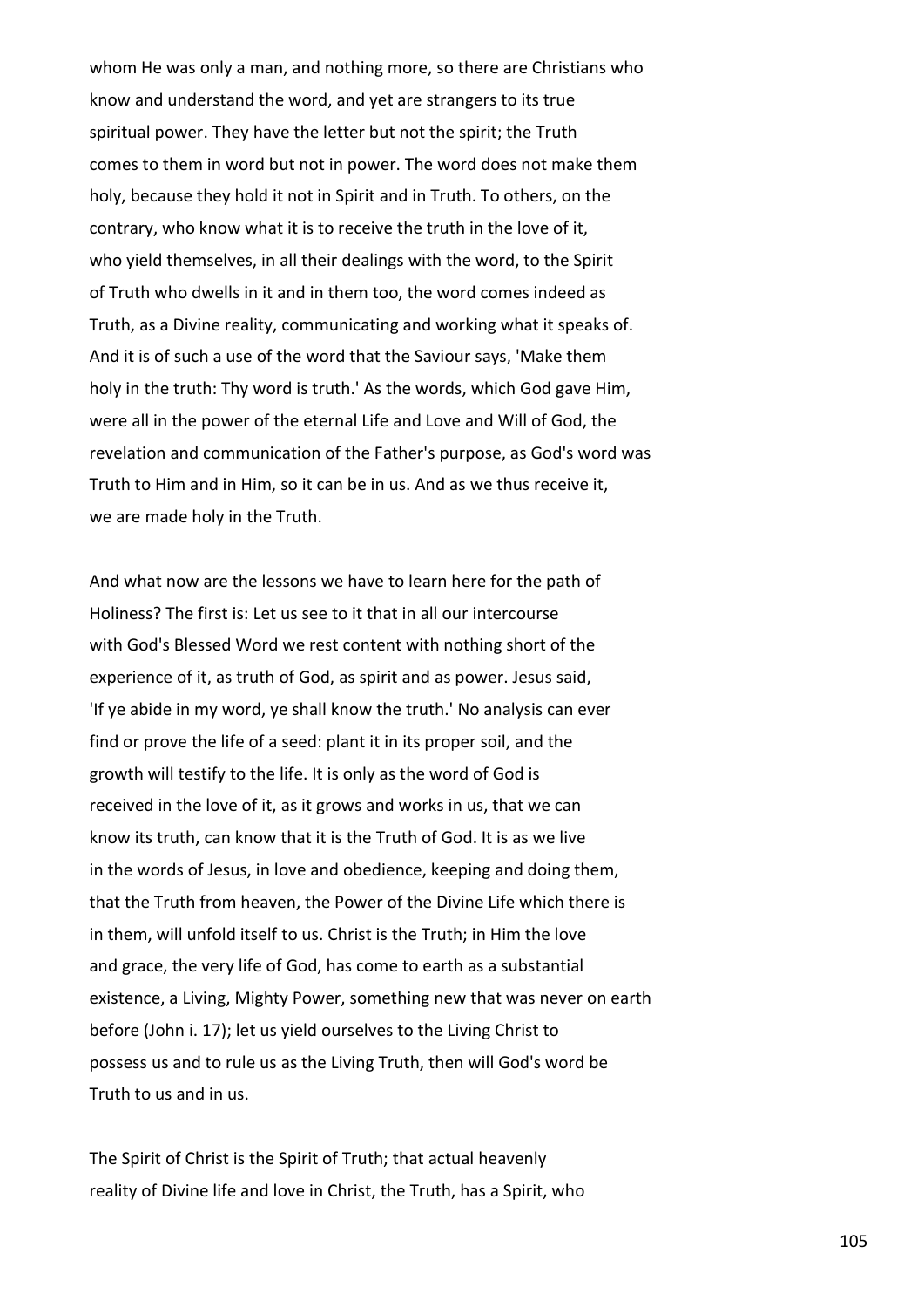whom He was only a man, and nothing more, so there are Christians who know and understand the word, and yet are strangers to its true spiritual power. They have the letter but not the spirit; the Truth comes to them in word but not in power. The word does not make them holy, because they hold it not in Spirit and in Truth. To others, on the contrary, who know what it is to receive the truth in the love of it, who yield themselves, in all their dealings with the word, to the Spirit of Truth who dwells in it and in them too, the word comes indeed as Truth, as a Divine reality, communicating and working what it speaks of. And it is of such a use of the word that the Saviour says, 'Make them holy in the truth: Thy word is truth.' As the words, which God gave Him, were all in the power of the eternal Life and Love and Will of God, the revelation and communication of the Father's purpose, as God's word was Truth to Him and in Him, so it can be in us. And as we thus receive it, we are made holy in the Truth.

And what now are the lessons we have to learn here for the path of Holiness? The first is: Let us see to it that in all our intercourse with God's Blessed Word we rest content with nothing short of the experience of it, as truth of God, as spirit and as power. Jesus said, 'If ye abide in my word, ye shall know the truth.' No analysis can ever find or prove the life of a seed: plant it in its proper soil, and the growth will testify to the life. It is only as the word of God is received in the love of it, as it grows and works in us, that we can know its truth, can know that it is the Truth of God. It is as we live in the words of Jesus, in love and obedience, keeping and doing them, that the Truth from heaven, the Power of the Divine Life which there is in them, will unfold itself to us. Christ is the Truth; in Him the love and grace, the very life of God, has come to earth as a substantial existence, a Living, Mighty Power, something new that was never on earth before (John i. 17); let us yield ourselves to the Living Christ to possess us and to rule us as the Living Truth, then will God's word be Truth to us and in us.

The Spirit of Christ is the Spirit of Truth; that actual heavenly reality of Divine life and love in Christ, the Truth, has a Spirit, who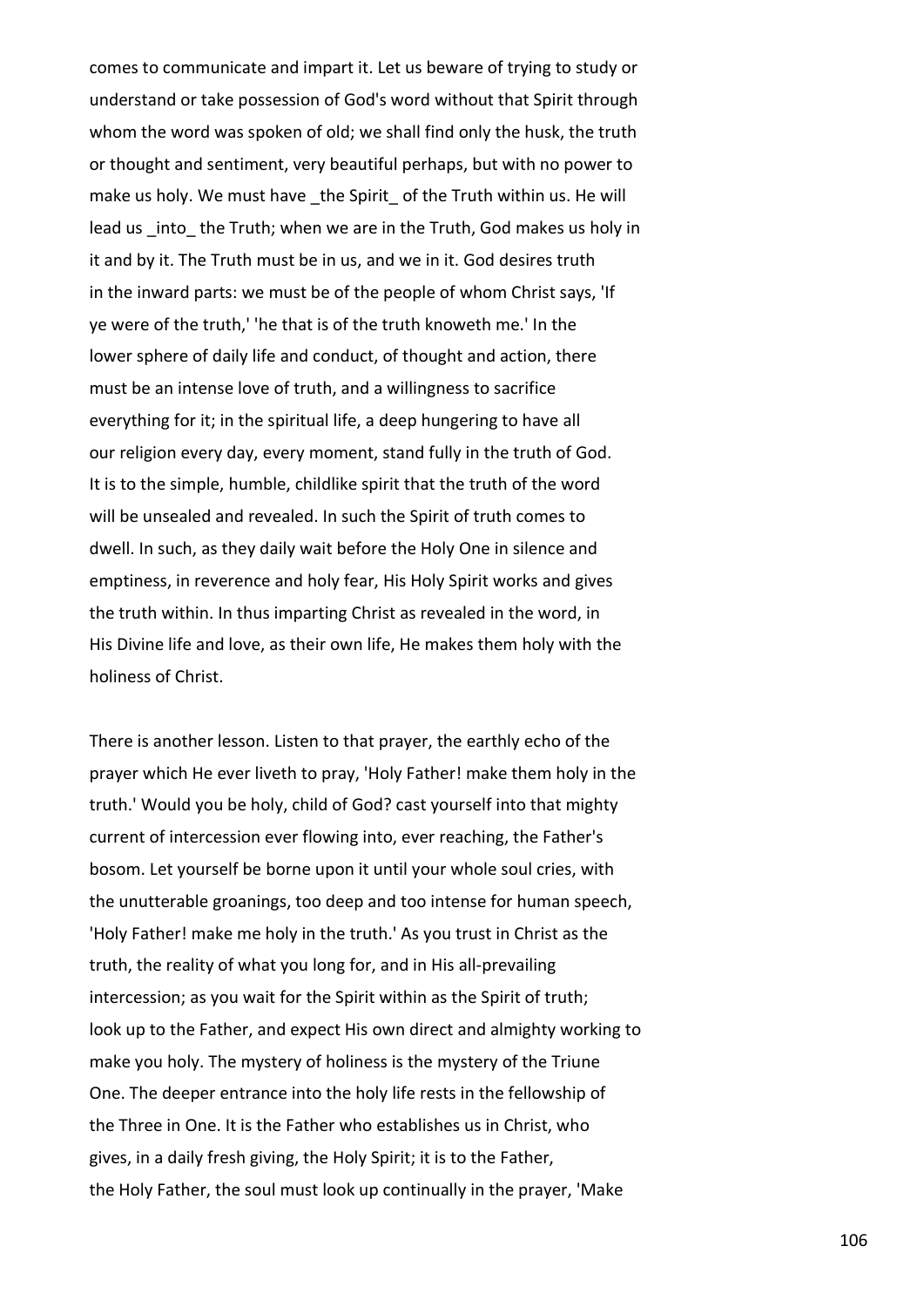comes to communicate and impart it. Let us beware of trying to study or understand or take possession of God's word without that Spirit through whom the word was spoken of old; we shall find only the husk, the truth or thought and sentiment, very beautiful perhaps, but with no power to make us holy. We must have _the Spirit_ of the Truth within us. He will lead us _into_ the Truth; when we are in the Truth, God makes us holy in it and by it. The Truth must be in us, and we in it. God desires truth in the inward parts: we must be of the people of whom Christ says, 'If ye were of the truth,' 'he that is of the truth knoweth me.' In the lower sphere of daily life and conduct, of thought and action, there must be an intense love of truth, and a willingness to sacrifice everything for it; in the spiritual life, a deep hungering to have all our religion every day, every moment, stand fully in the truth of God. It is to the simple, humble, childlike spirit that the truth of the word will be unsealed and revealed. In such the Spirit of truth comes to dwell. In such, as they daily wait before the Holy One in silence and emptiness, in reverence and holy fear, His Holy Spirit works and gives the truth within. In thus imparting Christ as revealed in the word, in His Divine life and love, as their own life, He makes them holy with the holiness of Christ.

There is another lesson. Listen to that prayer, the earthly echo of the prayer which He ever liveth to pray, 'Holy Father! make them holy in the truth.' Would you be holy, child of God? cast yourself into that mighty current of intercession ever flowing into, ever reaching, the Father's bosom. Let yourself be borne upon it until your whole soul cries, with the unutterable groanings, too deep and too intense for human speech, 'Holy Father! make me holy in the truth.' As you trust in Christ as the truth, the reality of what you long for, and in His all-prevailing intercession; as you wait for the Spirit within as the Spirit of truth; look up to the Father, and expect His own direct and almighty working to make you holy. The mystery of holiness is the mystery of the Triune One. The deeper entrance into the holy life rests in the fellowship of the Three in One. It is the Father who establishes us in Christ, who gives, in a daily fresh giving, the Holy Spirit; it is to the Father, the Holy Father, the soul must look up continually in the prayer, 'Make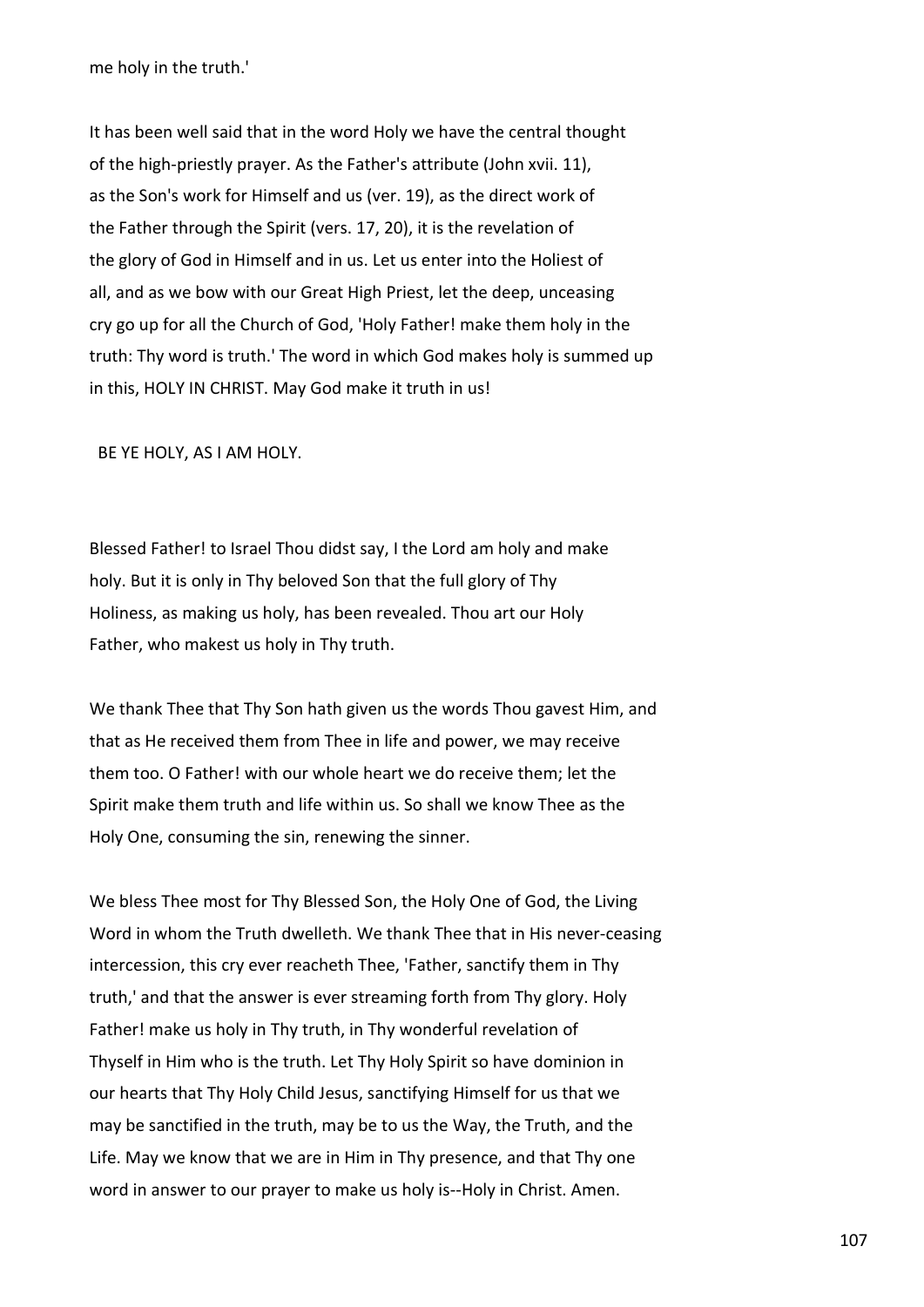me holy in the truth.'

It has been well said that in the word Holy we have the central thought of the high-priestly prayer. As the Father's attribute (John xvii. 11), as the Son's work for Himself and us (ver. 19), as the direct work of the Father through the Spirit (vers. 17, 20), it is the revelation of the glory of God in Himself and in us. Let us enter into the Holiest of all, and as we bow with our Great High Priest, let the deep, unceasing cry go up for all the Church of God, 'Holy Father! make them holy in the truth: Thy word is truth.' The word in which God makes holy is summed up in this, HOLY IN CHRIST. May God make it truth in us!

BE YE HOLY, AS I AM HOLY.

Blessed Father! to Israel Thou didst say, I the Lord am holy and make holy. But it is only in Thy beloved Son that the full glory of Thy Holiness, as making us holy, has been revealed. Thou art our Holy Father, who makest us holy in Thy truth.

We thank Thee that Thy Son hath given us the words Thou gavest Him, and that as He received them from Thee in life and power, we may receive them too. O Father! with our whole heart we do receive them; let the Spirit make them truth and life within us. So shall we know Thee as the Holy One, consuming the sin, renewing the sinner.

We bless Thee most for Thy Blessed Son, the Holy One of God, the Living Word in whom the Truth dwelleth. We thank Thee that in His never-ceasing intercession, this cry ever reacheth Thee, 'Father, sanctify them in Thy truth,' and that the answer is ever streaming forth from Thy glory. Holy Father! make us holy in Thy truth, in Thy wonderful revelation of Thyself in Him who is the truth. Let Thy Holy Spirit so have dominion in our hearts that Thy Holy Child Jesus, sanctifying Himself for us that we may be sanctified in the truth, may be to us the Way, the Truth, and the Life. May we know that we are in Him in Thy presence, and that Thy one word in answer to our prayer to make us holy is--Holy in Christ. Amen.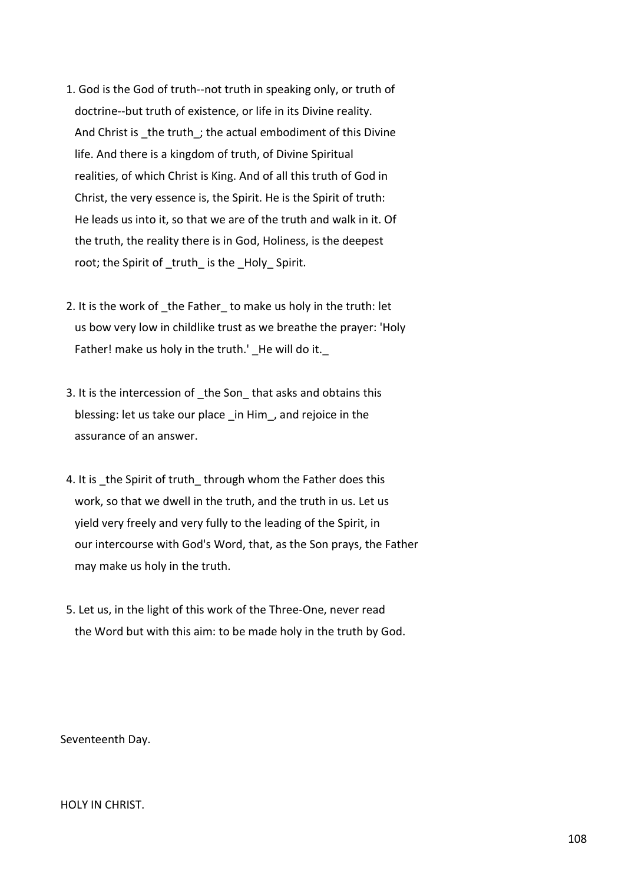1. God is the God of truth--not truth in speaking only, or truth of doctrine--but truth of existence, or life in its Divine reality. And Christ is _the truth_; the actual embodiment of this Divine life. And there is a kingdom of truth, of Divine Spiritual realities, of which Christ is King. And of all this truth of God in Christ, the very essence is, the Spirit. He is the Spirit of truth: He leads us into it, so that we are of the truth and walk in it. Of the truth, the reality there is in God, Holiness, is the deepest root; the Spirit of _truth_ is the _Holy_ Spirit.

2. It is the work of _the Father_ to make us holy in the truth: let us bow very low in childlike trust as we breathe the prayer: 'Holy Father! make us holy in the truth.' _He will do it._

3. It is the intercession of _the Son_ that asks and obtains this blessing: let us take our place _in Him_, and rejoice in the assurance of an answer.

4. It is _the Spirit of truth_ through whom the Father does this work, so that we dwell in the truth, and the truth in us. Let us yield very freely and very fully to the leading of the Spirit, in our intercourse with God's Word, that, as the Son prays, the Father may make us holy in the truth.

5. Let us, in the light of this work of the Three-One, never read the Word but with this aim: to be made holy in the truth by God.

Seventeenth Day.

HOLY IN CHRIST.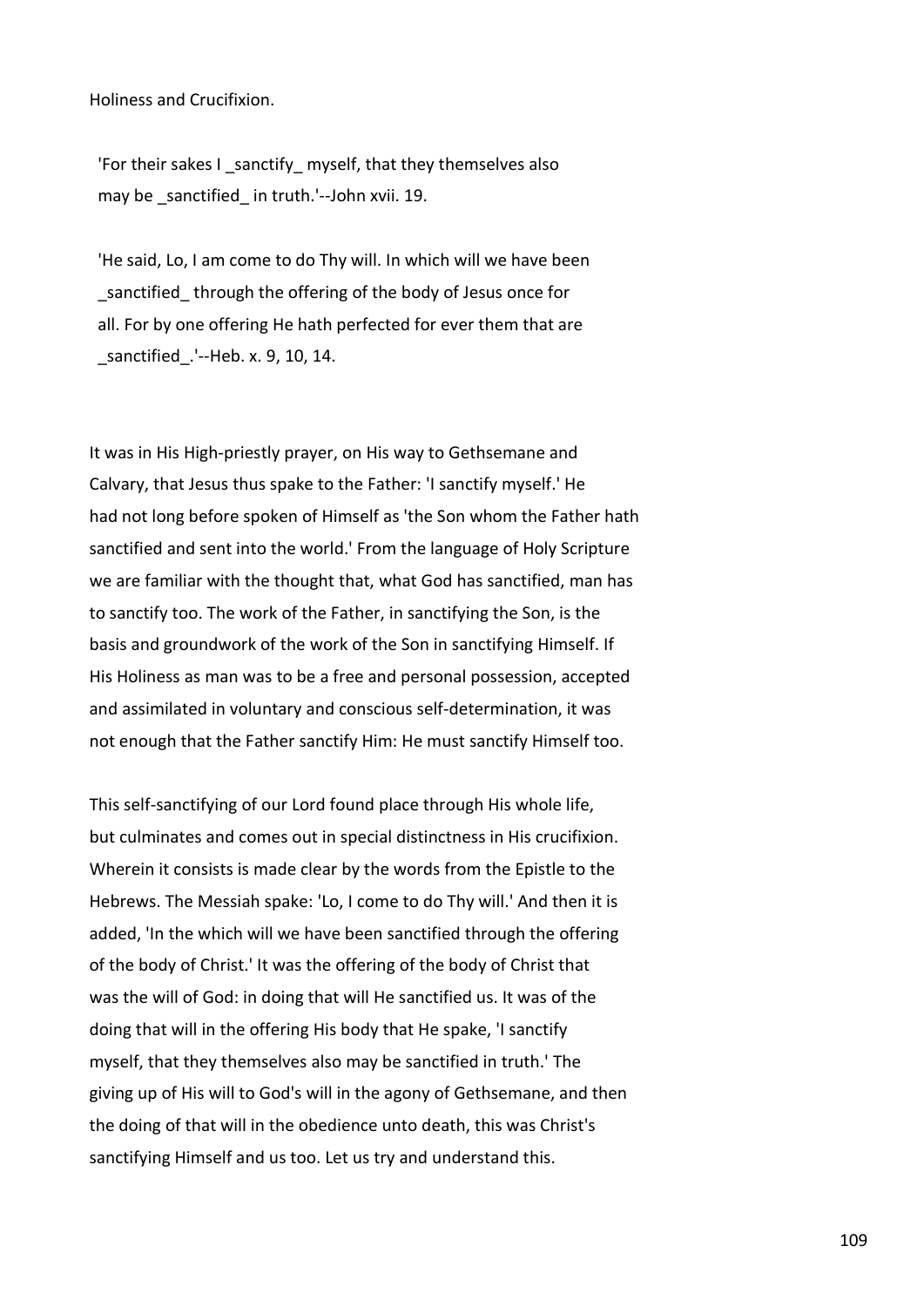Holiness and Crucifixion.

'For their sakes I _sanctify_ myself, that they themselves also may be _sanctified_ in truth.'--John xvii. 19.

'He said, Lo, I am come to do Thy will. In which will we have been _sanctified_ through the offering of the body of Jesus once for all. For by one offering He hath perfected for ever them that are _sanctified_.'--Heb. x. 9, 10, 14.

It was in His High-priestly prayer, on His way to Gethsemane and Calvary, that Jesus thus spake to the Father: 'I sanctify myself.' He had not long before spoken of Himself as 'the Son whom the Father hath sanctified and sent into the world.' From the language of Holy Scripture we are familiar with the thought that, what God has sanctified, man has to sanctify too. The work of the Father, in sanctifying the Son, is the basis and groundwork of the work of the Son in sanctifying Himself. If His Holiness as man was to be a free and personal possession, accepted and assimilated in voluntary and conscious self-determination, it was not enough that the Father sanctify Him: He must sanctify Himself too.

This self-sanctifying of our Lord found place through His whole life, but culminates and comes out in special distinctness in His crucifixion. Wherein it consists is made clear by the words from the Epistle to the Hebrews. The Messiah spake: 'Lo, I come to do Thy will.' And then it is added, 'In the which will we have been sanctified through the offering of the body of Christ.' It was the offering of the body of Christ that was the will of God: in doing that will He sanctified us. It was of the doing that will in the offering His body that He spake, 'I sanctify myself, that they themselves also may be sanctified in truth.' The giving up of His will to God's will in the agony of Gethsemane, and then the doing of that will in the obedience unto death, this was Christ's sanctifying Himself and us too. Let us try and understand this.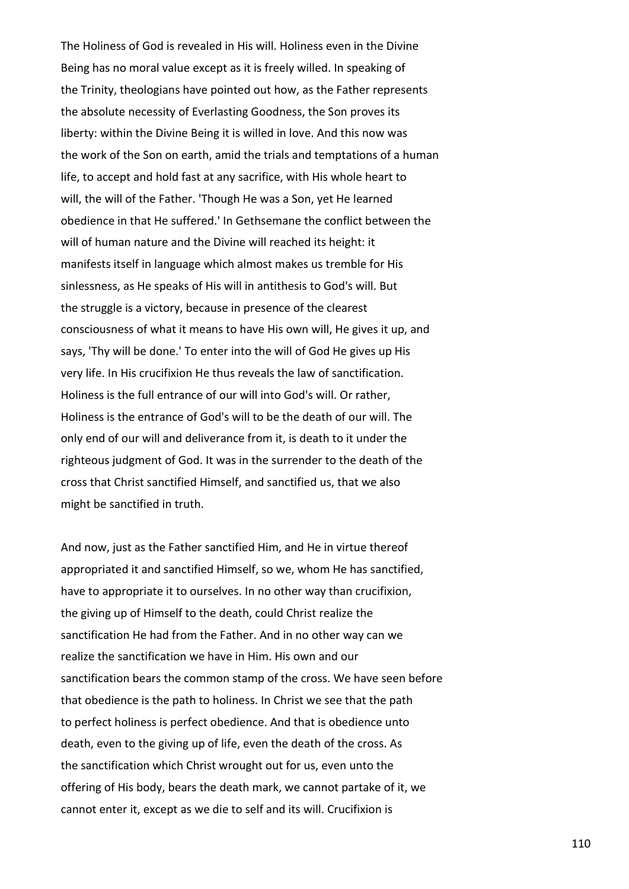The Holiness of God is revealed in His will. Holiness even in the Divine Being has no moral value except as it is freely willed. In speaking of the Trinity, theologians have pointed out how, as the Father represents the absolute necessity of Everlasting Goodness, the Son proves its liberty: within the Divine Being it is willed in love. And this now was the work of the Son on earth, amid the trials and temptations of a human life, to accept and hold fast at any sacrifice, with His whole heart to will, the will of the Father. 'Though He was a Son, yet He learned obedience in that He suffered.' In Gethsemane the conflict between the will of human nature and the Divine will reached its height: it manifests itself in language which almost makes us tremble for His sinlessness, as He speaks of His will in antithesis to God's will. But the struggle is a victory, because in presence of the clearest consciousness of what it means to have His own will, He gives it up, and says, 'Thy will be done.' To enter into the will of God He gives up His very life. In His crucifixion He thus reveals the law of sanctification. Holiness is the full entrance of our will into God's will. Or rather, Holiness is the entrance of God's will to be the death of our will. The only end of our will and deliverance from it, is death to it under the righteous judgment of God. It was in the surrender to the death of the cross that Christ sanctified Himself, and sanctified us, that we also might be sanctified in truth.

And now, just as the Father sanctified Him, and He in virtue thereof appropriated it and sanctified Himself, so we, whom He has sanctified, have to appropriate it to ourselves. In no other way than crucifixion, the giving up of Himself to the death, could Christ realize the sanctification He had from the Father. And in no other way can we realize the sanctification we have in Him. His own and our sanctification bears the common stamp of the cross. We have seen before that obedience is the path to holiness. In Christ we see that the path to perfect holiness is perfect obedience. And that is obedience unto death, even to the giving up of life, even the death of the cross. As the sanctification which Christ wrought out for us, even unto the offering of His body, bears the death mark, we cannot partake of it, we cannot enter it, except as we die to self and its will. Crucifixion is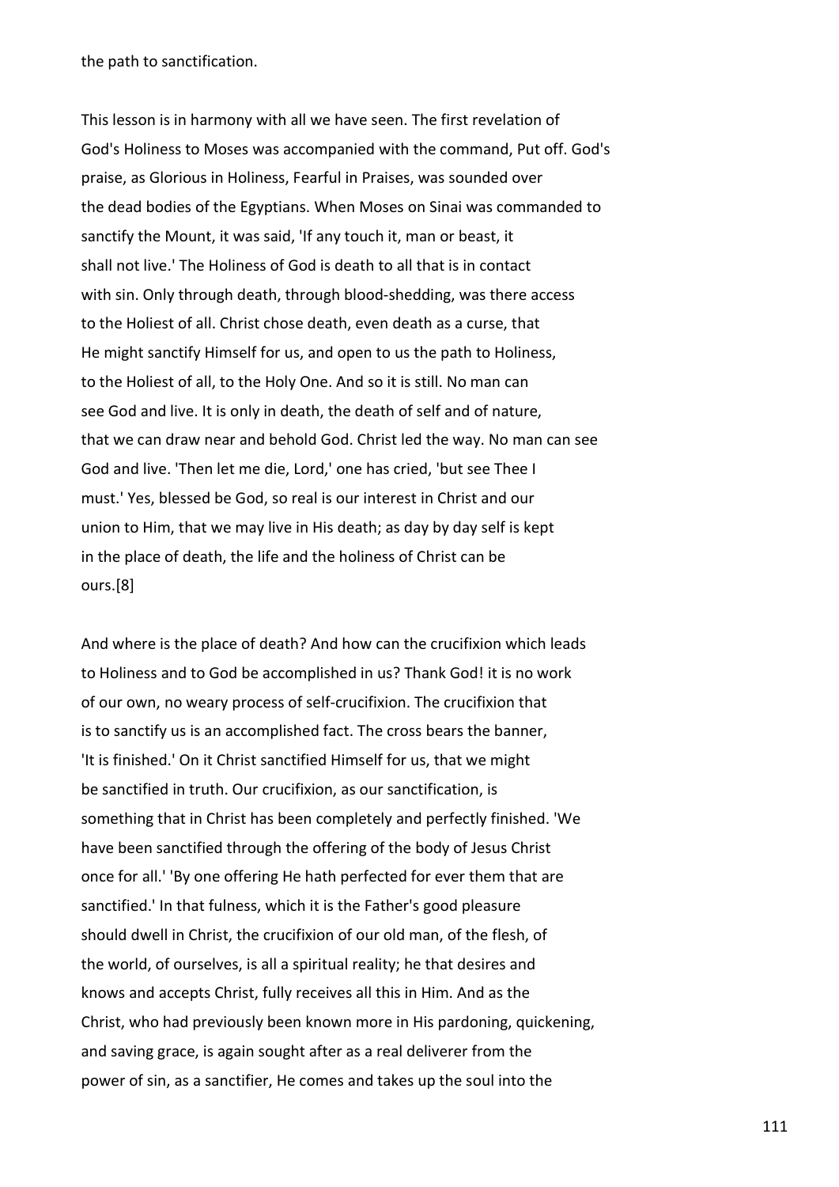the path to sanctification.

This lesson is in harmony with all we have seen. The first revelation of God's Holiness to Moses was accompanied with the command, Put off. God's praise, as Glorious in Holiness, Fearful in Praises, was sounded over the dead bodies of the Egyptians. When Moses on Sinai was commanded to sanctify the Mount, it was said, 'If any touch it, man or beast, it shall not live.' The Holiness of God is death to all that is in contact with sin. Only through death, through blood-shedding, was there access to the Holiest of all. Christ chose death, even death as a curse, that He might sanctify Himself for us, and open to us the path to Holiness, to the Holiest of all, to the Holy One. And so it is still. No man can see God and live. It is only in death, the death of self and of nature, that we can draw near and behold God. Christ led the way. No man can see God and live. 'Then let me die, Lord,' one has cried, 'but see Thee I must.' Yes, blessed be God, so real is our interest in Christ and our union to Him, that we may live in His death; as day by day self is kept in the place of death, the life and the holiness of Christ can be ours.[8]

And where is the place of death? And how can the crucifixion which leads to Holiness and to God be accomplished in us? Thank God! it is no work of our own, no weary process of self-crucifixion. The crucifixion that is to sanctify us is an accomplished fact. The cross bears the banner, 'It is finished.' On it Christ sanctified Himself for us, that we might be sanctified in truth. Our crucifixion, as our sanctification, is something that in Christ has been completely and perfectly finished. 'We have been sanctified through the offering of the body of Jesus Christ once for all.' 'By one offering He hath perfected for ever them that are sanctified.' In that fulness, which it is the Father's good pleasure should dwell in Christ, the crucifixion of our old man, of the flesh, of the world, of ourselves, is all a spiritual reality; he that desires and knows and accepts Christ, fully receives all this in Him. And as the Christ, who had previously been known more in His pardoning, quickening, and saving grace, is again sought after as a real deliverer from the power of sin, as a sanctifier, He comes and takes up the soul into the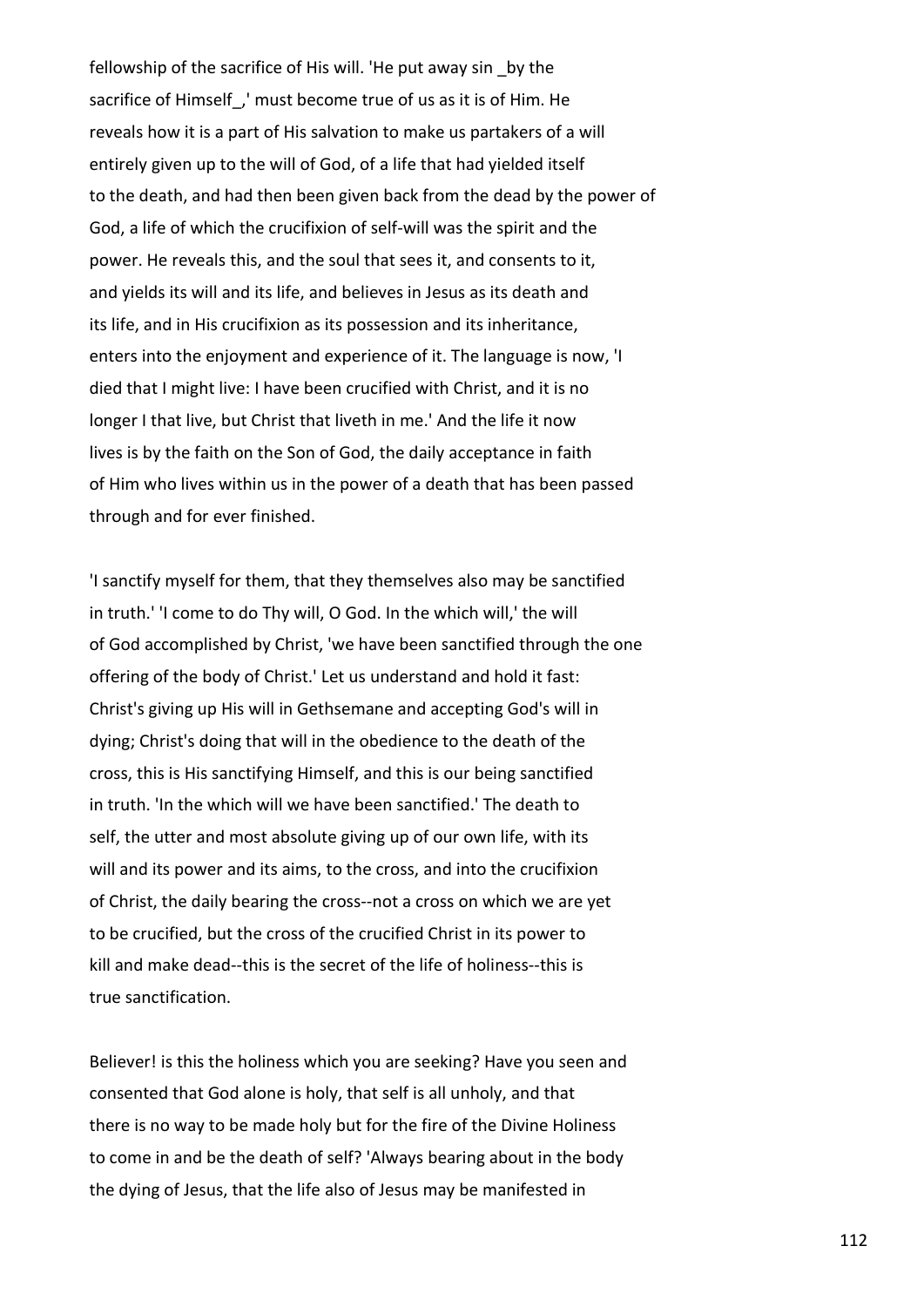fellowship of the sacrifice of His will. 'He put away sin _by the sacrifice of Himself_,' must become true of us as it is of Him. He reveals how it is a part of His salvation to make us partakers of a will entirely given up to the will of God, of a life that had yielded itself to the death, and had then been given back from the dead by the power of God, a life of which the crucifixion of self-will was the spirit and the power. He reveals this, and the soul that sees it, and consents to it, and yields its will and its life, and believes in Jesus as its death and its life, and in His crucifixion as its possession and its inheritance, enters into the enjoyment and experience of it. The language is now, 'I died that I might live: I have been crucified with Christ, and it is no longer I that live, but Christ that liveth in me.' And the life it now lives is by the faith on the Son of God, the daily acceptance in faith of Him who lives within us in the power of a death that has been passed through and for ever finished.

'I sanctify myself for them, that they themselves also may be sanctified in truth.' 'I come to do Thy will, O God. In the which will,' the will of God accomplished by Christ, 'we have been sanctified through the one offering of the body of Christ.' Let us understand and hold it fast: Christ's giving up His will in Gethsemane and accepting God's will in dying; Christ's doing that will in the obedience to the death of the cross, this is His sanctifying Himself, and this is our being sanctified in truth. 'In the which will we have been sanctified.' The death to self, the utter and most absolute giving up of our own life, with its will and its power and its aims, to the cross, and into the crucifixion of Christ, the daily bearing the cross--not a cross on which we are yet to be crucified, but the cross of the crucified Christ in its power to kill and make dead--this is the secret of the life of holiness--this is true sanctification.

Believer! is this the holiness which you are seeking? Have you seen and consented that God alone is holy, that self is all unholy, and that there is no way to be made holy but for the fire of the Divine Holiness to come in and be the death of self? 'Always bearing about in the body the dying of Jesus, that the life also of Jesus may be manifested in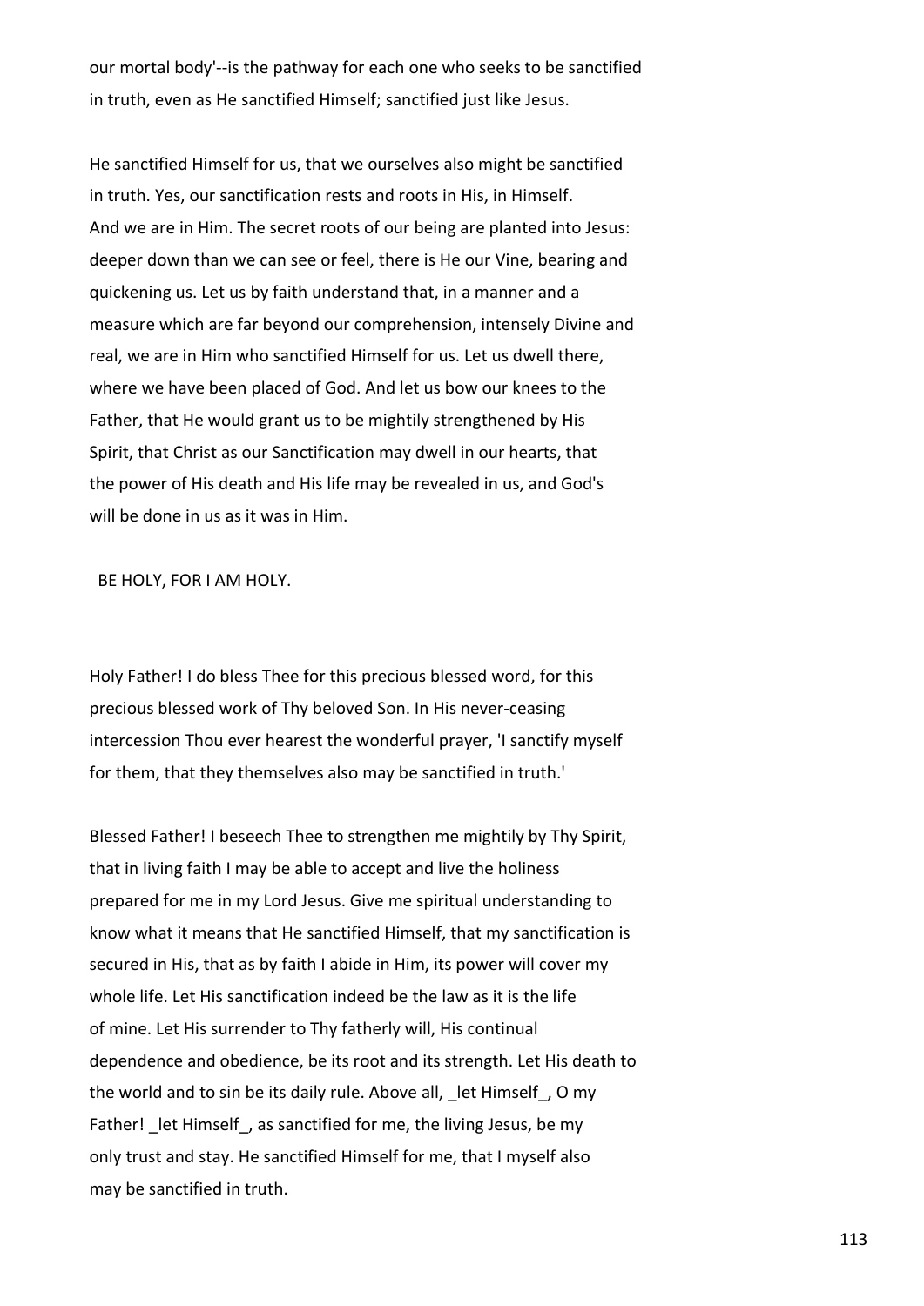our mortal body'--is the pathway for each one who seeks to be sanctified in truth, even as He sanctified Himself; sanctified just like Jesus.

He sanctified Himself for us, that we ourselves also might be sanctified in truth. Yes, our sanctification rests and roots in His, in Himself. And we are in Him. The secret roots of our being are planted into Jesus: deeper down than we can see or feel, there is He our Vine, bearing and quickening us. Let us by faith understand that, in a manner and a measure which are far beyond our comprehension, intensely Divine and real, we are in Him who sanctified Himself for us. Let us dwell there, where we have been placed of God. And let us bow our knees to the Father, that He would grant us to be mightily strengthened by His Spirit, that Christ as our Sanctification may dwell in our hearts, that the power of His death and His life may be revealed in us, and God's will be done in us as it was in Him.

BE HOLY, FOR I AM HOLY.

Holy Father! I do bless Thee for this precious blessed word, for this precious blessed work of Thy beloved Son. In His never-ceasing intercession Thou ever hearest the wonderful prayer, 'I sanctify myself for them, that they themselves also may be sanctified in truth.'

Blessed Father! I beseech Thee to strengthen me mightily by Thy Spirit, that in living faith I may be able to accept and live the holiness prepared for me in my Lord Jesus. Give me spiritual understanding to know what it means that He sanctified Himself, that my sanctification is secured in His, that as by faith I abide in Him, its power will cover my whole life. Let His sanctification indeed be the law as it is the life of mine. Let His surrender to Thy fatherly will, His continual dependence and obedience, be its root and its strength. Let His death to the world and to sin be its daily rule. Above all, _let Himself_, O my Father! _let Himself_, as sanctified for me, the living Jesus, be my only trust and stay. He sanctified Himself for me, that I myself also may be sanctified in truth.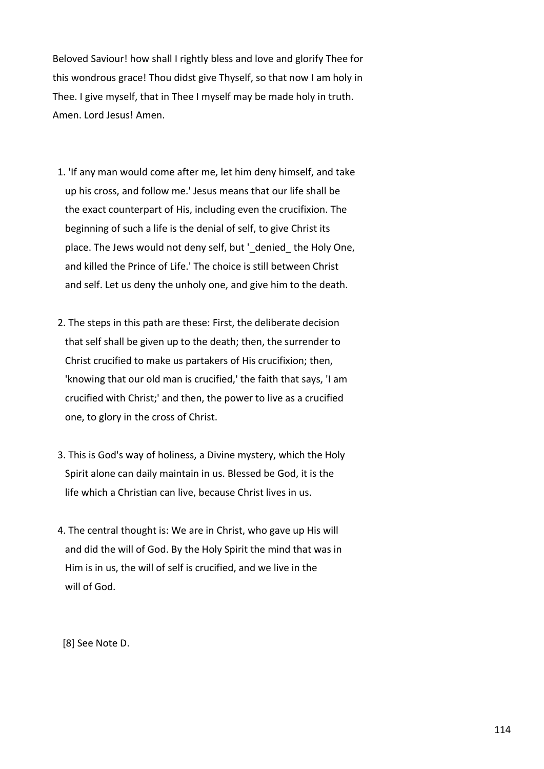Beloved Saviour! how shall I rightly bless and love and glorify Thee for this wondrous grace! Thou didst give Thyself, so that now I am holy in Thee. I give myself, that in Thee I myself may be made holy in truth. Amen. Lord Jesus! Amen.

1. 'If any man would come after me, let him deny himself, and take up his cross, and follow me.' Jesus means that our life shall be the exact counterpart of His, including even the crucifixion. The beginning of such a life is the denial of self, to give Christ its place. The Jews would not deny self, but '_denied_ the Holy One, and killed the Prince of Life.' The choice is still between Christ and self. Let us deny the unholy one, and give him to the death.

2. The steps in this path are these: First, the deliberate decision that self shall be given up to the death; then, the surrender to Christ crucified to make us partakers of His crucifixion; then, 'knowing that our old man is crucified,' the faith that says, 'I am crucified with Christ;' and then, the power to live as a crucified one, to glory in the cross of Christ.

3. This is God's way of holiness, a Divine mystery, which the Holy Spirit alone can daily maintain in us. Blessed be God, it is the life which a Christian can live, because Christ lives in us.

4. The central thought is: We are in Christ, who gave up His will and did the will of God. By the Holy Spirit the mind that was in Him is in us, the will of self is crucified, and we live in the will of God.

[8] See Note D.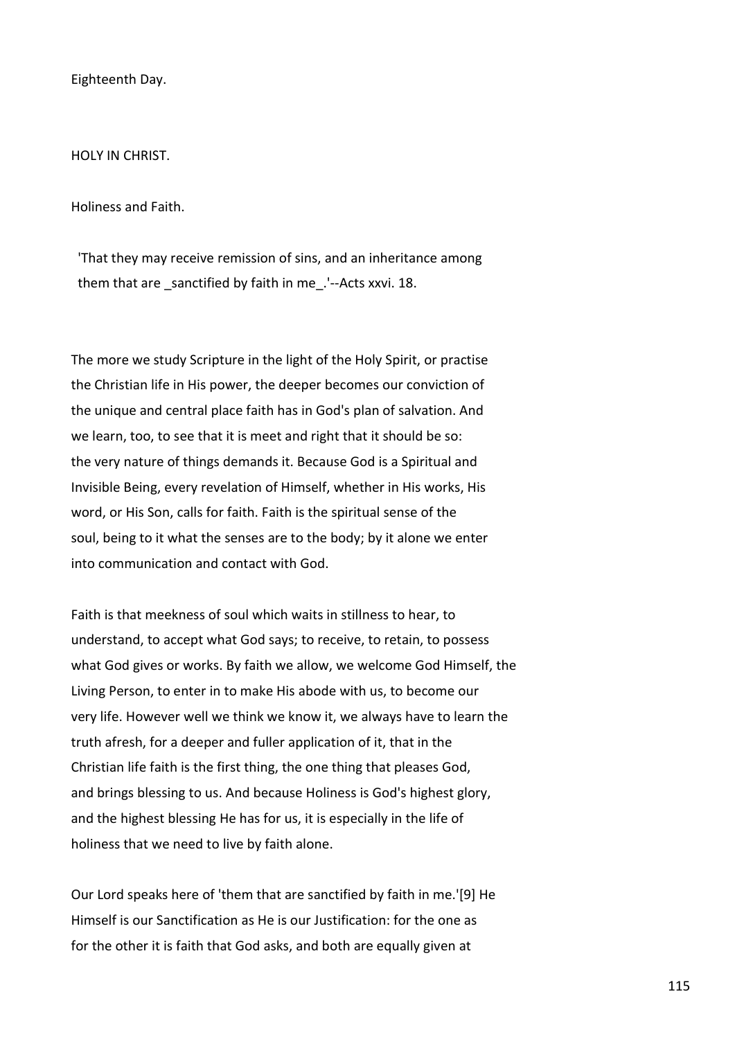Eighteenth Day.

## HOLY IN CHRIST.

### Holiness and Faith.

> 'That they may receive remission of sins, and an inheritance among them that are _sanctified by faith in me_.'--Acts xxvi. 18.

The more we study Scripture in the light of the Holy Spirit, or practise the Christian life in His power, the deeper becomes our conviction of the unique and central place faith has in God's plan of salvation. And we learn, too, to see that it is meet and right that it should be so: the very nature of things demands it. Because God is a Spiritual and Invisible Being, every revelation of Himself, whether in His works, His word, or His Son, calls for faith. Faith is the spiritual sense of the soul, being to it what the senses are to the body; by it alone we enter into communication and contact with God.

Faith is that meekness of soul which waits in stillness to hear, to understand, to accept what God says; to receive, to retain, to possess what God gives or works. By faith we allow, we welcome God Himself, the Living Person, to enter in to make His abode with us, to become our very life. However well we think we know it, we always have to learn the truth afresh, for a deeper and fuller application of it, that in the Christian life faith is the first thing, the one thing that pleases God, and brings blessing to us. And because Holiness is God's highest glory, and the highest blessing He has for us, it is especially in the life of holiness that we need to live by faith alone.

Our Lord speaks here of 'them that are sanctified by faith in me.'[9] He Himself is our Sanctification as He is our Justification: for the one as for the other it is faith that God asks, and both are equally given at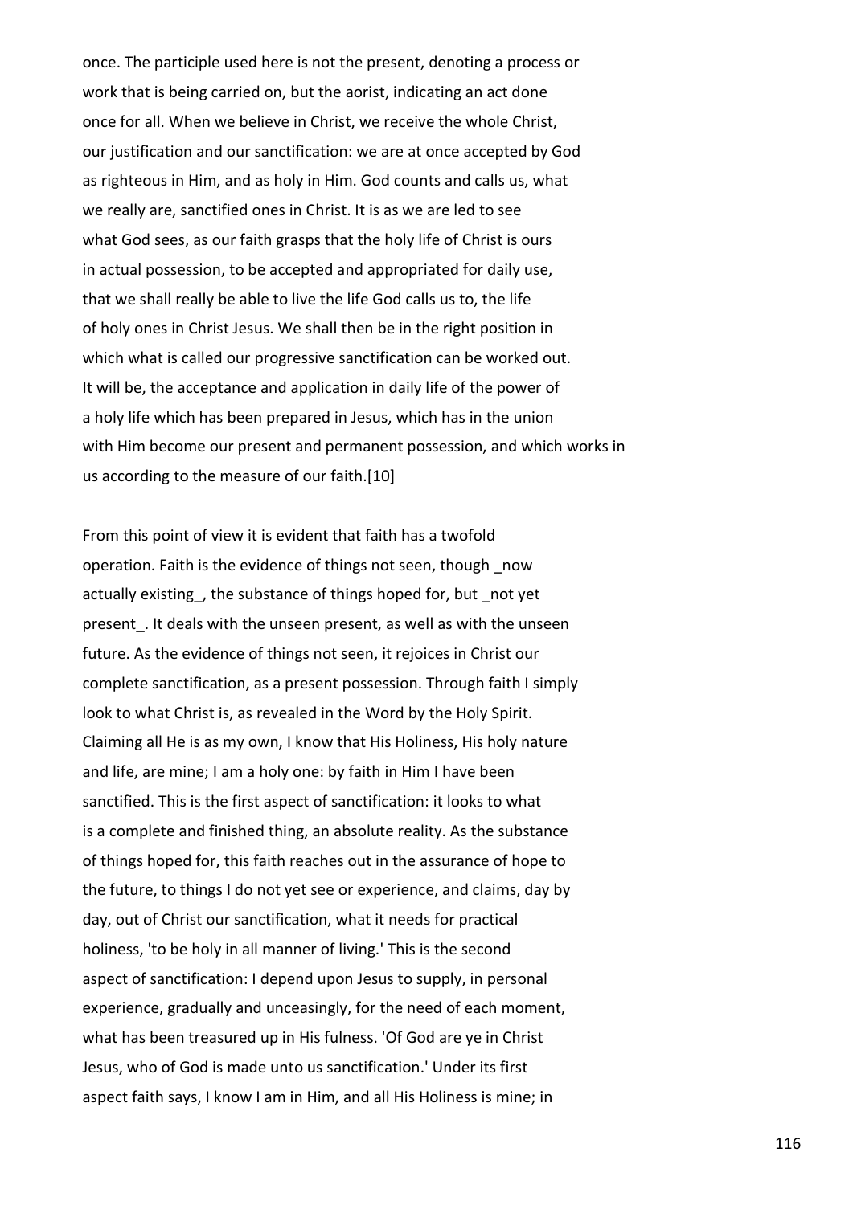once. The participle used here is not the present, denoting a process or work that is being carried on, but the aorist, indicating an act done once for all. When we believe in Christ, we receive the whole Christ, our justification and our sanctification: we are at once accepted by God as righteous in Him, and as holy in Him. God counts and calls us, what we really are, sanctified ones in Christ. It is as we are led to see what God sees, as our faith grasps that the holy life of Christ is ours in actual possession, to be accepted and appropriated for daily use, that we shall really be able to live the life God calls us to, the life of holy ones in Christ Jesus. We shall then be in the right position in which what is called our progressive sanctification can be worked out. It will be, the acceptance and application in daily life of the power of a holy life which has been prepared in Jesus, which has in the union with Him become our present and permanent possession, and which works in us according to the measure of our faith.[10]

From this point of view it is evident that faith has a twofold operation. Faith is the evidence of things not seen, though _now actually existing_, the substance of things hoped for, but _not yet present_. It deals with the unseen present, as well as with the unseen future. As the evidence of things not seen, it rejoices in Christ our complete sanctification, as a present possession. Through faith I simply look to what Christ is, as revealed in the Word by the Holy Spirit. Claiming all He is as my own, I know that His Holiness, His holy nature and life, are mine; I am a holy one: by faith in Him I have been sanctified. This is the first aspect of sanctification: it looks to what is a complete and finished thing, an absolute reality. As the substance of things hoped for, this faith reaches out in the assurance of hope to the future, to things I do not yet see or experience, and claims, day by day, out of Christ our sanctification, what it needs for practical holiness, 'to be holy in all manner of living.' This is the second aspect of sanctification: I depend upon Jesus to supply, in personal experience, gradually and unceasingly, for the need of each moment, what has been treasured up in His fulness. 'Of God are ye in Christ Jesus, who of God is made unto us sanctification.' Under its first aspect faith says, I know I am in Him, and all His Holiness is mine; in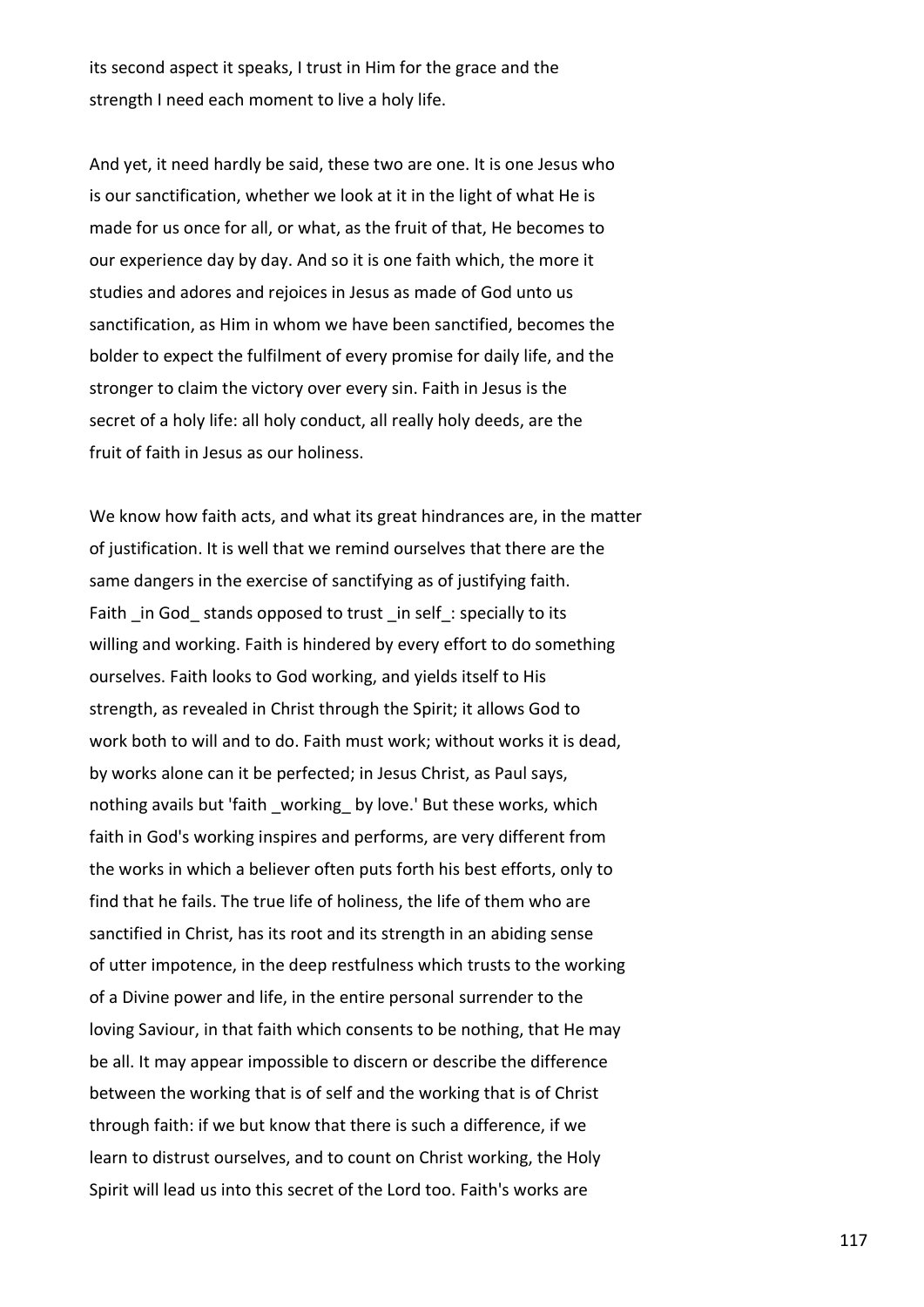its second aspect it speaks, I trust in Him for the grace and the strength I need each moment to live a holy life.

And yet, it need hardly be said, these two are one. It is one Jesus who is our sanctification, whether we look at it in the light of what He is made for us once for all, or what, as the fruit of that, He becomes to our experience day by day. And so it is one faith which, the more it studies and adores and rejoices in Jesus as made of God unto us sanctification, as Him in whom we have been sanctified, becomes the bolder to expect the fulfilment of every promise for daily life, and the stronger to claim the victory over every sin. Faith in Jesus is the secret of a holy life: all holy conduct, all really holy deeds, are the fruit of faith in Jesus as our holiness.

We know how faith acts, and what its great hindrances are, in the matter of justification. It is well that we remind ourselves that there are the same dangers in the exercise of sanctifying as of justifying faith. Faith _in God_ stands opposed to trust _in self_: specially to its willing and working. Faith is hindered by every effort to do something ourselves. Faith looks to God working, and yields itself to His strength, as revealed in Christ through the Spirit; it allows God to work both to will and to do. Faith must work; without works it is dead, by works alone can it be perfected; in Jesus Christ, as Paul says, nothing avails but 'faith _working_ by love.' But these works, which faith in God's working inspires and performs, are very different from the works in which a believer often puts forth his best efforts, only to find that he fails. The true life of holiness, the life of them who are sanctified in Christ, has its root and its strength in an abiding sense of utter impotence, in the deep restfulness which trusts to the working of a Divine power and life, in the entire personal surrender to the loving Saviour, in that faith which consents to be nothing, that He may be all. It may appear impossible to discern or describe the difference between the working that is of self and the working that is of Christ through faith: if we but know that there is such a difference, if we learn to distrust ourselves, and to count on Christ working, the Holy Spirit will lead us into this secret of the Lord too. Faith's works are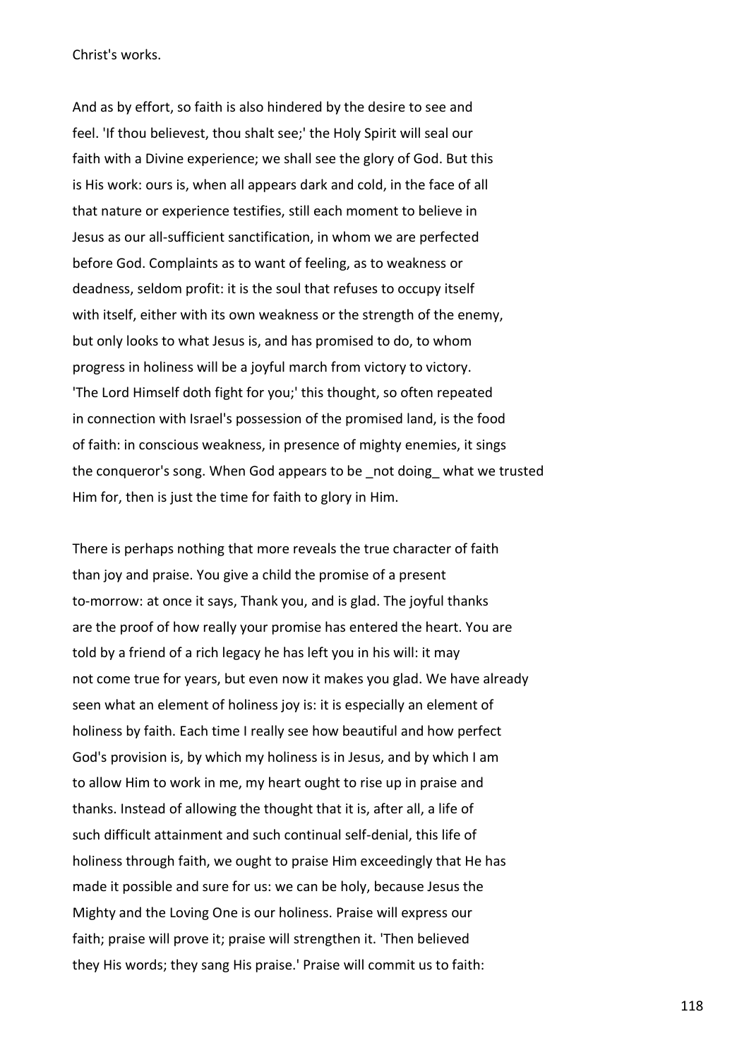Christ's works.

And as by effort, so faith is also hindered by the desire to see and feel. 'If thou believest, thou shalt see;' the Holy Spirit will seal our faith with a Divine experience; we shall see the glory of God. But this is His work: ours is, when all appears dark and cold, in the face of all that nature or experience testifies, still each moment to believe in Jesus as our all-sufficient sanctification, in whom we are perfected before God. Complaints as to want of feeling, as to weakness or deadness, seldom profit: it is the soul that refuses to occupy itself with itself, either with its own weakness or the strength of the enemy, but only looks to what Jesus is, and has promised to do, to whom progress in holiness will be a joyful march from victory to victory. 'The Lord Himself doth fight for you;' this thought, so often repeated in connection with Israel's possession of the promised land, is the food of faith: in conscious weakness, in presence of mighty enemies, it sings the conqueror's song. When God appears to be _not doing_ what we trusted Him for, then is just the time for faith to glory in Him.

There is perhaps nothing that more reveals the true character of faith than joy and praise. You give a child the promise of a present to-morrow: at once it says, Thank you, and is glad. The joyful thanks are the proof of how really your promise has entered the heart. You are told by a friend of a rich legacy he has left you in his will: it may not come true for years, but even now it makes you glad. We have already seen what an element of holiness joy is: it is especially an element of holiness by faith. Each time I really see how beautiful and how perfect God's provision is, by which my holiness is in Jesus, and by which I am to allow Him to work in me, my heart ought to rise up in praise and thanks. Instead of allowing the thought that it is, after all, a life of such difficult attainment and such continual self-denial, this life of holiness through faith, we ought to praise Him exceedingly that He has made it possible and sure for us: we can be holy, because Jesus the Mighty and the Loving One is our holiness. Praise will express our faith; praise will prove it; praise will strengthen it. 'Then believed they His words; they sang His praise.' Praise will commit us to faith: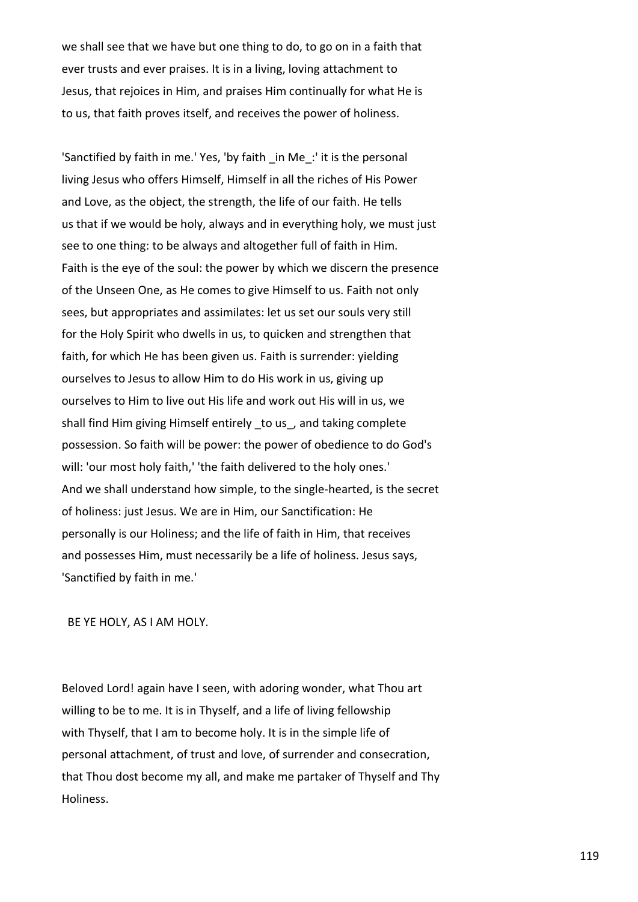we shall see that we have but one thing to do, to go on in a faith that ever trusts and ever praises. It is in a living, loving attachment to Jesus, that rejoices in Him, and praises Him continually for what He is to us, that faith proves itself, and receives the power of holiness.

'Sanctified by faith in me.' Yes, 'by faith _in Me_:' it is the personal living Jesus who offers Himself, Himself in all the riches of His Power and Love, as the object, the strength, the life of our faith. He tells us that if we would be holy, always and in everything holy, we must just see to one thing: to be always and altogether full of faith in Him. Faith is the eye of the soul: the power by which we discern the presence of the Unseen One, as He comes to give Himself to us. Faith not only sees, but appropriates and assimilates: let us set our souls very still for the Holy Spirit who dwells in us, to quicken and strengthen that faith, for which He has been given us. Faith is surrender: yielding ourselves to Jesus to allow Him to do His work in us, giving up ourselves to Him to live out His life and work out His will in us, we shall find Him giving Himself entirely _to us_, and taking complete possession. So faith will be power: the power of obedience to do God's will: 'our most holy faith,' 'the faith delivered to the holy ones.' And we shall understand how simple, to the single-hearted, is the secret of holiness: just Jesus. We are in Him, our Sanctification: He personally is our Holiness; and the life of faith in Him, that receives and possesses Him, must necessarily be a life of holiness. Jesus says, 'Sanctified by faith in me.'

BE YE HOLY, AS I AM HOLY.

Beloved Lord! again have I seen, with adoring wonder, what Thou art willing to be to me. It is in Thyself, and a life of living fellowship with Thyself, that I am to become holy. It is in the simple life of personal attachment, of trust and love, of surrender and consecration, that Thou dost become my all, and make me partaker of Thyself and Thy Holiness.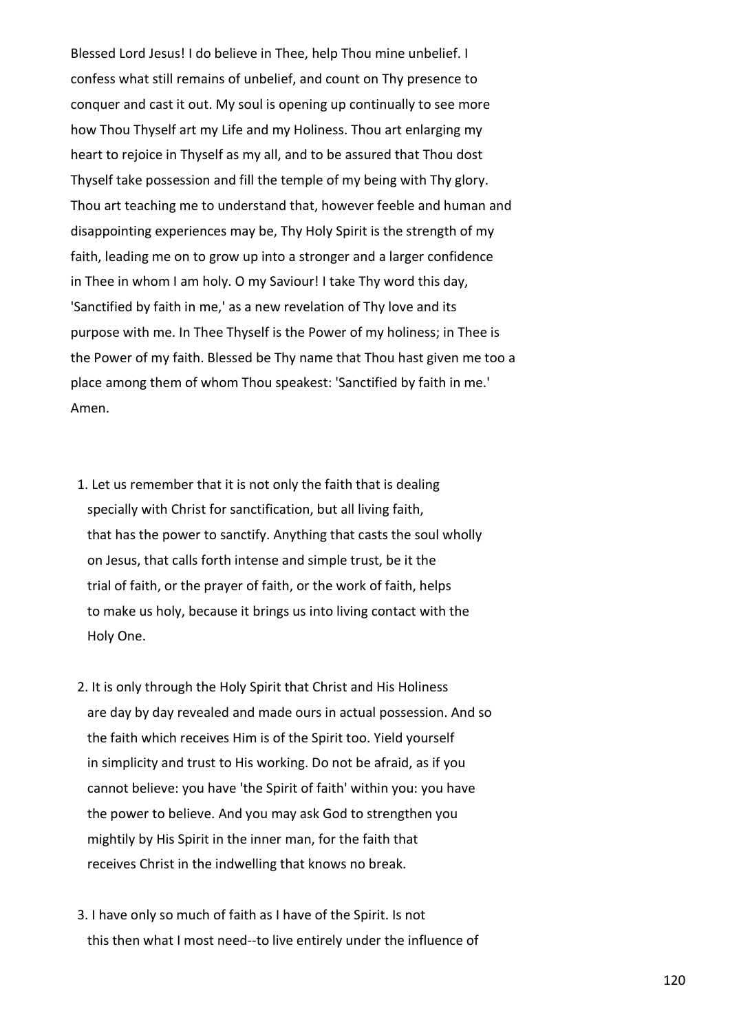Blessed Lord Jesus! I do believe in Thee, help Thou mine unbelief. I confess what still remains of unbelief, and count on Thy presence to conquer and cast it out. My soul is opening up continually to see more how Thou Thyself art my Life and my Holiness. Thou art enlarging my heart to rejoice in Thyself as my all, and to be assured that Thou dost Thyself take possession and fill the temple of my being with Thy glory. Thou art teaching me to understand that, however feeble and human and disappointing experiences may be, Thy Holy Spirit is the strength of my faith, leading me on to grow up into a stronger and a larger confidence in Thee in whom I am holy. O my Saviour! I take Thy word this day, 'Sanctified by faith in me,' as a new revelation of Thy love and its purpose with me. In Thee Thyself is the Power of my holiness; in Thee is the Power of my faith. Blessed be Thy name that Thou hast given me too a place among them of whom Thou speakest: 'Sanctified by faith in me.' Amen.

1. Let us remember that it is not only the faith that is dealing specially with Christ for sanctification, but all living faith, that has the power to sanctify. Anything that casts the soul wholly on Jesus, that calls forth intense and simple trust, be it the trial of faith, or the prayer of faith, or the work of faith, helps to make us holy, because it brings us into living contact with the Holy One.

2. It is only through the Holy Spirit that Christ and His Holiness are day by day revealed and made ours in actual possession. And so the faith which receives Him is of the Spirit too. Yield yourself in simplicity and trust to His working. Do not be afraid, as if you cannot believe: you have 'the Spirit of faith' within you: you have the power to believe. And you may ask God to strengthen you mightily by His Spirit in the inner man, for the faith that receives Christ in the indwelling that knows no break.

3. I have only so much of faith as I have of the Spirit. Is not this then what I most need--to live entirely under the influence of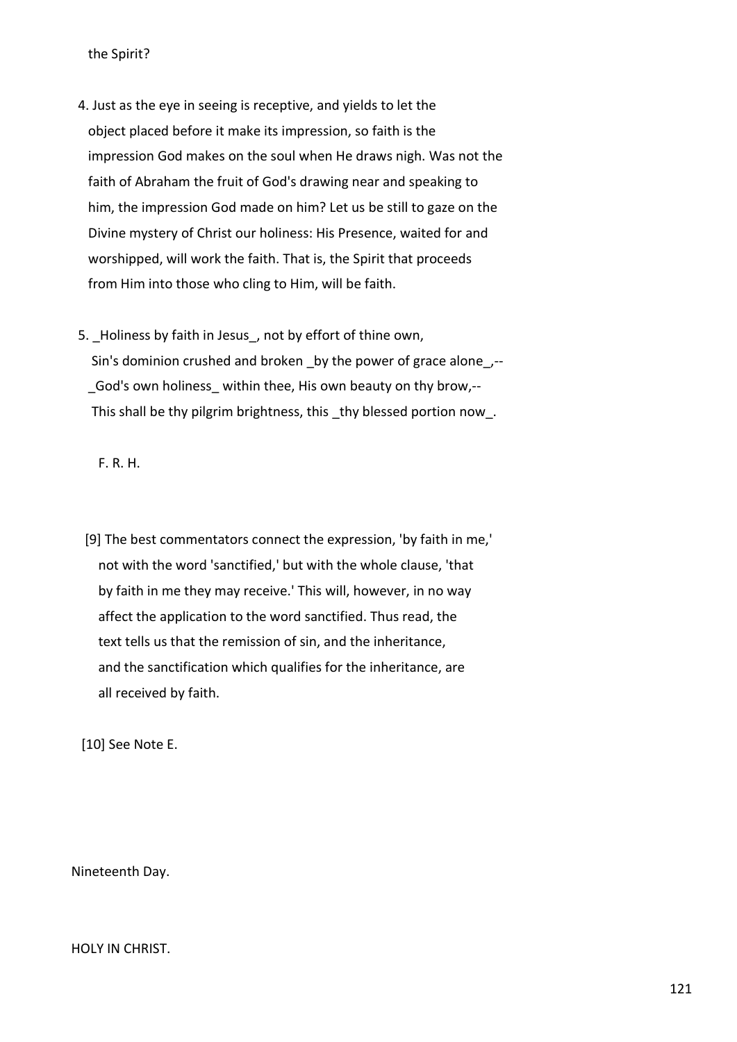the Spirit?

4. Just as the eye in seeing is receptive, and yields to let the object placed before it make its impression, so faith is the impression God makes on the soul when He draws nigh. Was not the faith of Abraham the fruit of God's drawing near and speaking to him, the impression God made on him? Let us be still to gaze on the Divine mystery of Christ our holiness: His Presence, waited for and worshipped, will work the faith. That is, the Spirit that proceeds from Him into those who cling to Him, will be faith.

5. _Holiness by faith in Jesus_, not by effort of thine own,
 Sin's dominion crushed and broken _by the power of grace alone_,--
 _God's own holiness_ within thee, His own beauty on thy brow,--
 This shall be thy pilgrim brightness, this _thy blessed portion now_.

 F. R. H.

[9] The best commentators connect the expression, 'by faith in me,' not with the word 'sanctified,' but with the whole clause, 'that by faith in me they may receive.' This will, however, in no way affect the application to the word sanctified. Thus read, the text tells us that the remission of sin, and the inheritance, and the sanctification which qualifies for the inheritance, are all received by faith.

[10] See Note E.

Nineteenth Day.

HOLY IN CHRIST.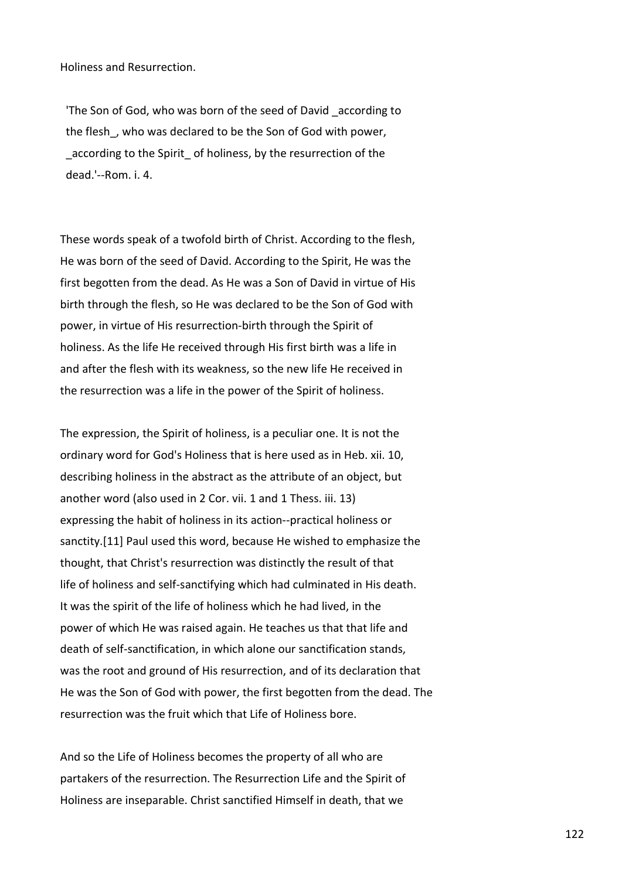Holiness and Resurrection.

'The Son of God, who was born of the seed of David _according to the flesh_, who was declared to be the Son of God with power, _according to the Spirit_ of holiness, by the resurrection of the dead.'--Rom. i. 4.

These words speak of a twofold birth of Christ. According to the flesh, He was born of the seed of David. According to the Spirit, He was the first begotten from the dead. As He was a Son of David in virtue of His birth through the flesh, so He was declared to be the Son of God with power, in virtue of His resurrection-birth through the Spirit of holiness. As the life He received through His first birth was a life in and after the flesh with its weakness, so the new life He received in the resurrection was a life in the power of the Spirit of holiness.

The expression, the Spirit of holiness, is a peculiar one. It is not the ordinary word for God's Holiness that is here used as in Heb. xii. 10, describing holiness in the abstract as the attribute of an object, but another word (also used in 2 Cor. vii. 1 and 1 Thess. iii. 13) expressing the habit of holiness in its action--practical holiness or sanctity.[11] Paul used this word, because He wished to emphasize the thought, that Christ's resurrection was distinctly the result of that life of holiness and self-sanctifying which had culminated in His death. It was the spirit of the life of holiness which he had lived, in the power of which He was raised again. He teaches us that that life and death of self-sanctification, in which alone our sanctification stands, was the root and ground of His resurrection, and of its declaration that He was the Son of God with power, the first begotten from the dead. The resurrection was the fruit which that Life of Holiness bore.

And so the Life of Holiness becomes the property of all who are partakers of the resurrection. The Resurrection Life and the Spirit of Holiness are inseparable. Christ sanctified Himself in death, that we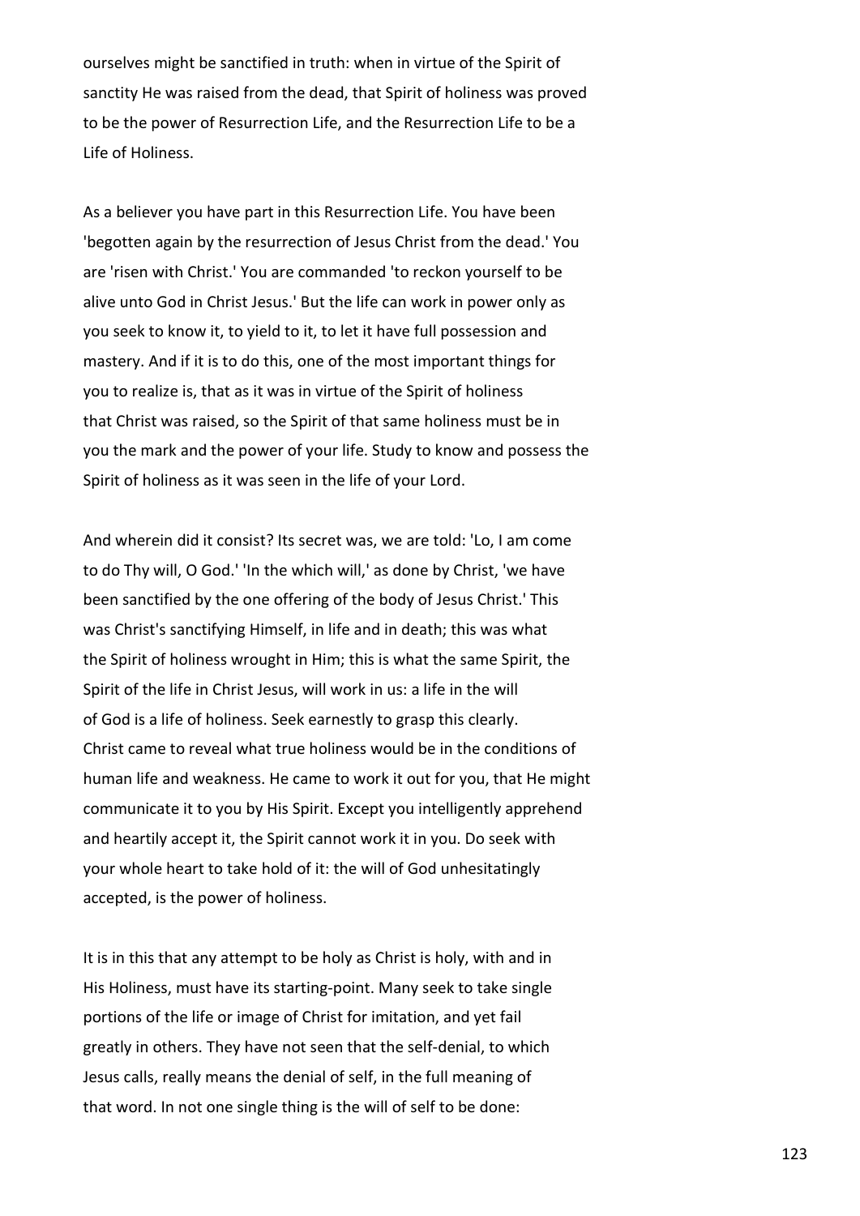ourselves might be sanctified in truth: when in virtue of the Spirit of sanctity He was raised from the dead, that Spirit of holiness was proved to be the power of Resurrection Life, and the Resurrection Life to be a Life of Holiness.

As a believer you have part in this Resurrection Life. You have been 'begotten again by the resurrection of Jesus Christ from the dead.' You are 'risen with Christ.' You are commanded 'to reckon yourself to be alive unto God in Christ Jesus.' But the life can work in power only as you seek to know it, to yield to it, to let it have full possession and mastery. And if it is to do this, one of the most important things for you to realize is, that as it was in virtue of the Spirit of holiness that Christ was raised, so the Spirit of that same holiness must be in you the mark and the power of your life. Study to know and possess the Spirit of holiness as it was seen in the life of your Lord.

And wherein did it consist? Its secret was, we are told: 'Lo, I am come to do Thy will, O God.' 'In the which will,' as done by Christ, 'we have been sanctified by the one offering of the body of Jesus Christ.' This was Christ's sanctifying Himself, in life and in death; this was what the Spirit of holiness wrought in Him; this is what the same Spirit, the Spirit of the life in Christ Jesus, will work in us: a life in the will of God is a life of holiness. Seek earnestly to grasp this clearly. Christ came to reveal what true holiness would be in the conditions of human life and weakness. He came to work it out for you, that He might communicate it to you by His Spirit. Except you intelligently apprehend and heartily accept it, the Spirit cannot work it in you. Do seek with your whole heart to take hold of it: the will of God unhesitatingly accepted, is the power of holiness.

It is in this that any attempt to be holy as Christ is holy, with and in His Holiness, must have its starting-point. Many seek to take single portions of the life or image of Christ for imitation, and yet fail greatly in others. They have not seen that the self-denial, to which Jesus calls, really means the denial of self, in the full meaning of that word. In not one single thing is the will of self to be done: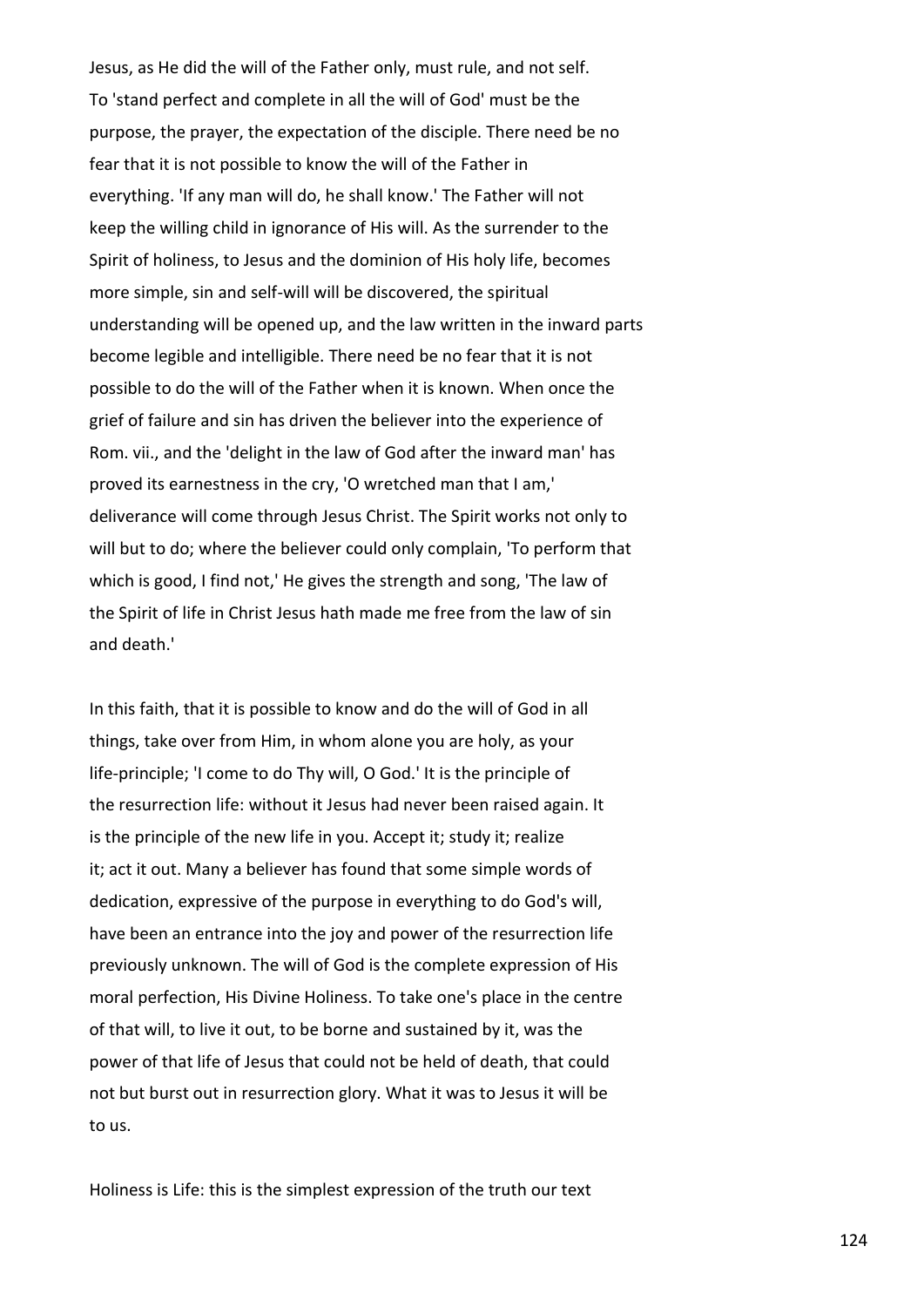Jesus, as He did the will of the Father only, must rule, and not self. To 'stand perfect and complete in all the will of God' must be the purpose, the prayer, the expectation of the disciple. There need be no fear that it is not possible to know the will of the Father in everything. 'If any man will do, he shall know.' The Father will not keep the willing child in ignorance of His will. As the surrender to the Spirit of holiness, to Jesus and the dominion of His holy life, becomes more simple, sin and self-will will be discovered, the spiritual understanding will be opened up, and the law written in the inward parts become legible and intelligible. There need be no fear that it is not possible to do the will of the Father when it is known. When once the grief of failure and sin has driven the believer into the experience of Rom. vii., and the 'delight in the law of God after the inward man' has proved its earnestness in the cry, 'O wretched man that I am,' deliverance will come through Jesus Christ. The Spirit works not only to will but to do; where the believer could only complain, 'To perform that which is good, I find not,' He gives the strength and song, 'The law of the Spirit of life in Christ Jesus hath made me free from the law of sin and death.'

In this faith, that it is possible to know and do the will of God in all things, take over from Him, in whom alone you are holy, as your life-principle; 'I come to do Thy will, O God.' It is the principle of the resurrection life: without it Jesus had never been raised again. It is the principle of the new life in you. Accept it; study it; realize it; act it out. Many a believer has found that some simple words of dedication, expressive of the purpose in everything to do God's will, have been an entrance into the joy and power of the resurrection life previously unknown. The will of God is the complete expression of His moral perfection, His Divine Holiness. To take one's place in the centre of that will, to live it out, to be borne and sustained by it, was the power of that life of Jesus that could not be held of death, that could not but burst out in resurrection glory. What it was to Jesus it will be to us.

Holiness is Life: this is the simplest expression of the truth our text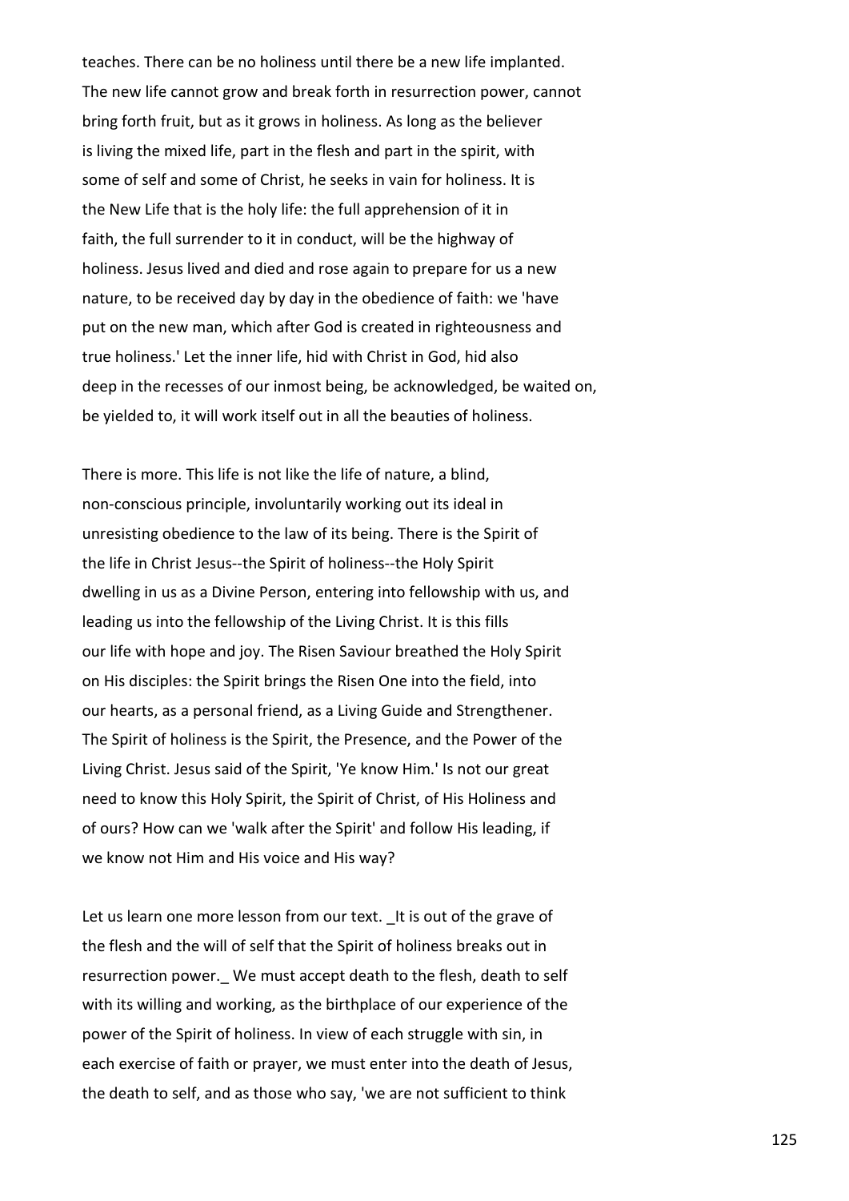teaches. There can be no holiness until there be a new life implanted. The new life cannot grow and break forth in resurrection power, cannot bring forth fruit, but as it grows in holiness. As long as the believer is living the mixed life, part in the flesh and part in the spirit, with some of self and some of Christ, he seeks in vain for holiness. It is the New Life that is the holy life: the full apprehension of it in faith, the full surrender to it in conduct, will be the highway of holiness. Jesus lived and died and rose again to prepare for us a new nature, to be received day by day in the obedience of faith: we 'have put on the new man, which after God is created in righteousness and true holiness.' Let the inner life, hid with Christ in God, hid also deep in the recesses of our inmost being, be acknowledged, be waited on, be yielded to, it will work itself out in all the beauties of holiness.

There is more. This life is not like the life of nature, a blind, non-conscious principle, involuntarily working out its ideal in unresisting obedience to the law of its being. There is the Spirit of the life in Christ Jesus--the Spirit of holiness--the Holy Spirit dwelling in us as a Divine Person, entering into fellowship with us, and leading us into the fellowship of the Living Christ. It is this fills our life with hope and joy. The Risen Saviour breathed the Holy Spirit on His disciples: the Spirit brings the Risen One into the field, into our hearts, as a personal friend, as a Living Guide and Strengthener. The Spirit of holiness is the Spirit, the Presence, and the Power of the Living Christ. Jesus said of the Spirit, 'Ye know Him.' Is not our great need to know this Holy Spirit, the Spirit of Christ, of His Holiness and of ours? How can we 'walk after the Spirit' and follow His leading, if we know not Him and His voice and His way?

Let us learn one more lesson from our text. _It is out of the grave of the flesh and the will of self that the Spirit of holiness breaks out in resurrection power._ We must accept death to the flesh, death to self with its willing and working, as the birthplace of our experience of the power of the Spirit of holiness. In view of each struggle with sin, in each exercise of faith or prayer, we must enter into the death of Jesus, the death to self, and as those who say, 'we are not sufficient to think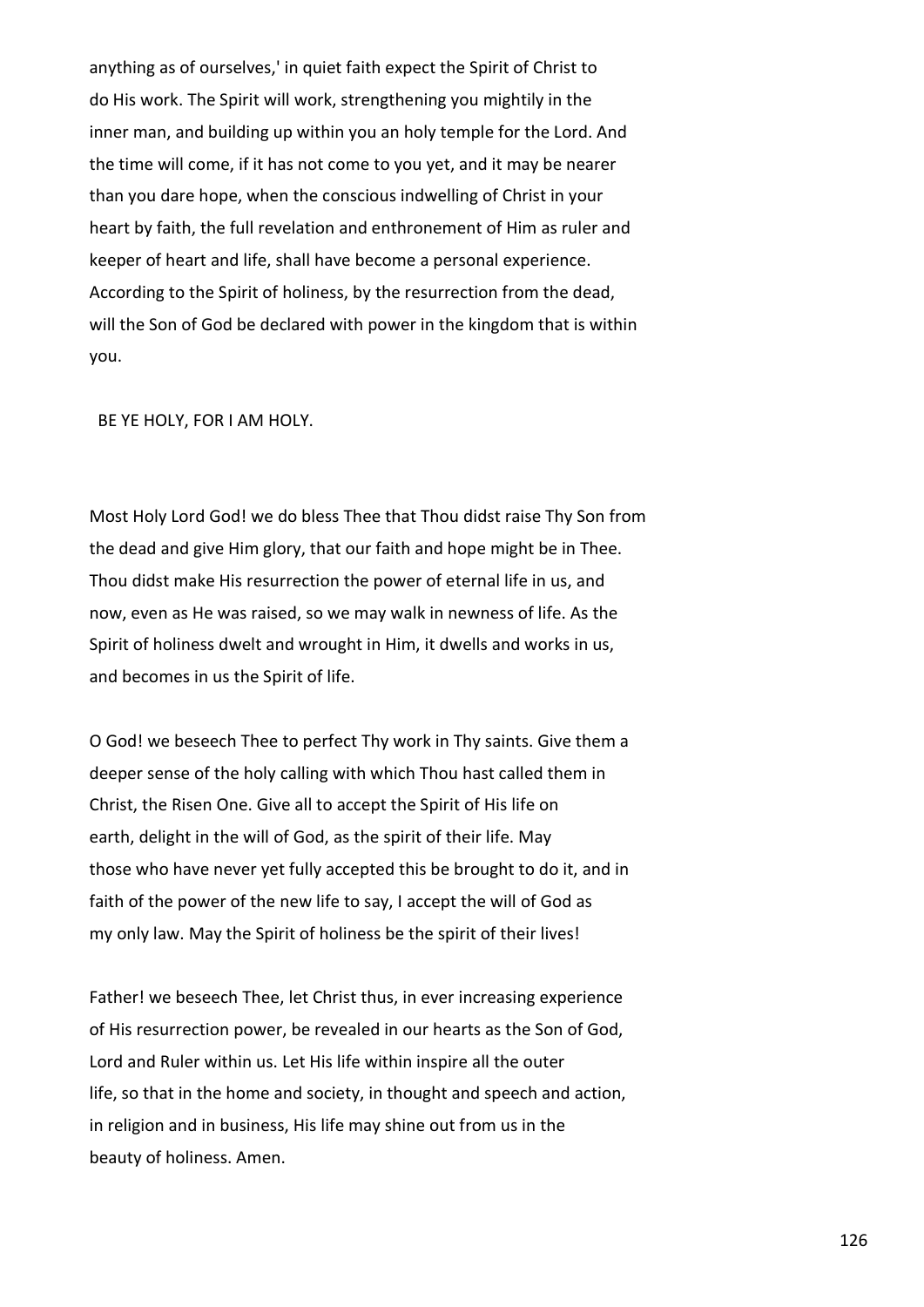anything as of ourselves,' in quiet faith expect the Spirit of Christ to do His work. The Spirit will work, strengthening you mightily in the inner man, and building up within you an holy temple for the Lord. And the time will come, if it has not come to you yet, and it may be nearer than you dare hope, when the conscious indwelling of Christ in your heart by faith, the full revelation and enthronement of Him as ruler and keeper of heart and life, shall have become a personal experience. According to the Spirit of holiness, by the resurrection from the dead, will the Son of God be declared with power in the kingdom that is within you.

BE YE HOLY, FOR I AM HOLY.

Most Holy Lord God! we do bless Thee that Thou didst raise Thy Son from the dead and give Him glory, that our faith and hope might be in Thee. Thou didst make His resurrection the power of eternal life in us, and now, even as He was raised, so we may walk in newness of life. As the Spirit of holiness dwelt and wrought in Him, it dwells and works in us, and becomes in us the Spirit of life.

O God! we beseech Thee to perfect Thy work in Thy saints. Give them a deeper sense of the holy calling with which Thou hast called them in Christ, the Risen One. Give all to accept the Spirit of His life on earth, delight in the will of God, as the spirit of their life. May those who have never yet fully accepted this be brought to do it, and in faith of the power of the new life to say, I accept the will of God as my only law. May the Spirit of holiness be the spirit of their lives!

Father! we beseech Thee, let Christ thus, in ever increasing experience of His resurrection power, be revealed in our hearts as the Son of God, Lord and Ruler within us. Let His life within inspire all the outer life, so that in the home and society, in thought and speech and action, in religion and in business, His life may shine out from us in the beauty of holiness. Amen.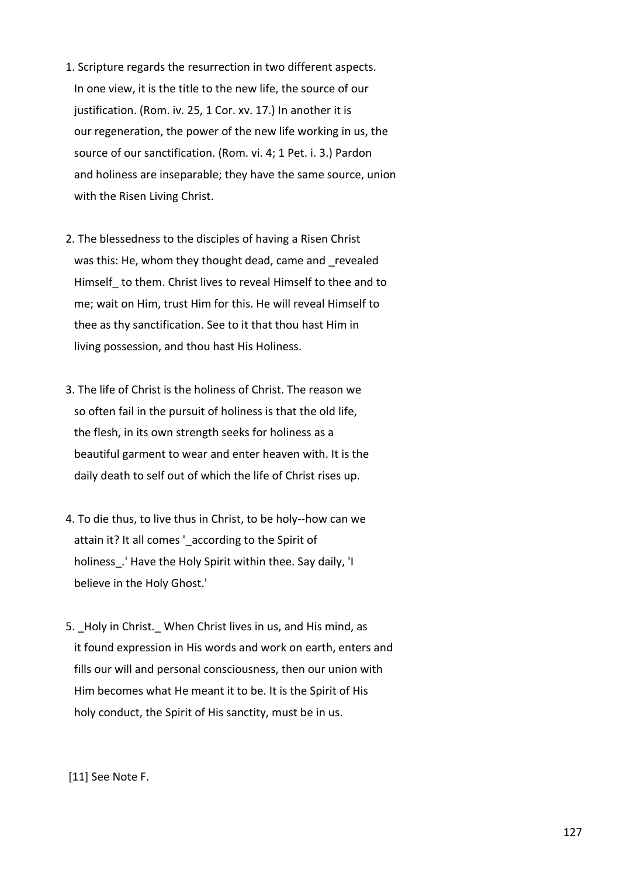1. Scripture regards the resurrection in two different aspects. In one view, it is the title to the new life, the source of our justification. (Rom. iv. 25, 1 Cor. xv. 17.) In another it is our regeneration, the power of the new life working in us, the source of our sanctification. (Rom. vi. 4; 1 Pet. i. 3.) Pardon and holiness are inseparable; they have the same source, union with the Risen Living Christ.

2. The blessedness to the disciples of having a Risen Christ was this: He, whom they thought dead, came and _revealed Himself_ to them. Christ lives to reveal Himself to thee and to me; wait on Him, trust Him for this. He will reveal Himself to thee as thy sanctification. See to it that thou hast Him in living possession, and thou hast His Holiness.

3. The life of Christ is the holiness of Christ. The reason we so often fail in the pursuit of holiness is that the old life, the flesh, in its own strength seeks for holiness as a beautiful garment to wear and enter heaven with. It is the daily death to self out of which the life of Christ rises up.

4. To die thus, to live thus in Christ, to be holy--how can we attain it? It all comes '_according to the Spirit of holiness_.' Have the Holy Spirit within thee. Say daily, 'I believe in the Holy Ghost.'

5. _Holy in Christ._ When Christ lives in us, and His mind, as it found expression in His words and work on earth, enters and fills our will and personal consciousness, then our union with Him becomes what He meant it to be. It is the Spirit of His holy conduct, the Spirit of His sanctity, must be in us.

[11] See Note F.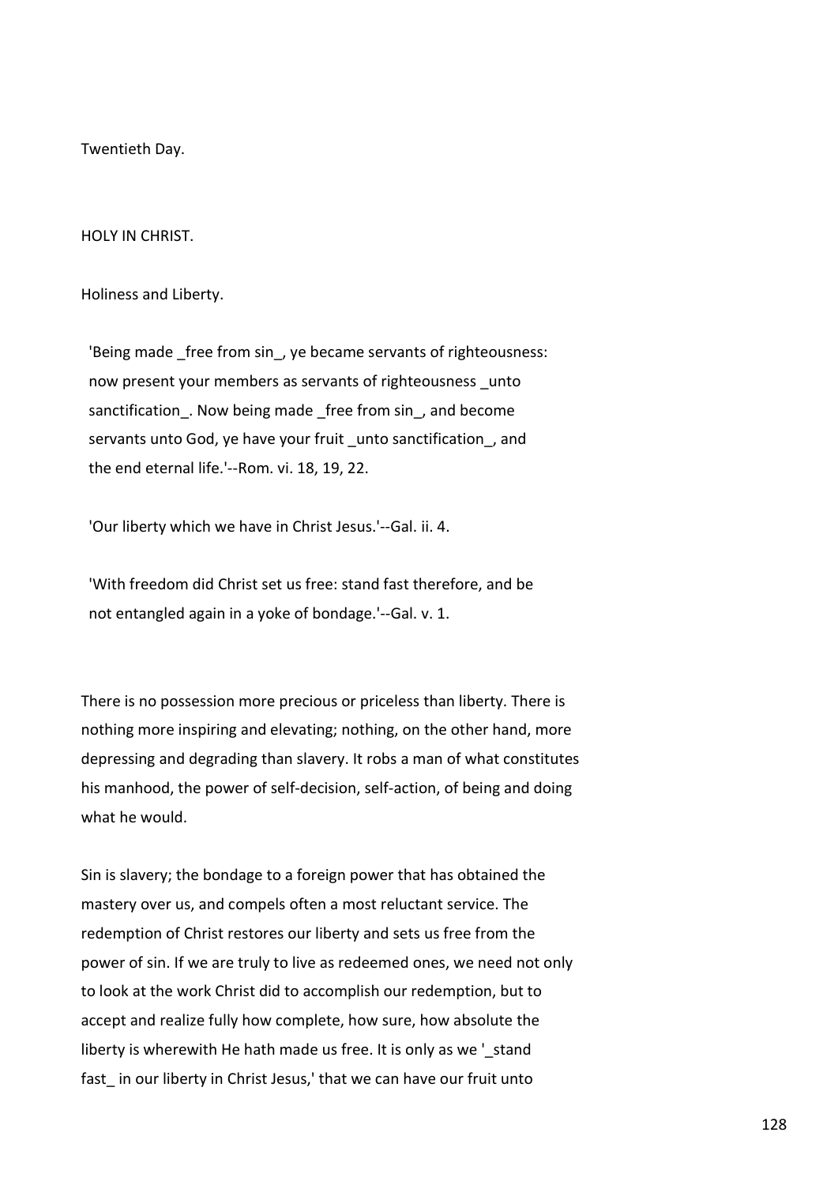Twentieth Day.

## HOLY IN CHRIST.

### Holiness and Liberty.

> 'Being made _free from sin_, ye became servants of righteousness: now present your members as servants of righteousness _unto sanctification_. Now being made _free from sin_, and become servants unto God, ye have your fruit _unto sanctification_, and the end eternal life.'--Rom. vi. 18, 19, 22.

> 'Our liberty which we have in Christ Jesus.'--Gal. ii. 4.

> 'With freedom did Christ set us free: stand fast therefore, and be not entangled again in a yoke of bondage.'--Gal. v. 1.

There is no possession more precious or priceless than liberty. There is nothing more inspiring and elevating; nothing, on the other hand, more depressing and degrading than slavery. It robs a man of what constitutes his manhood, the power of self-decision, self-action, of being and doing what he would.

Sin is slavery; the bondage to a foreign power that has obtained the mastery over us, and compels often a most reluctant service. The redemption of Christ restores our liberty and sets us free from the power of sin. If we are truly to live as redeemed ones, we need not only to look at the work Christ did to accomplish our redemption, but to accept and realize fully how complete, how sure, how absolute the liberty is wherewith He hath made us free. It is only as we '_stand fast_ in our liberty in Christ Jesus,' that we can have our fruit unto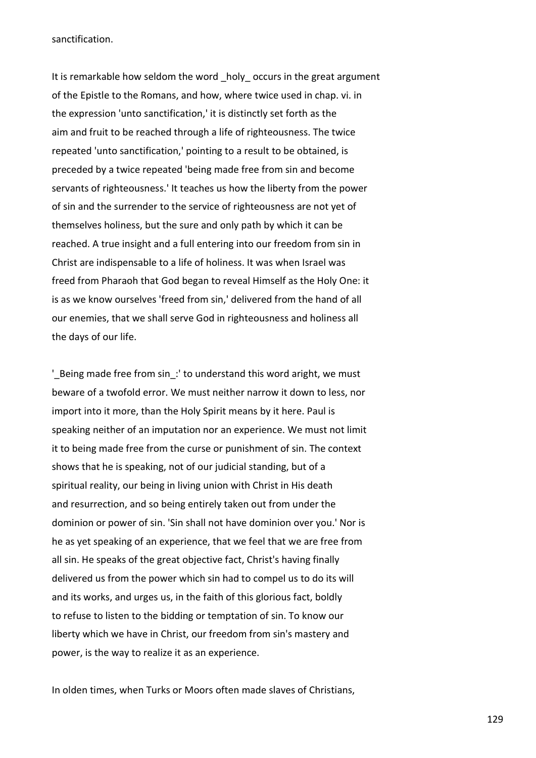sanctification.

It is remarkable how seldom the word _holy_ occurs in the great argument of the Epistle to the Romans, and how, where twice used in chap. vi. in the expression 'unto sanctification,' it is distinctly set forth as the aim and fruit to be reached through a life of righteousness. The twice repeated 'unto sanctification,' pointing to a result to be obtained, is preceded by a twice repeated 'being made free from sin and become servants of righteousness.' It teaches us how the liberty from the power of sin and the surrender to the service of righteousness are not yet of themselves holiness, but the sure and only path by which it can be reached. A true insight and a full entering into our freedom from sin in Christ are indispensable to a life of holiness. It was when Israel was freed from Pharaoh that God began to reveal Himself as the Holy One: it is as we know ourselves 'freed from sin,' delivered from the hand of all our enemies, that we shall serve God in righteousness and holiness all the days of our life.

'_Being made free from sin_:' to understand this word aright, we must beware of a twofold error. We must neither narrow it down to less, nor import into it more, than the Holy Spirit means by it here. Paul is speaking neither of an imputation nor an experience. We must not limit it to being made free from the curse or punishment of sin. The context shows that he is speaking, not of our judicial standing, but of a spiritual reality, our being in living union with Christ in His death and resurrection, and so being entirely taken out from under the dominion or power of sin. 'Sin shall not have dominion over you.' Nor is he as yet speaking of an experience, that we feel that we are free from all sin. He speaks of the great objective fact, Christ's having finally delivered us from the power which sin had to compel us to do its will and its works, and urges us, in the faith of this glorious fact, boldly to refuse to listen to the bidding or temptation of sin. To know our liberty which we have in Christ, our freedom from sin's mastery and power, is the way to realize it as an experience.

In olden times, when Turks or Moors often made slaves of Christians,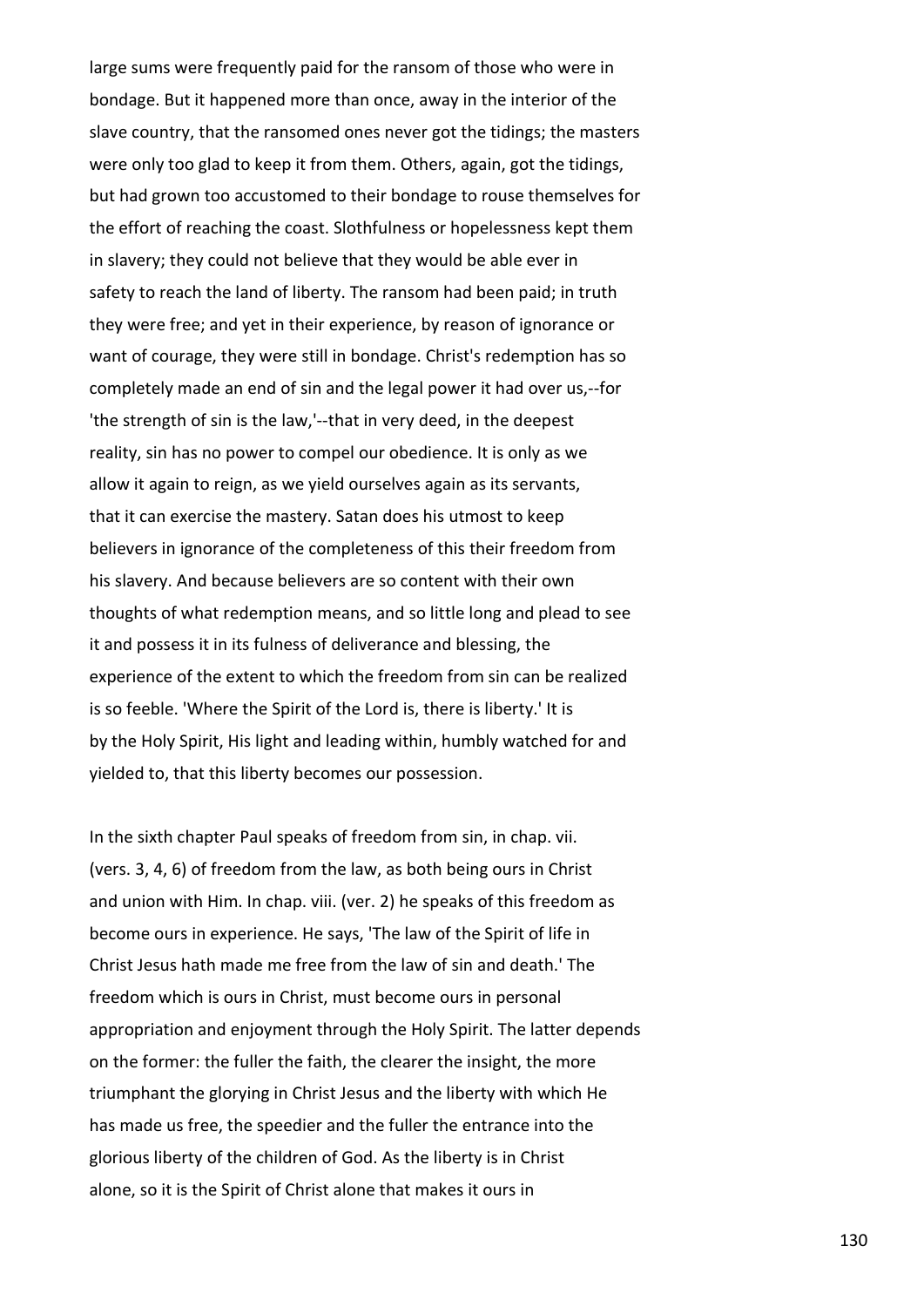large sums were frequently paid for the ransom of those who were in bondage. But it happened more than once, away in the interior of the slave country, that the ransomed ones never got the tidings; the masters were only too glad to keep it from them. Others, again, got the tidings, but had grown too accustomed to their bondage to rouse themselves for the effort of reaching the coast. Slothfulness or hopelessness kept them in slavery; they could not believe that they would be able ever in safety to reach the land of liberty. The ransom had been paid; in truth they were free; and yet in their experience, by reason of ignorance or want of courage, they were still in bondage. Christ's redemption has so completely made an end of sin and the legal power it had over us,--for 'the strength of sin is the law,'--that in very deed, in the deepest reality, sin has no power to compel our obedience. It is only as we allow it again to reign, as we yield ourselves again as its servants, that it can exercise the mastery. Satan does his utmost to keep believers in ignorance of the completeness of this their freedom from his slavery. And because believers are so content with their own thoughts of what redemption means, and so little long and plead to see it and possess it in its fulness of deliverance and blessing, the experience of the extent to which the freedom from sin can be realized is so feeble. 'Where the Spirit of the Lord is, there is liberty.' It is by the Holy Spirit, His light and leading within, humbly watched for and yielded to, that this liberty becomes our possession.

In the sixth chapter Paul speaks of freedom from sin, in chap. vii. (vers. 3, 4, 6) of freedom from the law, as both being ours in Christ and union with Him. In chap. viii. (ver. 2) he speaks of this freedom as become ours in experience. He says, 'The law of the Spirit of life in Christ Jesus hath made me free from the law of sin and death.' The freedom which is ours in Christ, must become ours in personal appropriation and enjoyment through the Holy Spirit. The latter depends on the former: the fuller the faith, the clearer the insight, the more triumphant the glorying in Christ Jesus and the liberty with which He has made us free, the speedier and the fuller the entrance into the glorious liberty of the children of God. As the liberty is in Christ alone, so it is the Spirit of Christ alone that makes it ours in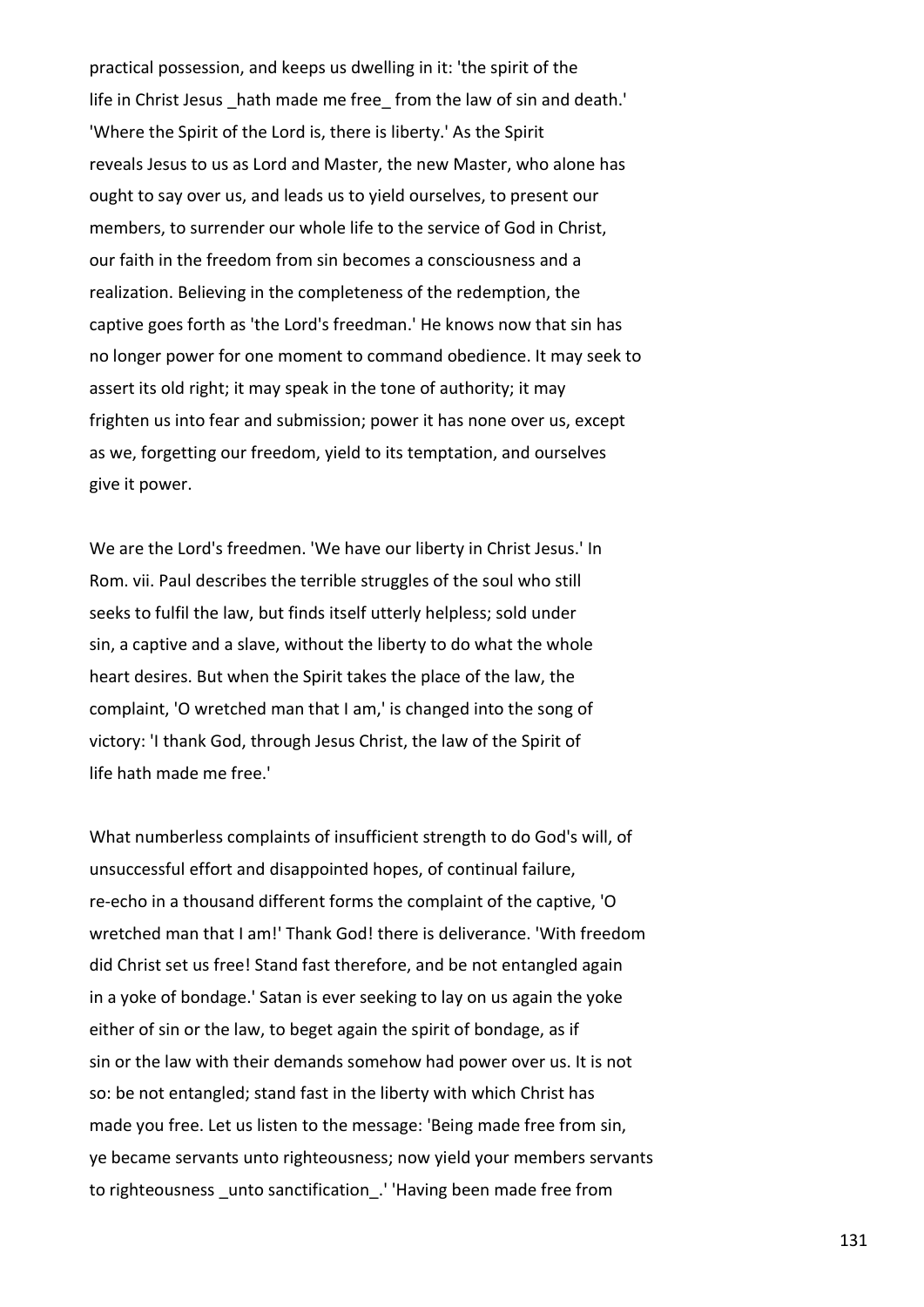practical possession, and keeps us dwelling in it: 'the spirit of the life in Christ Jesus _hath made me free_ from the law of sin and death.' 'Where the Spirit of the Lord is, there is liberty.' As the Spirit reveals Jesus to us as Lord and Master, the new Master, who alone has ought to say over us, and leads us to yield ourselves, to present our members, to surrender our whole life to the service of God in Christ, our faith in the freedom from sin becomes a consciousness and a realization. Believing in the completeness of the redemption, the captive goes forth as 'the Lord's freedman.' He knows now that sin has no longer power for one moment to command obedience. It may seek to assert its old right; it may speak in the tone of authority; it may frighten us into fear and submission; power it has none over us, except as we, forgetting our freedom, yield to its temptation, and ourselves give it power.

We are the Lord's freedmen. 'We have our liberty in Christ Jesus.' In Rom. vii. Paul describes the terrible struggles of the soul who still seeks to fulfil the law, but finds itself utterly helpless; sold under sin, a captive and a slave, without the liberty to do what the whole heart desires. But when the Spirit takes the place of the law, the complaint, 'O wretched man that I am,' is changed into the song of victory: 'I thank God, through Jesus Christ, the law of the Spirit of life hath made me free.'

What numberless complaints of insufficient strength to do God's will, of unsuccessful effort and disappointed hopes, of continual failure, re-echo in a thousand different forms the complaint of the captive, 'O wretched man that I am!' Thank God! there is deliverance. 'With freedom did Christ set us free! Stand fast therefore, and be not entangled again in a yoke of bondage.' Satan is ever seeking to lay on us again the yoke either of sin or the law, to beget again the spirit of bondage, as if sin or the law with their demands somehow had power over us. It is not so: be not entangled; stand fast in the liberty with which Christ has made you free. Let us listen to the message: 'Being made free from sin, ye became servants unto righteousness; now yield your members servants to righteousness _unto sanctification_.' 'Having been made free from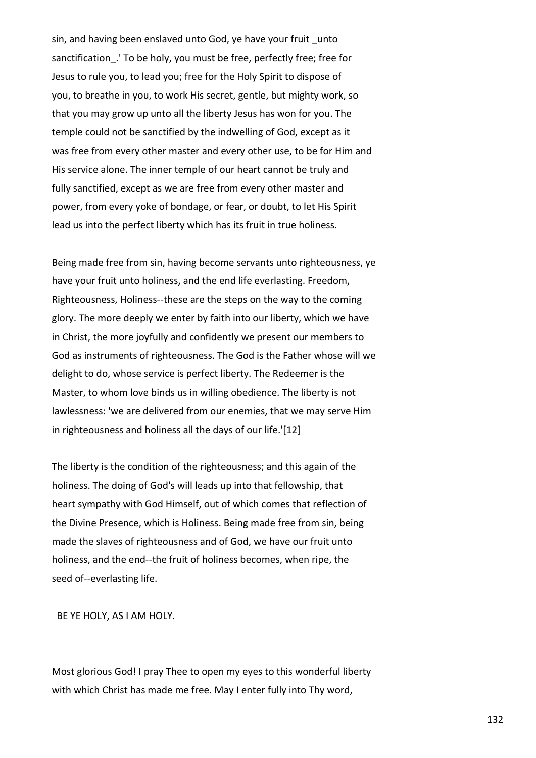sin, and having been enslaved unto God, ye have your fruit _unto sanctification_.' To be holy, you must be free, perfectly free; free for Jesus to rule you, to lead you; free for the Holy Spirit to dispose of you, to breathe in you, to work His secret, gentle, but mighty work, so that you may grow up unto all the liberty Jesus has won for you. The temple could not be sanctified by the indwelling of God, except as it was free from every other master and every other use, to be for Him and His service alone. The inner temple of our heart cannot be truly and fully sanctified, except as we are free from every other master and power, from every yoke of bondage, or fear, or doubt, to let His Spirit lead us into the perfect liberty which has its fruit in true holiness.

Being made free from sin, having become servants unto righteousness, ye have your fruit unto holiness, and the end life everlasting. Freedom, Righteousness, Holiness--these are the steps on the way to the coming glory. The more deeply we enter by faith into our liberty, which we have in Christ, the more joyfully and confidently we present our members to God as instruments of righteousness. The God is the Father whose will we delight to do, whose service is perfect liberty. The Redeemer is the Master, to whom love binds us in willing obedience. The liberty is not lawlessness: 'we are delivered from our enemies, that we may serve Him in righteousness and holiness all the days of our life.'[12]

The liberty is the condition of the righteousness; and this again of the holiness. The doing of God's will leads up into that fellowship, that heart sympathy with God Himself, out of which comes that reflection of the Divine Presence, which is Holiness. Being made free from sin, being made the slaves of righteousness and of God, we have our fruit unto holiness, and the end--the fruit of holiness becomes, when ripe, the seed of--everlasting life.

BE YE HOLY, AS I AM HOLY.

Most glorious God! I pray Thee to open my eyes to this wonderful liberty with which Christ has made me free. May I enter fully into Thy word,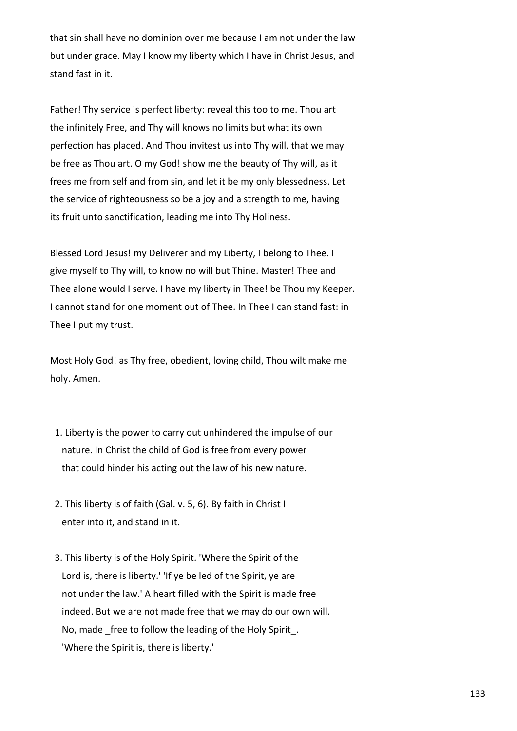that sin shall have no dominion over me because I am not under the law but under grace. May I know my liberty which I have in Christ Jesus, and stand fast in it.

Father! Thy service is perfect liberty: reveal this too to me. Thou art the infinitely Free, and Thy will knows no limits but what its own perfection has placed. And Thou invitest us into Thy will, that we may be free as Thou art. O my God! show me the beauty of Thy will, as it frees me from self and from sin, and let it be my only blessedness. Let the service of righteousness so be a joy and a strength to me, having its fruit unto sanctification, leading me into Thy Holiness.

Blessed Lord Jesus! my Deliverer and my Liberty, I belong to Thee. I give myself to Thy will, to know no will but Thine. Master! Thee and Thee alone would I serve. I have my liberty in Thee! be Thou my Keeper. I cannot stand for one moment out of Thee. In Thee I can stand fast: in Thee I put my trust.

Most Holy God! as Thy free, obedient, loving child, Thou wilt make me holy. Amen.

1. Liberty is the power to carry out unhindered the impulse of our nature. In Christ the child of God is free from every power that could hinder his acting out the law of his new nature.

2. This liberty is of faith (Gal. v. 5, 6). By faith in Christ I enter into it, and stand in it.

3. This liberty is of the Holy Spirit. 'Where the Spirit of the Lord is, there is liberty.' 'If ye be led of the Spirit, ye are not under the law.' A heart filled with the Spirit is made free indeed. But we are not made free that we may do our own will. No, made _free to follow the leading of the Holy Spirit_. 'Where the Spirit is, there is liberty.'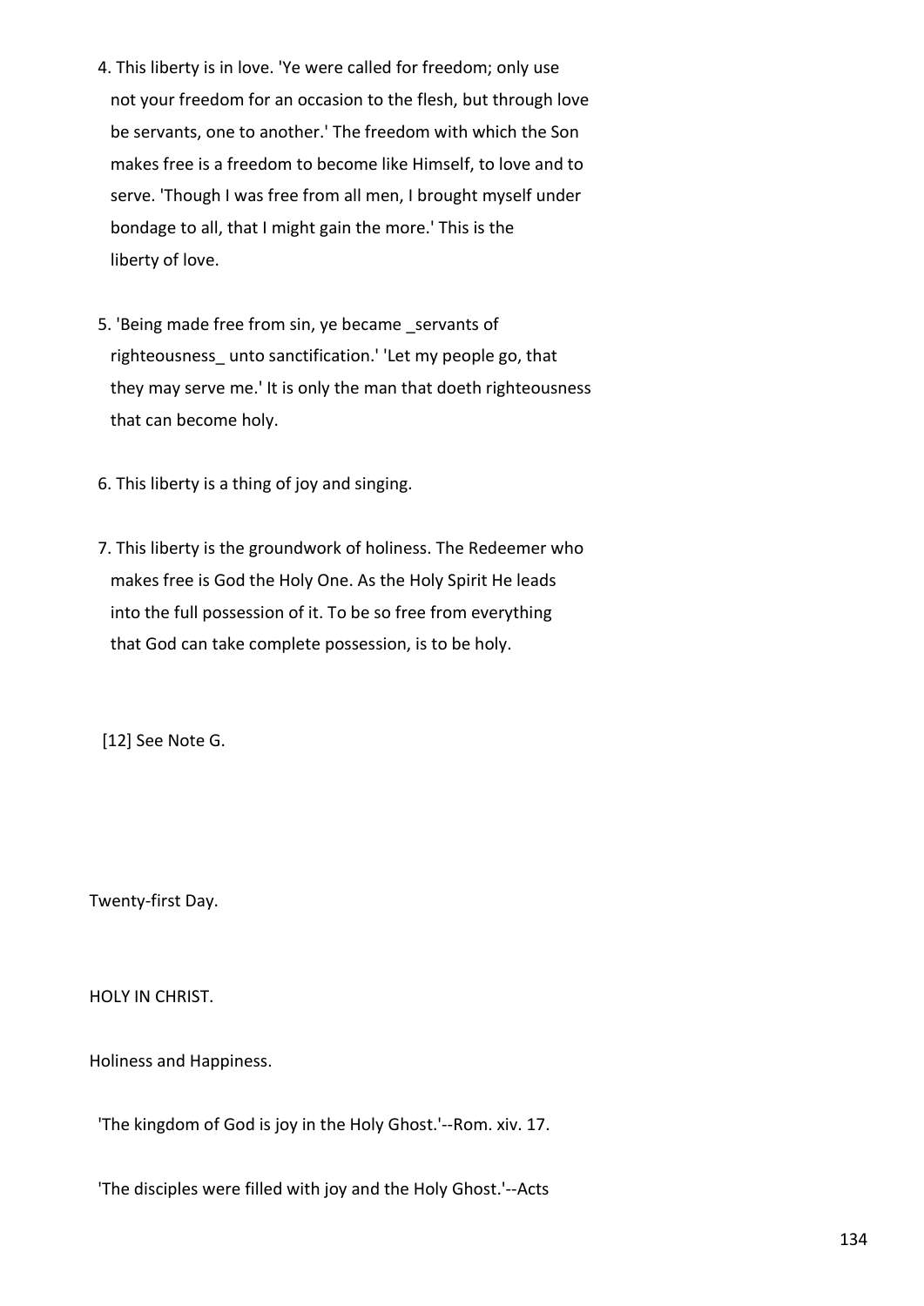4. This liberty is in love. 'Ye were called for freedom; only use not your freedom for an occasion to the flesh, but through love be servants, one to another.' The freedom with which the Son makes free is a freedom to become like Himself, to love and to serve. 'Though I was free from all men, I brought myself under bondage to all, that I might gain the more.' This is the liberty of love.

5. 'Being made free from sin, ye became _servants of righteousness_ unto sanctification.' 'Let my people go, that they may serve me.' It is only the man that doeth righteousness that can become holy.

6. This liberty is a thing of joy and singing.

7. This liberty is the groundwork of holiness. The Redeemer who makes free is God the Holy One. As the Holy Spirit He leads into the full possession of it. To be so free from everything that God can take complete possession, is to be holy.

[12] See Note G.

Twenty-first Day.

## HOLY IN CHRIST.

### Holiness and Happiness.

'The kingdom of God is joy in the Holy Ghost.'--Rom. xiv. 17.

'The disciples were filled with joy and the Holy Ghost.'--Acts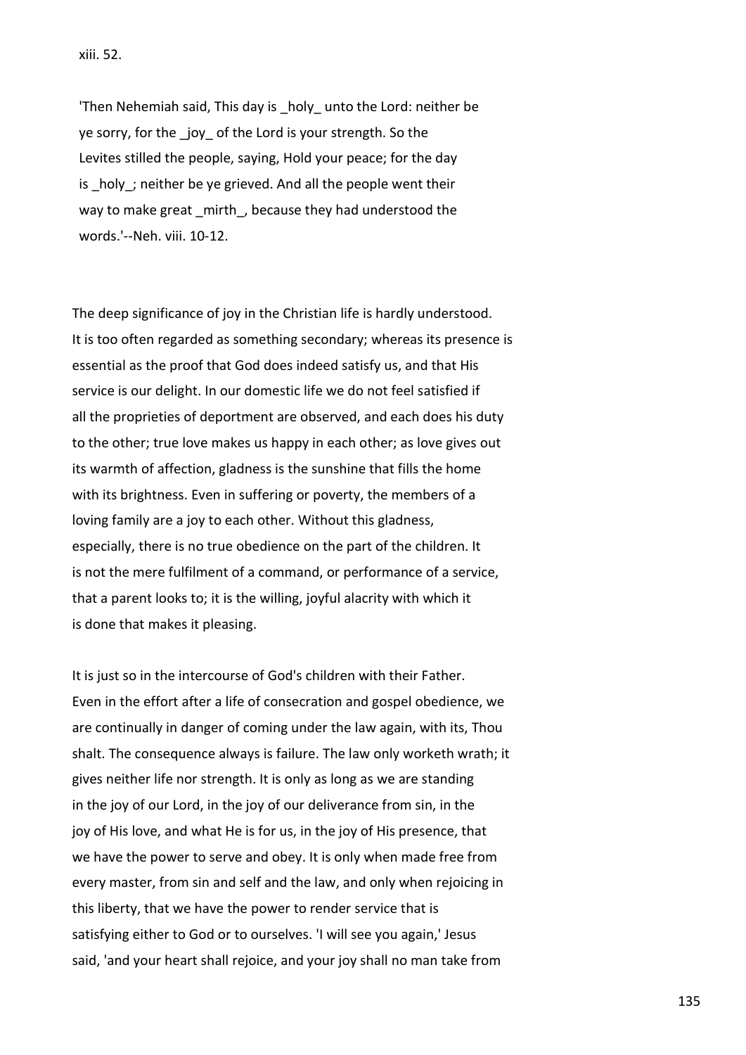xiii. 52.

> 'Then Nehemiah said, This day is _holy_ unto the Lord: neither be ye sorry, for the _joy_ of the Lord is your strength. So the Levites stilled the people, saying, Hold your peace; for the day is _holy_; neither be ye grieved. And all the people went their way to make great _mirth_, because they had understood the words.'--Neh. viii. 10-12.

The deep significance of joy in the Christian life is hardly understood. It is too often regarded as something secondary; whereas its presence is essential as the proof that God does indeed satisfy us, and that His service is our delight. In our domestic life we do not feel satisfied if all the proprieties of deportment are observed, and each does his duty to the other; true love makes us happy in each other; as love gives out its warmth of affection, gladness is the sunshine that fills the home with its brightness. Even in suffering or poverty, the members of a loving family are a joy to each other. Without this gladness, especially, there is no true obedience on the part of the children. It is not the mere fulfilment of a command, or performance of a service, that a parent looks to; it is the willing, joyful alacrity with which it is done that makes it pleasing.

It is just so in the intercourse of God's children with their Father. Even in the effort after a life of consecration and gospel obedience, we are continually in danger of coming under the law again, with its, Thou shalt. The consequence always is failure. The law only worketh wrath; it gives neither life nor strength. It is only as long as we are standing in the joy of our Lord, in the joy of our deliverance from sin, in the joy of His love, and what He is for us, in the joy of His presence, that we have the power to serve and obey. It is only when made free from every master, from sin and self and the law, and only when rejoicing in this liberty, that we have the power to render service that is satisfying either to God or to ourselves. 'I will see you again,' Jesus said, 'and your heart shall rejoice, and your joy shall no man take from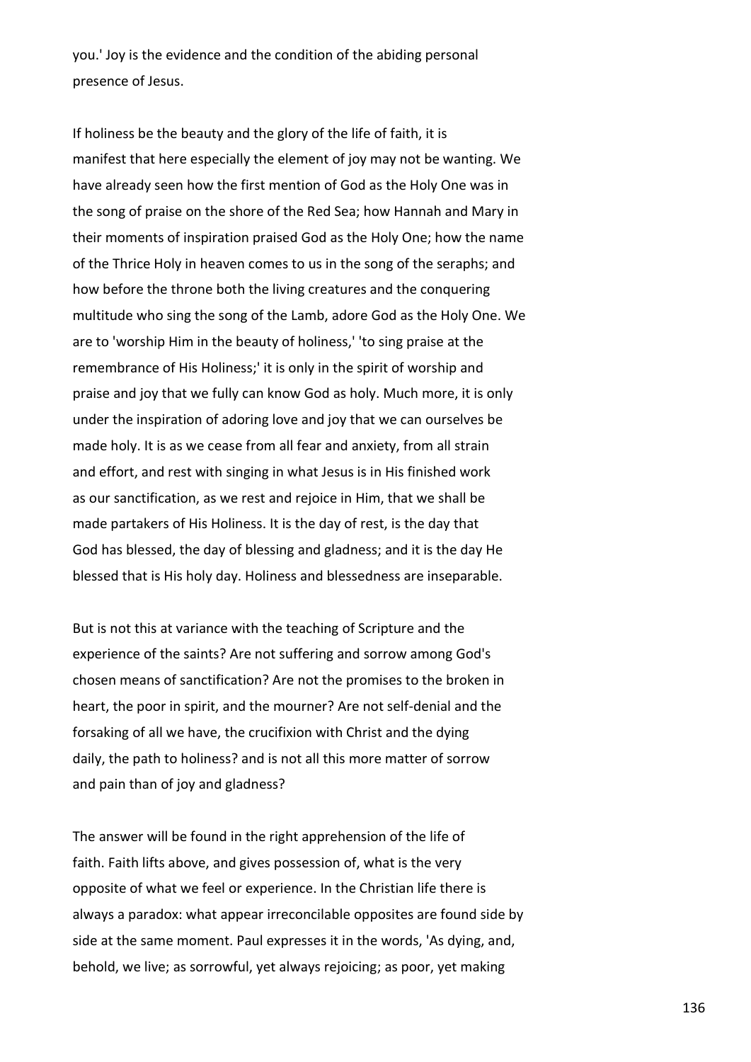you.' Joy is the evidence and the condition of the abiding personal presence of Jesus.

If holiness be the beauty and the glory of the life of faith, it is manifest that here especially the element of joy may not be wanting. We have already seen how the first mention of God as the Holy One was in the song of praise on the shore of the Red Sea; how Hannah and Mary in their moments of inspiration praised God as the Holy One; how the name of the Thrice Holy in heaven comes to us in the song of the seraphs; and how before the throne both the living creatures and the conquering multitude who sing the song of the Lamb, adore God as the Holy One. We are to 'worship Him in the beauty of holiness,' 'to sing praise at the remembrance of His Holiness;' it is only in the spirit of worship and praise and joy that we fully can know God as holy. Much more, it is only under the inspiration of adoring love and joy that we can ourselves be made holy. It is as we cease from all fear and anxiety, from all strain and effort, and rest with singing in what Jesus is in His finished work as our sanctification, as we rest and rejoice in Him, that we shall be made partakers of His Holiness. It is the day of rest, is the day that God has blessed, the day of blessing and gladness; and it is the day He blessed that is His holy day. Holiness and blessedness are inseparable.

But is not this at variance with the teaching of Scripture and the experience of the saints? Are not suffering and sorrow among God's chosen means of sanctification? Are not the promises to the broken in heart, the poor in spirit, and the mourner? Are not self-denial and the forsaking of all we have, the crucifixion with Christ and the dying daily, the path to holiness? and is not all this more matter of sorrow and pain than of joy and gladness?

The answer will be found in the right apprehension of the life of faith. Faith lifts above, and gives possession of, what is the very opposite of what we feel or experience. In the Christian life there is always a paradox: what appear irreconcilable opposites are found side by side at the same moment. Paul expresses it in the words, 'As dying, and, behold, we live; as sorrowful, yet always rejoicing; as poor, yet making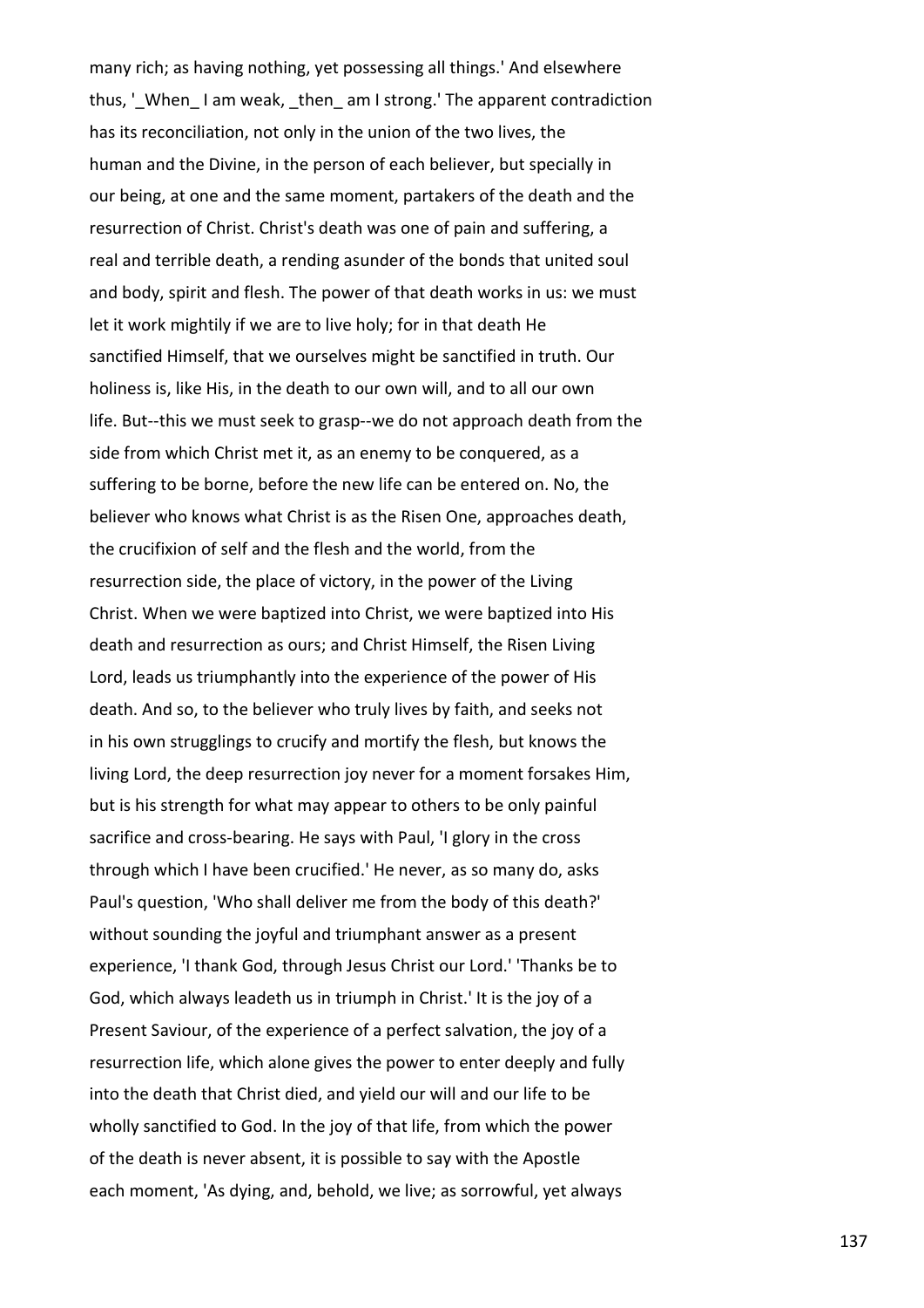many rich; as having nothing, yet possessing all things.' And elsewhere thus, '_When_ I am weak, _then_ am I strong.' The apparent contradiction has its reconciliation, not only in the union of the two lives, the human and the Divine, in the person of each believer, but specially in our being, at one and the same moment, partakers of the death and the resurrection of Christ. Christ's death was one of pain and suffering, a real and terrible death, a rending asunder of the bonds that united soul and body, spirit and flesh. The power of that death works in us: we must let it work mightily if we are to live holy; for in that death He sanctified Himself, that we ourselves might be sanctified in truth. Our holiness is, like His, in the death to our own will, and to all our own life. But--this we must seek to grasp--we do not approach death from the side from which Christ met it, as an enemy to be conquered, as a suffering to be borne, before the new life can be entered on. No, the believer who knows what Christ is as the Risen One, approaches death, the crucifixion of self and the flesh and the world, from the resurrection side, the place of victory, in the power of the Living Christ. When we were baptized into Christ, we were baptized into His death and resurrection as ours; and Christ Himself, the Risen Living Lord, leads us triumphantly into the experience of the power of His death. And so, to the believer who truly lives by faith, and seeks not in his own strugglings to crucify and mortify the flesh, but knows the living Lord, the deep resurrection joy never for a moment forsakes Him, but is his strength for what may appear to others to be only painful sacrifice and cross-bearing. He says with Paul, 'I glory in the cross through which I have been crucified.' He never, as so many do, asks Paul's question, 'Who shall deliver me from the body of this death?' without sounding the joyful and triumphant answer as a present experience, 'I thank God, through Jesus Christ our Lord.' 'Thanks be to God, which always leadeth us in triumph in Christ.' It is the joy of a Present Saviour, of the experience of a perfect salvation, the joy of a resurrection life, which alone gives the power to enter deeply and fully into the death that Christ died, and yield our will and our life to be wholly sanctified to God. In the joy of that life, from which the power of the death is never absent, it is possible to say with the Apostle each moment, 'As dying, and, behold, we live; as sorrowful, yet always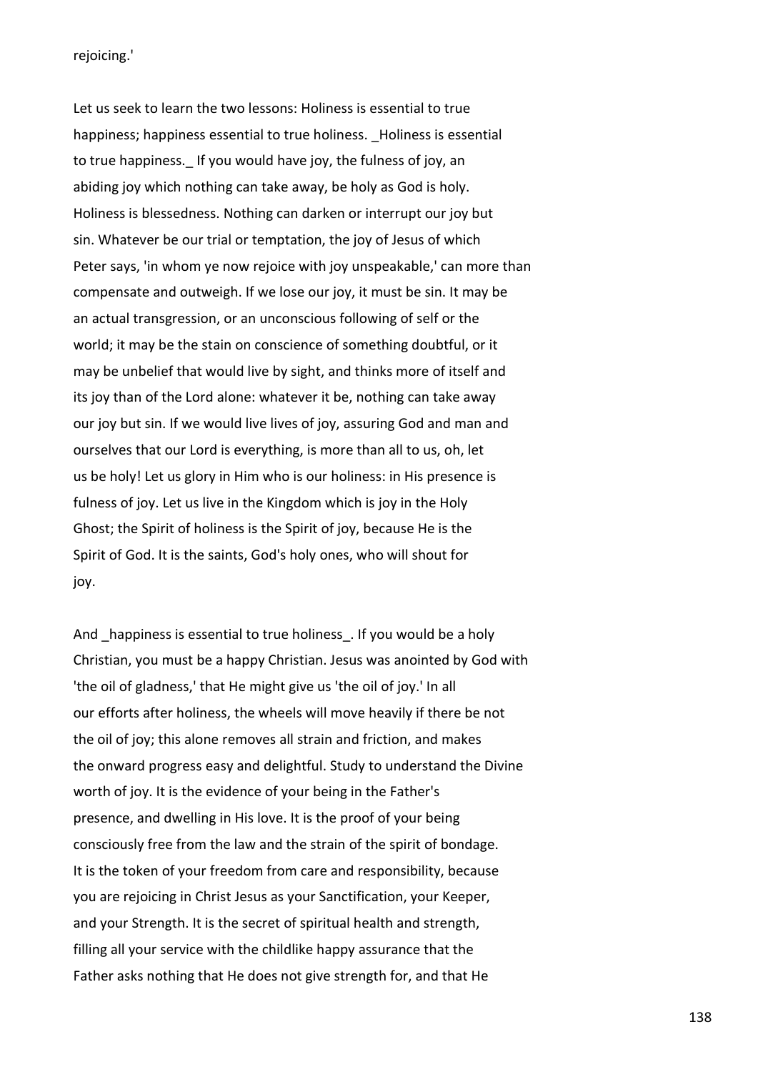rejoicing.'

Let us seek to learn the two lessons: Holiness is essential to true happiness; happiness essential to true holiness. _Holiness is essential to true happiness._ If you would have joy, the fulness of joy, an abiding joy which nothing can take away, be holy as God is holy. Holiness is blessedness. Nothing can darken or interrupt our joy but sin. Whatever be our trial or temptation, the joy of Jesus of which Peter says, 'in whom ye now rejoice with joy unspeakable,' can more than compensate and outweigh. If we lose our joy, it must be sin. It may be an actual transgression, or an unconscious following of self or the world; it may be the stain on conscience of something doubtful, or it may be unbelief that would live by sight, and thinks more of itself and its joy than of the Lord alone: whatever it be, nothing can take away our joy but sin. If we would live lives of joy, assuring God and man and ourselves that our Lord is everything, is more than all to us, oh, let us be holy! Let us glory in Him who is our holiness: in His presence is fulness of joy. Let us live in the Kingdom which is joy in the Holy Ghost; the Spirit of holiness is the Spirit of joy, because He is the Spirit of God. It is the saints, God's holy ones, who will shout for joy.

And _happiness is essential to true holiness_. If you would be a holy Christian, you must be a happy Christian. Jesus was anointed by God with 'the oil of gladness,' that He might give us 'the oil of joy.' In all our efforts after holiness, the wheels will move heavily if there be not the oil of joy; this alone removes all strain and friction, and makes the onward progress easy and delightful. Study to understand the Divine worth of joy. It is the evidence of your being in the Father's presence, and dwelling in His love. It is the proof of your being consciously free from the law and the strain of the spirit of bondage. It is the token of your freedom from care and responsibility, because you are rejoicing in Christ Jesus as your Sanctification, your Keeper, and your Strength. It is the secret of spiritual health and strength, filling all your service with the childlike happy assurance that the Father asks nothing that He does not give strength for, and that He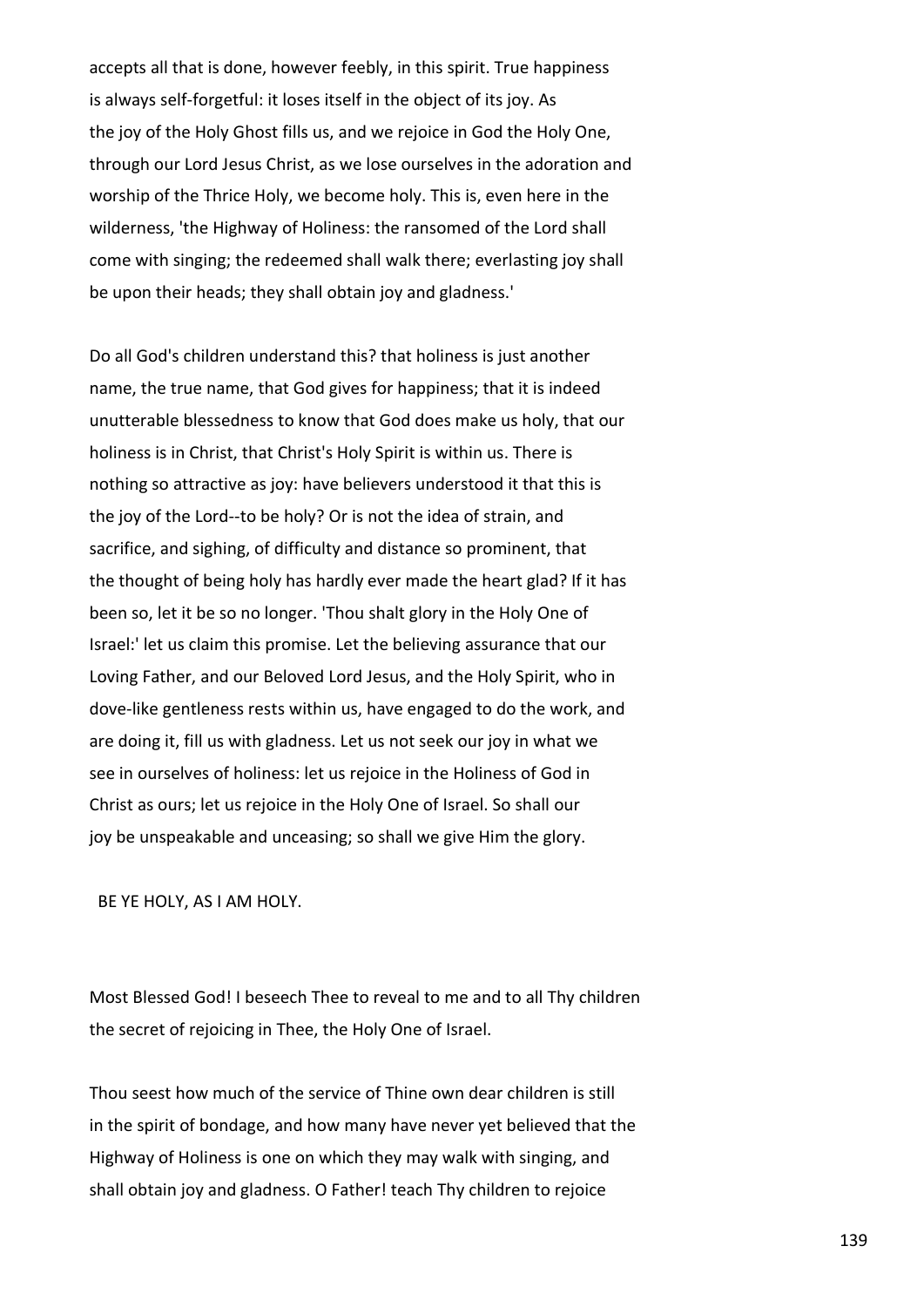accepts all that is done, however feebly, in this spirit. True happiness is always self-forgetful: it loses itself in the object of its joy. As the joy of the Holy Ghost fills us, and we rejoice in God the Holy One, through our Lord Jesus Christ, as we lose ourselves in the adoration and worship of the Thrice Holy, we become holy. This is, even here in the wilderness, 'the Highway of Holiness: the ransomed of the Lord shall come with singing; the redeemed shall walk there; everlasting joy shall be upon their heads; they shall obtain joy and gladness.'

Do all God's children understand this? that holiness is just another name, the true name, that God gives for happiness; that it is indeed unutterable blessedness to know that God does make us holy, that our holiness is in Christ, that Christ's Holy Spirit is within us. There is nothing so attractive as joy: have believers understood it that this is the joy of the Lord--to be holy? Or is not the idea of strain, and sacrifice, and sighing, of difficulty and distance so prominent, that the thought of being holy has hardly ever made the heart glad? If it has been so, let it be so no longer. 'Thou shalt glory in the Holy One of Israel:' let us claim this promise. Let the believing assurance that our Loving Father, and our Beloved Lord Jesus, and the Holy Spirit, who in dove-like gentleness rests within us, have engaged to do the work, and are doing it, fill us with gladness. Let us not seek our joy in what we see in ourselves of holiness: let us rejoice in the Holiness of God in Christ as ours; let us rejoice in the Holy One of Israel. So shall our joy be unspeakable and unceasing; so shall we give Him the glory.

BE YE HOLY, AS I AM HOLY.

Most Blessed God! I beseech Thee to reveal to me and to all Thy children the secret of rejoicing in Thee, the Holy One of Israel.

Thou seest how much of the service of Thine own dear children is still in the spirit of bondage, and how many have never yet believed that the Highway of Holiness is one on which they may walk with singing, and shall obtain joy and gladness. O Father! teach Thy children to rejoice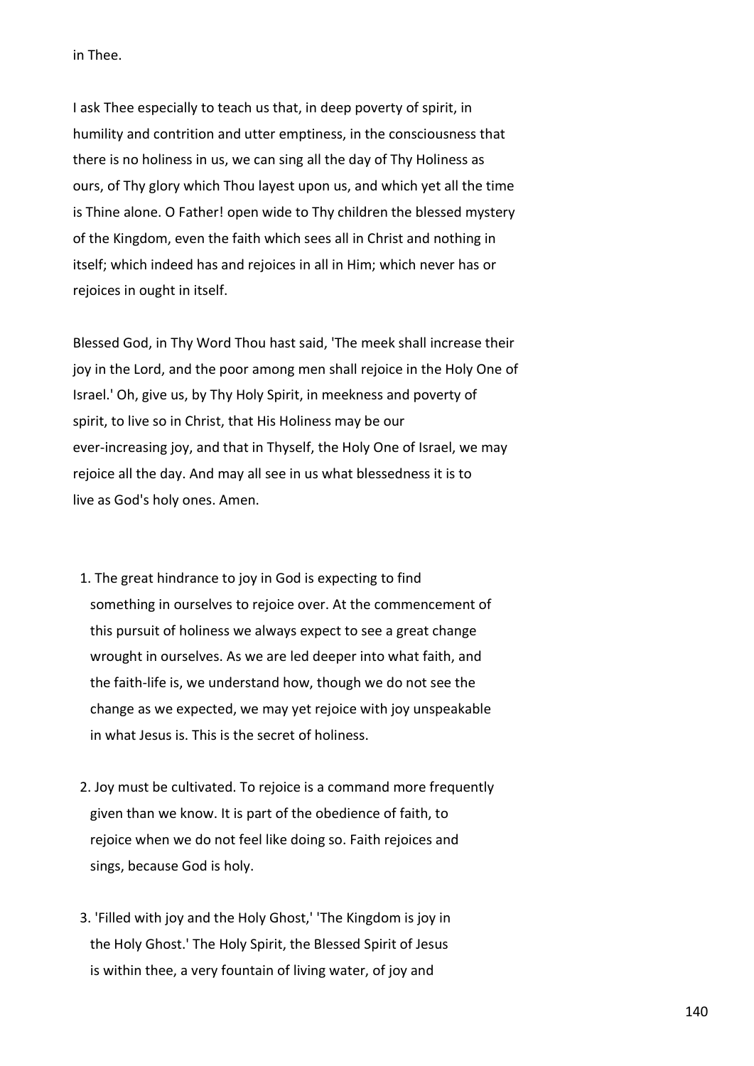in Thee.

I ask Thee especially to teach us that, in deep poverty of spirit, in humility and contrition and utter emptiness, in the consciousness that there is no holiness in us, we can sing all the day of Thy Holiness as ours, of Thy glory which Thou layest upon us, and which yet all the time is Thine alone. O Father! open wide to Thy children the blessed mystery of the Kingdom, even the faith which sees all in Christ and nothing in itself; which indeed has and rejoices in all in Him; which never has or rejoices in ought in itself.

Blessed God, in Thy Word Thou hast said, 'The meek shall increase their joy in the Lord, and the poor among men shall rejoice in the Holy One of Israel.' Oh, give us, by Thy Holy Spirit, in meekness and poverty of spirit, to live so in Christ, that His Holiness may be our ever-increasing joy, and that in Thyself, the Holy One of Israel, we may rejoice all the day. And may all see in us what blessedness it is to live as God's holy ones. Amen.

1. The great hindrance to joy in God is expecting to find something in ourselves to rejoice over. At the commencement of this pursuit of holiness we always expect to see a great change wrought in ourselves. As we are led deeper into what faith, and the faith-life is, we understand how, though we do not see the change as we expected, we may yet rejoice with joy unspeakable in what Jesus is. This is the secret of holiness.

2. Joy must be cultivated. To rejoice is a command more frequently given than we know. It is part of the obedience of faith, to rejoice when we do not feel like doing so. Faith rejoices and sings, because God is holy.

3. 'Filled with joy and the Holy Ghost,' 'The Kingdom is joy in the Holy Ghost.' The Holy Spirit, the Blessed Spirit of Jesus is within thee, a very fountain of living water, of joy and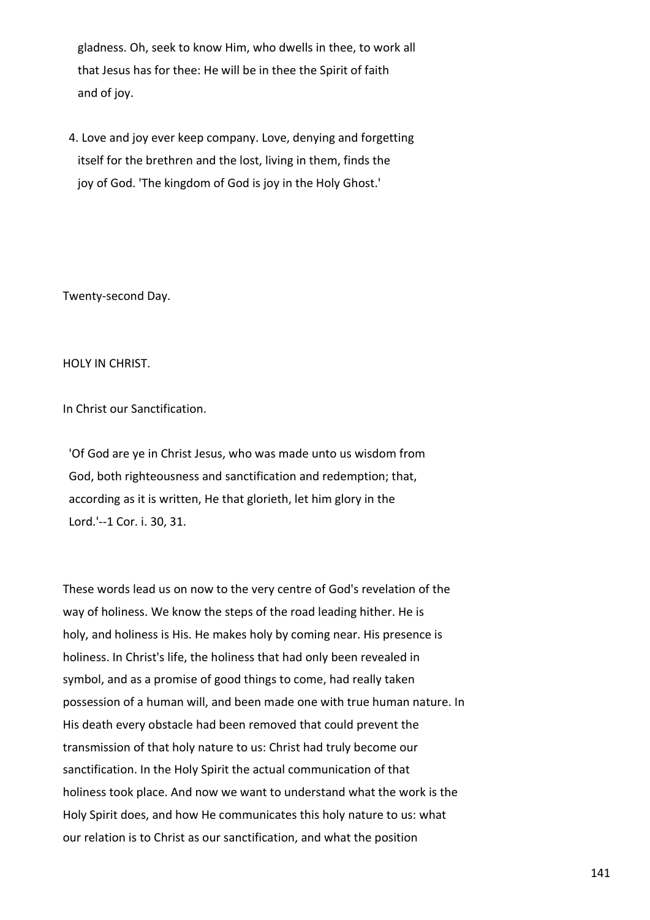gladness. Oh, seek to know Him, who dwells in thee, to work all that Jesus has for thee: He will be in thee the Spirit of faith and of joy.

4. Love and joy ever keep company. Love, denying and forgetting itself for the brethren and the lost, living in them, finds the joy of God. 'The kingdom of God is joy in the Holy Ghost.'

## Twenty-second Day.

### HOLY IN CHRIST.

#### In Christ our Sanctification.

> 'Of God are ye in Christ Jesus, who was made unto us wisdom from God, both righteousness and sanctification and redemption; that, according as it is written, He that glorieth, let him glory in the Lord.'--1 Cor. i. 30, 31.

These words lead us on now to the very centre of God's revelation of the way of holiness. We know the steps of the road leading hither. He is holy, and holiness is His. He makes holy by coming near. His presence is holiness. In Christ's life, the holiness that had only been revealed in symbol, and as a promise of good things to come, had really taken possession of a human will, and been made one with true human nature. In His death every obstacle had been removed that could prevent the transmission of that holy nature to us: Christ had truly become our sanctification. In the Holy Spirit the actual communication of that holiness took place. And now we want to understand what the work is the Holy Spirit does, and how He communicates this holy nature to us: what our relation is to Christ as our sanctification, and what the position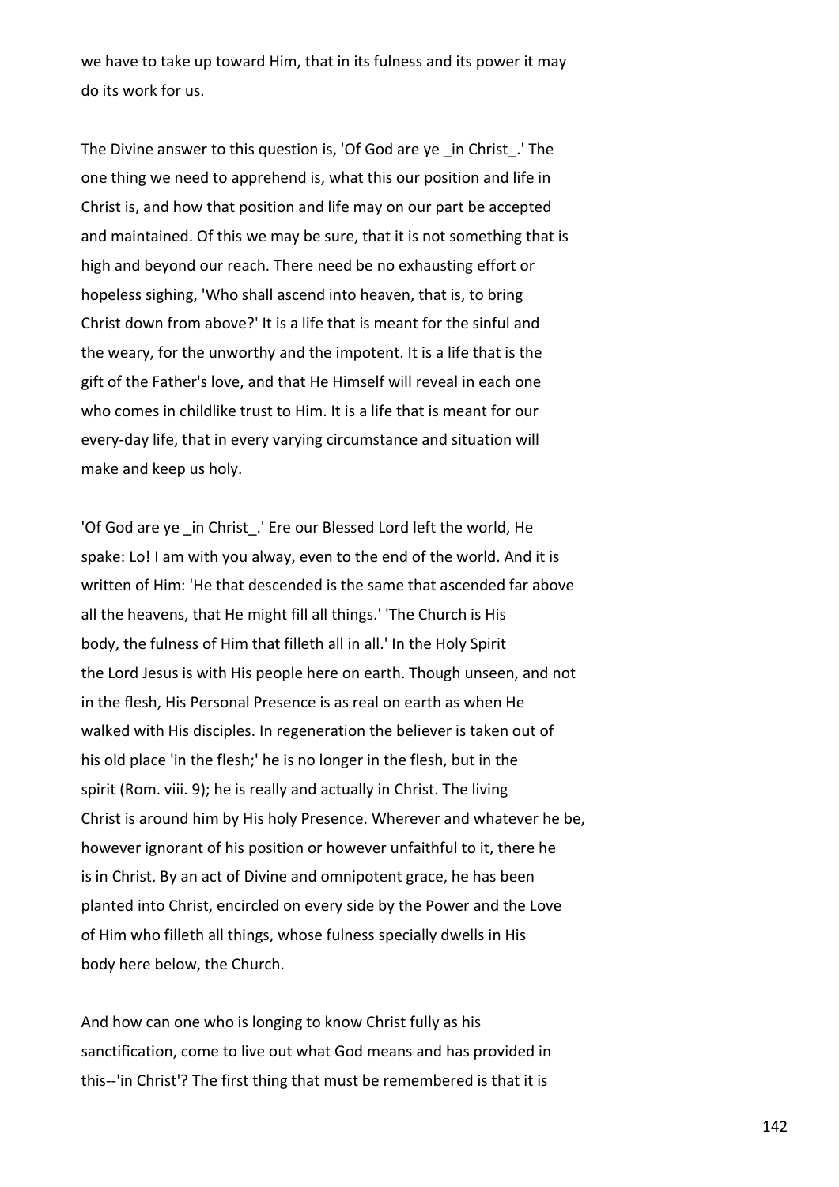we have to take up toward Him, that in its fulness and its power it may do its work for us.

The Divine answer to this question is, 'Of God are ye _in Christ_.' The one thing we need to apprehend is, what this our position and life in Christ is, and how that position and life may on our part be accepted and maintained. Of this we may be sure, that it is not something that is high and beyond our reach. There need be no exhausting effort or hopeless sighing, 'Who shall ascend into heaven, that is, to bring Christ down from above?' It is a life that is meant for the sinful and the weary, for the unworthy and the impotent. It is a life that is the gift of the Father's love, and that He Himself will reveal in each one who comes in childlike trust to Him. It is a life that is meant for our every-day life, that in every varying circumstance and situation will make and keep us holy.

'Of God are ye _in Christ_.' Ere our Blessed Lord left the world, He spake: Lo! I am with you alway, even to the end of the world. And it is written of Him: 'He that descended is the same that ascended far above all the heavens, that He might fill all things.' 'The Church is His body, the fulness of Him that filleth all in all.' In the Holy Spirit the Lord Jesus is with His people here on earth. Though unseen, and not in the flesh, His Personal Presence is as real on earth as when He walked with His disciples. In regeneration the believer is taken out of his old place 'in the flesh;' he is no longer in the flesh, but in the spirit (Rom. viii. 9); he is really and actually in Christ. The living Christ is around him by His holy Presence. Wherever and whatever he be, however ignorant of his position or however unfaithful to it, there he is in Christ. By an act of Divine and omnipotent grace, he has been planted into Christ, encircled on every side by the Power and the Love of Him who filleth all things, whose fulness specially dwells in His body here below, the Church.

And how can one who is longing to know Christ fully as his sanctification, come to live out what God means and has provided in this--'in Christ'? The first thing that must be remembered is that it is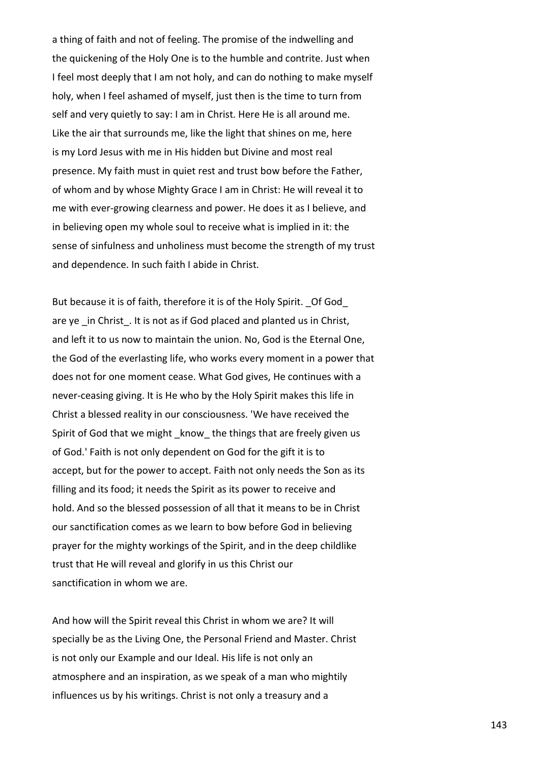a thing of faith and not of feeling. The promise of the indwelling and the quickening of the Holy One is to the humble and contrite. Just when I feel most deeply that I am not holy, and can do nothing to make myself holy, when I feel ashamed of myself, just then is the time to turn from self and very quietly to say: I am in Christ. Here He is all around me. Like the air that surrounds me, like the light that shines on me, here is my Lord Jesus with me in His hidden but Divine and most real presence. My faith must in quiet rest and trust bow before the Father, of whom and by whose Mighty Grace I am in Christ: He will reveal it to me with ever-growing clearness and power. He does it as I believe, and in believing open my whole soul to receive what is implied in it: the sense of sinfulness and unholiness must become the strength of my trust and dependence. In such faith I abide in Christ.

But because it is of faith, therefore it is of the Holy Spirit. _Of God_ are ye _in Christ_. It is not as if God placed and planted us in Christ, and left it to us now to maintain the union. No, God is the Eternal One, the God of the everlasting life, who works every moment in a power that does not for one moment cease. What God gives, He continues with a never-ceasing giving. It is He who by the Holy Spirit makes this life in Christ a blessed reality in our consciousness. 'We have received the Spirit of God that we might _know_ the things that are freely given us of God.' Faith is not only dependent on God for the gift it is to accept, but for the power to accept. Faith not only needs the Son as its filling and its food; it needs the Spirit as its power to receive and hold. And so the blessed possession of all that it means to be in Christ our sanctification comes as we learn to bow before God in believing prayer for the mighty workings of the Spirit, and in the deep childlike trust that He will reveal and glorify in us this Christ our sanctification in whom we are.

And how will the Spirit reveal this Christ in whom we are? It will specially be as the Living One, the Personal Friend and Master. Christ is not only our Example and our Ideal. His life is not only an atmosphere and an inspiration, as we speak of a man who mightily influences us by his writings. Christ is not only a treasury and a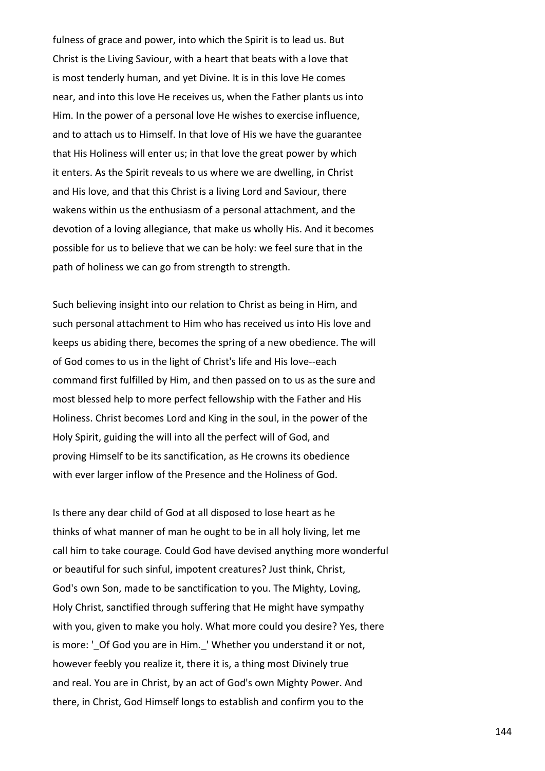fulness of grace and power, into which the Spirit is to lead us. But Christ is the Living Saviour, with a heart that beats with a love that is most tenderly human, and yet Divine. It is in this love He comes near, and into this love He receives us, when the Father plants us into Him. In the power of a personal love He wishes to exercise influence, and to attach us to Himself. In that love of His we have the guarantee that His Holiness will enter us; in that love the great power by which it enters. As the Spirit reveals to us where we are dwelling, in Christ and His love, and that this Christ is a living Lord and Saviour, there wakens within us the enthusiasm of a personal attachment, and the devotion of a loving allegiance, that make us wholly His. And it becomes possible for us to believe that we can be holy: we feel sure that in the path of holiness we can go from strength to strength.

Such believing insight into our relation to Christ as being in Him, and such personal attachment to Him who has received us into His love and keeps us abiding there, becomes the spring of a new obedience. The will of God comes to us in the light of Christ's life and His love--each command first fulfilled by Him, and then passed on to us as the sure and most blessed help to more perfect fellowship with the Father and His Holiness. Christ becomes Lord and King in the soul, in the power of the Holy Spirit, guiding the will into all the perfect will of God, and proving Himself to be its sanctification, as He crowns its obedience with ever larger inflow of the Presence and the Holiness of God.

Is there any dear child of God at all disposed to lose heart as he thinks of what manner of man he ought to be in all holy living, let me call him to take courage. Could God have devised anything more wonderful or beautiful for such sinful, impotent creatures? Just think, Christ, God's own Son, made to be sanctification to you. The Mighty, Loving, Holy Christ, sanctified through suffering that He might have sympathy with you, given to make you holy. What more could you desire? Yes, there is more: '_Of God you are in Him._' Whether you understand it or not, however feebly you realize it, there it is, a thing most Divinely true and real. You are in Christ, by an act of God's own Mighty Power. And there, in Christ, God Himself longs to establish and confirm you to the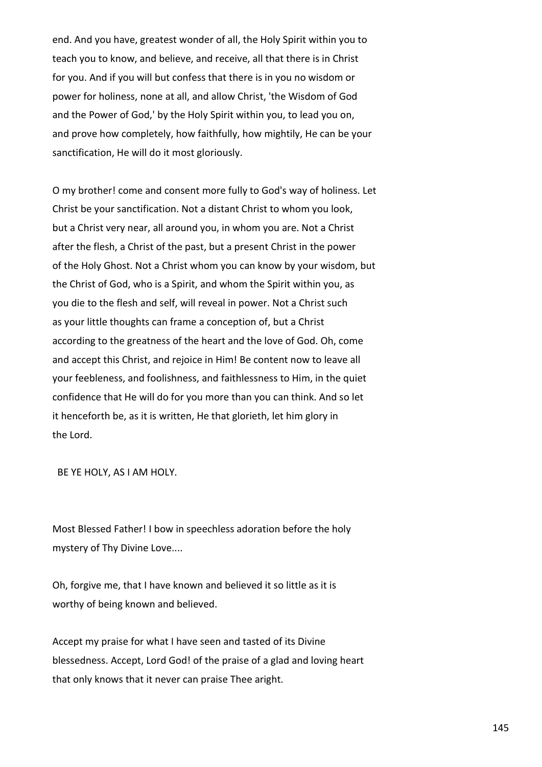end. And you have, greatest wonder of all, the Holy Spirit within you to teach you to know, and believe, and receive, all that there is in Christ for you. And if you will but confess that there is in you no wisdom or power for holiness, none at all, and allow Christ, 'the Wisdom of God and the Power of God,' by the Holy Spirit within you, to lead you on, and prove how completely, how faithfully, how mightily, He can be your sanctification, He will do it most gloriously.

O my brother! come and consent more fully to God's way of holiness. Let Christ be your sanctification. Not a distant Christ to whom you look, but a Christ very near, all around you, in whom you are. Not a Christ after the flesh, a Christ of the past, but a present Christ in the power of the Holy Ghost. Not a Christ whom you can know by your wisdom, but the Christ of God, who is a Spirit, and whom the Spirit within you, as you die to the flesh and self, will reveal in power. Not a Christ such as your little thoughts can frame a conception of, but a Christ according to the greatness of the heart and the love of God. Oh, come and accept this Christ, and rejoice in Him! Be content now to leave all your feebleness, and foolishness, and faithlessness to Him, in the quiet confidence that He will do for you more than you can think. And so let it henceforth be, as it is written, He that glorieth, let him glory in the Lord.

BE YE HOLY, AS I AM HOLY.

Most Blessed Father! I bow in speechless adoration before the holy mystery of Thy Divine Love....

Oh, forgive me, that I have known and believed it so little as it is worthy of being known and believed.

Accept my praise for what I have seen and tasted of its Divine blessedness. Accept, Lord God! of the praise of a glad and loving heart that only knows that it never can praise Thee aright.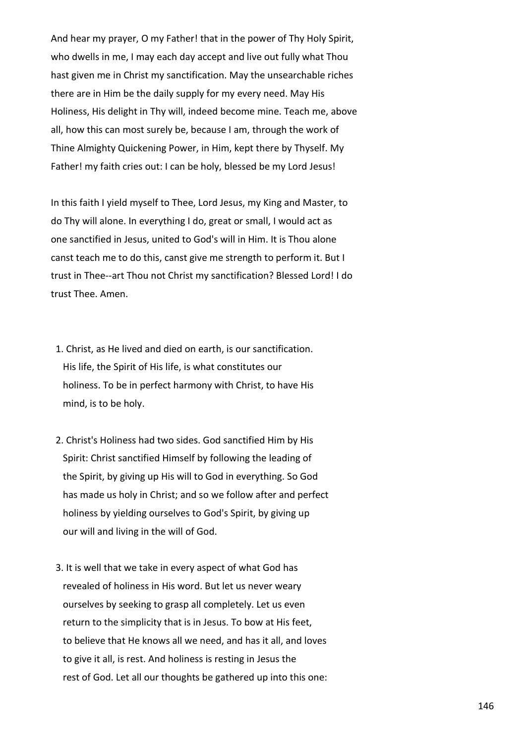And hear my prayer, O my Father! that in the power of Thy Holy Spirit, who dwells in me, I may each day accept and live out fully what Thou hast given me in Christ my sanctification. May the unsearchable riches there are in Him be the daily supply for my every need. May His Holiness, His delight in Thy will, indeed become mine. Teach me, above all, how this can most surely be, because I am, through the work of Thine Almighty Quickening Power, in Him, kept there by Thyself. My Father! my faith cries out: I can be holy, blessed be my Lord Jesus!

In this faith I yield myself to Thee, Lord Jesus, my King and Master, to do Thy will alone. In everything I do, great or small, I would act as one sanctified in Jesus, united to God's will in Him. It is Thou alone canst teach me to do this, canst give me strength to perform it. But I trust in Thee--art Thou not Christ my sanctification? Blessed Lord! I do trust Thee. Amen.

1. Christ, as He lived and died on earth, is our sanctification. His life, the Spirit of His life, is what constitutes our holiness. To be in perfect harmony with Christ, to have His mind, is to be holy.

2. Christ's Holiness had two sides. God sanctified Him by His Spirit: Christ sanctified Himself by following the leading of the Spirit, by giving up His will to God in everything. So God has made us holy in Christ; and so we follow after and perfect holiness by yielding ourselves to God's Spirit, by giving up our will and living in the will of God.

3. It is well that we take in every aspect of what God has revealed of holiness in His word. But let us never weary ourselves by seeking to grasp all completely. Let us even return to the simplicity that is in Jesus. To bow at His feet, to believe that He knows all we need, and has it all, and loves to give it all, is rest. And holiness is resting in Jesus the rest of God. Let all our thoughts be gathered up into this one: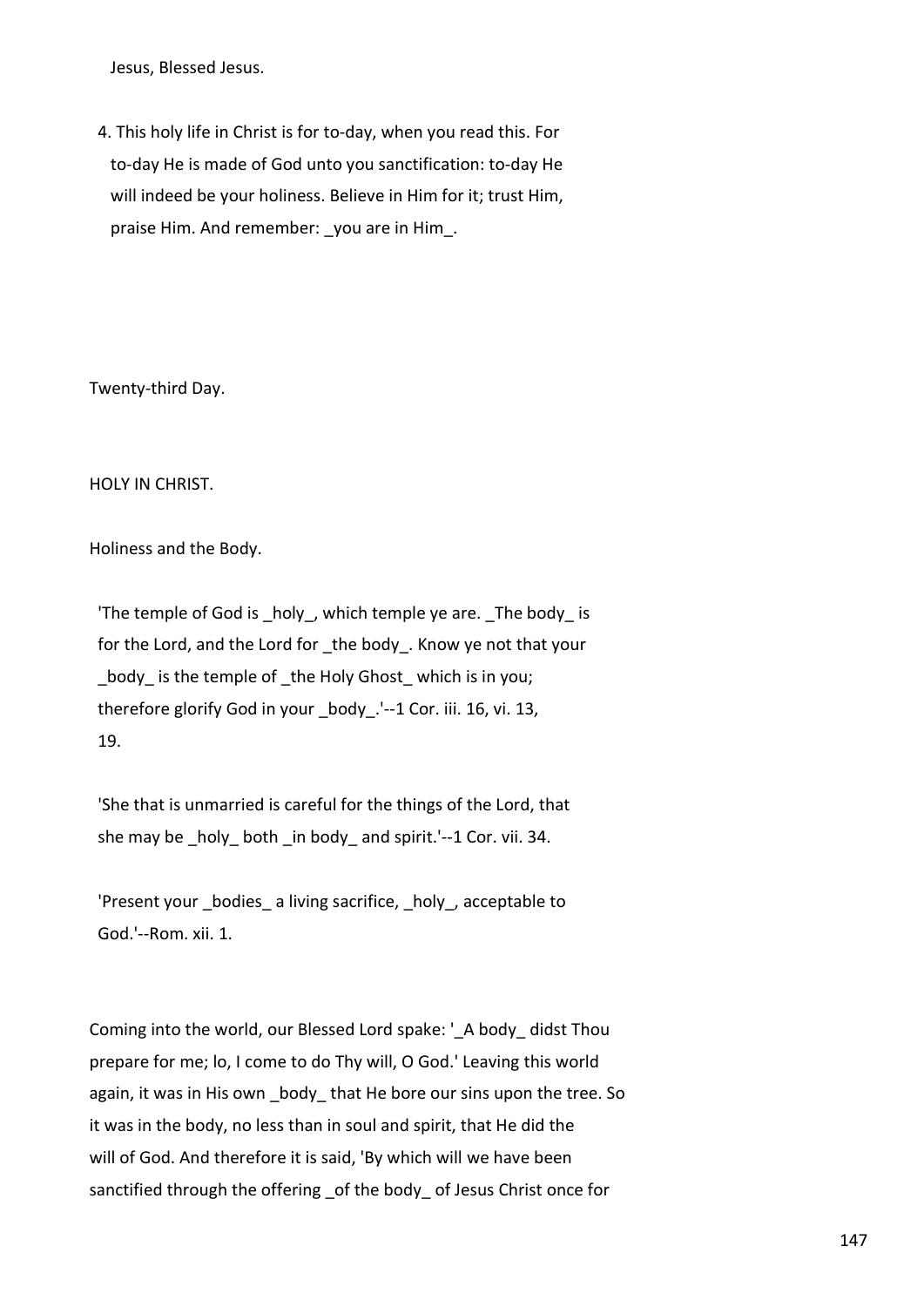Jesus, Blessed Jesus.

4. This holy life in Christ is for to-day, when you read this. For to-day He is made of God unto you sanctification: to-day He will indeed be your holiness. Believe in Him for it; trust Him, praise Him. And remember: _you are in Him_.

Twenty-third Day.

HOLY IN CHRIST.

Holiness and the Body.

> 'The temple of God is _holy_, which temple ye are. _The body_ is for the Lord, and the Lord for _the body_. Know ye not that your _body_ is the temple of _the Holy Ghost_ which is in you; therefore glorify God in your _body_.'--1 Cor. iii. 16, vi. 13, 19.
>
> 'She that is unmarried is careful for the things of the Lord, that she may be _holy_ both _in body_ and spirit.'--1 Cor. vii. 34.
>
> 'Present your _bodies_ a living sacrifice, _holy_, acceptable to God.'--Rom. xii. 1.

Coming into the world, our Blessed Lord spake: '_A body_ didst Thou prepare for me; lo, I come to do Thy will, O God.' Leaving this world again, it was in His own _body_ that He bore our sins upon the tree. So it was in the body, no less than in soul and spirit, that He did the will of God. And therefore it is said, 'By which will we have been sanctified through the offering _of the body_ of Jesus Christ once for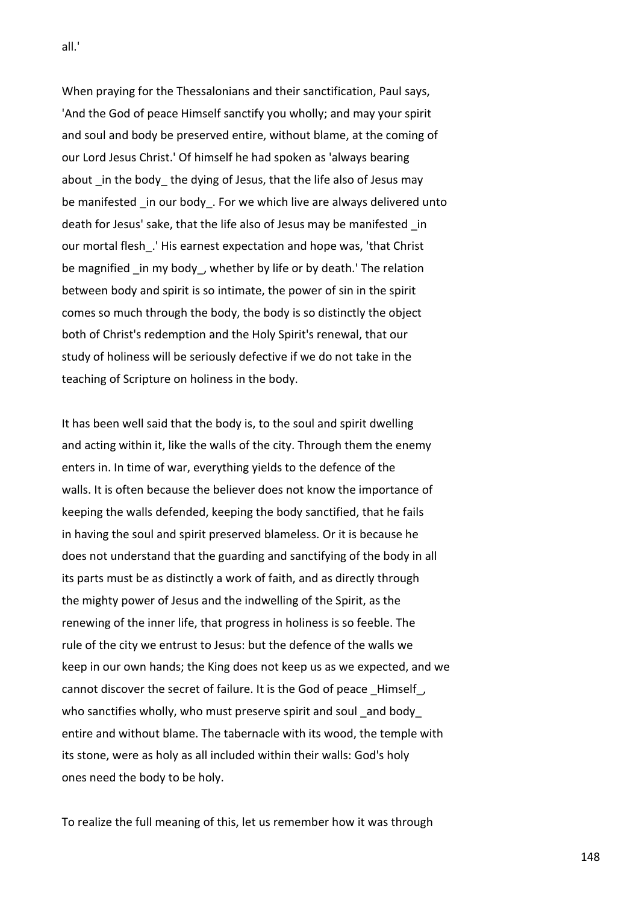all.'

When praying for the Thessalonians and their sanctification, Paul says, 'And the God of peace Himself sanctify you wholly; and may your spirit and soul and body be preserved entire, without blame, at the coming of our Lord Jesus Christ.' Of himself he had spoken as 'always bearing about _in the body_ the dying of Jesus, that the life also of Jesus may be manifested _in our body_. For we which live are always delivered unto death for Jesus' sake, that the life also of Jesus may be manifested _in our mortal flesh_.' His earnest expectation and hope was, 'that Christ be magnified _in my body_, whether by life or by death.' The relation between body and spirit is so intimate, the power of sin in the spirit comes so much through the body, the body is so distinctly the object both of Christ's redemption and the Holy Spirit's renewal, that our study of holiness will be seriously defective if we do not take in the teaching of Scripture on holiness in the body.

It has been well said that the body is, to the soul and spirit dwelling and acting within it, like the walls of the city. Through them the enemy enters in. In time of war, everything yields to the defence of the walls. It is often because the believer does not know the importance of keeping the walls defended, keeping the body sanctified, that he fails in having the soul and spirit preserved blameless. Or it is because he does not understand that the guarding and sanctifying of the body in all its parts must be as distinctly a work of faith, and as directly through the mighty power of Jesus and the indwelling of the Spirit, as the renewing of the inner life, that progress in holiness is so feeble. The rule of the city we entrust to Jesus: but the defence of the walls we keep in our own hands; the King does not keep us as we expected, and we cannot discover the secret of failure. It is the God of peace _Himself_, who sanctifies wholly, who must preserve spirit and soul _and body_ entire and without blame. The tabernacle with its wood, the temple with its stone, were as holy as all included within their walls: God's holy ones need the body to be holy.

To realize the full meaning of this, let us remember how it was through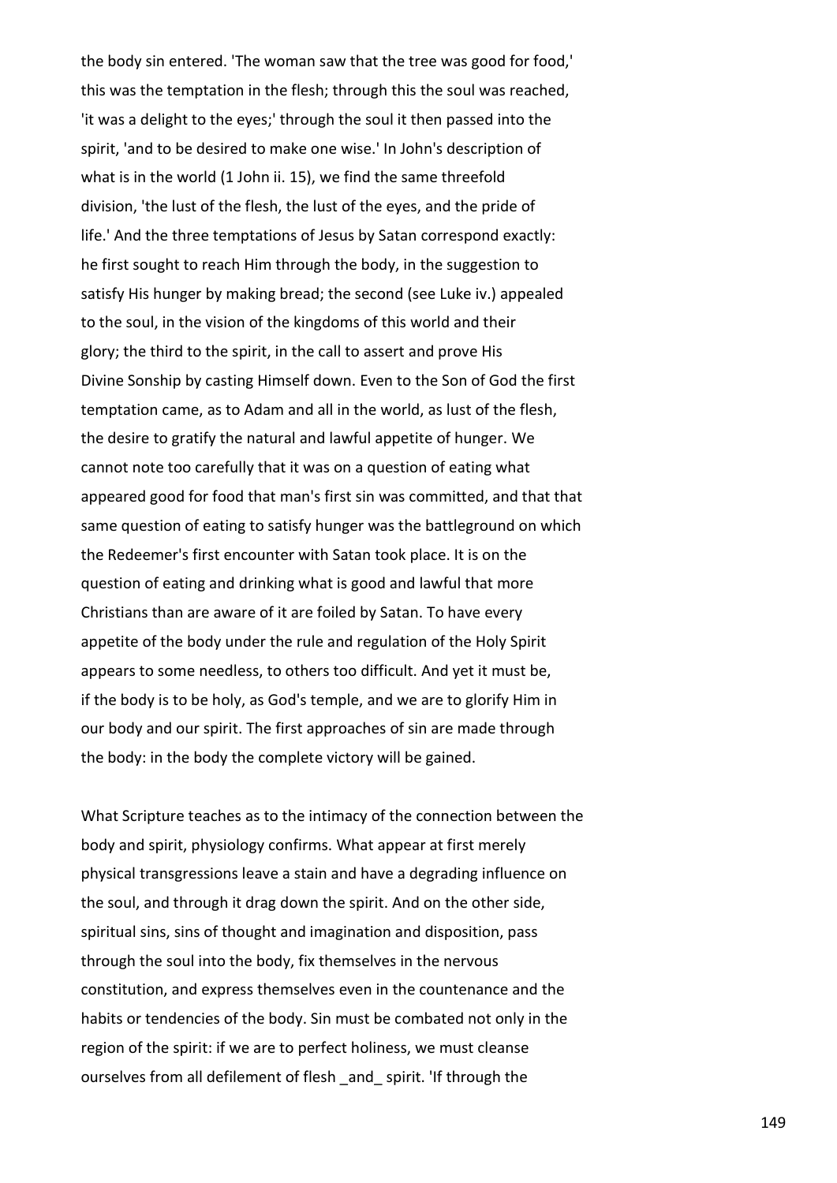the body sin entered. 'The woman saw that the tree was good for food,' this was the temptation in the flesh; through this the soul was reached, 'it was a delight to the eyes;' through the soul it then passed into the spirit, 'and to be desired to make one wise.' In John's description of what is in the world (1 John ii. 15), we find the same threefold division, 'the lust of the flesh, the lust of the eyes, and the pride of life.' And the three temptations of Jesus by Satan correspond exactly: he first sought to reach Him through the body, in the suggestion to satisfy His hunger by making bread; the second (see Luke iv.) appealed to the soul, in the vision of the kingdoms of this world and their glory; the third to the spirit, in the call to assert and prove His Divine Sonship by casting Himself down. Even to the Son of God the first temptation came, as to Adam and all in the world, as lust of the flesh, the desire to gratify the natural and lawful appetite of hunger. We cannot note too carefully that it was on a question of eating what appeared good for food that man's first sin was committed, and that that same question of eating to satisfy hunger was the battleground on which the Redeemer's first encounter with Satan took place. It is on the question of eating and drinking what is good and lawful that more Christians than are aware of it are foiled by Satan. To have every appetite of the body under the rule and regulation of the Holy Spirit appears to some needless, to others too difficult. And yet it must be, if the body is to be holy, as God's temple, and we are to glorify Him in our body and our spirit. The first approaches of sin are made through the body: in the body the complete victory will be gained.

What Scripture teaches as to the intimacy of the connection between the body and spirit, physiology confirms. What appear at first merely physical transgressions leave a stain and have a degrading influence on the soul, and through it drag down the spirit. And on the other side, spiritual sins, sins of thought and imagination and disposition, pass through the soul into the body, fix themselves in the nervous constitution, and express themselves even in the countenance and the habits or tendencies of the body. Sin must be combated not only in the region of the spirit: if we are to perfect holiness, we must cleanse ourselves from all defilement of flesh _and_ spirit. 'If through the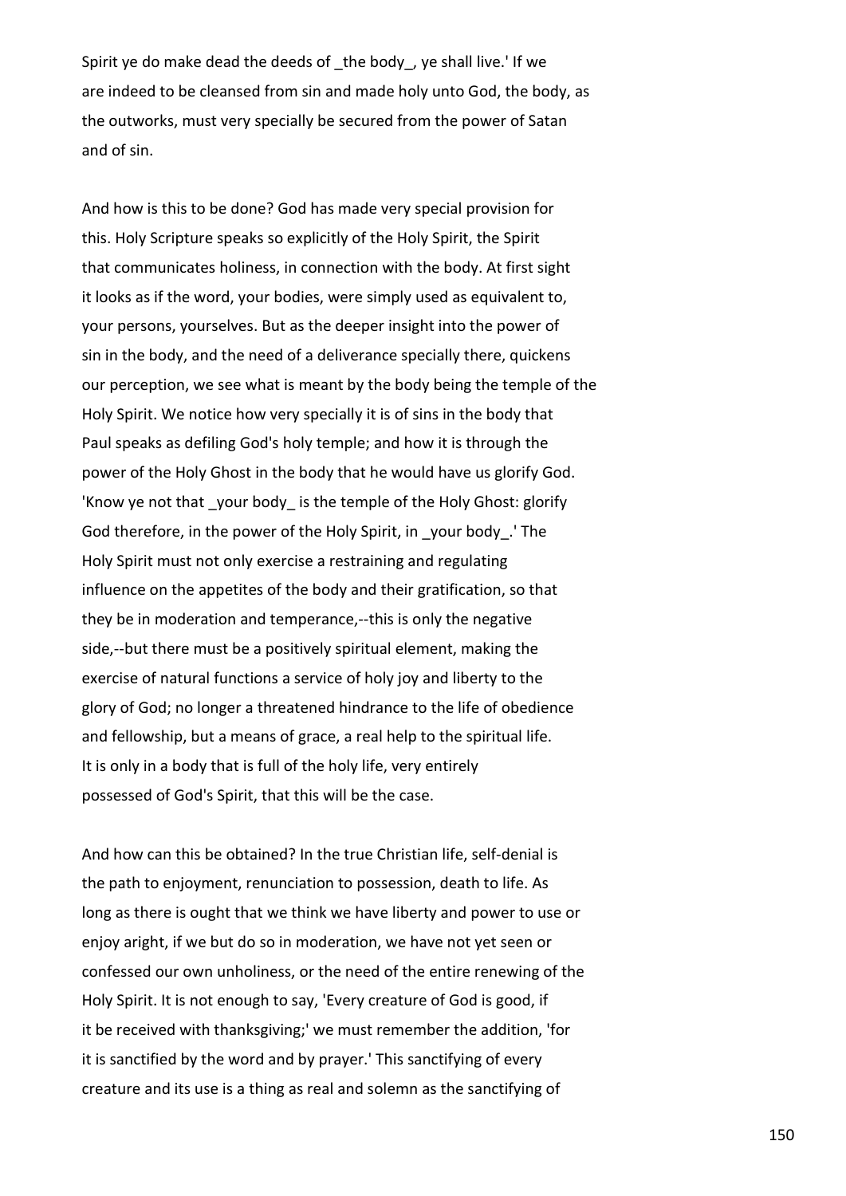Spirit ye do make dead the deeds of _the body_, ye shall live.' If we are indeed to be cleansed from sin and made holy unto God, the body, as the outworks, must very specially be secured from the power of Satan and of sin.

And how is this to be done? God has made very special provision for this. Holy Scripture speaks so explicitly of the Holy Spirit, the Spirit that communicates holiness, in connection with the body. At first sight it looks as if the word, your bodies, were simply used as equivalent to, your persons, yourselves. But as the deeper insight into the power of sin in the body, and the need of a deliverance specially there, quickens our perception, we see what is meant by the body being the temple of the Holy Spirit. We notice how very specially it is of sins in the body that Paul speaks as defiling God's holy temple; and how it is through the power of the Holy Ghost in the body that he would have us glorify God. 'Know ye not that _your body_ is the temple of the Holy Ghost: glorify God therefore, in the power of the Holy Spirit, in _your body_.' The Holy Spirit must not only exercise a restraining and regulating influence on the appetites of the body and their gratification, so that they be in moderation and temperance,--this is only the negative side,--but there must be a positively spiritual element, making the exercise of natural functions a service of holy joy and liberty to the glory of God; no longer a threatened hindrance to the life of obedience and fellowship, but a means of grace, a real help to the spiritual life. It is only in a body that is full of the holy life, very entirely possessed of God's Spirit, that this will be the case.

And how can this be obtained? In the true Christian life, self-denial is the path to enjoyment, renunciation to possession, death to life. As long as there is ought that we think we have liberty and power to use or enjoy aright, if we but do so in moderation, we have not yet seen or confessed our own unholiness, or the need of the entire renewing of the Holy Spirit. It is not enough to say, 'Every creature of God is good, if it be received with thanksgiving;' we must remember the addition, 'for it is sanctified by the word and by prayer.' This sanctifying of every creature and its use is a thing as real and solemn as the sanctifying of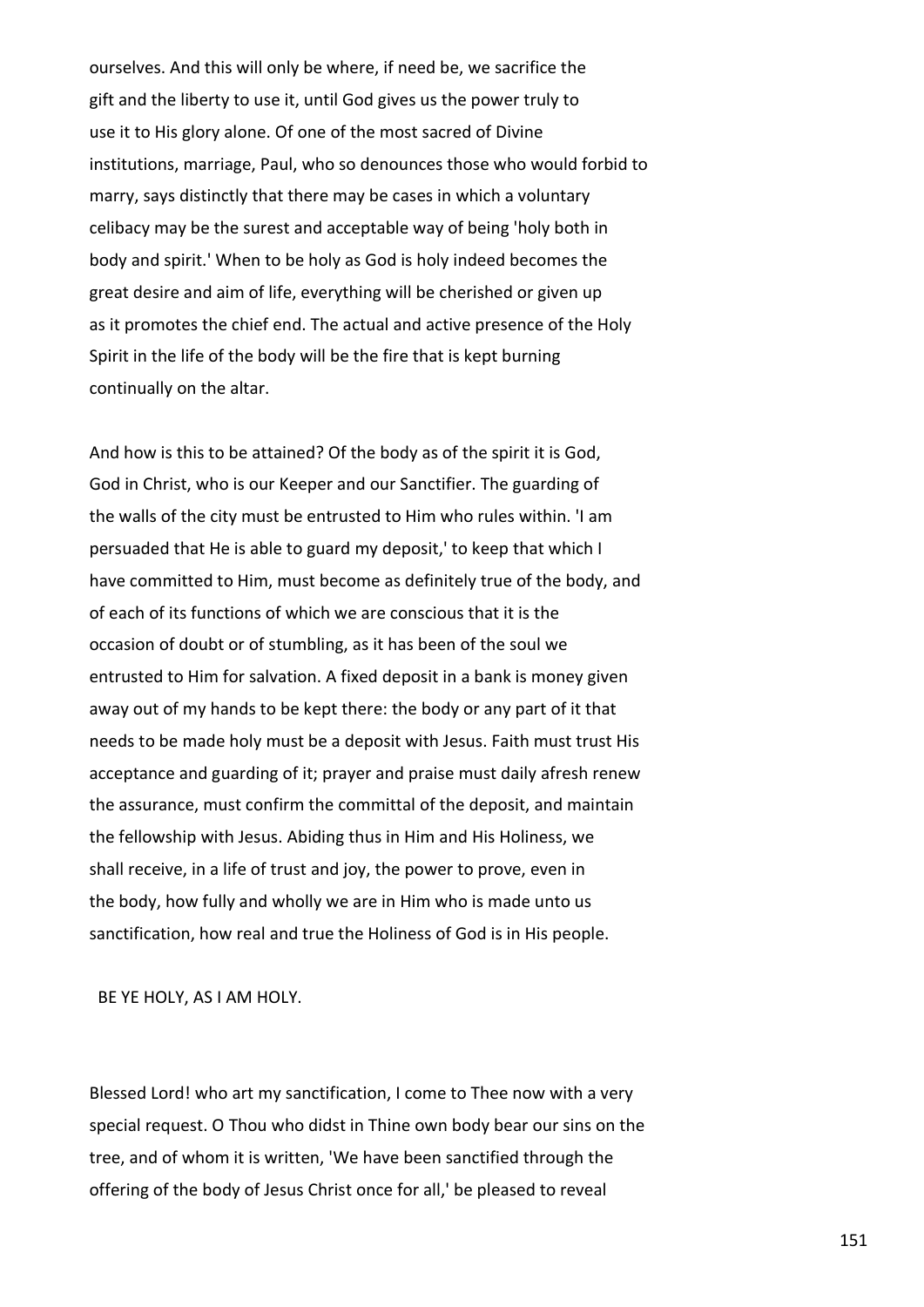ourselves. And this will only be where, if need be, we sacrifice the gift and the liberty to use it, until God gives us the power truly to use it to His glory alone. Of one of the most sacred of Divine institutions, marriage, Paul, who so denounces those who would forbid to marry, says distinctly that there may be cases in which a voluntary celibacy may be the surest and acceptable way of being 'holy both in body and spirit.' When to be holy as God is holy indeed becomes the great desire and aim of life, everything will be cherished or given up as it promotes the chief end. The actual and active presence of the Holy Spirit in the life of the body will be the fire that is kept burning continually on the altar.

And how is this to be attained? Of the body as of the spirit it is God, God in Christ, who is our Keeper and our Sanctifier. The guarding of the walls of the city must be entrusted to Him who rules within. 'I am persuaded that He is able to guard my deposit,' to keep that which I have committed to Him, must become as definitely true of the body, and of each of its functions of which we are conscious that it is the occasion of doubt or of stumbling, as it has been of the soul we entrusted to Him for salvation. A fixed deposit in a bank is money given away out of my hands to be kept there: the body or any part of it that needs to be made holy must be a deposit with Jesus. Faith must trust His acceptance and guarding of it; prayer and praise must daily afresh renew the assurance, must confirm the committal of the deposit, and maintain the fellowship with Jesus. Abiding thus in Him and His Holiness, we shall receive, in a life of trust and joy, the power to prove, even in the body, how fully and wholly we are in Him who is made unto us sanctification, how real and true the Holiness of God is in His people.

BE YE HOLY, AS I AM HOLY.

Blessed Lord! who art my sanctification, I come to Thee now with a very special request. O Thou who didst in Thine own body bear our sins on the tree, and of whom it is written, 'We have been sanctified through the offering of the body of Jesus Christ once for all,' be pleased to reveal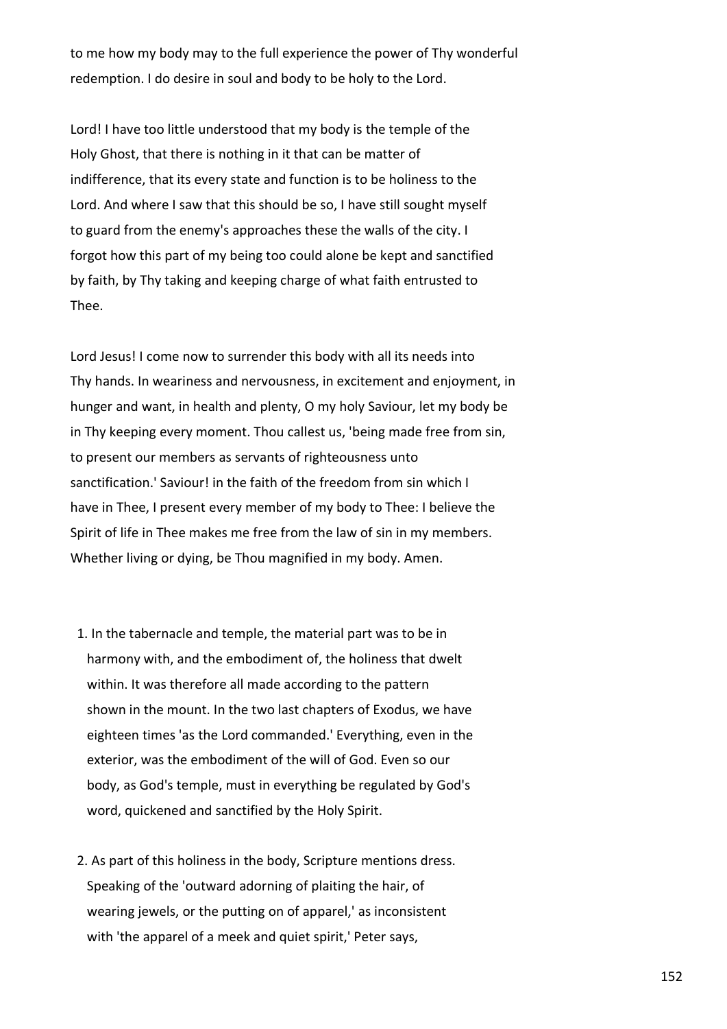to me how my body may to the full experience the power of Thy wonderful redemption. I do desire in soul and body to be holy to the Lord.

Lord! I have too little understood that my body is the temple of the Holy Ghost, that there is nothing in it that can be matter of indifference, that its every state and function is to be holiness to the Lord. And where I saw that this should be so, I have still sought myself to guard from the enemy's approaches these the walls of the city. I forgot how this part of my being too could alone be kept and sanctified by faith, by Thy taking and keeping charge of what faith entrusted to Thee.

Lord Jesus! I come now to surrender this body with all its needs into Thy hands. In weariness and nervousness, in excitement and enjoyment, in hunger and want, in health and plenty, O my holy Saviour, let my body be in Thy keeping every moment. Thou callest us, 'being made free from sin, to present our members as servants of righteousness unto sanctification.' Saviour! in the faith of the freedom from sin which I have in Thee, I present every member of my body to Thee: I believe the Spirit of life in Thee makes me free from the law of sin in my members. Whether living or dying, be Thou magnified in my body. Amen.

1. In the tabernacle and temple, the material part was to be in harmony with, and the embodiment of, the holiness that dwelt within. It was therefore all made according to the pattern shown in the mount. In the two last chapters of Exodus, we have eighteen times 'as the Lord commanded.' Everything, even in the exterior, was the embodiment of the will of God. Even so our body, as God's temple, must in everything be regulated by God's word, quickened and sanctified by the Holy Spirit.

2. As part of this holiness in the body, Scripture mentions dress. Speaking of the 'outward adorning of plaiting the hair, of wearing jewels, or the putting on of apparel,' as inconsistent with 'the apparel of a meek and quiet spirit,' Peter says,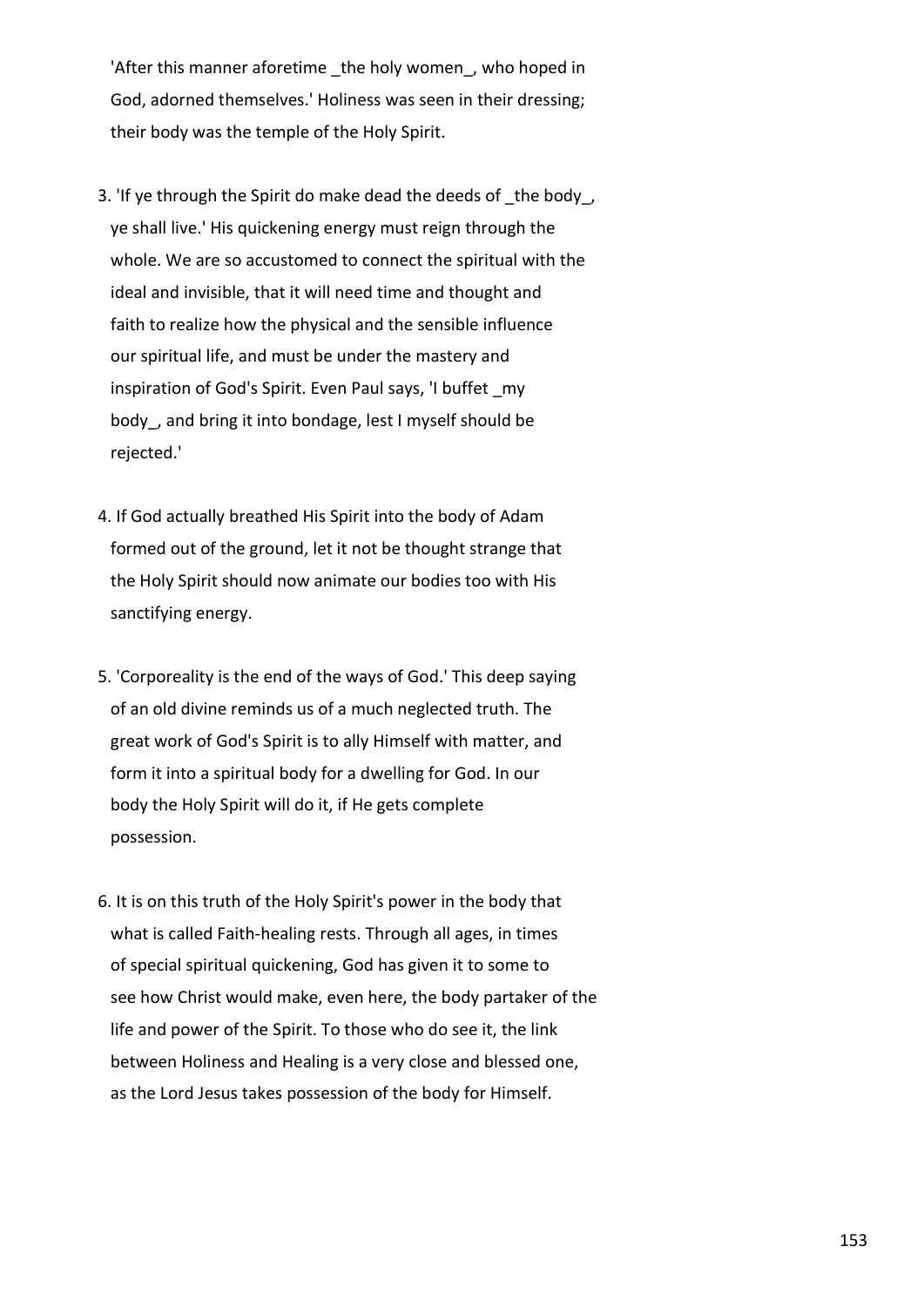'After this manner aforetime _the holy women_, who hoped in God, adorned themselves.' Holiness was seen in their dressing; their body was the temple of the Holy Spirit.

3. 'If ye through the Spirit do make dead the deeds of _the body_, ye shall live.' His quickening energy must reign through the whole. We are so accustomed to connect the spiritual with the ideal and invisible, that it will need time and thought and faith to realize how the physical and the sensible influence our spiritual life, and must be under the mastery and inspiration of God's Spirit. Even Paul says, 'I buffet _my body_, and bring it into bondage, lest I myself should be rejected.'

4. If God actually breathed His Spirit into the body of Adam formed out of the ground, let it not be thought strange that the Holy Spirit should now animate our bodies too with His sanctifying energy.

5. 'Corporeality is the end of the ways of God.' This deep saying of an old divine reminds us of a much neglected truth. The great work of God's Spirit is to ally Himself with matter, and form it into a spiritual body for a dwelling for God. In our body the Holy Spirit will do it, if He gets complete possession.

6. It is on this truth of the Holy Spirit's power in the body that what is called Faith-healing rests. Through all ages, in times of special spiritual quickening, God has given it to some to see how Christ would make, even here, the body partaker of the life and power of the Spirit. To those who do see it, the link between Holiness and Healing is a very close and blessed one, as the Lord Jesus takes possession of the body for Himself.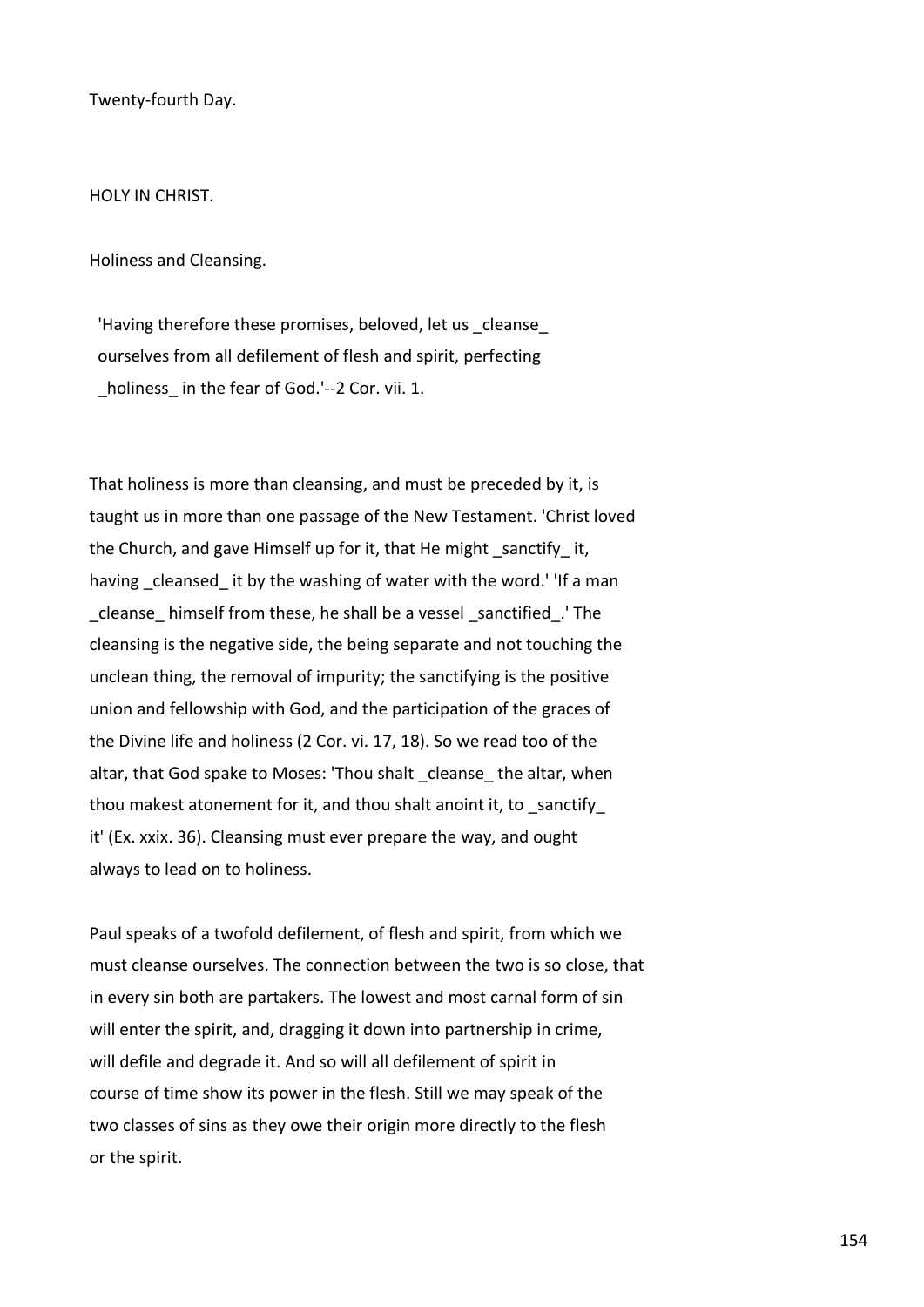Twenty-fourth Day.

## HOLY IN CHRIST.

### Holiness and Cleansing.

> 'Having therefore these promises, beloved, let us _cleanse_ ourselves from all defilement of flesh and spirit, perfecting _holiness_ in the fear of God.'--2 Cor. vii. 1.

That holiness is more than cleansing, and must be preceded by it, is taught us in more than one passage of the New Testament. 'Christ loved the Church, and gave Himself up for it, that He might _sanctify_ it, having _cleansed_ it by the washing of water with the word.' 'If a man _cleanse_ himself from these, he shall be a vessel _sanctified_.' The cleansing is the negative side, the being separate and not touching the unclean thing, the removal of impurity; the sanctifying is the positive union and fellowship with God, and the participation of the graces of the Divine life and holiness (2 Cor. vi. 17, 18). So we read too of the altar, that God spake to Moses: 'Thou shalt _cleanse_ the altar, when thou makest atonement for it, and thou shalt anoint it, to _sanctify_ it' (Ex. xxix. 36). Cleansing must ever prepare the way, and ought always to lead on to holiness.

Paul speaks of a twofold defilement, of flesh and spirit, from which we must cleanse ourselves. The connection between the two is so close, that in every sin both are partakers. The lowest and most carnal form of sin will enter the spirit, and, dragging it down into partnership in crime, will defile and degrade it. And so will all defilement of spirit in course of time show its power in the flesh. Still we may speak of the two classes of sins as they owe their origin more directly to the flesh or the spirit.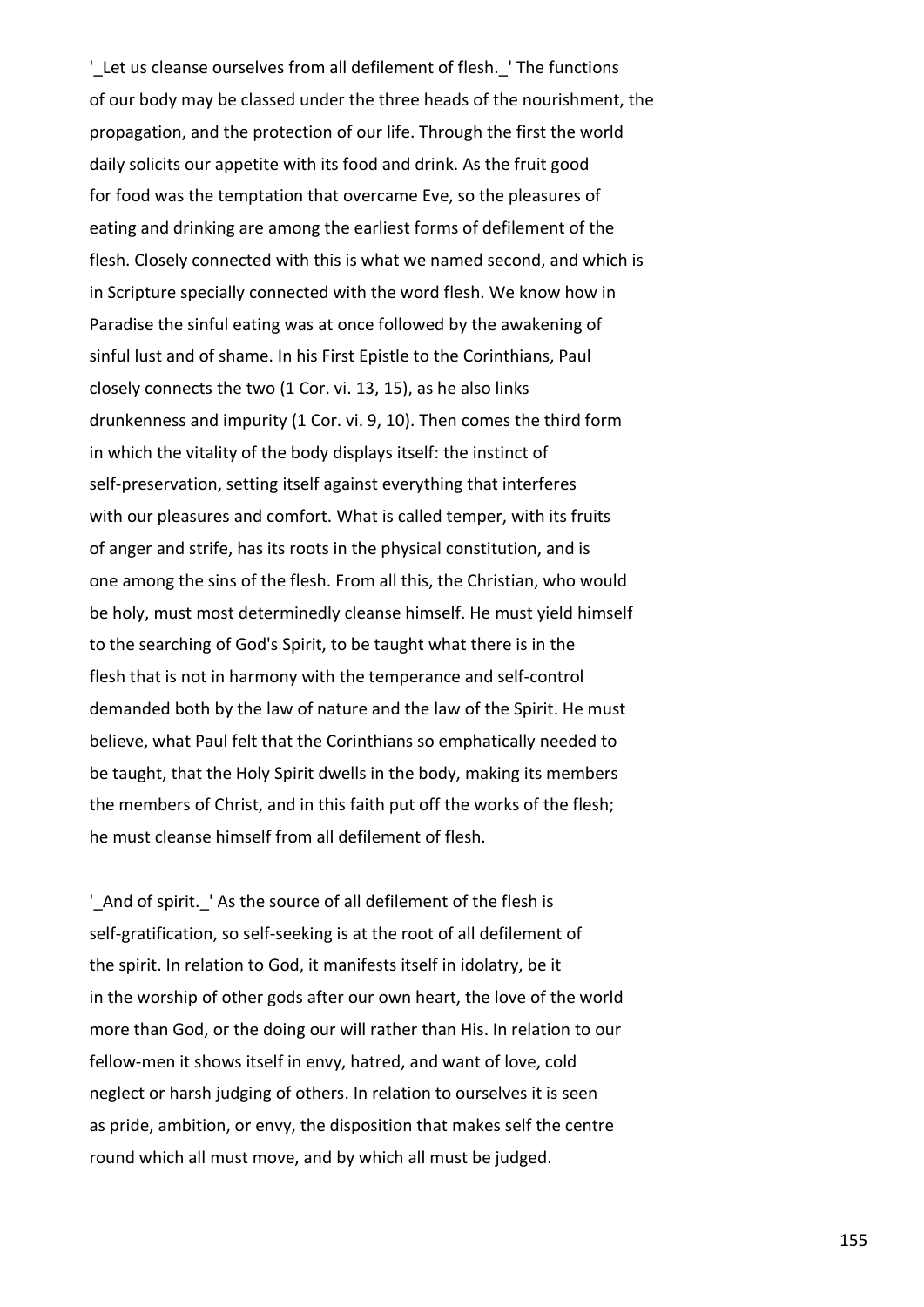'_Let us cleanse ourselves from all defilement of flesh._' The functions of our body may be classed under the three heads of the nourishment, the propagation, and the protection of our life. Through the first the world daily solicits our appetite with its food and drink. As the fruit good for food was the temptation that overcame Eve, so the pleasures of eating and drinking are among the earliest forms of defilement of the flesh. Closely connected with this is what we named second, and which is in Scripture specially connected with the word flesh. We know how in Paradise the sinful eating was at once followed by the awakening of sinful lust and of shame. In his First Epistle to the Corinthians, Paul closely connects the two (1 Cor. vi. 13, 15), as he also links drunkenness and impurity (1 Cor. vi. 9, 10). Then comes the third form in which the vitality of the body displays itself: the instinct of self-preservation, setting itself against everything that interferes with our pleasures and comfort. What is called temper, with its fruits of anger and strife, has its roots in the physical constitution, and is one among the sins of the flesh. From all this, the Christian, who would be holy, must most determinedly cleanse himself. He must yield himself to the searching of God's Spirit, to be taught what there is in the flesh that is not in harmony with the temperance and self-control demanded both by the law of nature and the law of the Spirit. He must believe, what Paul felt that the Corinthians so emphatically needed to be taught, that the Holy Spirit dwells in the body, making its members the members of Christ, and in this faith put off the works of the flesh; he must cleanse himself from all defilement of flesh.

'_And of spirit._' As the source of all defilement of the flesh is self-gratification, so self-seeking is at the root of all defilement of the spirit. In relation to God, it manifests itself in idolatry, be it in the worship of other gods after our own heart, the love of the world more than God, or the doing our will rather than His. In relation to our fellow-men it shows itself in envy, hatred, and want of love, cold neglect or harsh judging of others. In relation to ourselves it is seen as pride, ambition, or envy, the disposition that makes self the centre round which all must move, and by which all must be judged.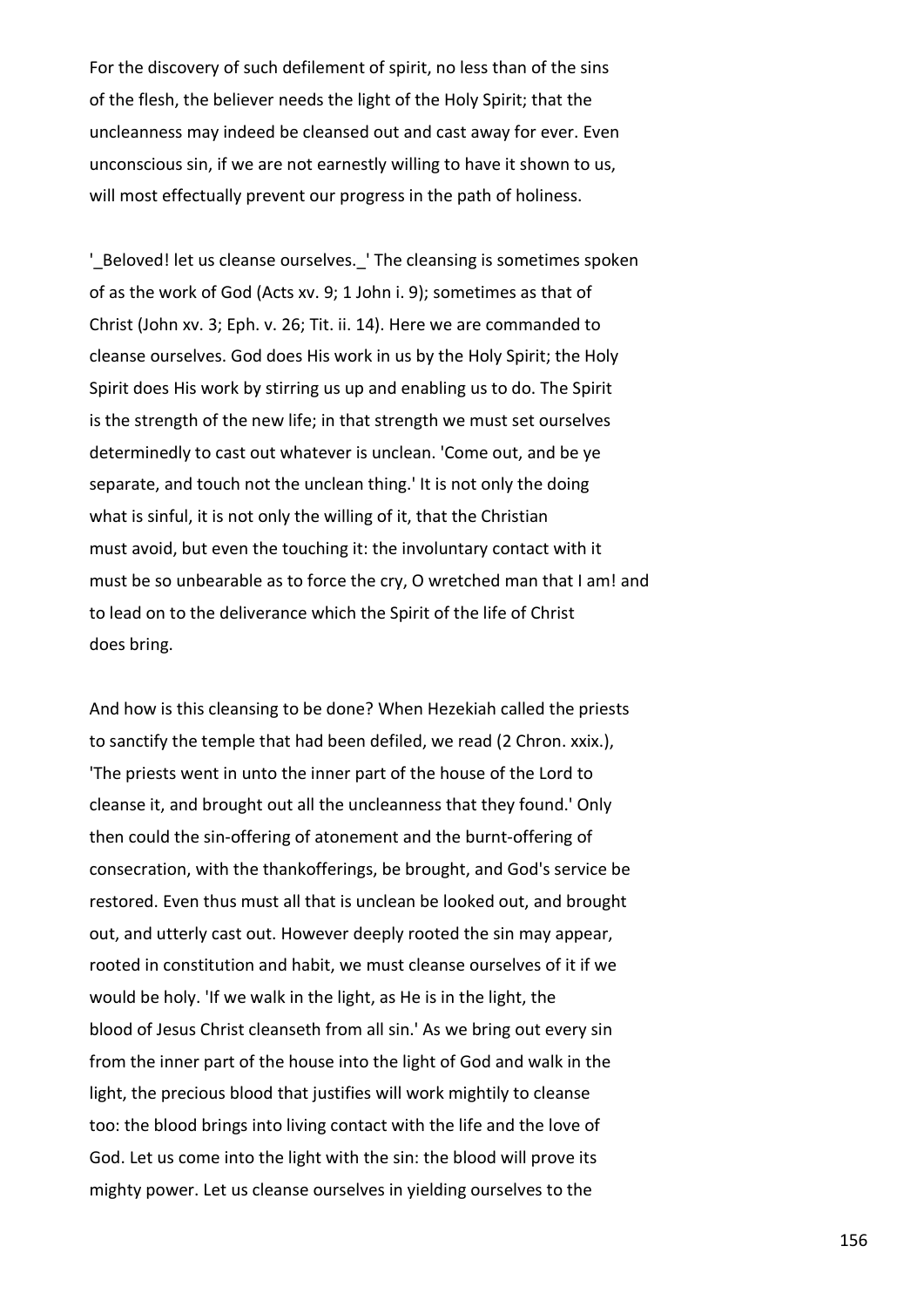For the discovery of such defilement of spirit, no less than of the sins of the flesh, the believer needs the light of the Holy Spirit; that the uncleanness may indeed be cleansed out and cast away for ever. Even unconscious sin, if we are not earnestly willing to have it shown to us, will most effectually prevent our progress in the path of holiness.

'_Beloved! let us cleanse ourselves._' The cleansing is sometimes spoken of as the work of God (Acts xv. 9; 1 John i. 9); sometimes as that of Christ (John xv. 3; Eph. v. 26; Tit. ii. 14). Here we are commanded to cleanse ourselves. God does His work in us by the Holy Spirit; the Holy Spirit does His work by stirring us up and enabling us to do. The Spirit is the strength of the new life; in that strength we must set ourselves determinedly to cast out whatever is unclean. 'Come out, and be ye separate, and touch not the unclean thing.' It is not only the doing what is sinful, it is not only the willing of it, that the Christian must avoid, but even the touching it: the involuntary contact with it must be so unbearable as to force the cry, O wretched man that I am! and to lead on to the deliverance which the Spirit of the life of Christ does bring.

And how is this cleansing to be done? When Hezekiah called the priests to sanctify the temple that had been defiled, we read (2 Chron. xxix.), 'The priests went in unto the inner part of the house of the Lord to cleanse it, and brought out all the uncleanness that they found.' Only then could the sin-offering of atonement and the burnt-offering of consecration, with the thankofferings, be brought, and God's service be restored. Even thus must all that is unclean be looked out, and brought out, and utterly cast out. However deeply rooted the sin may appear, rooted in constitution and habit, we must cleanse ourselves of it if we would be holy. 'If we walk in the light, as He is in the light, the blood of Jesus Christ cleanseth from all sin.' As we bring out every sin from the inner part of the house into the light of God and walk in the light, the precious blood that justifies will work mightily to cleanse too: the blood brings into living contact with the life and the love of God. Let us come into the light with the sin: the blood will prove its mighty power. Let us cleanse ourselves in yielding ourselves to the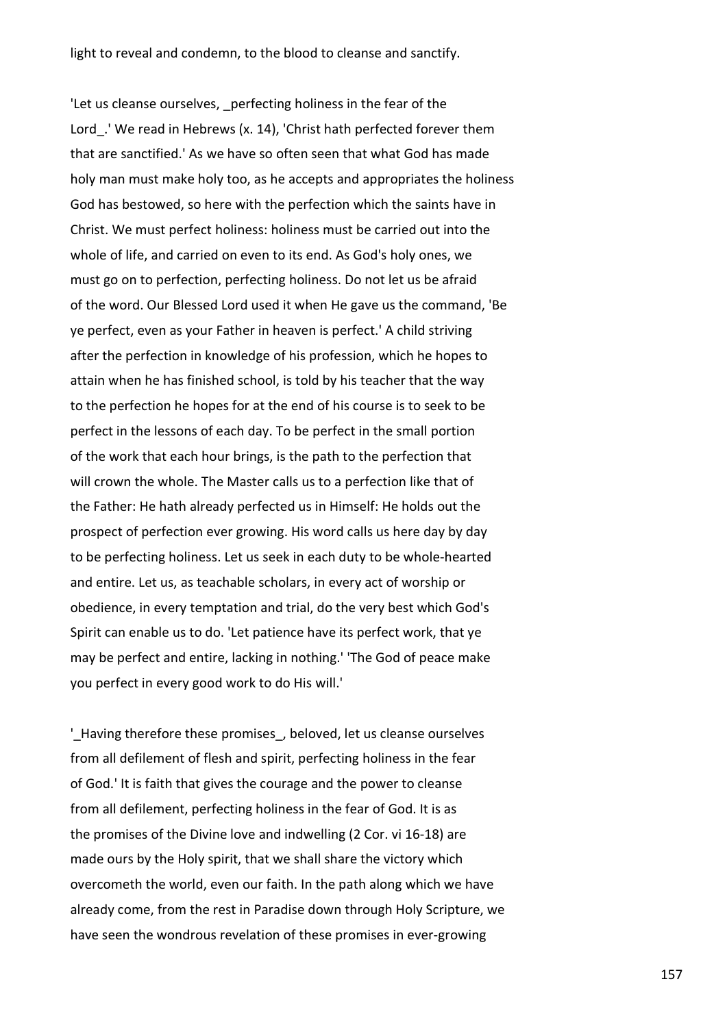light to reveal and condemn, to the blood to cleanse and sanctify.

'Let us cleanse ourselves, _perfecting holiness in the fear of the Lord_.' We read in Hebrews (x. 14), 'Christ hath perfected forever them that are sanctified.' As we have so often seen that what God has made holy man must make holy too, as he accepts and appropriates the holiness God has bestowed, so here with the perfection which the saints have in Christ. We must perfect holiness: holiness must be carried out into the whole of life, and carried on even to its end. As God's holy ones, we must go on to perfection, perfecting holiness. Do not let us be afraid of the word. Our Blessed Lord used it when He gave us the command, 'Be ye perfect, even as your Father in heaven is perfect.' A child striving after the perfection in knowledge of his profession, which he hopes to attain when he has finished school, is told by his teacher that the way to the perfection he hopes for at the end of his course is to seek to be perfect in the lessons of each day. To be perfect in the small portion of the work that each hour brings, is the path to the perfection that will crown the whole. The Master calls us to a perfection like that of the Father: He hath already perfected us in Himself: He holds out the prospect of perfection ever growing. His word calls us here day by day to be perfecting holiness. Let us seek in each duty to be whole-hearted and entire. Let us, as teachable scholars, in every act of worship or obedience, in every temptation and trial, do the very best which God's Spirit can enable us to do. 'Let patience have its perfect work, that ye may be perfect and entire, lacking in nothing.' 'The God of peace make you perfect in every good work to do His will.'

'_Having therefore these promises_, beloved, let us cleanse ourselves from all defilement of flesh and spirit, perfecting holiness in the fear of God.' It is faith that gives the courage and the power to cleanse from all defilement, perfecting holiness in the fear of God. It is as the promises of the Divine love and indwelling (2 Cor. vi 16-18) are made ours by the Holy spirit, that we shall share the victory which overcometh the world, even our faith. In the path along which we have already come, from the rest in Paradise down through Holy Scripture, we have seen the wondrous revelation of these promises in ever-growing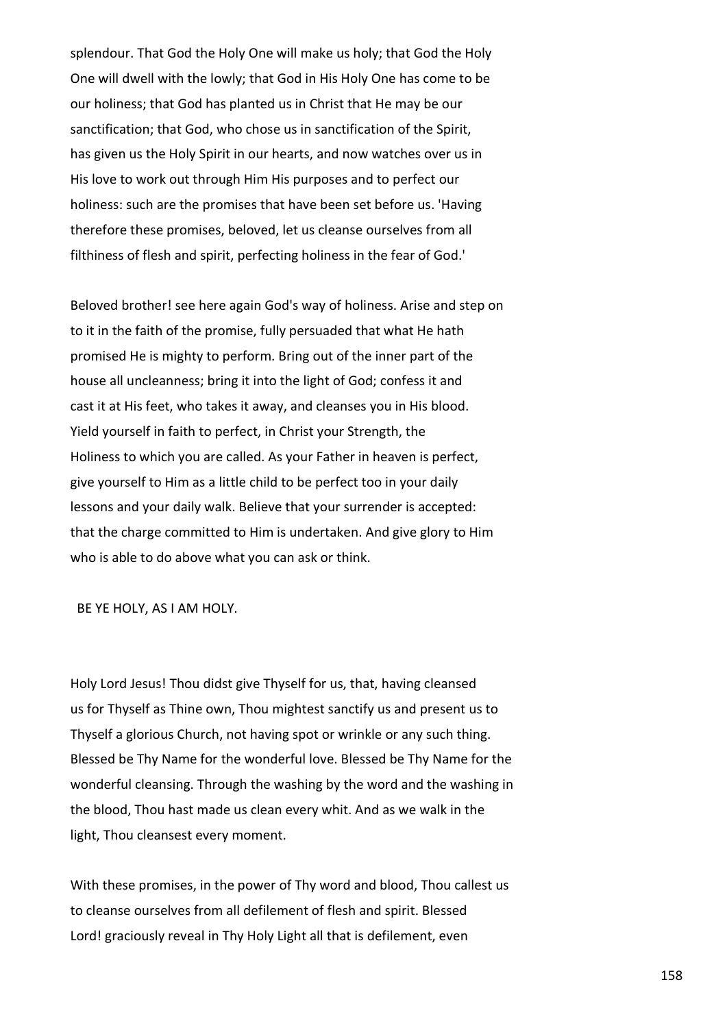splendour. That God the Holy One will make us holy; that God the Holy One will dwell with the lowly; that God in His Holy One has come to be our holiness; that God has planted us in Christ that He may be our sanctification; that God, who chose us in sanctification of the Spirit, has given us the Holy Spirit in our hearts, and now watches over us in His love to work out through Him His purposes and to perfect our holiness: such are the promises that have been set before us. 'Having therefore these promises, beloved, let us cleanse ourselves from all filthiness of flesh and spirit, perfecting holiness in the fear of God.'

Beloved brother! see here again God's way of holiness. Arise and step on to it in the faith of the promise, fully persuaded that what He hath promised He is mighty to perform. Bring out of the inner part of the house all uncleanness; bring it into the light of God; confess it and cast it at His feet, who takes it away, and cleanses you in His blood. Yield yourself in faith to perfect, in Christ your Strength, the Holiness to which you are called. As your Father in heaven is perfect, give yourself to Him as a little child to be perfect too in your daily lessons and your daily walk. Believe that your surrender is accepted: that the charge committed to Him is undertaken. And give glory to Him who is able to do above what you can ask or think.

BE YE HOLY, AS I AM HOLY.

Holy Lord Jesus! Thou didst give Thyself for us, that, having cleansed us for Thyself as Thine own, Thou mightest sanctify us and present us to Thyself a glorious Church, not having spot or wrinkle or any such thing. Blessed be Thy Name for the wonderful love. Blessed be Thy Name for the wonderful cleansing. Through the washing by the word and the washing in the blood, Thou hast made us clean every whit. And as we walk in the light, Thou cleansest every moment.

With these promises, in the power of Thy word and blood, Thou callest us to cleanse ourselves from all defilement of flesh and spirit. Blessed Lord! graciously reveal in Thy Holy Light all that is defilement, even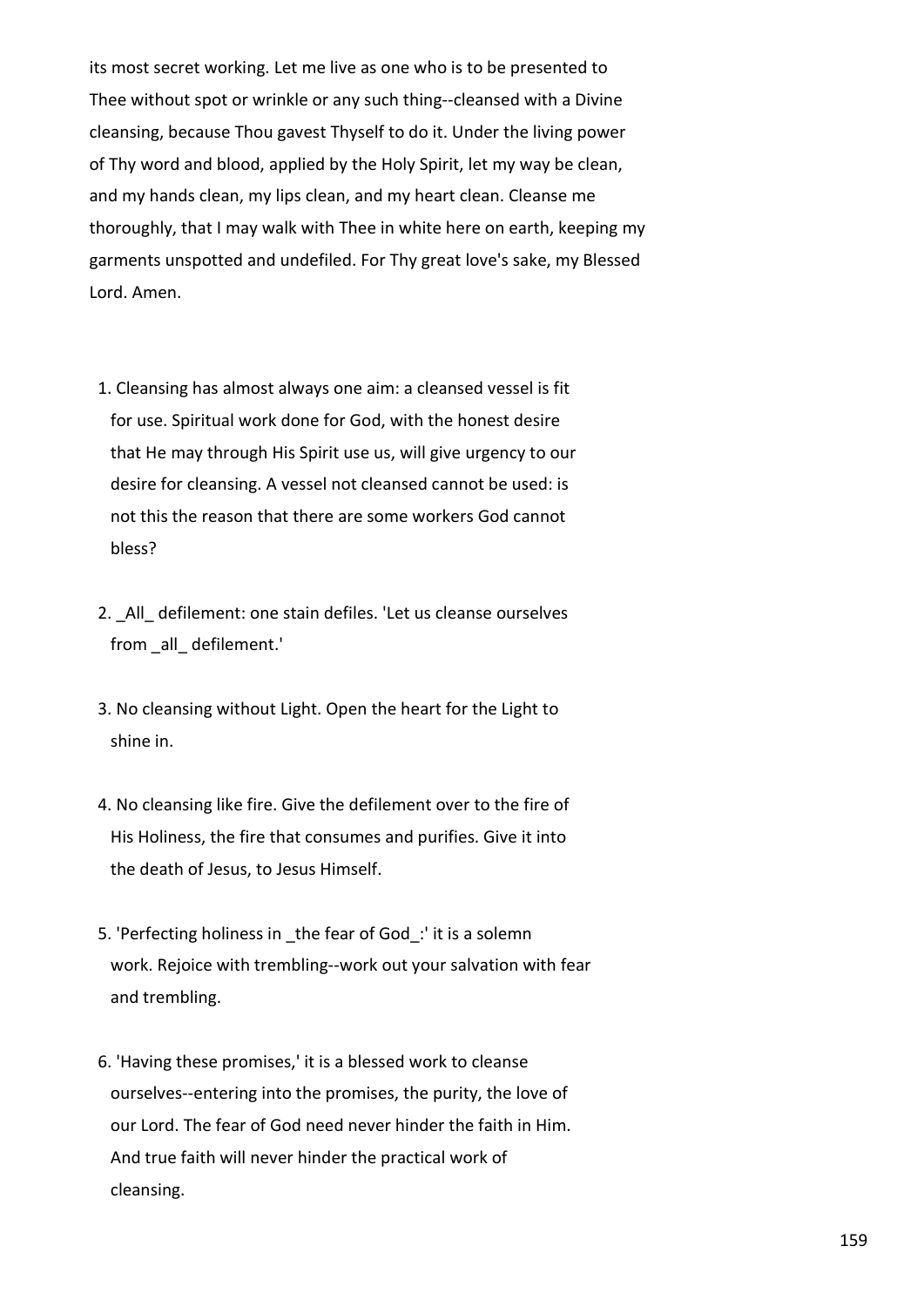its most secret working. Let me live as one who is to be presented to Thee without spot or wrinkle or any such thing--cleansed with a Divine cleansing, because Thou gavest Thyself to do it. Under the living power of Thy word and blood, applied by the Holy Spirit, let my way be clean, and my hands clean, my lips clean, and my heart clean. Cleanse me thoroughly, that I may walk with Thee in white here on earth, keeping my garments unspotted and undefiled. For Thy great love's sake, my Blessed Lord. Amen.

1. Cleansing has almost always one aim: a cleansed vessel is fit for use. Spiritual work done for God, with the honest desire that He may through His Spirit use us, will give urgency to our desire for cleansing. A vessel not cleansed cannot be used: is not this the reason that there are some workers God cannot bless?

2. _All_ defilement: one stain defiles. 'Let us cleanse ourselves from _all_ defilement.'

3. No cleansing without Light. Open the heart for the Light to shine in.

4. No cleansing like fire. Give the defilement over to the fire of His Holiness, the fire that consumes and purifies. Give it into the death of Jesus, to Jesus Himself.

5. 'Perfecting holiness in _the fear of God_:' it is a solemn work. Rejoice with trembling--work out your salvation with fear and trembling.

6. 'Having these promises,' it is a blessed work to cleanse ourselves--entering into the promises, the purity, the love of our Lord. The fear of God need never hinder the faith in Him. And true faith will never hinder the practical work of cleansing.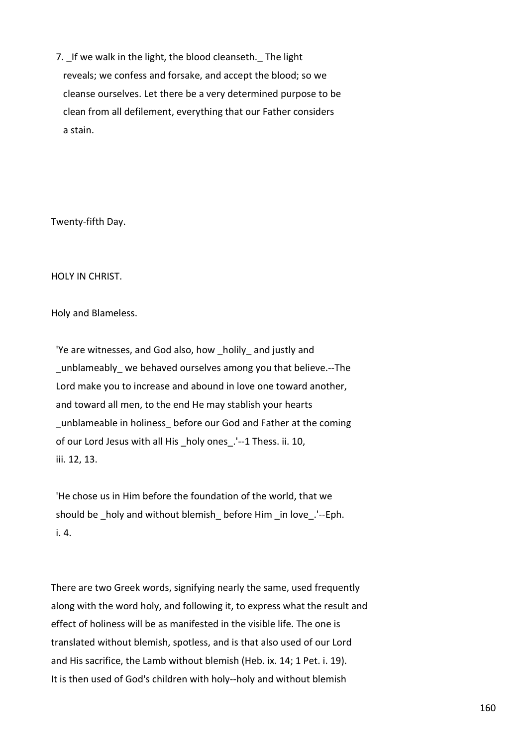7. _If we walk in the light, the blood cleanseth._ The light reveals; we confess and forsake, and accept the blood; so we cleanse ourselves. Let there be a very determined purpose to be clean from all defilement, everything that our Father considers a stain.

Twenty-fifth Day.

## HOLY IN CHRIST.

### Holy and Blameless.

> 'Ye are witnesses, and God also, how _holily_ and justly and _unblameably_ we behaved ourselves among you that believe.--The Lord make you to increase and abound in love one toward another, and toward all men, to the end He may stablish your hearts _unblameable in holiness_ before our God and Father at the coming of our Lord Jesus with all His _holy ones_.'--1 Thess. ii. 10, iii. 12, 13.

> 'He chose us in Him before the foundation of the world, that we should be _holy and without blemish_ before Him _in love_.'--Eph. i. 4.

There are two Greek words, signifying nearly the same, used frequently along with the word holy, and following it, to express what the result and effect of holiness will be as manifested in the visible life. The one is translated without blemish, spotless, and is that also used of our Lord and His sacrifice, the Lamb without blemish (Heb. ix. 14; 1 Pet. i. 19). It is then used of God's children with holy--holy and without blemish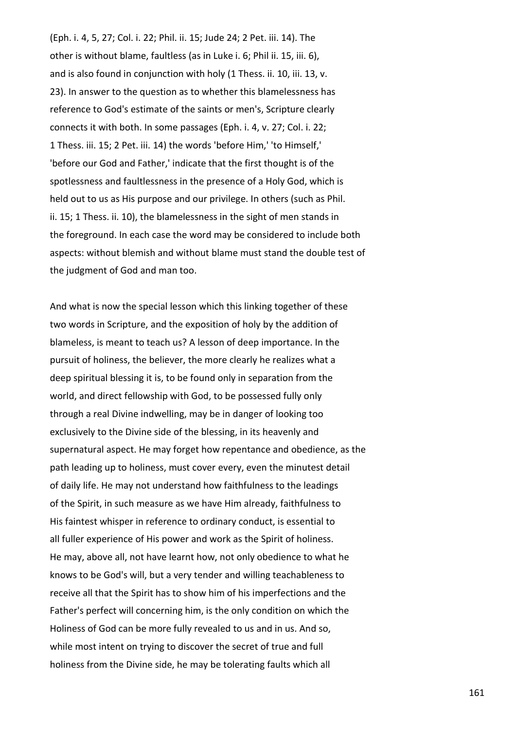(Eph. i. 4, 5, 27; Col. i. 22; Phil. ii. 15; Jude 24; 2 Pet. iii. 14). The other is without blame, faultless (as in Luke i. 6; Phil ii. 15, iii. 6), and is also found in conjunction with holy (1 Thess. ii. 10, iii. 13, v. 23). In answer to the question as to whether this blamelessness has reference to God's estimate of the saints or men's, Scripture clearly connects it with both. In some passages (Eph. i. 4, v. 27; Col. i. 22; 1 Thess. iii. 15; 2 Pet. iii. 14) the words 'before Him,' 'to Himself,' 'before our God and Father,' indicate that the first thought is of the spotlessness and faultlessness in the presence of a Holy God, which is held out to us as His purpose and our privilege. In others (such as Phil. ii. 15; 1 Thess. ii. 10), the blamelessness in the sight of men stands in the foreground. In each case the word may be considered to include both aspects: without blemish and without blame must stand the double test of the judgment of God and man too.

And what is now the special lesson which this linking together of these two words in Scripture, and the exposition of holy by the addition of blameless, is meant to teach us? A lesson of deep importance. In the pursuit of holiness, the believer, the more clearly he realizes what a deep spiritual blessing it is, to be found only in separation from the world, and direct fellowship with God, to be possessed fully only through a real Divine indwelling, may be in danger of looking too exclusively to the Divine side of the blessing, in its heavenly and supernatural aspect. He may forget how repentance and obedience, as the path leading up to holiness, must cover every, even the minutest detail of daily life. He may not understand how faithfulness to the leadings of the Spirit, in such measure as we have Him already, faithfulness to His faintest whisper in reference to ordinary conduct, is essential to all fuller experience of His power and work as the Spirit of holiness. He may, above all, not have learnt how, not only obedience to what he knows to be God's will, but a very tender and willing teachableness to receive all that the Spirit has to show him of his imperfections and the Father's perfect will concerning him, is the only condition on which the Holiness of God can be more fully revealed to us and in us. And so, while most intent on trying to discover the secret of true and full holiness from the Divine side, he may be tolerating faults which all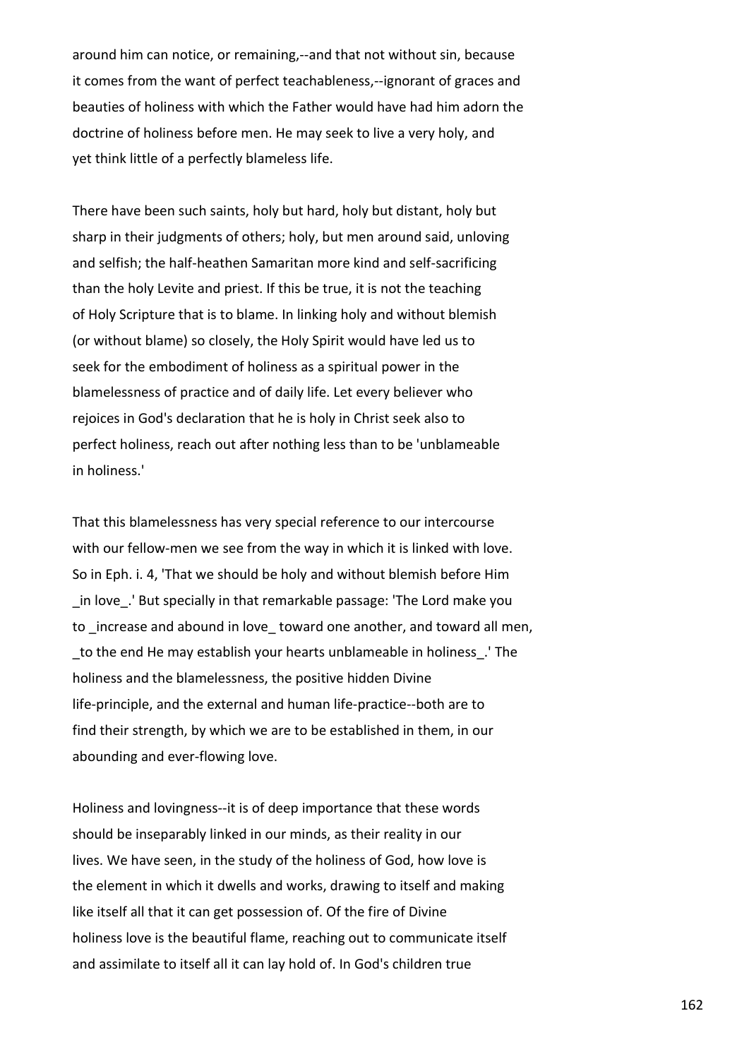around him can notice, or remaining,--and that not without sin, because it comes from the want of perfect teachableness,--ignorant of graces and beauties of holiness with which the Father would have had him adorn the doctrine of holiness before men. He may seek to live a very holy, and yet think little of a perfectly blameless life.

There have been such saints, holy but hard, holy but distant, holy but sharp in their judgments of others; holy, but men around said, unloving and selfish; the half-heathen Samaritan more kind and self-sacrificing than the holy Levite and priest. If this be true, it is not the teaching of Holy Scripture that is to blame. In linking holy and without blemish (or without blame) so closely, the Holy Spirit would have led us to seek for the embodiment of holiness as a spiritual power in the blamelessness of practice and of daily life. Let every believer who rejoices in God's declaration that he is holy in Christ seek also to perfect holiness, reach out after nothing less than to be 'unblameable in holiness.'

That this blamelessness has very special reference to our intercourse with our fellow-men we see from the way in which it is linked with love. So in Eph. i. 4, 'That we should be holy and without blemish before Him _in love_.' But specially in that remarkable passage: 'The Lord make you to _increase and abound in love_ toward one another, and toward all men, _to the end He may establish your hearts unblameable in holiness_.' The holiness and the blamelessness, the positive hidden Divine life-principle, and the external and human life-practice--both are to find their strength, by which we are to be established in them, in our abounding and ever-flowing love.

Holiness and lovingness--it is of deep importance that these words should be inseparably linked in our minds, as their reality in our lives. We have seen, in the study of the holiness of God, how love is the element in which it dwells and works, drawing to itself and making like itself all that it can get possession of. Of the fire of Divine holiness love is the beautiful flame, reaching out to communicate itself and assimilate to itself all it can lay hold of. In God's children true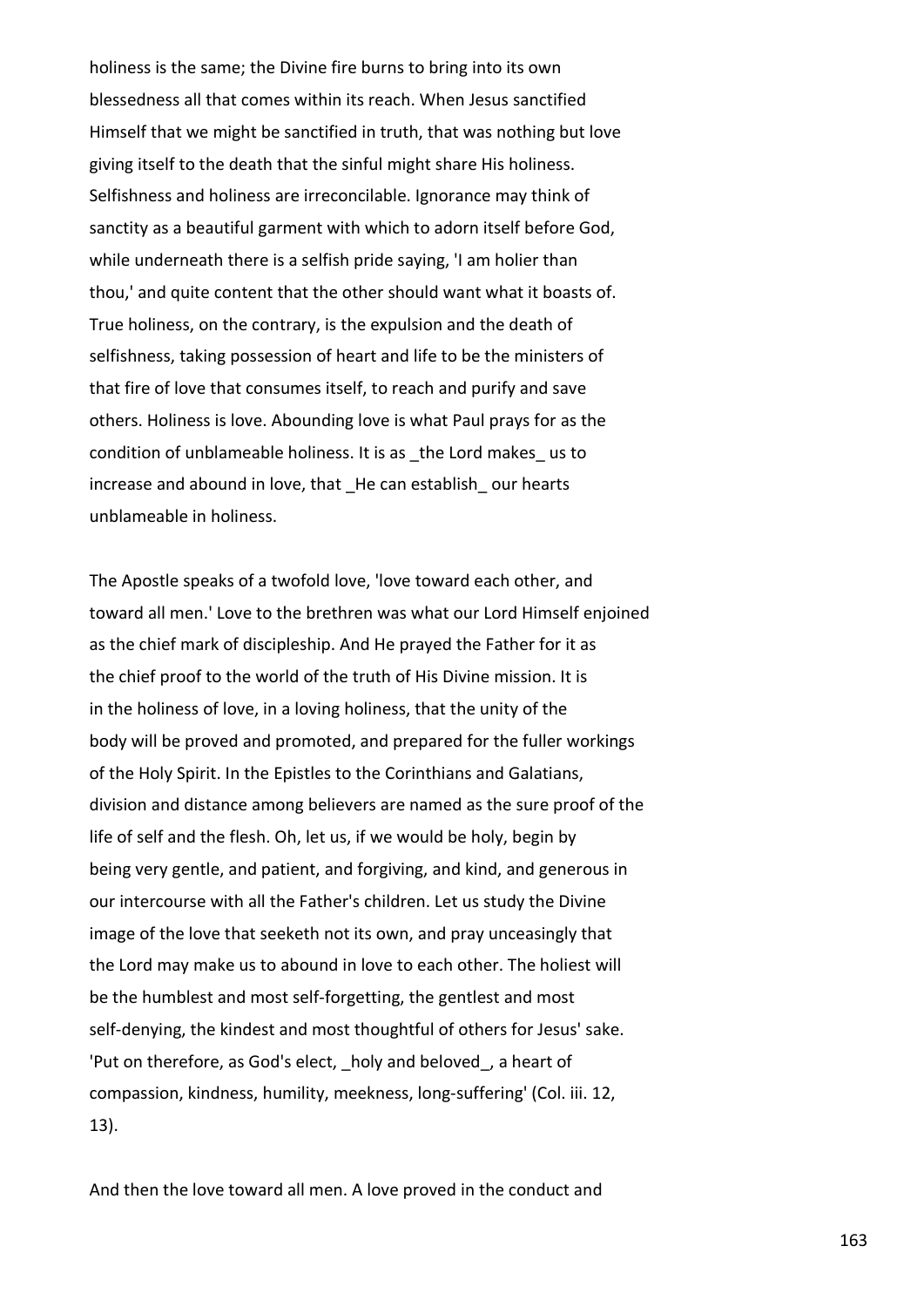holiness is the same; the Divine fire burns to bring into its own blessedness all that comes within its reach. When Jesus sanctified Himself that we might be sanctified in truth, that was nothing but love giving itself to the death that the sinful might share His holiness. Selfishness and holiness are irreconcilable. Ignorance may think of sanctity as a beautiful garment with which to adorn itself before God, while underneath there is a selfish pride saying, 'I am holier than thou,' and quite content that the other should want what it boasts of. True holiness, on the contrary, is the expulsion and the death of selfishness, taking possession of heart and life to be the ministers of that fire of love that consumes itself, to reach and purify and save others. Holiness is love. Abounding love is what Paul prays for as the condition of unblameable holiness. It is as _the Lord makes_ us to increase and abound in love, that _He can establish_ our hearts unblameable in holiness.

The Apostle speaks of a twofold love, 'love toward each other, and toward all men.' Love to the brethren was what our Lord Himself enjoined as the chief mark of discipleship. And He prayed the Father for it as the chief proof to the world of the truth of His Divine mission. It is in the holiness of love, in a loving holiness, that the unity of the body will be proved and promoted, and prepared for the fuller workings of the Holy Spirit. In the Epistles to the Corinthians and Galatians, division and distance among believers are named as the sure proof of the life of self and the flesh. Oh, let us, if we would be holy, begin by being very gentle, and patient, and forgiving, and kind, and generous in our intercourse with all the Father's children. Let us study the Divine image of the love that seeketh not its own, and pray unceasingly that the Lord may make us to abound in love to each other. The holiest will be the humblest and most self-forgetting, the gentlest and most self-denying, the kindest and most thoughtful of others for Jesus' sake. 'Put on therefore, as God's elect, _holy and beloved_, a heart of compassion, kindness, humility, meekness, long-suffering' (Col. iii. 12, 13).

And then the love toward all men. A love proved in the conduct and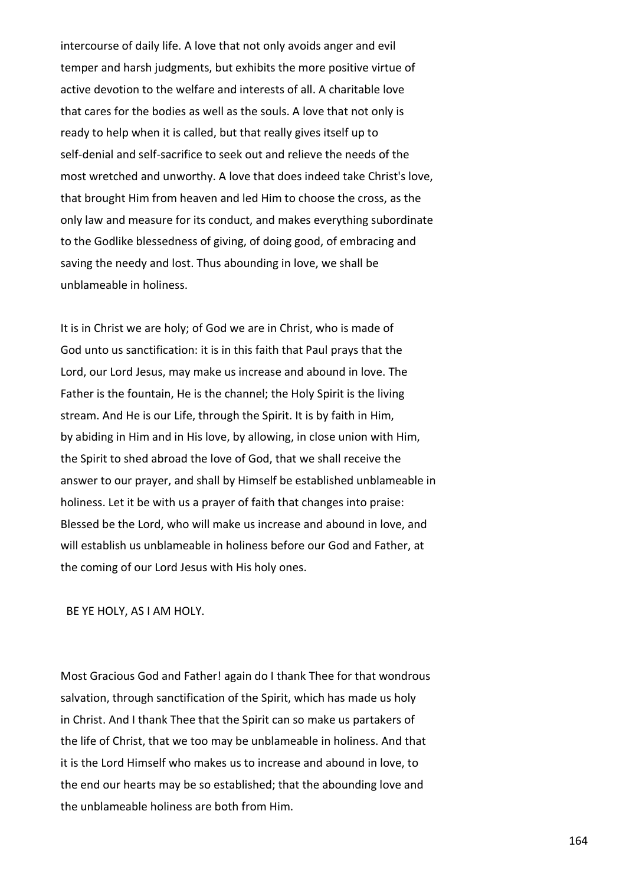intercourse of daily life. A love that not only avoids anger and evil temper and harsh judgments, but exhibits the more positive virtue of active devotion to the welfare and interests of all. A charitable love that cares for the bodies as well as the souls. A love that not only is ready to help when it is called, but that really gives itself up to self-denial and self-sacrifice to seek out and relieve the needs of the most wretched and unworthy. A love that does indeed take Christ's love, that brought Him from heaven and led Him to choose the cross, as the only law and measure for its conduct, and makes everything subordinate to the Godlike blessedness of giving, of doing good, of embracing and saving the needy and lost. Thus abounding in love, we shall be unblameable in holiness.

It is in Christ we are holy; of God we are in Christ, who is made of God unto us sanctification: it is in this faith that Paul prays that the Lord, our Lord Jesus, may make us increase and abound in love. The Father is the fountain, He is the channel; the Holy Spirit is the living stream. And He is our Life, through the Spirit. It is by faith in Him, by abiding in Him and in His love, by allowing, in close union with Him, the Spirit to shed abroad the love of God, that we shall receive the answer to our prayer, and shall by Himself be established unblameable in holiness. Let it be with us a prayer of faith that changes into praise: Blessed be the Lord, who will make us increase and abound in love, and will establish us unblameable in holiness before our God and Father, at the coming of our Lord Jesus with His holy ones.

BE YE HOLY, AS I AM HOLY.

Most Gracious God and Father! again do I thank Thee for that wondrous salvation, through sanctification of the Spirit, which has made us holy in Christ. And I thank Thee that the Spirit can so make us partakers of the life of Christ, that we too may be unblameable in holiness. And that it is the Lord Himself who makes us to increase and abound in love, to the end our hearts may be so established; that the abounding love and the unblameable holiness are both from Him.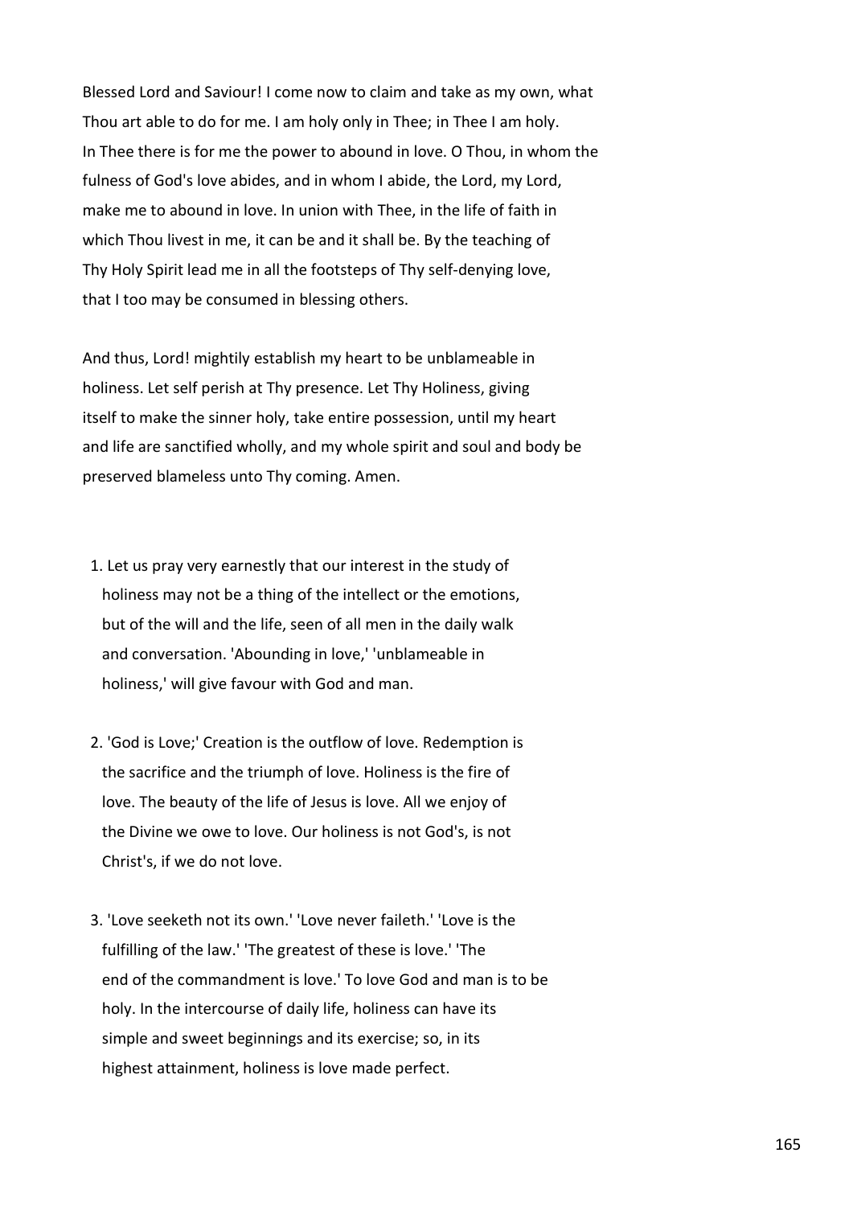Blessed Lord and Saviour! I come now to claim and take as my own, what Thou art able to do for me. I am holy only in Thee; in Thee I am holy. In Thee there is for me the power to abound in love. O Thou, in whom the fulness of God's love abides, and in whom I abide, the Lord, my Lord, make me to abound in love. In union with Thee, in the life of faith in which Thou livest in me, it can be and it shall be. By the teaching of Thy Holy Spirit lead me in all the footsteps of Thy self-denying love, that I too may be consumed in blessing others.

And thus, Lord! mightily establish my heart to be unblameable in holiness. Let self perish at Thy presence. Let Thy Holiness, giving itself to make the sinner holy, take entire possession, until my heart and life are sanctified wholly, and my whole spirit and soul and body be preserved blameless unto Thy coming. Amen.

1. Let us pray very earnestly that our interest in the study of holiness may not be a thing of the intellect or the emotions, but of the will and the life, seen of all men in the daily walk and conversation. 'Abounding in love,' 'unblameable in holiness,' will give favour with God and man.

2. 'God is Love;' Creation is the outflow of love. Redemption is the sacrifice and the triumph of love. Holiness is the fire of love. The beauty of the life of Jesus is love. All we enjoy of the Divine we owe to love. Our holiness is not God's, is not Christ's, if we do not love.

3. 'Love seeketh not its own.' 'Love never faileth.' 'Love is the fulfilling of the law.' 'The greatest of these is love.' 'The end of the commandment is love.' To love God and man is to be holy. In the intercourse of daily life, holiness can have its simple and sweet beginnings and its exercise; so, in its highest attainment, holiness is love made perfect.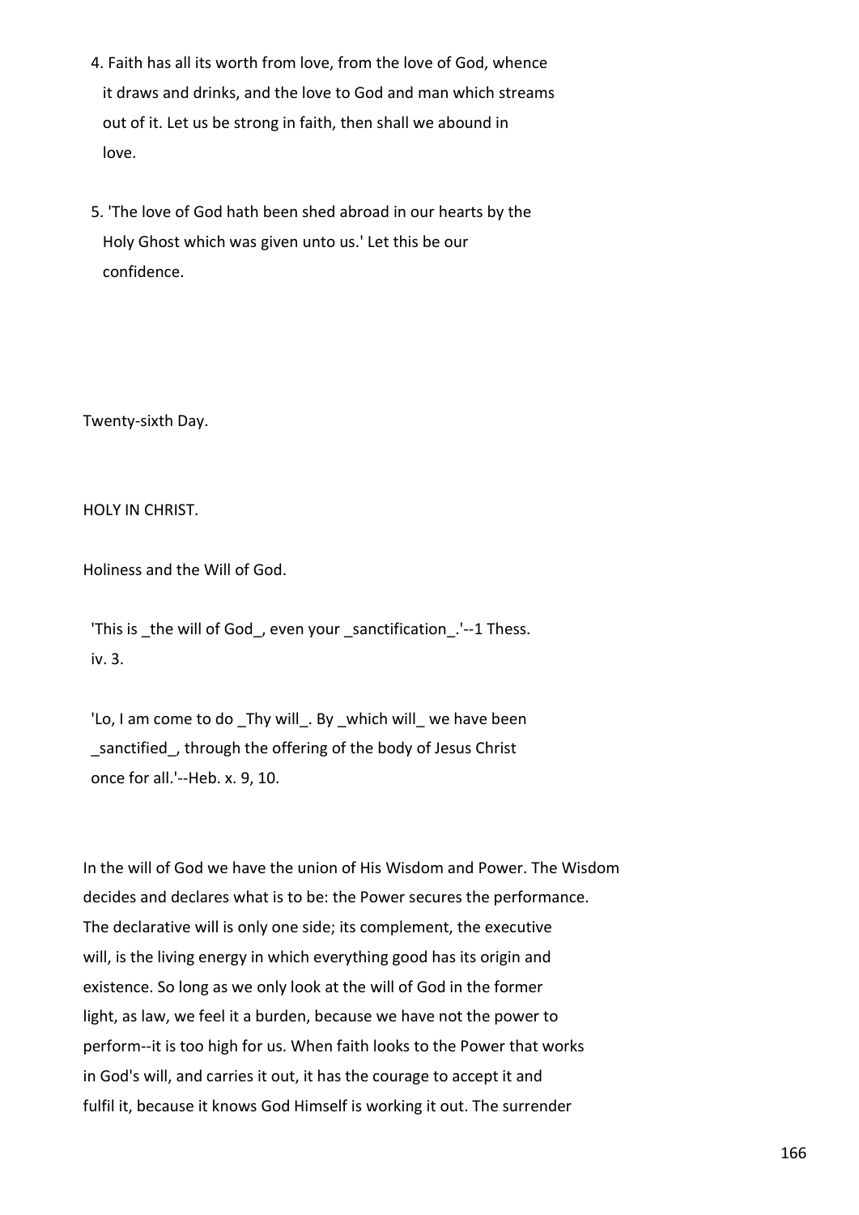4. Faith has all its worth from love, from the love of God, whence it draws and drinks, and the love to God and man which streams out of it. Let us be strong in faith, then shall we abound in love.

5. 'The love of God hath been shed abroad in our hearts by the Holy Ghost which was given unto us.' Let this be our confidence.

Twenty-sixth Day.

## HOLY IN CHRIST.

### Holiness and the Will of God.

> 'This is _the will of God_, even your _sanctification_.'--1 Thess. iv. 3.

> 'Lo, I am come to do _Thy will_. By _which will_ we have been _sanctified_, through the offering of the body of Jesus Christ once for all.'--Heb. x. 9, 10.

In the will of God we have the union of His Wisdom and Power. The Wisdom decides and declares what is to be: the Power secures the performance. The declarative will is only one side; its complement, the executive will, is the living energy in which everything good has its origin and existence. So long as we only look at the will of God in the former light, as law, we feel it a burden, because we have not the power to perform--it is too high for us. When faith looks to the Power that works in God's will, and carries it out, it has the courage to accept it and fulfil it, because it knows God Himself is working it out. The surrender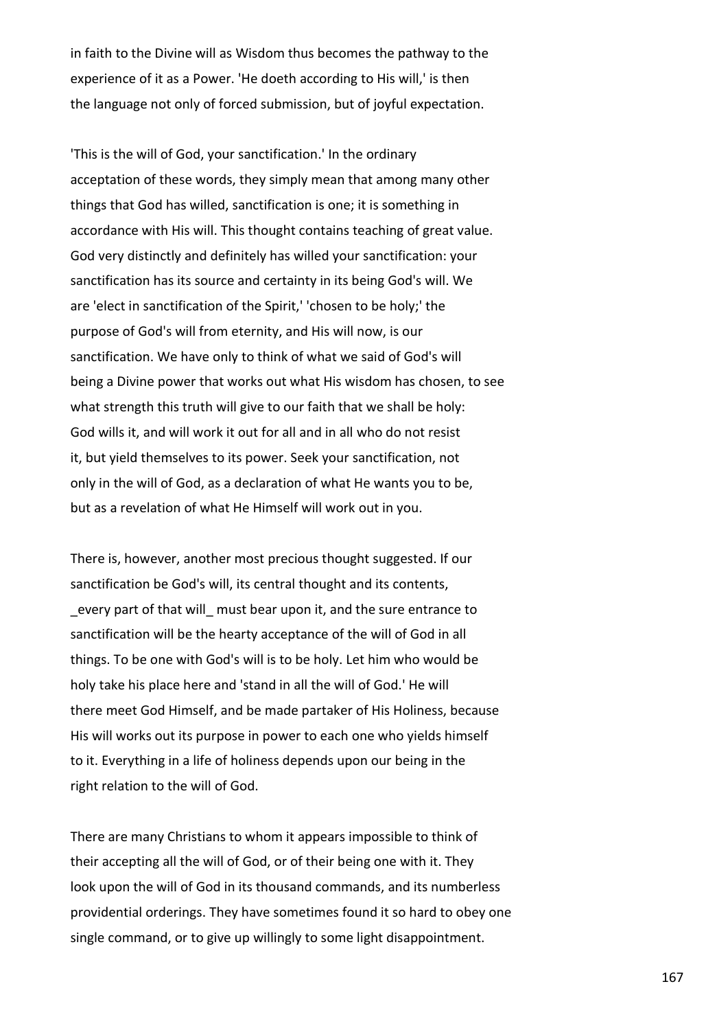in faith to the Divine will as Wisdom thus becomes the pathway to the experience of it as a Power. 'He doeth according to His will,' is then the language not only of forced submission, but of joyful expectation.

'This is the will of God, your sanctification.' In the ordinary acceptation of these words, they simply mean that among many other things that God has willed, sanctification is one; it is something in accordance with His will. This thought contains teaching of great value. God very distinctly and definitely has willed your sanctification: your sanctification has its source and certainty in its being God's will. We are 'elect in sanctification of the Spirit,' 'chosen to be holy;' the purpose of God's will from eternity, and His will now, is our sanctification. We have only to think of what we said of God's will being a Divine power that works out what His wisdom has chosen, to see what strength this truth will give to our faith that we shall be holy: God wills it, and will work it out for all and in all who do not resist it, but yield themselves to its power. Seek your sanctification, not only in the will of God, as a declaration of what He wants you to be, but as a revelation of what He Himself will work out in you.

There is, however, another most precious thought suggested. If our sanctification be God's will, its central thought and its contents, _every part of that will_ must bear upon it, and the sure entrance to sanctification will be the hearty acceptance of the will of God in all things. To be one with God's will is to be holy. Let him who would be holy take his place here and 'stand in all the will of God.' He will there meet God Himself, and be made partaker of His Holiness, because His will works out its purpose in power to each one who yields himself to it. Everything in a life of holiness depends upon our being in the right relation to the will of God.

There are many Christians to whom it appears impossible to think of their accepting all the will of God, or of their being one with it. They look upon the will of God in its thousand commands, and its numberless providential orderings. They have sometimes found it so hard to obey one single command, or to give up willingly to some light disappointment.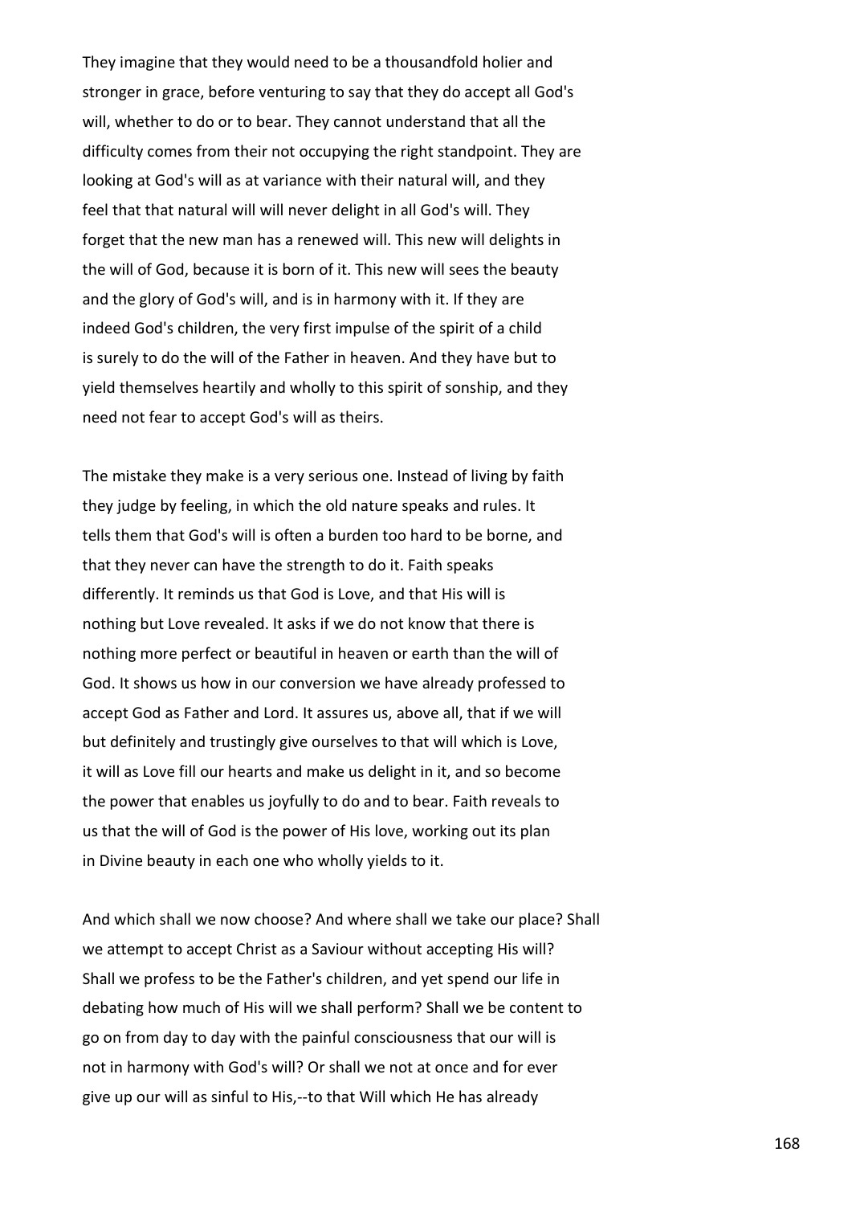They imagine that they would need to be a thousandfold holier and stronger in grace, before venturing to say that they do accept all God's will, whether to do or to bear. They cannot understand that all the difficulty comes from their not occupying the right standpoint. They are looking at God's will as at variance with their natural will, and they feel that that natural will will never delight in all God's will. They forget that the new man has a renewed will. This new will delights in the will of God, because it is born of it. This new will sees the beauty and the glory of God's will, and is in harmony with it. If they are indeed God's children, the very first impulse of the spirit of a child is surely to do the will of the Father in heaven. And they have but to yield themselves heartily and wholly to this spirit of sonship, and they need not fear to accept God's will as theirs.

The mistake they make is a very serious one. Instead of living by faith they judge by feeling, in which the old nature speaks and rules. It tells them that God's will is often a burden too hard to be borne, and that they never can have the strength to do it. Faith speaks differently. It reminds us that God is Love, and that His will is nothing but Love revealed. It asks if we do not know that there is nothing more perfect or beautiful in heaven or earth than the will of God. It shows us how in our conversion we have already professed to accept God as Father and Lord. It assures us, above all, that if we will but definitely and trustingly give ourselves to that will which is Love, it will as Love fill our hearts and make us delight in it, and so become the power that enables us joyfully to do and to bear. Faith reveals to us that the will of God is the power of His love, working out its plan in Divine beauty in each one who wholly yields to it.

And which shall we now choose? And where shall we take our place? Shall we attempt to accept Christ as a Saviour without accepting His will? Shall we profess to be the Father's children, and yet spend our life in debating how much of His will we shall perform? Shall we be content to go on from day to day with the painful consciousness that our will is not in harmony with God's will? Or shall we not at once and for ever give up our will as sinful to His,--to that Will which He has already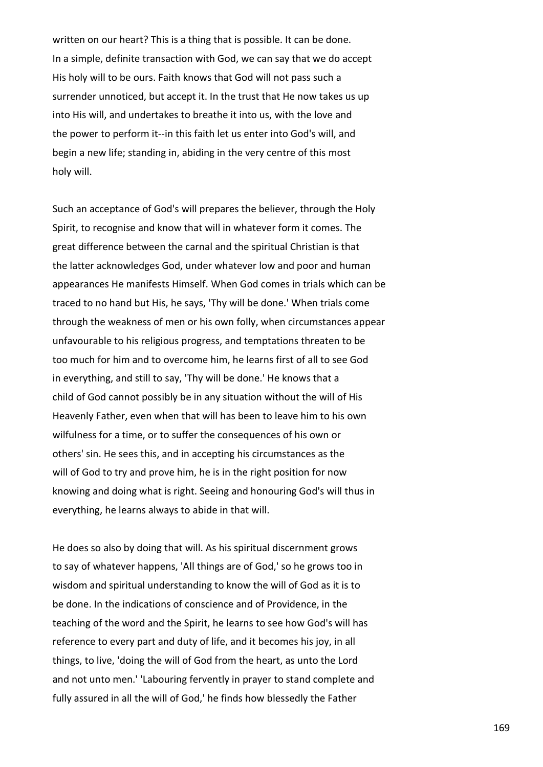written on our heart? This is a thing that is possible. It can be done. In a simple, definite transaction with God, we can say that we do accept His holy will to be ours. Faith knows that God will not pass such a surrender unnoticed, but accept it. In the trust that He now takes us up into His will, and undertakes to breathe it into us, with the love and the power to perform it--in this faith let us enter into God's will, and begin a new life; standing in, abiding in the very centre of this most holy will.

Such an acceptance of God's will prepares the believer, through the Holy Spirit, to recognise and know that will in whatever form it comes. The great difference between the carnal and the spiritual Christian is that the latter acknowledges God, under whatever low and poor and human appearances He manifests Himself. When God comes in trials which can be traced to no hand but His, he says, 'Thy will be done.' When trials come through the weakness of men or his own folly, when circumstances appear unfavourable to his religious progress, and temptations threaten to be too much for him and to overcome him, he learns first of all to see God in everything, and still to say, 'Thy will be done.' He knows that a child of God cannot possibly be in any situation without the will of His Heavenly Father, even when that will has been to leave him to his own wilfulness for a time, or to suffer the consequences of his own or others' sin. He sees this, and in accepting his circumstances as the will of God to try and prove him, he is in the right position for now knowing and doing what is right. Seeing and honouring God's will thus in everything, he learns always to abide in that will.

He does so also by doing that will. As his spiritual discernment grows to say of whatever happens, 'All things are of God,' so he grows too in wisdom and spiritual understanding to know the will of God as it is to be done. In the indications of conscience and of Providence, in the teaching of the word and the Spirit, he learns to see how God's will has reference to every part and duty of life, and it becomes his joy, in all things, to live, 'doing the will of God from the heart, as unto the Lord and not unto men.' 'Labouring fervently in prayer to stand complete and fully assured in all the will of God,' he finds how blessedly the Father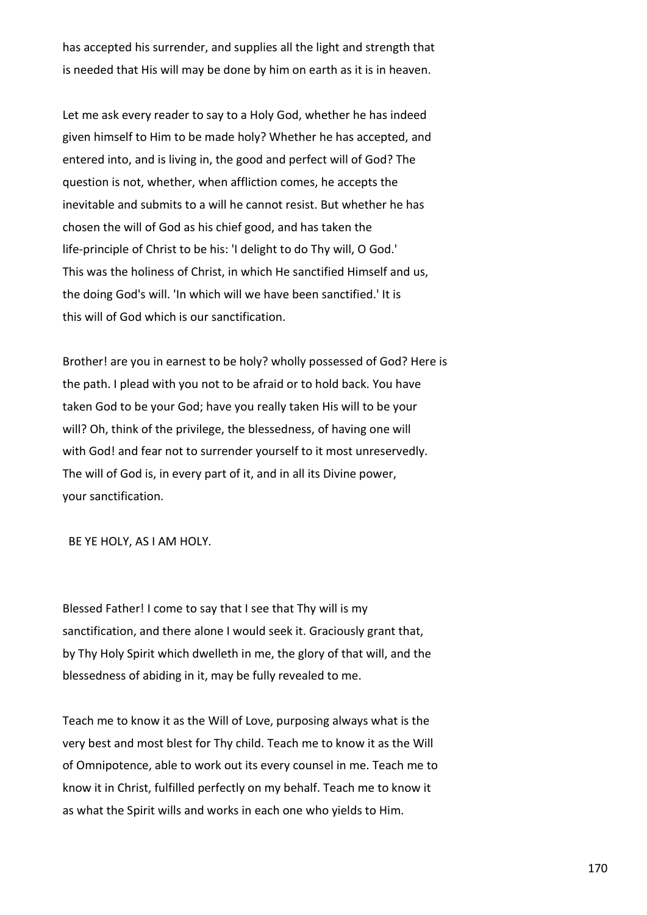has accepted his surrender, and supplies all the light and strength that is needed that His will may be done by him on earth as it is in heaven.

Let me ask every reader to say to a Holy God, whether he has indeed given himself to Him to be made holy? Whether he has accepted, and entered into, and is living in, the good and perfect will of God? The question is not, whether, when affliction comes, he accepts the inevitable and submits to a will he cannot resist. But whether he has chosen the will of God as his chief good, and has taken the life-principle of Christ to be his: 'I delight to do Thy will, O God.' This was the holiness of Christ, in which He sanctified Himself and us, the doing God's will. 'In which will we have been sanctified.' It is this will of God which is our sanctification.

Brother! are you in earnest to be holy? wholly possessed of God? Here is the path. I plead with you not to be afraid or to hold back. You have taken God to be your God; have you really taken His will to be your will? Oh, think of the privilege, the blessedness, of having one will with God! and fear not to surrender yourself to it most unreservedly. The will of God is, in every part of it, and in all its Divine power, your sanctification.

BE YE HOLY, AS I AM HOLY.

Blessed Father! I come to say that I see that Thy will is my sanctification, and there alone I would seek it. Graciously grant that, by Thy Holy Spirit which dwelleth in me, the glory of that will, and the blessedness of abiding in it, may be fully revealed to me.

Teach me to know it as the Will of Love, purposing always what is the very best and most blest for Thy child. Teach me to know it as the Will of Omnipotence, able to work out its every counsel in me. Teach me to know it in Christ, fulfilled perfectly on my behalf. Teach me to know it as what the Spirit wills and works in each one who yields to Him.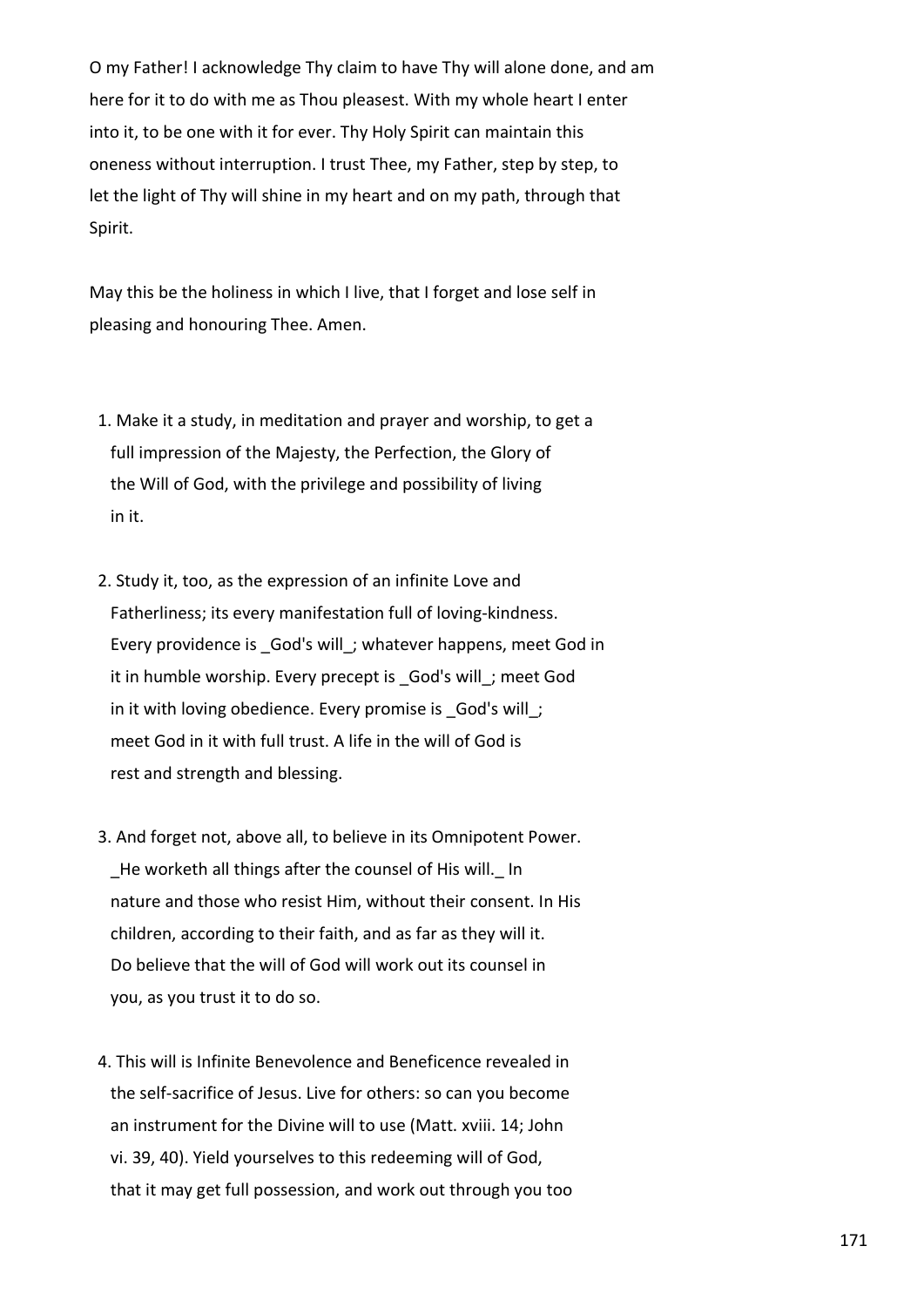O my Father! I acknowledge Thy claim to have Thy will alone done, and am here for it to do with me as Thou pleasest. With my whole heart I enter into it, to be one with it for ever. Thy Holy Spirit can maintain this oneness without interruption. I trust Thee, my Father, step by step, to let the light of Thy will shine in my heart and on my path, through that Spirit.

May this be the holiness in which I live, that I forget and lose self in pleasing and honouring Thee. Amen.

1. Make it a study, in meditation and prayer and worship, to get a full impression of the Majesty, the Perfection, the Glory of the Will of God, with the privilege and possibility of living in it.

2. Study it, too, as the expression of an infinite Love and Fatherliness; its every manifestation full of loving-kindness. Every providence is _God's will_; whatever happens, meet God in it in humble worship. Every precept is _God's will_; meet God in it with loving obedience. Every promise is _God's will_; meet God in it with full trust. A life in the will of God is rest and strength and blessing.

3. And forget not, above all, to believe in its Omnipotent Power. _He worketh all things after the counsel of His will._ In nature and those who resist Him, without their consent. In His children, according to their faith, and as far as they will it. Do believe that the will of God will work out its counsel in you, as you trust it to do so.

4. This will is Infinite Benevolence and Beneficence revealed in the self-sacrifice of Jesus. Live for others: so can you become an instrument for the Divine will to use (Matt. xviii. 14; John vi. 39, 40). Yield yourselves to this redeeming will of God, that it may get full possession, and work out through you too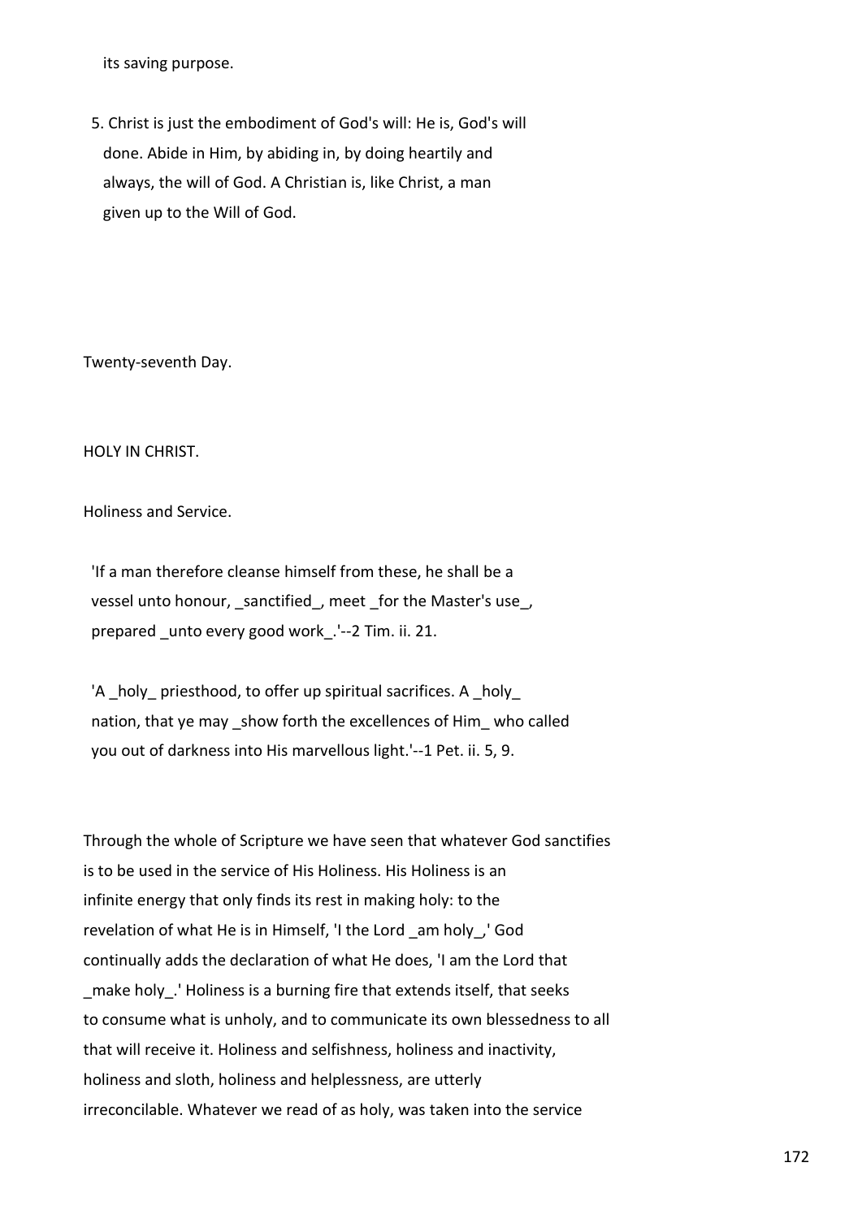its saving purpose.

5. Christ is just the embodiment of God's will: He is, God's will done. Abide in Him, by abiding in, by doing heartily and always, the will of God. A Christian is, like Christ, a man given up to the Will of God.

Twenty-seventh Day.

## HOLY IN CHRIST.

### Holiness and Service.

> 'If a man therefore cleanse himself from these, he shall be a vessel unto honour, _sanctified_, meet _for the Master's use_, prepared _unto every good work_.'--2 Tim. ii. 21.

> 'A _holy_ priesthood, to offer up spiritual sacrifices. A _holy_ nation, that ye may _show forth the excellences of Him_ who called you out of darkness into His marvellous light.'--1 Pet. ii. 5, 9.

Through the whole of Scripture we have seen that whatever God sanctifies is to be used in the service of His Holiness. His Holiness is an infinite energy that only finds its rest in making holy: to the revelation of what He is in Himself, 'I the Lord _am holy_,' God continually adds the declaration of what He does, 'I am the Lord that _make holy_.' Holiness is a burning fire that extends itself, that seeks to consume what is unholy, and to communicate its own blessedness to all that will receive it. Holiness and selfishness, holiness and inactivity, holiness and sloth, holiness and helplessness, are utterly irreconcilable. Whatever we read of as holy, was taken into the service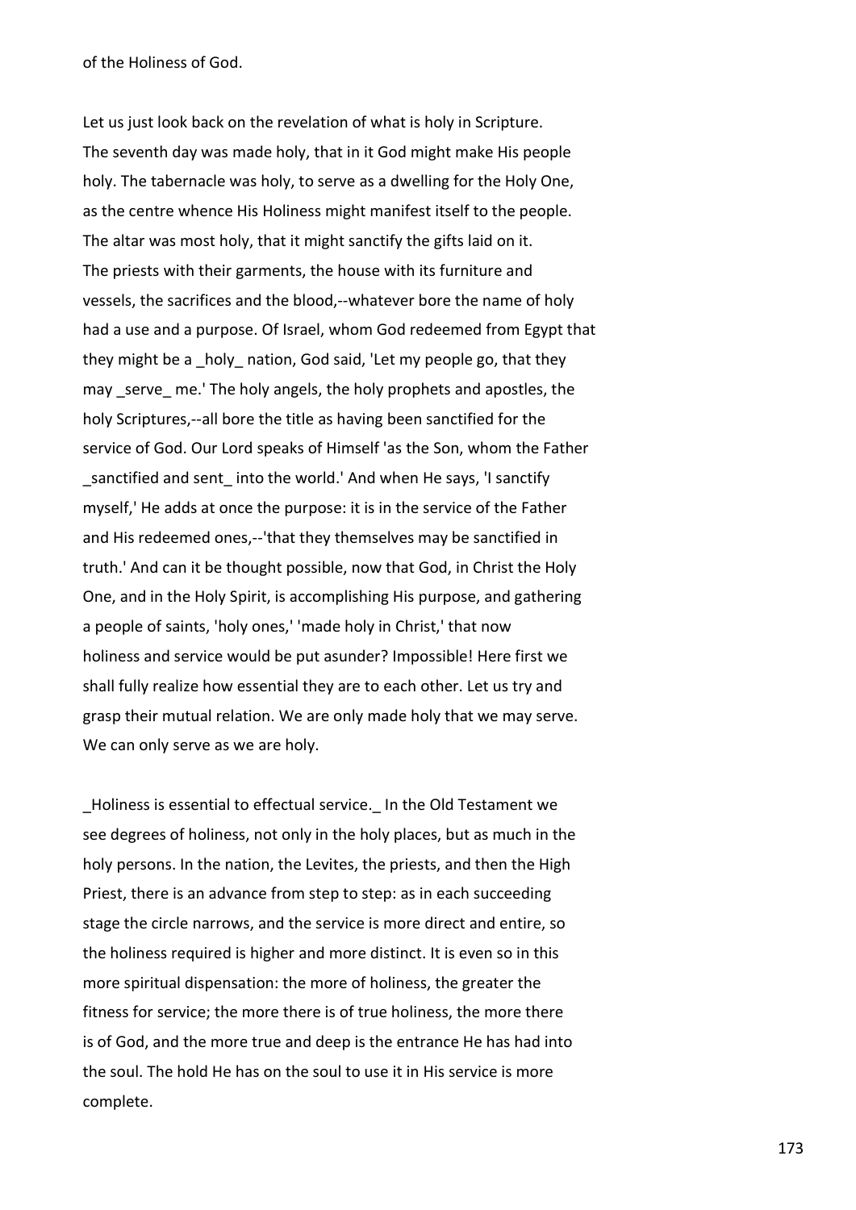of the Holiness of God.

Let us just look back on the revelation of what is holy in Scripture. The seventh day was made holy, that in it God might make His people holy. The tabernacle was holy, to serve as a dwelling for the Holy One, as the centre whence His Holiness might manifest itself to the people. The altar was most holy, that it might sanctify the gifts laid on it. The priests with their garments, the house with its furniture and vessels, the sacrifices and the blood,--whatever bore the name of holy had a use and a purpose. Of Israel, whom God redeemed from Egypt that they might be a _holy_ nation, God said, 'Let my people go, that they may _serve_ me.' The holy angels, the holy prophets and apostles, the holy Scriptures,--all bore the title as having been sanctified for the service of God. Our Lord speaks of Himself 'as the Son, whom the Father _sanctified and sent_ into the world.' And when He says, 'I sanctify myself,' He adds at once the purpose: it is in the service of the Father and His redeemed ones,--'that they themselves may be sanctified in truth.' And can it be thought possible, now that God, in Christ the Holy One, and in the Holy Spirit, is accomplishing His purpose, and gathering a people of saints, 'holy ones,' 'made holy in Christ,' that now holiness and service would be put asunder? Impossible! Here first we shall fully realize how essential they are to each other. Let us try and grasp their mutual relation. We are only made holy that we may serve. We can only serve as we are holy.

_Holiness is essential to effectual service._ In the Old Testament we see degrees of holiness, not only in the holy places, but as much in the holy persons. In the nation, the Levites, the priests, and then the High Priest, there is an advance from step to step: as in each succeeding stage the circle narrows, and the service is more direct and entire, so the holiness required is higher and more distinct. It is even so in this more spiritual dispensation: the more of holiness, the greater the fitness for service; the more there is of true holiness, the more there is of God, and the more true and deep is the entrance He has had into the soul. The hold He has on the soul to use it in His service is more complete.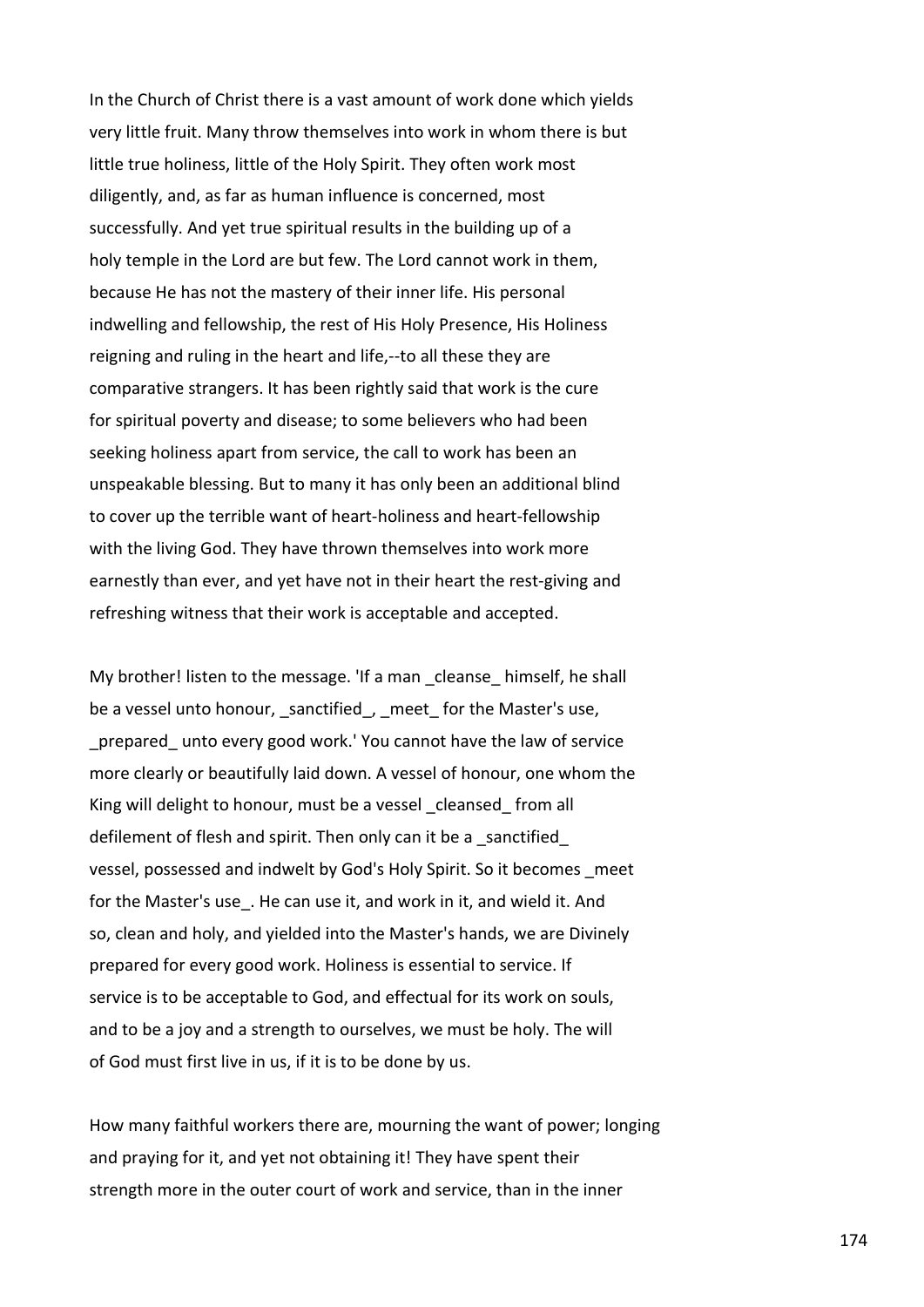In the Church of Christ there is a vast amount of work done which yields very little fruit. Many throw themselves into work in whom there is but little true holiness, little of the Holy Spirit. They often work most diligently, and, as far as human influence is concerned, most successfully. And yet true spiritual results in the building up of a holy temple in the Lord are but few. The Lord cannot work in them, because He has not the mastery of their inner life. His personal indwelling and fellowship, the rest of His Holy Presence, His Holiness reigning and ruling in the heart and life,--to all these they are comparative strangers. It has been rightly said that work is the cure for spiritual poverty and disease; to some believers who had been seeking holiness apart from service, the call to work has been an unspeakable blessing. But to many it has only been an additional blind to cover up the terrible want of heart-holiness and heart-fellowship with the living God. They have thrown themselves into work more earnestly than ever, and yet have not in their heart the rest-giving and refreshing witness that their work is acceptable and accepted.

My brother! listen to the message. 'If a man _cleanse_ himself, he shall be a vessel unto honour, _sanctified_, _meet_ for the Master's use, _prepared_ unto every good work.' You cannot have the law of service more clearly or beautifully laid down. A vessel of honour, one whom the King will delight to honour, must be a vessel _cleansed_ from all defilement of flesh and spirit. Then only can it be a _sanctified_ vessel, possessed and indwelt by God's Holy Spirit. So it becomes _meet for the Master's use_. He can use it, and work in it, and wield it. And so, clean and holy, and yielded into the Master's hands, we are Divinely prepared for every good work. Holiness is essential to service. If service is to be acceptable to God, and effectual for its work on souls, and to be a joy and a strength to ourselves, we must be holy. The will of God must first live in us, if it is to be done by us.

How many faithful workers there are, mourning the want of power; longing and praying for it, and yet not obtaining it! They have spent their strength more in the outer court of work and service, than in the inner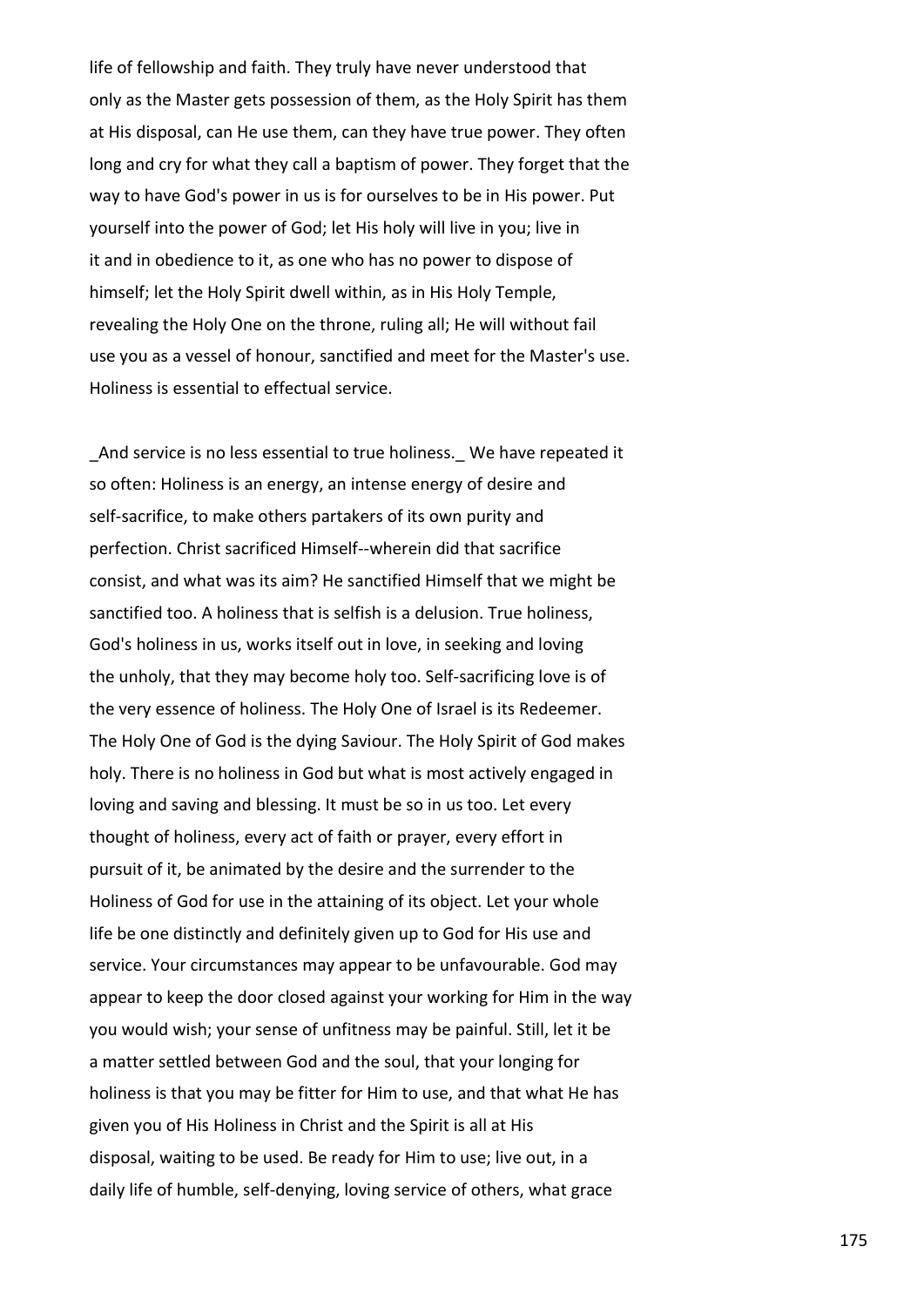life of fellowship and faith. They truly have never understood that only as the Master gets possession of them, as the Holy Spirit has them at His disposal, can He use them, can they have true power. They often long and cry for what they call a baptism of power. They forget that the way to have God's power in us is for ourselves to be in His power. Put yourself into the power of God; let His holy will live in you; live in it and in obedience to it, as one who has no power to dispose of himself; let the Holy Spirit dwell within, as in His Holy Temple, revealing the Holy One on the throne, ruling all; He will without fail use you as a vessel of honour, sanctified and meet for the Master's use. Holiness is essential to effectual service.

_And service is no less essential to true holiness._ We have repeated it so often: Holiness is an energy, an intense energy of desire and self-sacrifice, to make others partakers of its own purity and perfection. Christ sacrificed Himself--wherein did that sacrifice consist, and what was its aim? He sanctified Himself that we might be sanctified too. A holiness that is selfish is a delusion. True holiness, God's holiness in us, works itself out in love, in seeking and loving the unholy, that they may become holy too. Self-sacrificing love is of the very essence of holiness. The Holy One of Israel is its Redeemer. The Holy One of God is the dying Saviour. The Holy Spirit of God makes holy. There is no holiness in God but what is most actively engaged in loving and saving and blessing. It must be so in us too. Let every thought of holiness, every act of faith or prayer, every effort in pursuit of it, be animated by the desire and the surrender to the Holiness of God for use in the attaining of its object. Let your whole life be one distinctly and definitely given up to God for His use and service. Your circumstances may appear to be unfavourable. God may appear to keep the door closed against your working for Him in the way you would wish; your sense of unfitness may be painful. Still, let it be a matter settled between God and the soul, that your longing for holiness is that you may be fitter for Him to use, and that what He has given you of His Holiness in Christ and the Spirit is all at His disposal, waiting to be used. Be ready for Him to use; live out, in a daily life of humble, self-denying, loving service of others, what grace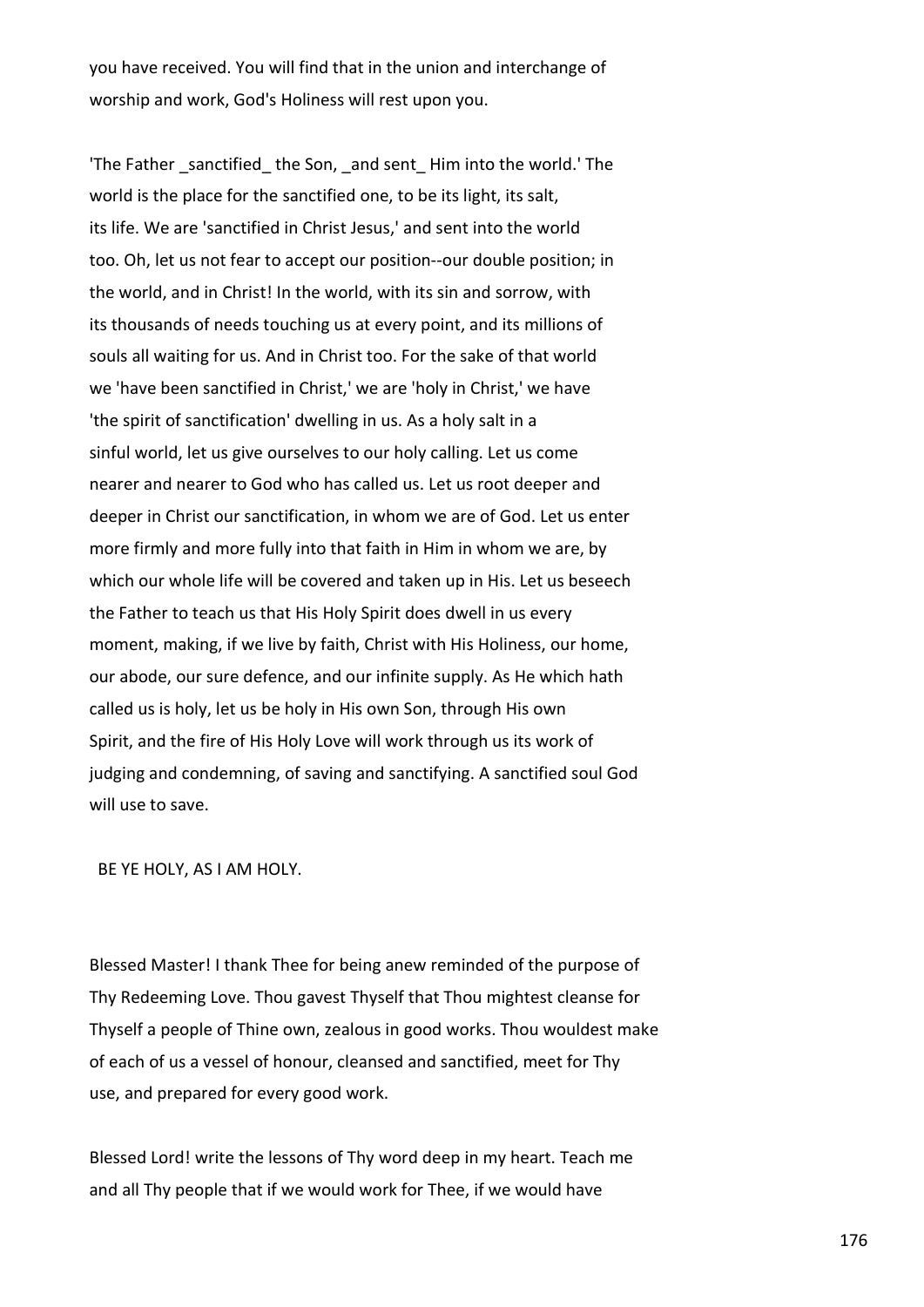you have received. You will find that in the union and interchange of worship and work, God's Holiness will rest upon you.

'The Father _sanctified_ the Son, _and sent_ Him into the world.' The world is the place for the sanctified one, to be its light, its salt, its life. We are 'sanctified in Christ Jesus,' and sent into the world too. Oh, let us not fear to accept our position--our double position; in the world, and in Christ! In the world, with its sin and sorrow, with its thousands of needs touching us at every point, and its millions of souls all waiting for us. And in Christ too. For the sake of that world we 'have been sanctified in Christ,' we are 'holy in Christ,' we have 'the spirit of sanctification' dwelling in us. As a holy salt in a sinful world, let us give ourselves to our holy calling. Let us come nearer and nearer to God who has called us. Let us root deeper and deeper in Christ our sanctification, in whom we are of God. Let us enter more firmly and more fully into that faith in Him in whom we are, by which our whole life will be covered and taken up in His. Let us beseech the Father to teach us that His Holy Spirit does dwell in us every moment, making, if we live by faith, Christ with His Holiness, our home, our abode, our sure defence, and our infinite supply. As He which hath called us is holy, let us be holy in His own Son, through His own Spirit, and the fire of His Holy Love will work through us its work of judging and condemning, of saving and sanctifying. A sanctified soul God will use to save.

BE YE HOLY, AS I AM HOLY.

Blessed Master! I thank Thee for being anew reminded of the purpose of Thy Redeeming Love. Thou gavest Thyself that Thou mightest cleanse for Thyself a people of Thine own, zealous in good works. Thou wouldest make of each of us a vessel of honour, cleansed and sanctified, meet for Thy use, and prepared for every good work.

Blessed Lord! write the lessons of Thy word deep in my heart. Teach me and all Thy people that if we would work for Thee, if we would have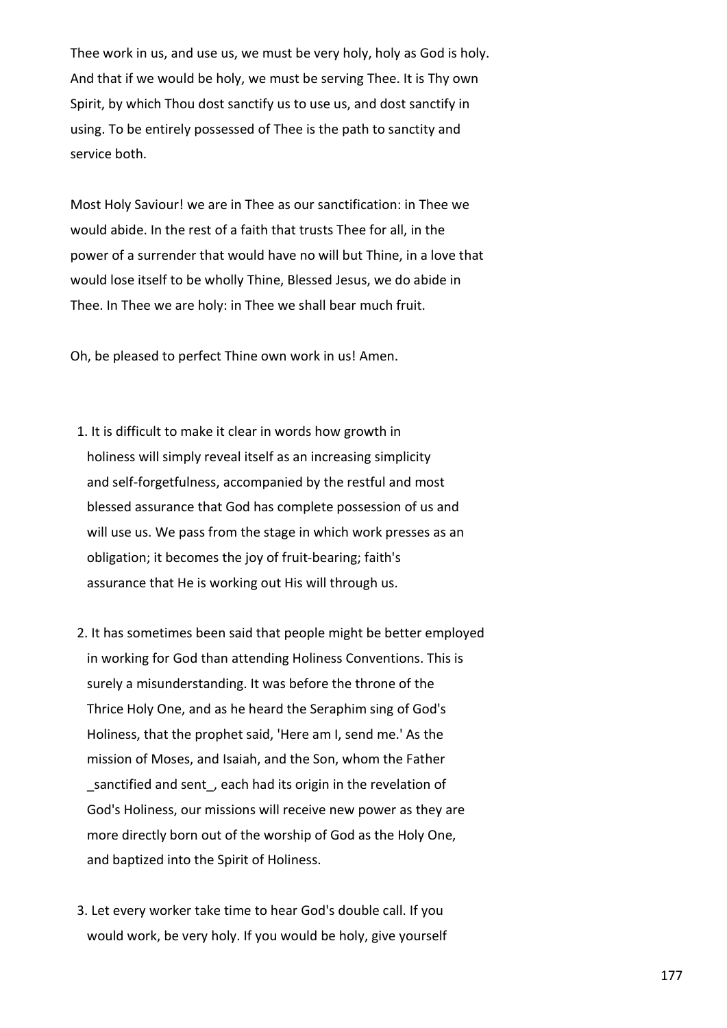Thee work in us, and use us, we must be very holy, holy as God is holy. And that if we would be holy, we must be serving Thee. It is Thy own Spirit, by which Thou dost sanctify us to use us, and dost sanctify in using. To be entirely possessed of Thee is the path to sanctity and service both.

Most Holy Saviour! we are in Thee as our sanctification: in Thee we would abide. In the rest of a faith that trusts Thee for all, in the power of a surrender that would have no will but Thine, in a love that would lose itself to be wholly Thine, Blessed Jesus, we do abide in Thee. In Thee we are holy: in Thee we shall bear much fruit.

Oh, be pleased to perfect Thine own work in us! Amen.

1. It is difficult to make it clear in words how growth in holiness will simply reveal itself as an increasing simplicity and self-forgetfulness, accompanied by the restful and most blessed assurance that God has complete possession of us and will use us. We pass from the stage in which work presses as an obligation; it becomes the joy of fruit-bearing; faith's assurance that He is working out His will through us.

2. It has sometimes been said that people might be better employed in working for God than attending Holiness Conventions. This is surely a misunderstanding. It was before the throne of the Thrice Holy One, and as he heard the Seraphim sing of God's Holiness, that the prophet said, 'Here am I, send me.' As the mission of Moses, and Isaiah, and the Son, whom the Father _sanctified and sent_, each had its origin in the revelation of God's Holiness, our missions will receive new power as they are more directly born out of the worship of God as the Holy One, and baptized into the Spirit of Holiness.

3. Let every worker take time to hear God's double call. If you would work, be very holy. If you would be holy, give yourself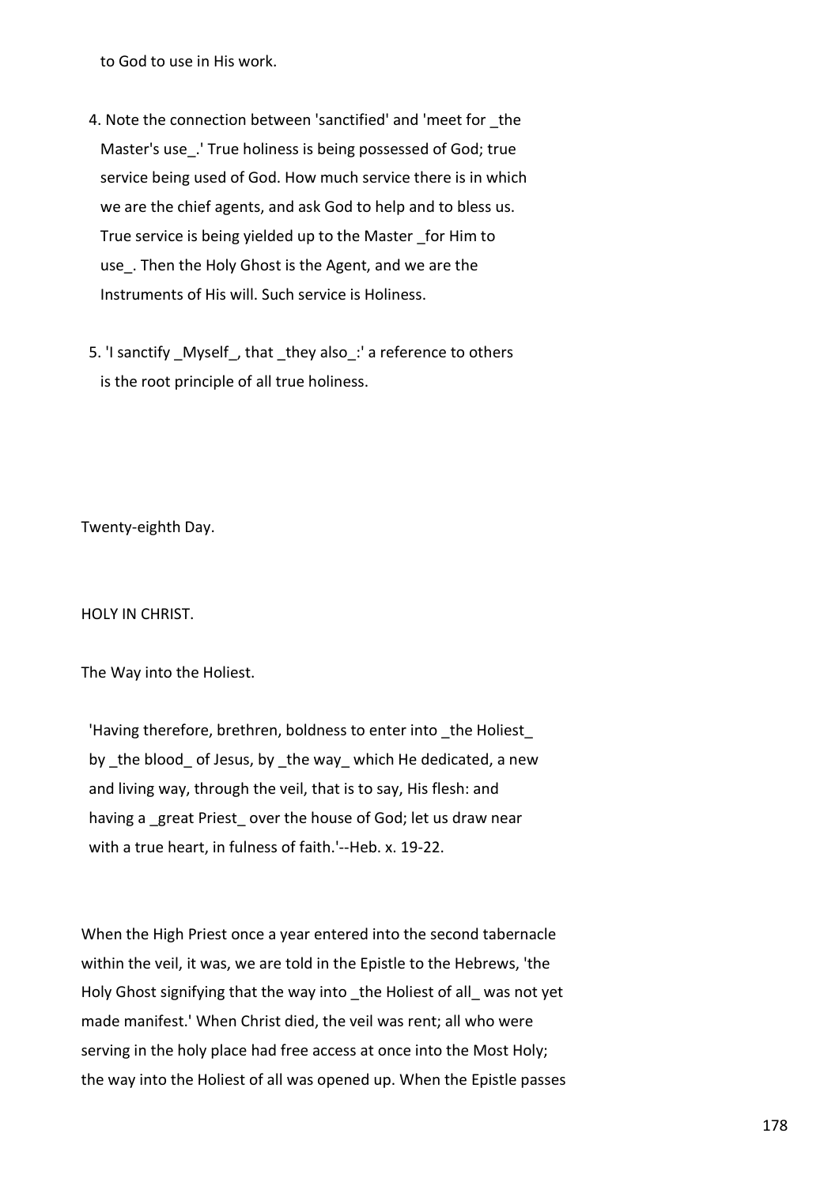to God to use in His work.

4. Note the connection between 'sanctified' and 'meet for _the Master's use_.' True holiness is being possessed of God; true service being used of God. How much service there is in which we are the chief agents, and ask God to help and to bless us. True service is being yielded up to the Master _for Him to use_. Then the Holy Ghost is the Agent, and we are the Instruments of His will. Such service is Holiness.

5. 'I sanctify _Myself_, that _they also_:' a reference to others is the root principle of all true holiness.

## Twenty-eighth Day.

### HOLY IN CHRIST.

#### The Way into the Holiest.

> 'Having therefore, brethren, boldness to enter into _the Holiest_ by _the blood_ of Jesus, by _the way_ which He dedicated, a new and living way, through the veil, that is to say, His flesh: and having a _great Priest_ over the house of God; let us draw near with a true heart, in fulness of faith.'--Heb. x. 19-22.

When the High Priest once a year entered into the second tabernacle within the veil, it was, we are told in the Epistle to the Hebrews, 'the Holy Ghost signifying that the way into _the Holiest of all_ was not yet made manifest.' When Christ died, the veil was rent; all who were serving in the holy place had free access at once into the Most Holy; the way into the Holiest of all was opened up. When the Epistle passes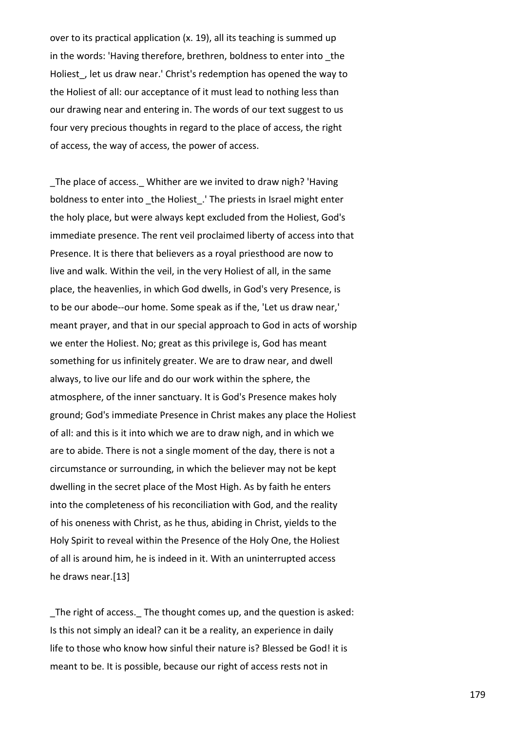over to its practical application (x. 19), all its teaching is summed up in the words: 'Having therefore, brethren, boldness to enter into _the Holiest_, let us draw near.' Christ's redemption has opened the way to the Holiest of all: our acceptance of it must lead to nothing less than our drawing near and entering in. The words of our text suggest to us four very precious thoughts in regard to the place of access, the right of access, the way of access, the power of access.

_The place of access._ Whither are we invited to draw nigh? 'Having boldness to enter into _the Holiest_.' The priests in Israel might enter the holy place, but were always kept excluded from the Holiest, God's immediate presence. The rent veil proclaimed liberty of access into that Presence. It is there that believers as a royal priesthood are now to live and walk. Within the veil, in the very Holiest of all, in the same place, the heavenlies, in which God dwells, in God's very Presence, is to be our abode--our home. Some speak as if the, 'Let us draw near,' meant prayer, and that in our special approach to God in acts of worship we enter the Holiest. No; great as this privilege is, God has meant something for us infinitely greater. We are to draw near, and dwell always, to live our life and do our work within the sphere, the atmosphere, of the inner sanctuary. It is God's Presence makes holy ground; God's immediate Presence in Christ makes any place the Holiest of all: and this is it into which we are to draw nigh, and in which we are to abide. There is not a single moment of the day, there is not a circumstance or surrounding, in which the believer may not be kept dwelling in the secret place of the Most High. As by faith he enters into the completeness of his reconciliation with God, and the reality of his oneness with Christ, as he thus, abiding in Christ, yields to the Holy Spirit to reveal within the Presence of the Holy One, the Holiest of all is around him, he is indeed in it. With an uninterrupted access he draws near.[13]

_The right of access._ The thought comes up, and the question is asked: Is this not simply an ideal? can it be a reality, an experience in daily life to those who know how sinful their nature is? Blessed be God! it is meant to be. It is possible, because our right of access rests not in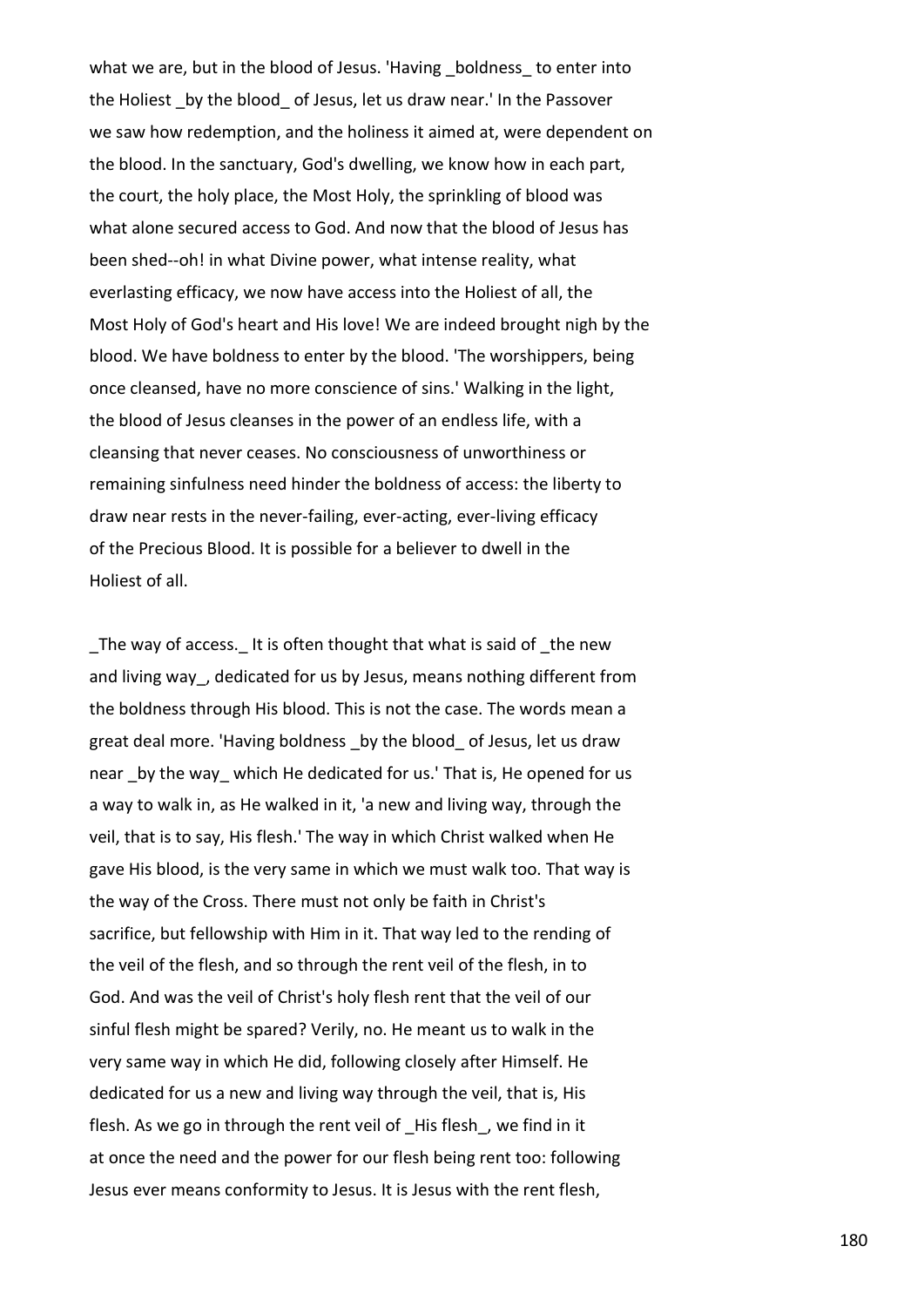what we are, but in the blood of Jesus. 'Having _boldness_ to enter into the Holiest _by the blood_ of Jesus, let us draw near.' In the Passover we saw how redemption, and the holiness it aimed at, were dependent on the blood. In the sanctuary, God's dwelling, we know how in each part, the court, the holy place, the Most Holy, the sprinkling of blood was what alone secured access to God. And now that the blood of Jesus has been shed--oh! in what Divine power, what intense reality, what everlasting efficacy, we now have access into the Holiest of all, the Most Holy of God's heart and His love! We are indeed brought nigh by the blood. We have boldness to enter by the blood. 'The worshippers, being once cleansed, have no more conscience of sins.' Walking in the light, the blood of Jesus cleanses in the power of an endless life, with a cleansing that never ceases. No consciousness of unworthiness or remaining sinfulness need hinder the boldness of access: the liberty to draw near rests in the never-failing, ever-acting, ever-living efficacy of the Precious Blood. It is possible for a believer to dwell in the Holiest of all.

_The way of access._ It is often thought that what is said of _the new and living way_, dedicated for us by Jesus, means nothing different from the boldness through His blood. This is not the case. The words mean a great deal more. 'Having boldness _by the blood_ of Jesus, let us draw near _by the way_ which He dedicated for us.' That is, He opened for us a way to walk in, as He walked in it, 'a new and living way, through the veil, that is to say, His flesh.' The way in which Christ walked when He gave His blood, is the very same in which we must walk too. That way is the way of the Cross. There must not only be faith in Christ's sacrifice, but fellowship with Him in it. That way led to the rending of the veil of the flesh, and so through the rent veil of the flesh, in to God. And was the veil of Christ's holy flesh rent that the veil of our sinful flesh might be spared? Verily, no. He meant us to walk in the very same way in which He did, following closely after Himself. He dedicated for us a new and living way through the veil, that is, His flesh. As we go in through the rent veil of _His flesh_, we find in it at once the need and the power for our flesh being rent too: following Jesus ever means conformity to Jesus. It is Jesus with the rent flesh,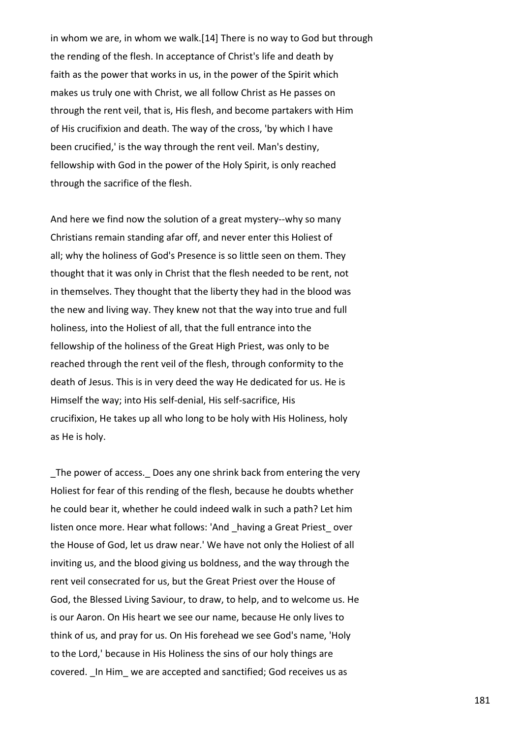in whom we are, in whom we walk.[14] There is no way to God but through the rending of the flesh. In acceptance of Christ's life and death by faith as the power that works in us, in the power of the Spirit which makes us truly one with Christ, we all follow Christ as He passes on through the rent veil, that is, His flesh, and become partakers with Him of His crucifixion and death. The way of the cross, 'by which I have been crucified,' is the way through the rent veil. Man's destiny, fellowship with God in the power of the Holy Spirit, is only reached through the sacrifice of the flesh.

And here we find now the solution of a great mystery--why so many Christians remain standing afar off, and never enter this Holiest of all; why the holiness of God's Presence is so little seen on them. They thought that it was only in Christ that the flesh needed to be rent, not in themselves. They thought that the liberty they had in the blood was the new and living way. They knew not that the way into true and full holiness, into the Holiest of all, that the full entrance into the fellowship of the holiness of the Great High Priest, was only to be reached through the rent veil of the flesh, through conformity to the death of Jesus. This is in very deed the way He dedicated for us. He is Himself the way; into His self-denial, His self-sacrifice, His crucifixion, He takes up all who long to be holy with His Holiness, holy as He is holy.

_The power of access._ Does any one shrink back from entering the very Holiest for fear of this rending of the flesh, because he doubts whether he could bear it, whether he could indeed walk in such a path? Let him listen once more. Hear what follows: 'And _having a Great Priest_ over the House of God, let us draw near.' We have not only the Holiest of all inviting us, and the blood giving us boldness, and the way through the rent veil consecrated for us, but the Great Priest over the House of God, the Blessed Living Saviour, to draw, to help, and to welcome us. He is our Aaron. On His heart we see our name, because He only lives to think of us, and pray for us. On His forehead we see God's name, 'Holy to the Lord,' because in His Holiness the sins of our holy things are covered. _In Him_ we are accepted and sanctified; God receives us as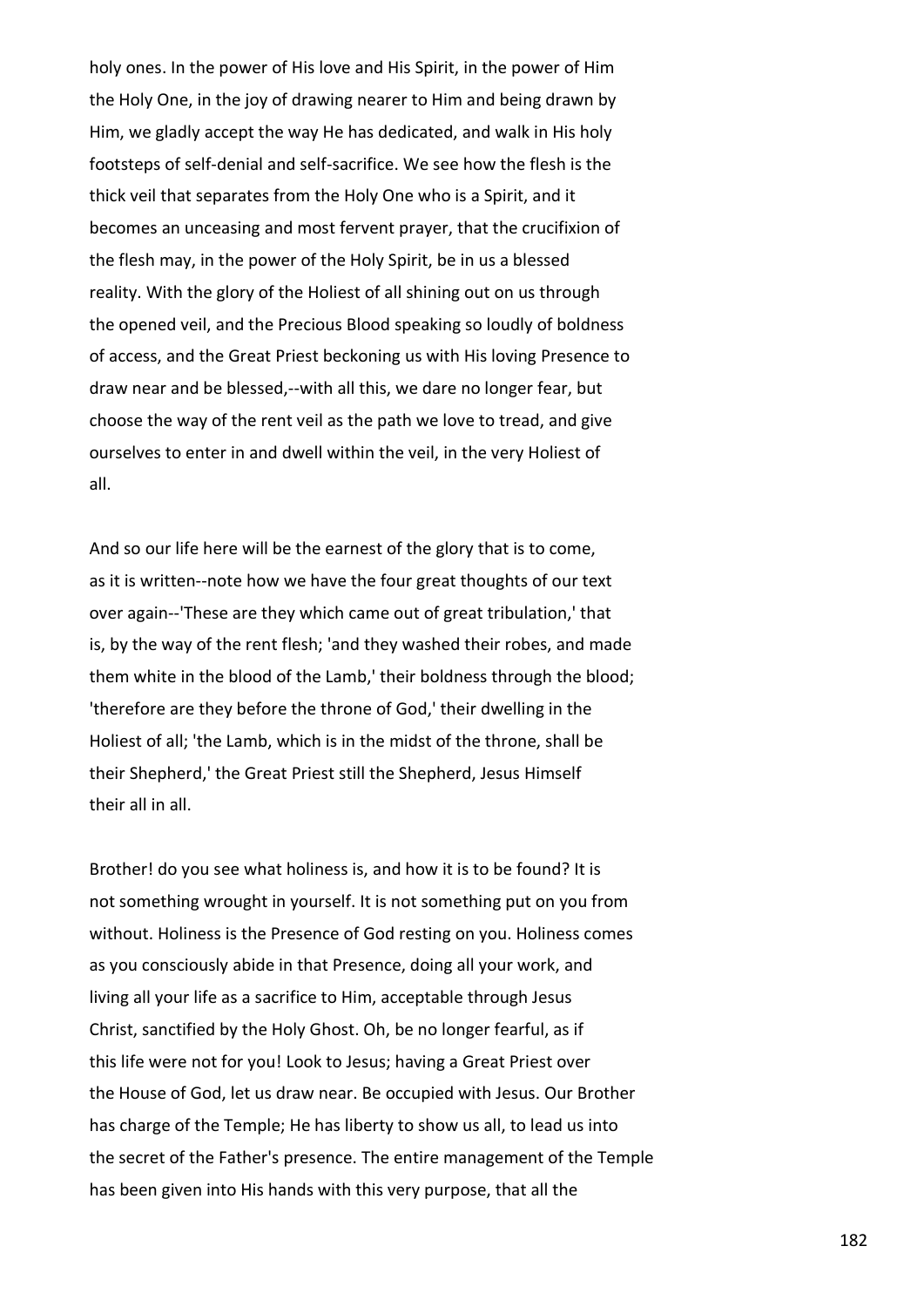holy ones. In the power of His love and His Spirit, in the power of Him the Holy One, in the joy of drawing nearer to Him and being drawn by Him, we gladly accept the way He has dedicated, and walk in His holy footsteps of self-denial and self-sacrifice. We see how the flesh is the thick veil that separates from the Holy One who is a Spirit, and it becomes an unceasing and most fervent prayer, that the crucifixion of the flesh may, in the power of the Holy Spirit, be in us a blessed reality. With the glory of the Holiest of all shining out on us through the opened veil, and the Precious Blood speaking so loudly of boldness of access, and the Great Priest beckoning us with His loving Presence to draw near and be blessed,--with all this, we dare no longer fear, but choose the way of the rent veil as the path we love to tread, and give ourselves to enter in and dwell within the veil, in the very Holiest of all.

And so our life here will be the earnest of the glory that is to come, as it is written--note how we have the four great thoughts of our text over again--'These are they which came out of great tribulation,' that is, by the way of the rent flesh; 'and they washed their robes, and made them white in the blood of the Lamb,' their boldness through the blood; 'therefore are they before the throne of God,' their dwelling in the Holiest of all; 'the Lamb, which is in the midst of the throne, shall be their Shepherd,' the Great Priest still the Shepherd, Jesus Himself their all in all.

Brother! do you see what holiness is, and how it is to be found? It is not something wrought in yourself. It is not something put on you from without. Holiness is the Presence of God resting on you. Holiness comes as you consciously abide in that Presence, doing all your work, and living all your life as a sacrifice to Him, acceptable through Jesus Christ, sanctified by the Holy Ghost. Oh, be no longer fearful, as if this life were not for you! Look to Jesus; having a Great Priest over the House of God, let us draw near. Be occupied with Jesus. Our Brother has charge of the Temple; He has liberty to show us all, to lead us into the secret of the Father's presence. The entire management of the Temple has been given into His hands with this very purpose, that all the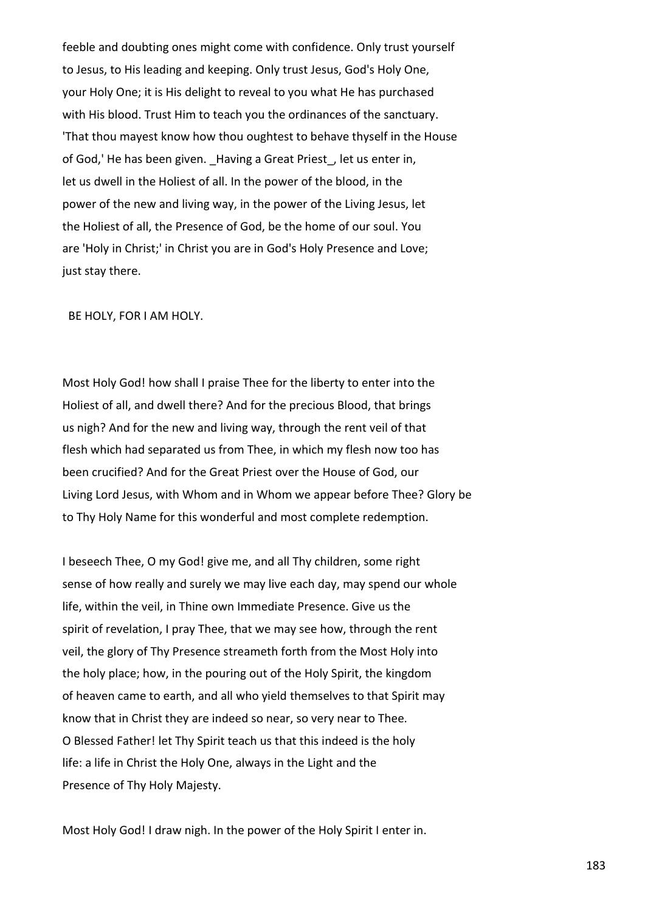feeble and doubting ones might come with confidence. Only trust yourself to Jesus, to His leading and keeping. Only trust Jesus, God's Holy One, your Holy One; it is His delight to reveal to you what He has purchased with His blood. Trust Him to teach you the ordinances of the sanctuary. 'That thou mayest know how thou oughtest to behave thyself in the House of God,' He has been given. _Having a Great Priest_, let us enter in, let us dwell in the Holiest of all. In the power of the blood, in the power of the new and living way, in the power of the Living Jesus, let the Holiest of all, the Presence of God, be the home of our soul. You are 'Holy in Christ;' in Christ you are in God's Holy Presence and Love; just stay there.

BE HOLY, FOR I AM HOLY.

Most Holy God! how shall I praise Thee for the liberty to enter into the Holiest of all, and dwell there? And for the precious Blood, that brings us nigh? And for the new and living way, through the rent veil of that flesh which had separated us from Thee, in which my flesh now too has been crucified? And for the Great Priest over the House of God, our Living Lord Jesus, with Whom and in Whom we appear before Thee? Glory be to Thy Holy Name for this wonderful and most complete redemption.

I beseech Thee, O my God! give me, and all Thy children, some right sense of how really and surely we may live each day, may spend our whole life, within the veil, in Thine own Immediate Presence. Give us the spirit of revelation, I pray Thee, that we may see how, through the rent veil, the glory of Thy Presence streameth forth from the Most Holy into the holy place; how, in the pouring out of the Holy Spirit, the kingdom of heaven came to earth, and all who yield themselves to that Spirit may know that in Christ they are indeed so near, so very near to Thee. O Blessed Father! let Thy Spirit teach us that this indeed is the holy life: a life in Christ the Holy One, always in the Light and the Presence of Thy Holy Majesty.

Most Holy God! I draw nigh. In the power of the Holy Spirit I enter in.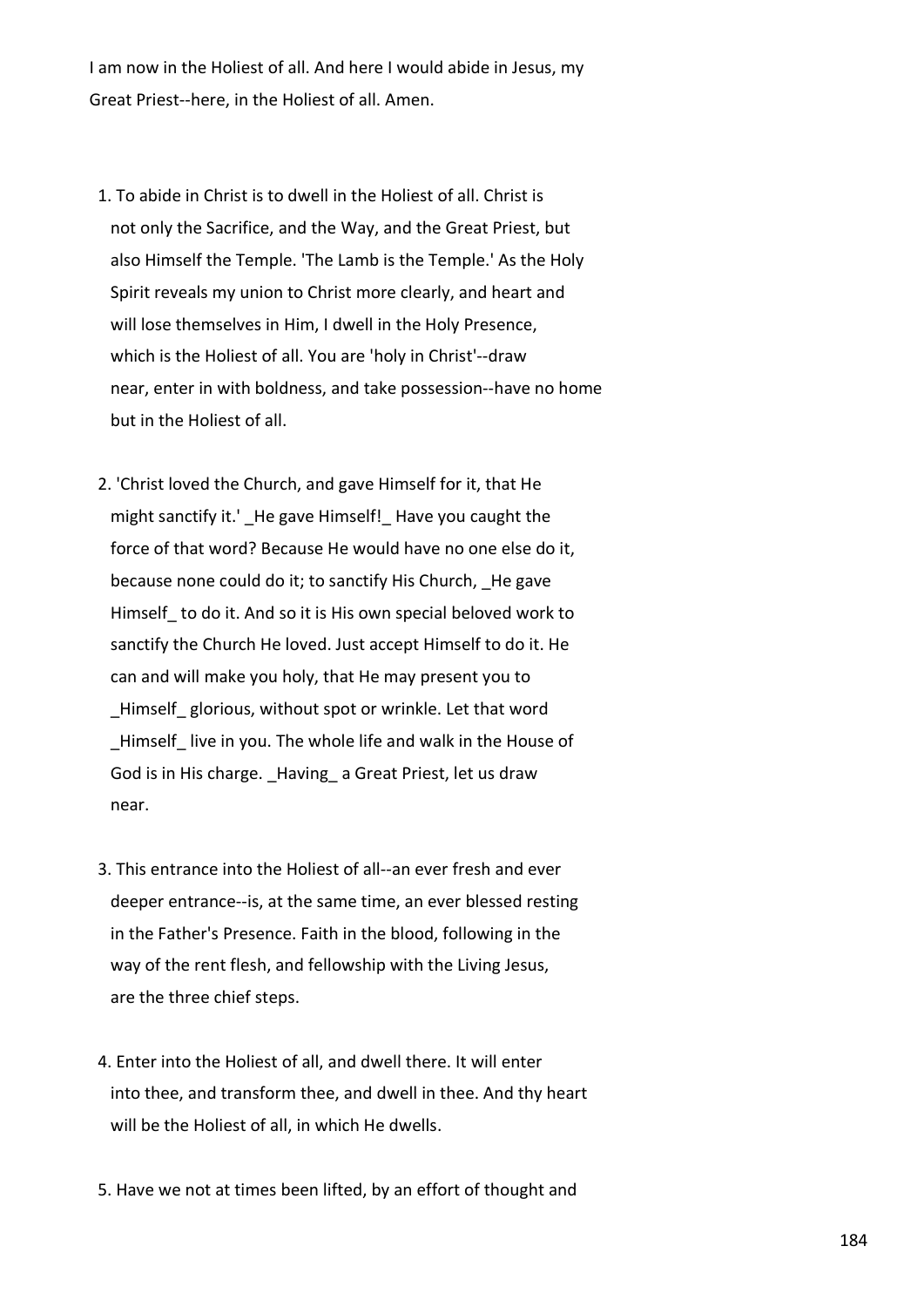I am now in the Holiest of all. And here I would abide in Jesus, my Great Priest--here, in the Holiest of all. Amen.

1. To abide in Christ is to dwell in the Holiest of all. Christ is not only the Sacrifice, and the Way, and the Great Priest, but also Himself the Temple. 'The Lamb is the Temple.' As the Holy Spirit reveals my union to Christ more clearly, and heart and will lose themselves in Him, I dwell in the Holy Presence, which is the Holiest of all. You are 'holy in Christ'--draw near, enter in with boldness, and take possession--have no home but in the Holiest of all.

2. 'Christ loved the Church, and gave Himself for it, that He might sanctify it.' _He gave Himself!_ Have you caught the force of that word? Because He would have no one else do it, because none could do it; to sanctify His Church, _He gave Himself_ to do it. And so it is His own special beloved work to sanctify the Church He loved. Just accept Himself to do it. He can and will make you holy, that He may present you to _Himself_ glorious, without spot or wrinkle. Let that word _Himself_ live in you. The whole life and walk in the House of God is in His charge. _Having_ a Great Priest, let us draw near.

3. This entrance into the Holiest of all--an ever fresh and ever deeper entrance--is, at the same time, an ever blessed resting in the Father's Presence. Faith in the blood, following in the way of the rent flesh, and fellowship with the Living Jesus, are the three chief steps.

4. Enter into the Holiest of all, and dwell there. It will enter into thee, and transform thee, and dwell in thee. And thy heart will be the Holiest of all, in which He dwells.

5. Have we not at times been lifted, by an effort of thought and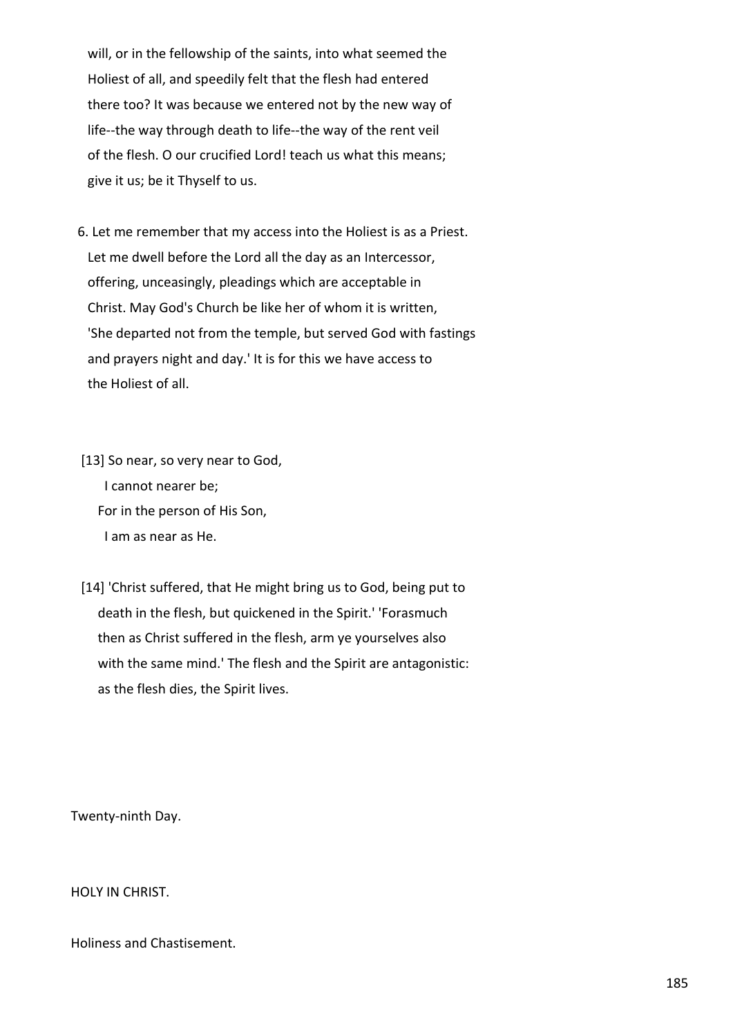will, or in the fellowship of the saints, into what seemed the Holiest of all, and speedily felt that the flesh had entered there too? It was because we entered not by the new way of life--the way through death to life--the way of the rent veil of the flesh. O our crucified Lord! teach us what this means; give it us; be it Thyself to us.

6. Let me remember that my access into the Holiest is as a Priest. Let me dwell before the Lord all the day as an Intercessor, offering, unceasingly, pleadings which are acceptable in Christ. May God's Church be like her of whom it is written, 'She departed not from the temple, but served God with fastings and prayers night and day.' It is for this we have access to the Holiest of all.

[13] So near, so very near to God,
  I cannot nearer be;
For in the person of His Son,
  I am as near as He.

[14] 'Christ suffered, that He might bring us to God, being put to death in the flesh, but quickened in the Spirit.' 'Forasmuch then as Christ suffered in the flesh, arm ye yourselves also with the same mind.' The flesh and the Spirit are antagonistic: as the flesh dies, the Spirit lives.

## Twenty-ninth Day.

### HOLY IN CHRIST.

### Holiness and Chastisement.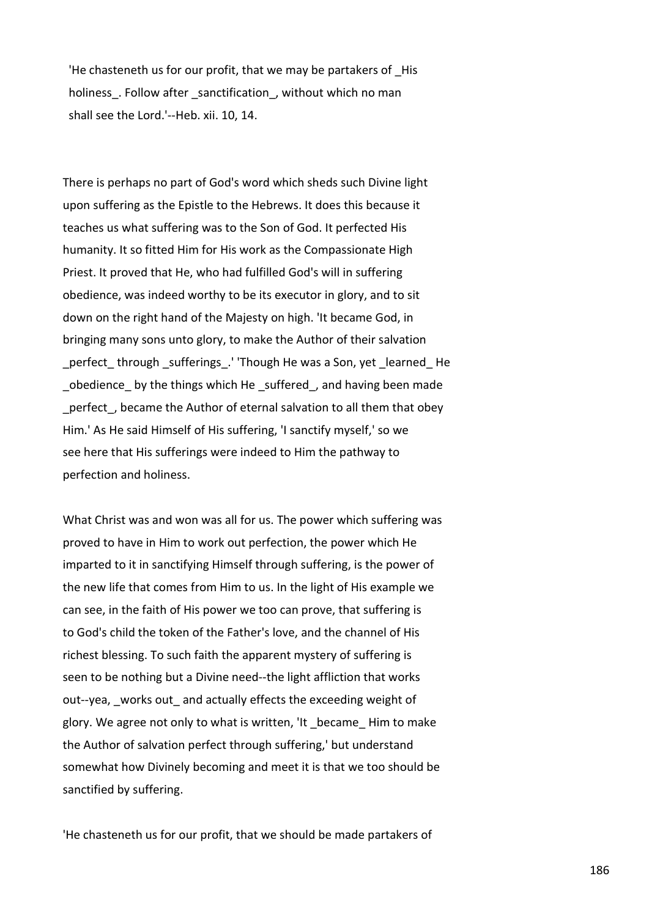'He chasteneth us for our profit, that we may be partakers of _His holiness_. Follow after _sanctification_, without which no man shall see the Lord.'--Heb. xii. 10, 14.

There is perhaps no part of God's word which sheds such Divine light upon suffering as the Epistle to the Hebrews. It does this because it teaches us what suffering was to the Son of God. It perfected His humanity. It so fitted Him for His work as the Compassionate High Priest. It proved that He, who had fulfilled God's will in suffering obedience, was indeed worthy to be its executor in glory, and to sit down on the right hand of the Majesty on high. 'It became God, in bringing many sons unto glory, to make the Author of their salvation _perfect_ through _sufferings_.' 'Though He was a Son, yet _learned_ He _obedience_ by the things which He _suffered_, and having been made _perfect_, became the Author of eternal salvation to all them that obey Him.' As He said Himself of His suffering, 'I sanctify myself,' so we see here that His sufferings were indeed to Him the pathway to perfection and holiness.

What Christ was and won was all for us. The power which suffering was proved to have in Him to work out perfection, the power which He imparted to it in sanctifying Himself through suffering, is the power of the new life that comes from Him to us. In the light of His example we can see, in the faith of His power we too can prove, that suffering is to God's child the token of the Father's love, and the channel of His richest blessing. To such faith the apparent mystery of suffering is seen to be nothing but a Divine need--the light affliction that works out--yea, _works out_ and actually effects the exceeding weight of glory. We agree not only to what is written, 'It _became_ Him to make the Author of salvation perfect through suffering,' but understand somewhat how Divinely becoming and meet it is that we too should be sanctified by suffering.

'He chasteneth us for our profit, that we should be made partakers of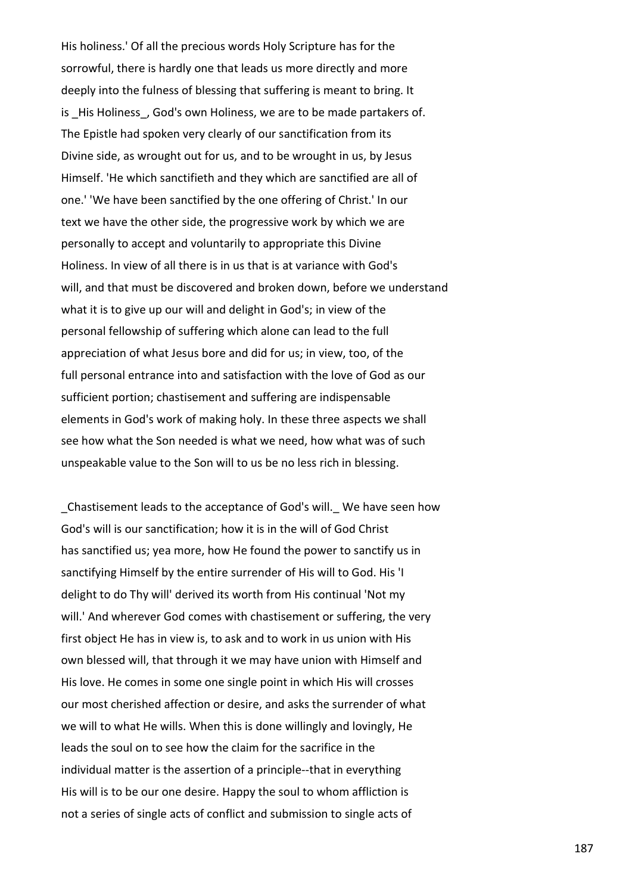His holiness.' Of all the precious words Holy Scripture has for the sorrowful, there is hardly one that leads us more directly and more deeply into the fulness of blessing that suffering is meant to bring. It is _His Holiness_, God's own Holiness, we are to be made partakers of. The Epistle had spoken very clearly of our sanctification from its Divine side, as wrought out for us, and to be wrought in us, by Jesus Himself. 'He which sanctifieth and they which are sanctified are all of one.' 'We have been sanctified by the one offering of Christ.' In our text we have the other side, the progressive work by which we are personally to accept and voluntarily to appropriate this Divine Holiness. In view of all there is in us that is at variance with God's will, and that must be discovered and broken down, before we understand what it is to give up our will and delight in God's; in view of the personal fellowship of suffering which alone can lead to the full appreciation of what Jesus bore and did for us; in view, too, of the full personal entrance into and satisfaction with the love of God as our sufficient portion; chastisement and suffering are indispensable elements in God's work of making holy. In these three aspects we shall see how what the Son needed is what we need, how what was of such unspeakable value to the Son will to us be no less rich in blessing.

_Chastisement leads to the acceptance of God's will._ We have seen how God's will is our sanctification; how it is in the will of God Christ has sanctified us; yea more, how He found the power to sanctify us in sanctifying Himself by the entire surrender of His will to God. His 'I delight to do Thy will' derived its worth from His continual 'Not my will.' And wherever God comes with chastisement or suffering, the very first object He has in view is, to ask and to work in us union with His own blessed will, that through it we may have union with Himself and His love. He comes in some one single point in which His will crosses our most cherished affection or desire, and asks the surrender of what we will to what He wills. When this is done willingly and lovingly, He leads the soul on to see how the claim for the sacrifice in the individual matter is the assertion of a principle--that in everything His will is to be our one desire. Happy the soul to whom affliction is not a series of single acts of conflict and submission to single acts of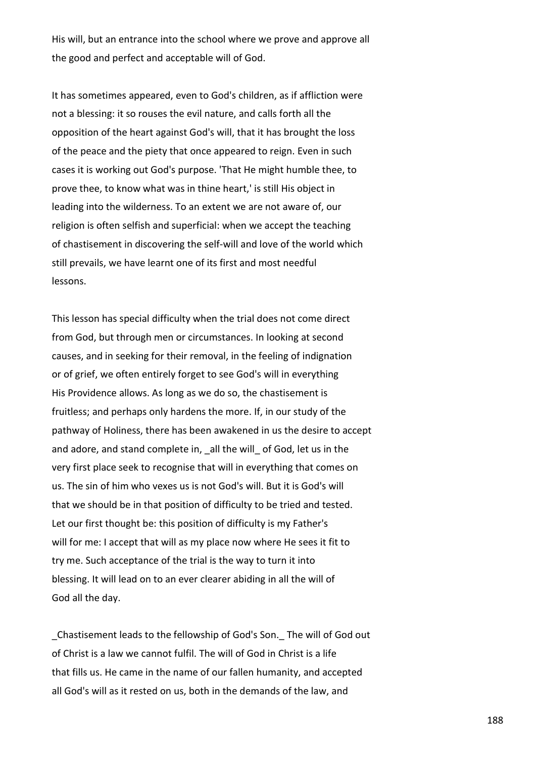His will, but an entrance into the school where we prove and approve all the good and perfect and acceptable will of God.

It has sometimes appeared, even to God's children, as if affliction were not a blessing: it so rouses the evil nature, and calls forth all the opposition of the heart against God's will, that it has brought the loss of the peace and the piety that once appeared to reign. Even in such cases it is working out God's purpose. 'That He might humble thee, to prove thee, to know what was in thine heart,' is still His object in leading into the wilderness. To an extent we are not aware of, our religion is often selfish and superficial: when we accept the teaching of chastisement in discovering the self-will and love of the world which still prevails, we have learnt one of its first and most needful lessons.

This lesson has special difficulty when the trial does not come direct from God, but through men or circumstances. In looking at second causes, and in seeking for their removal, in the feeling of indignation or of grief, we often entirely forget to see God's will in everything His Providence allows. As long as we do so, the chastisement is fruitless; and perhaps only hardens the more. If, in our study of the pathway of Holiness, there has been awakened in us the desire to accept and adore, and stand complete in, _all the will_ of God, let us in the very first place seek to recognise that will in everything that comes on us. The sin of him who vexes us is not God's will. But it is God's will that we should be in that position of difficulty to be tried and tested. Let our first thought be: this position of difficulty is my Father's will for me: I accept that will as my place now where He sees it fit to try me. Such acceptance of the trial is the way to turn it into blessing. It will lead on to an ever clearer abiding in all the will of God all the day.

_Chastisement leads to the fellowship of God's Son._ The will of God out of Christ is a law we cannot fulfil. The will of God in Christ is a life that fills us. He came in the name of our fallen humanity, and accepted all God's will as it rested on us, both in the demands of the law, and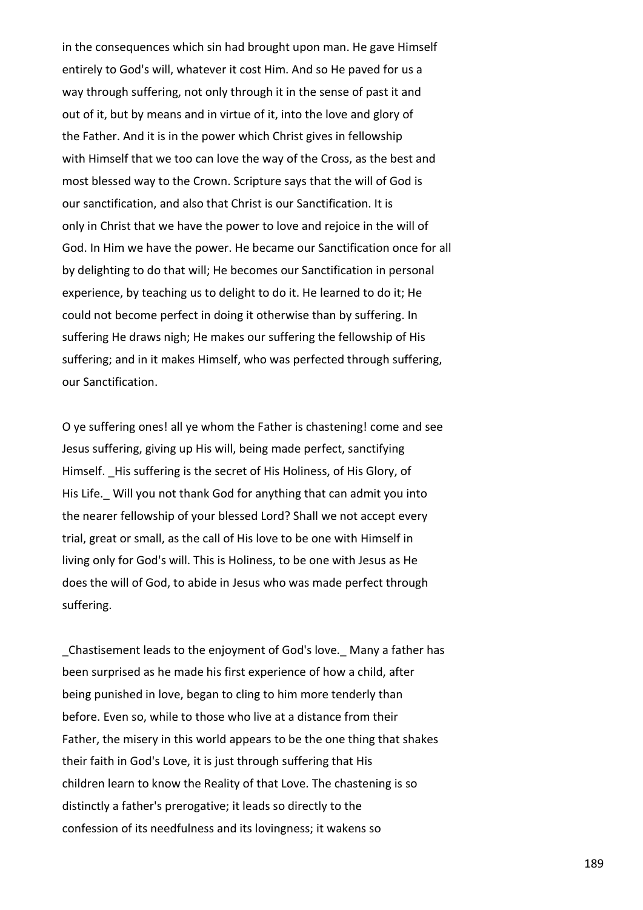in the consequences which sin had brought upon man. He gave Himself entirely to God's will, whatever it cost Him. And so He paved for us a way through suffering, not only through it in the sense of past it and out of it, but by means and in virtue of it, into the love and glory of the Father. And it is in the power which Christ gives in fellowship with Himself that we too can love the way of the Cross, as the best and most blessed way to the Crown. Scripture says that the will of God is our sanctification, and also that Christ is our Sanctification. It is only in Christ that we have the power to love and rejoice in the will of God. In Him we have the power. He became our Sanctification once for all by delighting to do that will; He becomes our Sanctification in personal experience, by teaching us to delight to do it. He learned to do it; He could not become perfect in doing it otherwise than by suffering. In suffering He draws nigh; He makes our suffering the fellowship of His suffering; and in it makes Himself, who was perfected through suffering, our Sanctification.

O ye suffering ones! all ye whom the Father is chastening! come and see Jesus suffering, giving up His will, being made perfect, sanctifying Himself. _His suffering is the secret of His Holiness, of His Glory, of His Life._ Will you not thank God for anything that can admit you into the nearer fellowship of your blessed Lord? Shall we not accept every trial, great or small, as the call of His love to be one with Himself in living only for God's will. This is Holiness, to be one with Jesus as He does the will of God, to abide in Jesus who was made perfect through suffering.

_Chastisement leads to the enjoyment of God's love._ Many a father has been surprised as he made his first experience of how a child, after being punished in love, began to cling to him more tenderly than before. Even so, while to those who live at a distance from their Father, the misery in this world appears to be the one thing that shakes their faith in God's Love, it is just through suffering that His children learn to know the Reality of that Love. The chastening is so distinctly a father's prerogative; it leads so directly to the confession of its needfulness and its lovingness; it wakens so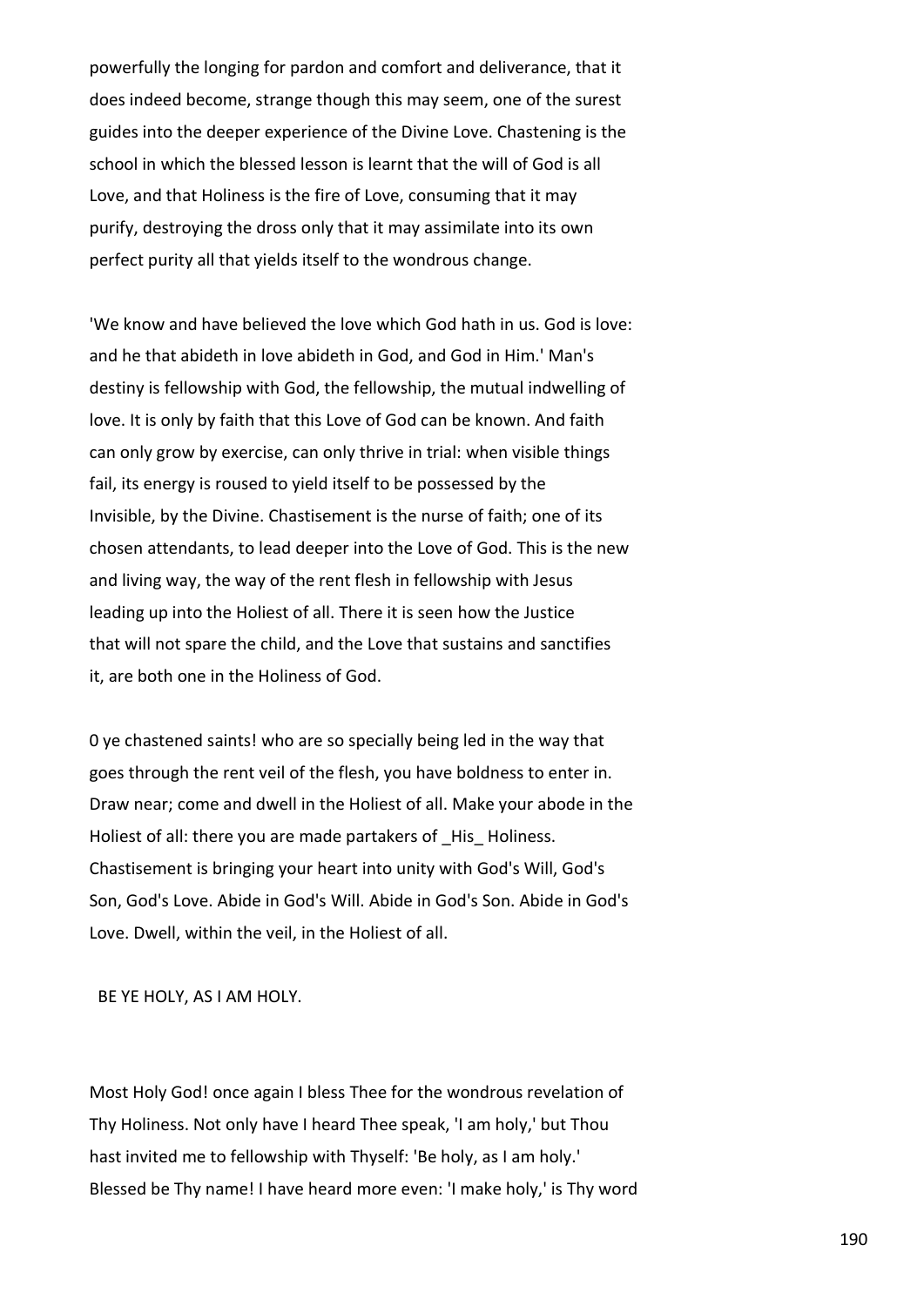powerfully the longing for pardon and comfort and deliverance, that it does indeed become, strange though this may seem, one of the surest guides into the deeper experience of the Divine Love. Chastening is the school in which the blessed lesson is learnt that the will of God is all Love, and that Holiness is the fire of Love, consuming that it may purify, destroying the dross only that it may assimilate into its own perfect purity all that yields itself to the wondrous change.

'We know and have believed the love which God hath in us. God is love: and he that abideth in love abideth in God, and God in Him.' Man's destiny is fellowship with God, the fellowship, the mutual indwelling of love. It is only by faith that this Love of God can be known. And faith can only grow by exercise, can only thrive in trial: when visible things fail, its energy is roused to yield itself to be possessed by the Invisible, by the Divine. Chastisement is the nurse of faith; one of its chosen attendants, to lead deeper into the Love of God. This is the new and living way, the way of the rent flesh in fellowship with Jesus leading up into the Holiest of all. There it is seen how the Justice that will not spare the child, and the Love that sustains and sanctifies it, are both one in the Holiness of God.

0 ye chastened saints! who are so specially being led in the way that goes through the rent veil of the flesh, you have boldness to enter in. Draw near; come and dwell in the Holiest of all. Make your abode in the Holiest of all: there you are made partakers of _His_ Holiness. Chastisement is bringing your heart into unity with God's Will, God's Son, God's Love. Abide in God's Will. Abide in God's Son. Abide in God's Love. Dwell, within the veil, in the Holiest of all.

BE YE HOLY, AS I AM HOLY.

Most Holy God! once again I bless Thee for the wondrous revelation of Thy Holiness. Not only have I heard Thee speak, 'I am holy,' but Thou hast invited me to fellowship with Thyself: 'Be holy, as I am holy.' Blessed be Thy name! I have heard more even: 'I make holy,' is Thy word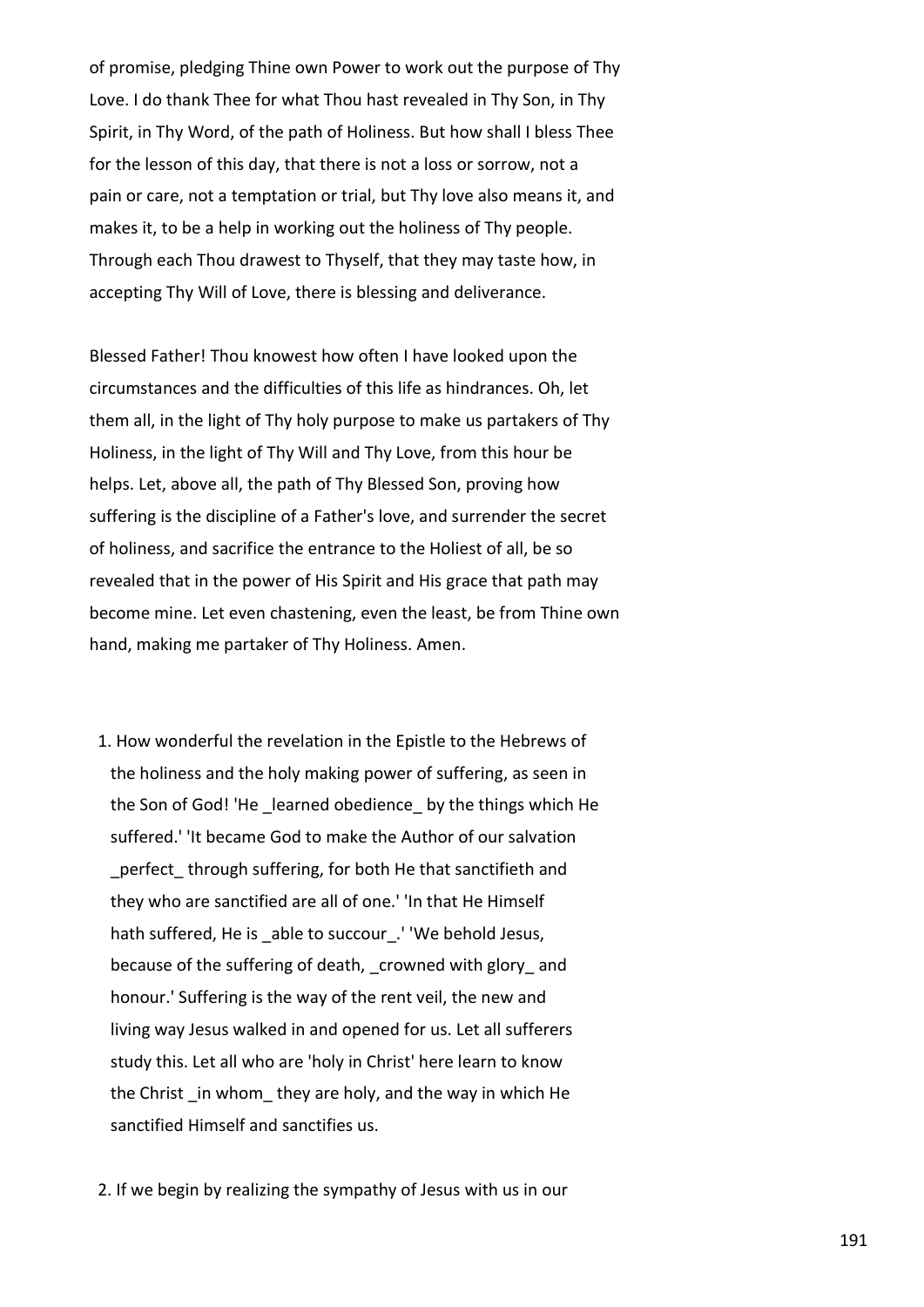of promise, pledging Thine own Power to work out the purpose of Thy Love. I do thank Thee for what Thou hast revealed in Thy Son, in Thy Spirit, in Thy Word, of the path of Holiness. But how shall I bless Thee for the lesson of this day, that there is not a loss or sorrow, not a pain or care, not a temptation or trial, but Thy love also means it, and makes it, to be a help in working out the holiness of Thy people. Through each Thou drawest to Thyself, that they may taste how, in accepting Thy Will of Love, there is blessing and deliverance.

Blessed Father! Thou knowest how often I have looked upon the circumstances and the difficulties of this life as hindrances. Oh, let them all, in the light of Thy holy purpose to make us partakers of Thy Holiness, in the light of Thy Will and Thy Love, from this hour be helps. Let, above all, the path of Thy Blessed Son, proving how suffering is the discipline of a Father's love, and surrender the secret of holiness, and sacrifice the entrance to the Holiest of all, be so revealed that in the power of His Spirit and His grace that path may become mine. Let even chastening, even the least, be from Thine own hand, making me partaker of Thy Holiness. Amen.

1. How wonderful the revelation in the Epistle to the Hebrews of the holiness and the holy making power of suffering, as seen in the Son of God! 'He _learned obedience_ by the things which He suffered.' 'It became God to make the Author of our salvation _perfect_ through suffering, for both He that sanctifieth and they who are sanctified are all of one.' 'In that He Himself hath suffered, He is _able to succour_.' 'We behold Jesus, because of the suffering of death, _crowned with glory_ and honour.' Suffering is the way of the rent veil, the new and living way Jesus walked in and opened for us. Let all sufferers study this. Let all who are 'holy in Christ' here learn to know the Christ _in whom_ they are holy, and the way in which He sanctified Himself and sanctifies us.

2. If we begin by realizing the sympathy of Jesus with us in our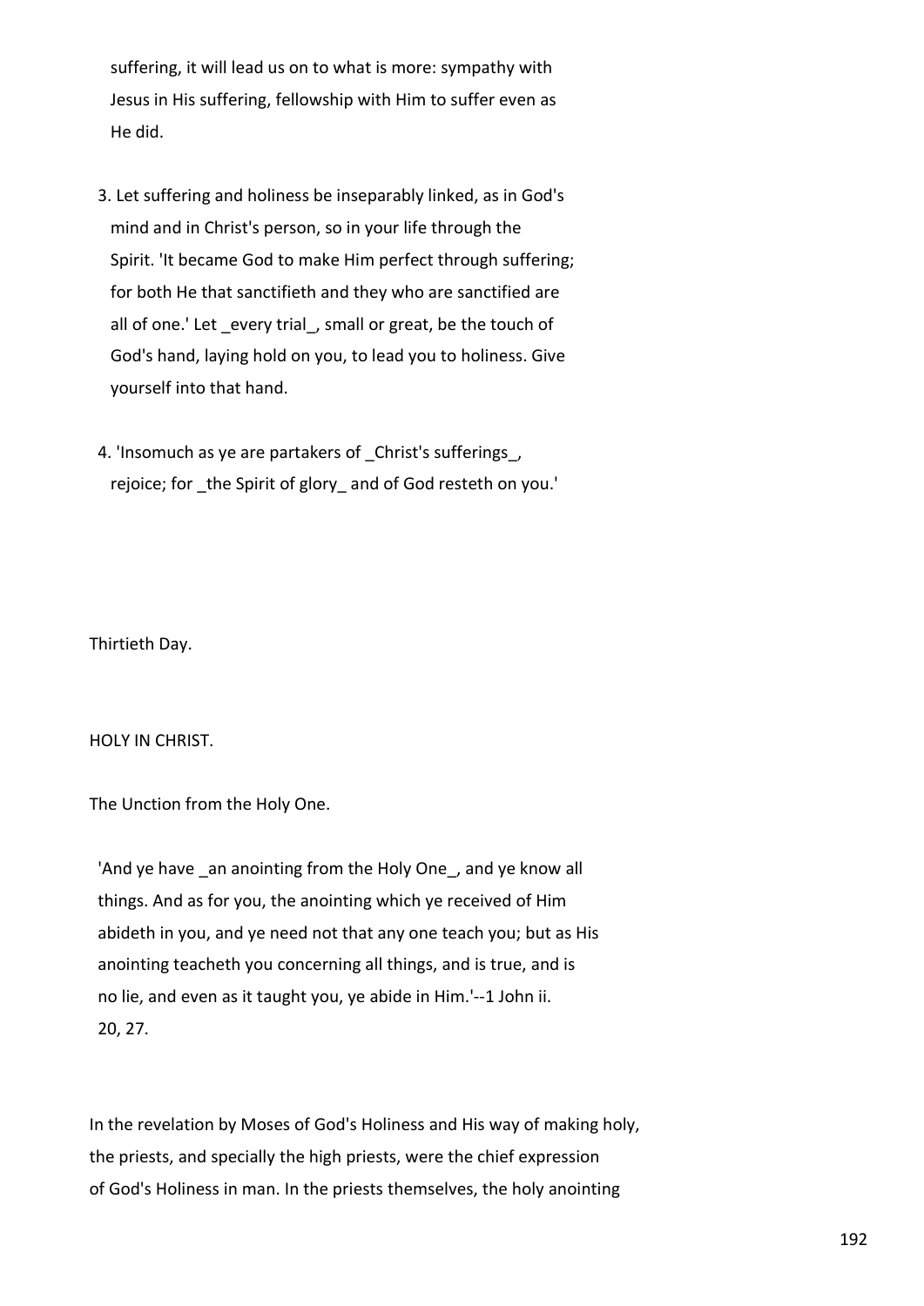suffering, it will lead us on to what is more: sympathy with Jesus in His suffering, fellowship with Him to suffer even as He did.

3. Let suffering and holiness be inseparably linked, as in God's mind and in Christ's person, so in your life through the Spirit. 'It became God to make Him perfect through suffering; for both He that sanctifieth and they who are sanctified are all of one.' Let _every trial_, small or great, be the touch of God's hand, laying hold on you, to lead you to holiness. Give yourself into that hand.

4. 'Insomuch as ye are partakers of _Christ's sufferings_, rejoice; for _the Spirit of glory_ and of God resteth on you.'

Thirtieth Day.

HOLY IN CHRIST.

The Unction from the Holy One.

> 'And ye have _an anointing from the Holy One_, and ye know all things. And as for you, the anointing which ye received of Him abideth in you, and ye need not that any one teach you; but as His anointing teacheth you concerning all things, and is true, and is no lie, and even as it taught you, ye abide in Him.'--1 John ii. 20, 27.

In the revelation by Moses of God's Holiness and His way of making holy, the priests, and specially the high priests, were the chief expression of God's Holiness in man. In the priests themselves, the holy anointing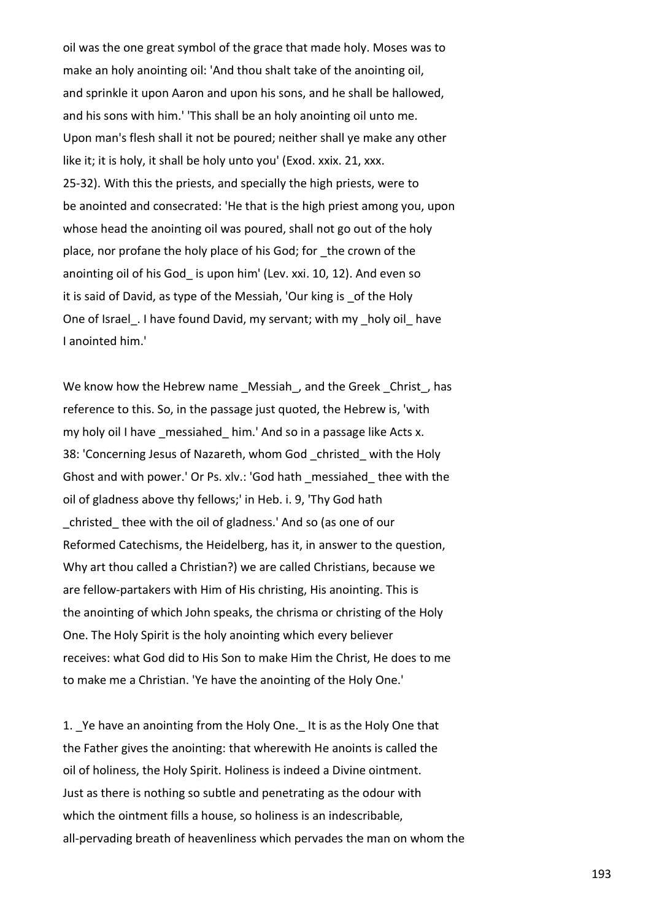oil was the one great symbol of the grace that made holy. Moses was to make an holy anointing oil: 'And thou shalt take of the anointing oil, and sprinkle it upon Aaron and upon his sons, and he shall be hallowed, and his sons with him.' 'This shall be an holy anointing oil unto me. Upon man's flesh shall it not be poured; neither shall ye make any other like it; it is holy, it shall be holy unto you' (Exod. xxix. 21, xxx. 25-32). With this the priests, and specially the high priests, were to be anointed and consecrated: 'He that is the high priest among you, upon whose head the anointing oil was poured, shall not go out of the holy place, nor profane the holy place of his God; for _the crown of the anointing oil of his God_ is upon him' (Lev. xxi. 10, 12). And even so it is said of David, as type of the Messiah, 'Our king is _of the Holy One of Israel_. I have found David, my servant; with my _holy oil_ have I anointed him.'

We know how the Hebrew name _Messiah_, and the Greek _Christ_, has reference to this. So, in the passage just quoted, the Hebrew is, 'with my holy oil I have _messiahed_ him.' And so in a passage like Acts x. 38: 'Concerning Jesus of Nazareth, whom God _christed_ with the Holy Ghost and with power.' Or Ps. xlv.: 'God hath _messiahed_ thee with the oil of gladness above thy fellows;' in Heb. i. 9, 'Thy God hath _christed_ thee with the oil of gladness.' And so (as one of our Reformed Catechisms, the Heidelberg, has it, in answer to the question, Why art thou called a Christian?) we are called Christians, because we are fellow-partakers with Him of His christing, His anointing. This is the anointing of which John speaks, the chrisma or christing of the Holy One. The Holy Spirit is the holy anointing which every believer receives: what God did to His Son to make Him the Christ, He does to me to make me a Christian. 'Ye have the anointing of the Holy One.'

1. _Ye have an anointing from the Holy One._ It is as the Holy One that the Father gives the anointing: that wherewith He anoints is called the oil of holiness, the Holy Spirit. Holiness is indeed a Divine ointment. Just as there is nothing so subtle and penetrating as the odour with which the ointment fills a house, so holiness is an indescribable, all-pervading breath of heavenliness which pervades the man on whom the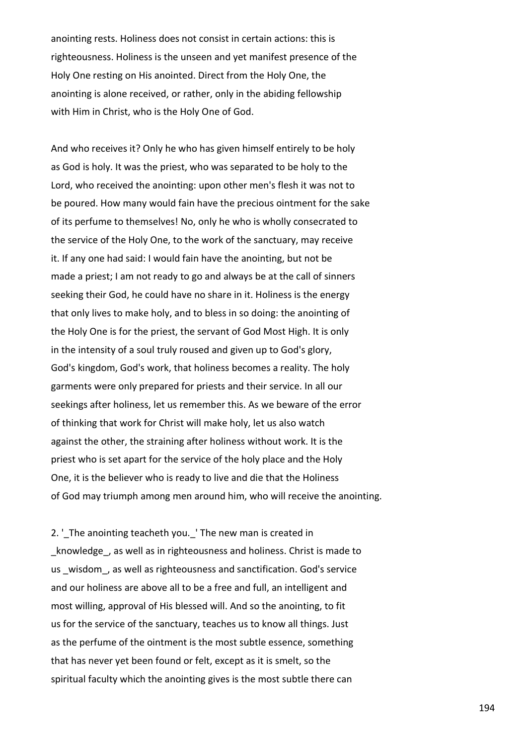anointing rests. Holiness does not consist in certain actions: this is righteousness. Holiness is the unseen and yet manifest presence of the Holy One resting on His anointed. Direct from the Holy One, the anointing is alone received, or rather, only in the abiding fellowship with Him in Christ, who is the Holy One of God.

And who receives it? Only he who has given himself entirely to be holy as God is holy. It was the priest, who was separated to be holy to the Lord, who received the anointing: upon other men's flesh it was not to be poured. How many would fain have the precious ointment for the sake of its perfume to themselves! No, only he who is wholly consecrated to the service of the Holy One, to the work of the sanctuary, may receive it. If any one had said: I would fain have the anointing, but not be made a priest; I am not ready to go and always be at the call of sinners seeking their God, he could have no share in it. Holiness is the energy that only lives to make holy, and to bless in so doing: the anointing of the Holy One is for the priest, the servant of God Most High. It is only in the intensity of a soul truly roused and given up to God's glory, God's kingdom, God's work, that holiness becomes a reality. The holy garments were only prepared for priests and their service. In all our seekings after holiness, let us remember this. As we beware of the error of thinking that work for Christ will make holy, let us also watch against the other, the straining after holiness without work. It is the priest who is set apart for the service of the holy place and the Holy One, it is the believer who is ready to live and die that the Holiness of God may triumph among men around him, who will receive the anointing.

2. '_The anointing teacheth you._' The new man is created in _knowledge_, as well as in righteousness and holiness. Christ is made to us _wisdom_, as well as righteousness and sanctification. God's service and our holiness are above all to be a free and full, an intelligent and most willing, approval of His blessed will. And so the anointing, to fit us for the service of the sanctuary, teaches us to know all things. Just as the perfume of the ointment is the most subtle essence, something that has never yet been found or felt, except as it is smelt, so the spiritual faculty which the anointing gives is the most subtle there can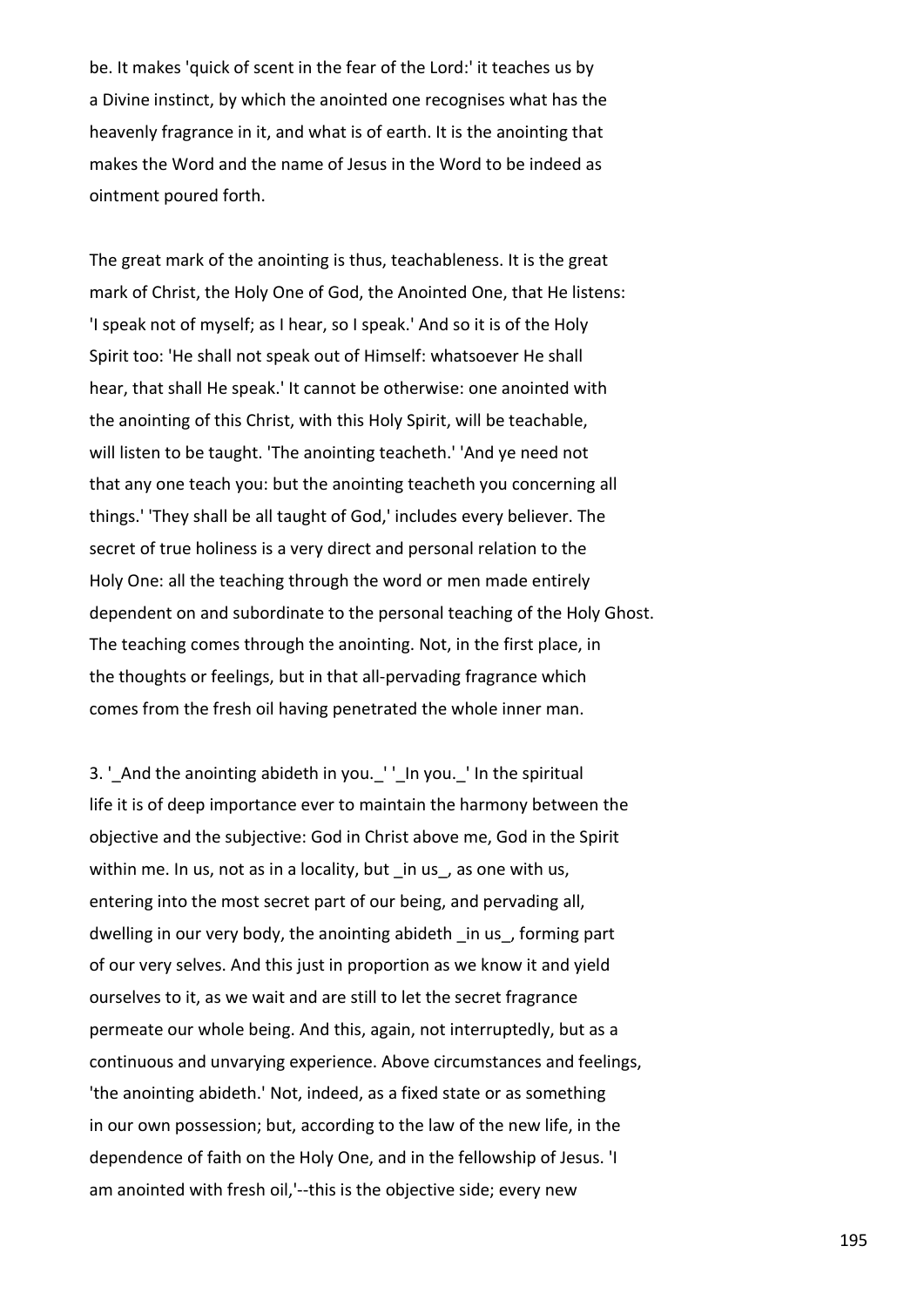be. It makes 'quick of scent in the fear of the Lord:' it teaches us by a Divine instinct, by which the anointed one recognises what has the heavenly fragrance in it, and what is of earth. It is the anointing that makes the Word and the name of Jesus in the Word to be indeed as ointment poured forth.

The great mark of the anointing is thus, teachableness. It is the great mark of Christ, the Holy One of God, the Anointed One, that He listens: 'I speak not of myself; as I hear, so I speak.' And so it is of the Holy Spirit too: 'He shall not speak out of Himself: whatsoever He shall hear, that shall He speak.' It cannot be otherwise: one anointed with the anointing of this Christ, with this Holy Spirit, will be teachable, will listen to be taught. 'The anointing teacheth.' 'And ye need not that any one teach you: but the anointing teacheth you concerning all things.' 'They shall be all taught of God,' includes every believer. The secret of true holiness is a very direct and personal relation to the Holy One: all the teaching through the word or men made entirely dependent on and subordinate to the personal teaching of the Holy Ghost. The teaching comes through the anointing. Not, in the first place, in the thoughts or feelings, but in that all-pervading fragrance which comes from the fresh oil having penetrated the whole inner man.

3. '_And the anointing abideth in you._' '_In you._' In the spiritual life it is of deep importance ever to maintain the harmony between the objective and the subjective: God in Christ above me, God in the Spirit within me. In us, not as in a locality, but _in us_, as one with us, entering into the most secret part of our being, and pervading all, dwelling in our very body, the anointing abideth _in us_, forming part of our very selves. And this just in proportion as we know it and yield ourselves to it, as we wait and are still to let the secret fragrance permeate our whole being. And this, again, not interruptedly, but as a continuous and unvarying experience. Above circumstances and feelings, 'the anointing abideth.' Not, indeed, as a fixed state or as something in our own possession; but, according to the law of the new life, in the dependence of faith on the Holy One, and in the fellowship of Jesus. 'I am anointed with fresh oil,'--this is the objective side; every new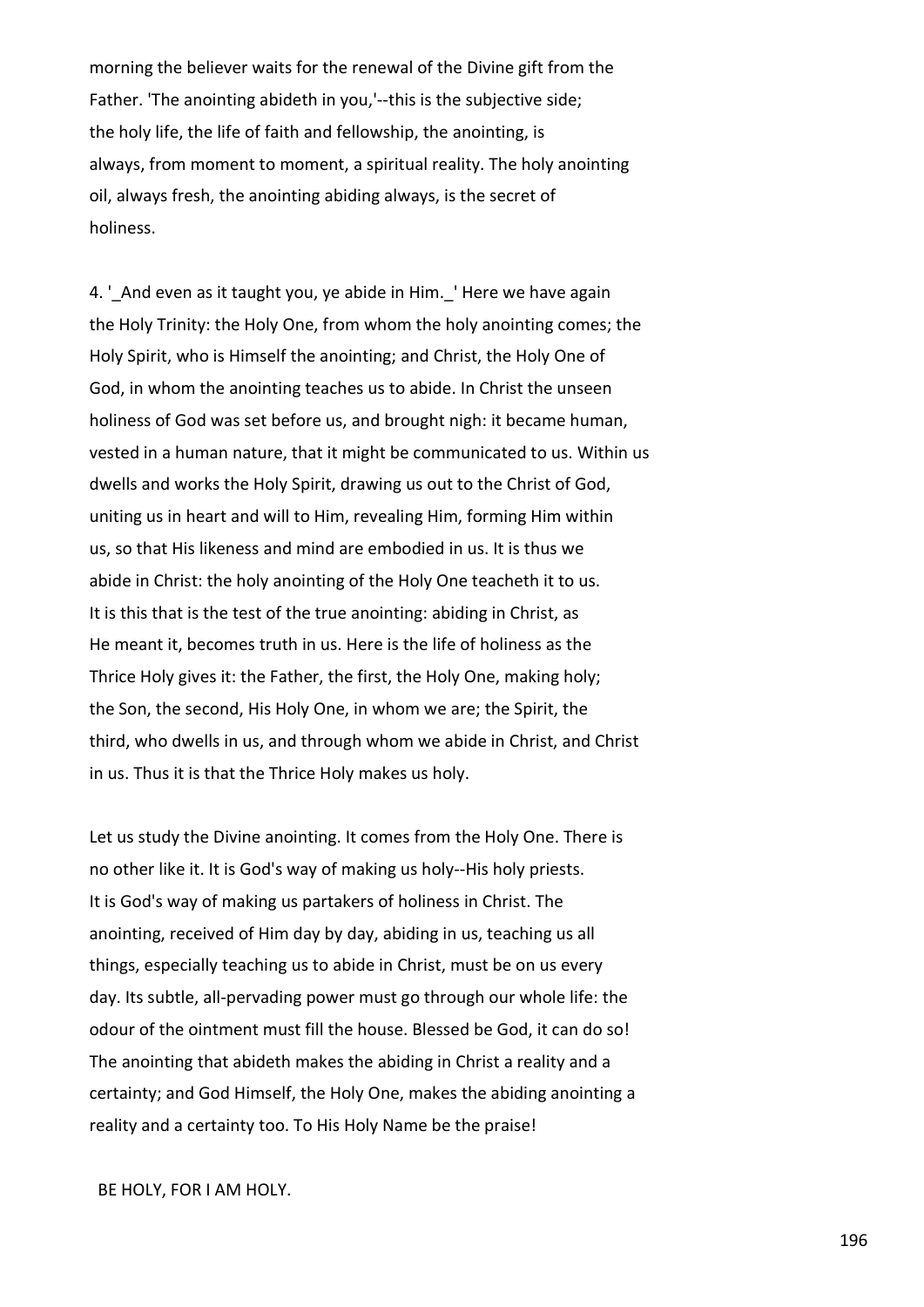morning the believer waits for the renewal of the Divine gift from the Father. 'The anointing abideth in you,'--this is the subjective side; the holy life, the life of faith and fellowship, the anointing, is always, from moment to moment, a spiritual reality. The holy anointing oil, always fresh, the anointing abiding always, is the secret of holiness.

4. '_And even as it taught you, ye abide in Him._' Here we have again the Holy Trinity: the Holy One, from whom the holy anointing comes; the Holy Spirit, who is Himself the anointing; and Christ, the Holy One of God, in whom the anointing teaches us to abide. In Christ the unseen holiness of God was set before us, and brought nigh: it became human, vested in a human nature, that it might be communicated to us. Within us dwells and works the Holy Spirit, drawing us out to the Christ of God, uniting us in heart and will to Him, revealing Him, forming Him within us, so that His likeness and mind are embodied in us. It is thus we abide in Christ: the holy anointing of the Holy One teacheth it to us. It is this that is the test of the true anointing: abiding in Christ, as He meant it, becomes truth in us. Here is the life of holiness as the Thrice Holy gives it: the Father, the first, the Holy One, making holy; the Son, the second, His Holy One, in whom we are; the Spirit, the third, who dwells in us, and through whom we abide in Christ, and Christ in us. Thus it is that the Thrice Holy makes us holy.

Let us study the Divine anointing. It comes from the Holy One. There is no other like it. It is God's way of making us holy--His holy priests. It is God's way of making us partakers of holiness in Christ. The anointing, received of Him day by day, abiding in us, teaching us all things, especially teaching us to abide in Christ, must be on us every day. Its subtle, all-pervading power must go through our whole life: the odour of the ointment must fill the house. Blessed be God, it can do so! The anointing that abideth makes the abiding in Christ a reality and a certainty; and God Himself, the Holy One, makes the abiding anointing a reality and a certainty too. To His Holy Name be the praise!

BE HOLY, FOR I AM HOLY.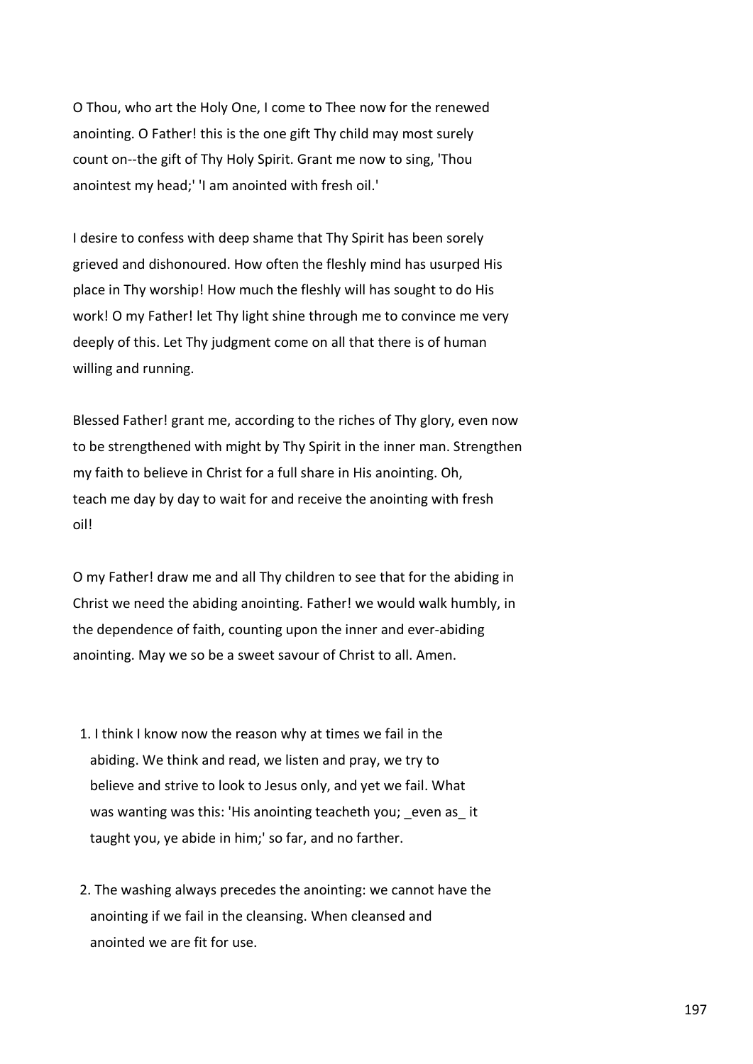O Thou, who art the Holy One, I come to Thee now for the renewed anointing. O Father! this is the one gift Thy child may most surely count on--the gift of Thy Holy Spirit. Grant me now to sing, 'Thou anointest my head;' 'I am anointed with fresh oil.'

I desire to confess with deep shame that Thy Spirit has been sorely grieved and dishonoured. How often the fleshly mind has usurped His place in Thy worship! How much the fleshly will has sought to do His work! O my Father! let Thy light shine through me to convince me very deeply of this. Let Thy judgment come on all that there is of human willing and running.

Blessed Father! grant me, according to the riches of Thy glory, even now to be strengthened with might by Thy Spirit in the inner man. Strengthen my faith to believe in Christ for a full share in His anointing. Oh, teach me day by day to wait for and receive the anointing with fresh oil!

O my Father! draw me and all Thy children to see that for the abiding in Christ we need the abiding anointing. Father! we would walk humbly, in the dependence of faith, counting upon the inner and ever-abiding anointing. May we so be a sweet savour of Christ to all. Amen.

1. I think I know now the reason why at times we fail in the abiding. We think and read, we listen and pray, we try to believe and strive to look to Jesus only, and yet we fail. What was wanting was this: 'His anointing teacheth you; _even as_ it taught you, ye abide in him;' so far, and no farther.

2. The washing always precedes the anointing: we cannot have the anointing if we fail in the cleansing. When cleansed and anointed we are fit for use.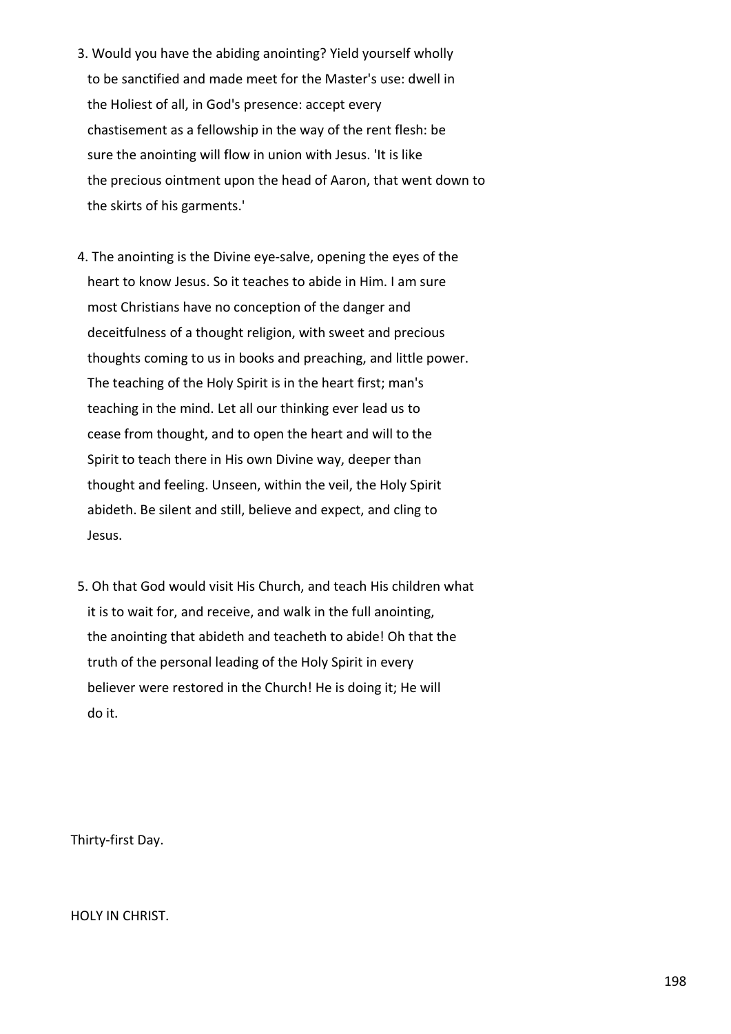3. Would you have the abiding anointing? Yield yourself wholly to be sanctified and made meet for the Master's use: dwell in the Holiest of all, in God's presence: accept every chastisement as a fellowship in the way of the rent flesh: be sure the anointing will flow in union with Jesus. 'It is like the precious ointment upon the head of Aaron, that went down to the skirts of his garments.'

4. The anointing is the Divine eye-salve, opening the eyes of the heart to know Jesus. So it teaches to abide in Him. I am sure most Christians have no conception of the danger and deceitfulness of a thought religion, with sweet and precious thoughts coming to us in books and preaching, and little power. The teaching of the Holy Spirit is in the heart first; man's teaching in the mind. Let all our thinking ever lead us to cease from thought, and to open the heart and will to the Spirit to teach there in His own Divine way, deeper than thought and feeling. Unseen, within the veil, the Holy Spirit abideth. Be silent and still, believe and expect, and cling to Jesus.

5. Oh that God would visit His Church, and teach His children what it is to wait for, and receive, and walk in the full anointing, the anointing that abideth and teacheth to abide! Oh that the truth of the personal leading of the Holy Spirit in every believer were restored in the Church! He is doing it; He will do it.

Thirty-first Day.

## HOLY IN CHRIST.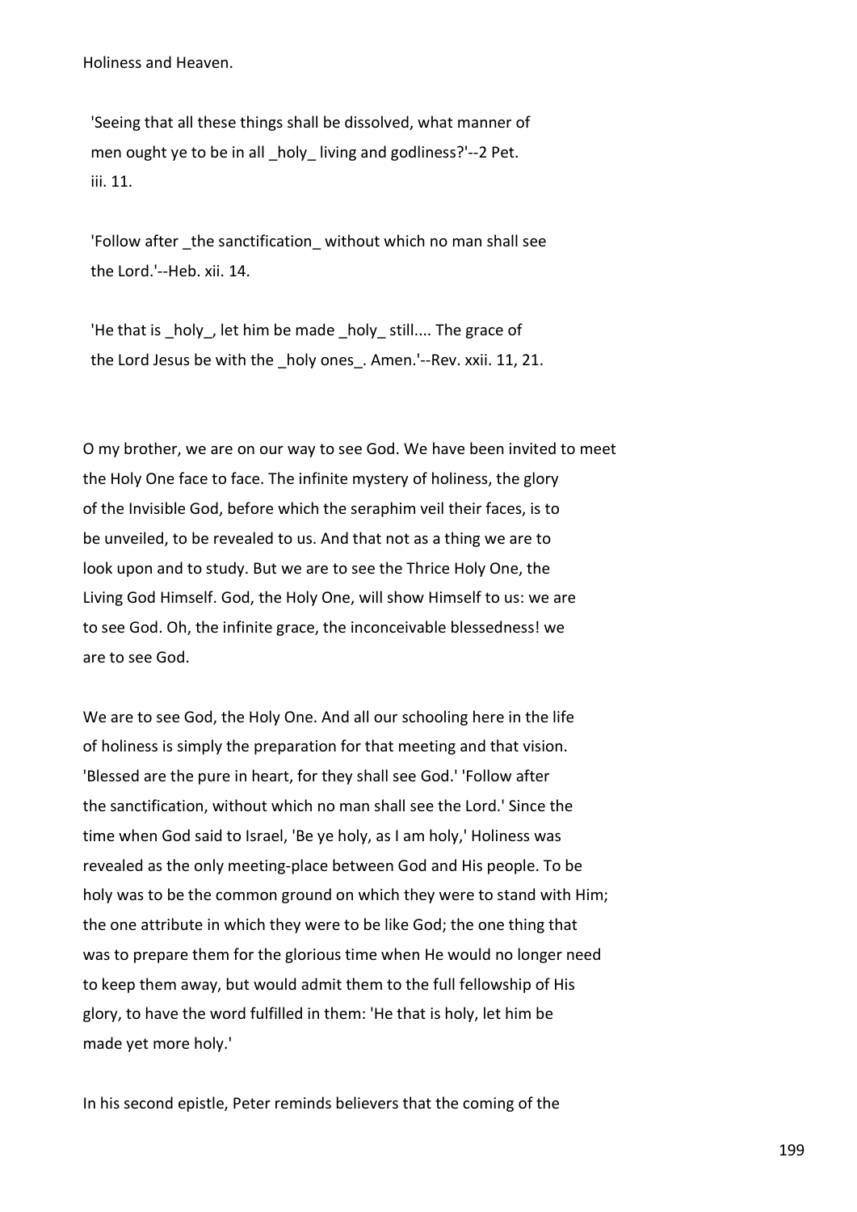Holiness and Heaven.

'Seeing that all these things shall be dissolved, what manner of men ought ye to be in all _holy_ living and godliness?'--2 Pet. iii. 11.

'Follow after _the sanctification_ without which no man shall see the Lord.'--Heb. xii. 14.

'He that is _holy_, let him be made _holy_ still.... The grace of the Lord Jesus be with the _holy ones_. Amen.'--Rev. xxii. 11, 21.

O my brother, we are on our way to see God. We have been invited to meet the Holy One face to face. The infinite mystery of holiness, the glory of the Invisible God, before which the seraphim veil their faces, is to be unveiled, to be revealed to us. And that not as a thing we are to look upon and to study. But we are to see the Thrice Holy One, the Living God Himself. God, the Holy One, will show Himself to us: we are to see God. Oh, the infinite grace, the inconceivable blessedness! we are to see God.

We are to see God, the Holy One. And all our schooling here in the life of holiness is simply the preparation for that meeting and that vision. 'Blessed are the pure in heart, for they shall see God.' 'Follow after the sanctification, without which no man shall see the Lord.' Since the time when God said to Israel, 'Be ye holy, as I am holy,' Holiness was revealed as the only meeting-place between God and His people. To be holy was to be the common ground on which they were to stand with Him; the one attribute in which they were to be like God; the one thing that was to prepare them for the glorious time when He would no longer need to keep them away, but would admit them to the full fellowship of His glory, to have the word fulfilled in them: 'He that is holy, let him be made yet more holy.'

In his second epistle, Peter reminds believers that the coming of the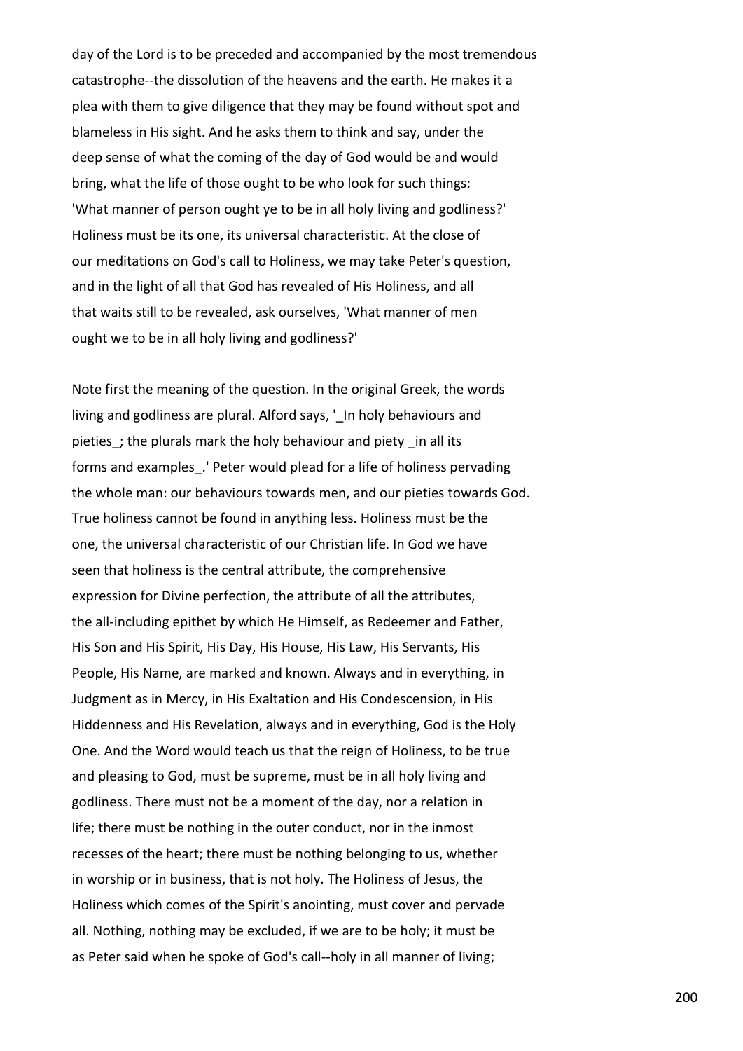day of the Lord is to be preceded and accompanied by the most tremendous catastrophe--the dissolution of the heavens and the earth. He makes it a plea with them to give diligence that they may be found without spot and blameless in His sight. And he asks them to think and say, under the deep sense of what the coming of the day of God would be and would bring, what the life of those ought to be who look for such things: 'What manner of person ought ye to be in all holy living and godliness?' Holiness must be its one, its universal characteristic. At the close of our meditations on God's call to Holiness, we may take Peter's question, and in the light of all that God has revealed of His Holiness, and all that waits still to be revealed, ask ourselves, 'What manner of men ought we to be in all holy living and godliness?'

Note first the meaning of the question. In the original Greek, the words living and godliness are plural. Alford says, '_In holy behaviours and pieties_; the plurals mark the holy behaviour and piety _in all its forms and examples_.' Peter would plead for a life of holiness pervading the whole man: our behaviours towards men, and our pieties towards God. True holiness cannot be found in anything less. Holiness must be the one, the universal characteristic of our Christian life. In God we have seen that holiness is the central attribute, the comprehensive expression for Divine perfection, the attribute of all the attributes, the all-including epithet by which He Himself, as Redeemer and Father, His Son and His Spirit, His Day, His House, His Law, His Servants, His People, His Name, are marked and known. Always and in everything, in Judgment as in Mercy, in His Exaltation and His Condescension, in His Hiddenness and His Revelation, always and in everything, God is the Holy One. And the Word would teach us that the reign of Holiness, to be true and pleasing to God, must be supreme, must be in all holy living and godliness. There must not be a moment of the day, nor a relation in life; there must be nothing in the outer conduct, nor in the inmost recesses of the heart; there must be nothing belonging to us, whether in worship or in business, that is not holy. The Holiness of Jesus, the Holiness which comes of the Spirit's anointing, must cover and pervade all. Nothing, nothing may be excluded, if we are to be holy; it must be as Peter said when he spoke of God's call--holy in all manner of living;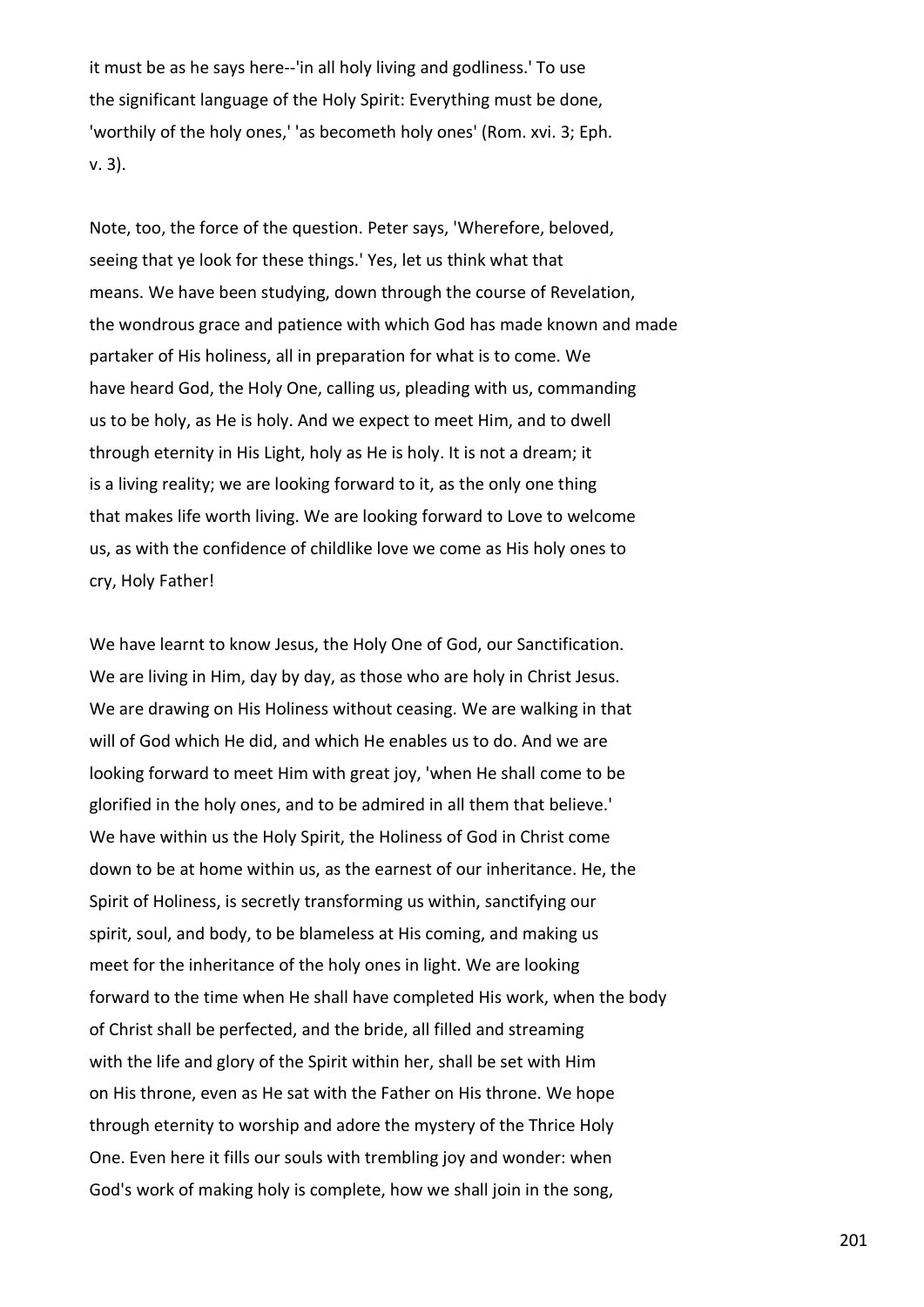it must be as he says here--'in all holy living and godliness.' To use the significant language of the Holy Spirit: Everything must be done, 'worthily of the holy ones,' 'as becometh holy ones' (Rom. xvi. 3; Eph. v. 3).

Note, too, the force of the question. Peter says, 'Wherefore, beloved, seeing that ye look for these things.' Yes, let us think what that means. We have been studying, down through the course of Revelation, the wondrous grace and patience with which God has made known and made partaker of His holiness, all in preparation for what is to come. We have heard God, the Holy One, calling us, pleading with us, commanding us to be holy, as He is holy. And we expect to meet Him, and to dwell through eternity in His Light, holy as He is holy. It is not a dream; it is a living reality; we are looking forward to it, as the only one thing that makes life worth living. We are looking forward to Love to welcome us, as with the confidence of childlike love we come as His holy ones to cry, Holy Father!

We have learnt to know Jesus, the Holy One of God, our Sanctification. We are living in Him, day by day, as those who are holy in Christ Jesus. We are drawing on His Holiness without ceasing. We are walking in that will of God which He did, and which He enables us to do. And we are looking forward to meet Him with great joy, 'when He shall come to be glorified in the holy ones, and to be admired in all them that believe.' We have within us the Holy Spirit, the Holiness of God in Christ come down to be at home within us, as the earnest of our inheritance. He, the Spirit of Holiness, is secretly transforming us within, sanctifying our spirit, soul, and body, to be blameless at His coming, and making us meet for the inheritance of the holy ones in light. We are looking forward to the time when He shall have completed His work, when the body of Christ shall be perfected, and the bride, all filled and streaming with the life and glory of the Spirit within her, shall be set with Him on His throne, even as He sat with the Father on His throne. We hope through eternity to worship and adore the mystery of the Thrice Holy One. Even here it fills our souls with trembling joy and wonder: when God's work of making holy is complete, how we shall join in the song,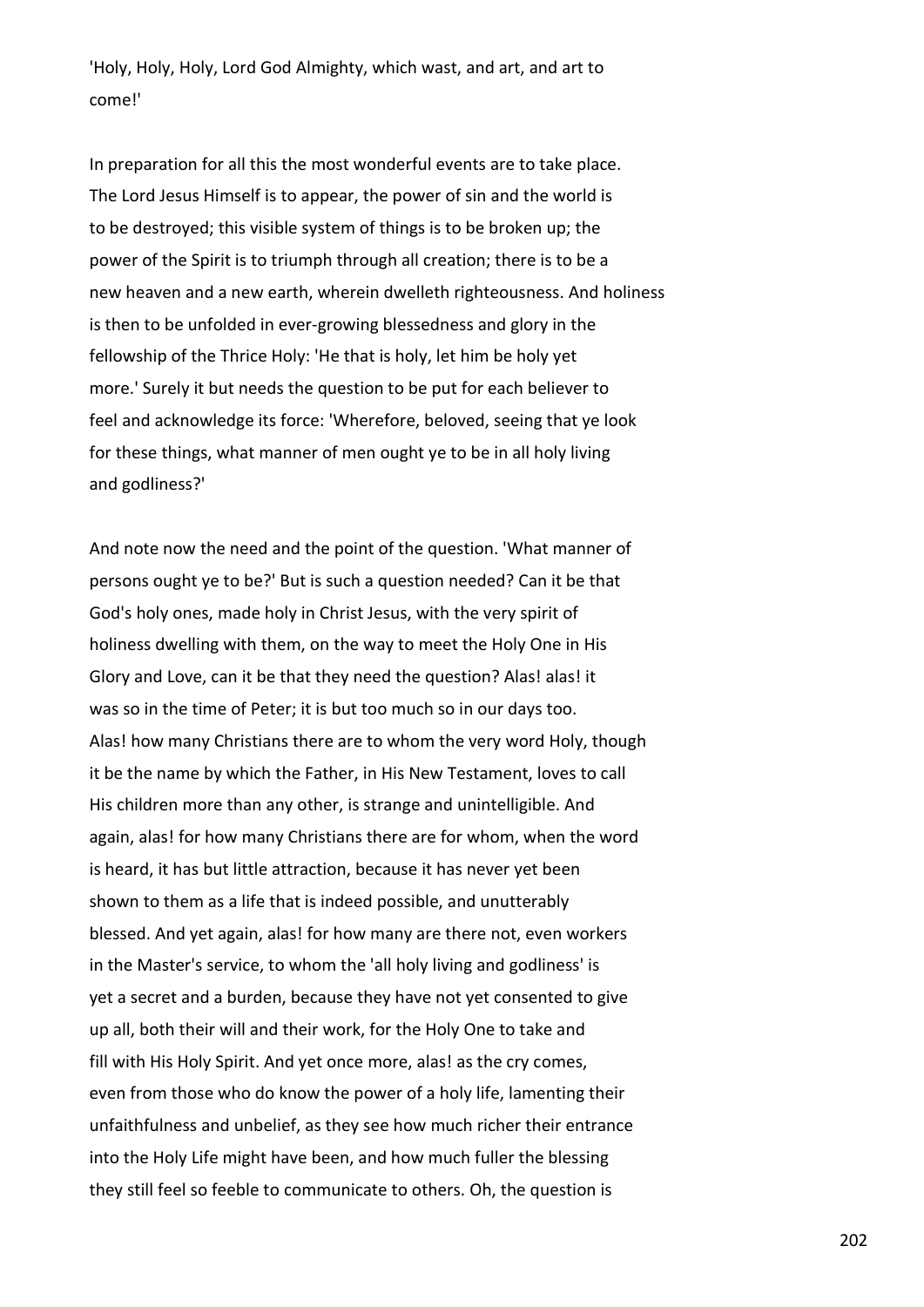'Holy, Holy, Holy, Lord God Almighty, which wast, and art, and art to come!'

In preparation for all this the most wonderful events are to take place. The Lord Jesus Himself is to appear, the power of sin and the world is to be destroyed; this visible system of things is to be broken up; the power of the Spirit is to triumph through all creation; there is to be a new heaven and a new earth, wherein dwelleth righteousness. And holiness is then to be unfolded in ever-growing blessedness and glory in the fellowship of the Thrice Holy: 'He that is holy, let him be holy yet more.' Surely it but needs the question to be put for each believer to feel and acknowledge its force: 'Wherefore, beloved, seeing that ye look for these things, what manner of men ought ye to be in all holy living and godliness?'

And note now the need and the point of the question. 'What manner of persons ought ye to be?' But is such a question needed? Can it be that God's holy ones, made holy in Christ Jesus, with the very spirit of holiness dwelling with them, on the way to meet the Holy One in His Glory and Love, can it be that they need the question? Alas! alas! it was so in the time of Peter; it is but too much so in our days too. Alas! how many Christians there are to whom the very word Holy, though it be the name by which the Father, in His New Testament, loves to call His children more than any other, is strange and unintelligible. And again, alas! for how many Christians there are for whom, when the word is heard, it has but little attraction, because it has never yet been shown to them as a life that is indeed possible, and unutterably blessed. And yet again, alas! for how many are there not, even workers in the Master's service, to whom the 'all holy living and godliness' is yet a secret and a burden, because they have not yet consented to give up all, both their will and their work, for the Holy One to take and fill with His Holy Spirit. And yet once more, alas! as the cry comes, even from those who do know the power of a holy life, lamenting their unfaithfulness and unbelief, as they see how much richer their entrance into the Holy Life might have been, and how much fuller the blessing they still feel so feeble to communicate to others. Oh, the question is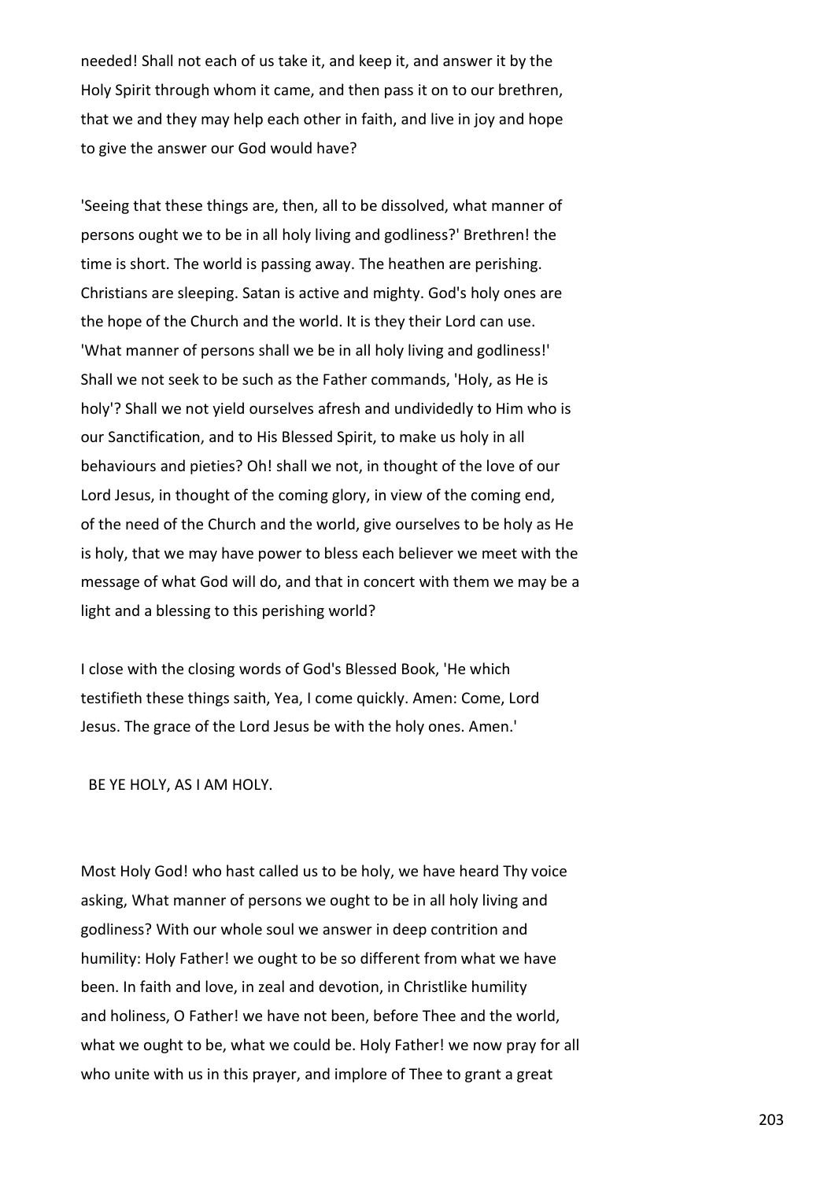needed! Shall not each of us take it, and keep it, and answer it by the Holy Spirit through whom it came, and then pass it on to our brethren, that we and they may help each other in faith, and live in joy and hope to give the answer our God would have?

'Seeing that these things are, then, all to be dissolved, what manner of persons ought we to be in all holy living and godliness?' Brethren! the time is short. The world is passing away. The heathen are perishing. Christians are sleeping. Satan is active and mighty. God's holy ones are the hope of the Church and the world. It is they their Lord can use. 'What manner of persons shall we be in all holy living and godliness!' Shall we not seek to be such as the Father commands, 'Holy, as He is holy'? Shall we not yield ourselves afresh and undividedly to Him who is our Sanctification, and to His Blessed Spirit, to make us holy in all behaviours and pieties? Oh! shall we not, in thought of the love of our Lord Jesus, in thought of the coming glory, in view of the coming end, of the need of the Church and the world, give ourselves to be holy as He is holy, that we may have power to bless each believer we meet with the message of what God will do, and that in concert with them we may be a light and a blessing to this perishing world?

I close with the closing words of God's Blessed Book, 'He which testifieth these things saith, Yea, I come quickly. Amen: Come, Lord Jesus. The grace of the Lord Jesus be with the holy ones. Amen.'

BE YE HOLY, AS I AM HOLY.

Most Holy God! who hast called us to be holy, we have heard Thy voice asking, What manner of persons we ought to be in all holy living and godliness? With our whole soul we answer in deep contrition and humility: Holy Father! we ought to be so different from what we have been. In faith and love, in zeal and devotion, in Christlike humility and holiness, O Father! we have not been, before Thee and the world, what we ought to be, what we could be. Holy Father! we now pray for all who unite with us in this prayer, and implore of Thee to grant a great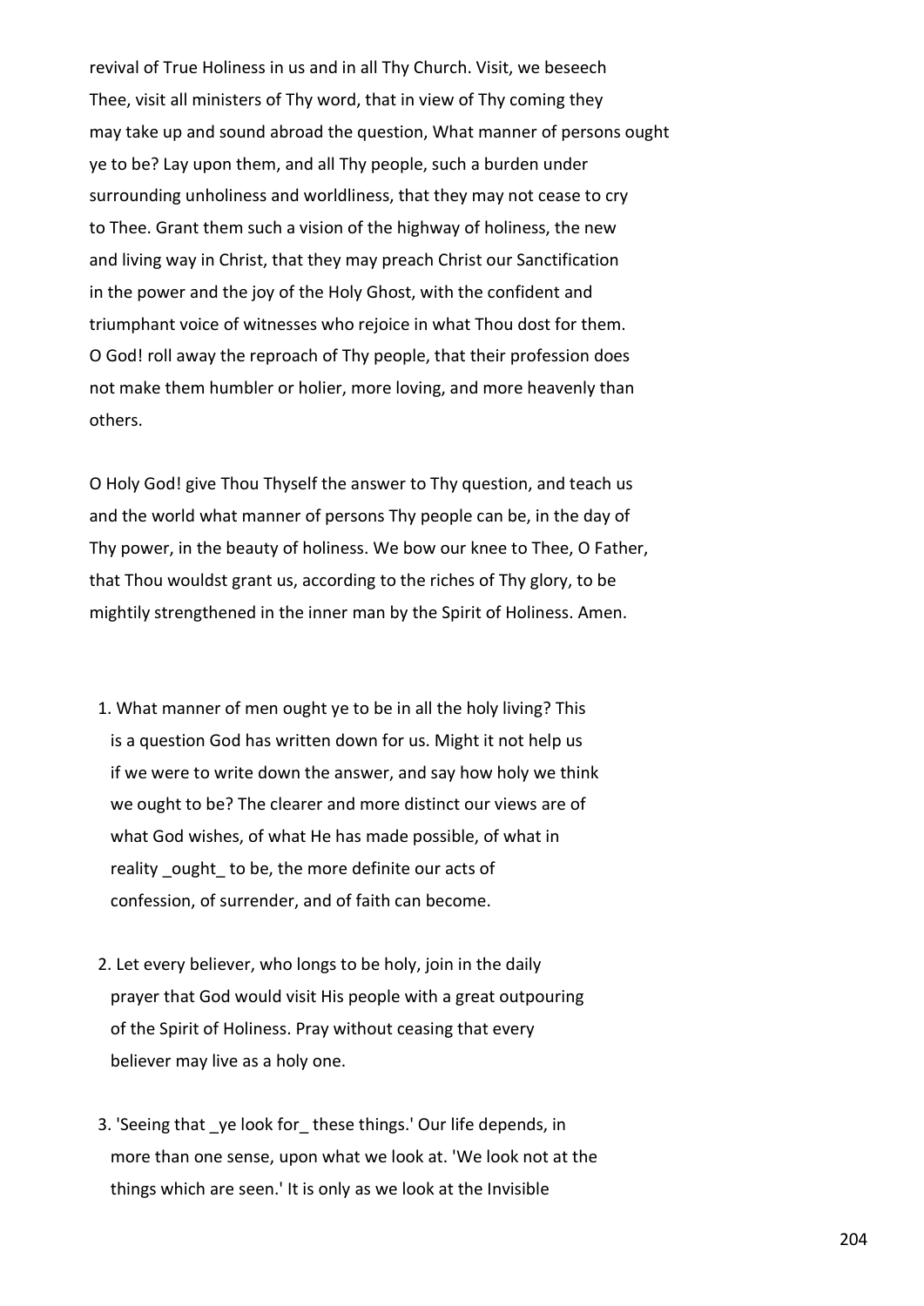revival of True Holiness in us and in all Thy Church. Visit, we beseech Thee, visit all ministers of Thy word, that in view of Thy coming they may take up and sound abroad the question, What manner of persons ought ye to be? Lay upon them, and all Thy people, such a burden under surrounding unholiness and worldliness, that they may not cease to cry to Thee. Grant them such a vision of the highway of holiness, the new and living way in Christ, that they may preach Christ our Sanctification in the power and the joy of the Holy Ghost, with the confident and triumphant voice of witnesses who rejoice in what Thou dost for them. O God! roll away the reproach of Thy people, that their profession does not make them humbler or holier, more loving, and more heavenly than others.

O Holy God! give Thou Thyself the answer to Thy question, and teach us and the world what manner of persons Thy people can be, in the day of Thy power, in the beauty of holiness. We bow our knee to Thee, O Father, that Thou wouldst grant us, according to the riches of Thy glory, to be mightily strengthened in the inner man by the Spirit of Holiness. Amen.

1. What manner of men ought ye to be in all the holy living? This is a question God has written down for us. Might it not help us if we were to write down the answer, and say how holy we think we ought to be? The clearer and more distinct our views are of what God wishes, of what He has made possible, of what in reality _ought_ to be, the more definite our acts of confession, of surrender, and of faith can become.

2. Let every believer, who longs to be holy, join in the daily prayer that God would visit His people with a great outpouring of the Spirit of Holiness. Pray without ceasing that every believer may live as a holy one.

3. 'Seeing that _ye look for_ these things.' Our life depends, in more than one sense, upon what we look at. 'We look not at the things which are seen.' It is only as we look at the Invisible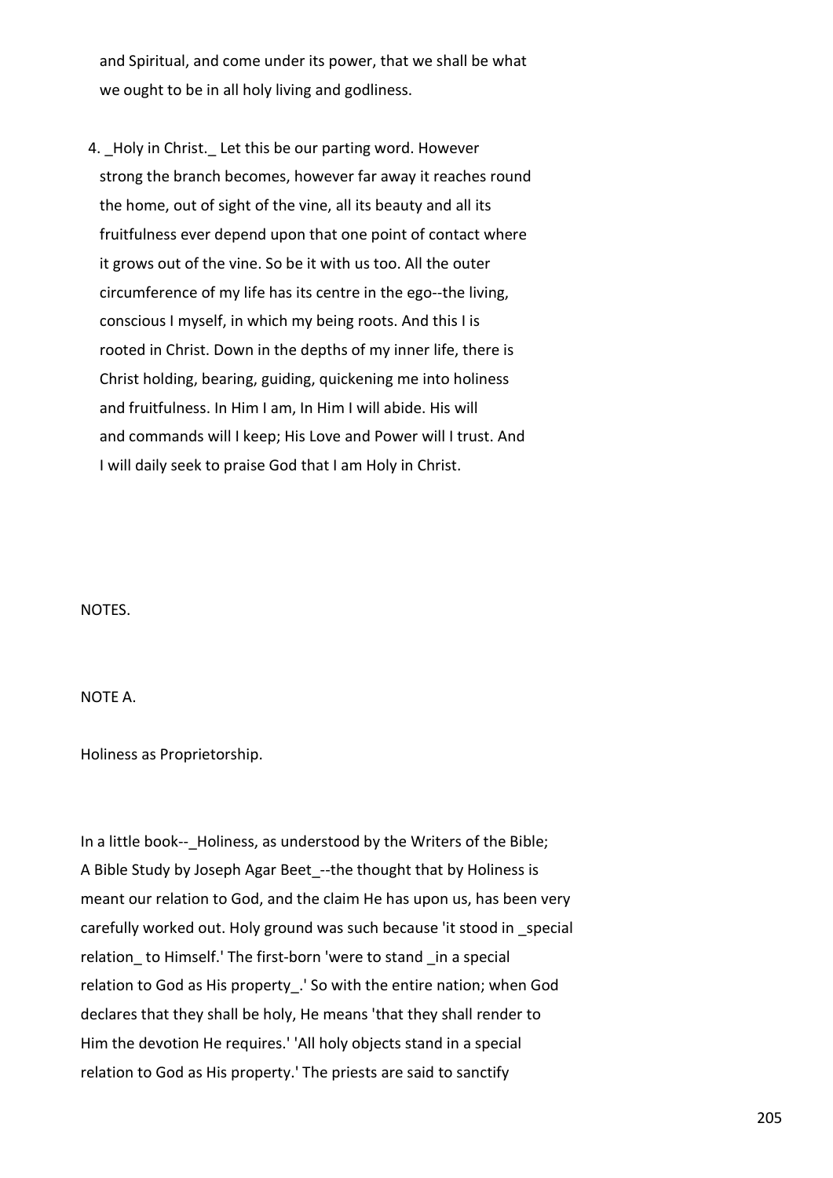and Spiritual, and come under its power, that we shall be what we ought to be in all holy living and godliness.

4. _Holy in Christ._ Let this be our parting word. However strong the branch becomes, however far away it reaches round the home, out of sight of the vine, all its beauty and all its fruitfulness ever depend upon that one point of contact where it grows out of the vine. So be it with us too. All the outer circumference of my life has its centre in the ego--the living, conscious I myself, in which my being roots. And this I is rooted in Christ. Down in the depths of my inner life, there is Christ holding, bearing, guiding, quickening me into holiness and fruitfulness. In Him I am, In Him I will abide. His will and commands will I keep; His Love and Power will I trust. And I will daily seek to praise God that I am Holy in Christ.

## NOTES.

### NOTE A.

Holiness as Proprietorship.

In a little book--_Holiness, as understood by the Writers of the Bible; A Bible Study by Joseph Agar Beet_--the thought that by Holiness is meant our relation to God, and the claim He has upon us, has been very carefully worked out. Holy ground was such because 'it stood in _special relation_ to Himself.' The first-born 'were to stand _in a special relation to God as His property_.' So with the entire nation; when God declares that they shall be holy, He means 'that they shall render to Him the devotion He requires.' 'All holy objects stand in a special relation to God as His property.' The priests are said to sanctify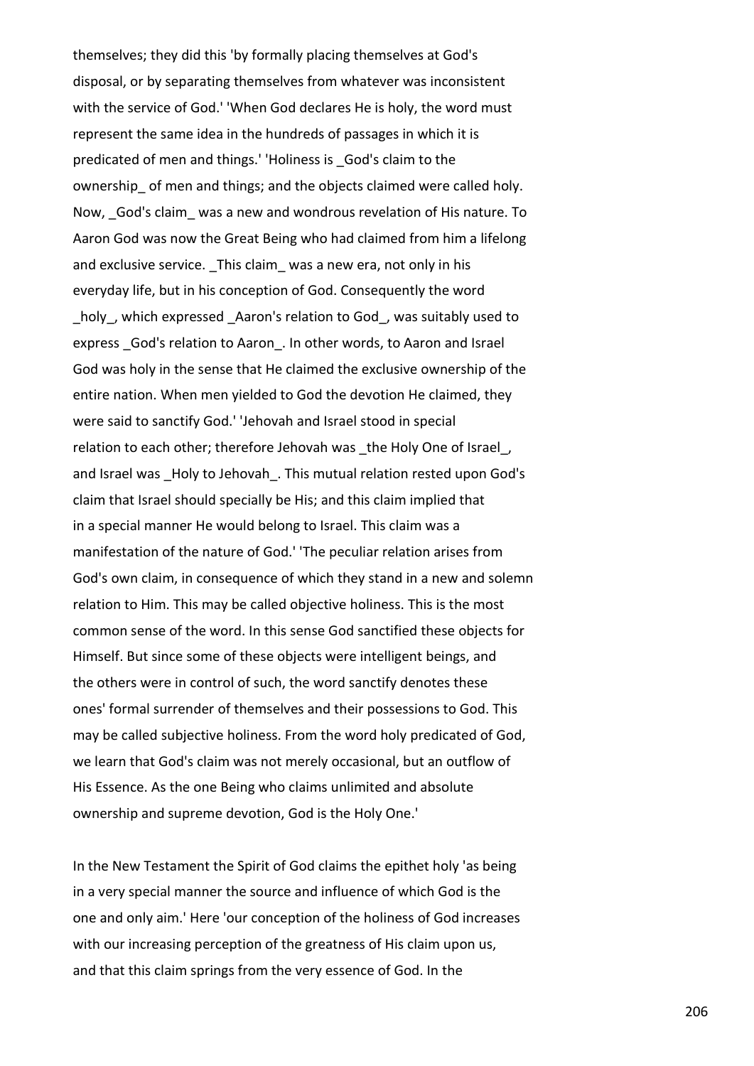themselves; they did this 'by formally placing themselves at God's disposal, or by separating themselves from whatever was inconsistent with the service of God.' 'When God declares He is holy, the word must represent the same idea in the hundreds of passages in which it is predicated of men and things.' 'Holiness is _God's claim to the ownership_ of men and things; and the objects claimed were called holy. Now, _God's claim_ was a new and wondrous revelation of His nature. To Aaron God was now the Great Being who had claimed from him a lifelong and exclusive service. _This claim_ was a new era, not only in his everyday life, but in his conception of God. Consequently the word _holy_, which expressed _Aaron's relation to God_, was suitably used to express _God's relation to Aaron_. In other words, to Aaron and Israel God was holy in the sense that He claimed the exclusive ownership of the entire nation. When men yielded to God the devotion He claimed, they were said to sanctify God.' 'Jehovah and Israel stood in special relation to each other; therefore Jehovah was _the Holy One of Israel_, and Israel was _Holy to Jehovah_. This mutual relation rested upon God's claim that Israel should specially be His; and this claim implied that in a special manner He would belong to Israel. This claim was a manifestation of the nature of God.' 'The peculiar relation arises from God's own claim, in consequence of which they stand in a new and solemn relation to Him. This may be called objective holiness. This is the most common sense of the word. In this sense God sanctified these objects for Himself. But since some of these objects were intelligent beings, and the others were in control of such, the word sanctify denotes these ones' formal surrender of themselves and their possessions to God. This may be called subjective holiness. From the word holy predicated of God, we learn that God's claim was not merely occasional, but an outflow of His Essence. As the one Being who claims unlimited and absolute ownership and supreme devotion, God is the Holy One.'

In the New Testament the Spirit of God claims the epithet holy 'as being in a very special manner the source and influence of which God is the one and only aim.' Here 'our conception of the holiness of God increases with our increasing perception of the greatness of His claim upon us, and that this claim springs from the very essence of God. In the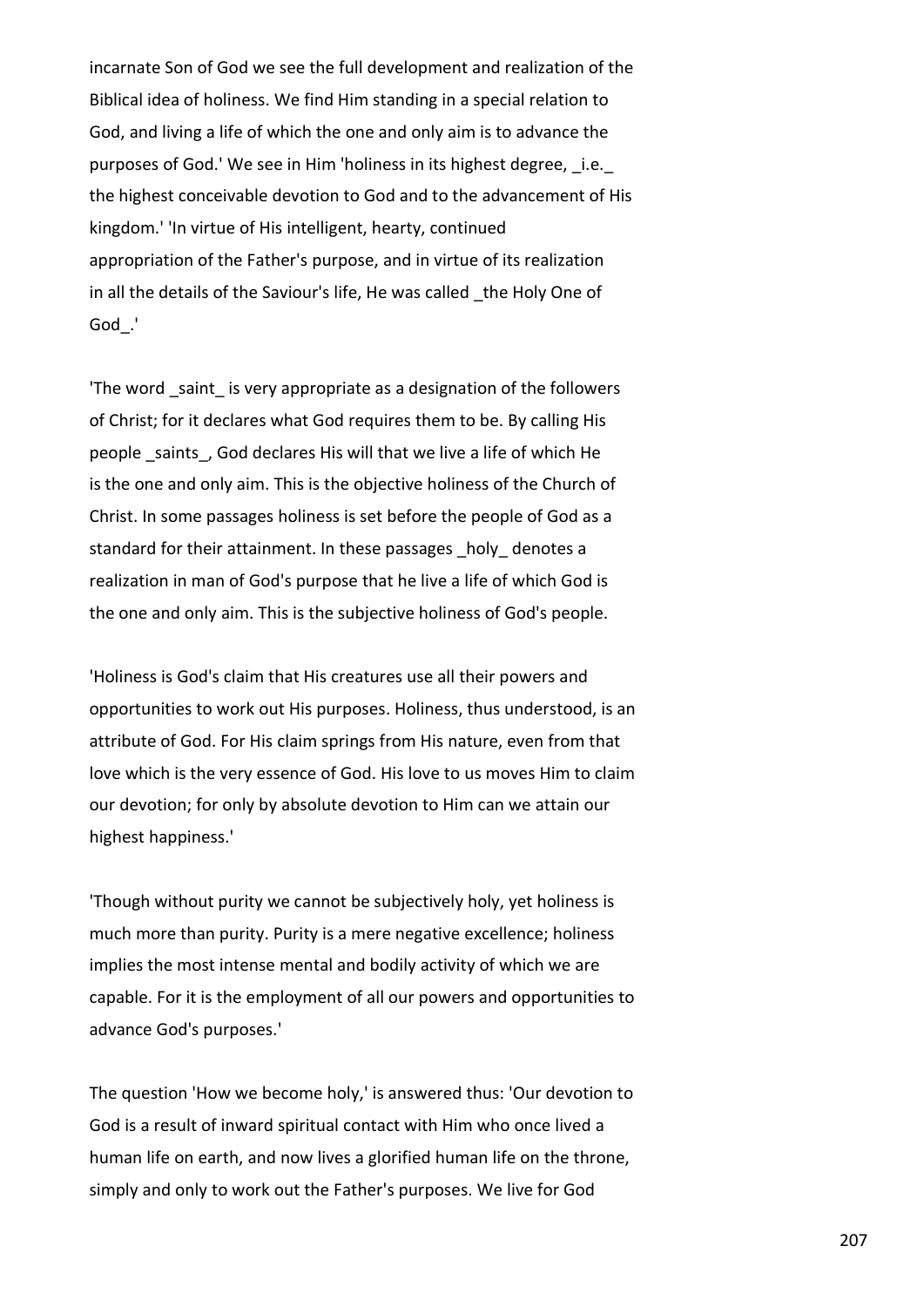incarnate Son of God we see the full development and realization of the Biblical idea of holiness. We find Him standing in a special relation to God, and living a life of which the one and only aim is to advance the purposes of God.' We see in Him 'holiness in its highest degree, _i.e._ the highest conceivable devotion to God and to the advancement of His kingdom.' 'In virtue of His intelligent, hearty, continued appropriation of the Father's purpose, and in virtue of its realization in all the details of the Saviour's life, He was called _the Holy One of God_.'

'The word _saint_ is very appropriate as a designation of the followers of Christ; for it declares what God requires them to be. By calling His people _saints_, God declares His will that we live a life of which He is the one and only aim. This is the objective holiness of the Church of Christ. In some passages holiness is set before the people of God as a standard for their attainment. In these passages _holy_ denotes a realization in man of God's purpose that he live a life of which God is the one and only aim. This is the subjective holiness of God's people.

'Holiness is God's claim that His creatures use all their powers and opportunities to work out His purposes. Holiness, thus understood, is an attribute of God. For His claim springs from His nature, even from that love which is the very essence of God. His love to us moves Him to claim our devotion; for only by absolute devotion to Him can we attain our highest happiness.'

'Though without purity we cannot be subjectively holy, yet holiness is much more than purity. Purity is a mere negative excellence; holiness implies the most intense mental and bodily activity of which we are capable. For it is the employment of all our powers and opportunities to advance God's purposes.'

The question 'How we become holy,' is answered thus: 'Our devotion to God is a result of inward spiritual contact with Him who once lived a human life on earth, and now lives a glorified human life on the throne, simply and only to work out the Father's purposes. We live for God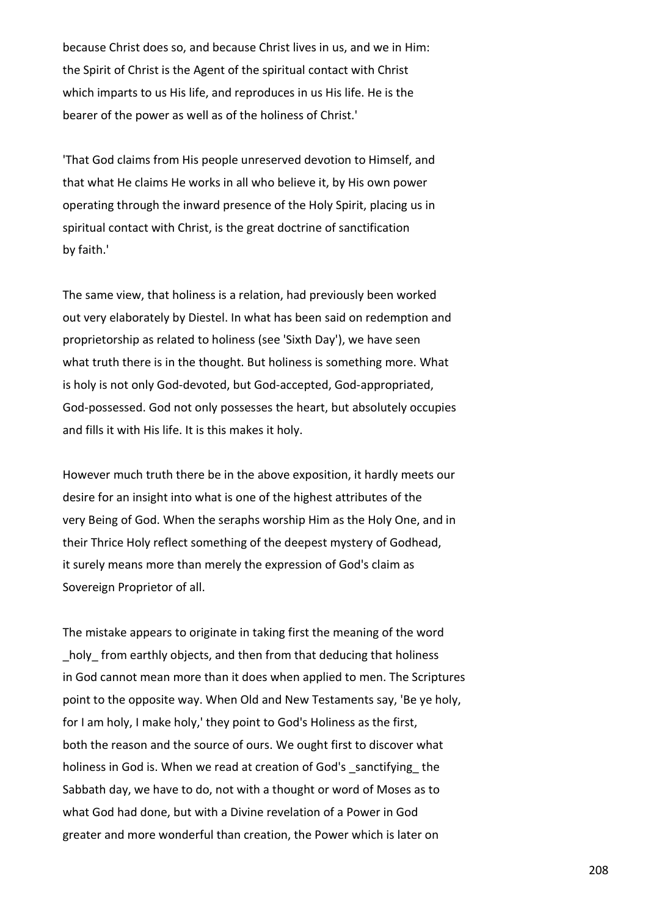because Christ does so, and because Christ lives in us, and we in Him: the Spirit of Christ is the Agent of the spiritual contact with Christ which imparts to us His life, and reproduces in us His life. He is the bearer of the power as well as of the holiness of Christ.'

'That God claims from His people unreserved devotion to Himself, and that what He claims He works in all who believe it, by His own power operating through the inward presence of the Holy Spirit, placing us in spiritual contact with Christ, is the great doctrine of sanctification by faith.'

The same view, that holiness is a relation, had previously been worked out very elaborately by Diestel. In what has been said on redemption and proprietorship as related to holiness (see 'Sixth Day'), we have seen what truth there is in the thought. But holiness is something more. What is holy is not only God-devoted, but God-accepted, God-appropriated, God-possessed. God not only possesses the heart, but absolutely occupies and fills it with His life. It is this makes it holy.

However much truth there be in the above exposition, it hardly meets our desire for an insight into what is one of the highest attributes of the very Being of God. When the seraphs worship Him as the Holy One, and in their Thrice Holy reflect something of the deepest mystery of Godhead, it surely means more than merely the expression of God's claim as Sovereign Proprietor of all.

The mistake appears to originate in taking first the meaning of the word _holy_ from earthly objects, and then from that deducing that holiness in God cannot mean more than it does when applied to men. The Scriptures point to the opposite way. When Old and New Testaments say, 'Be ye holy, for I am holy, I make holy,' they point to God's Holiness as the first, both the reason and the source of ours. We ought first to discover what holiness in God is. When we read at creation of God's _sanctifying_ the Sabbath day, we have to do, not with a thought or word of Moses as to what God had done, but with a Divine revelation of a Power in God greater and more wonderful than creation, the Power which is later on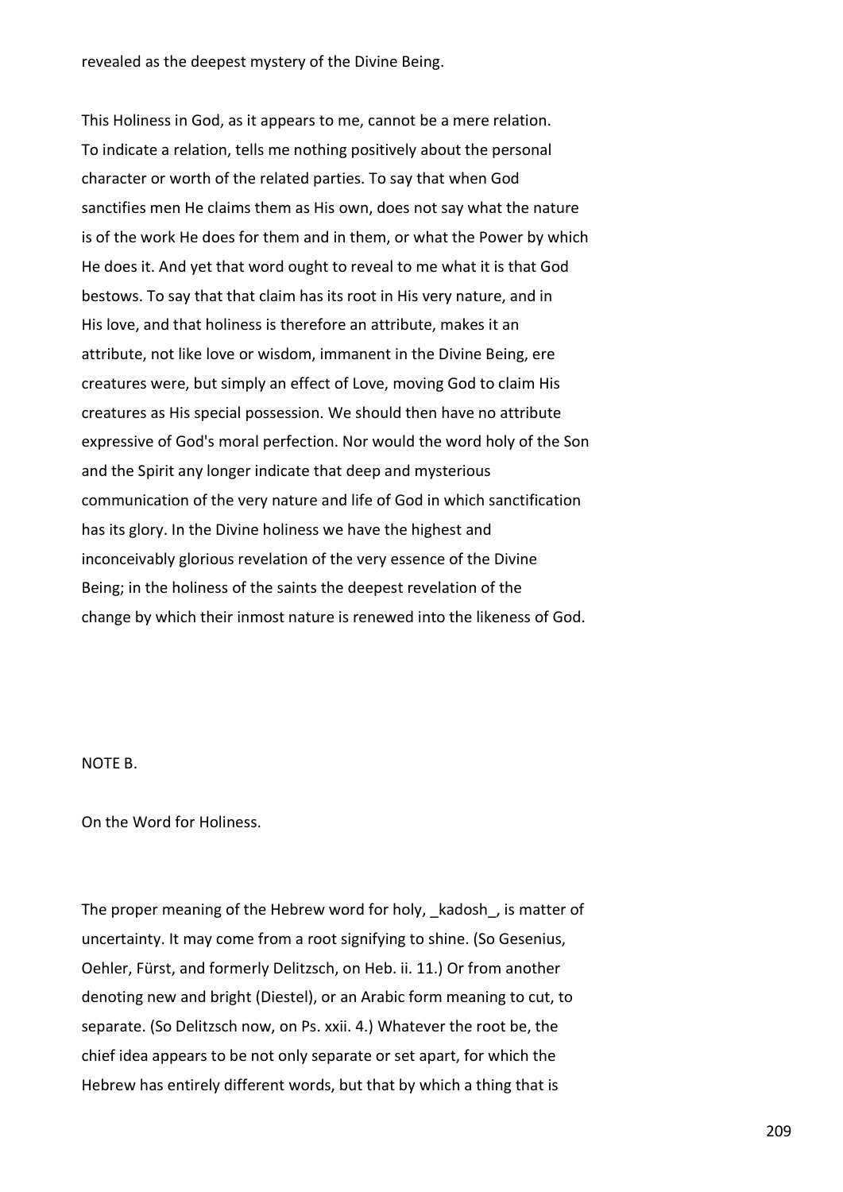revealed as the deepest mystery of the Divine Being.

This Holiness in God, as it appears to me, cannot be a mere relation. To indicate a relation, tells me nothing positively about the personal character or worth of the related parties. To say that when God sanctifies men He claims them as His own, does not say what the nature is of the work He does for them and in them, or what the Power by which He does it. And yet that word ought to reveal to me what it is that God bestows. To say that that claim has its root in His very nature, and in His love, and that holiness is therefore an attribute, makes it an attribute, not like love or wisdom, immanent in the Divine Being, ere creatures were, but simply an effect of Love, moving God to claim His creatures as His special possession. We should then have no attribute expressive of God's moral perfection. Nor would the word holy of the Son and the Spirit any longer indicate that deep and mysterious communication of the very nature and life of God in which sanctification has its glory. In the Divine holiness we have the highest and inconceivably glorious revelation of the very essence of the Divine Being; in the holiness of the saints the deepest revelation of the change by which their inmost nature is renewed into the likeness of God.

## NOTE B.

### On the Word for Holiness.

The proper meaning of the Hebrew word for holy, _kadosh_, is matter of uncertainty. It may come from a root signifying to shine. (So Gesenius, Oehler, Fürst, and formerly Delitzsch, on Heb. ii. 11.) Or from another denoting new and bright (Diestel), or an Arabic form meaning to cut, to separate. (So Delitzsch now, on Ps. xxii. 4.) Whatever the root be, the chief idea appears to be not only separate or set apart, for which the Hebrew has entirely different words, but that by which a thing that is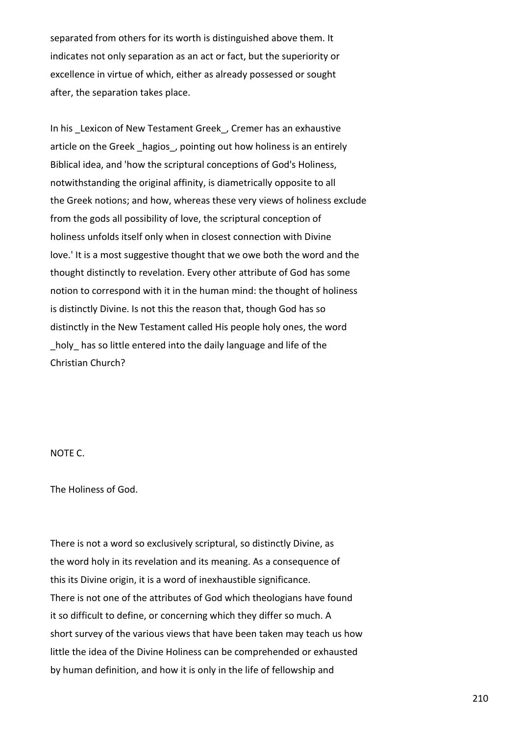separated from others for its worth is distinguished above them. It indicates not only separation as an act or fact, but the superiority or excellence in virtue of which, either as already possessed or sought after, the separation takes place.

In his *Lexicon of New Testament Greek*, Cremer has an exhaustive article on the Greek *hagios*, pointing out how holiness is an entirely Biblical idea, and 'how the scriptural conceptions of God's Holiness, notwithstanding the original affinity, is diametrically opposite to all the Greek notions; and how, whereas these very views of holiness exclude from the gods all possibility of love, the scriptural conception of holiness unfolds itself only when in closest connection with Divine love.' It is a most suggestive thought that we owe both the word and the thought distinctly to revelation. Every other attribute of God has some notion to correspond with it in the human mind: the thought of holiness is distinctly Divine. Is not this the reason that, though God has so distinctly in the New Testament called His people holy ones, the word *holy* has so little entered into the daily language and life of the Christian Church?

## NOTE C.

### The Holiness of God.

There is not a word so exclusively scriptural, so distinctly Divine, as the word holy in its revelation and its meaning. As a consequence of this its Divine origin, it is a word of inexhaustible significance. There is not one of the attributes of God which theologians have found it so difficult to define, or concerning which they differ so much. A short survey of the various views that have been taken may teach us how little the idea of the Divine Holiness can be comprehended or exhausted by human definition, and how it is only in the life of fellowship and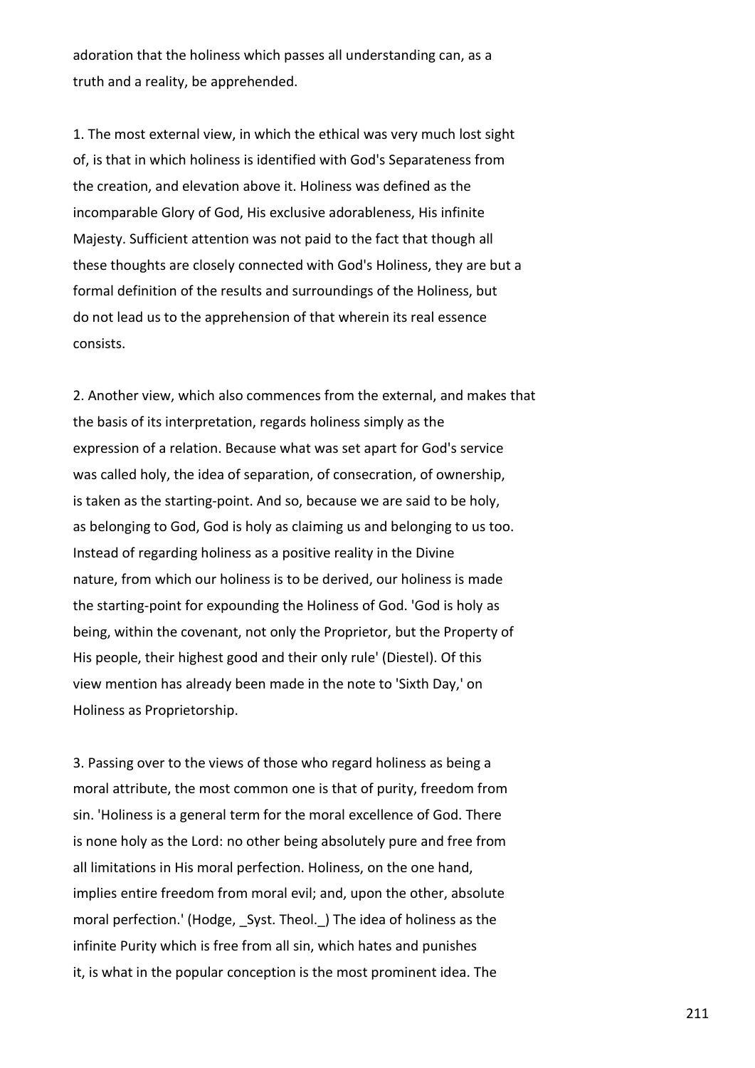adoration that the holiness which passes all understanding can, as a truth and a reality, be apprehended.

1. The most external view, in which the ethical was very much lost sight of, is that in which holiness is identified with God's Separateness from the creation, and elevation above it. Holiness was defined as the incomparable Glory of God, His exclusive adorableness, His infinite Majesty. Sufficient attention was not paid to the fact that though all these thoughts are closely connected with God's Holiness, they are but a formal definition of the results and surroundings of the Holiness, but do not lead us to the apprehension of that wherein its real essence consists.

2. Another view, which also commences from the external, and makes that the basis of its interpretation, regards holiness simply as the expression of a relation. Because what was set apart for God's service was called holy, the idea of separation, of consecration, of ownership, is taken as the starting-point. And so, because we are said to be holy, as belonging to God, God is holy as claiming us and belonging to us too. Instead of regarding holiness as a positive reality in the Divine nature, from which our holiness is to be derived, our holiness is made the starting-point for expounding the Holiness of God. 'God is holy as being, within the covenant, not only the Proprietor, but the Property of His people, their highest good and their only rule' (Diestel). Of this view mention has already been made in the note to 'Sixth Day,' on Holiness as Proprietorship.

3. Passing over to the views of those who regard holiness as being a moral attribute, the most common one is that of purity, freedom from sin. 'Holiness is a general term for the moral excellence of God. There is none holy as the Lord: no other being absolutely pure and free from all limitations in His moral perfection. Holiness, on the one hand, implies entire freedom from moral evil; and, upon the other, absolute moral perfection.' (Hodge, _Syst. Theol._) The idea of holiness as the infinite Purity which is free from all sin, which hates and punishes it, is what in the popular conception is the most prominent idea. The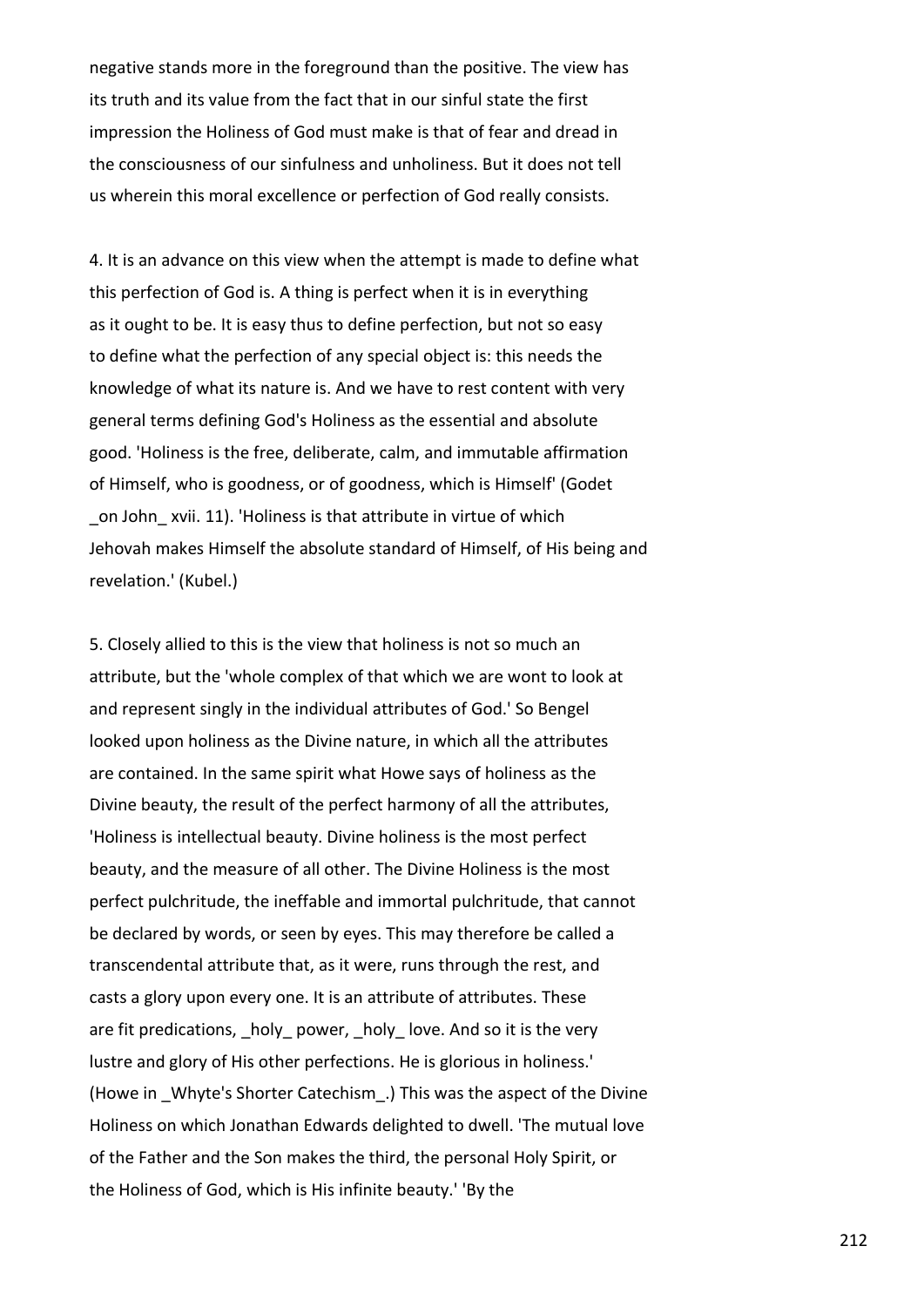negative stands more in the foreground than the positive. The view has its truth and its value from the fact that in our sinful state the first impression the Holiness of God must make is that of fear and dread in the consciousness of our sinfulness and unholiness. But it does not tell us wherein this moral excellence or perfection of God really consists.

4. It is an advance on this view when the attempt is made to define what this perfection of God is. A thing is perfect when it is in everything as it ought to be. It is easy thus to define perfection, but not so easy to define what the perfection of any special object is: this needs the knowledge of what its nature is. And we have to rest content with very general terms defining God's Holiness as the essential and absolute good. 'Holiness is the free, deliberate, calm, and immutable affirmation of Himself, who is goodness, or of goodness, which is Himself' (Godet _on John_ xvii. 11). 'Holiness is that attribute in virtue of which Jehovah makes Himself the absolute standard of Himself, of His being and revelation.' (Kubel.)

5. Closely allied to this is the view that holiness is not so much an attribute, but the 'whole complex of that which we are wont to look at and represent singly in the individual attributes of God.' So Bengel looked upon holiness as the Divine nature, in which all the attributes are contained. In the same spirit what Howe says of holiness as the Divine beauty, the result of the perfect harmony of all the attributes, 'Holiness is intellectual beauty. Divine holiness is the most perfect beauty, and the measure of all other. The Divine Holiness is the most perfect pulchritude, the ineffable and immortal pulchritude, that cannot be declared by words, or seen by eyes. This may therefore be called a transcendental attribute that, as it were, runs through the rest, and casts a glory upon every one. It is an attribute of attributes. These are fit predications, _holy_ power, _holy_ love. And so it is the very lustre and glory of His other perfections. He is glorious in holiness.' (Howe in _Whyte's Shorter Catechism_.) This was the aspect of the Divine Holiness on which Jonathan Edwards delighted to dwell. 'The mutual love of the Father and the Son makes the third, the personal Holy Spirit, or the Holiness of God, which is His infinite beauty.' 'By the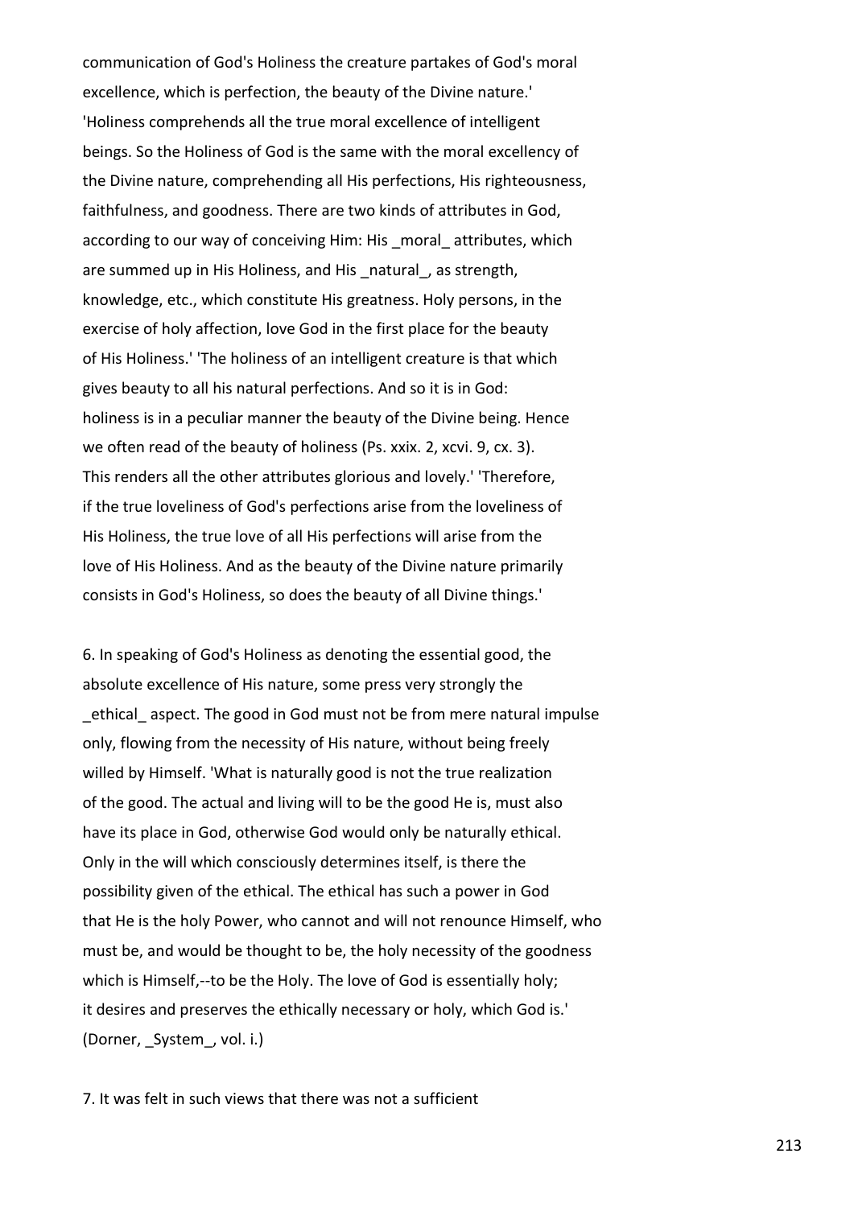communication of God's Holiness the creature partakes of God's moral excellence, which is perfection, the beauty of the Divine nature.' 'Holiness comprehends all the true moral excellence of intelligent beings. So the Holiness of God is the same with the moral excellency of the Divine nature, comprehending all His perfections, His righteousness, faithfulness, and goodness. There are two kinds of attributes in God, according to our way of conceiving Him: His _moral_ attributes, which are summed up in His Holiness, and His _natural_, as strength, knowledge, etc., which constitute His greatness. Holy persons, in the exercise of holy affection, love God in the first place for the beauty of His Holiness.' 'The holiness of an intelligent creature is that which gives beauty to all his natural perfections. And so it is in God: holiness is in a peculiar manner the beauty of the Divine being. Hence we often read of the beauty of holiness (Ps. xxix. 2, xcvi. 9, cx. 3). This renders all the other attributes glorious and lovely.' 'Therefore, if the true loveliness of God's perfections arise from the loveliness of His Holiness, the true love of all His perfections will arise from the love of His Holiness. And as the beauty of the Divine nature primarily consists in God's Holiness, so does the beauty of all Divine things.'

6. In speaking of God's Holiness as denoting the essential good, the absolute excellence of His nature, some press very strongly the _ethical_ aspect. The good in God must not be from mere natural impulse only, flowing from the necessity of His nature, without being freely willed by Himself. 'What is naturally good is not the true realization of the good. The actual and living will to be the good He is, must also have its place in God, otherwise God would only be naturally ethical. Only in the will which consciously determines itself, is there the possibility given of the ethical. The ethical has such a power in God that He is the holy Power, who cannot and will not renounce Himself, who must be, and would be thought to be, the holy necessity of the goodness which is Himself,--to be the Holy. The love of God is essentially holy; it desires and preserves the ethically necessary or holy, which God is.' (Dorner, _System_, vol. i.)

7. It was felt in such views that there was not a sufficient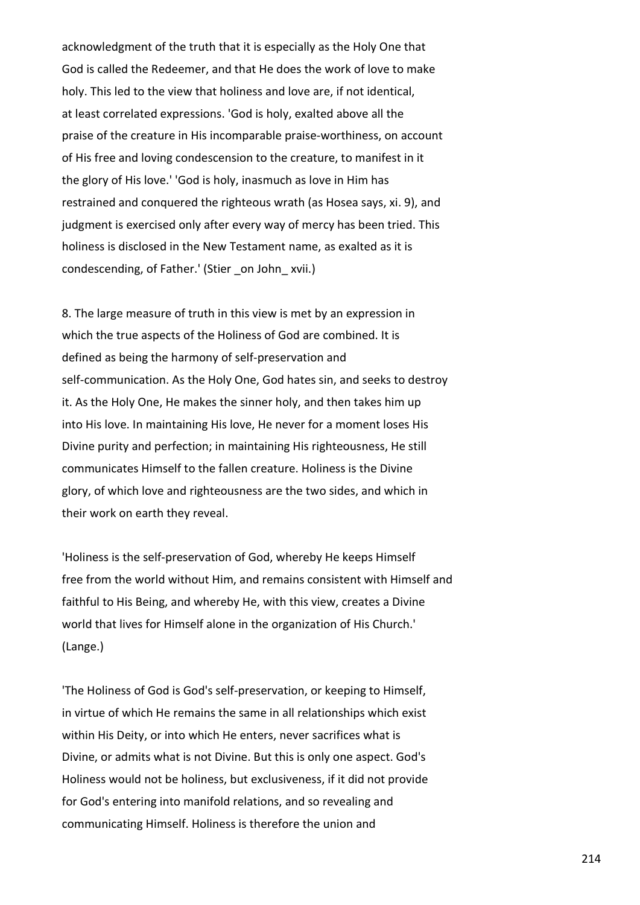acknowledgment of the truth that it is especially as the Holy One that God is called the Redeemer, and that He does the work of love to make holy. This led to the view that holiness and love are, if not identical, at least correlated expressions. 'God is holy, exalted above all the praise of the creature in His incomparable praise-worthiness, on account of His free and loving condescension to the creature, to manifest in it the glory of His love.' 'God is holy, inasmuch as love in Him has restrained and conquered the righteous wrath (as Hosea says, xi. 9), and judgment is exercised only after every way of mercy has been tried. This holiness is disclosed in the New Testament name, as exalted as it is condescending, of Father.' (Stier _on John_ xvii.)

8. The large measure of truth in this view is met by an expression in which the true aspects of the Holiness of God are combined. It is defined as being the harmony of self-preservation and self-communication. As the Holy One, God hates sin, and seeks to destroy it. As the Holy One, He makes the sinner holy, and then takes him up into His love. In maintaining His love, He never for a moment loses His Divine purity and perfection; in maintaining His righteousness, He still communicates Himself to the fallen creature. Holiness is the Divine glory, of which love and righteousness are the two sides, and which in their work on earth they reveal.

'Holiness is the self-preservation of God, whereby He keeps Himself free from the world without Him, and remains consistent with Himself and faithful to His Being, and whereby He, with this view, creates a Divine world that lives for Himself alone in the organization of His Church.' (Lange.)

'The Holiness of God is God's self-preservation, or keeping to Himself, in virtue of which He remains the same in all relationships which exist within His Deity, or into which He enters, never sacrifices what is Divine, or admits what is not Divine. But this is only one aspect. God's Holiness would not be holiness, but exclusiveness, if it did not provide for God's entering into manifold relations, and so revealing and communicating Himself. Holiness is therefore the union and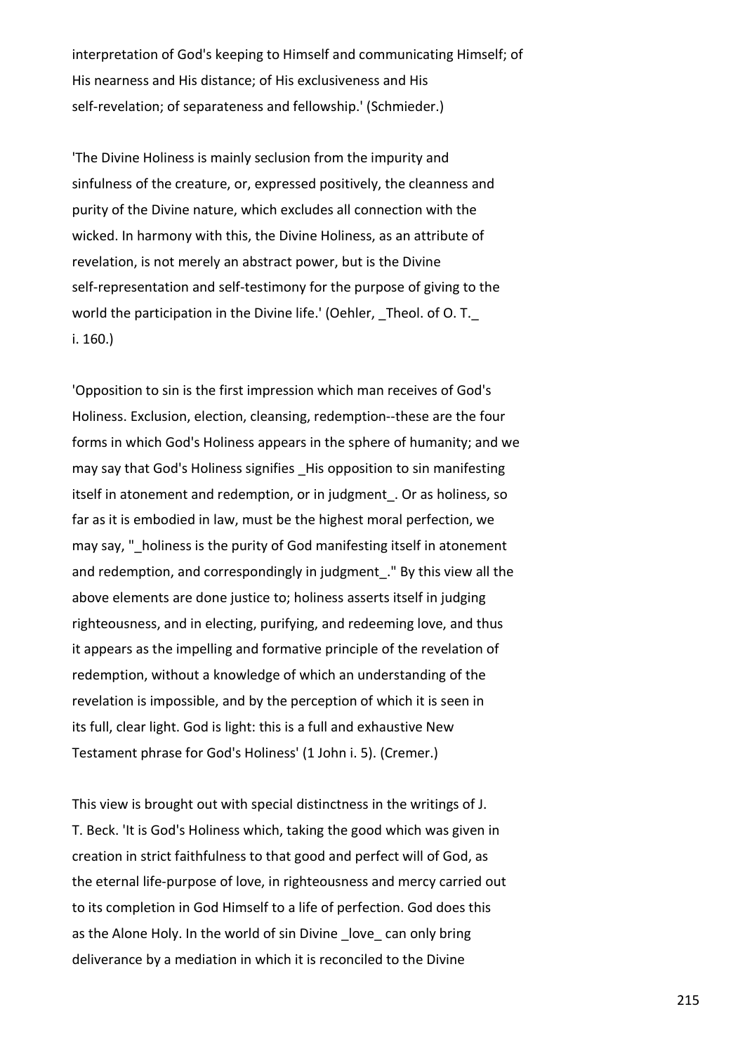interpretation of God's keeping to Himself and communicating Himself; of His nearness and His distance; of His exclusiveness and His self-revelation; of separateness and fellowship.' (Schmieder.)

'The Divine Holiness is mainly seclusion from the impurity and sinfulness of the creature, or, expressed positively, the cleanness and purity of the Divine nature, which excludes all connection with the wicked. In harmony with this, the Divine Holiness, as an attribute of revelation, is not merely an abstract power, but is the Divine self-representation and self-testimony for the purpose of giving to the world the participation in the Divine life.' (Oehler, *Theol. of O. T.* i. 160.)

'Opposition to sin is the first impression which man receives of God's Holiness. Exclusion, election, cleansing, redemption--these are the four forms in which God's Holiness appears in the sphere of humanity; and we may say that God's Holiness signifies *His opposition to sin manifesting itself in atonement and redemption, or in judgment*. Or as holiness, so far as it is embodied in law, must be the highest moral perfection, we may say, "*holiness is the purity of God manifesting itself in atonement and redemption, and correspondingly in judgment*." By this view all the above elements are done justice to; holiness asserts itself in judging righteousness, and in electing, purifying, and redeeming love, and thus it appears as the impelling and formative principle of the revelation of redemption, without a knowledge of which an understanding of the revelation is impossible, and by the perception of which it is seen in its full, clear light. God is light: this is a full and exhaustive New Testament phrase for God's Holiness' (1 John i. 5). (Cremer.)

This view is brought out with special distinctness in the writings of J. T. Beck. 'It is God's Holiness which, taking the good which was given in creation in strict faithfulness to that good and perfect will of God, as the eternal life-purpose of love, in righteousness and mercy carried out to its completion in God Himself to a life of perfection. God does this as the Alone Holy. In the world of sin Divine *love* can only bring deliverance by a mediation in which it is reconciled to the Divine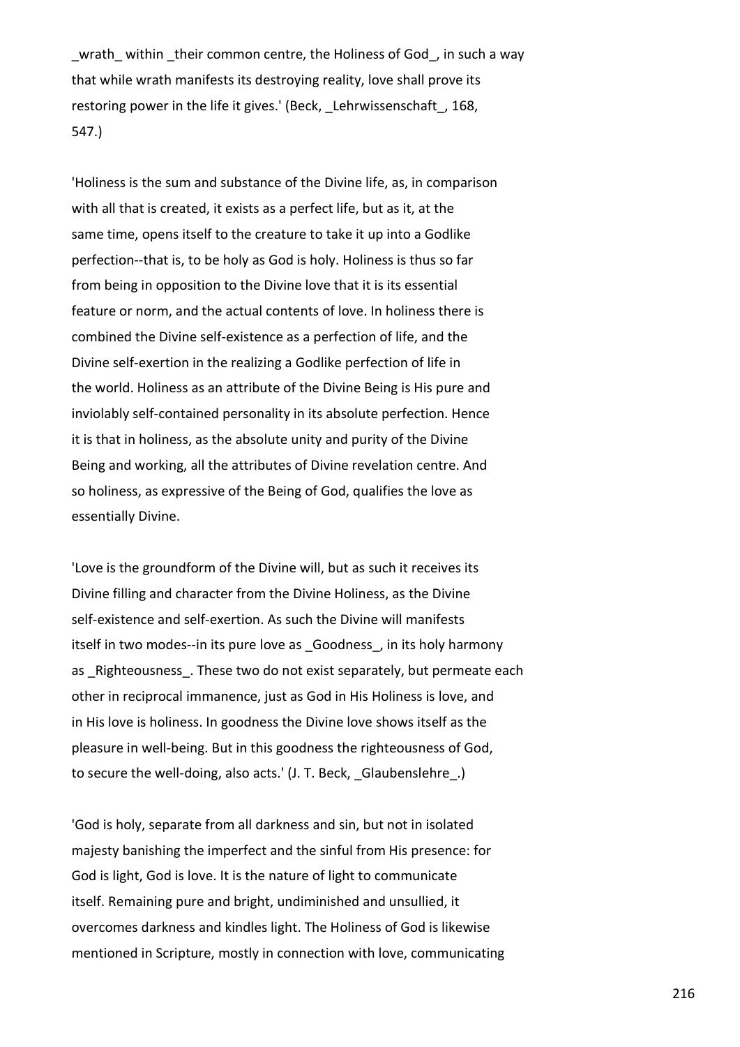_wrath_ within _their common centre, the Holiness of God_, in such a way that while wrath manifests its destroying reality, love shall prove its restoring power in the life it gives.' (Beck, _Lehrwissenschaft_, 168, 547.)

'Holiness is the sum and substance of the Divine life, as, in comparison with all that is created, it exists as a perfect life, but as it, at the same time, opens itself to the creature to take it up into a Godlike perfection--that is, to be holy as God is holy. Holiness is thus so far from being in opposition to the Divine love that it is its essential feature or norm, and the actual contents of love. In holiness there is combined the Divine self-existence as a perfection of life, and the Divine self-exertion in the realizing a Godlike perfection of life in the world. Holiness as an attribute of the Divine Being is His pure and inviolably self-contained personality in its absolute perfection. Hence it is that in holiness, as the absolute unity and purity of the Divine Being and working, all the attributes of Divine revelation centre. And so holiness, as expressive of the Being of God, qualifies the love as essentially Divine.

'Love is the groundform of the Divine will, but as such it receives its Divine filling and character from the Divine Holiness, as the Divine self-existence and self-exertion. As such the Divine will manifests itself in two modes--in its pure love as _Goodness_, in its holy harmony as _Righteousness_. These two do not exist separately, but permeate each other in reciprocal immanence, just as God in His Holiness is love, and in His love is holiness. In goodness the Divine love shows itself as the pleasure in well-being. But in this goodness the righteousness of God, to secure the well-doing, also acts.' (J. T. Beck, _Glaubenslehre_.)

'God is holy, separate from all darkness and sin, but not in isolated majesty banishing the imperfect and the sinful from His presence: for God is light, God is love. It is the nature of light to communicate itself. Remaining pure and bright, undiminished and unsullied, it overcomes darkness and kindles light. The Holiness of God is likewise mentioned in Scripture, mostly in connection with love, communicating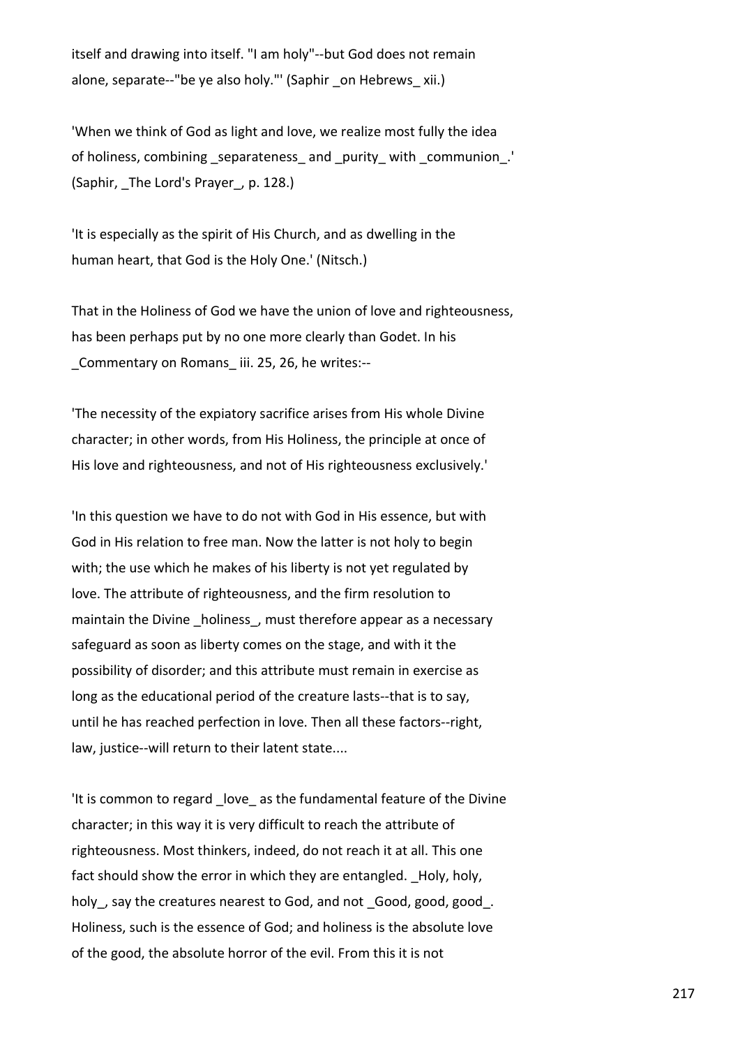itself and drawing into itself. "I am holy"--but God does not remain alone, separate--"be ye also holy."' (Saphir _on Hebrews_ xii.)

'When we think of God as light and love, we realize most fully the idea of holiness, combining _separateness_ and _purity_ with _communion_.' (Saphir, _The Lord's Prayer_, p. 128.)

'It is especially as the spirit of His Church, and as dwelling in the human heart, that God is the Holy One.' (Nitsch.)

That in the Holiness of God we have the union of love and righteousness, has been perhaps put by no one more clearly than Godet. In his _Commentary on Romans_ iii. 25, 26, he writes:--

'The necessity of the expiatory sacrifice arises from His whole Divine character; in other words, from His Holiness, the principle at once of His love and righteousness, and not of His righteousness exclusively.'

'In this question we have to do not with God in His essence, but with God in His relation to free man. Now the latter is not holy to begin with; the use which he makes of his liberty is not yet regulated by love. The attribute of righteousness, and the firm resolution to maintain the Divine _holiness_, must therefore appear as a necessary safeguard as soon as liberty comes on the stage, and with it the possibility of disorder; and this attribute must remain in exercise as long as the educational period of the creature lasts--that is to say, until he has reached perfection in love. Then all these factors--right, law, justice--will return to their latent state....

'It is common to regard _love_ as the fundamental feature of the Divine character; in this way it is very difficult to reach the attribute of righteousness. Most thinkers, indeed, do not reach it at all. This one fact should show the error in which they are entangled. _Holy, holy, holy_, say the creatures nearest to God, and not _Good, good, good_. Holiness, such is the essence of God; and holiness is the absolute love of the good, the absolute horror of the evil. From this it is not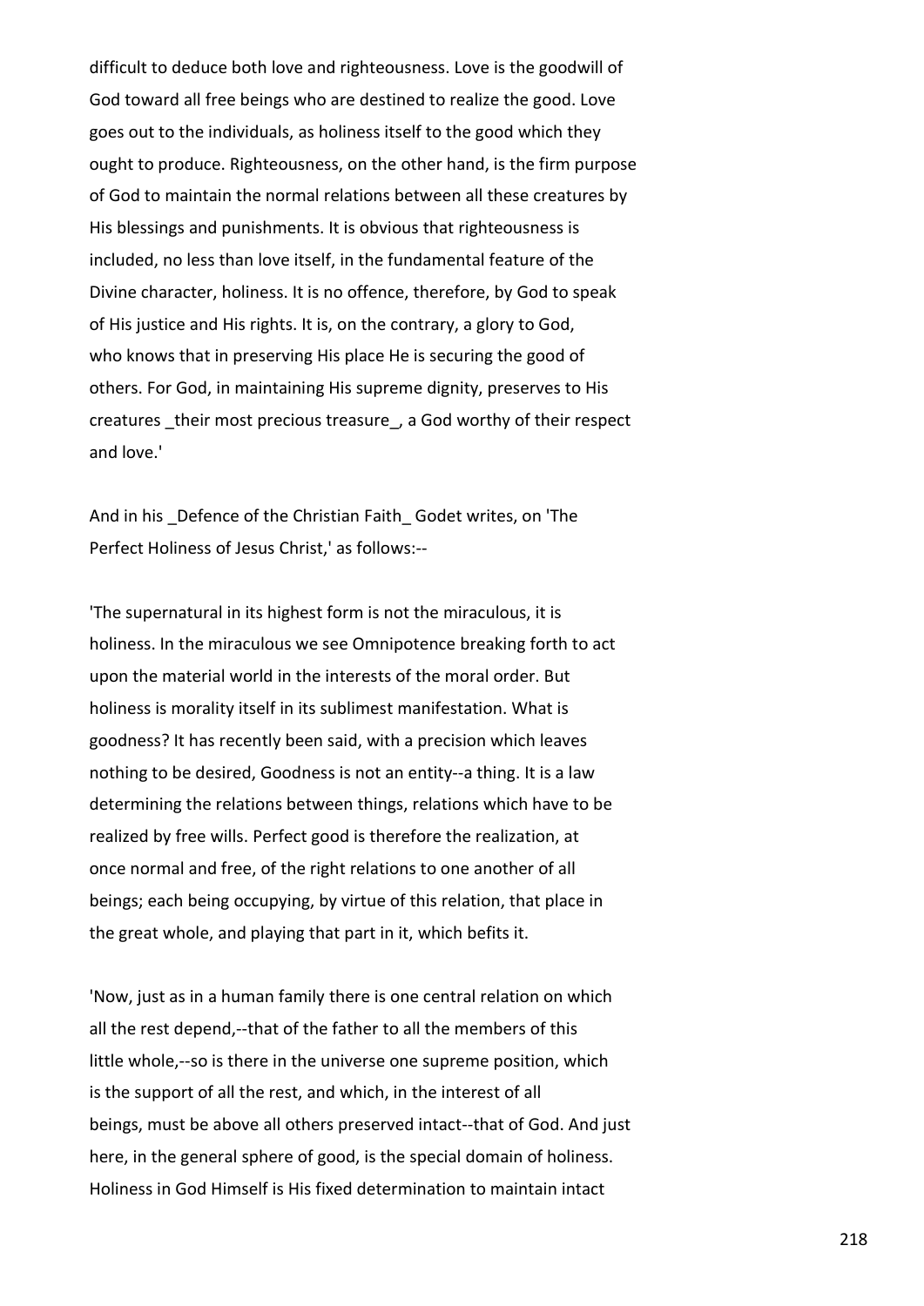difficult to deduce both love and righteousness. Love is the goodwill of God toward all free beings who are destined to realize the good. Love goes out to the individuals, as holiness itself to the good which they ought to produce. Righteousness, on the other hand, is the firm purpose of God to maintain the normal relations between all these creatures by His blessings and punishments. It is obvious that righteousness is included, no less than love itself, in the fundamental feature of the Divine character, holiness. It is no offence, therefore, by God to speak of His justice and His rights. It is, on the contrary, a glory to God, who knows that in preserving His place He is securing the good of others. For God, in maintaining His supreme dignity, preserves to His creatures _their most precious treasure_, a God worthy of their respect and love.'

And in his _Defence of the Christian Faith_ Godet writes, on 'The Perfect Holiness of Jesus Christ,' as follows:--

'The supernatural in its highest form is not the miraculous, it is holiness. In the miraculous we see Omnipotence breaking forth to act upon the material world in the interests of the moral order. But holiness is morality itself in its sublimest manifestation. What is goodness? It has recently been said, with a precision which leaves nothing to be desired, Goodness is not an entity--a thing. It is a law determining the relations between things, relations which have to be realized by free wills. Perfect good is therefore the realization, at once normal and free, of the right relations to one another of all beings; each being occupying, by virtue of this relation, that place in the great whole, and playing that part in it, which befits it.

'Now, just as in a human family there is one central relation on which all the rest depend,--that of the father to all the members of this little whole,--so is there in the universe one supreme position, which is the support of all the rest, and which, in the interest of all beings, must be above all others preserved intact--that of God. And just here, in the general sphere of good, is the special domain of holiness. Holiness in God Himself is His fixed determination to maintain intact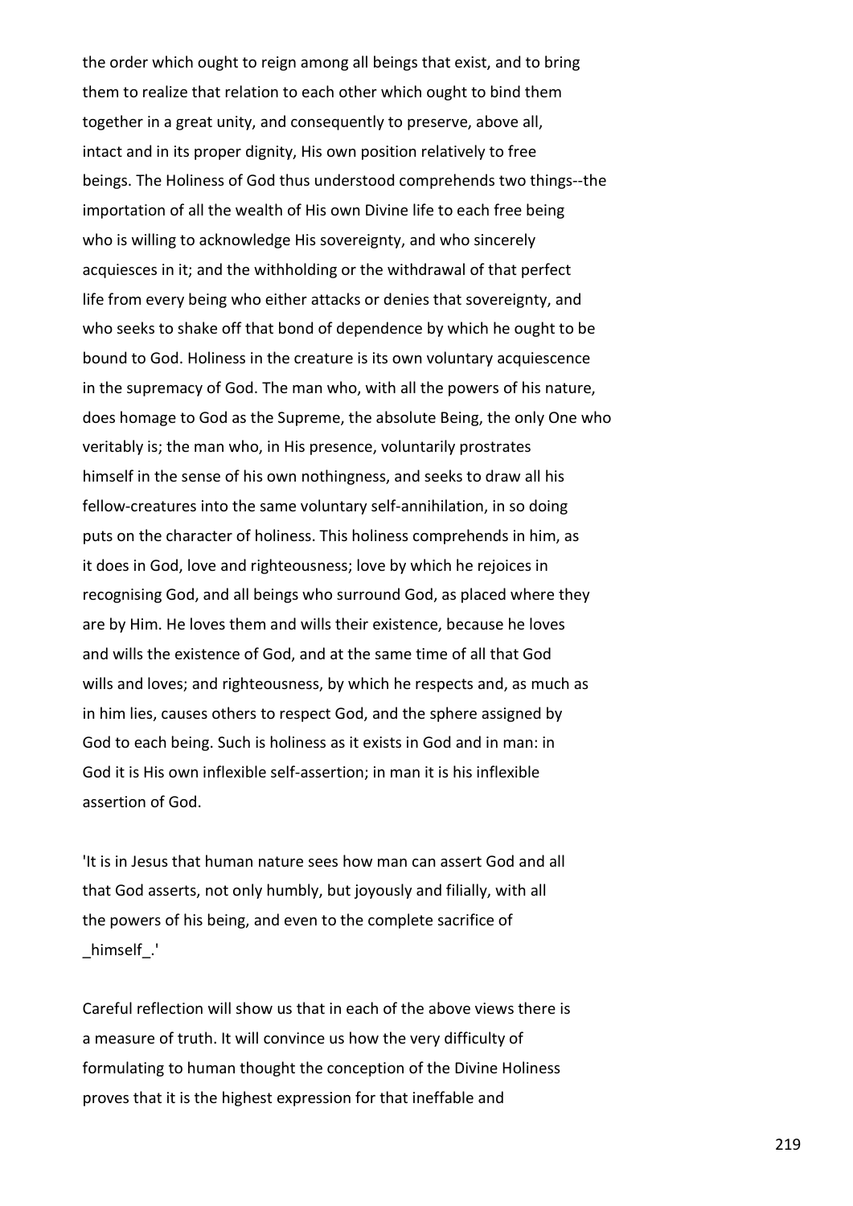the order which ought to reign among all beings that exist, and to bring them to realize that relation to each other which ought to bind them together in a great unity, and consequently to preserve, above all, intact and in its proper dignity, His own position relatively to free beings. The Holiness of God thus understood comprehends two things--the importation of all the wealth of His own Divine life to each free being who is willing to acknowledge His sovereignty, and who sincerely acquiesces in it; and the withholding or the withdrawal of that perfect life from every being who either attacks or denies that sovereignty, and who seeks to shake off that bond of dependence by which he ought to be bound to God. Holiness in the creature is its own voluntary acquiescence in the supremacy of God. The man who, with all the powers of his nature, does homage to God as the Supreme, the absolute Being, the only One who veritably is; the man who, in His presence, voluntarily prostrates himself in the sense of his own nothingness, and seeks to draw all his fellow-creatures into the same voluntary self-annihilation, in so doing puts on the character of holiness. This holiness comprehends in him, as it does in God, love and righteousness; love by which he rejoices in recognising God, and all beings who surround God, as placed where they are by Him. He loves them and wills their existence, because he loves and wills the existence of God, and at the same time of all that God wills and loves; and righteousness, by which he respects and, as much as in him lies, causes others to respect God, and the sphere assigned by God to each being. Such is holiness as it exists in God and in man: in God it is His own inflexible self-assertion; in man it is his inflexible assertion of God.

'It is in Jesus that human nature sees how man can assert God and all that God asserts, not only humbly, but joyously and filially, with all the powers of his being, and even to the complete sacrifice of *himself*.'

Careful reflection will show us that in each of the above views there is a measure of truth. It will convince us how the very difficulty of formulating to human thought the conception of the Divine Holiness proves that it is the highest expression for that ineffable and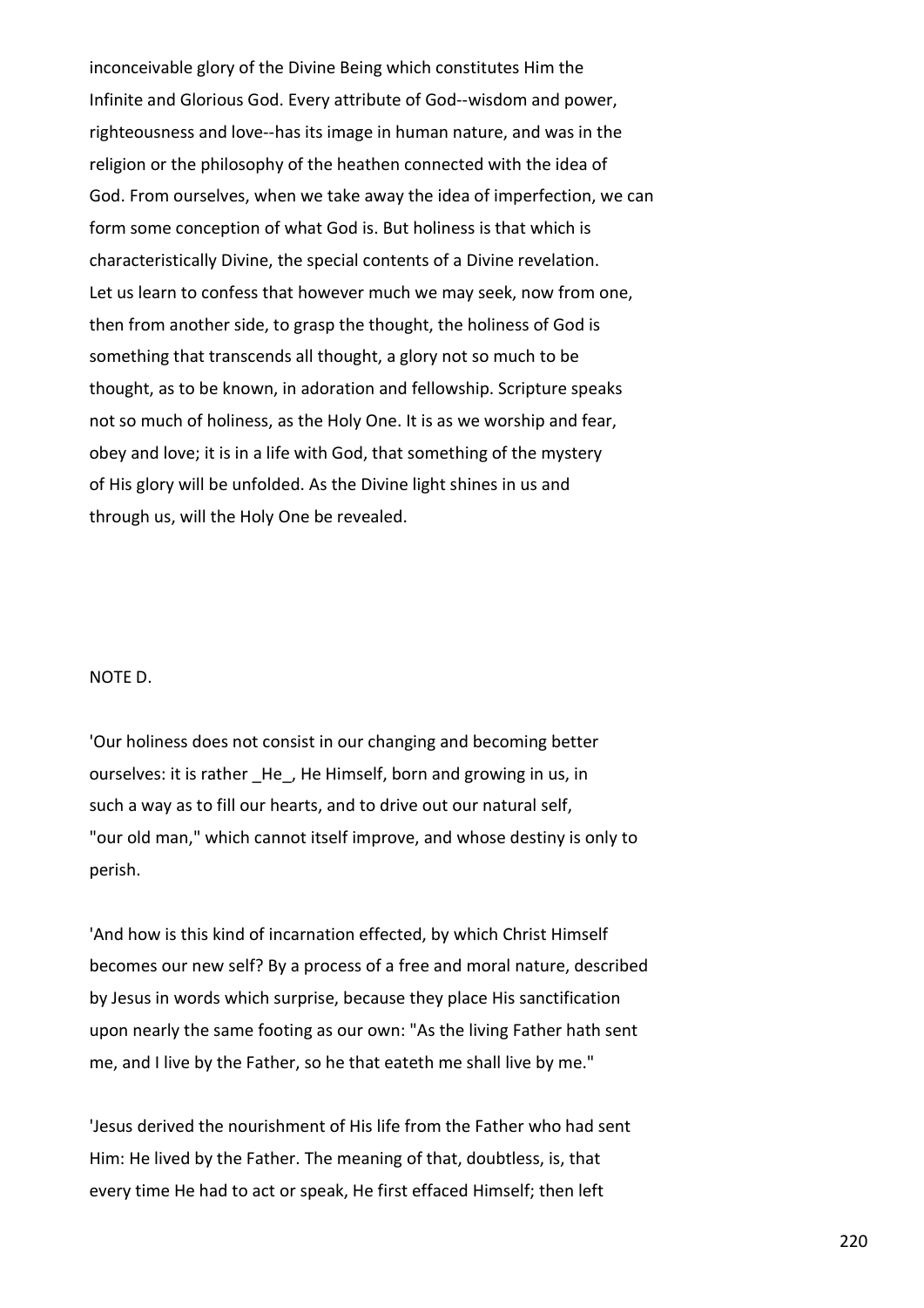inconceivable glory of the Divine Being which constitutes Him the Infinite and Glorious God. Every attribute of God--wisdom and power, righteousness and love--has its image in human nature, and was in the religion or the philosophy of the heathen connected with the idea of God. From ourselves, when we take away the idea of imperfection, we can form some conception of what God is. But holiness is that which is characteristically Divine, the special contents of a Divine revelation. Let us learn to confess that however much we may seek, now from one, then from another side, to grasp the thought, the holiness of God is something that transcends all thought, a glory not so much to be thought, as to be known, in adoration and fellowship. Scripture speaks not so much of holiness, as the Holy One. It is as we worship and fear, obey and love; it is in a life with God, that something of the mystery of His glory will be unfolded. As the Divine light shines in us and through us, will the Holy One be revealed.

NOTE D.

'Our holiness does not consist in our changing and becoming better ourselves: it is rather *He*, He Himself, born and growing in us, in such a way as to fill our hearts, and to drive out our natural self, "our old man," which cannot itself improve, and whose destiny is only to perish.

'And how is this kind of incarnation effected, by which Christ Himself becomes our new self? By a process of a free and moral nature, described by Jesus in words which surprise, because they place His sanctification upon nearly the same footing as our own: "As the living Father hath sent me, and I live by the Father, so he that eateth me shall live by me."

'Jesus derived the nourishment of His life from the Father who had sent Him: He lived by the Father. The meaning of that, doubtless, is, that every time He had to act or speak, He first effaced Himself; then left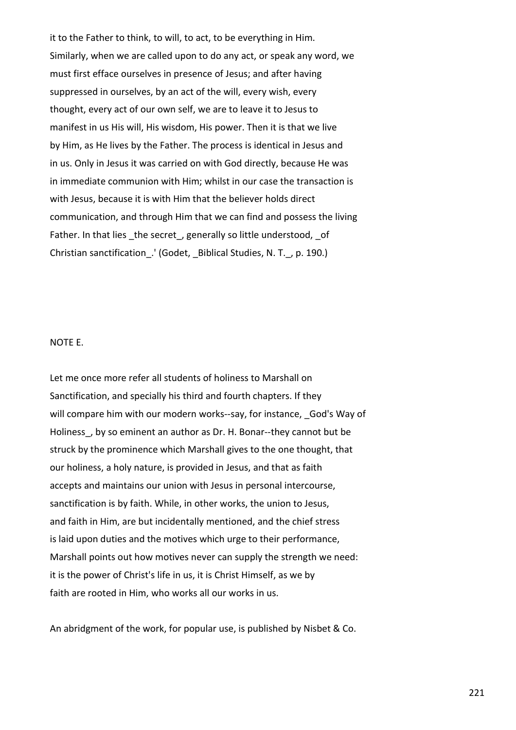it to the Father to think, to will, to act, to be everything in Him. Similarly, when we are called upon to do any act, or speak any word, we must first efface ourselves in presence of Jesus; and after having suppressed in ourselves, by an act of the will, every wish, every thought, every act of our own self, we are to leave it to Jesus to manifest in us His will, His wisdom, His power. Then it is that we live by Him, as He lives by the Father. The process is identical in Jesus and in us. Only in Jesus it was carried on with God directly, because He was in immediate communion with Him; whilst in our case the transaction is with Jesus, because it is with Him that the believer holds direct communication, and through Him that we can find and possess the living Father. In that lies _the secret_, generally so little understood, _of Christian sanctification_.' (Godet, _Biblical Studies, N. T._, p. 190.)

NOTE E.

Let me once more refer all students of holiness to Marshall on Sanctification, and specially his third and fourth chapters. If they will compare him with our modern works--say, for instance, _God's Way of Holiness_, by so eminent an author as Dr. H. Bonar--they cannot but be struck by the prominence which Marshall gives to the one thought, that our holiness, a holy nature, is provided in Jesus, and that as faith accepts and maintains our union with Jesus in personal intercourse, sanctification is by faith. While, in other works, the union to Jesus, and faith in Him, are but incidentally mentioned, and the chief stress is laid upon duties and the motives which urge to their performance, Marshall points out how motives never can supply the strength we need: it is the power of Christ's life in us, it is Christ Himself, as we by faith are rooted in Him, who works all our works in us.

An abridgment of the work, for popular use, is published by Nisbet & Co.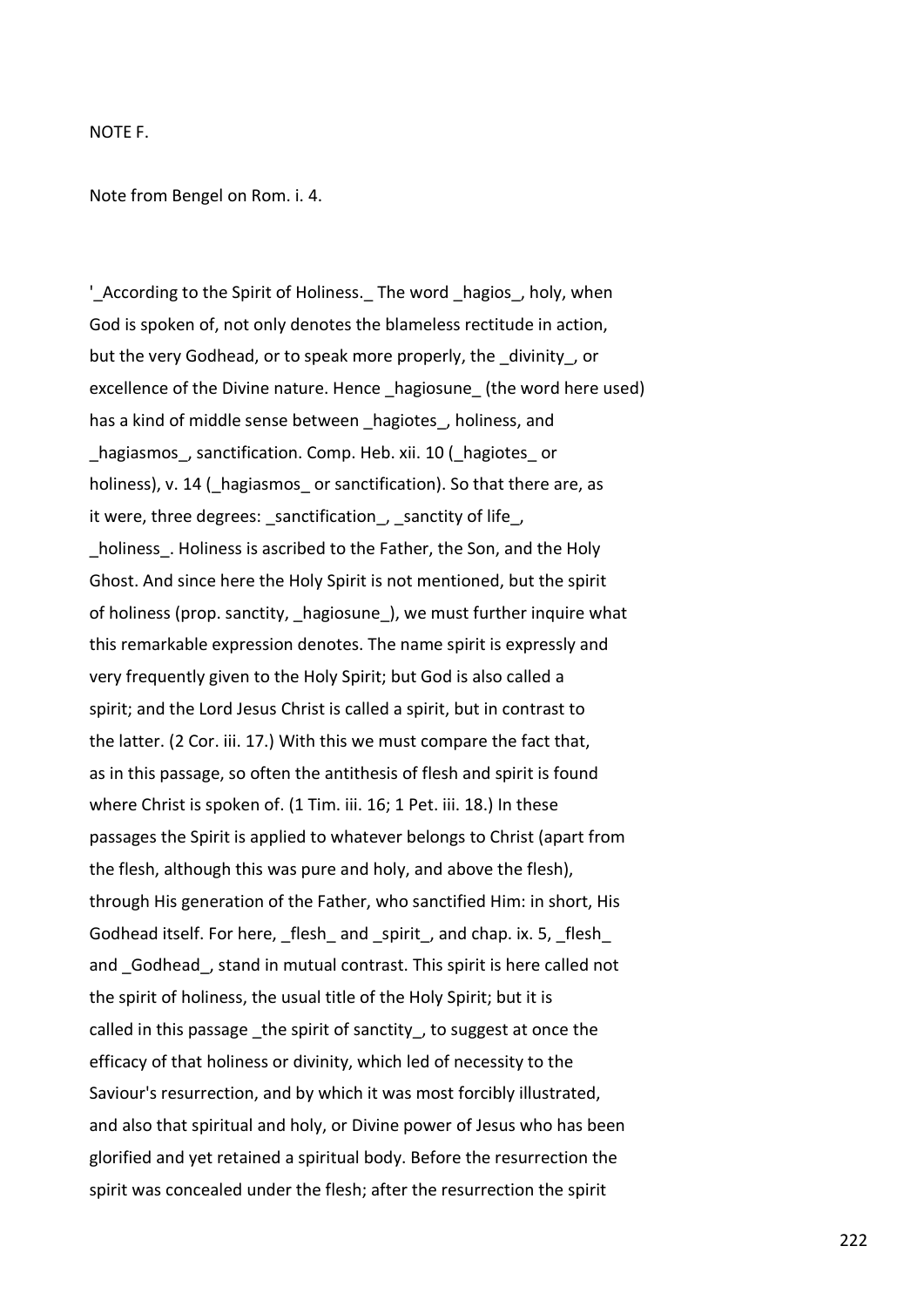NOTE F.

Note from Bengel on Rom. i. 4.

'_According to the Spirit of Holiness._ The word _hagios_, holy, when God is spoken of, not only denotes the blameless rectitude in action, but the very Godhead, or to speak more properly, the _divinity_, or excellence of the Divine nature. Hence _hagiosune_ (the word here used) has a kind of middle sense between _hagiotes_, holiness, and _hagiasmos_, sanctification. Comp. Heb. xii. 10 (_hagiotes_ or holiness), v. 14 (_hagiasmos_ or sanctification). So that there are, as it were, three degrees: _sanctification_, _sanctity of life_, _holiness_. Holiness is ascribed to the Father, the Son, and the Holy Ghost. And since here the Holy Spirit is not mentioned, but the spirit of holiness (prop. sanctity, _hagiosune_), we must further inquire what this remarkable expression denotes. The name spirit is expressly and very frequently given to the Holy Spirit; but God is also called a spirit; and the Lord Jesus Christ is called a spirit, but in contrast to the latter. (2 Cor. iii. 17.) With this we must compare the fact that, as in this passage, so often the antithesis of flesh and spirit is found where Christ is spoken of. (1 Tim. iii. 16; 1 Pet. iii. 18.) In these passages the Spirit is applied to whatever belongs to Christ (apart from the flesh, although this was pure and holy, and above the flesh), through His generation of the Father, who sanctified Him: in short, His Godhead itself. For here, _flesh_ and _spirit_, and chap. ix. 5, _flesh_ and _Godhead_, stand in mutual contrast. This spirit is here called not the spirit of holiness, the usual title of the Holy Spirit; but it is called in this passage _the spirit of sanctity_, to suggest at once the efficacy of that holiness or divinity, which led of necessity to the Saviour's resurrection, and by which it was most forcibly illustrated, and also that spiritual and holy, or Divine power of Jesus who has been glorified and yet retained a spiritual body. Before the resurrection the spirit was concealed under the flesh; after the resurrection the spirit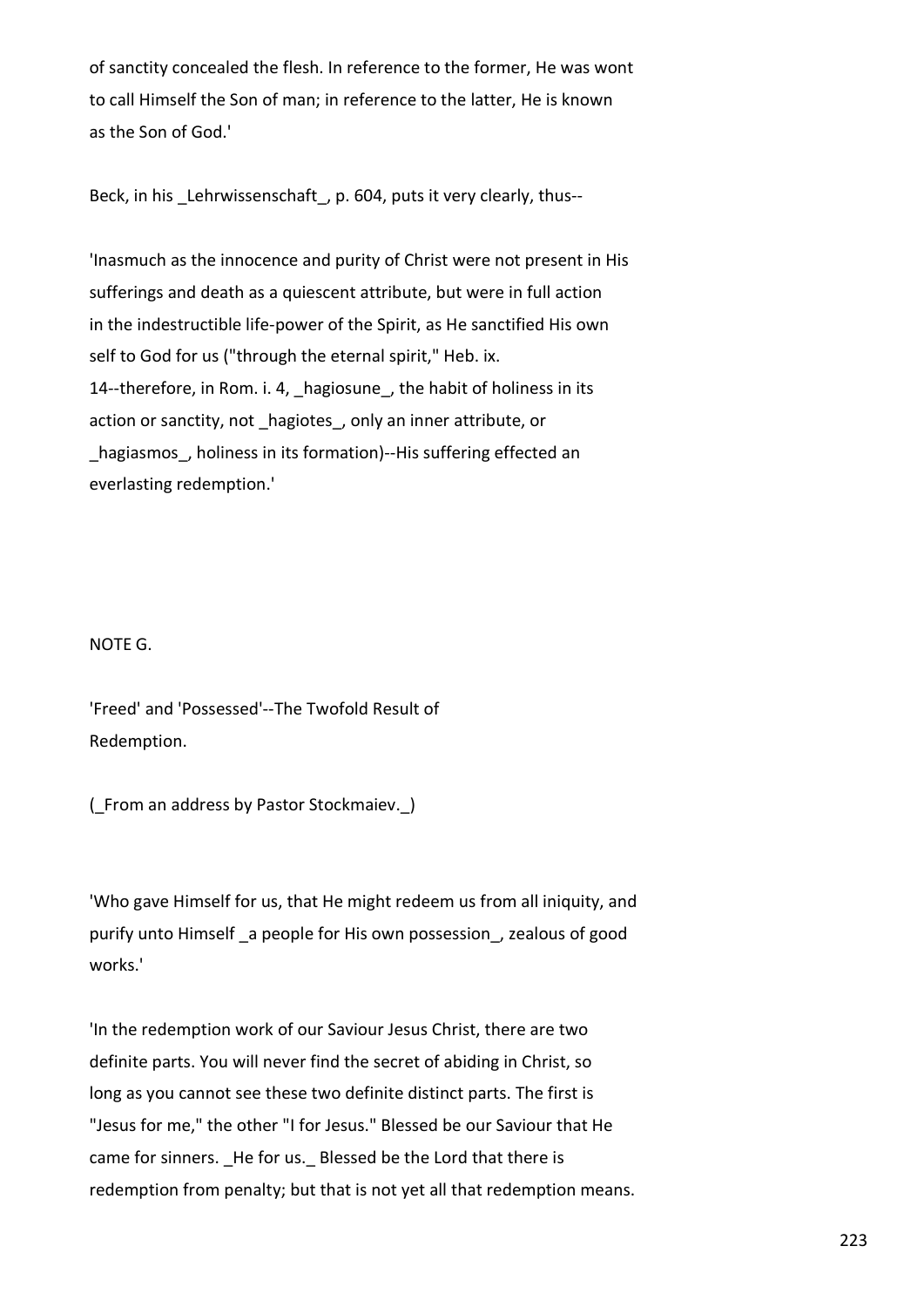of sanctity concealed the flesh. In reference to the former, He was wont to call Himself the Son of man; in reference to the latter, He is known as the Son of God.'

Beck, in his _Lehrwissenschaft_, p. 604, puts it very clearly, thus--

'Inasmuch as the innocence and purity of Christ were not present in His sufferings and death as a quiescent attribute, but were in full action in the indestructible life-power of the Spirit, as He sanctified His own self to God for us ("through the eternal spirit," Heb. ix. 14--therefore, in Rom. i. 4, _hagiosune_, the habit of holiness in its action or sanctity, not _hagiotes_, only an inner attribute, or _hagiasmos_, holiness in its formation)--His suffering effected an everlasting redemption.'

## NOTE G.

## 'Freed' and 'Possessed'--The Twofold Result of Redemption.

(_From an address by Pastor Stockmaiev._)

'Who gave Himself for us, that He might redeem us from all iniquity, and purify unto Himself _a people for His own possession_, zealous of good works.'

'In the redemption work of our Saviour Jesus Christ, there are two definite parts. You will never find the secret of abiding in Christ, so long as you cannot see these two definite distinct parts. The first is "Jesus for me," the other "I for Jesus." Blessed be our Saviour that He came for sinners. _He for us._ Blessed be the Lord that there is redemption from penalty; but that is not yet all that redemption means.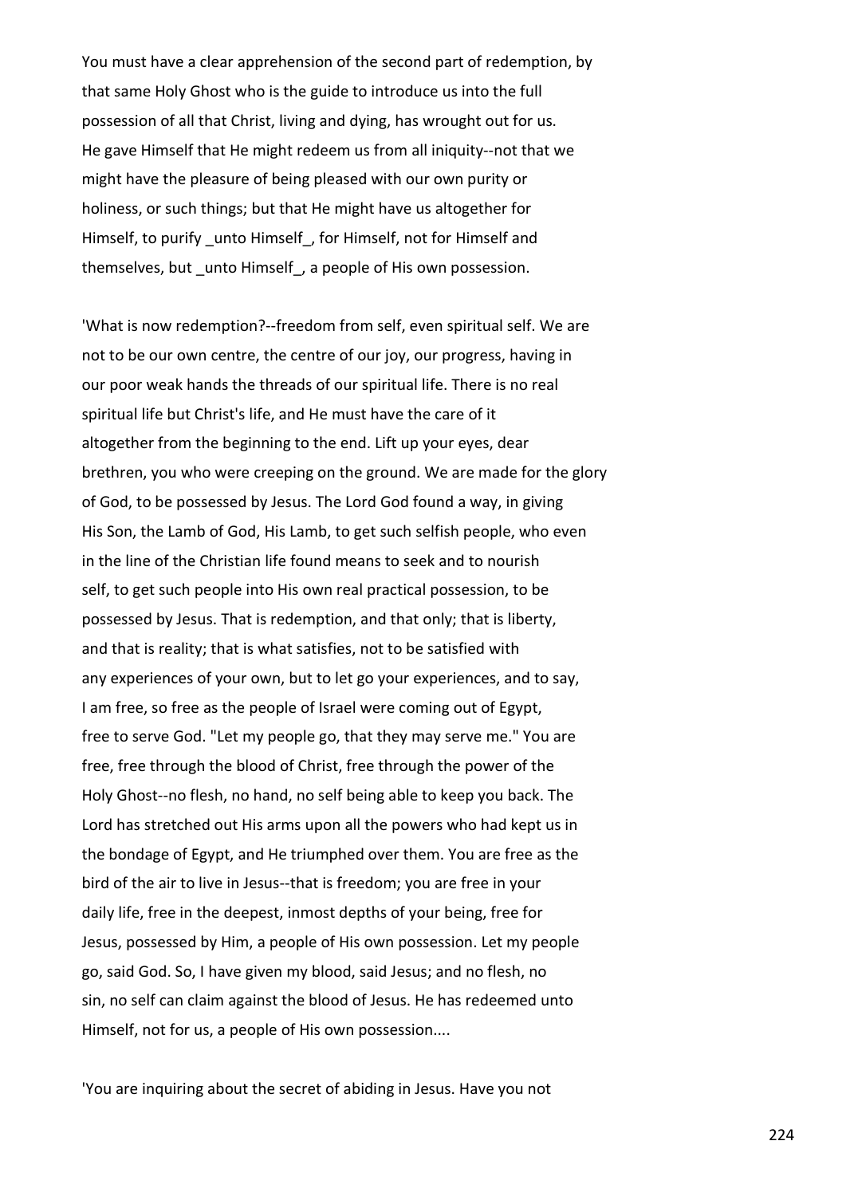You must have a clear apprehension of the second part of redemption, by that same Holy Ghost who is the guide to introduce us into the full possession of all that Christ, living and dying, has wrought out for us. He gave Himself that He might redeem us from all iniquity--not that we might have the pleasure of being pleased with our own purity or holiness, or such things; but that He might have us altogether for Himself, to purify _unto Himself_, for Himself, not for Himself and themselves, but _unto Himself_, a people of His own possession.

'What is now redemption?--freedom from self, even spiritual self. We are not to be our own centre, the centre of our joy, our progress, having in our poor weak hands the threads of our spiritual life. There is no real spiritual life but Christ's life, and He must have the care of it altogether from the beginning to the end. Lift up your eyes, dear brethren, you who were creeping on the ground. We are made for the glory of God, to be possessed by Jesus. The Lord God found a way, in giving His Son, the Lamb of God, His Lamb, to get such selfish people, who even in the line of the Christian life found means to seek and to nourish self, to get such people into His own real practical possession, to be possessed by Jesus. That is redemption, and that only; that is liberty, and that is reality; that is what satisfies, not to be satisfied with any experiences of your own, but to let go your experiences, and to say, I am free, so free as the people of Israel were coming out of Egypt, free to serve God. "Let my people go, that they may serve me." You are free, free through the blood of Christ, free through the power of the Holy Ghost--no flesh, no hand, no self being able to keep you back. The Lord has stretched out His arms upon all the powers who had kept us in the bondage of Egypt, and He triumphed over them. You are free as the bird of the air to live in Jesus--that is freedom; you are free in your daily life, free in the deepest, inmost depths of your being, free for Jesus, possessed by Him, a people of His own possession. Let my people go, said God. So, I have given my blood, said Jesus; and no flesh, no sin, no self can claim against the blood of Jesus. He has redeemed unto Himself, not for us, a people of His own possession....

'You are inquiring about the secret of abiding in Jesus. Have you not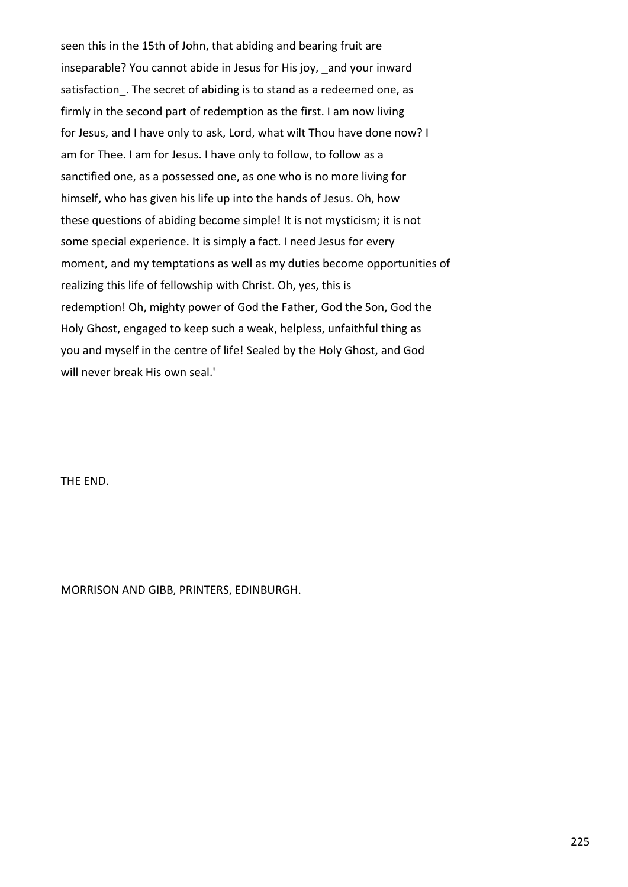seen this in the 15th of John, that abiding and bearing fruit are inseparable? You cannot abide in Jesus for His joy, _and your inward satisfaction_. The secret of abiding is to stand as a redeemed one, as firmly in the second part of redemption as the first. I am now living for Jesus, and I have only to ask, Lord, what wilt Thou have done now? I am for Thee. I am for Jesus. I have only to follow, to follow as a sanctified one, as a possessed one, as one who is no more living for himself, who has given his life up into the hands of Jesus. Oh, how these questions of abiding become simple! It is not mysticism; it is not some special experience. It is simply a fact. I need Jesus for every moment, and my temptations as well as my duties become opportunities of realizing this life of fellowship with Christ. Oh, yes, this is redemption! Oh, mighty power of God the Father, God the Son, God the Holy Ghost, engaged to keep such a weak, helpless, unfaithful thing as you and myself in the centre of life! Sealed by the Holy Ghost, and God will never break His own seal.'

THE END.

MORRISON AND GIBB, PRINTERS, EDINBURGH.